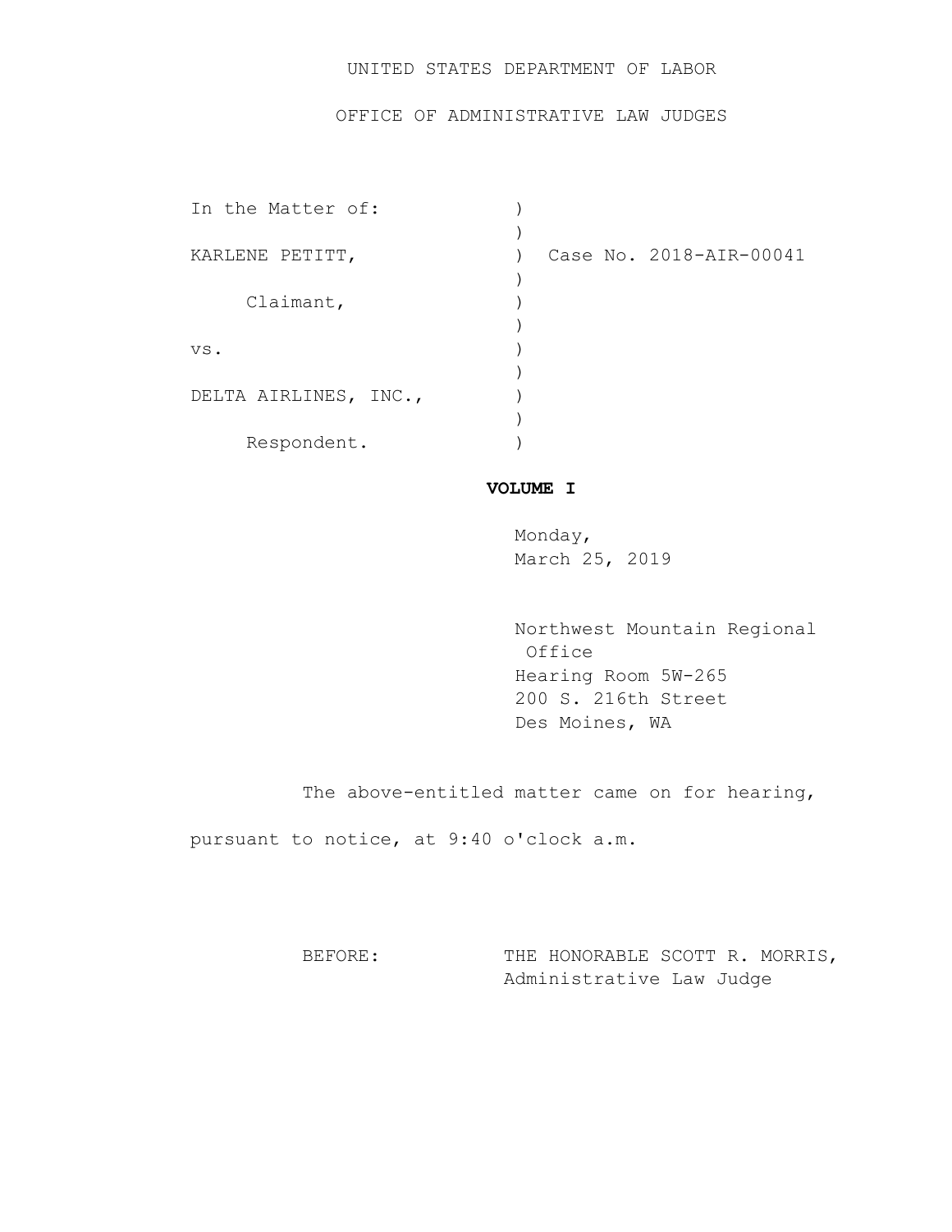UNITED STATES DEPARTMENT OF LABOR

OFFICE OF ADMINISTRATIVE LAW JUDGES

```
In the Matter of:              )
                               )
KARLENE PETITT,                )  Case No. 2018-AIR-00041
                               )
     Claimant,                 )
                               )
vs.                            )
                               )
DELTA AIRLINES, INC.,          )
                               )
     Respondent.               )
```

**VOLUME I**

Monday,
March 25, 2019

Northwest Mountain Regional Office
Hearing Room 5W-265
200 S. 216th Street
Des Moines, WA

The above-entitled matter came on for hearing, pursuant to notice, at 9:40 o'clock a.m.

BEFORE: THE HONORABLE SCOTT R. MORRIS, Administrative Law Judge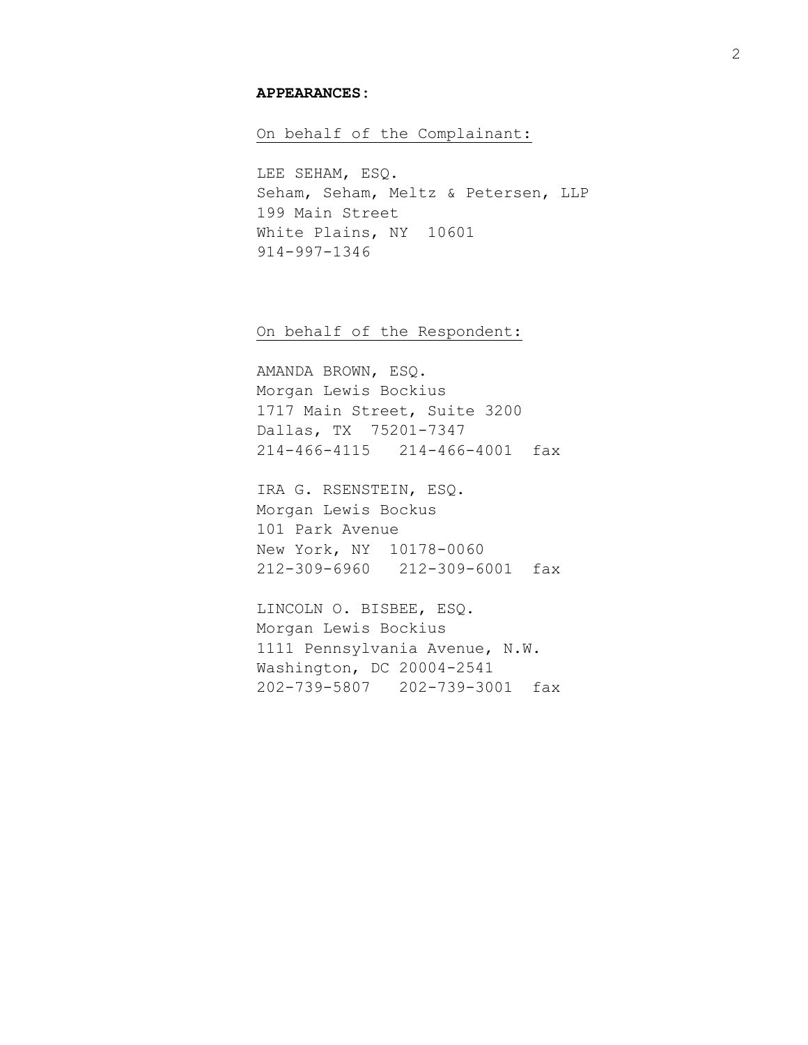**APPEARANCES:**

On behalf of the Complainant:

LEE SEHAM, ESQ.
Seham, Seham, Meltz & Petersen, LLP
199 Main Street
White Plains, NY 10601
914-997-1346

On behalf of the Respondent:

AMANDA BROWN, ESQ.
Morgan Lewis Bockius
1717 Main Street, Suite 3200
Dallas, TX 75201-7347
214-466-4115 214-466-4001 fax

IRA G. RSENSTEIN, ESQ.
Morgan Lewis Bockus
101 Park Avenue
New York, NY 10178-0060
212-309-6960 212-309-6001 fax

LINCOLN O. BISBEE, ESQ.
Morgan Lewis Bockius
1111 Pennsylvania Avenue, N.W.
Washington, DC 20004-2541
202-739-5807 202-739-3001 fax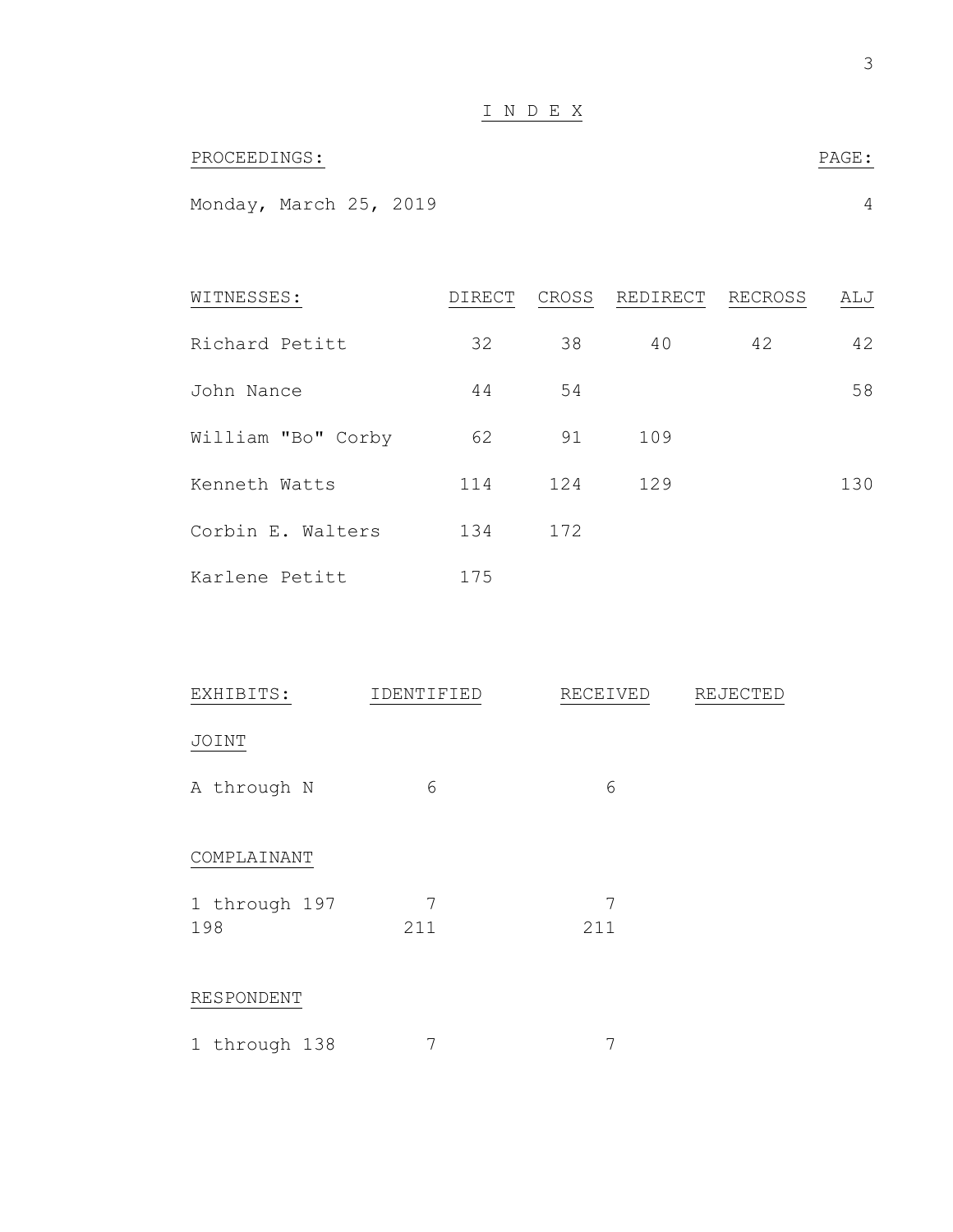# I N D E X

| PROCEEDINGS: | PAGE: |
|---|---|
| Monday, March 25, 2019 | 4 |

| WITNESSES: | DIRECT | CROSS | REDIRECT | RECROSS | ALJ |
|---|---|---|---|---|---|
| Richard Petitt | 32 | 38 | 40 | 42 | 42 |
| John Nance | 44 | 54 | | | 58 |
| William "Bo" Corby | 62 | 91 | 109 | | |
| Kenneth Watts | 114 | 124 | 129 | | 130 |
| Corbin E. Walters | 134 | 172 | | | |
| Karlene Petitt | 175 | | | | |

| EXHIBITS: | IDENTIFIED | RECEIVED | REJECTED |
|---|---|---|---|
| JOINT | | | |
| A through N | 6 | 6 | |
| COMPLAINANT | | | |
| 1 through 197 | 7 | 7 | |
| 198 | 211 | 211 | |
| RESPONDENT | | | |
| 1 through 138 | 7 | 7 | |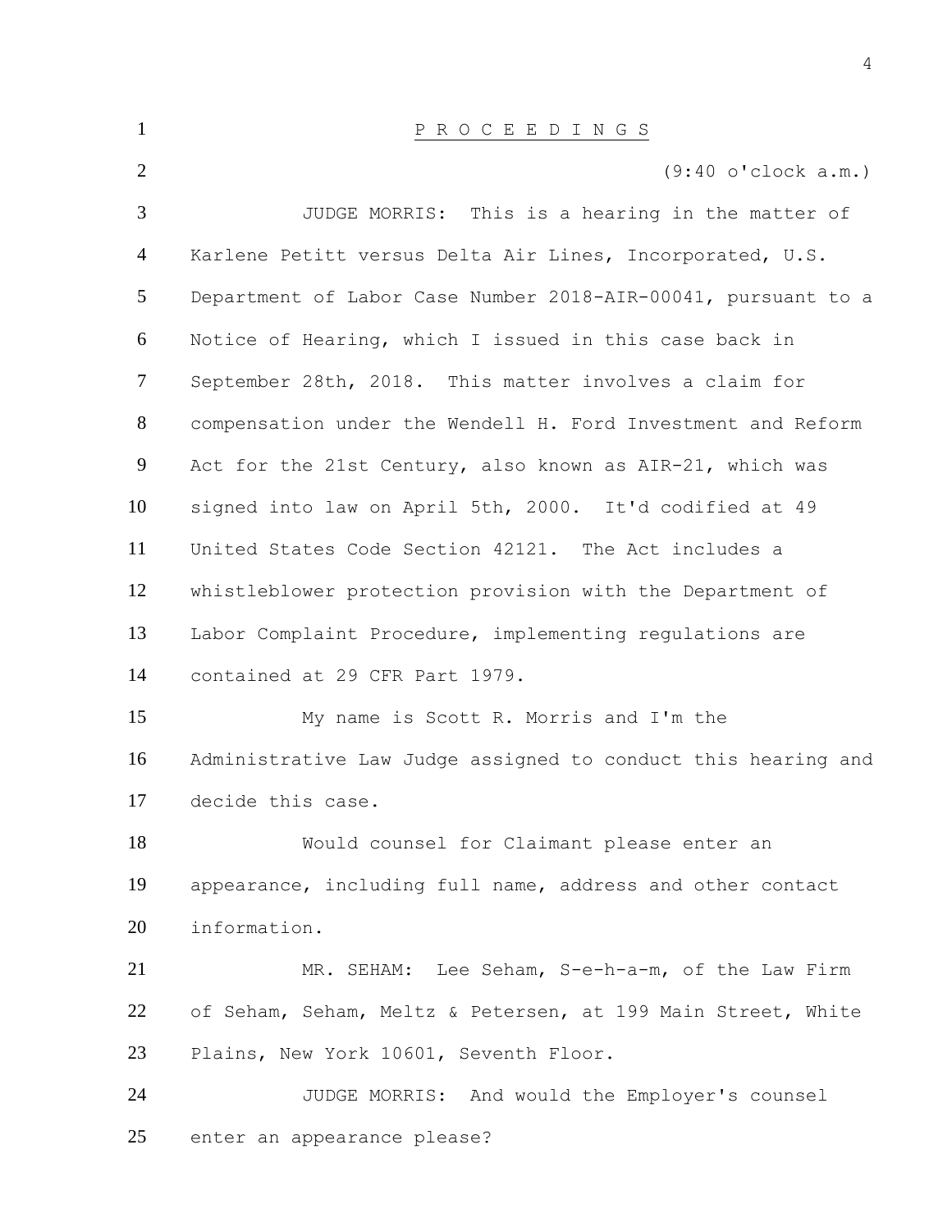P R O C E E D I N G S

(9:40 o'clock a.m.)

JUDGE MORRIS: This is a hearing in the matter of Karlene Petitt versus Delta Air Lines, Incorporated, U.S. Department of Labor Case Number 2018-AIR-00041, pursuant to a Notice of Hearing, which I issued in this case back in September 28th, 2018. This matter involves a claim for compensation under the Wendell H. Ford Investment and Reform Act for the 21st Century, also known as AIR-21, which was signed into law on April 5th, 2000. It'd codified at 49 United States Code Section 42121. The Act includes a whistleblower protection provision with the Department of Labor Complaint Procedure, implementing regulations are contained at 29 CFR Part 1979.

My name is Scott R. Morris and I'm the Administrative Law Judge assigned to conduct this hearing and decide this case.

Would counsel for Claimant please enter an appearance, including full name, address and other contact information.

MR. SEHAM: Lee Seham, S-e-h-a-m, of the Law Firm of Seham, Seham, Meltz & Petersen, at 199 Main Street, White Plains, New York 10601, Seventh Floor.

JUDGE MORRIS: And would the Employer's counsel enter an appearance please?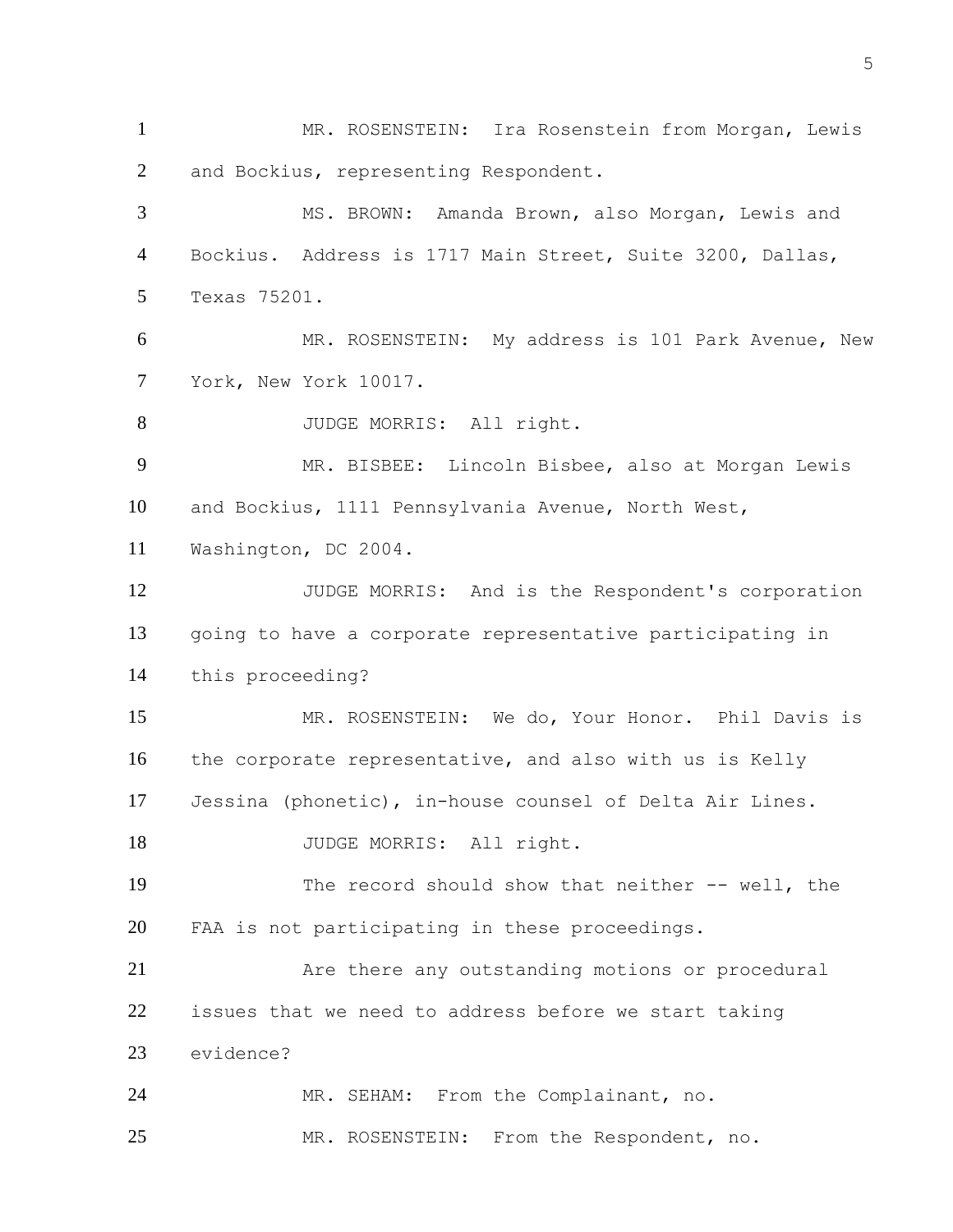MR. ROSENSTEIN: Ira Rosenstein from Morgan, Lewis and Bockius, representing Respondent.

MS. BROWN: Amanda Brown, also Morgan, Lewis and Bockius. Address is 1717 Main Street, Suite 3200, Dallas, Texas 75201.

MR. ROSENSTEIN: My address is 101 Park Avenue, New York, New York 10017.

JUDGE MORRIS: All right.

MR. BISBEE: Lincoln Bisbee, also at Morgan Lewis and Bockius, 1111 Pennsylvania Avenue, North West, Washington, DC 2004.

JUDGE MORRIS: And is the Respondent's corporation going to have a corporate representative participating in this proceeding?

MR. ROSENSTEIN: We do, Your Honor. Phil Davis is the corporate representative, and also with us is Kelly Jessina (phonetic), in-house counsel of Delta Air Lines.

JUDGE MORRIS: All right.

The record should show that neither -- well, the FAA is not participating in these proceedings.

Are there any outstanding motions or procedural issues that we need to address before we start taking evidence?

MR. SEHAM: From the Complainant, no.

MR. ROSENSTEIN: From the Respondent, no.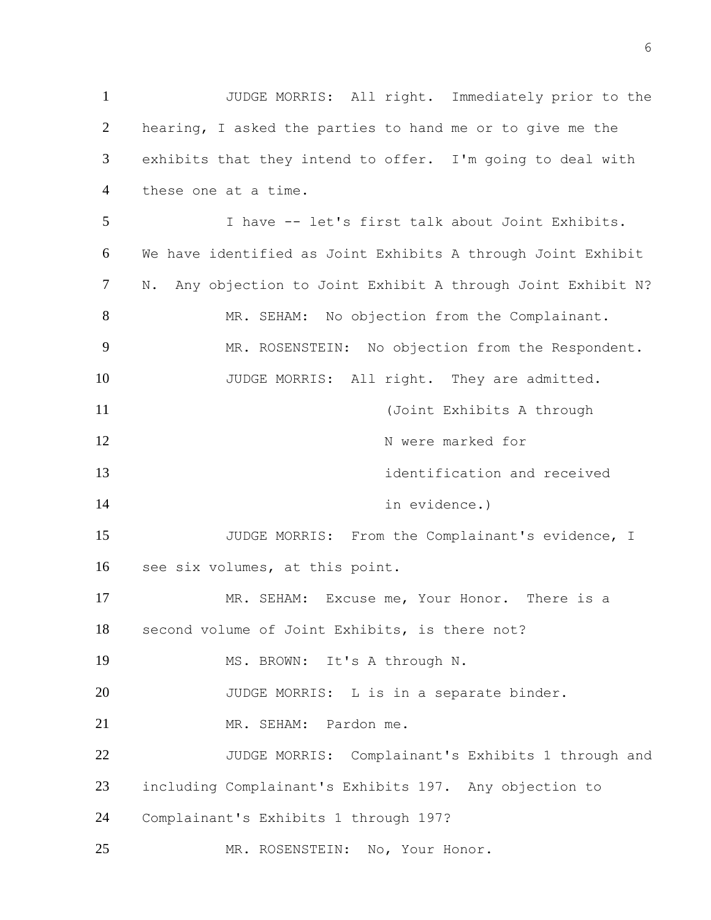1 JUDGE MORRIS: All right. Immediately prior to the
2 hearing, I asked the parties to hand me or to give me the
3 exhibits that they intend to offer. I'm going to deal with
4 these one at a time.
5 I have -- let's first talk about Joint Exhibits.
6 We have identified as Joint Exhibits A through Joint Exhibit
7 N. Any objection to Joint Exhibit A through Joint Exhibit N?
8 MR. SEHAM: No objection from the Complainant.
9 MR. ROSENSTEIN: No objection from the Respondent.
10 JUDGE MORRIS: All right. They are admitted.
11 (Joint Exhibits A through
12 N were marked for
13 identification and received
14 in evidence.)
15 JUDGE MORRIS: From the Complainant's evidence, I
16 see six volumes, at this point.
17 MR. SEHAM: Excuse me, Your Honor. There is a
18 second volume of Joint Exhibits, is there not?
19 MS. BROWN: It's A through N.
20 JUDGE MORRIS: L is in a separate binder.
21 MR. SEHAM: Pardon me.
22 JUDGE MORRIS: Complainant's Exhibits 1 through and
23 including Complainant's Exhibits 197. Any objection to
24 Complainant's Exhibits 1 through 197?
25 MR. ROSENSTEIN: No, Your Honor.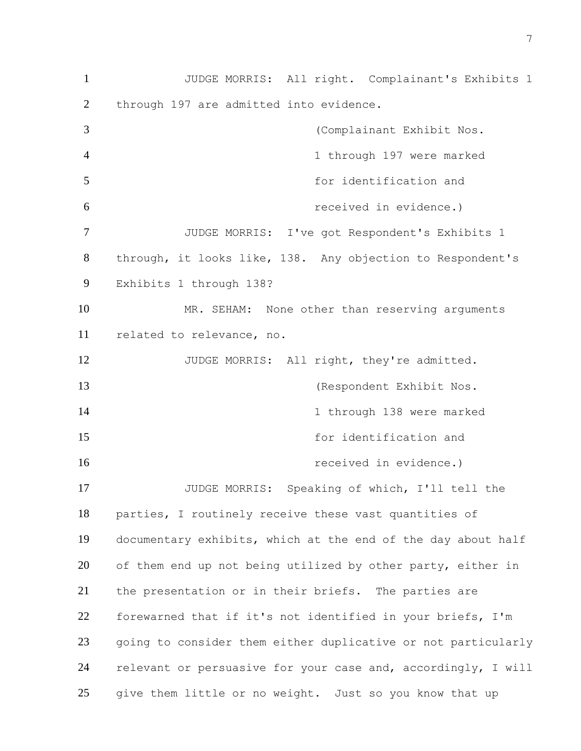JUDGE MORRIS: All right. Complainant's Exhibits 1 through 197 are admitted into evidence.

(Complainant Exhibit Nos. 1 through 197 were marked for identification and received in evidence.)

JUDGE MORRIS: I've got Respondent's Exhibits 1 through, it looks like, 138. Any objection to Respondent's Exhibits 1 through 138?

MR. SEHAM: None other than reserving arguments related to relevance, no.

JUDGE MORRIS: All right, they're admitted.

(Respondent Exhibit Nos. 1 through 138 were marked for identification and received in evidence.)

JUDGE MORRIS: Speaking of which, I'll tell the parties, I routinely receive these vast quantities of documentary exhibits, which at the end of the day about half of them end up not being utilized by other party, either in the presentation or in their briefs. The parties are forewarned that if it's not identified in your briefs, I'm going to consider them either duplicative or not particularly relevant or persuasive for your case and, accordingly, I will give them little or no weight. Just so you know that up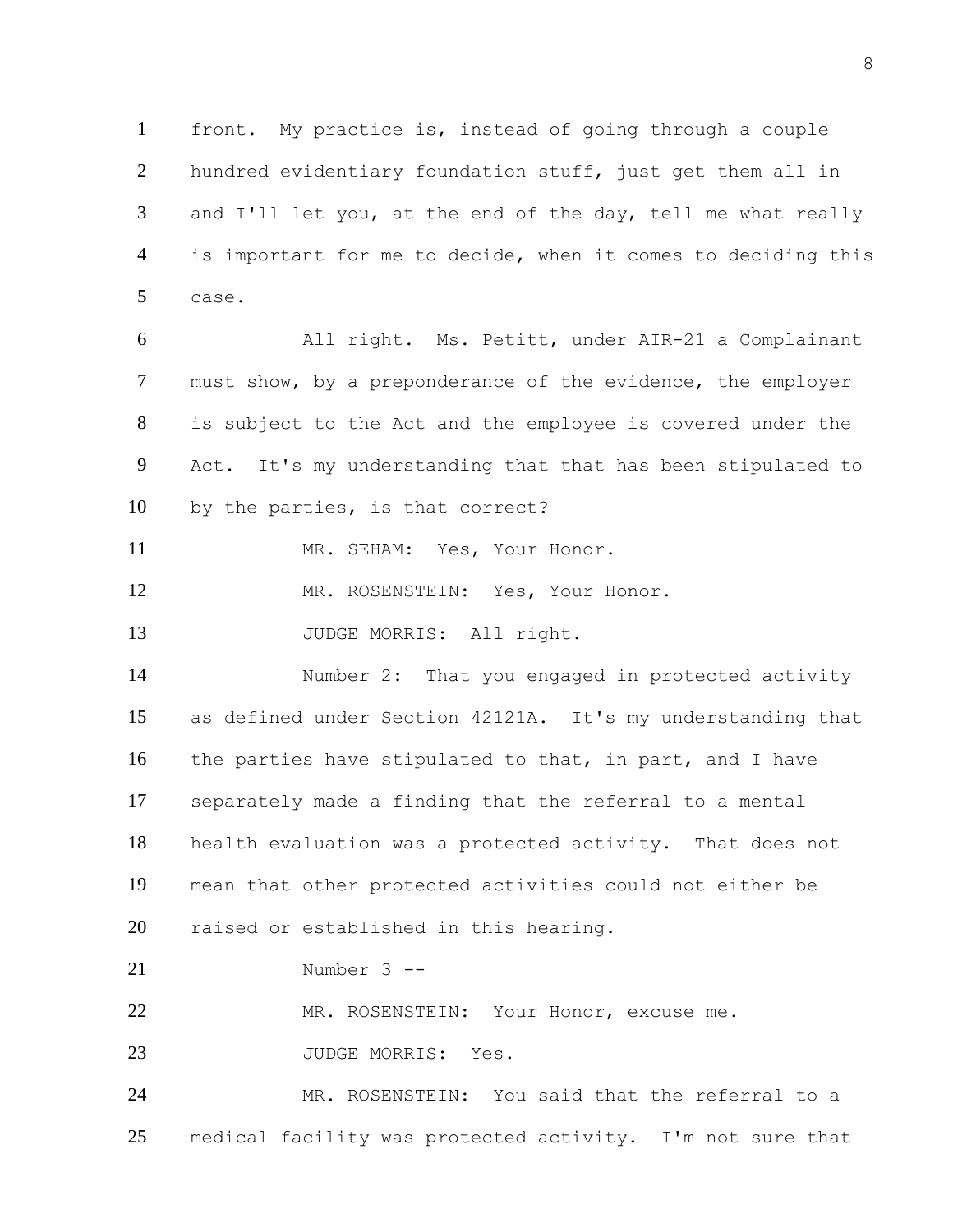1 front. My practice is, instead of going through a couple
2 hundred evidentiary foundation stuff, just get them all in
3 and I'll let you, at the end of the day, tell me what really
4 is important for me to decide, when it comes to deciding this
5 case.

6 All right. Ms. Petitt, under AIR-21 a Complainant
7 must show, by a preponderance of the evidence, the employer
8 is subject to the Act and the employee is covered under the
9 Act. It's my understanding that that has been stipulated to
10 by the parties, is that correct?

11 MR. SEHAM: Yes, Your Honor.

12 MR. ROSENSTEIN: Yes, Your Honor.

13 JUDGE MORRIS: All right.

14 Number 2: That you engaged in protected activity
15 as defined under Section 42121A. It's my understanding that
16 the parties have stipulated to that, in part, and I have
17 separately made a finding that the referral to a mental
18 health evaluation was a protected activity. That does not
19 mean that other protected activities could not either be
20 raised or established in this hearing.

21 Number 3 --

22 MR. ROSENSTEIN: Your Honor, excuse me.

23 JUDGE MORRIS: Yes.

24 MR. ROSENSTEIN: You said that the referral to a
25 medical facility was protected activity. I'm not sure that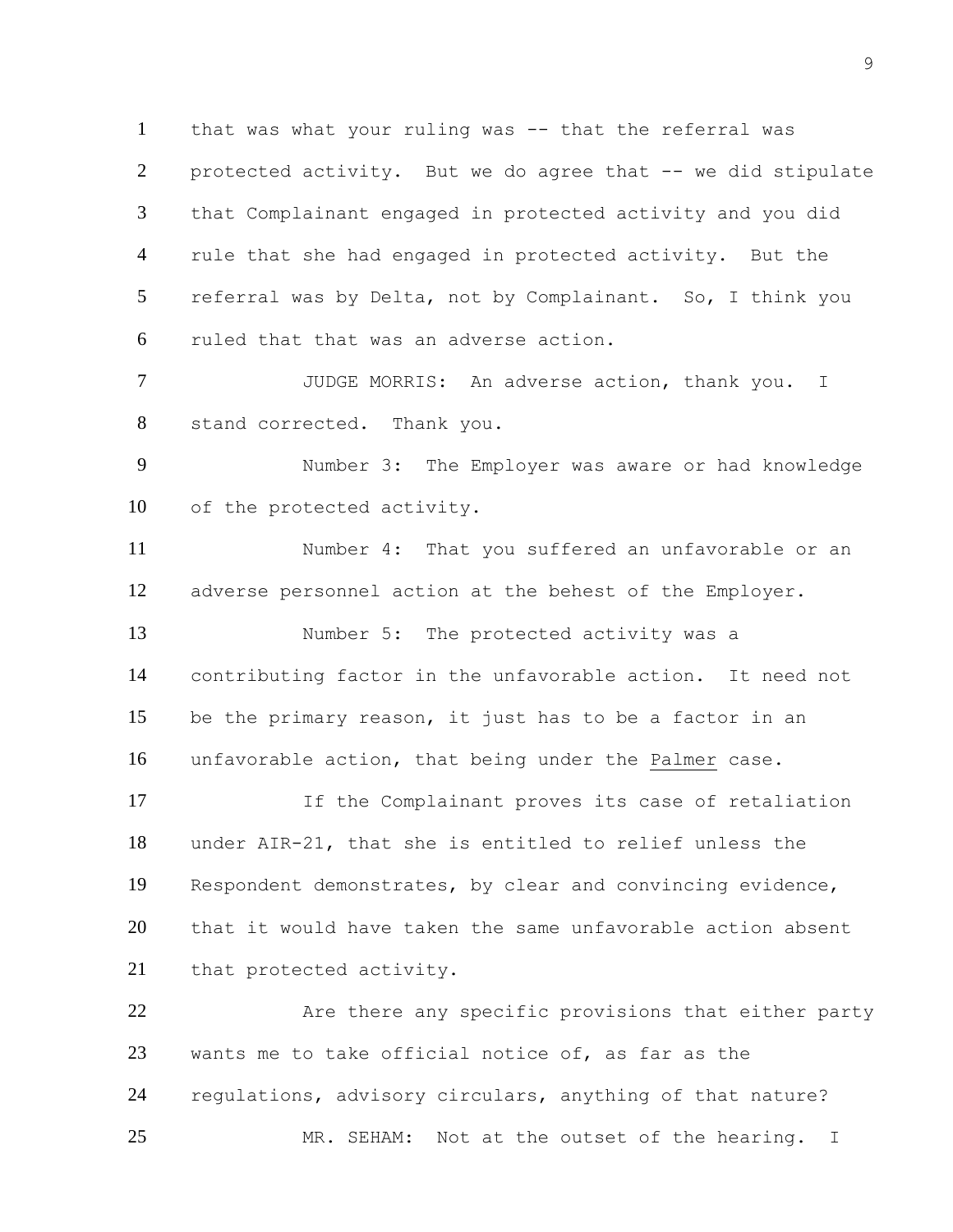1 that was what your ruling was -- that the referral was
2 protected activity. But we do agree that -- we did stipulate
3 that Complainant engaged in protected activity and you did
4 rule that she had engaged in protected activity. But the
5 referral was by Delta, not by Complainant. So, I think you
6 ruled that that was an adverse action.

7 JUDGE MORRIS: An adverse action, thank you. I
8 stand corrected. Thank you.

9 Number 3: The Employer was aware or had knowledge
10 of the protected activity.

11 Number 4: That you suffered an unfavorable or an
12 adverse personnel action at the behest of the Employer.

13 Number 5: The protected activity was a
14 contributing factor in the unfavorable action. It need not
15 be the primary reason, it just has to be a factor in an
16 unfavorable action, that being under the Palmer case.

17 If the Complainant proves its case of retaliation
18 under AIR-21, that she is entitled to relief unless the
19 Respondent demonstrates, by clear and convincing evidence,
20 that it would have taken the same unfavorable action absent
21 that protected activity.

22 Are there any specific provisions that either party
23 wants me to take official notice of, as far as the
24 regulations, advisory circulars, anything of that nature?

25 MR. SEHAM: Not at the outset of the hearing. I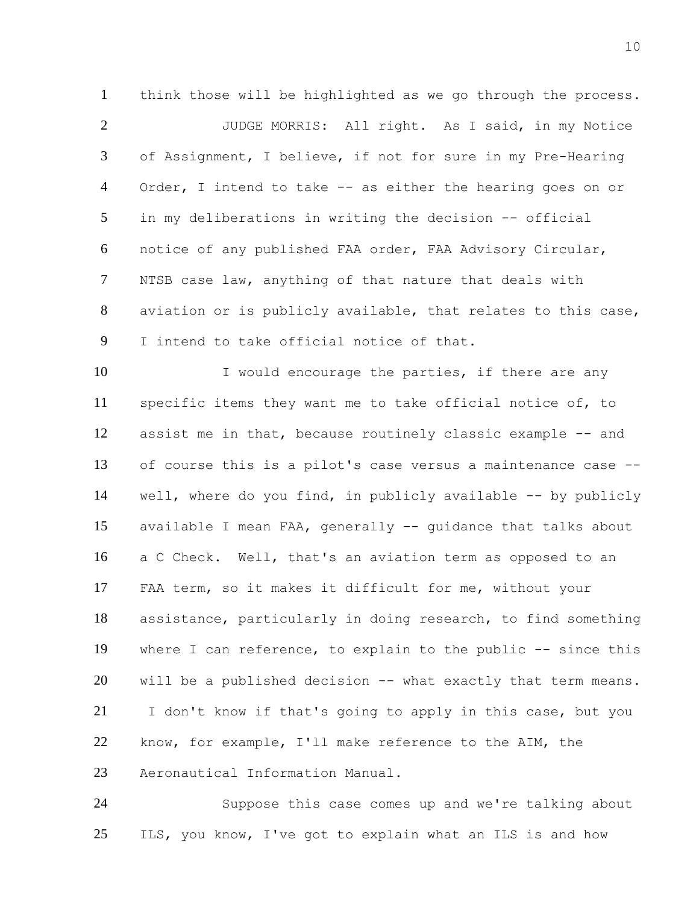think those will be highlighted as we go through the process.

JUDGE MORRIS: All right. As I said, in my Notice of Assignment, I believe, if not for sure in my Pre-Hearing Order, I intend to take -- as either the hearing goes on or in my deliberations in writing the decision -- official notice of any published FAA order, FAA Advisory Circular, NTSB case law, anything of that nature that deals with aviation or is publicly available, that relates to this case, I intend to take official notice of that.

I would encourage the parties, if there are any specific items they want me to take official notice of, to assist me in that, because routinely classic example -- and of course this is a pilot's case versus a maintenance case -- well, where do you find, in publicly available -- by publicly available I mean FAA, generally -- guidance that talks about a C Check. Well, that's an aviation term as opposed to an FAA term, so it makes it difficult for me, without your assistance, particularly in doing research, to find something where I can reference, to explain to the public -- since this will be a published decision -- what exactly that term means. I don't know if that's going to apply in this case, but you know, for example, I'll make reference to the AIM, the Aeronautical Information Manual.

Suppose this case comes up and we're talking about ILS, you know, I've got to explain what an ILS is and how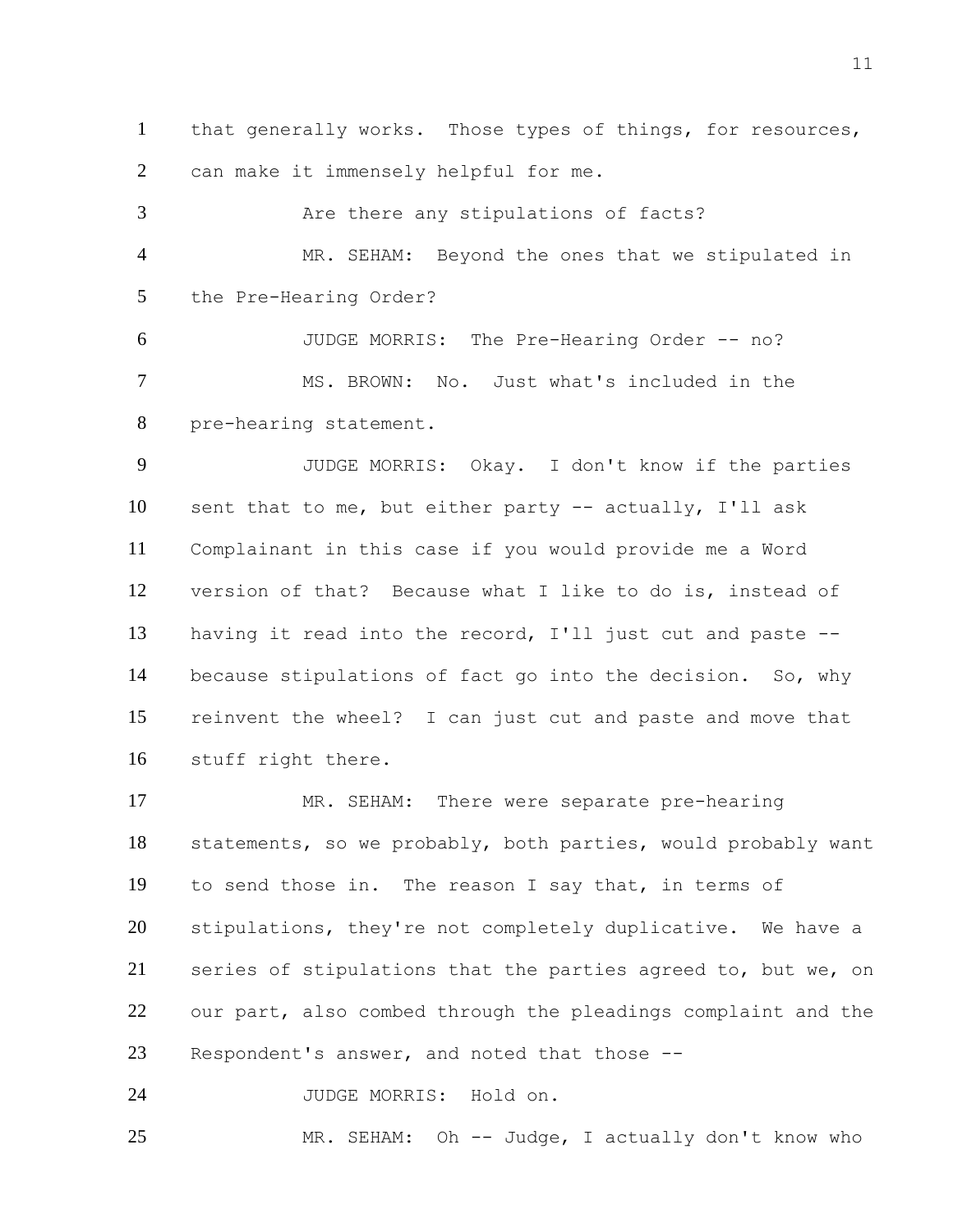that generally works. Those types of things, for resources, can make it immensely helpful for me.

Are there any stipulations of facts?

MR. SEHAM: Beyond the ones that we stipulated in the Pre-Hearing Order?

JUDGE MORRIS: The Pre-Hearing Order -- no?

MS. BROWN: No. Just what's included in the pre-hearing statement.

JUDGE MORRIS: Okay. I don't know if the parties sent that to me, but either party -- actually, I'll ask Complainant in this case if you would provide me a Word version of that? Because what I like to do is, instead of having it read into the record, I'll just cut and paste -- because stipulations of fact go into the decision. So, why reinvent the wheel? I can just cut and paste and move that stuff right there.

MR. SEHAM: There were separate pre-hearing statements, so we probably, both parties, would probably want to send those in. The reason I say that, in terms of stipulations, they're not completely duplicative. We have a series of stipulations that the parties agreed to, but we, on our part, also combed through the pleadings complaint and the Respondent's answer, and noted that those --

JUDGE MORRIS: Hold on.

MR. SEHAM: Oh -- Judge, I actually don't know who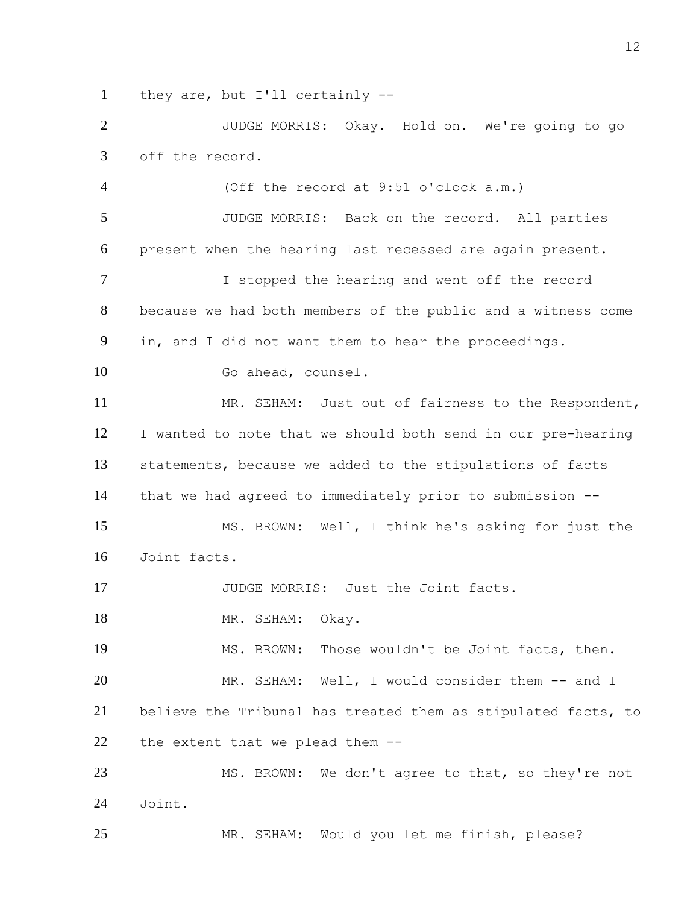1 they are, but I'll certainly --

2 JUDGE MORRIS: Okay. Hold on. We're going to go

3 off the record.

4 (Off the record at 9:51 o'clock a.m.)

5 JUDGE MORRIS: Back on the record. All parties

6 present when the hearing last recessed are again present.

7 I stopped the hearing and went off the record

8 because we had both members of the public and a witness come

9 in, and I did not want them to hear the proceedings.

10 Go ahead, counsel.

11 MR. SEHAM: Just out of fairness to the Respondent,

12 I wanted to note that we should both send in our pre-hearing

13 statements, because we added to the stipulations of facts

14 that we had agreed to immediately prior to submission --

15 MS. BROWN: Well, I think he's asking for just the

16 Joint facts.

17 JUDGE MORRIS: Just the Joint facts.

18 MR. SEHAM: Okay.

19 MS. BROWN: Those wouldn't be Joint facts, then.

20 MR. SEHAM: Well, I would consider them -- and I

21 believe the Tribunal has treated them as stipulated facts, to

22 the extent that we plead them --

23 MS. BROWN: We don't agree to that, so they're not

24 Joint.

25 MR. SEHAM: Would you let me finish, please?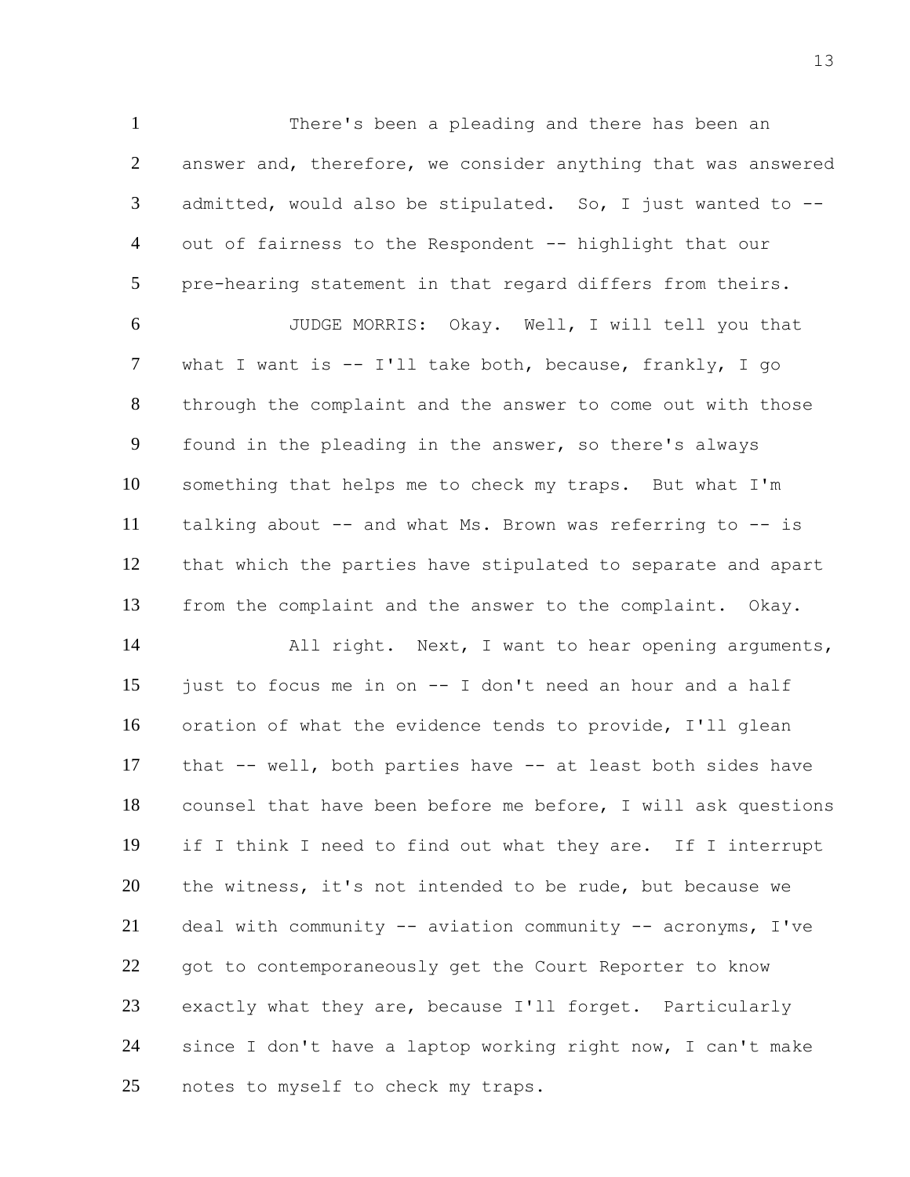There's been a pleading and there has been an answer and, therefore, we consider anything that was answered admitted, would also be stipulated. So, I just wanted to -- out of fairness to the Respondent -- highlight that our pre-hearing statement in that regard differs from theirs.

JUDGE MORRIS: Okay. Well, I will tell you that what I want is -- I'll take both, because, frankly, I go through the complaint and the answer to come out with those found in the pleading in the answer, so there's always something that helps me to check my traps. But what I'm talking about -- and what Ms. Brown was referring to -- is that which the parties have stipulated to separate and apart from the complaint and the answer to the complaint. Okay.

All right. Next, I want to hear opening arguments, just to focus me in on -- I don't need an hour and a half oration of what the evidence tends to provide, I'll glean that -- well, both parties have -- at least both sides have counsel that have been before me before, I will ask questions if I think I need to find out what they are. If I interrupt the witness, it's not intended to be rude, but because we deal with community -- aviation community -- acronyms, I've got to contemporaneously get the Court Reporter to know exactly what they are, because I'll forget. Particularly since I don't have a laptop working right now, I can't make notes to myself to check my traps.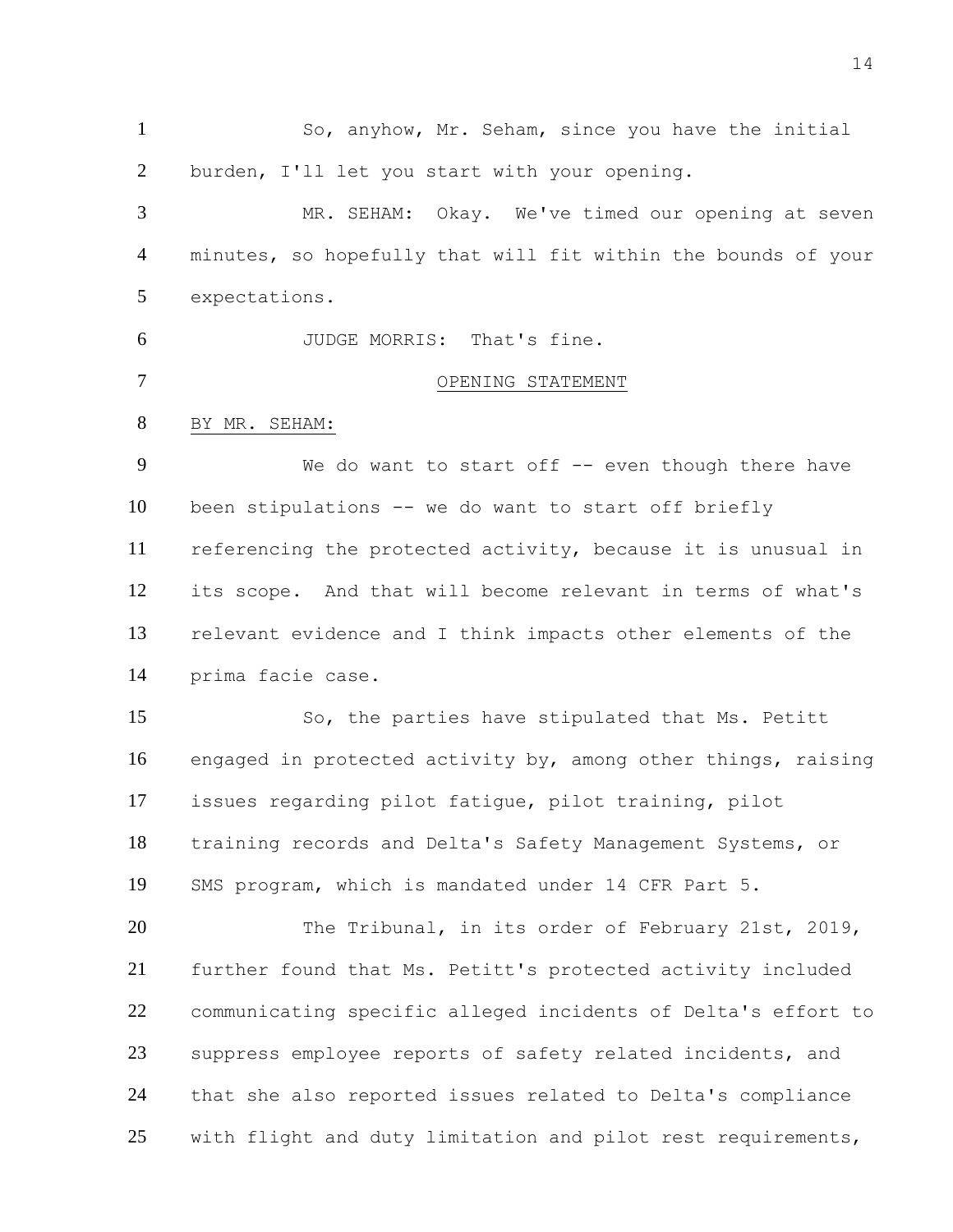So, anyhow, Mr. Seham, since you have the initial burden, I'll let you start with your opening.

MR. SEHAM: Okay. We've timed our opening at seven minutes, so hopefully that will fit within the bounds of your expectations.

JUDGE MORRIS: That's fine.

OPENING STATEMENT

BY MR. SEHAM:

We do want to start off -- even though there have been stipulations -- we do want to start off briefly referencing the protected activity, because it is unusual in its scope. And that will become relevant in terms of what's relevant evidence and I think impacts other elements of the prima facie case.

So, the parties have stipulated that Ms. Petitt engaged in protected activity by, among other things, raising issues regarding pilot fatigue, pilot training, pilot training records and Delta's Safety Management Systems, or SMS program, which is mandated under 14 CFR Part 5.

The Tribunal, in its order of February 21st, 2019, further found that Ms. Petitt's protected activity included communicating specific alleged incidents of Delta's effort to suppress employee reports of safety related incidents, and that she also reported issues related to Delta's compliance with flight and duty limitation and pilot rest requirements,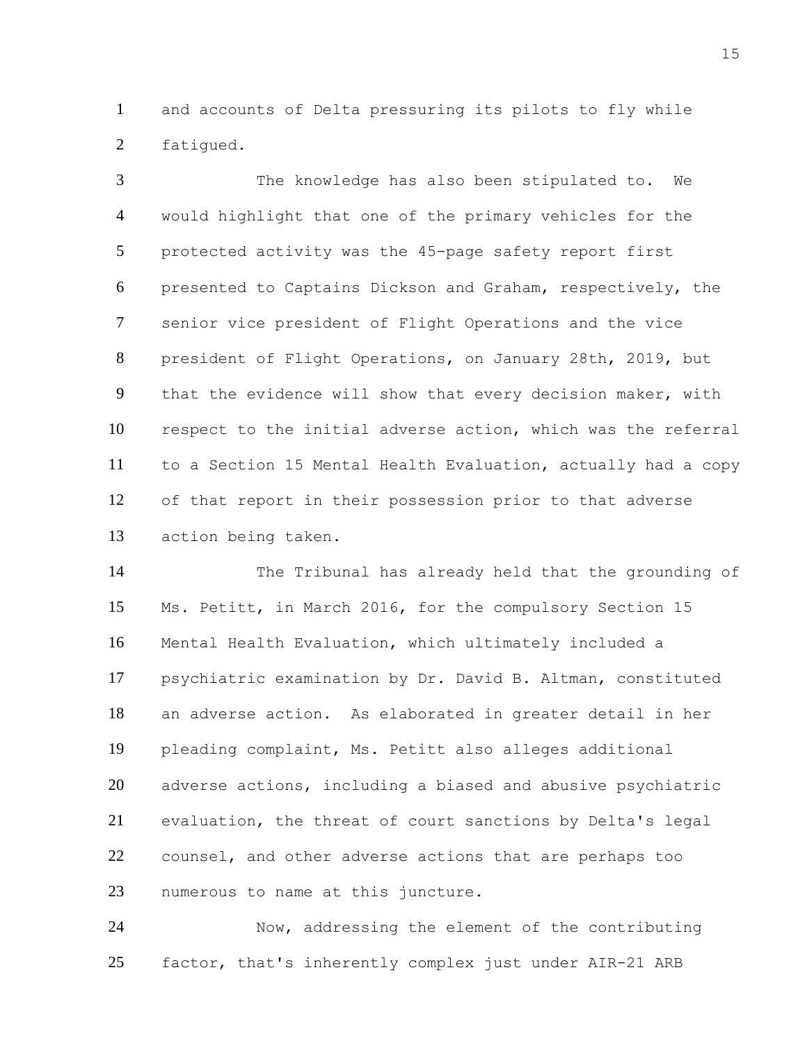and accounts of Delta pressuring its pilots to fly while fatigued.

The knowledge has also been stipulated to. We would highlight that one of the primary vehicles for the protected activity was the 45-page safety report first presented to Captains Dickson and Graham, respectively, the senior vice president of Flight Operations and the vice president of Flight Operations, on January 28th, 2019, but that the evidence will show that every decision maker, with respect to the initial adverse action, which was the referral to a Section 15 Mental Health Evaluation, actually had a copy of that report in their possession prior to that adverse action being taken.

The Tribunal has already held that the grounding of Ms. Petitt, in March 2016, for the compulsory Section 15 Mental Health Evaluation, which ultimately included a psychiatric examination by Dr. David B. Altman, constituted an adverse action. As elaborated in greater detail in her pleading complaint, Ms. Petitt also alleges additional adverse actions, including a biased and abusive psychiatric evaluation, the threat of court sanctions by Delta's legal counsel, and other adverse actions that are perhaps too numerous to name at this juncture.

Now, addressing the element of the contributing factor, that's inherently complex just under AIR-21 ARB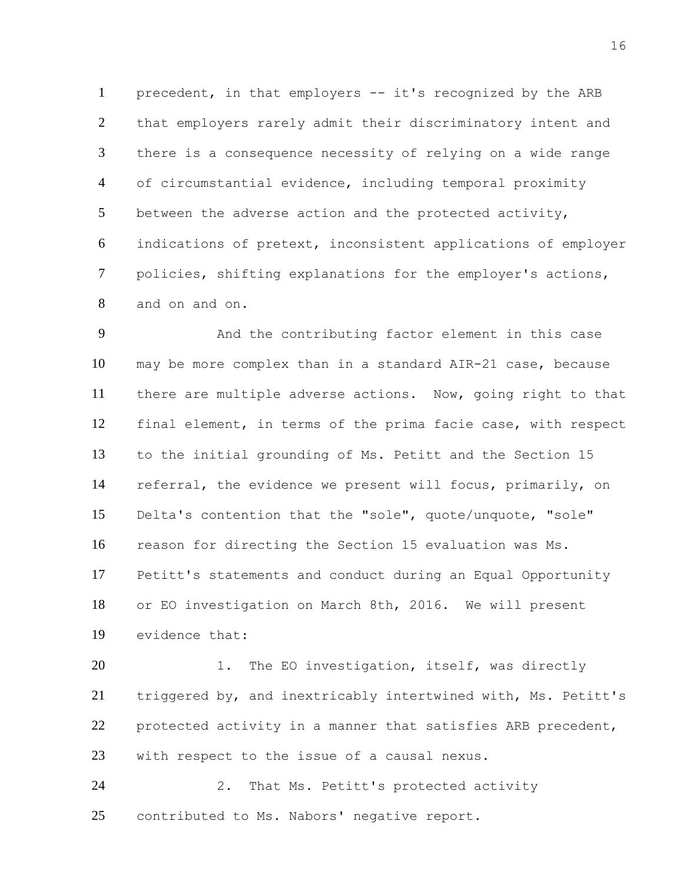precedent, in that employers -- it's recognized by the ARB that employers rarely admit their discriminatory intent and there is a consequence necessity of relying on a wide range of circumstantial evidence, including temporal proximity between the adverse action and the protected activity, indications of pretext, inconsistent applications of employer policies, shifting explanations for the employer's actions, and on and on.

And the contributing factor element in this case may be more complex than in a standard AIR-21 case, because there are multiple adverse actions. Now, going right to that final element, in terms of the prima facie case, with respect to the initial grounding of Ms. Petitt and the Section 15 referral, the evidence we present will focus, primarily, on Delta's contention that the "sole", quote/unquote, "sole" reason for directing the Section 15 evaluation was Ms. Petitt's statements and conduct during an Equal Opportunity or EO investigation on March 8th, 2016. We will present evidence that:

1. The EO investigation, itself, was directly triggered by, and inextricably intertwined with, Ms. Petitt's protected activity in a manner that satisfies ARB precedent, with respect to the issue of a causal nexus.

2. That Ms. Petitt's protected activity contributed to Ms. Nabors' negative report.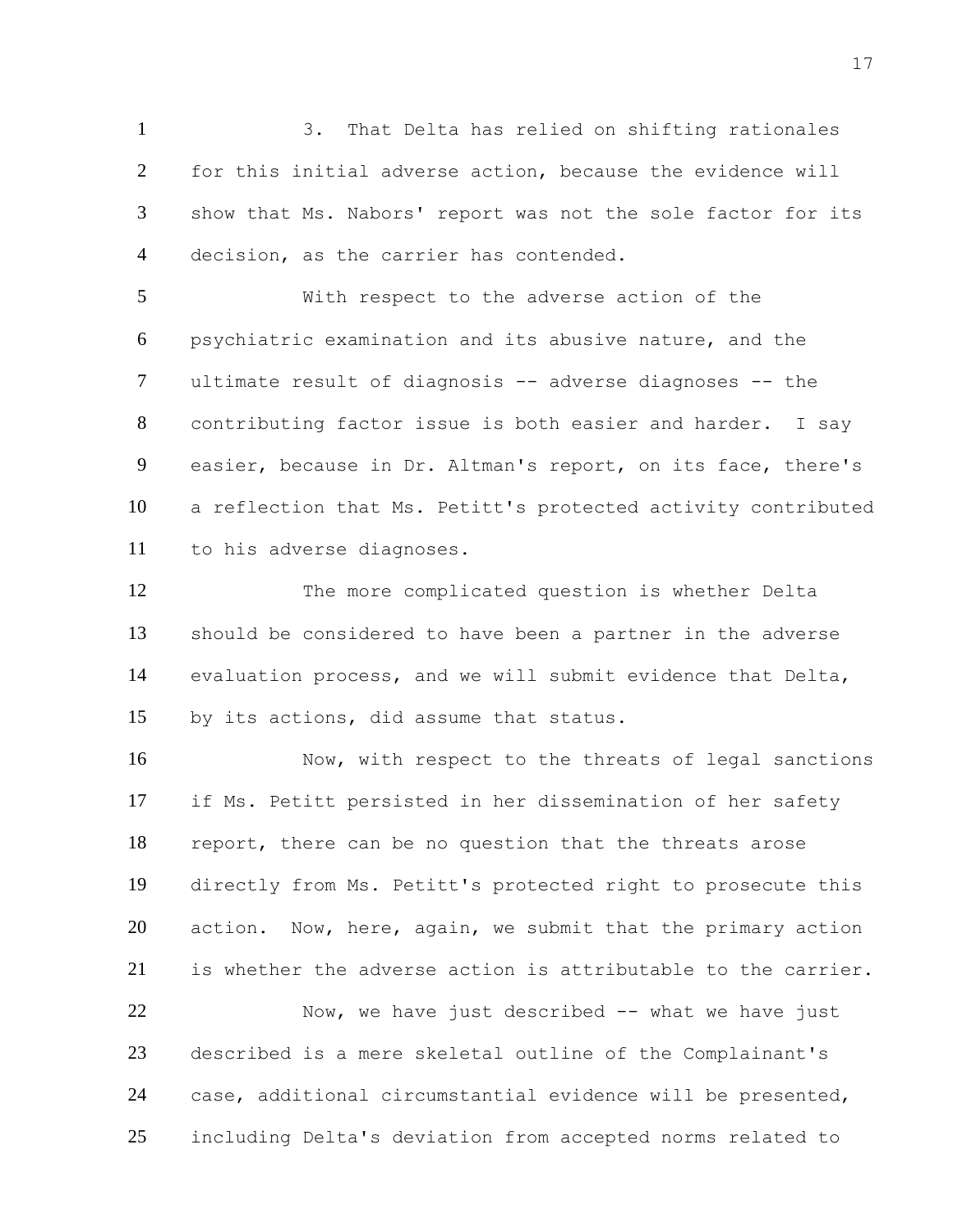3. That Delta has relied on shifting rationales for this initial adverse action, because the evidence will show that Ms. Nabors' report was not the sole factor for its decision, as the carrier has contended.

With respect to the adverse action of the psychiatric examination and its abusive nature, and the ultimate result of diagnosis -- adverse diagnoses -- the contributing factor issue is both easier and harder. I say easier, because in Dr. Altman's report, on its face, there's a reflection that Ms. Petitt's protected activity contributed to his adverse diagnoses.

The more complicated question is whether Delta should be considered to have been a partner in the adverse evaluation process, and we will submit evidence that Delta, by its actions, did assume that status.

Now, with respect to the threats of legal sanctions if Ms. Petitt persisted in her dissemination of her safety report, there can be no question that the threats arose directly from Ms. Petitt's protected right to prosecute this action. Now, here, again, we submit that the primary action is whether the adverse action is attributable to the carrier.

Now, we have just described -- what we have just described is a mere skeletal outline of the Complainant's case, additional circumstantial evidence will be presented, including Delta's deviation from accepted norms related to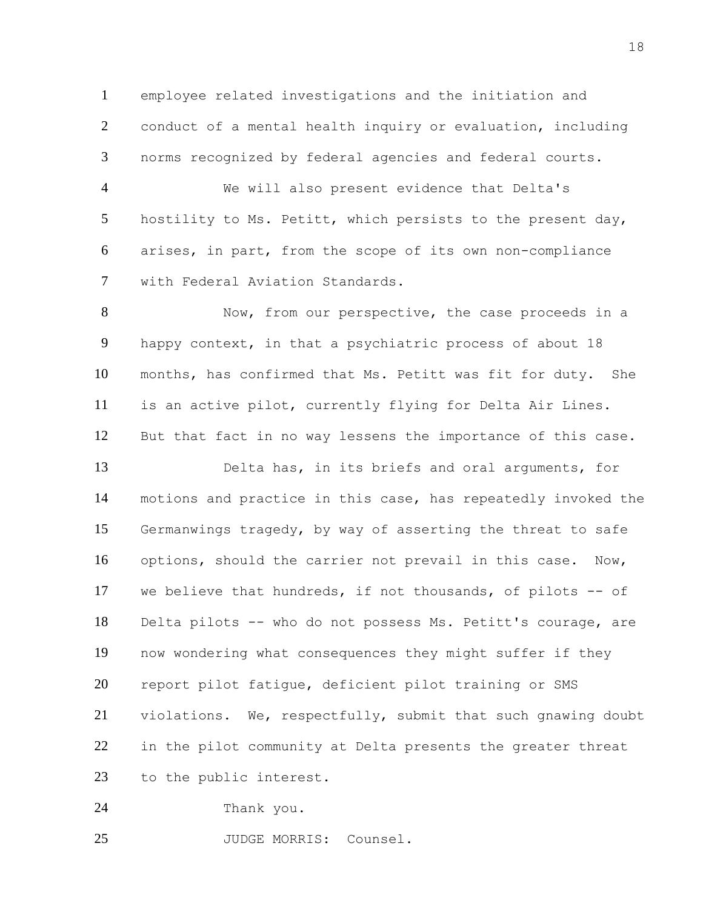employee related investigations and the initiation and conduct of a mental health inquiry or evaluation, including norms recognized by federal agencies and federal courts.

We will also present evidence that Delta's hostility to Ms. Petitt, which persists to the present day, arises, in part, from the scope of its own non-compliance with Federal Aviation Standards.

Now, from our perspective, the case proceeds in a happy context, in that a psychiatric process of about 18 months, has confirmed that Ms. Petitt was fit for duty. She is an active pilot, currently flying for Delta Air Lines. But that fact in no way lessens the importance of this case.

Delta has, in its briefs and oral arguments, for motions and practice in this case, has repeatedly invoked the Germanwings tragedy, by way of asserting the threat to safe options, should the carrier not prevail in this case. Now, we believe that hundreds, if not thousands, of pilots -- of Delta pilots -- who do not possess Ms. Petitt's courage, are now wondering what consequences they might suffer if they report pilot fatigue, deficient pilot training or SMS violations. We, respectfully, submit that such gnawing doubt in the pilot community at Delta presents the greater threat to the public interest.

Thank you.

JUDGE MORRIS: Counsel.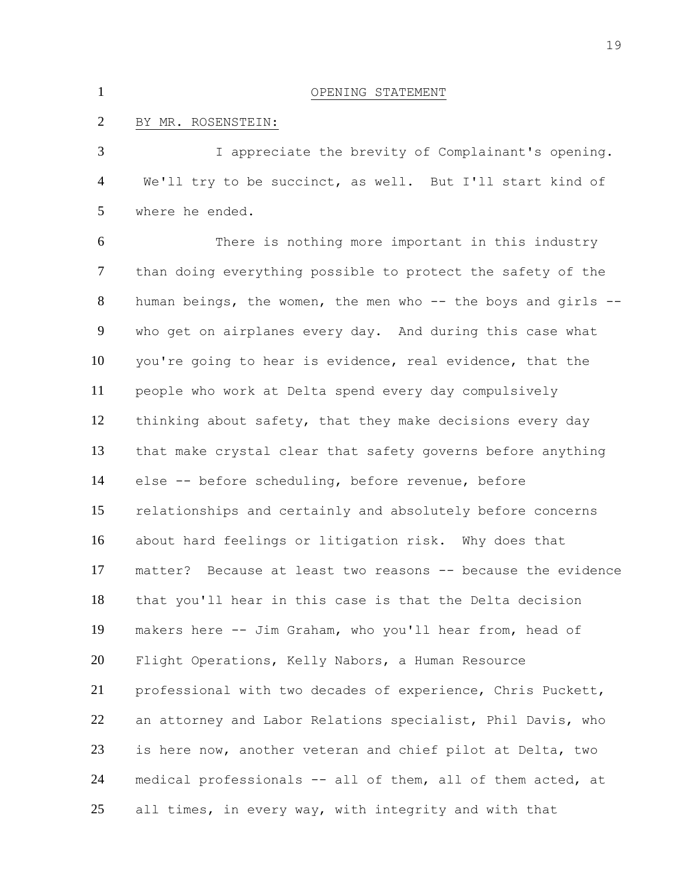OPENING STATEMENT

BY MR. ROSENSTEIN:

I appreciate the brevity of Complainant's opening. We'll try to be succinct, as well. But I'll start kind of where he ended.

There is nothing more important in this industry than doing everything possible to protect the safety of the human beings, the women, the men who -- the boys and girls -- who get on airplanes every day. And during this case what you're going to hear is evidence, real evidence, that the people who work at Delta spend every day compulsively thinking about safety, that they make decisions every day that make crystal clear that safety governs before anything else -- before scheduling, before revenue, before relationships and certainly and absolutely before concerns about hard feelings or litigation risk. Why does that matter? Because at least two reasons -- because the evidence that you'll hear in this case is that the Delta decision makers here -- Jim Graham, who you'll hear from, head of Flight Operations, Kelly Nabors, a Human Resource professional with two decades of experience, Chris Puckett, an attorney and Labor Relations specialist, Phil Davis, who is here now, another veteran and chief pilot at Delta, two medical professionals -- all of them, all of them acted, at all times, in every way, with integrity and with that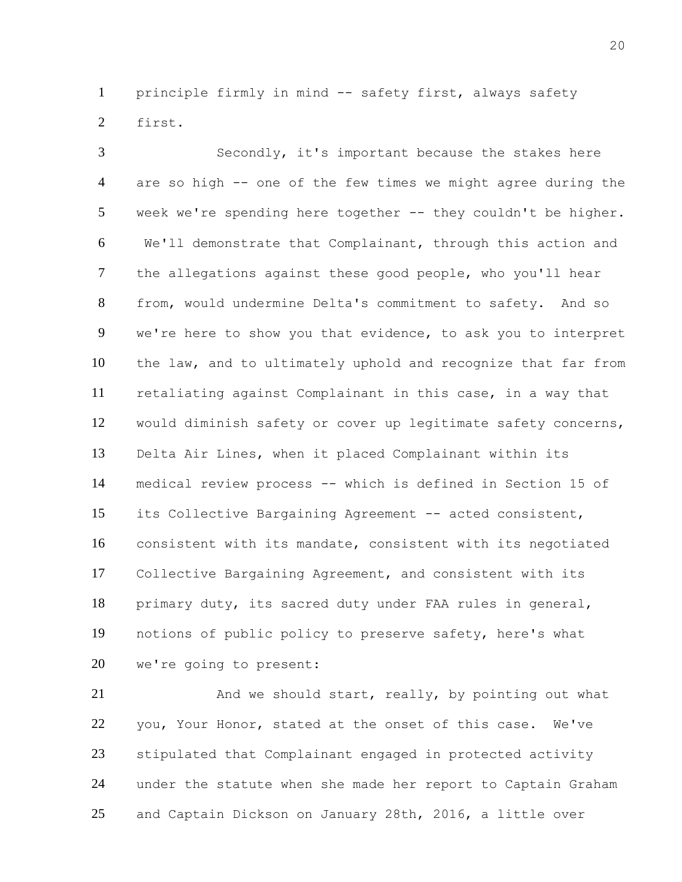principle firmly in mind -- safety first, always safety first.

Secondly, it's important because the stakes here are so high -- one of the few times we might agree during the week we're spending here together -- they couldn't be higher. We'll demonstrate that Complainant, through this action and the allegations against these good people, who you'll hear from, would undermine Delta's commitment to safety. And so we're here to show you that evidence, to ask you to interpret the law, and to ultimately uphold and recognize that far from retaliating against Complainant in this case, in a way that would diminish safety or cover up legitimate safety concerns, Delta Air Lines, when it placed Complainant within its medical review process -- which is defined in Section 15 of its Collective Bargaining Agreement -- acted consistent, consistent with its mandate, consistent with its negotiated Collective Bargaining Agreement, and consistent with its primary duty, its sacred duty under FAA rules in general, notions of public policy to preserve safety, here's what we're going to present:

And we should start, really, by pointing out what you, Your Honor, stated at the onset of this case. We've stipulated that Complainant engaged in protected activity under the statute when she made her report to Captain Graham and Captain Dickson on January 28th, 2016, a little over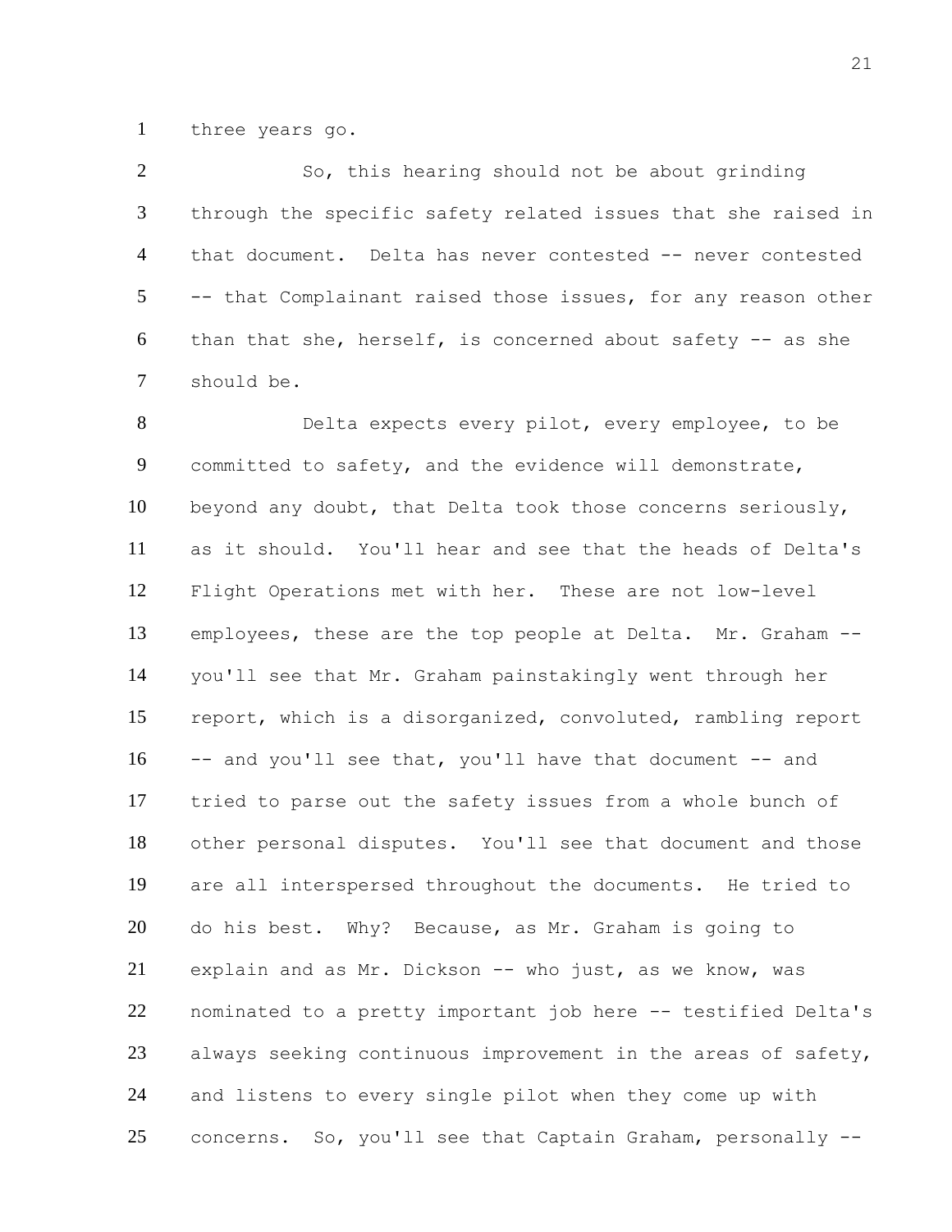three years go.

So, this hearing should not be about grinding through the specific safety related issues that she raised in that document. Delta has never contested -- never contested -- that Complainant raised those issues, for any reason other than that she, herself, is concerned about safety -- as she should be.

Delta expects every pilot, every employee, to be committed to safety, and the evidence will demonstrate, beyond any doubt, that Delta took those concerns seriously, as it should. You'll hear and see that the heads of Delta's Flight Operations met with her. These are not low-level employees, these are the top people at Delta. Mr. Graham -- you'll see that Mr. Graham painstakingly went through her report, which is a disorganized, convoluted, rambling report -- and you'll see that, you'll have that document -- and tried to parse out the safety issues from a whole bunch of other personal disputes. You'll see that document and those are all interspersed throughout the documents. He tried to do his best. Why? Because, as Mr. Graham is going to explain and as Mr. Dickson -- who just, as we know, was nominated to a pretty important job here -- testified Delta's always seeking continuous improvement in the areas of safety, and listens to every single pilot when they come up with concerns. So, you'll see that Captain Graham, personally --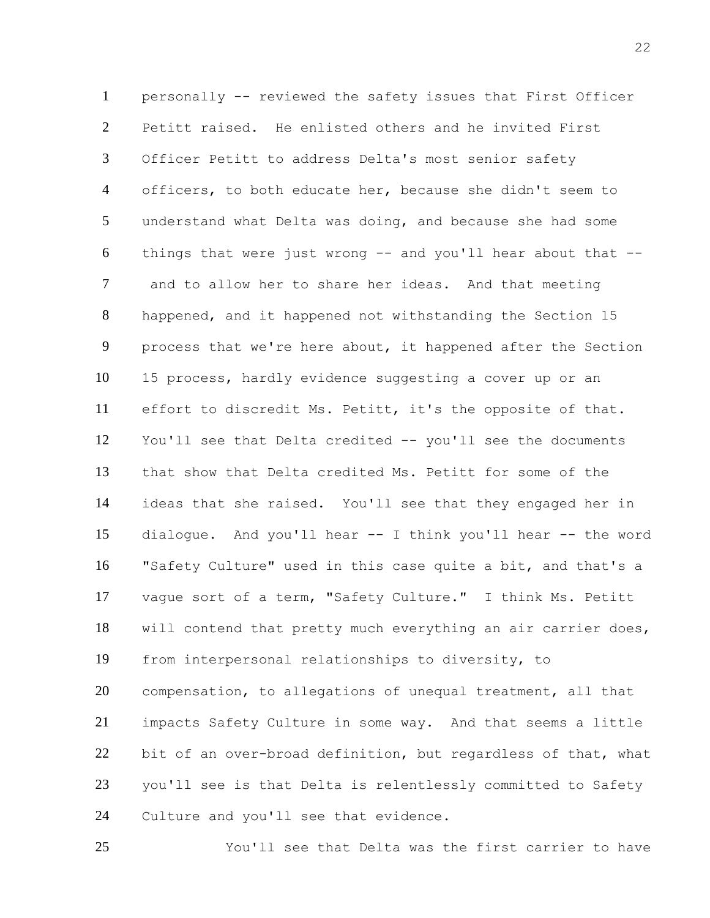personally -- reviewed the safety issues that First Officer Petitt raised. He enlisted others and he invited First Officer Petitt to address Delta's most senior safety officers, to both educate her, because she didn't seem to understand what Delta was doing, and because she had some things that were just wrong -- and you'll hear about that -- and to allow her to share her ideas. And that meeting happened, and it happened not withstanding the Section 15 process that we're here about, it happened after the Section 15 process, hardly evidence suggesting a cover up or an effort to discredit Ms. Petitt, it's the opposite of that. You'll see that Delta credited -- you'll see the documents that show that Delta credited Ms. Petitt for some of the ideas that she raised. You'll see that they engaged her in dialogue. And you'll hear -- I think you'll hear -- the word "Safety Culture" used in this case quite a bit, and that's a vague sort of a term, "Safety Culture." I think Ms. Petitt will contend that pretty much everything an air carrier does, from interpersonal relationships to diversity, to compensation, to allegations of unequal treatment, all that impacts Safety Culture in some way. And that seems a little bit of an over-broad definition, but regardless of that, what you'll see is that Delta is relentlessly committed to Safety Culture and you'll see that evidence.

You'll see that Delta was the first carrier to have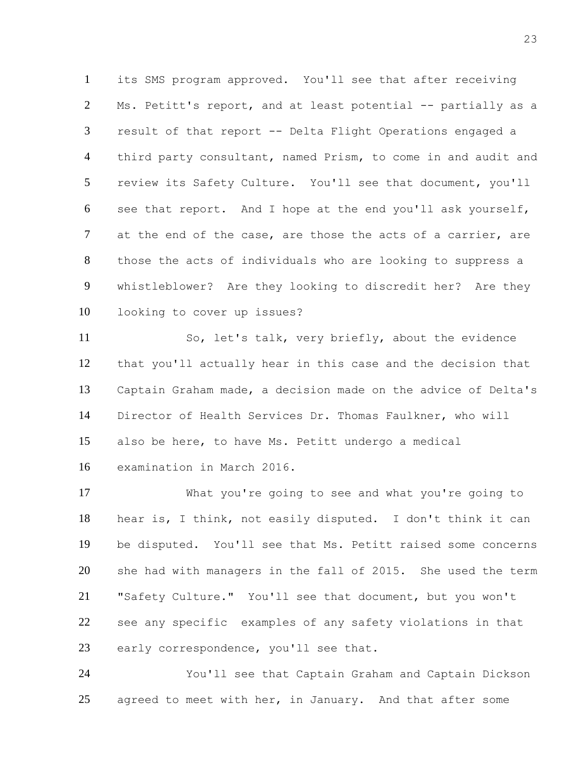its SMS program approved. You'll see that after receiving Ms. Petitt's report, and at least potential -- partially as a result of that report -- Delta Flight Operations engaged a third party consultant, named Prism, to come in and audit and review its Safety Culture. You'll see that document, you'll see that report. And I hope at the end you'll ask yourself, at the end of the case, are those the acts of a carrier, are those the acts of individuals who are looking to suppress a whistleblower? Are they looking to discredit her? Are they looking to cover up issues?

So, let's talk, very briefly, about the evidence that you'll actually hear in this case and the decision that Captain Graham made, a decision made on the advice of Delta's Director of Health Services Dr. Thomas Faulkner, who will also be here, to have Ms. Petitt undergo a medical examination in March 2016.

What you're going to see and what you're going to hear is, I think, not easily disputed. I don't think it can be disputed. You'll see that Ms. Petitt raised some concerns she had with managers in the fall of 2015. She used the term "Safety Culture." You'll see that document, but you won't see any specific examples of any safety violations in that early correspondence, you'll see that.

You'll see that Captain Graham and Captain Dickson agreed to meet with her, in January. And that after some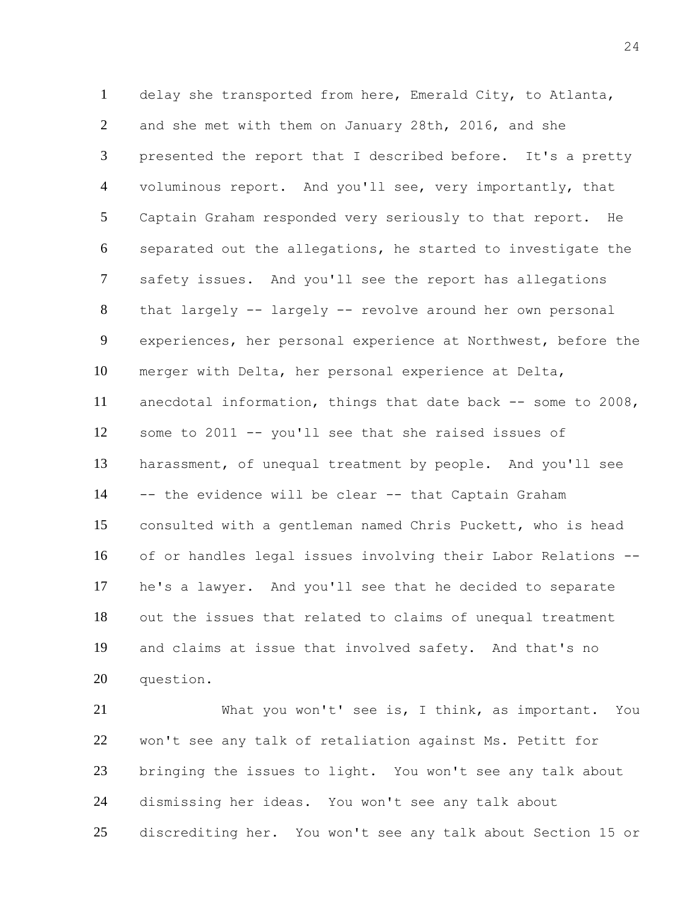delay she transported from here, Emerald City, to Atlanta, and she met with them on January 28th, 2016, and she presented the report that I described before. It's a pretty voluminous report. And you'll see, very importantly, that Captain Graham responded very seriously to that report. He separated out the allegations, he started to investigate the safety issues. And you'll see the report has allegations that largely -- largely -- revolve around her own personal experiences, her personal experience at Northwest, before the merger with Delta, her personal experience at Delta, anecdotal information, things that date back -- some to 2008, some to 2011 -- you'll see that she raised issues of harassment, of unequal treatment by people. And you'll see -- the evidence will be clear -- that Captain Graham consulted with a gentleman named Chris Puckett, who is head of or handles legal issues involving their Labor Relations -- he's a lawyer. And you'll see that he decided to separate out the issues that related to claims of unequal treatment and claims at issue that involved safety. And that's no question.

What you won't' see is, I think, as important. You won't see any talk of retaliation against Ms. Petitt for bringing the issues to light. You won't see any talk about dismissing her ideas. You won't see any talk about discrediting her. You won't see any talk about Section 15 or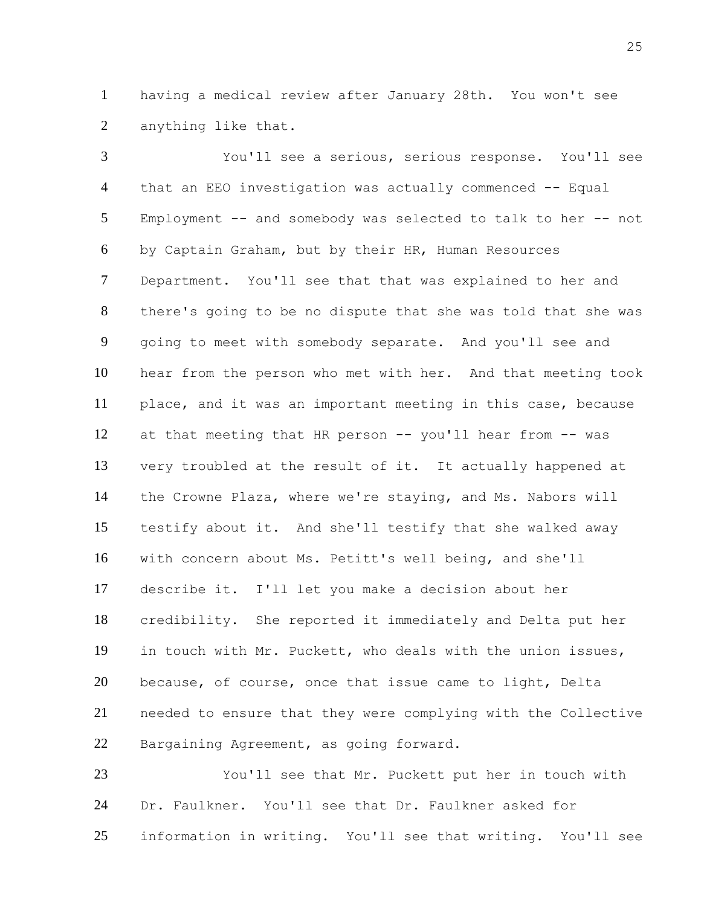having a medical review after January 28th. You won't see anything like that.

You'll see a serious, serious response. You'll see that an EEO investigation was actually commenced -- Equal Employment -- and somebody was selected to talk to her -- not by Captain Graham, but by their HR, Human Resources Department. You'll see that that was explained to her and there's going to be no dispute that she was told that she was going to meet with somebody separate. And you'll see and hear from the person who met with her. And that meeting took place, and it was an important meeting in this case, because at that meeting that HR person -- you'll hear from -- was very troubled at the result of it. It actually happened at the Crowne Plaza, where we're staying, and Ms. Nabors will testify about it. And she'll testify that she walked away with concern about Ms. Petitt's well being, and she'll describe it. I'll let you make a decision about her credibility. She reported it immediately and Delta put her in touch with Mr. Puckett, who deals with the union issues, because, of course, once that issue came to light, Delta needed to ensure that they were complying with the Collective Bargaining Agreement, as going forward.

You'll see that Mr. Puckett put her in touch with Dr. Faulkner. You'll see that Dr. Faulkner asked for information in writing. You'll see that writing. You'll see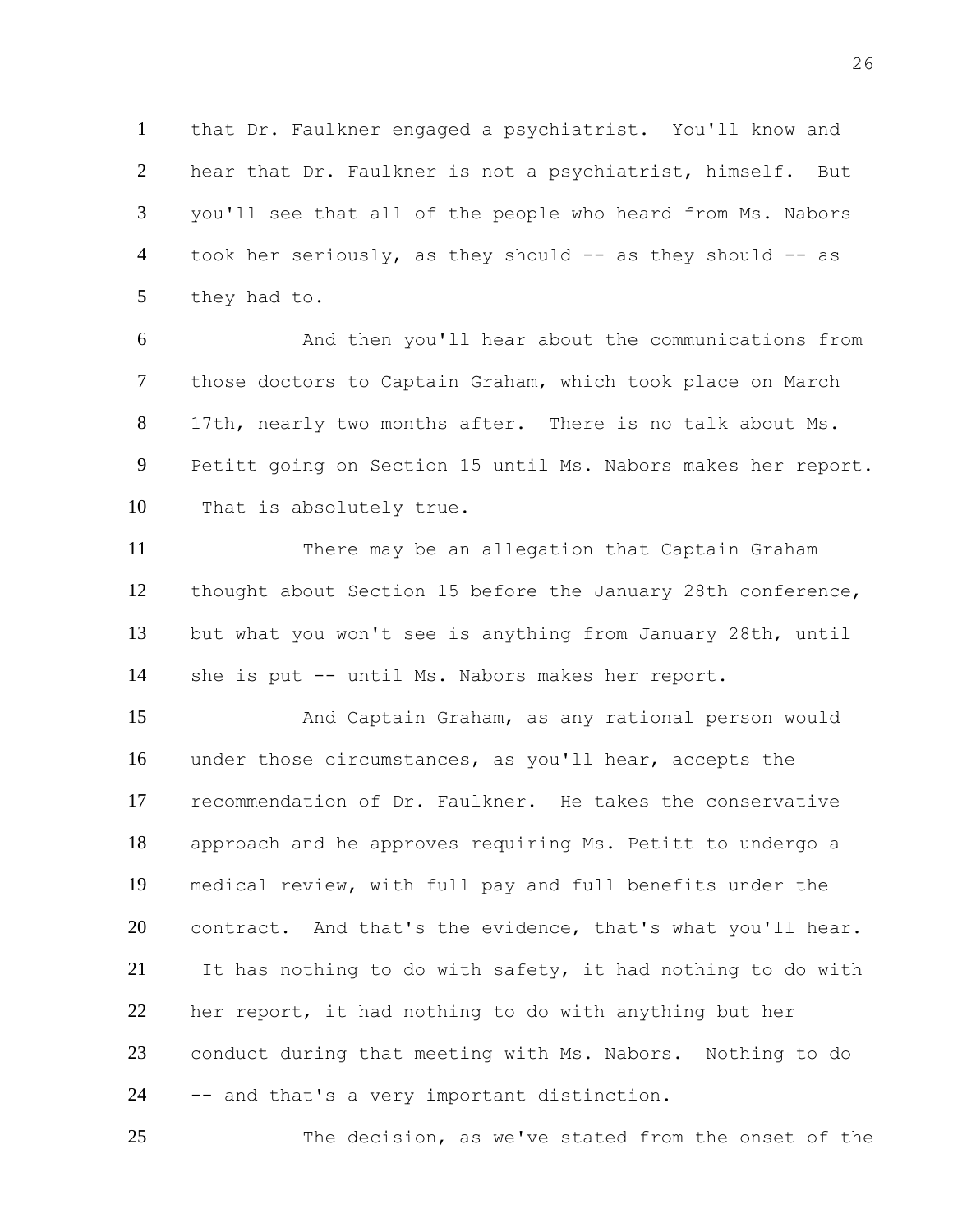that Dr. Faulkner engaged a psychiatrist. You'll know and hear that Dr. Faulkner is not a psychiatrist, himself. But you'll see that all of the people who heard from Ms. Nabors took her seriously, as they should -- as they should -- as they had to.

And then you'll hear about the communications from those doctors to Captain Graham, which took place on March 17th, nearly two months after. There is no talk about Ms. Petitt going on Section 15 until Ms. Nabors makes her report. That is absolutely true.

There may be an allegation that Captain Graham thought about Section 15 before the January 28th conference, but what you won't see is anything from January 28th, until she is put -- until Ms. Nabors makes her report.

And Captain Graham, as any rational person would under those circumstances, as you'll hear, accepts the recommendation of Dr. Faulkner. He takes the conservative approach and he approves requiring Ms. Petitt to undergo a medical review, with full pay and full benefits under the contract. And that's the evidence, that's what you'll hear. It has nothing to do with safety, it had nothing to do with her report, it had nothing to do with anything but her conduct during that meeting with Ms. Nabors. Nothing to do -- and that's a very important distinction.

The decision, as we've stated from the onset of the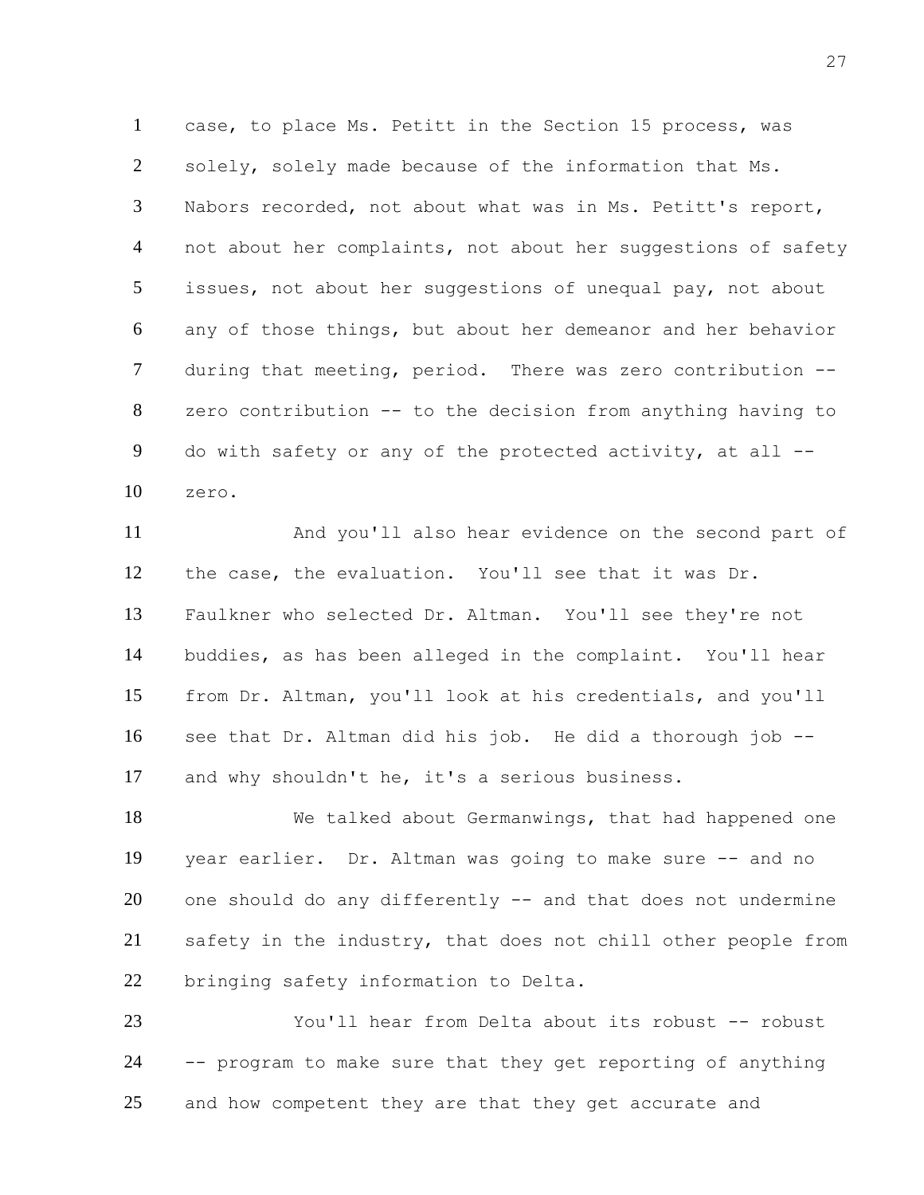case, to place Ms. Petitt in the Section 15 process, was solely, solely made because of the information that Ms. Nabors recorded, not about what was in Ms. Petitt's report, not about her complaints, not about her suggestions of safety issues, not about her suggestions of unequal pay, not about any of those things, but about her demeanor and her behavior during that meeting, period. There was zero contribution -- zero contribution -- to the decision from anything having to do with safety or any of the protected activity, at all -- zero.

And you'll also hear evidence on the second part of the case, the evaluation. You'll see that it was Dr. Faulkner who selected Dr. Altman. You'll see they're not buddies, as has been alleged in the complaint. You'll hear from Dr. Altman, you'll look at his credentials, and you'll see that Dr. Altman did his job. He did a thorough job -- and why shouldn't he, it's a serious business.

We talked about Germanwings, that had happened one year earlier. Dr. Altman was going to make sure -- and no one should do any differently -- and that does not undermine safety in the industry, that does not chill other people from bringing safety information to Delta.

You'll hear from Delta about its robust -- robust -- program to make sure that they get reporting of anything and how competent they are that they get accurate and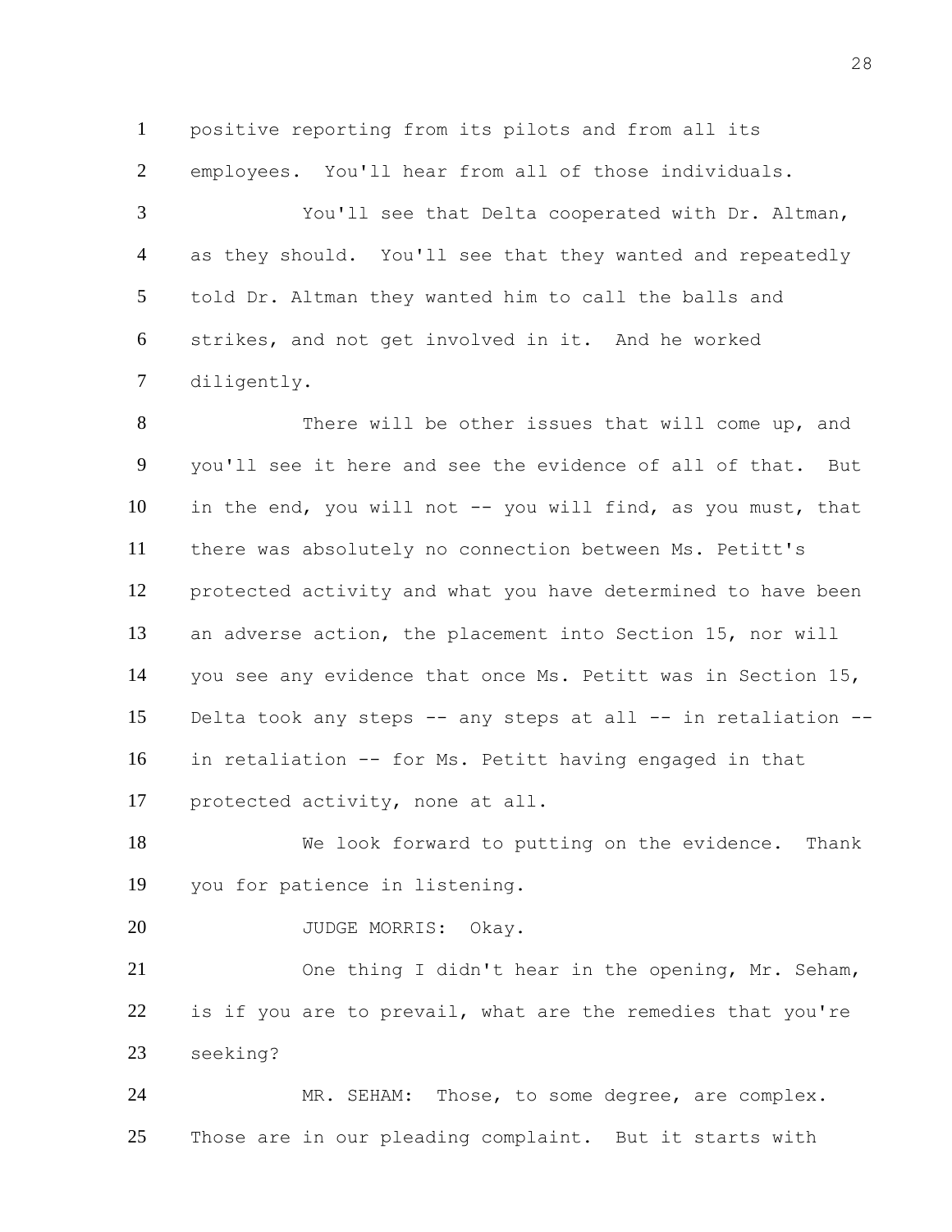positive reporting from its pilots and from all its employees. You'll hear from all of those individuals.

You'll see that Delta cooperated with Dr. Altman, as they should. You'll see that they wanted and repeatedly told Dr. Altman they wanted him to call the balls and strikes, and not get involved in it. And he worked diligently.

There will be other issues that will come up, and you'll see it here and see the evidence of all of that. But in the end, you will not -- you will find, as you must, that there was absolutely no connection between Ms. Petitt's protected activity and what you have determined to have been an adverse action, the placement into Section 15, nor will you see any evidence that once Ms. Petitt was in Section 15, Delta took any steps -- any steps at all -- in retaliation -- in retaliation -- for Ms. Petitt having engaged in that protected activity, none at all.

We look forward to putting on the evidence. Thank you for patience in listening.

JUDGE MORRIS: Okay.

One thing I didn't hear in the opening, Mr. Seham, is if you are to prevail, what are the remedies that you're seeking?

MR. SEHAM: Those, to some degree, are complex. Those are in our pleading complaint. But it starts with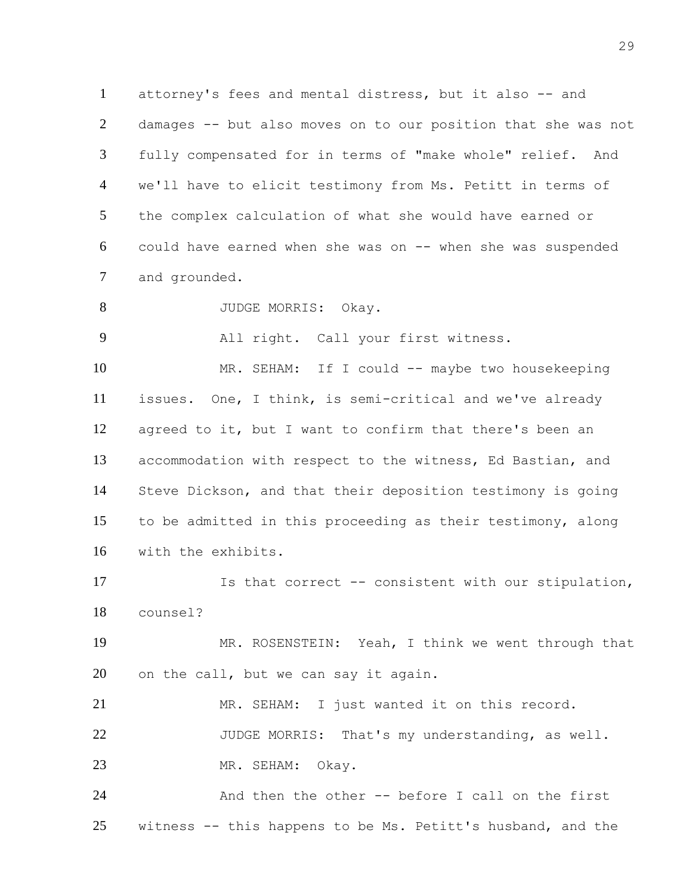1 attorney's fees and mental distress, but it also -- and
2 damages -- but also moves on to our position that she was not
3 fully compensated for in terms of "make whole" relief. And
4 we'll have to elicit testimony from Ms. Petitt in terms of
5 the complex calculation of what she would have earned or
6 could have earned when she was on -- when she was suspended
7 and grounded.

8 JUDGE MORRIS: Okay.

9 All right. Call your first witness.

10 MR. SEHAM: If I could -- maybe two housekeeping
11 issues. One, I think, is semi-critical and we've already
12 agreed to it, but I want to confirm that there's been an
13 accommodation with respect to the witness, Ed Bastian, and
14 Steve Dickson, and that their deposition testimony is going
15 to be admitted in this proceeding as their testimony, along
16 with the exhibits.

17 Is that correct -- consistent with our stipulation,
18 counsel?

19 MR. ROSENSTEIN: Yeah, I think we went through that
20 on the call, but we can say it again.

21 MR. SEHAM: I just wanted it on this record.

22 JUDGE MORRIS: That's my understanding, as well.

23 MR. SEHAM: Okay.

24 And then the other -- before I call on the first
25 witness -- this happens to be Ms. Petitt's husband, and the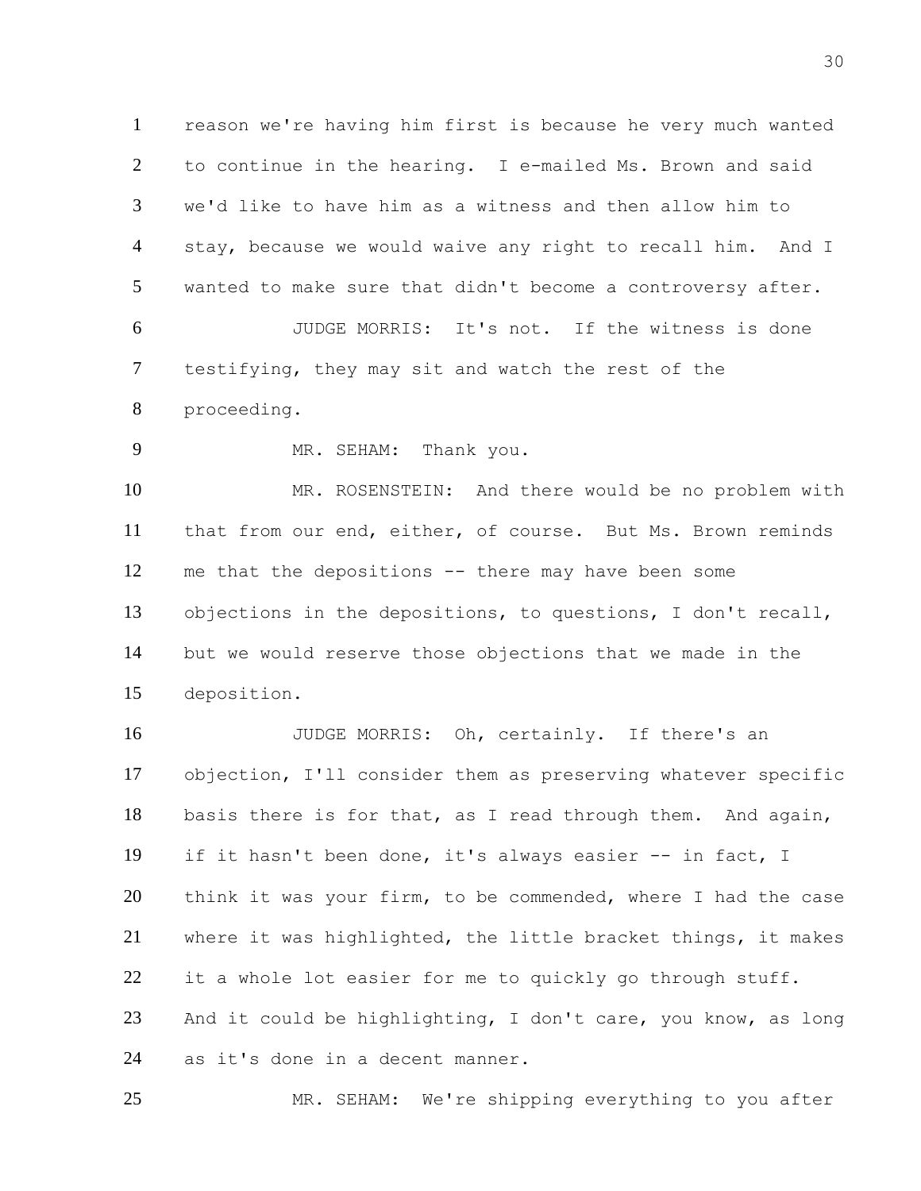reason we're having him first is because he very much wanted to continue in the hearing. I e-mailed Ms. Brown and said we'd like to have him as a witness and then allow him to stay, because we would waive any right to recall him. And I wanted to make sure that didn't become a controversy after.

JUDGE MORRIS: It's not. If the witness is done testifying, they may sit and watch the rest of the proceeding.

MR. SEHAM: Thank you.

MR. ROSENSTEIN: And there would be no problem with that from our end, either, of course. But Ms. Brown reminds me that the depositions -- there may have been some objections in the depositions, to questions, I don't recall, but we would reserve those objections that we made in the deposition.

JUDGE MORRIS: Oh, certainly. If there's an objection, I'll consider them as preserving whatever specific basis there is for that, as I read through them. And again, if it hasn't been done, it's always easier -- in fact, I think it was your firm, to be commended, where I had the case where it was highlighted, the little bracket things, it makes it a whole lot easier for me to quickly go through stuff. And it could be highlighting, I don't care, you know, as long as it's done in a decent manner.

MR. SEHAM: We're shipping everything to you after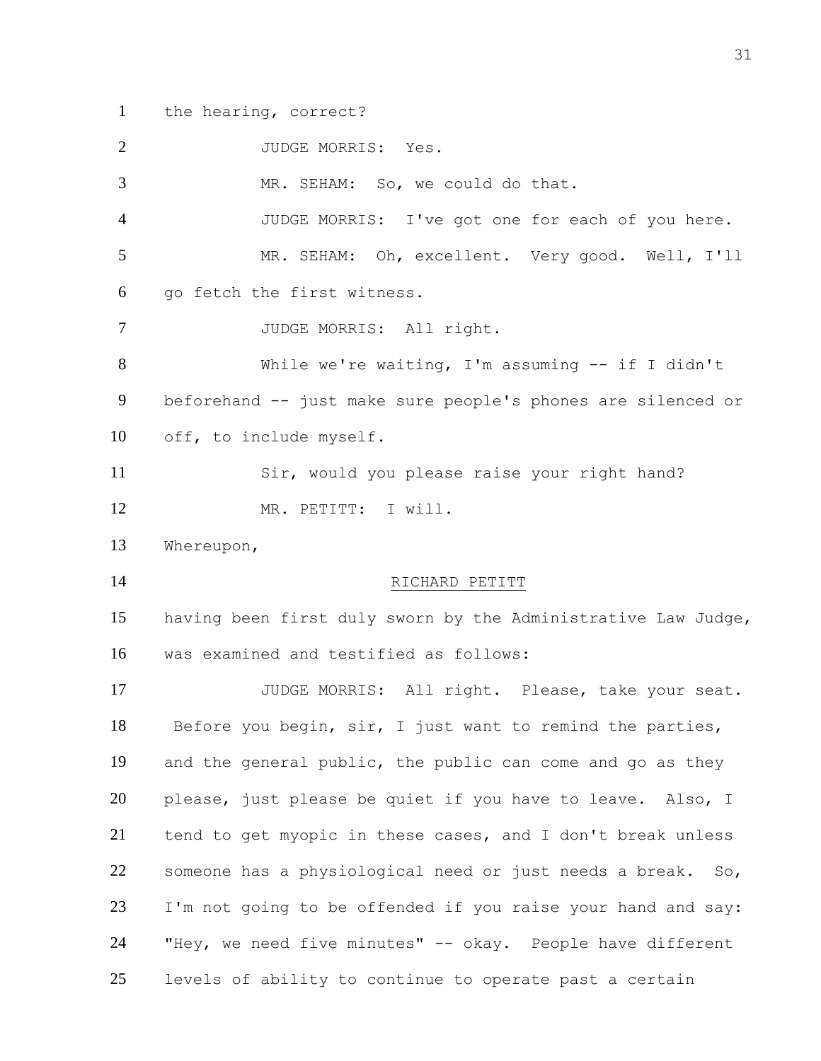the hearing, correct?

JUDGE MORRIS: Yes.

MR. SEHAM: So, we could do that.

JUDGE MORRIS: I've got one for each of you here.

MR. SEHAM: Oh, excellent. Very good. Well, I'll go fetch the first witness.

JUDGE MORRIS: All right.

While we're waiting, I'm assuming -- if I didn't beforehand -- just make sure people's phones are silenced or off, to include myself.

Sir, would you please raise your right hand?

MR. PETITT: I will.

Whereupon,

RICHARD PETITT

having been first duly sworn by the Administrative Law Judge, was examined and testified as follows:

JUDGE MORRIS: All right. Please, take your seat. Before you begin, sir, I just want to remind the parties, and the general public, the public can come and go as they please, just please be quiet if you have to leave. Also, I tend to get myopic in these cases, and I don't break unless someone has a physiological need or just needs a break. So, I'm not going to be offended if you raise your hand and say: "Hey, we need five minutes" -- okay. People have different levels of ability to continue to operate past a certain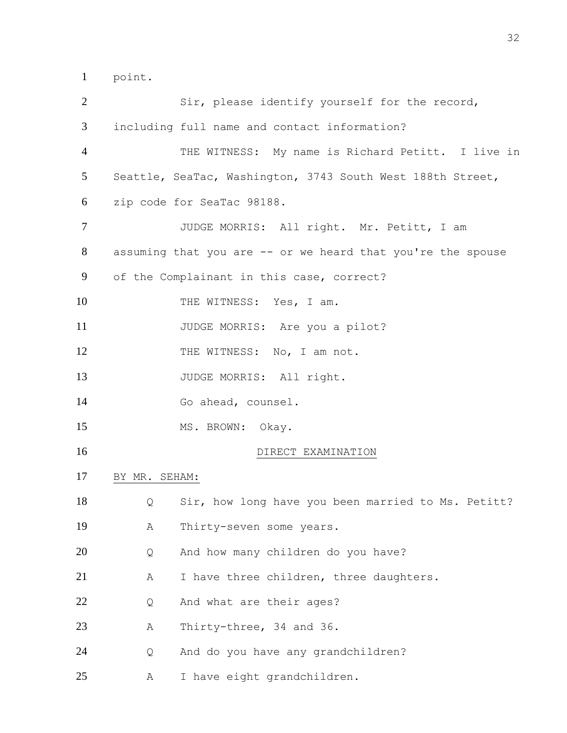point.

Sir, please identify yourself for the record, including full name and contact information?

THE WITNESS: My name is Richard Petitt. I live in Seattle, SeaTac, Washington, 3743 South West 188th Street, zip code for SeaTac 98188.

JUDGE MORRIS: All right. Mr. Petitt, I am assuming that you are -- or we heard that you're the spouse of the Complainant in this case, correct?

THE WITNESS: Yes, I am.

JUDGE MORRIS: Are you a pilot?

THE WITNESS: No, I am not.

JUDGE MORRIS: All right.

Go ahead, counsel.

MS. BROWN: Okay.

DIRECT EXAMINATION

BY MR. SEHAM:

Q Sir, how long have you been married to Ms. Petitt?

A Thirty-seven some years.

Q And how many children do you have?

A I have three children, three daughters.

Q And what are their ages?

A Thirty-three, 34 and 36.

Q And do you have any grandchildren?

A I have eight grandchildren.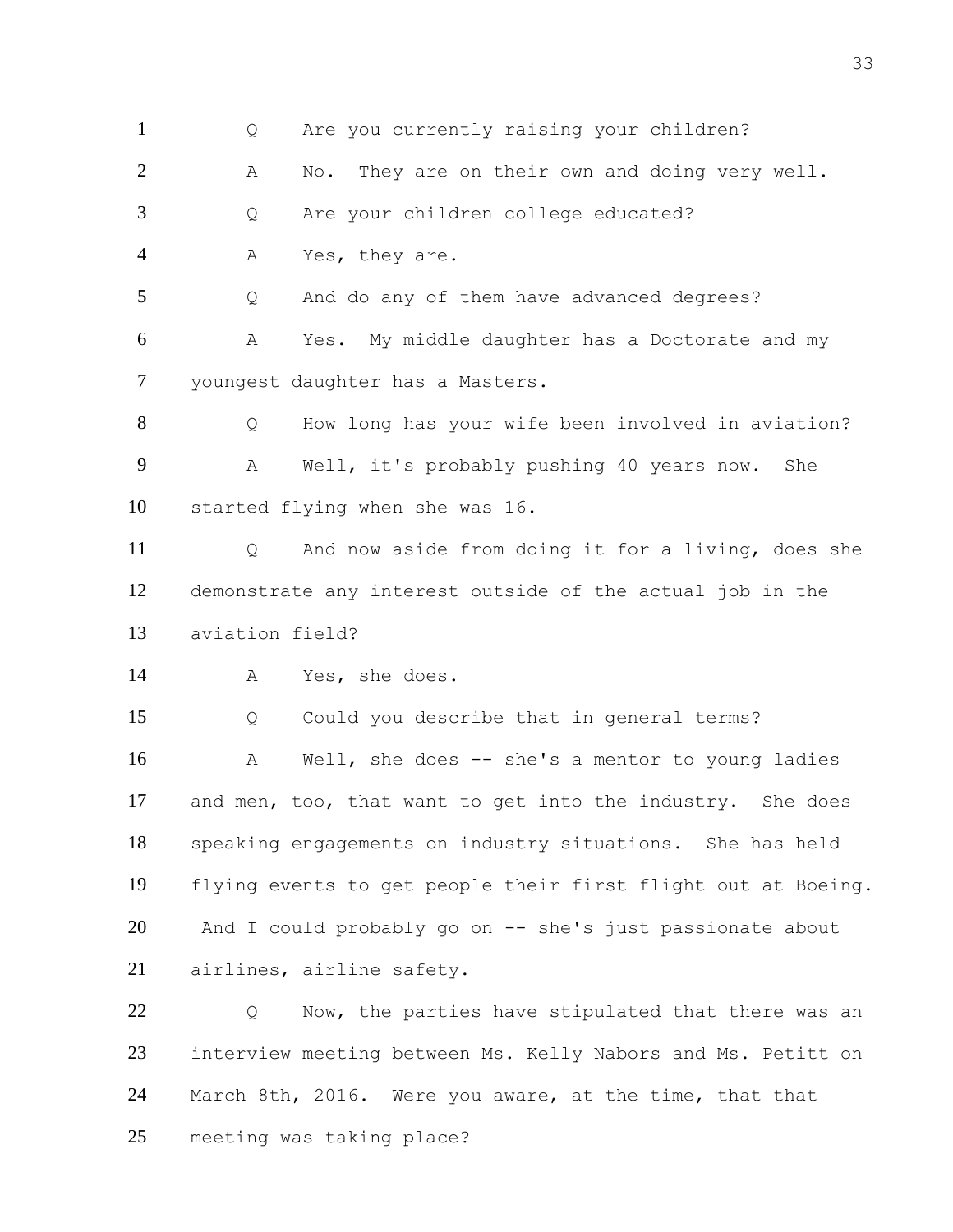Q Are you currently raising your children?

A No. They are on their own and doing very well.

Q Are your children college educated?

A Yes, they are.

Q And do any of them have advanced degrees?

A Yes. My middle daughter has a Doctorate and my youngest daughter has a Masters.

Q How long has your wife been involved in aviation?

A Well, it's probably pushing 40 years now. She started flying when she was 16.

Q And now aside from doing it for a living, does she demonstrate any interest outside of the actual job in the aviation field?

A Yes, she does.

Q Could you describe that in general terms?

A Well, she does -- she's a mentor to young ladies and men, too, that want to get into the industry. She does speaking engagements on industry situations. She has held flying events to get people their first flight out at Boeing. And I could probably go on -- she's just passionate about airlines, airline safety.

Q Now, the parties have stipulated that there was an interview meeting between Ms. Kelly Nabors and Ms. Petitt on March 8th, 2016. Were you aware, at the time, that that meeting was taking place?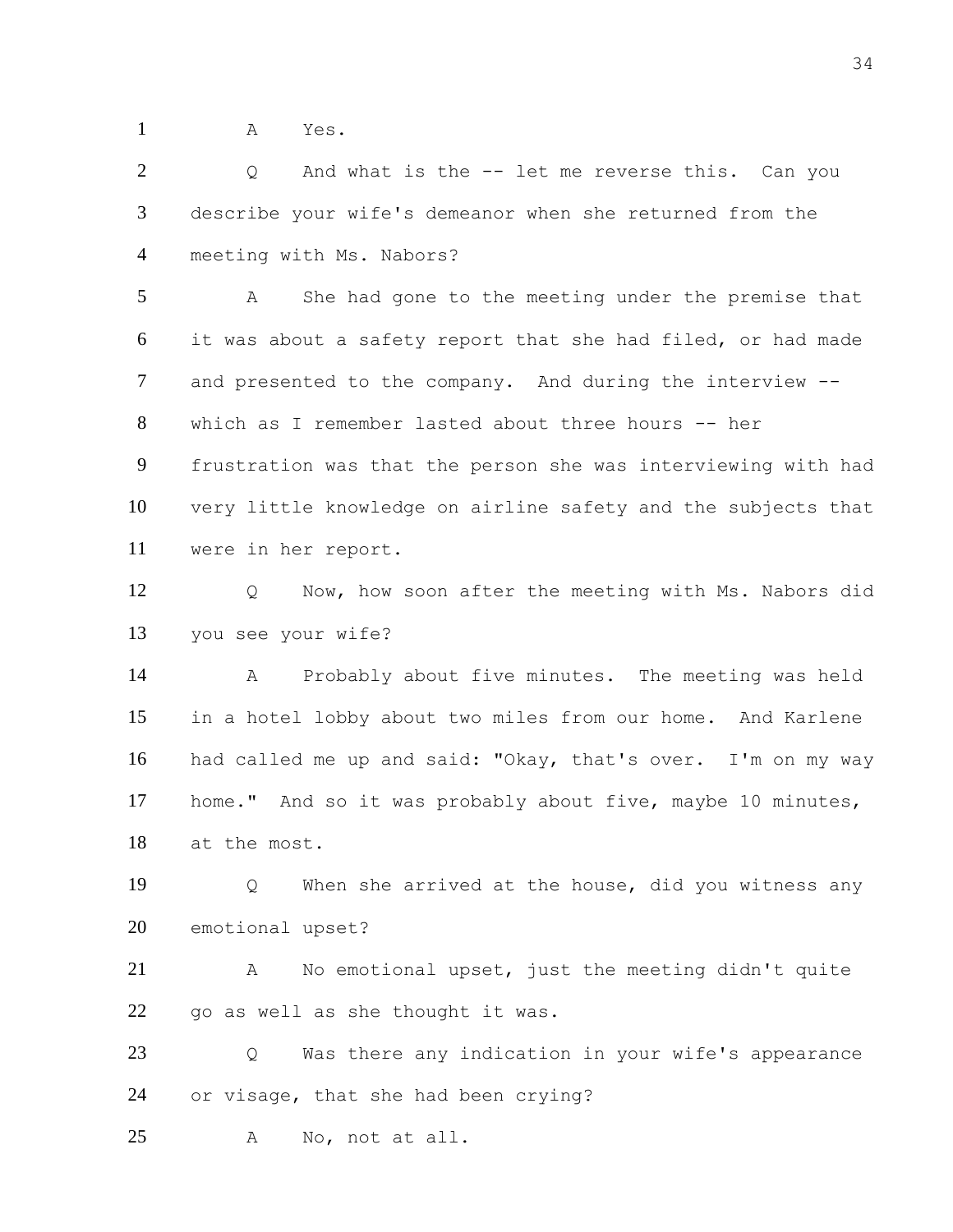1 A Yes.

2 Q And what is the -- let me reverse this. Can you
3 describe your wife's demeanor when she returned from the
4 meeting with Ms. Nabors?

5 A She had gone to the meeting under the premise that
6 it was about a safety report that she had filed, or had made
7 and presented to the company. And during the interview --
8 which as I remember lasted about three hours -- her
9 frustration was that the person she was interviewing with had
10 very little knowledge on airline safety and the subjects that
11 were in her report.

12 Q Now, how soon after the meeting with Ms. Nabors did
13 you see your wife?

14 A Probably about five minutes. The meeting was held
15 in a hotel lobby about two miles from our home. And Karlene
16 had called me up and said: "Okay, that's over. I'm on my way
17 home." And so it was probably about five, maybe 10 minutes,
18 at the most.

19 Q When she arrived at the house, did you witness any
20 emotional upset?

21 A No emotional upset, just the meeting didn't quite
22 go as well as she thought it was.

23 Q Was there any indication in your wife's appearance
24 or visage, that she had been crying?

25 A No, not at all.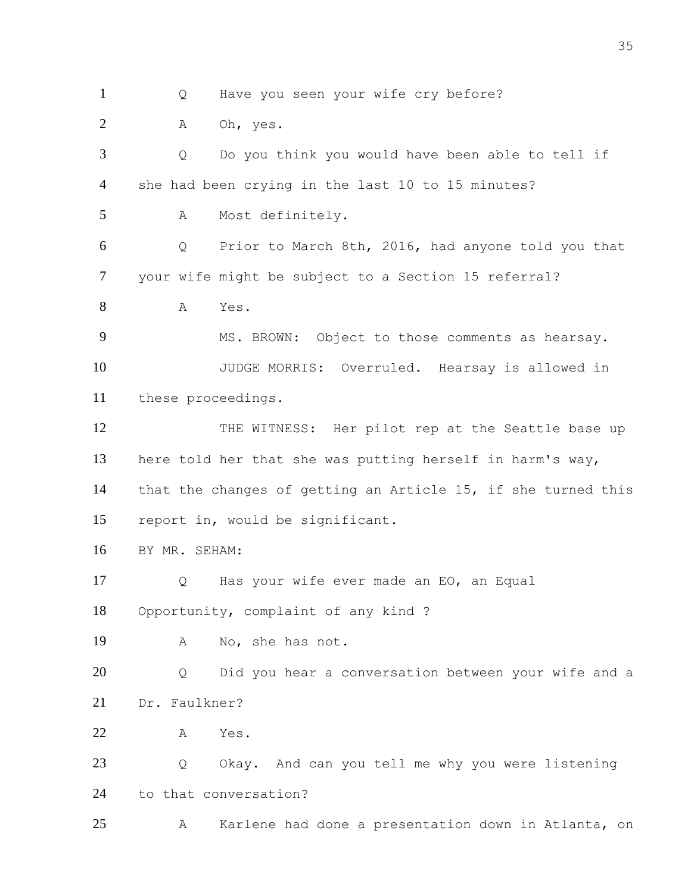1 Q Have you seen your wife cry before?

2 A Oh, yes.

3 Q Do you think you would have been able to tell if

4 she had been crying in the last 10 to 15 minutes?

5 A Most definitely.

6 Q Prior to March 8th, 2016, had anyone told you that

7 your wife might be subject to a Section 15 referral?

8 A Yes.

9 MS. BROWN: Object to those comments as hearsay.

10 JUDGE MORRIS: Overruled. Hearsay is allowed in

11 these proceedings.

12 THE WITNESS: Her pilot rep at the Seattle base up

13 here told her that she was putting herself in harm's way,

14 that the changes of getting an Article 15, if she turned this

15 report in, would be significant.

16 BY MR. SEHAM:

17 Q Has your wife ever made an EO, an Equal

18 Opportunity, complaint of any kind ?

19 A No, she has not.

20 Q Did you hear a conversation between your wife and a

21 Dr. Faulkner?

22 A Yes.

23 Q Okay. And can you tell me why you were listening

24 to that conversation?

25 A Karlene had done a presentation down in Atlanta, on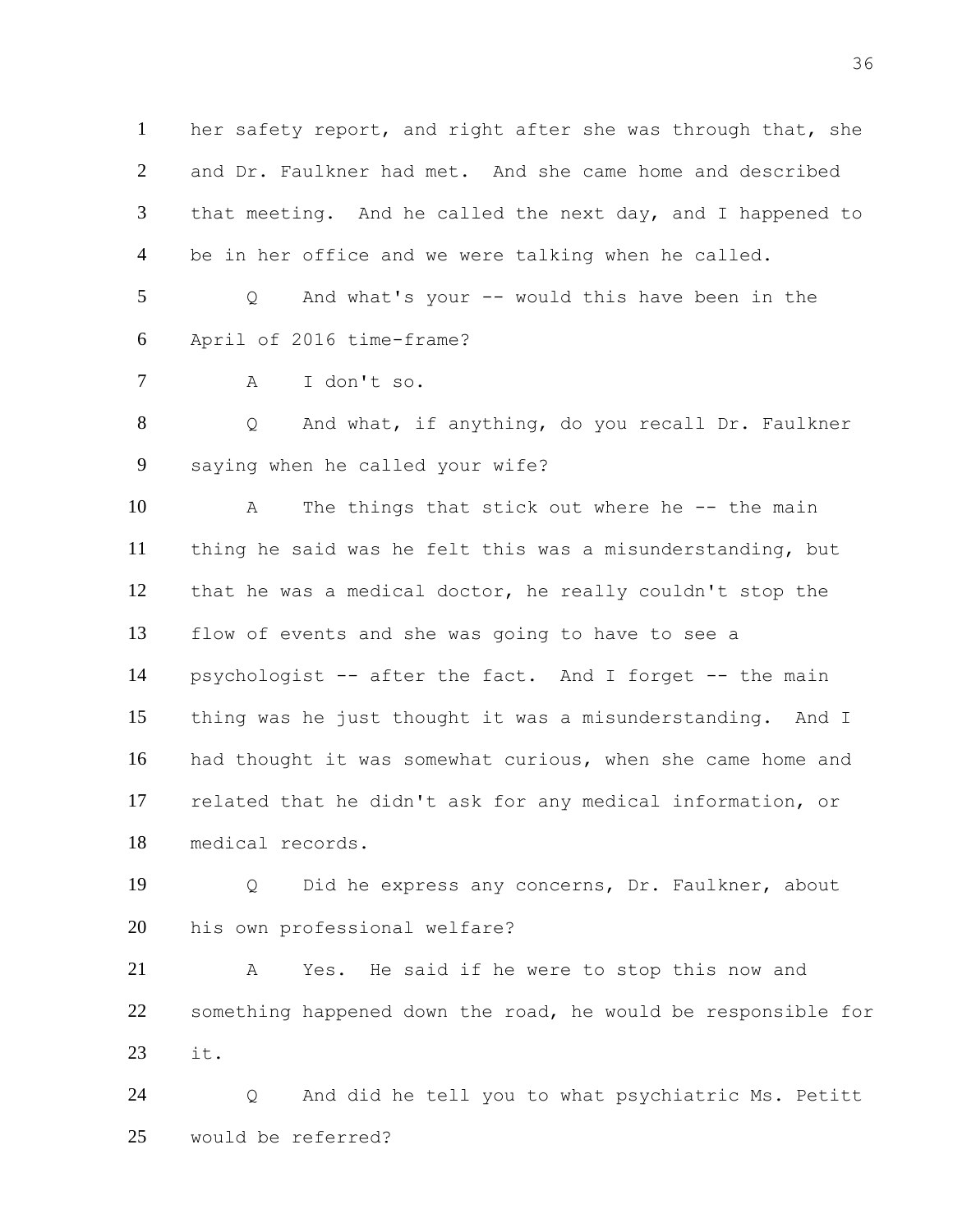1 her safety report, and right after she was through that, she
2 and Dr. Faulkner had met. And she came home and described
3 that meeting. And he called the next day, and I happened to
4 be in her office and we were talking when he called.

5 Q And what's your -- would this have been in the
6 April of 2016 time-frame?

7 A I don't so.

8 Q And what, if anything, do you recall Dr. Faulkner
9 saying when he called your wife?

10 A The things that stick out where he -- the main
11 thing he said was he felt this was a misunderstanding, but
12 that he was a medical doctor, he really couldn't stop the
13 flow of events and she was going to have to see a
14 psychologist -- after the fact. And I forget -- the main
15 thing was he just thought it was a misunderstanding. And I
16 had thought it was somewhat curious, when she came home and
17 related that he didn't ask for any medical information, or
18 medical records.

19 Q Did he express any concerns, Dr. Faulkner, about
20 his own professional welfare?

21 A Yes. He said if he were to stop this now and
22 something happened down the road, he would be responsible for
23 it.

24 Q And did he tell you to what psychiatric Ms. Petitt
25 would be referred?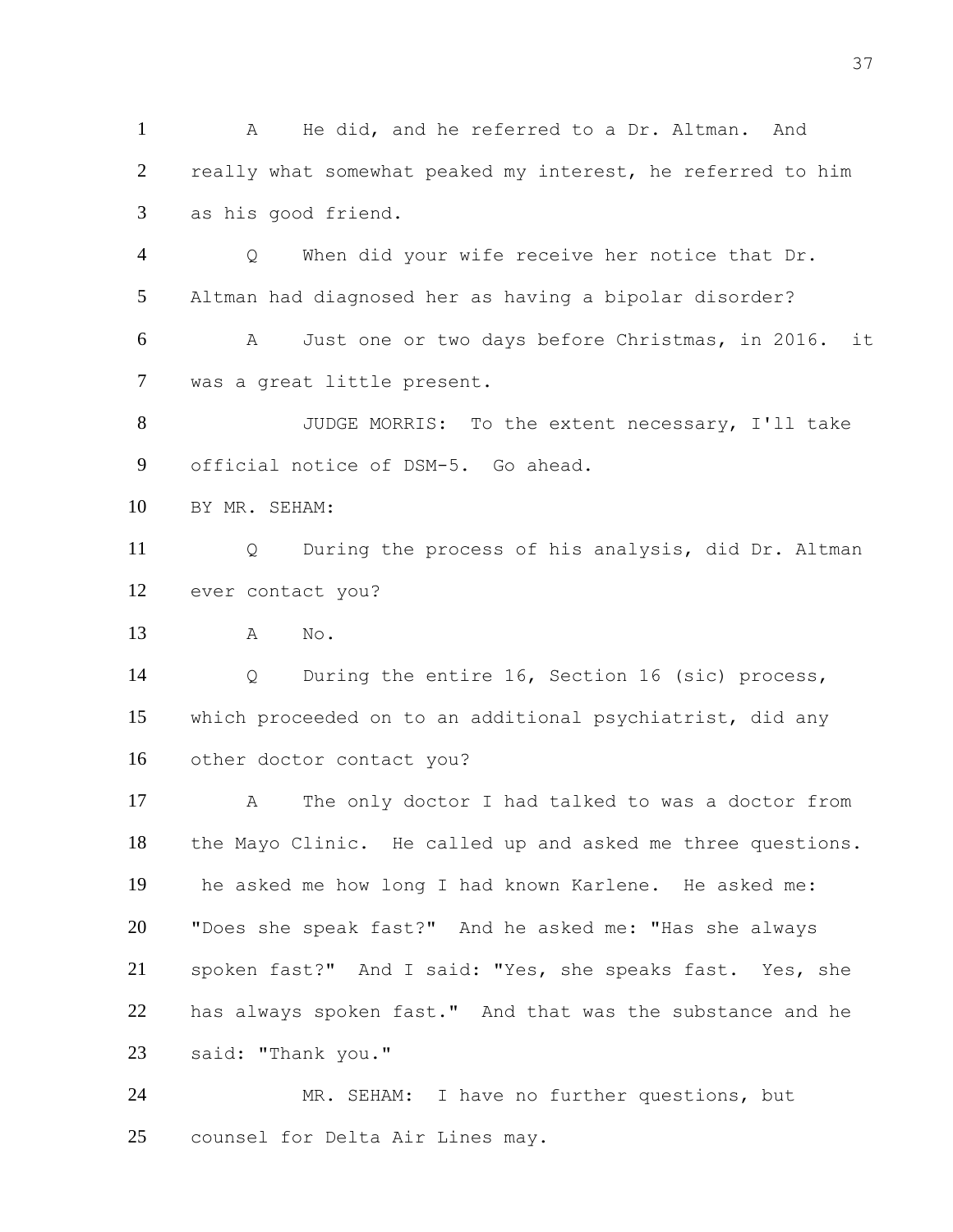1 A He did, and he referred to a Dr. Altman. And
2 really what somewhat peaked my interest, he referred to him
3 as his good friend.

4 Q When did your wife receive her notice that Dr.
5 Altman had diagnosed her as having a bipolar disorder?

6 A Just one or two days before Christmas, in 2016. it
7 was a great little present.

8 JUDGE MORRIS: To the extent necessary, I'll take
9 official notice of DSM-5. Go ahead.

10 BY MR. SEHAM:

11 Q During the process of his analysis, did Dr. Altman
12 ever contact you?

13 A No.

14 Q During the entire 16, Section 16 (sic) process,
15 which proceeded on to an additional psychiatrist, did any
16 other doctor contact you?

17 A The only doctor I had talked to was a doctor from
18 the Mayo Clinic. He called up and asked me three questions.
19 he asked me how long I had known Karlene. He asked me:
20 "Does she speak fast?" And he asked me: "Has she always
21 spoken fast?" And I said: "Yes, she speaks fast. Yes, she
22 has always spoken fast." And that was the substance and he
23 said: "Thank you."

24 MR. SEHAM: I have no further questions, but
25 counsel for Delta Air Lines may.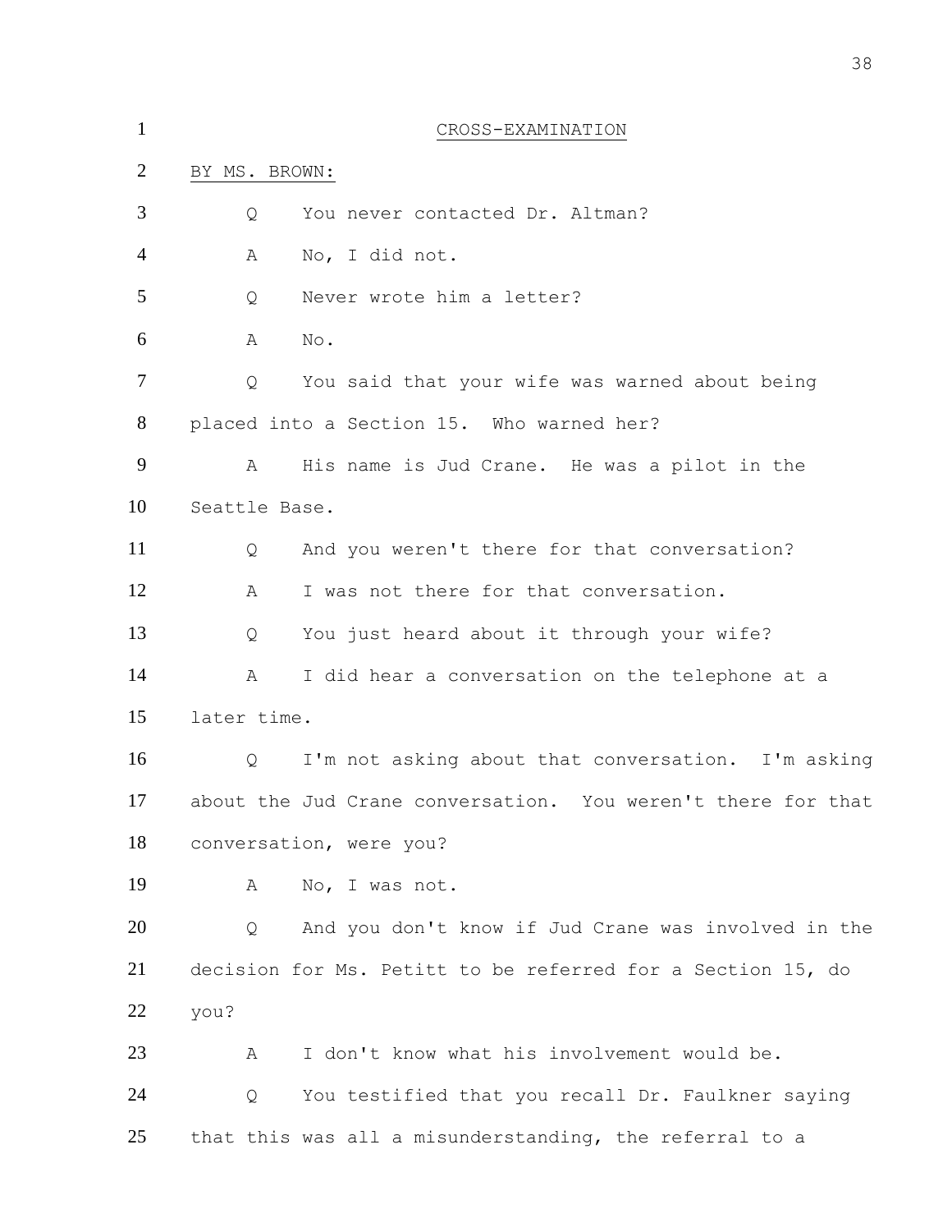CROSS-EXAMINATION

BY MS. BROWN:

Q You never contacted Dr. Altman?

A No, I did not.

Q Never wrote him a letter?

A No.

Q You said that your wife was warned about being placed into a Section 15. Who warned her?

A His name is Jud Crane. He was a pilot in the Seattle Base.

Q And you weren't there for that conversation?

A I was not there for that conversation.

Q You just heard about it through your wife?

A I did hear a conversation on the telephone at a later time.

Q I'm not asking about that conversation. I'm asking about the Jud Crane conversation. You weren't there for that conversation, were you?

A No, I was not.

Q And you don't know if Jud Crane was involved in the decision for Ms. Petitt to be referred for a Section 15, do you?

A I don't know what his involvement would be.

Q You testified that you recall Dr. Faulkner saying that this was all a misunderstanding, the referral to a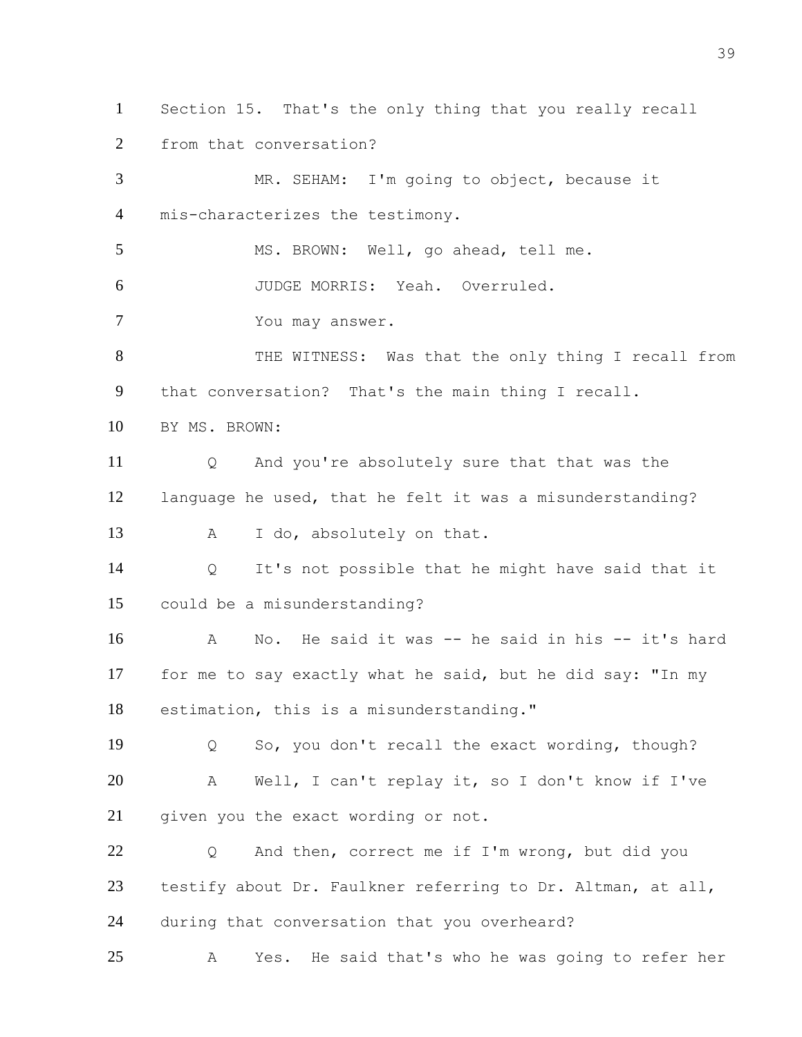Section 15. That's the only thing that you really recall from that conversation?

MR. SEHAM: I'm going to object, because it mis-characterizes the testimony.

MS. BROWN: Well, go ahead, tell me.

JUDGE MORRIS: Yeah. Overruled.

You may answer.

THE WITNESS: Was that the only thing I recall from that conversation? That's the main thing I recall.

BY MS. BROWN:

Q And you're absolutely sure that that was the language he used, that he felt it was a misunderstanding?

A I do, absolutely on that.

Q It's not possible that he might have said that it could be a misunderstanding?

A No. He said it was -- he said in his -- it's hard for me to say exactly what he said, but he did say: "In my estimation, this is a misunderstanding."

Q So, you don't recall the exact wording, though?

A Well, I can't replay it, so I don't know if I've given you the exact wording or not.

Q And then, correct me if I'm wrong, but did you testify about Dr. Faulkner referring to Dr. Altman, at all, during that conversation that you overheard?

A Yes. He said that's who he was going to refer her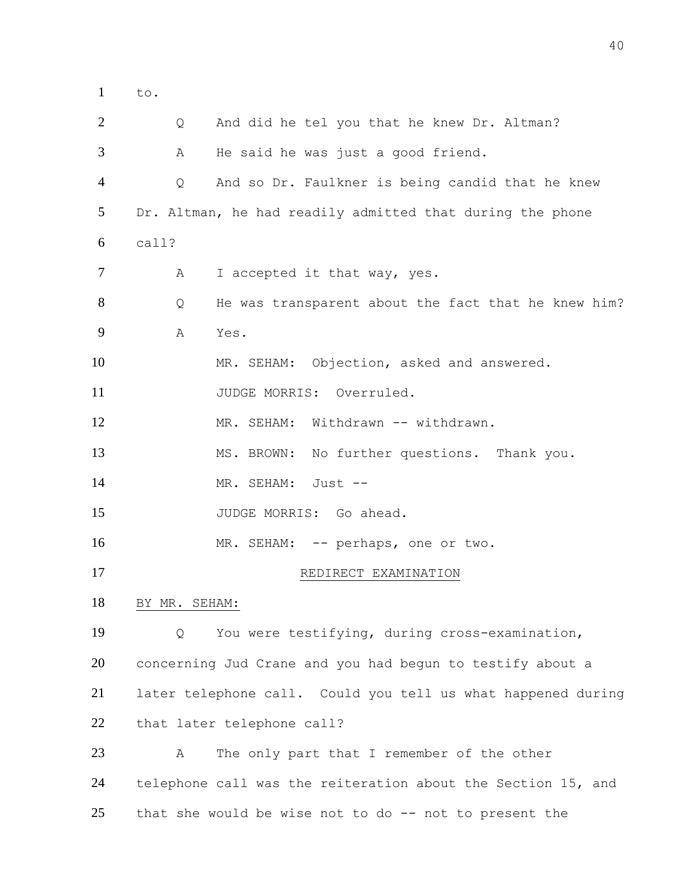1 to.

2 Q And did he tel you that he knew Dr. Altman?

3 A He said he was just a good friend.

4 Q And so Dr. Faulkner is being candid that he knew

5 Dr. Altman, he had readily admitted that during the phone

6 call?

7 A I accepted it that way, yes.

8 Q He was transparent about the fact that he knew him?

9 A Yes.

10 MR. SEHAM: Objection, asked and answered.

11 JUDGE MORRIS: Overruled.

12 MR. SEHAM: Withdrawn -- withdrawn.

13 MS. BROWN: No further questions. Thank you.

14 MR. SEHAM: Just --

15 JUDGE MORRIS: Go ahead.

16 MR. SEHAM: -- perhaps, one or two.

17 REDIRECT EXAMINATION

18 BY MR. SEHAM:

19 Q You were testifying, during cross-examination,

20 concerning Jud Crane and you had begun to testify about a

21 later telephone call. Could you tell us what happened during

22 that later telephone call?

23 A The only part that I remember of the other

24 telephone call was the reiteration about the Section 15, and

25 that she would be wise not to do -- not to present the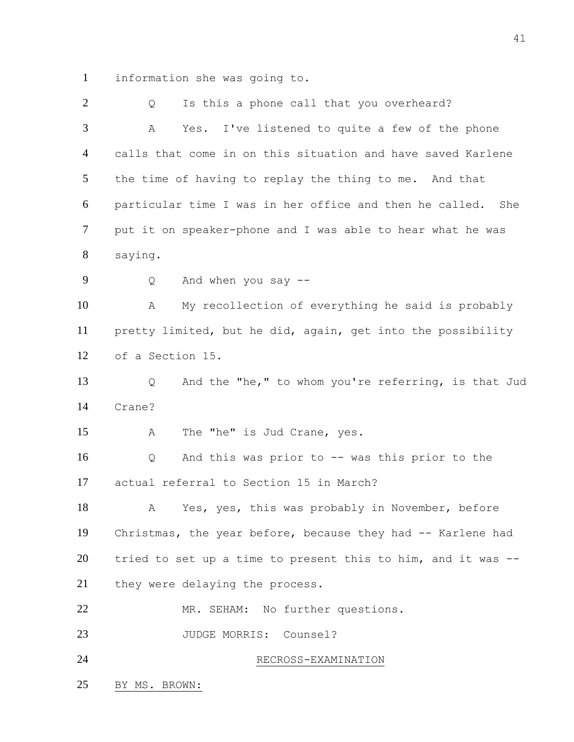information she was going to.

Q Is this a phone call that you overheard?

A Yes. I've listened to quite a few of the phone calls that come in on this situation and have saved Karlene the time of having to replay the thing to me. And that particular time I was in her office and then he called. She put it on speaker-phone and I was able to hear what he was saying.

Q And when you say --

A My recollection of everything he said is probably pretty limited, but he did, again, get into the possibility of a Section 15.

Q And the "he," to whom you're referring, is that Jud Crane?

A The "he" is Jud Crane, yes.

Q And this was prior to -- was this prior to the actual referral to Section 15 in March?

A Yes, yes, this was probably in November, before Christmas, the year before, because they had -- Karlene had tried to set up a time to present this to him, and it was -- they were delaying the process.

MR. SEHAM: No further questions.

JUDGE MORRIS: Counsel?

RECROSS-EXAMINATION

BY MS. BROWN: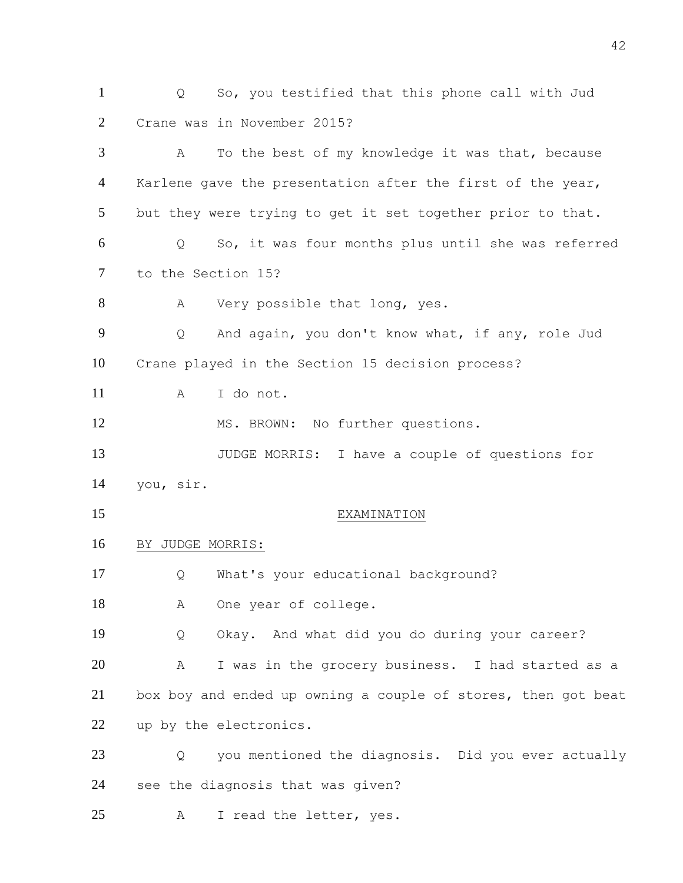1 Q So, you testified that this phone call with Jud
2 Crane was in November 2015?
3 A To the best of my knowledge it was that, because
4 Karlene gave the presentation after the first of the year,
5 but they were trying to get it set together prior to that.
6 Q So, it was four months plus until she was referred
7 to the Section 15?
8 A Very possible that long, yes.
9 Q And again, you don't know what, if any, role Jud
10 Crane played in the Section 15 decision process?
11 A I do not.
12 MS. BROWN: No further questions.
13 JUDGE MORRIS: I have a couple of questions for
14 you, sir.
15 EXAMINATION
16 BY JUDGE MORRIS:
17 Q What's your educational background?
18 A One year of college.
19 Q Okay. And what did you do during your career?
20 A I was in the grocery business. I had started as a
21 box boy and ended up owning a couple of stores, then got beat
22 up by the electronics.
23 Q you mentioned the diagnosis. Did you ever actually
24 see the diagnosis that was given?
25 A I read the letter, yes.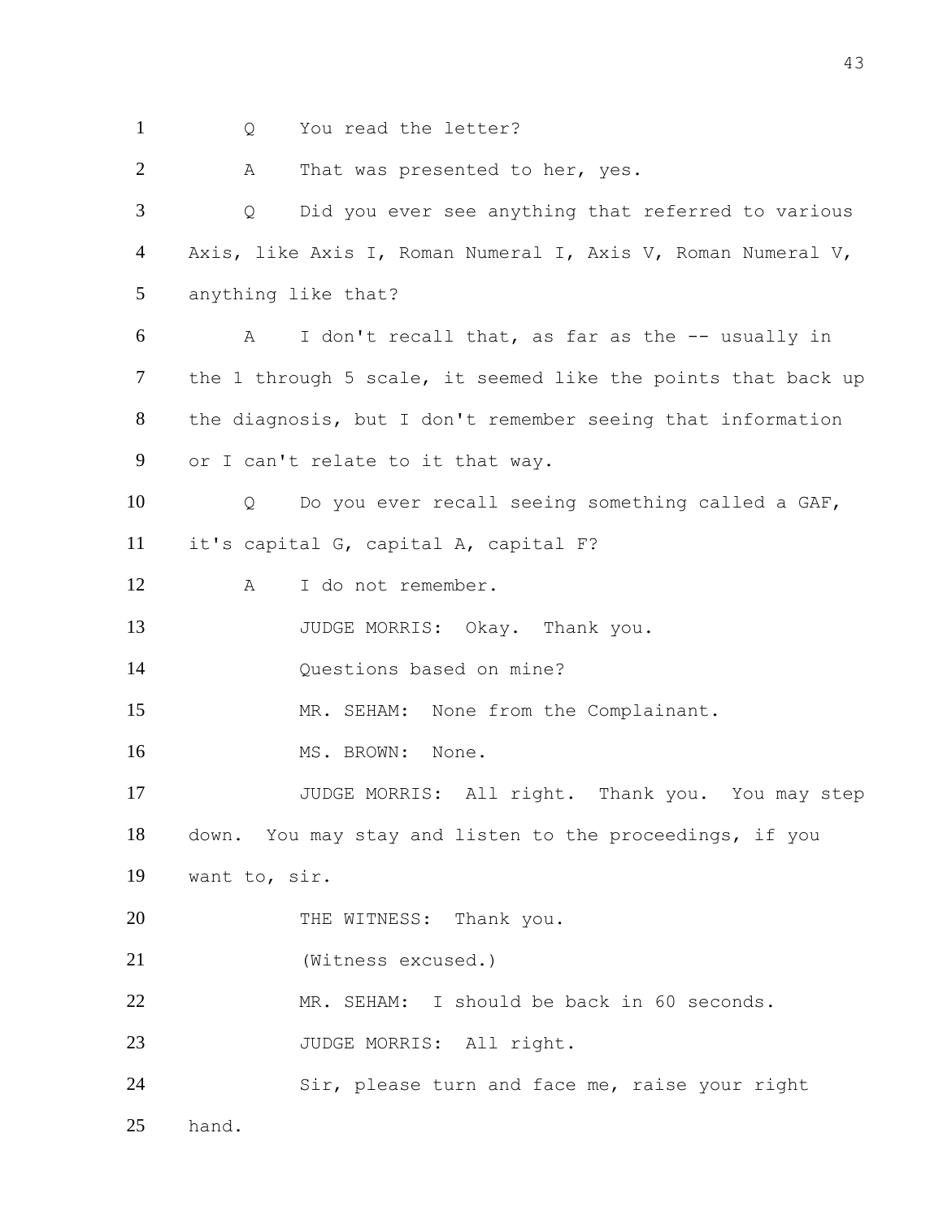Q You read the letter?

A That was presented to her, yes.

Q Did you ever see anything that referred to various Axis, like Axis I, Roman Numeral I, Axis V, Roman Numeral V, anything like that?

A I don't recall that, as far as the -- usually in the 1 through 5 scale, it seemed like the points that back up the diagnosis, but I don't remember seeing that information or I can't relate to it that way.

Q Do you ever recall seeing something called a GAF, it's capital G, capital A, capital F?

A I do not remember.

JUDGE MORRIS: Okay. Thank you.

Questions based on mine?

MR. SEHAM: None from the Complainant.

MS. BROWN: None.

JUDGE MORRIS: All right. Thank you. You may step down. You may stay and listen to the proceedings, if you want to, sir.

THE WITNESS: Thank you.

(Witness excused.)

MR. SEHAM: I should be back in 60 seconds.

JUDGE MORRIS: All right.

Sir, please turn and face me, raise your right hand.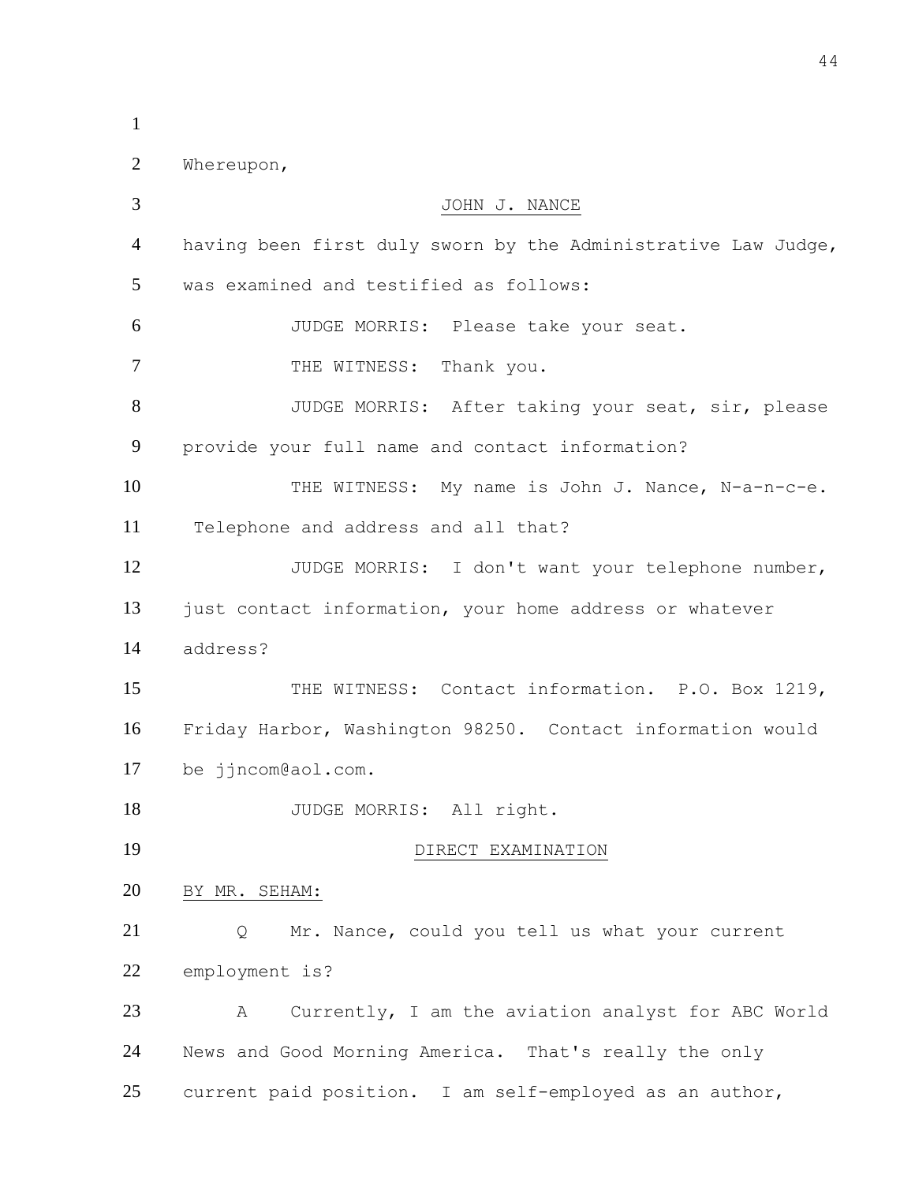Whereupon,

JOHN J. NANCE

having been first duly sworn by the Administrative Law Judge, was examined and testified as follows:

JUDGE MORRIS: Please take your seat.

THE WITNESS: Thank you.

JUDGE MORRIS: After taking your seat, sir, please provide your full name and contact information?

THE WITNESS: My name is John J. Nance, N-a-n-c-e. Telephone and address and all that?

JUDGE MORRIS: I don't want your telephone number, just contact information, your home address or whatever address?

THE WITNESS: Contact information. P.O. Box 1219, Friday Harbor, Washington 98250. Contact information would be jjncom@aol.com.

JUDGE MORRIS: All right.

DIRECT EXAMINATION

BY MR. SEHAM:

Q Mr. Nance, could you tell us what your current employment is?

A Currently, I am the aviation analyst for ABC World News and Good Morning America. That's really the only current paid position. I am self-employed as an author,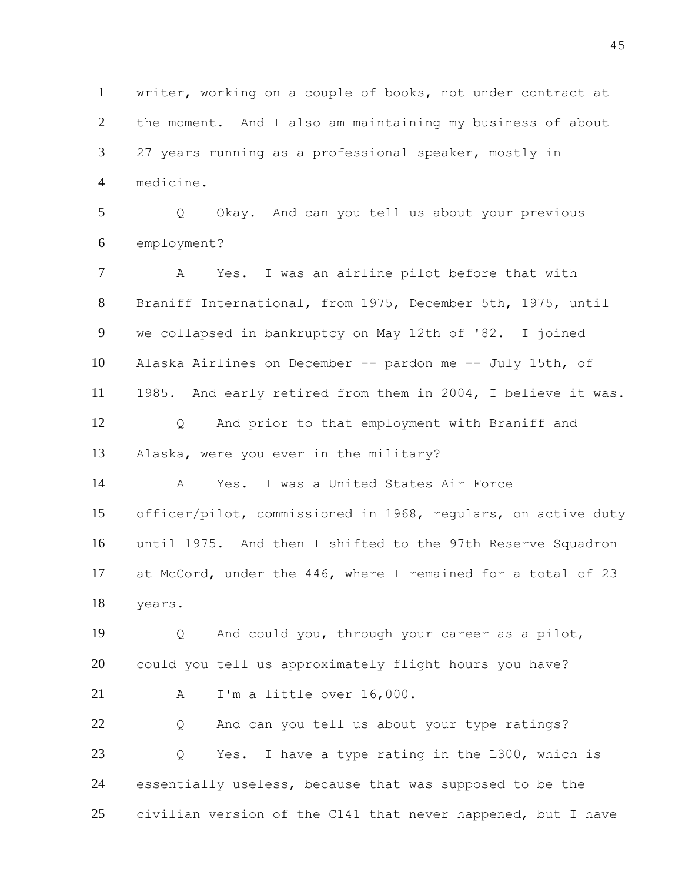1 writer, working on a couple of books, not under contract at
2 the moment. And I also am maintaining my business of about
3 27 years running as a professional speaker, mostly in
4 medicine.

5 Q Okay. And can you tell us about your previous
6 employment?

7 A Yes. I was an airline pilot before that with
8 Braniff International, from 1975, December 5th, 1975, until
9 we collapsed in bankruptcy on May 12th of '82. I joined
10 Alaska Airlines on December -- pardon me -- July 15th, of
11 1985. And early retired from them in 2004, I believe it was.

12 Q And prior to that employment with Braniff and
13 Alaska, were you ever in the military?

14 A Yes. I was a United States Air Force
15 officer/pilot, commissioned in 1968, regulars, on active duty
16 until 1975. And then I shifted to the 97th Reserve Squadron
17 at McCord, under the 446, where I remained for a total of 23
18 years.

19 Q And could you, through your career as a pilot,
20 could you tell us approximately flight hours you have?

21 A I'm a little over 16,000.

22 Q And can you tell us about your type ratings?

23 Q Yes. I have a type rating in the L300, which is
24 essentially useless, because that was supposed to be the
25 civilian version of the C141 that never happened, but I have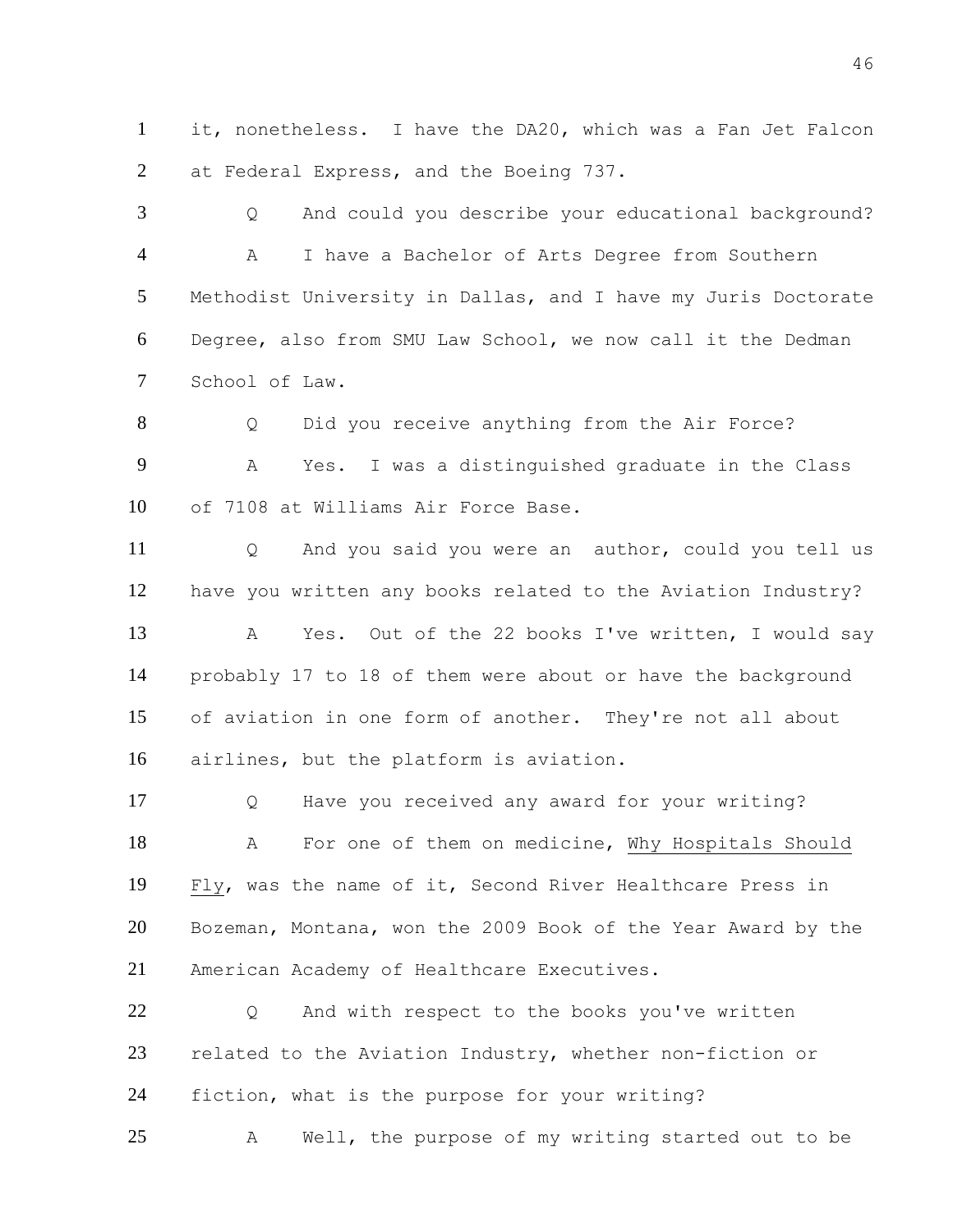1 it, nonetheless. I have the DA20, which was a Fan Jet Falcon
2 at Federal Express, and the Boeing 737.

3 Q And could you describe your educational background?

4 A I have a Bachelor of Arts Degree from Southern
5 Methodist University in Dallas, and I have my Juris Doctorate
6 Degree, also from SMU Law School, we now call it the Dedman
7 School of Law.

8 Q Did you receive anything from the Air Force?

9 A Yes. I was a distinguished graduate in the Class
10 of 7108 at Williams Air Force Base.

11 Q And you said you were an author, could you tell us
12 have you written any books related to the Aviation Industry?

13 A Yes. Out of the 22 books I've written, I would say
14 probably 17 to 18 of them were about or have the background
15 of aviation in one form of another. They're not all about
16 airlines, but the platform is aviation.

17 Q Have you received any award for your writing?

18 A For one of them on medicine, <u>Why Hospitals Should</u>
19 <u>Fly</u>, was the name of it, Second River Healthcare Press in
20 Bozeman, Montana, won the 2009 Book of the Year Award by the
21 American Academy of Healthcare Executives.

22 Q And with respect to the books you've written
23 related to the Aviation Industry, whether non-fiction or
24 fiction, what is the purpose for your writing?

25 A Well, the purpose of my writing started out to be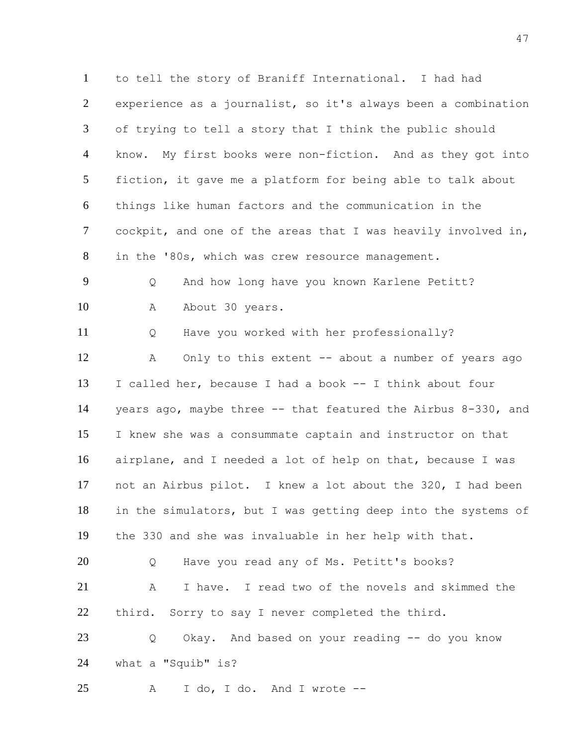to tell the story of Braniff International. I had had experience as a journalist, so it's always been a combination of trying to tell a story that I think the public should know. My first books were non-fiction. And as they got into fiction, it gave me a platform for being able to talk about things like human factors and the communication in the cockpit, and one of the areas that I was heavily involved in, in the '80s, which was crew resource management.

Q And how long have you known Karlene Petitt?

A About 30 years.

Q Have you worked with her professionally?

A Only to this extent -- about a number of years ago I called her, because I had a book -- I think about four years ago, maybe three -- that featured the Airbus 8-330, and I knew she was a consummate captain and instructor on that airplane, and I needed a lot of help on that, because I was not an Airbus pilot. I knew a lot about the 320, I had been in the simulators, but I was getting deep into the systems of the 330 and she was invaluable in her help with that.

Q Have you read any of Ms. Petitt's books?

A I have. I read two of the novels and skimmed the third. Sorry to say I never completed the third.

Q Okay. And based on your reading -- do you know what a "Squib" is?

A I do, I do. And I wrote --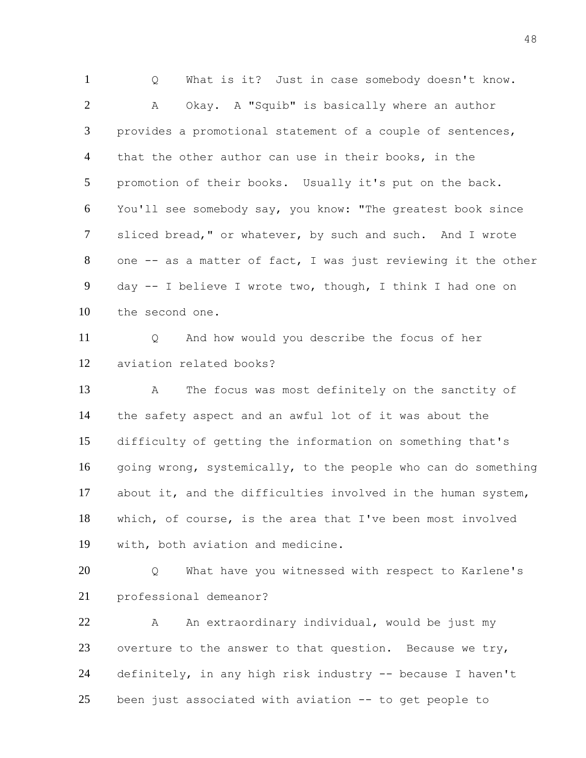1 Q What is it? Just in case somebody doesn't know.

2 A Okay. A "Squib" is basically where an author

3 provides a promotional statement of a couple of sentences,

4 that the other author can use in their books, in the

5 promotion of their books. Usually it's put on the back.

6 You'll see somebody say, you know: "The greatest book since

7 sliced bread," or whatever, by such and such. And I wrote

8 one -- as a matter of fact, I was just reviewing it the other

9 day -- I believe I wrote two, though, I think I had one on

10 the second one.

11 Q And how would you describe the focus of her

12 aviation related books?

13 A The focus was most definitely on the sanctity of

14 the safety aspect and an awful lot of it was about the

15 difficulty of getting the information on something that's

16 going wrong, systemically, to the people who can do something

17 about it, and the difficulties involved in the human system,

18 which, of course, is the area that I've been most involved

19 with, both aviation and medicine.

20 Q What have you witnessed with respect to Karlene's

21 professional demeanor?

22 A An extraordinary individual, would be just my

23 overture to the answer to that question. Because we try,

24 definitely, in any high risk industry -- because I haven't

25 been just associated with aviation -- to get people to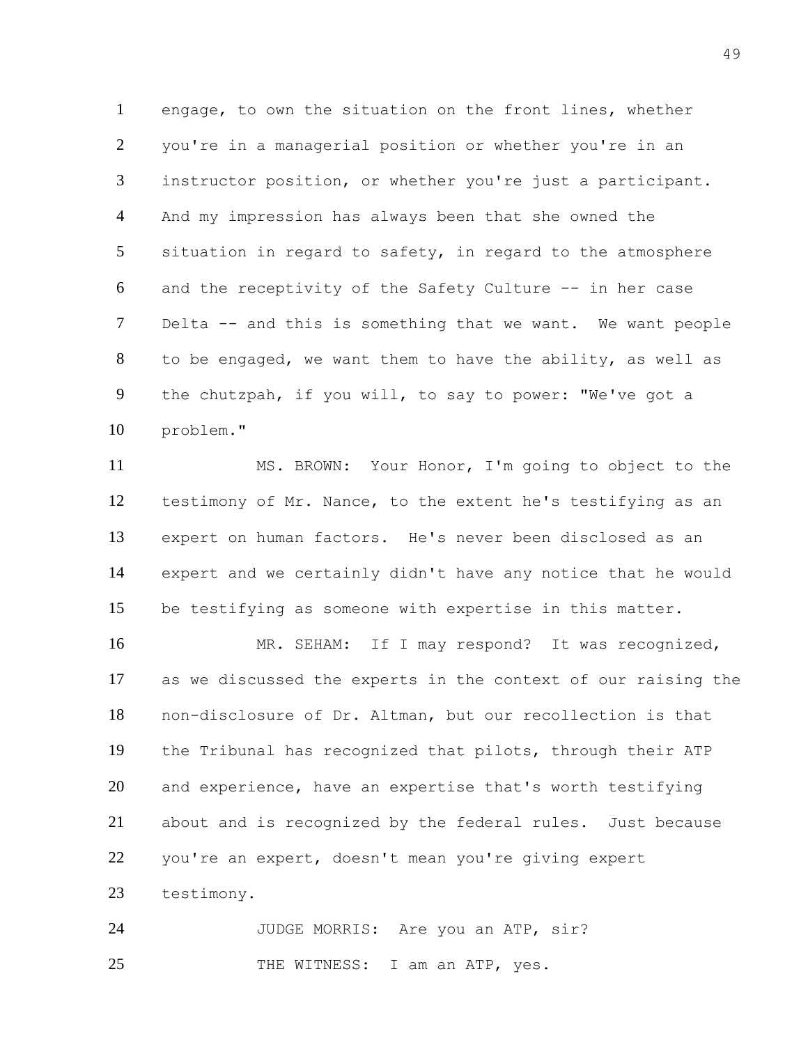engage, to own the situation on the front lines, whether you're in a managerial position or whether you're in an instructor position, or whether you're just a participant. And my impression has always been that she owned the situation in regard to safety, in regard to the atmosphere and the receptivity of the Safety Culture -- in her case Delta -- and this is something that we want. We want people to be engaged, we want them to have the ability, as well as the chutzpah, if you will, to say to power: "We've got a problem."

MS. BROWN: Your Honor, I'm going to object to the testimony of Mr. Nance, to the extent he's testifying as an expert on human factors. He's never been disclosed as an expert and we certainly didn't have any notice that he would be testifying as someone with expertise in this matter.

MR. SEHAM: If I may respond? It was recognized, as we discussed the experts in the context of our raising the non-disclosure of Dr. Altman, but our recollection is that the Tribunal has recognized that pilots, through their ATP and experience, have an expertise that's worth testifying about and is recognized by the federal rules. Just because you're an expert, doesn't mean you're giving expert testimony.

JUDGE MORRIS: Are you an ATP, sir?

THE WITNESS: I am an ATP, yes.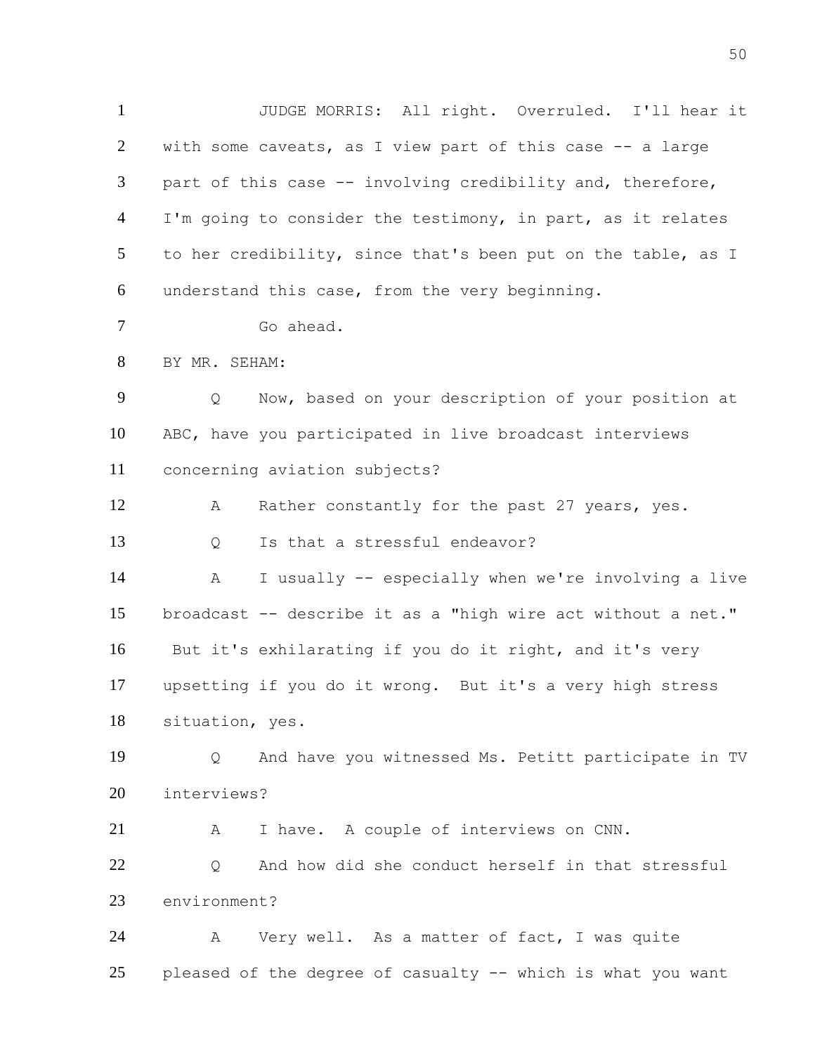JUDGE MORRIS: All right. Overruled. I'll hear it with some caveats, as I view part of this case -- a large part of this case -- involving credibility and, therefore, I'm going to consider the testimony, in part, as it relates to her credibility, since that's been put on the table, as I understand this case, from the very beginning.

Go ahead.

BY MR. SEHAM:

Q Now, based on your description of your position at ABC, have you participated in live broadcast interviews concerning aviation subjects?

A Rather constantly for the past 27 years, yes.

Q Is that a stressful endeavor?

A I usually -- especially when we're involving a live broadcast -- describe it as a "high wire act without a net." But it's exhilarating if you do it right, and it's very upsetting if you do it wrong. But it's a very high stress situation, yes.

Q And have you witnessed Ms. Petitt participate in TV interviews?

A I have. A couple of interviews on CNN.

Q And how did she conduct herself in that stressful environment?

A Very well. As a matter of fact, I was quite pleased of the degree of casualty -- which is what you want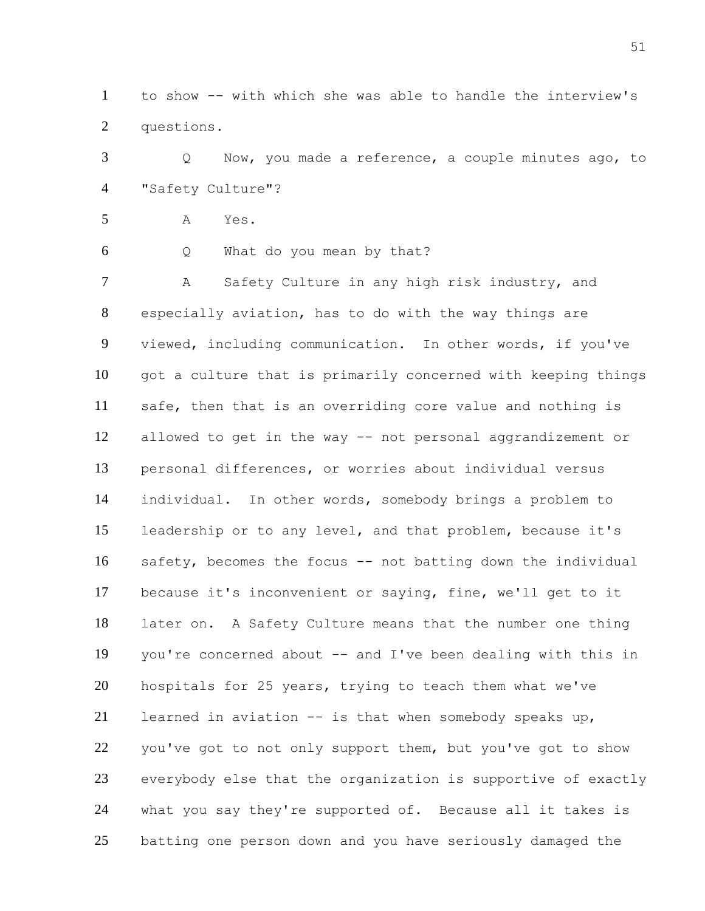to show -- with which she was able to handle the interview's questions.

Q Now, you made a reference, a couple minutes ago, to "Safety Culture"?

A Yes.

Q What do you mean by that?

A Safety Culture in any high risk industry, and especially aviation, has to do with the way things are viewed, including communication. In other words, if you've got a culture that is primarily concerned with keeping things safe, then that is an overriding core value and nothing is allowed to get in the way -- not personal aggrandizement or personal differences, or worries about individual versus individual. In other words, somebody brings a problem to leadership or to any level, and that problem, because it's safety, becomes the focus -- not batting down the individual because it's inconvenient or saying, fine, we'll get to it later on. A Safety Culture means that the number one thing you're concerned about -- and I've been dealing with this in hospitals for 25 years, trying to teach them what we've learned in aviation -- is that when somebody speaks up, you've got to not only support them, but you've got to show everybody else that the organization is supportive of exactly what you say they're supported of. Because all it takes is batting one person down and you have seriously damaged the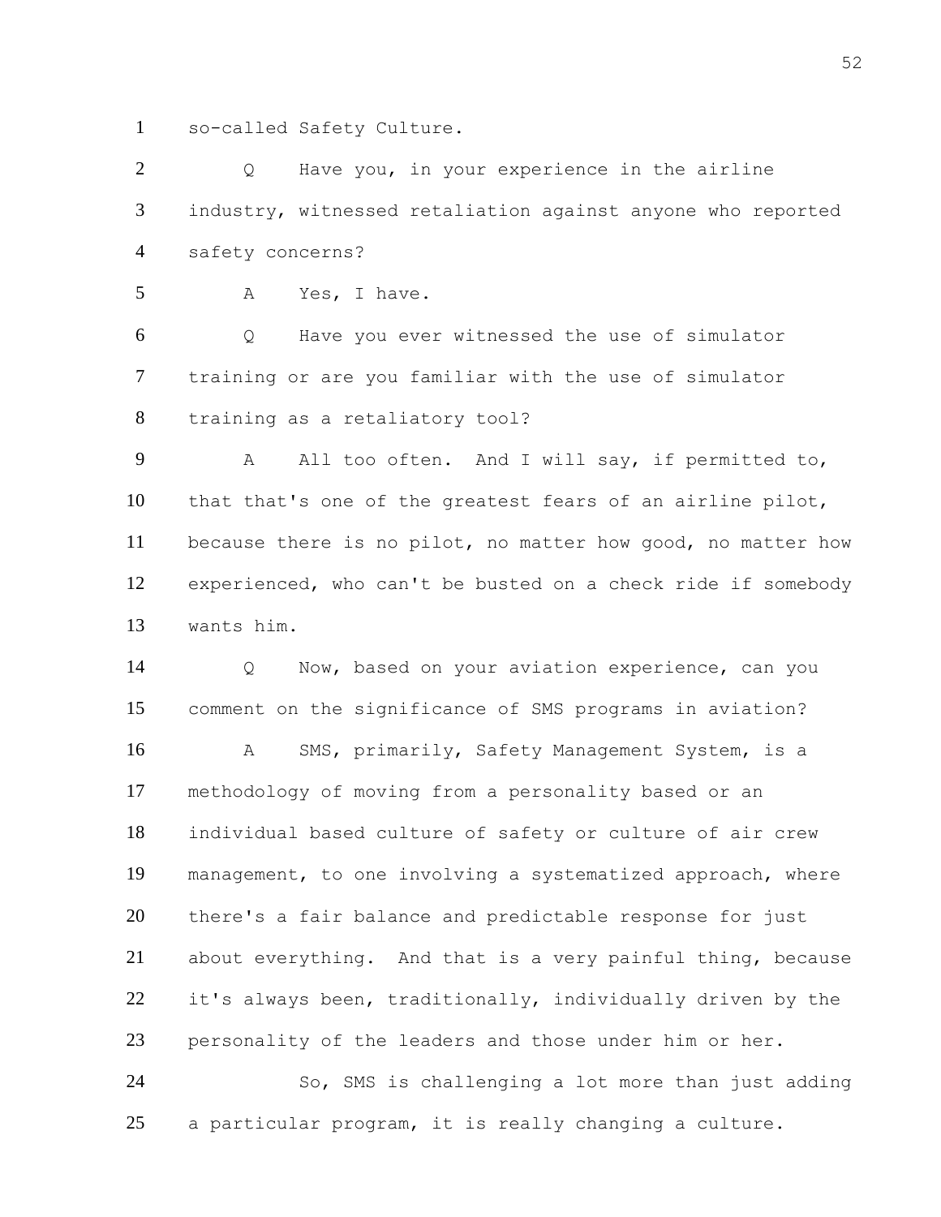so-called Safety Culture.

Q Have you, in your experience in the airline industry, witnessed retaliation against anyone who reported safety concerns?

A Yes, I have.

Q Have you ever witnessed the use of simulator training or are you familiar with the use of simulator training as a retaliatory tool?

A All too often. And I will say, if permitted to, that that's one of the greatest fears of an airline pilot, because there is no pilot, no matter how good, no matter how experienced, who can't be busted on a check ride if somebody wants him.

Q Now, based on your aviation experience, can you comment on the significance of SMS programs in aviation?

A SMS, primarily, Safety Management System, is a methodology of moving from a personality based or an individual based culture of safety or culture of air crew management, to one involving a systematized approach, where there's a fair balance and predictable response for just about everything. And that is a very painful thing, because it's always been, traditionally, individually driven by the personality of the leaders and those under him or her.

So, SMS is challenging a lot more than just adding a particular program, it is really changing a culture.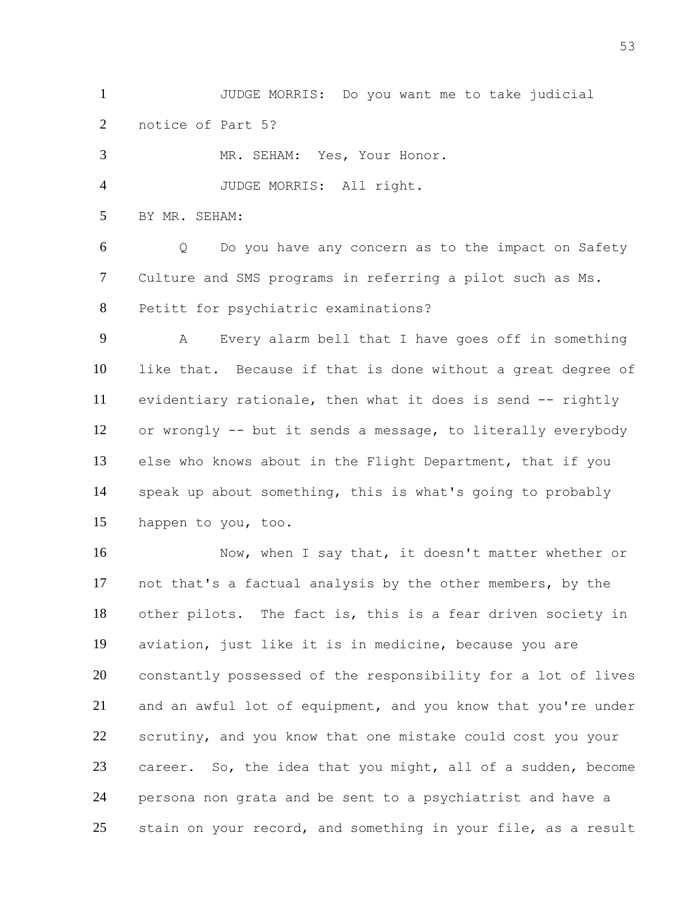JUDGE MORRIS: Do you want me to take judicial notice of Part 5?

MR. SEHAM: Yes, Your Honor.

JUDGE MORRIS: All right.

BY MR. SEHAM:

Q Do you have any concern as to the impact on Safety Culture and SMS programs in referring a pilot such as Ms. Petitt for psychiatric examinations?

A Every alarm bell that I have goes off in something like that. Because if that is done without a great degree of evidentiary rationale, then what it does is send -- rightly or wrongly -- but it sends a message, to literally everybody else who knows about in the Flight Department, that if you speak up about something, this is what's going to probably happen to you, too.

Now, when I say that, it doesn't matter whether or not that's a factual analysis by the other members, by the other pilots. The fact is, this is a fear driven society in aviation, just like it is in medicine, because you are constantly possessed of the responsibility for a lot of lives and an awful lot of equipment, and you know that you're under scrutiny, and you know that one mistake could cost you your career. So, the idea that you might, all of a sudden, become persona non grata and be sent to a psychiatrist and have a stain on your record, and something in your file, as a result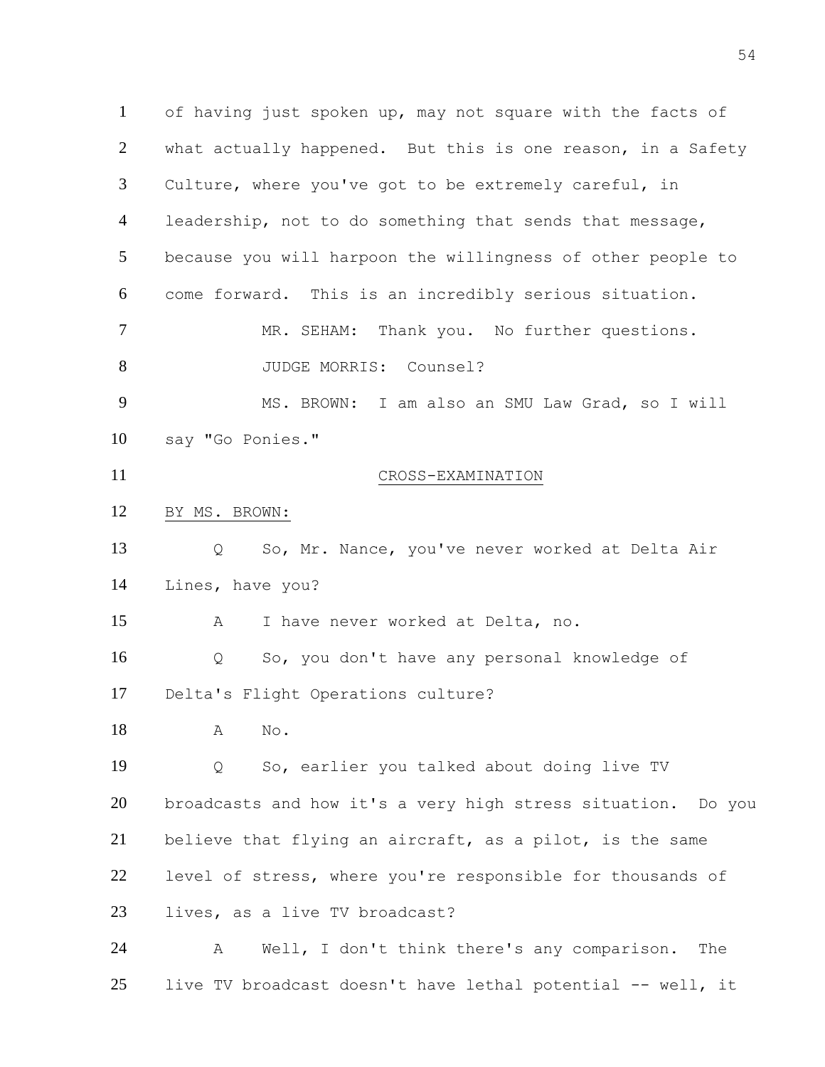1 of having just spoken up, may not square with the facts of
2 what actually happened. But this is one reason, in a Safety
3 Culture, where you've got to be extremely careful, in
4 leadership, not to do something that sends that message,
5 because you will harpoon the willingness of other people to
6 come forward. This is an incredibly serious situation.

7 MR. SEHAM: Thank you. No further questions.

8 JUDGE MORRIS: Counsel?

9 MS. BROWN: I am also an SMU Law Grad, so I will
10 say "Go Ponies."

11 CROSS-EXAMINATION

12 BY MS. BROWN:

13 Q So, Mr. Nance, you've never worked at Delta Air
14 Lines, have you?

15 A I have never worked at Delta, no.

16 Q So, you don't have any personal knowledge of
17 Delta's Flight Operations culture?

18 A No.

19 Q So, earlier you talked about doing live TV
20 broadcasts and how it's a very high stress situation. Do you
21 believe that flying an aircraft, as a pilot, is the same
22 level of stress, where you're responsible for thousands of
23 lives, as a live TV broadcast?

24 A Well, I don't think there's any comparison. The
25 live TV broadcast doesn't have lethal potential -- well, it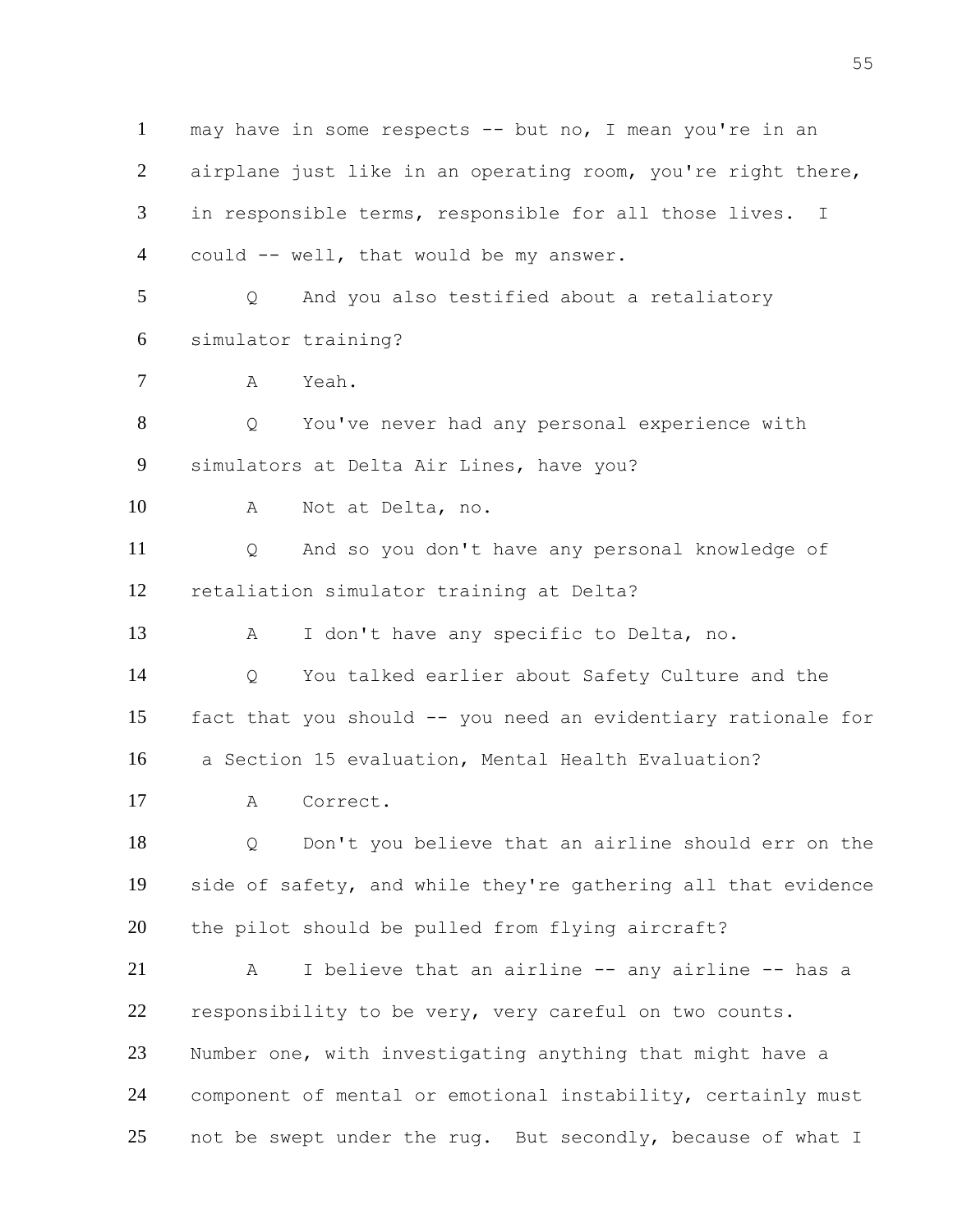1 may have in some respects -- but no, I mean you're in an
2 airplane just like in an operating room, you're right there,
3 in responsible terms, responsible for all those lives. I
4 could -- well, that would be my answer.

5 Q And you also testified about a retaliatory
6 simulator training?

7 A Yeah.

8 Q You've never had any personal experience with
9 simulators at Delta Air Lines, have you?

10 A Not at Delta, no.

11 Q And so you don't have any personal knowledge of
12 retaliation simulator training at Delta?

13 A I don't have any specific to Delta, no.

14 Q You talked earlier about Safety Culture and the
15 fact that you should -- you need an evidentiary rationale for
16 a Section 15 evaluation, Mental Health Evaluation?

17 A Correct.

18 Q Don't you believe that an airline should err on the
19 side of safety, and while they're gathering all that evidence
20 the pilot should be pulled from flying aircraft?

21 A I believe that an airline -- any airline -- has a
22 responsibility to be very, very careful on two counts.
23 Number one, with investigating anything that might have a
24 component of mental or emotional instability, certainly must
25 not be swept under the rug. But secondly, because of what I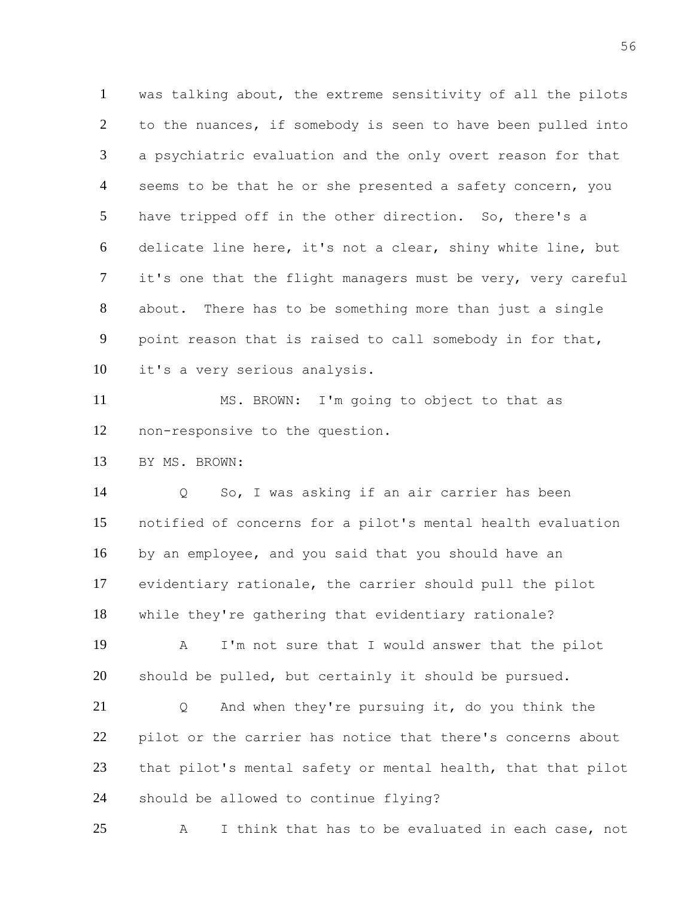was talking about, the extreme sensitivity of all the pilots to the nuances, if somebody is seen to have been pulled into a psychiatric evaluation and the only overt reason for that seems to be that he or she presented a safety concern, you have tripped off in the other direction. So, there's a delicate line here, it's not a clear, shiny white line, but it's one that the flight managers must be very, very careful about. There has to be something more than just a single point reason that is raised to call somebody in for that, it's a very serious analysis.

MS. BROWN: I'm going to object to that as non-responsive to the question.

BY MS. BROWN:

Q So, I was asking if an air carrier has been notified of concerns for a pilot's mental health evaluation by an employee, and you said that you should have an evidentiary rationale, the carrier should pull the pilot while they're gathering that evidentiary rationale?

A I'm not sure that I would answer that the pilot should be pulled, but certainly it should be pursued.

Q And when they're pursuing it, do you think the pilot or the carrier has notice that there's concerns about that pilot's mental safety or mental health, that that pilot should be allowed to continue flying?

A I think that has to be evaluated in each case, not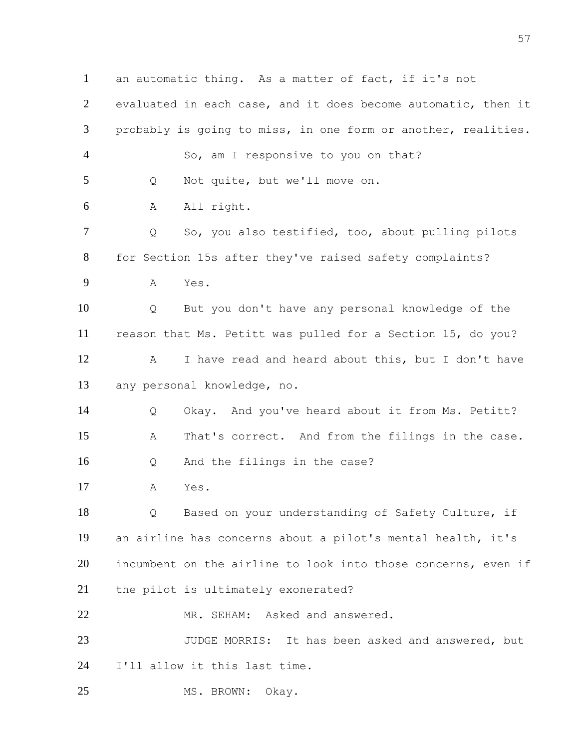1 an automatic thing. As a matter of fact, if it's not
2 evaluated in each case, and it does become automatic, then it
3 probably is going to miss, in one form or another, realities.
4 So, am I responsive to you on that?
5 Q Not quite, but we'll move on.
6 A All right.
7 Q So, you also testified, too, about pulling pilots
8 for Section 15s after they've raised safety complaints?
9 A Yes.
10 Q But you don't have any personal knowledge of the
11 reason that Ms. Petitt was pulled for a Section 15, do you?
12 A I have read and heard about this, but I don't have
13 any personal knowledge, no.
14 Q Okay. And you've heard about it from Ms. Petitt?
15 A That's correct. And from the filings in the case.
16 Q And the filings in the case?
17 A Yes.
18 Q Based on your understanding of Safety Culture, if
19 an airline has concerns about a pilot's mental health, it's
20 incumbent on the airline to look into those concerns, even if
21 the pilot is ultimately exonerated?
22 MR. SEHAM: Asked and answered.
23 JUDGE MORRIS: It has been asked and answered, but
24 I'll allow it this last time.
25 MS. BROWN: Okay.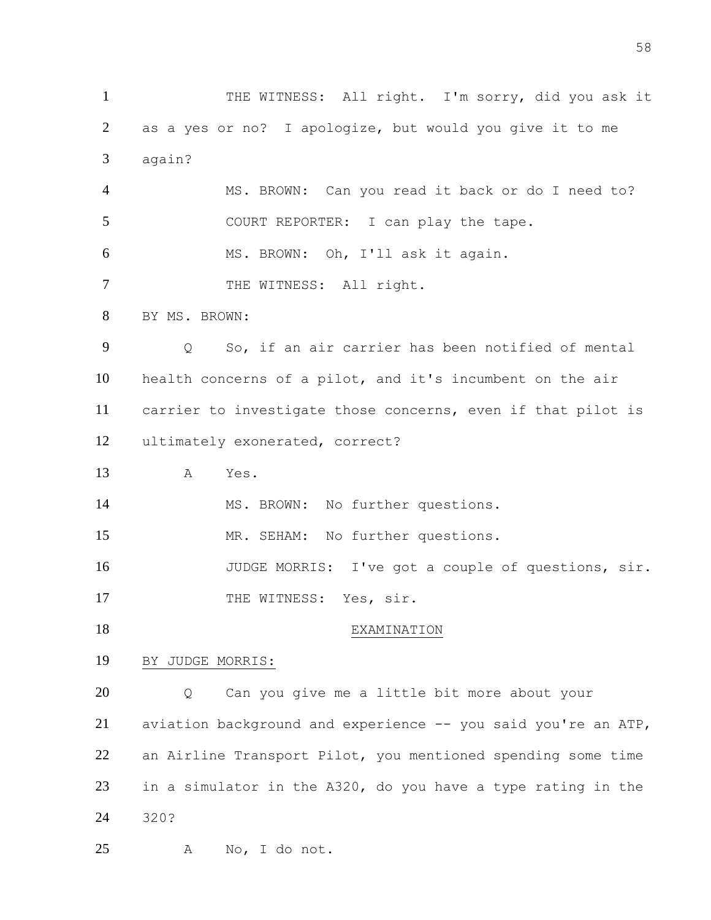THE WITNESS: All right. I'm sorry, did you ask it as a yes or no? I apologize, but would you give it to me again?

MS. BROWN: Can you read it back or do I need to?

COURT REPORTER: I can play the tape.

MS. BROWN: Oh, I'll ask it again.

THE WITNESS: All right.

BY MS. BROWN:

Q So, if an air carrier has been notified of mental health concerns of a pilot, and it's incumbent on the air carrier to investigate those concerns, even if that pilot is ultimately exonerated, correct?

A Yes.

MS. BROWN: No further questions.

MR. SEHAM: No further questions.

JUDGE MORRIS: I've got a couple of questions, sir.

THE WITNESS: Yes, sir.

EXAMINATION

BY JUDGE MORRIS:

Q Can you give me a little bit more about your aviation background and experience -- you said you're an ATP, an Airline Transport Pilot, you mentioned spending some time in a simulator in the A320, do you have a type rating in the 320?

A No, I do not.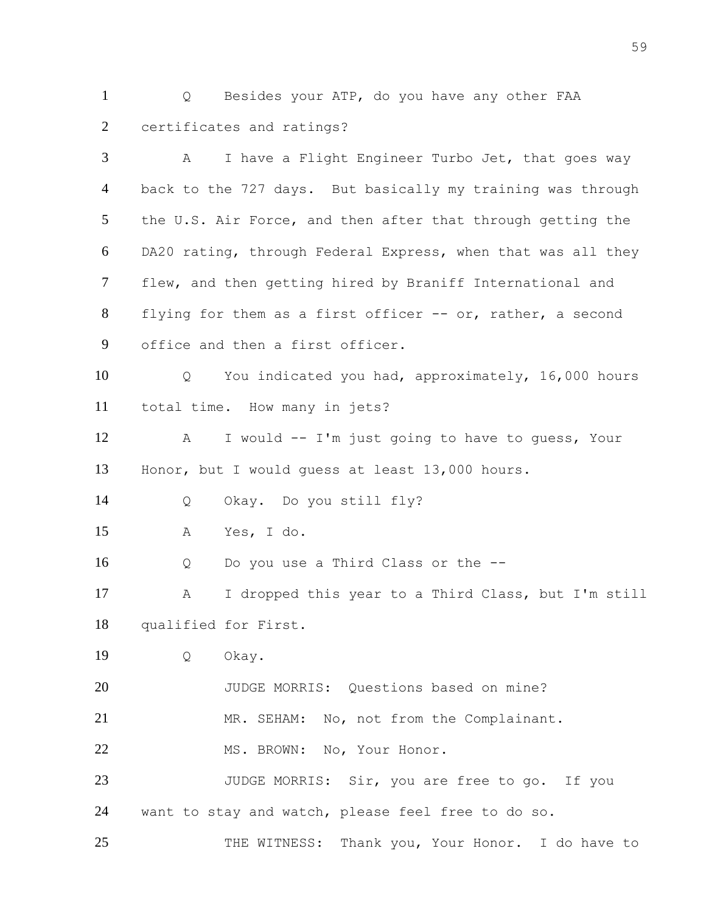Q Besides your ATP, do you have any other FAA certificates and ratings?

A I have a Flight Engineer Turbo Jet, that goes way back to the 727 days. But basically my training was through the U.S. Air Force, and then after that through getting the DA20 rating, through Federal Express, when that was all they flew, and then getting hired by Braniff International and flying for them as a first officer -- or, rather, a second office and then a first officer.

Q You indicated you had, approximately, 16,000 hours total time. How many in jets?

A I would -- I'm just going to have to guess, Your Honor, but I would guess at least 13,000 hours.

Q Okay. Do you still fly?

A Yes, I do.

Q Do you use a Third Class or the --

A I dropped this year to a Third Class, but I'm still qualified for First.

Q Okay.

JUDGE MORRIS: Questions based on mine?

MR. SEHAM: No, not from the Complainant.

MS. BROWN: No, Your Honor.

JUDGE MORRIS: Sir, you are free to go. If you want to stay and watch, please feel free to do so.

THE WITNESS: Thank you, Your Honor. I do have to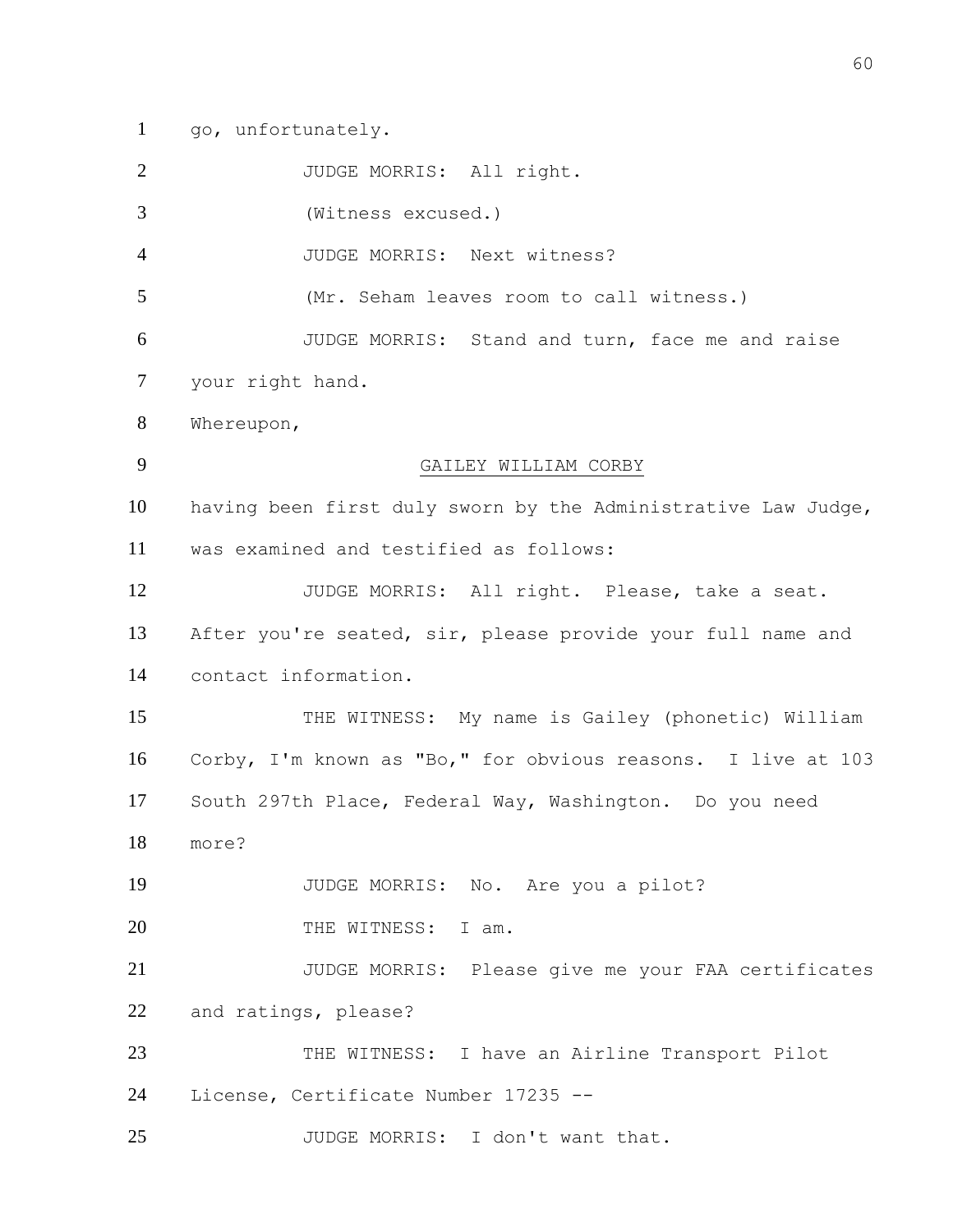go, unfortunately.

JUDGE MORRIS: All right.

(Witness excused.)

JUDGE MORRIS: Next witness?

(Mr. Seham leaves room to call witness.)

JUDGE MORRIS: Stand and turn, face me and raise your right hand.

Whereupon,

GAILEY WILLIAM CORBY

having been first duly sworn by the Administrative Law Judge, was examined and testified as follows:

JUDGE MORRIS: All right. Please, take a seat. After you're seated, sir, please provide your full name and contact information.

THE WITNESS: My name is Gailey (phonetic) William Corby, I'm known as "Bo," for obvious reasons. I live at 103 South 297th Place, Federal Way, Washington. Do you need more?

JUDGE MORRIS: No. Are you a pilot?

THE WITNESS: I am.

JUDGE MORRIS: Please give me your FAA certificates and ratings, please?

THE WITNESS: I have an Airline Transport Pilot License, Certificate Number 17235 --

JUDGE MORRIS: I don't want that.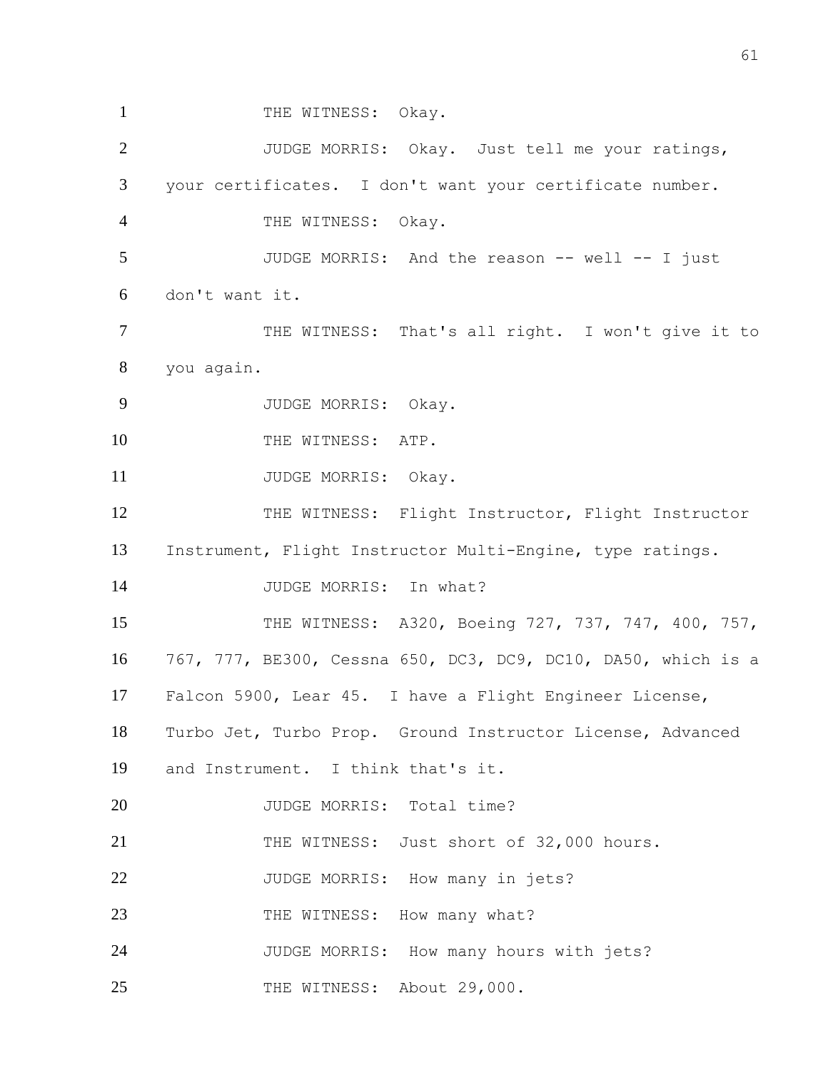THE WITNESS: Okay.

JUDGE MORRIS: Okay. Just tell me your ratings, your certificates. I don't want your certificate number.

THE WITNESS: Okay.

JUDGE MORRIS: And the reason -- well -- I just don't want it.

THE WITNESS: That's all right. I won't give it to you again.

JUDGE MORRIS: Okay.

THE WITNESS: ATP.

JUDGE MORRIS: Okay.

THE WITNESS: Flight Instructor, Flight Instructor Instrument, Flight Instructor Multi-Engine, type ratings.

JUDGE MORRIS: In what?

THE WITNESS: A320, Boeing 727, 737, 747, 400, 757, 767, 777, BE300, Cessna 650, DC3, DC9, DC10, DA50, which is a Falcon 5900, Lear 45. I have a Flight Engineer License, Turbo Jet, Turbo Prop. Ground Instructor License, Advanced and Instrument. I think that's it.

JUDGE MORRIS: Total time?

THE WITNESS: Just short of 32,000 hours.

JUDGE MORRIS: How many in jets?

THE WITNESS: How many what?

JUDGE MORRIS: How many hours with jets?

THE WITNESS: About 29,000.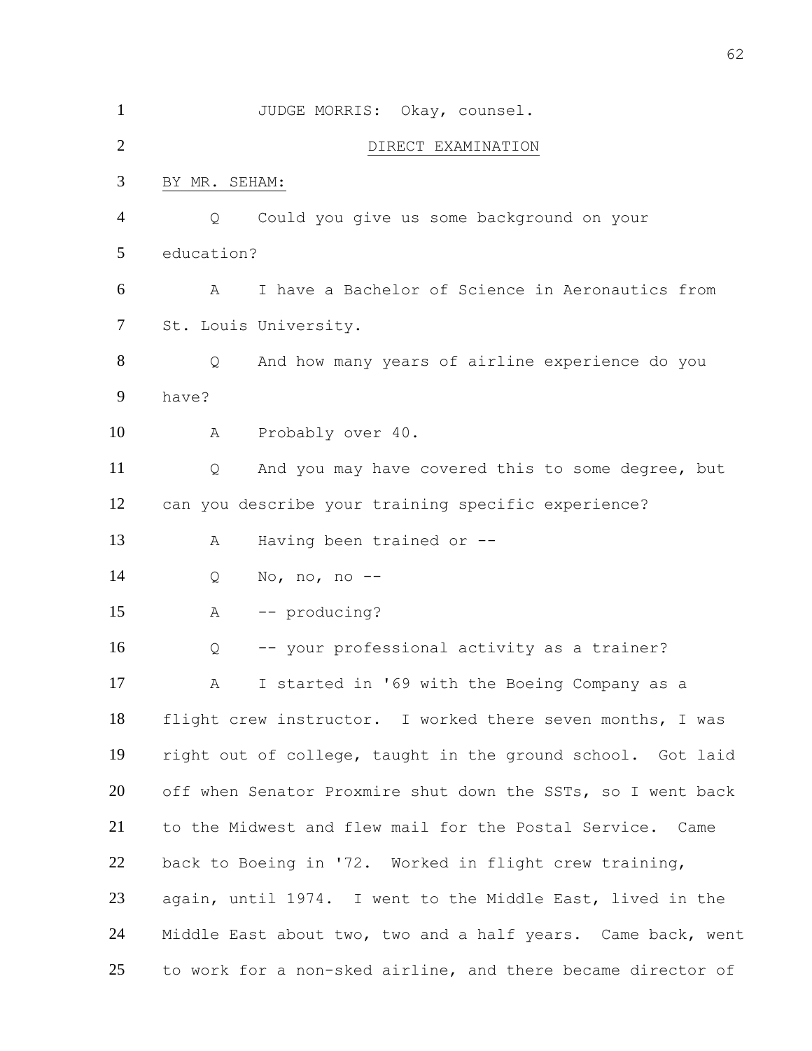JUDGE MORRIS: Okay, counsel.

DIRECT EXAMINATION

BY MR. SEHAM:

Q Could you give us some background on your education?

A I have a Bachelor of Science in Aeronautics from St. Louis University.

Q And how many years of airline experience do you have?

A Probably over 40.

Q And you may have covered this to some degree, but can you describe your training specific experience?

A Having been trained or --

Q No, no, no --

A -- producing?

Q -- your professional activity as a trainer?

A I started in '69 with the Boeing Company as a flight crew instructor. I worked there seven months, I was right out of college, taught in the ground school. Got laid off when Senator Proxmire shut down the SSTs, so I went back to the Midwest and flew mail for the Postal Service. Came back to Boeing in '72. Worked in flight crew training, again, until 1974. I went to the Middle East, lived in the Middle East about two, two and a half years. Came back, went to work for a non-sked airline, and there became director of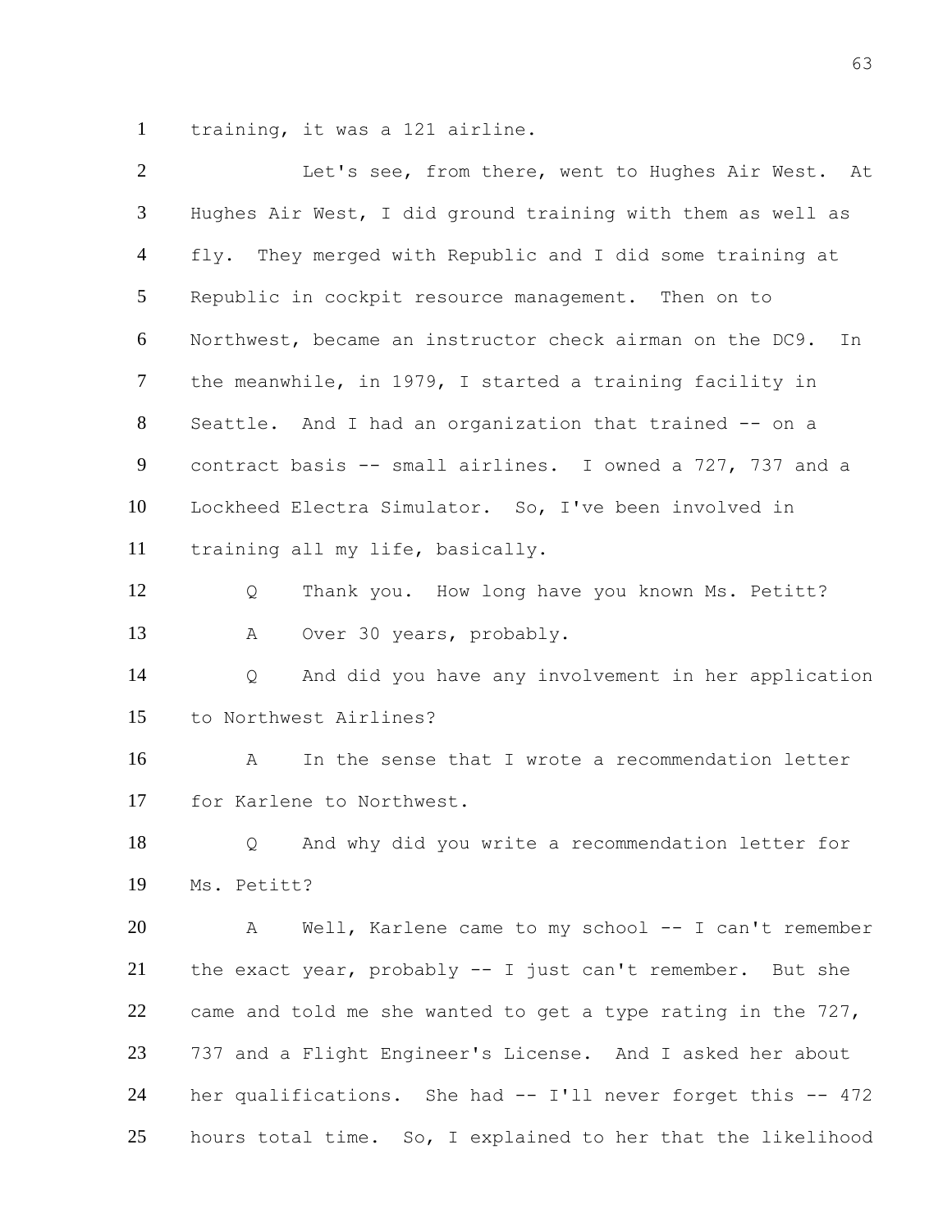training, it was a 121 airline.

Let's see, from there, went to Hughes Air West. At Hughes Air West, I did ground training with them as well as fly. They merged with Republic and I did some training at Republic in cockpit resource management. Then on to Northwest, became an instructor check airman on the DC9. In the meanwhile, in 1979, I started a training facility in Seattle. And I had an organization that trained -- on a contract basis -- small airlines. I owned a 727, 737 and a Lockheed Electra Simulator. So, I've been involved in training all my life, basically.

Q Thank you. How long have you known Ms. Petitt?

A Over 30 years, probably.

Q And did you have any involvement in her application to Northwest Airlines?

A In the sense that I wrote a recommendation letter for Karlene to Northwest.

Q And why did you write a recommendation letter for Ms. Petitt?

A Well, Karlene came to my school -- I can't remember the exact year, probably -- I just can't remember. But she came and told me she wanted to get a type rating in the 727, 737 and a Flight Engineer's License. And I asked her about her qualifications. She had -- I'll never forget this -- 472 hours total time. So, I explained to her that the likelihood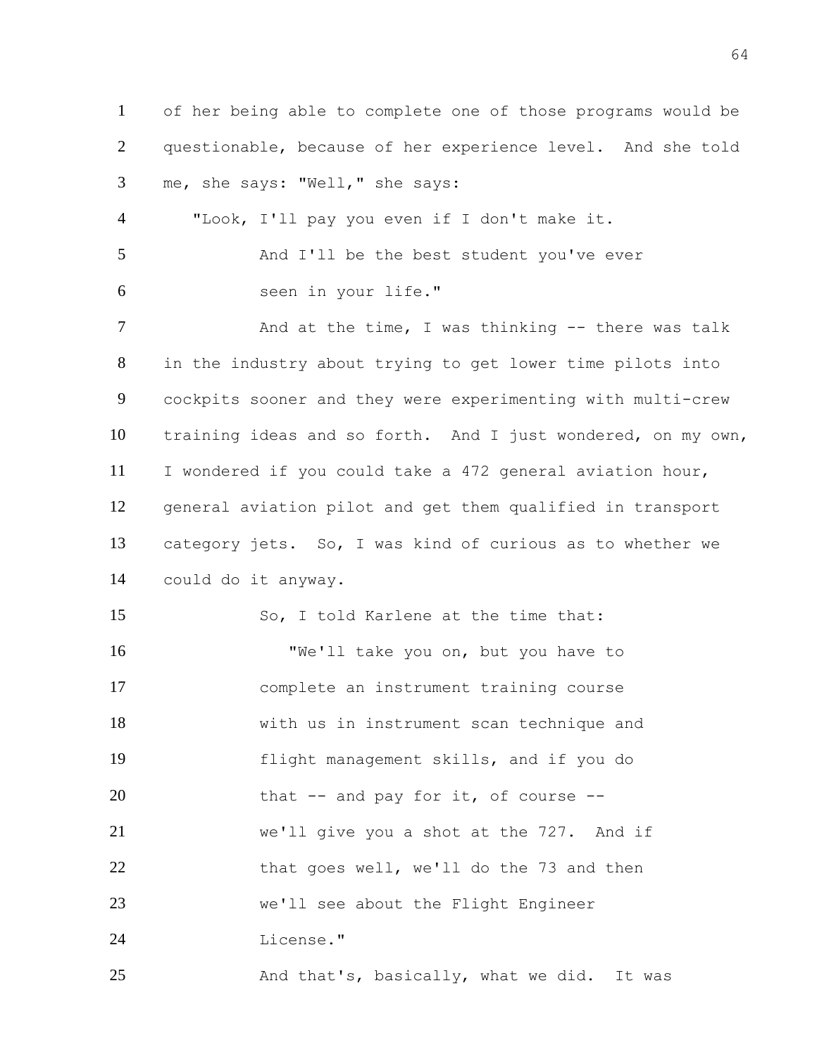of her being able to complete one of those programs would be questionable, because of her experience level. And she told me, she says: "Well," she says:

"Look, I'll pay you even if I don't make it. And I'll be the best student you've ever seen in your life."

And at the time, I was thinking -- there was talk in the industry about trying to get lower time pilots into cockpits sooner and they were experimenting with multi-crew training ideas and so forth. And I just wondered, on my own, I wondered if you could take a 472 general aviation hour, general aviation pilot and get them qualified in transport category jets. So, I was kind of curious as to whether we could do it anyway.

So, I told Karlene at the time that:

"We'll take you on, but you have to complete an instrument training course with us in instrument scan technique and flight management skills, and if you do that -- and pay for it, of course -- we'll give you a shot at the 727. And if that goes well, we'll do the 73 and then we'll see about the Flight Engineer License."

And that's, basically, what we did. It was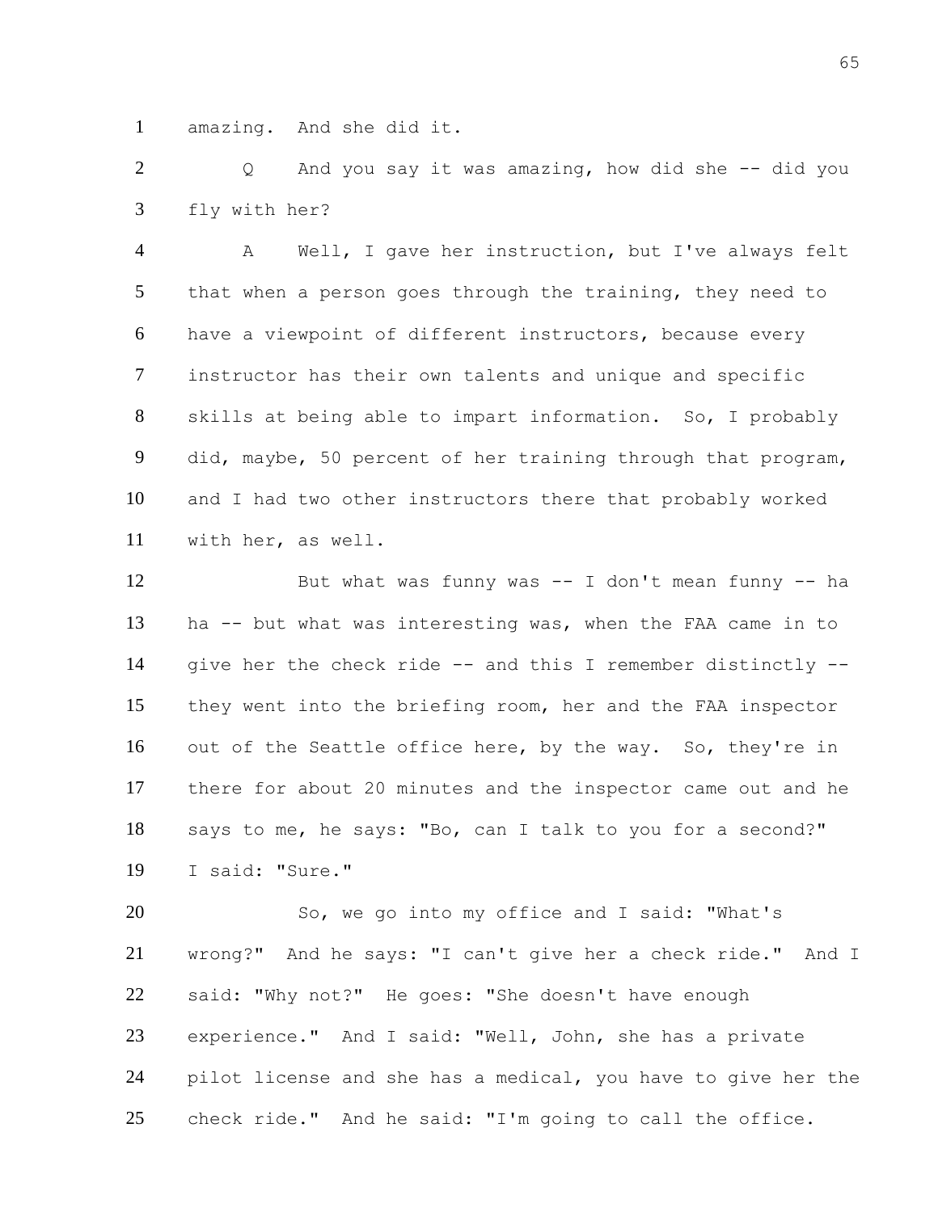amazing. And she did it.

Q And you say it was amazing, how did she -- did you fly with her?

A Well, I gave her instruction, but I've always felt that when a person goes through the training, they need to have a viewpoint of different instructors, because every instructor has their own talents and unique and specific skills at being able to impart information. So, I probably did, maybe, 50 percent of her training through that program, and I had two other instructors there that probably worked with her, as well.

But what was funny was -- I don't mean funny -- ha ha -- but what was interesting was, when the FAA came in to give her the check ride -- and this I remember distinctly -- they went into the briefing room, her and the FAA inspector out of the Seattle office here, by the way. So, they're in there for about 20 minutes and the inspector came out and he says to me, he says: "Bo, can I talk to you for a second?" I said: "Sure."

So, we go into my office and I said: "What's wrong?" And he says: "I can't give her a check ride." And I said: "Why not?" He goes: "She doesn't have enough experience." And I said: "Well, John, she has a private pilot license and she has a medical, you have to give her the check ride." And he said: "I'm going to call the office.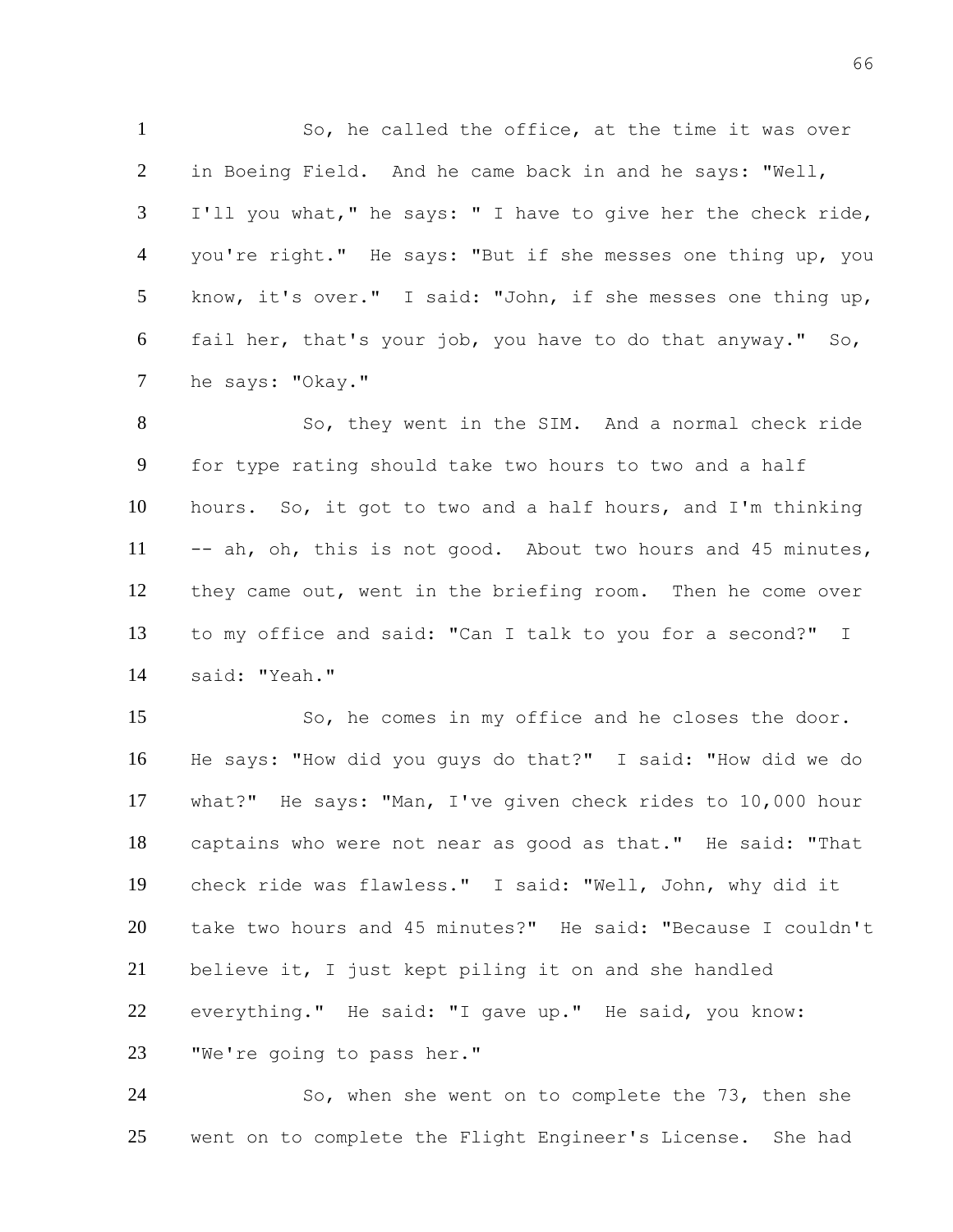So, he called the office, at the time it was over in Boeing Field. And he came back in and he says: "Well, I'll you what," he says: " I have to give her the check ride, you're right." He says: "But if she messes one thing up, you know, it's over." I said: "John, if she messes one thing up, fail her, that's your job, you have to do that anyway." So, he says: "Okay."

So, they went in the SIM. And a normal check ride for type rating should take two hours to two and a half hours. So, it got to two and a half hours, and I'm thinking -- ah, oh, this is not good. About two hours and 45 minutes, they came out, went in the briefing room. Then he come over to my office and said: "Can I talk to you for a second?" I said: "Yeah."

So, he comes in my office and he closes the door. He says: "How did you guys do that?" I said: "How did we do what?" He says: "Man, I've given check rides to 10,000 hour captains who were not near as good as that." He said: "That check ride was flawless." I said: "Well, John, why did it take two hours and 45 minutes?" He said: "Because I couldn't believe it, I just kept piling it on and she handled everything." He said: "I gave up." He said, you know: "We're going to pass her."

So, when she went on to complete the 73, then she went on to complete the Flight Engineer's License. She had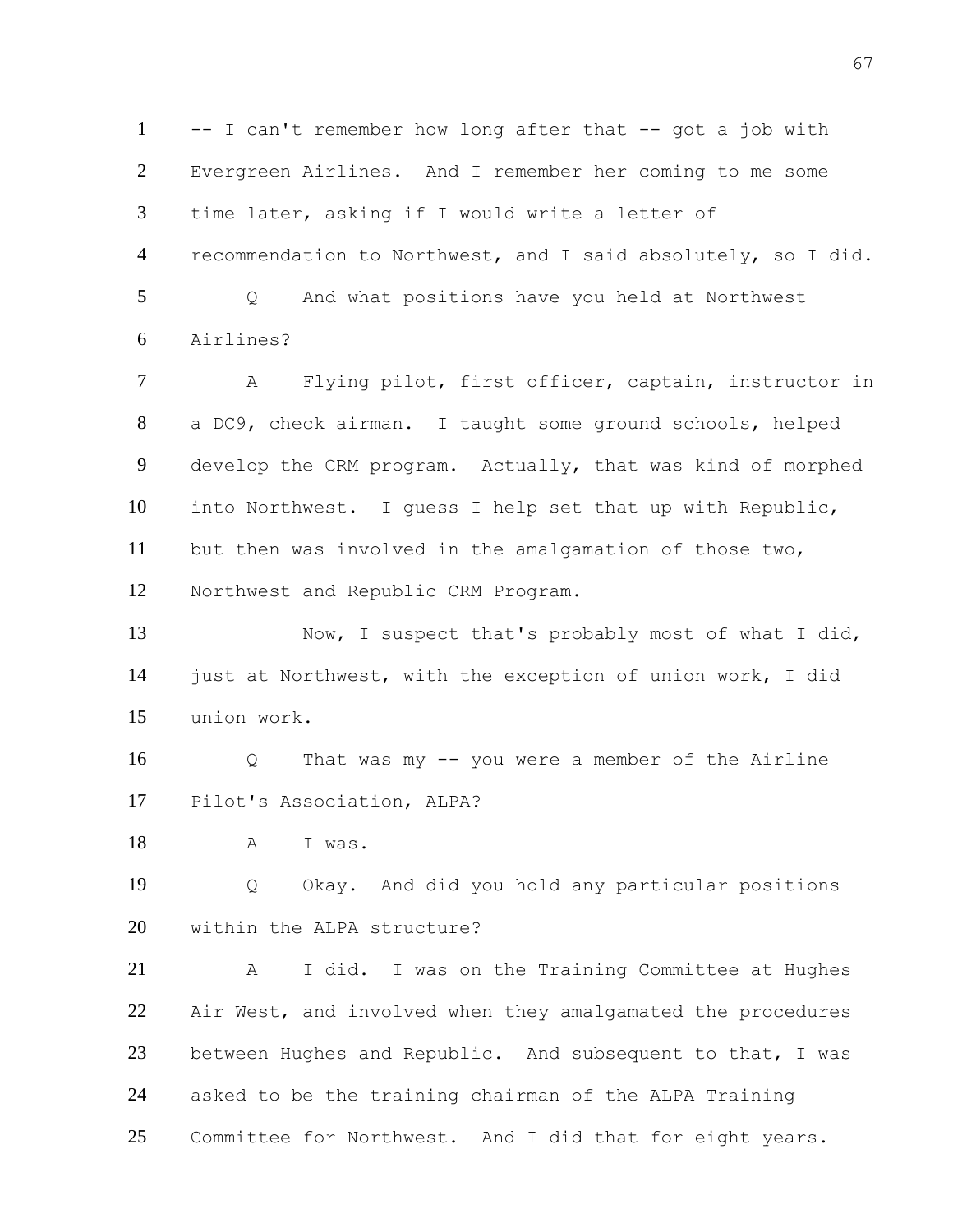-- I can't remember how long after that -- got a job with Evergreen Airlines. And I remember her coming to me some time later, asking if I would write a letter of recommendation to Northwest, and I said absolutely, so I did.

Q And what positions have you held at Northwest Airlines?

A Flying pilot, first officer, captain, instructor in a DC9, check airman. I taught some ground schools, helped develop the CRM program. Actually, that was kind of morphed into Northwest. I guess I help set that up with Republic, but then was involved in the amalgamation of those two, Northwest and Republic CRM Program.

Now, I suspect that's probably most of what I did, just at Northwest, with the exception of union work, I did union work.

Q That was my -- you were a member of the Airline Pilot's Association, ALPA?

A I was.

Q Okay. And did you hold any particular positions within the ALPA structure?

A I did. I was on the Training Committee at Hughes Air West, and involved when they amalgamated the procedures between Hughes and Republic. And subsequent to that, I was asked to be the training chairman of the ALPA Training Committee for Northwest. And I did that for eight years.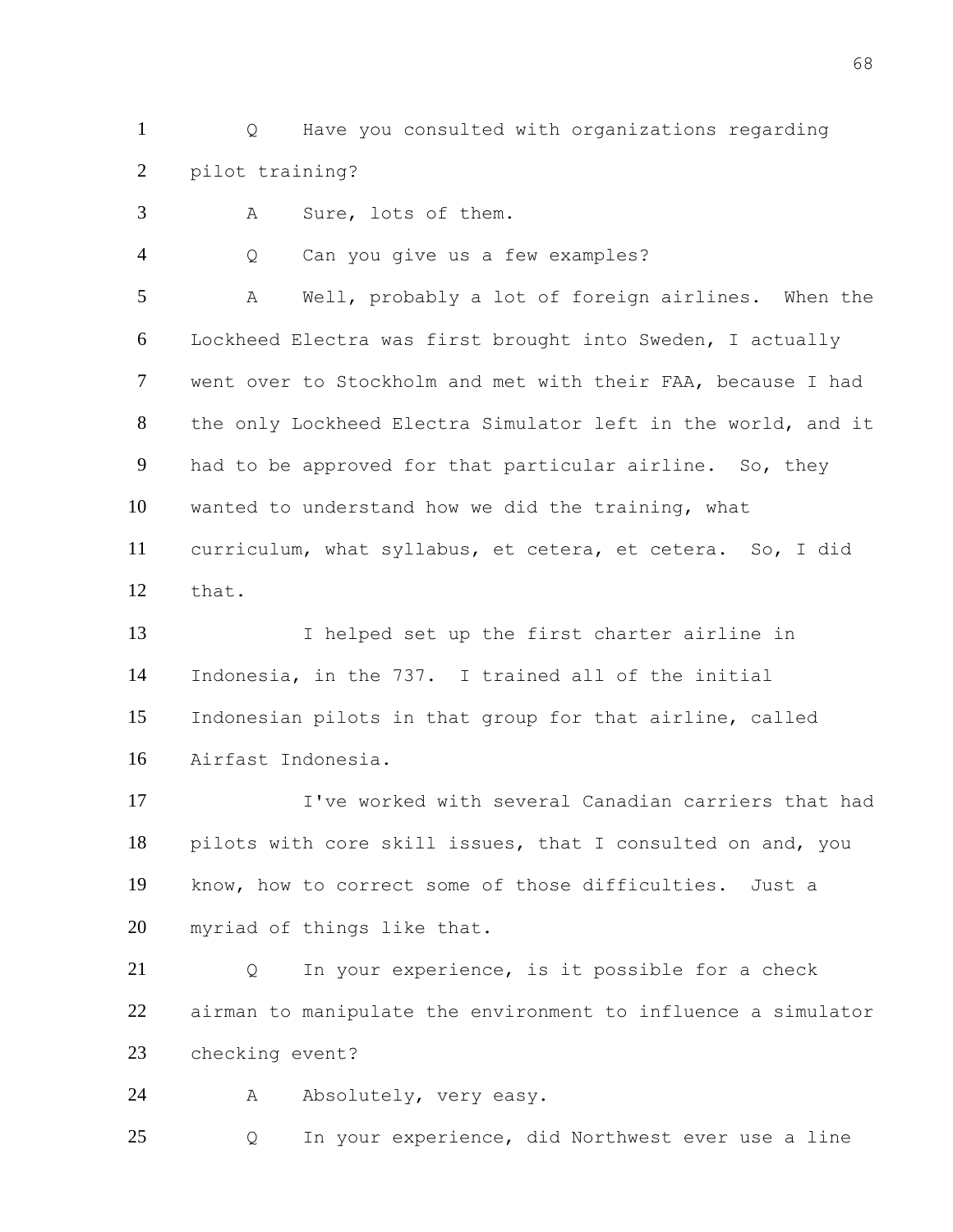Q Have you consulted with organizations regarding pilot training?

A Sure, lots of them.

Q Can you give us a few examples?

A Well, probably a lot of foreign airlines. When the Lockheed Electra was first brought into Sweden, I actually went over to Stockholm and met with their FAA, because I had the only Lockheed Electra Simulator left in the world, and it had to be approved for that particular airline. So, they wanted to understand how we did the training, what curriculum, what syllabus, et cetera, et cetera. So, I did that.

I helped set up the first charter airline in Indonesia, in the 737. I trained all of the initial Indonesian pilots in that group for that airline, called Airfast Indonesia.

I've worked with several Canadian carriers that had pilots with core skill issues, that I consulted on and, you know, how to correct some of those difficulties. Just a myriad of things like that.

Q In your experience, is it possible for a check airman to manipulate the environment to influence a simulator checking event?

A Absolutely, very easy.

Q In your experience, did Northwest ever use a line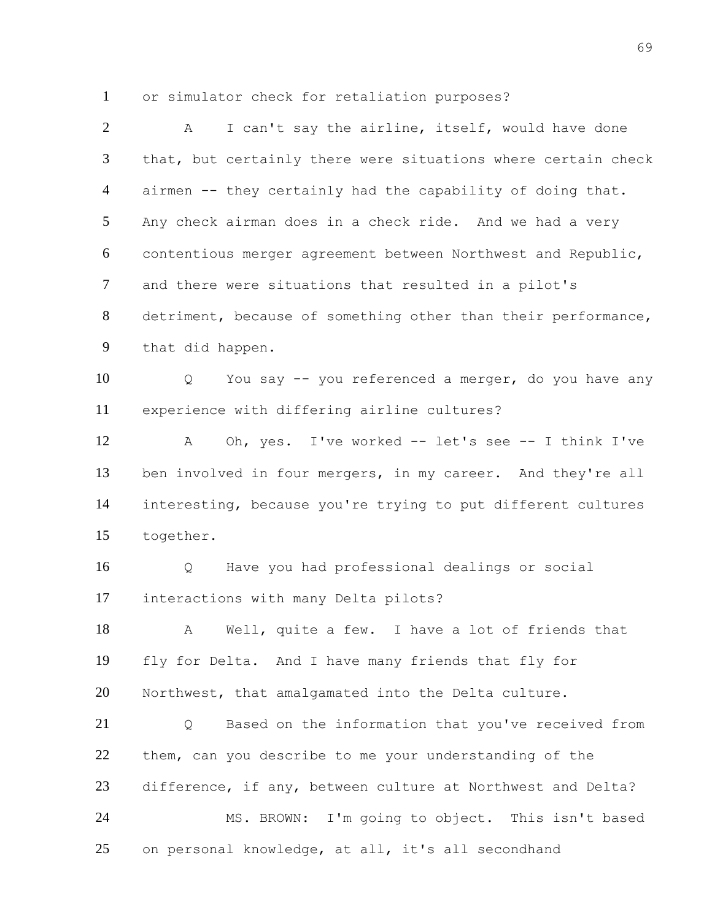1 or simulator check for retaliation purposes?

2 A I can't say the airline, itself, would have done

3 that, but certainly there were situations where certain check

4 airmen -- they certainly had the capability of doing that.

5 Any check airman does in a check ride. And we had a very

6 contentious merger agreement between Northwest and Republic,

7 and there were situations that resulted in a pilot's

8 detriment, because of something other than their performance,

9 that did happen.

10 Q You say -- you referenced a merger, do you have any

11 experience with differing airline cultures?

12 A Oh, yes. I've worked -- let's see -- I think I've

13 ben involved in four mergers, in my career. And they're all

14 interesting, because you're trying to put different cultures

15 together.

16 Q Have you had professional dealings or social

17 interactions with many Delta pilots?

18 A Well, quite a few. I have a lot of friends that

19 fly for Delta. And I have many friends that fly for

20 Northwest, that amalgamated into the Delta culture.

21 Q Based on the information that you've received from

22 them, can you describe to me your understanding of the

23 difference, if any, between culture at Northwest and Delta?

24 MS. BROWN: I'm going to object. This isn't based

25 on personal knowledge, at all, it's all secondhand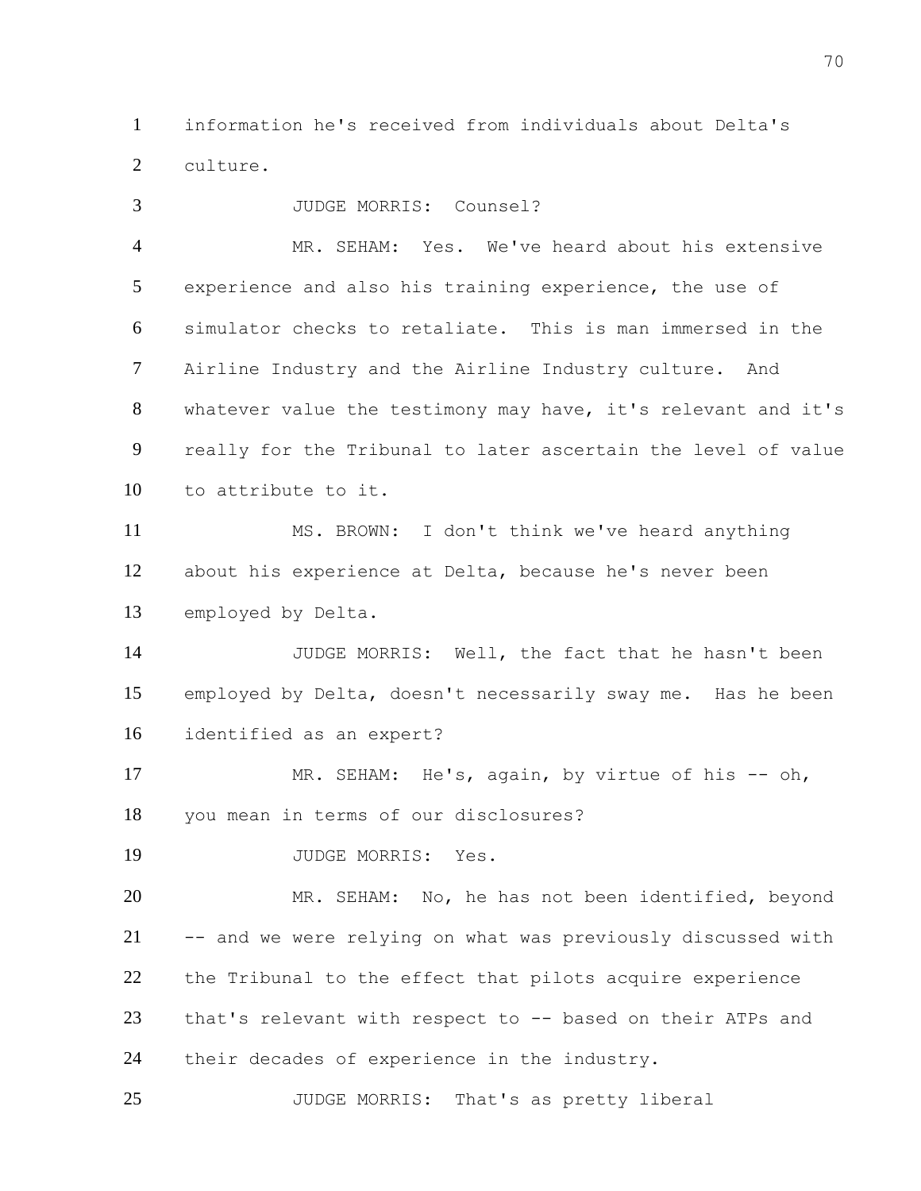information he's received from individuals about Delta's culture.

JUDGE MORRIS: Counsel?

MR. SEHAM: Yes. We've heard about his extensive experience and also his training experience, the use of simulator checks to retaliate. This is man immersed in the Airline Industry and the Airline Industry culture. And whatever value the testimony may have, it's relevant and it's really for the Tribunal to later ascertain the level of value to attribute to it.

MS. BROWN: I don't think we've heard anything about his experience at Delta, because he's never been employed by Delta.

JUDGE MORRIS: Well, the fact that he hasn't been employed by Delta, doesn't necessarily sway me. Has he been identified as an expert?

MR. SEHAM: He's, again, by virtue of his -- oh, you mean in terms of our disclosures?

JUDGE MORRIS: Yes.

MR. SEHAM: No, he has not been identified, beyond -- and we were relying on what was previously discussed with the Tribunal to the effect that pilots acquire experience that's relevant with respect to -- based on their ATPs and their decades of experience in the industry.

JUDGE MORRIS: That's as pretty liberal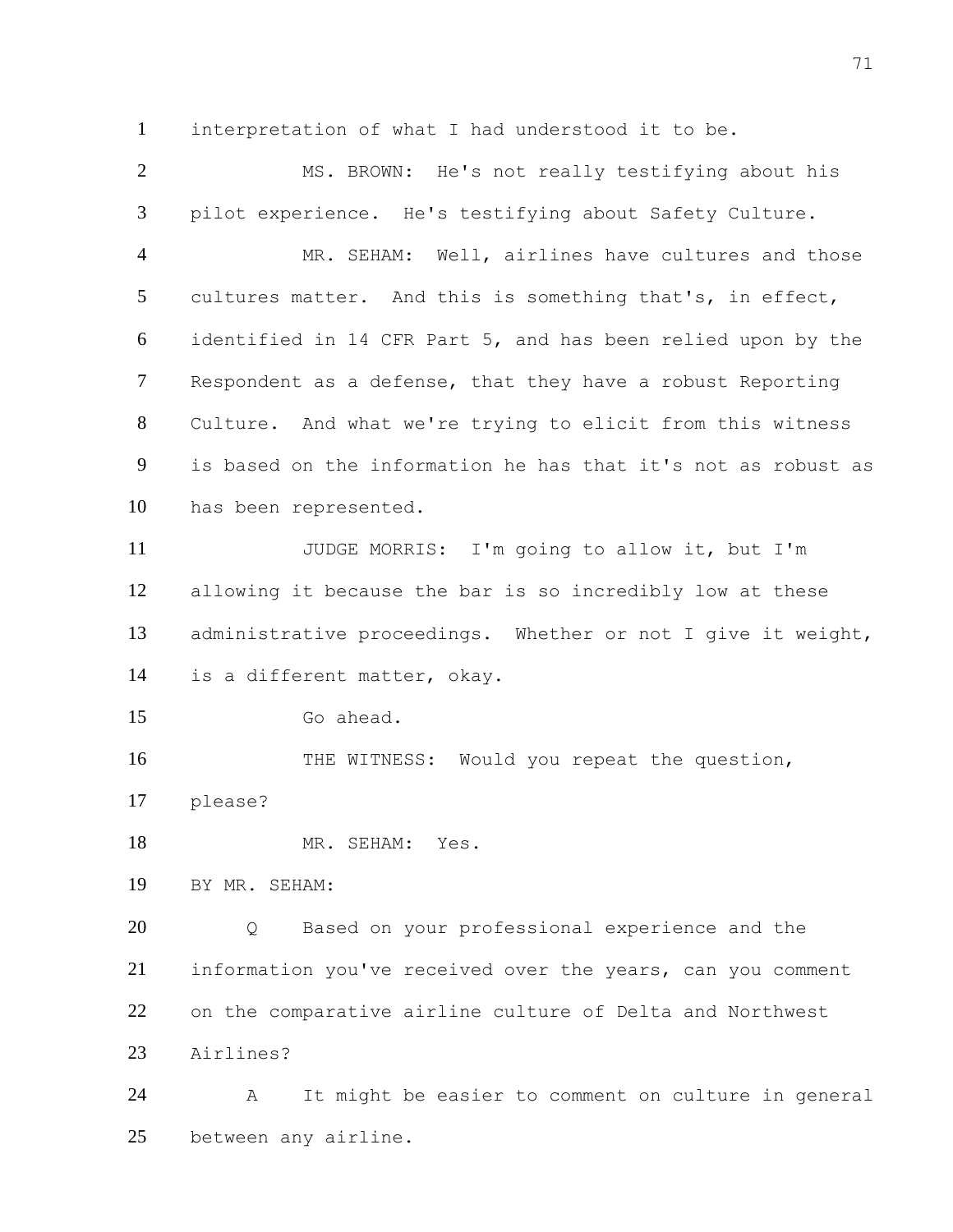1 interpretation of what I had understood it to be.

2 MS. BROWN: He's not really testifying about his

3 pilot experience. He's testifying about Safety Culture.

4 MR. SEHAM: Well, airlines have cultures and those

5 cultures matter. And this is something that's, in effect,

6 identified in 14 CFR Part 5, and has been relied upon by the

7 Respondent as a defense, that they have a robust Reporting

8 Culture. And what we're trying to elicit from this witness

9 is based on the information he has that it's not as robust as

10 has been represented.

11 JUDGE MORRIS: I'm going to allow it, but I'm

12 allowing it because the bar is so incredibly low at these

13 administrative proceedings. Whether or not I give it weight,

14 is a different matter, okay.

15 Go ahead.

16 THE WITNESS: Would you repeat the question,

17 please?

18 MR. SEHAM: Yes.

19 BY MR. SEHAM:

20 Q Based on your professional experience and the

21 information you've received over the years, can you comment

22 on the comparative airline culture of Delta and Northwest

23 Airlines?

24 A It might be easier to comment on culture in general

25 between any airline.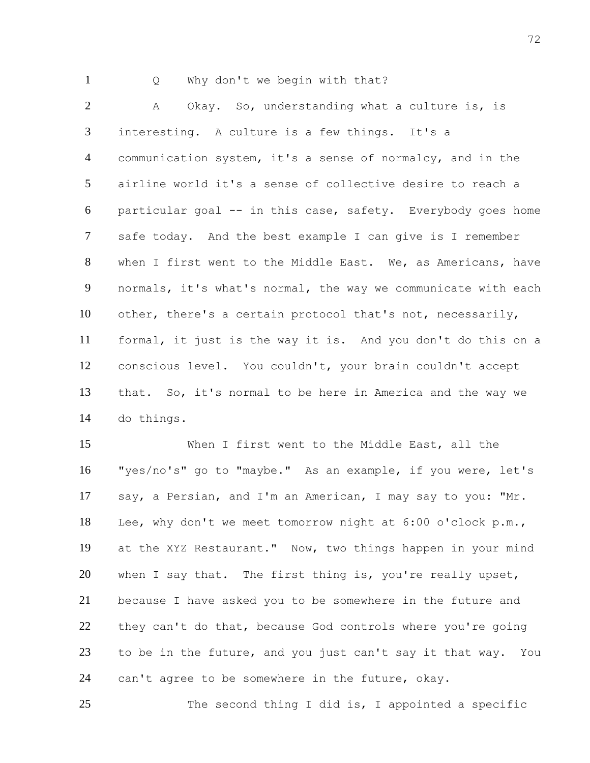Q Why don't we begin with that?

A Okay. So, understanding what a culture is, is interesting. A culture is a few things. It's a communication system, it's a sense of normalcy, and in the airline world it's a sense of collective desire to reach a particular goal -- in this case, safety. Everybody goes home safe today. And the best example I can give is I remember when I first went to the Middle East. We, as Americans, have normals, it's what's normal, the way we communicate with each other, there's a certain protocol that's not, necessarily, formal, it just is the way it is. And you don't do this on a conscious level. You couldn't, your brain couldn't accept that. So, it's normal to be here in America and the way we do things.

When I first went to the Middle East, all the "yes/no's" go to "maybe." As an example, if you were, let's say, a Persian, and I'm an American, I may say to you: "Mr. Lee, why don't we meet tomorrow night at 6:00 o'clock p.m., at the XYZ Restaurant." Now, two things happen in your mind when I say that. The first thing is, you're really upset, because I have asked you to be somewhere in the future and they can't do that, because God controls where you're going to be in the future, and you just can't say it that way. You can't agree to be somewhere in the future, okay.

The second thing I did is, I appointed a specific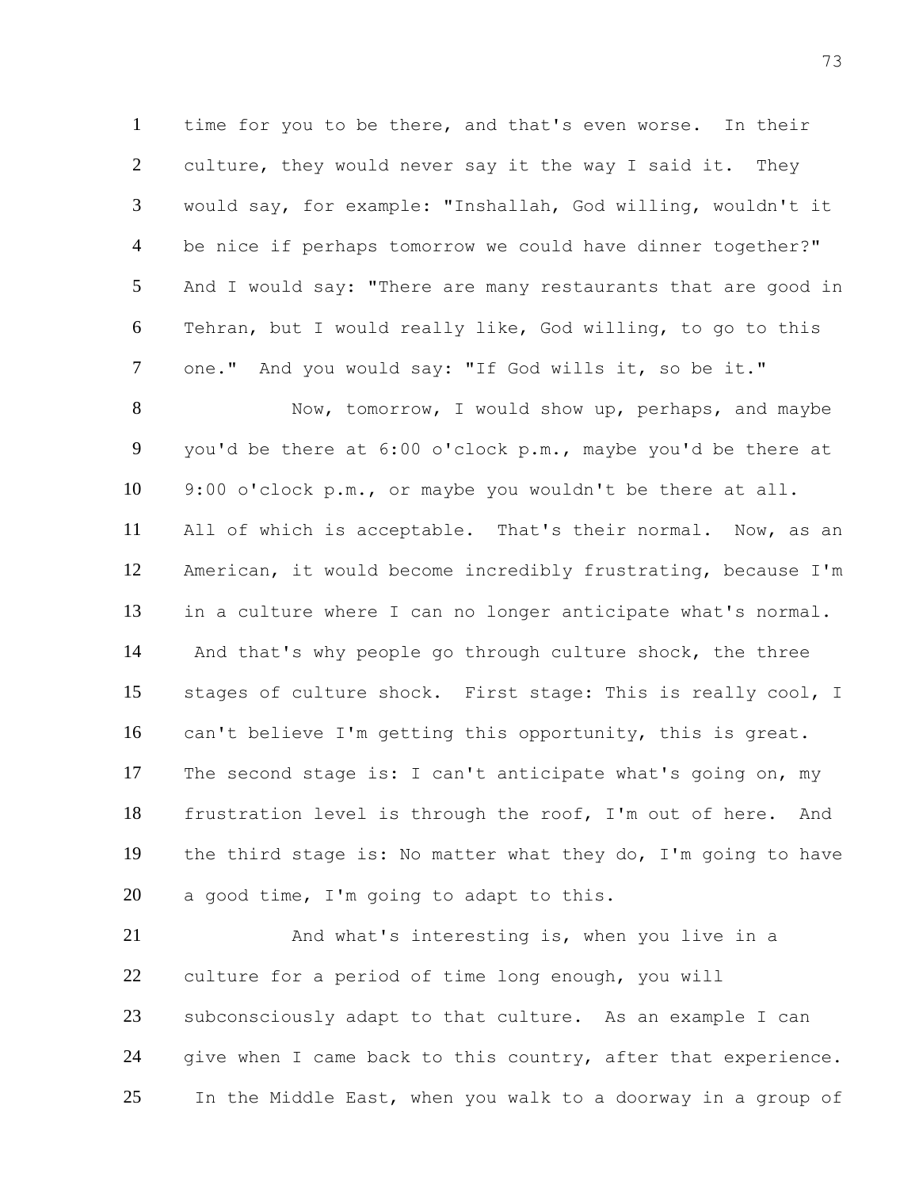time for you to be there, and that's even worse. In their culture, they would never say it the way I said it. They would say, for example: "Inshallah, God willing, wouldn't it be nice if perhaps tomorrow we could have dinner together?" And I would say: "There are many restaurants that are good in Tehran, but I would really like, God willing, to go to this one." And you would say: "If God wills it, so be it."

Now, tomorrow, I would show up, perhaps, and maybe you'd be there at 6:00 o'clock p.m., maybe you'd be there at 9:00 o'clock p.m., or maybe you wouldn't be there at all. All of which is acceptable. That's their normal. Now, as an American, it would become incredibly frustrating, because I'm in a culture where I can no longer anticipate what's normal. And that's why people go through culture shock, the three stages of culture shock. First stage: This is really cool, I can't believe I'm getting this opportunity, this is great. The second stage is: I can't anticipate what's going on, my frustration level is through the roof, I'm out of here. And the third stage is: No matter what they do, I'm going to have a good time, I'm going to adapt to this.

And what's interesting is, when you live in a culture for a period of time long enough, you will subconsciously adapt to that culture. As an example I can give when I came back to this country, after that experience. In the Middle East, when you walk to a doorway in a group of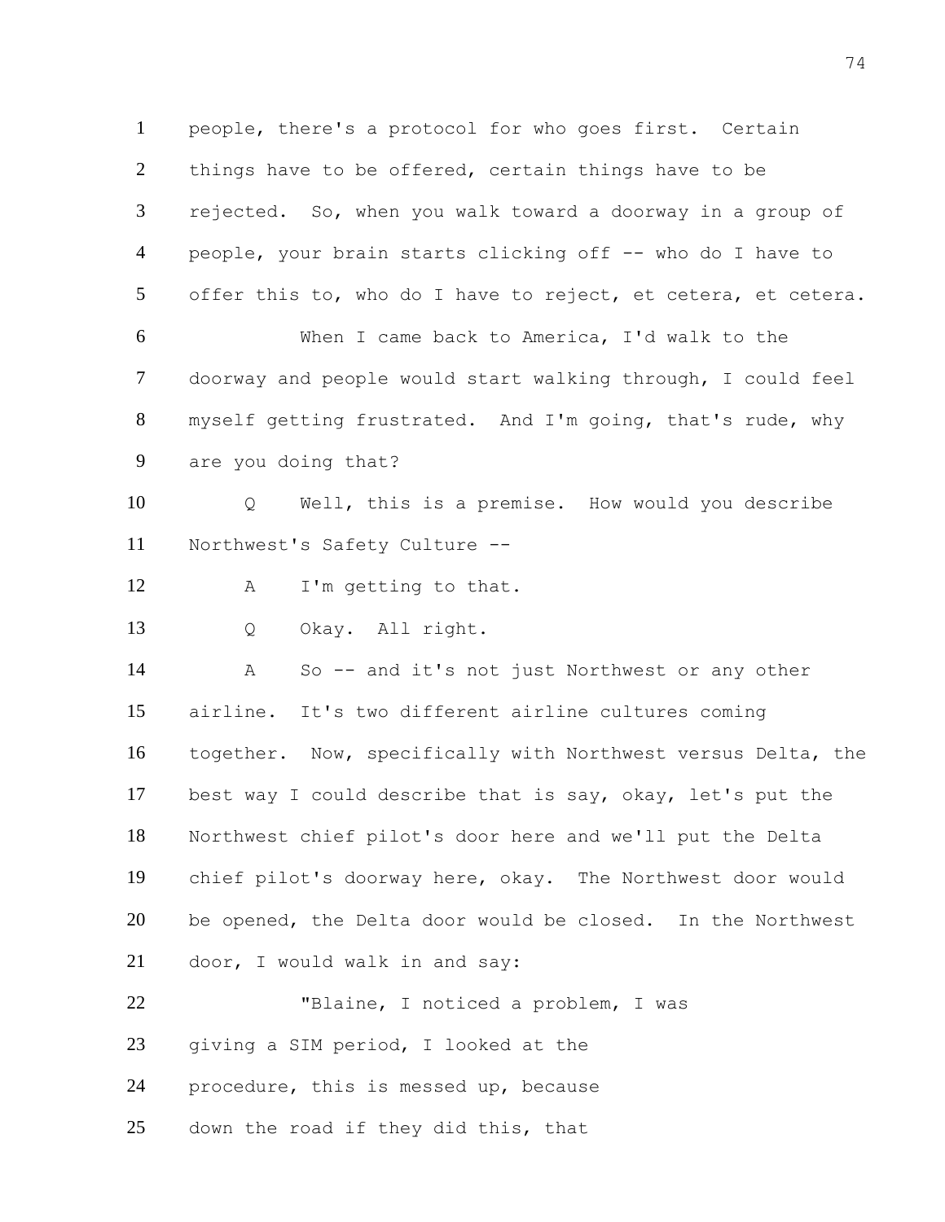people, there's a protocol for who goes first. Certain things have to be offered, certain things have to be rejected. So, when you walk toward a doorway in a group of people, your brain starts clicking off -- who do I have to offer this to, who do I have to reject, et cetera, et cetera.

When I came back to America, I'd walk to the doorway and people would start walking through, I could feel myself getting frustrated. And I'm going, that's rude, why are you doing that?

Q Well, this is a premise. How would you describe Northwest's Safety Culture --

A I'm getting to that.

Q Okay. All right.

A So -- and it's not just Northwest or any other airline. It's two different airline cultures coming together. Now, specifically with Northwest versus Delta, the best way I could describe that is say, okay, let's put the Northwest chief pilot's door here and we'll put the Delta chief pilot's doorway here, okay. The Northwest door would be opened, the Delta door would be closed. In the Northwest door, I would walk in and say:

"Blaine, I noticed a problem, I was giving a SIM period, I looked at the procedure, this is messed up, because down the road if they did this, that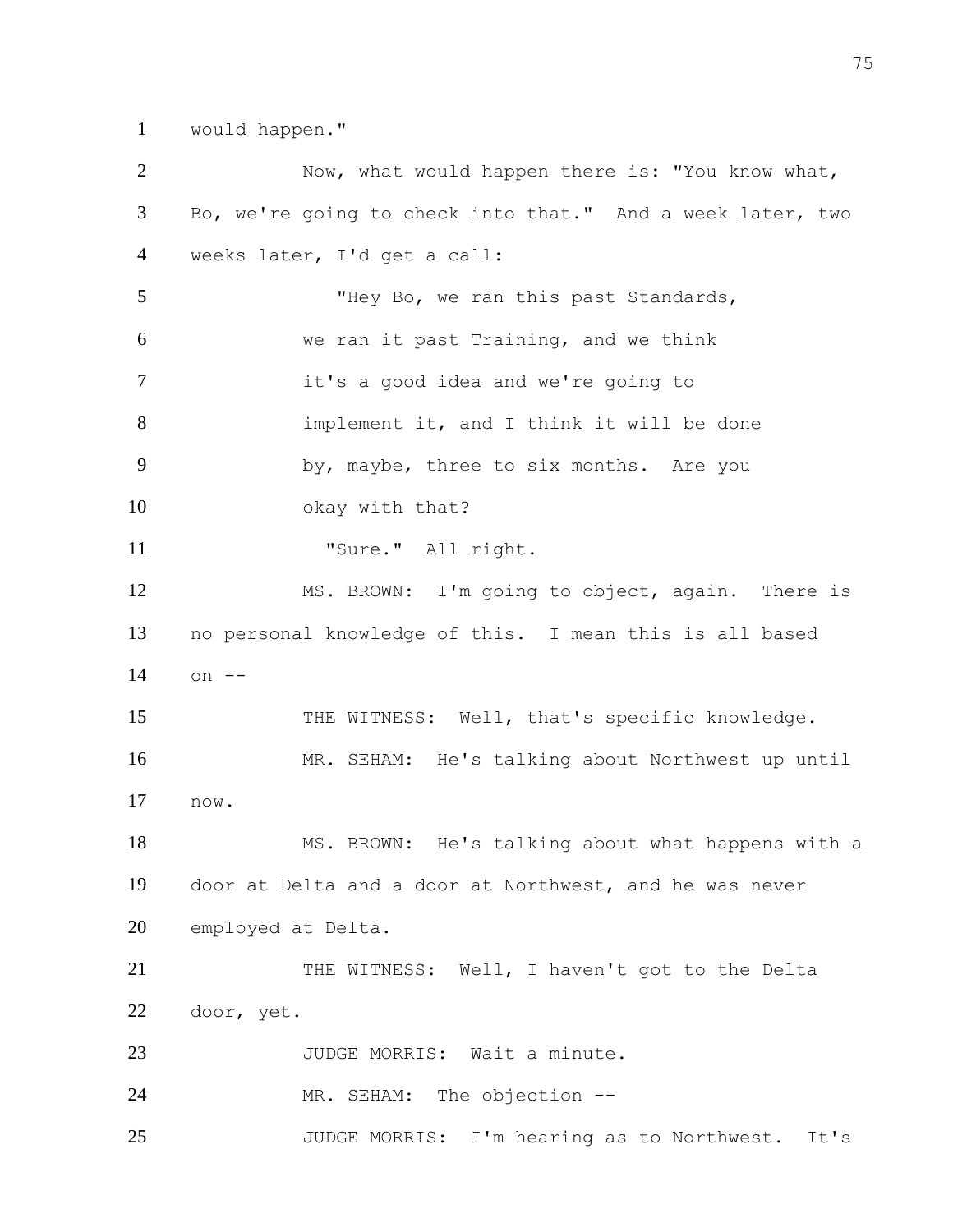would happen."

Now, what would happen there is: "You know what, Bo, we're going to check into that." And a week later, two weeks later, I'd get a call:

> "Hey Bo, we ran this past Standards, we ran it past Training, and we think it's a good idea and we're going to implement it, and I think it will be done by, maybe, three to six months. Are you okay with that?
>
> "Sure." All right.

MS. BROWN: I'm going to object, again. There is no personal knowledge of this. I mean this is all based on --

THE WITNESS: Well, that's specific knowledge.

MR. SEHAM: He's talking about Northwest up until now.

MS. BROWN: He's talking about what happens with a door at Delta and a door at Northwest, and he was never employed at Delta.

THE WITNESS: Well, I haven't got to the Delta door, yet.

JUDGE MORRIS: Wait a minute.

MR. SEHAM: The objection --

JUDGE MORRIS: I'm hearing as to Northwest. It's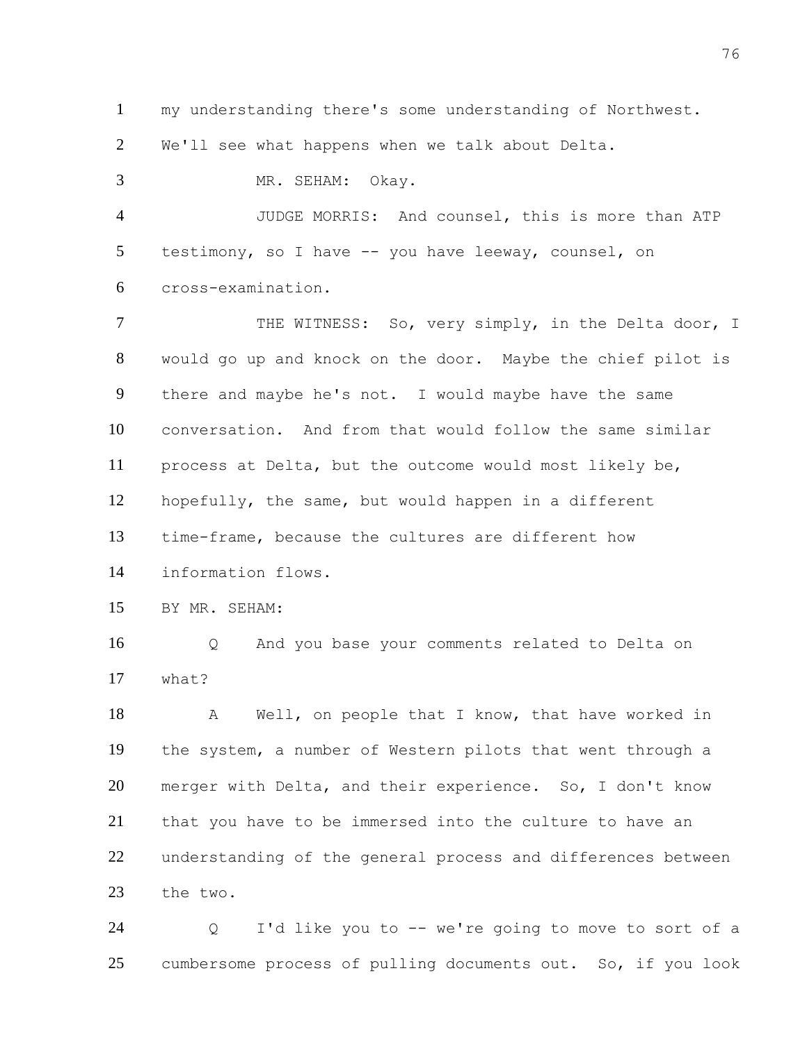my understanding there's some understanding of Northwest. We'll see what happens when we talk about Delta.

MR. SEHAM: Okay.

JUDGE MORRIS: And counsel, this is more than ATP testimony, so I have -- you have leeway, counsel, on cross-examination.

THE WITNESS: So, very simply, in the Delta door, I would go up and knock on the door. Maybe the chief pilot is there and maybe he's not. I would maybe have the same conversation. And from that would follow the same similar process at Delta, but the outcome would most likely be, hopefully, the same, but would happen in a different time-frame, because the cultures are different how information flows.

BY MR. SEHAM:

Q And you base your comments related to Delta on what?

A Well, on people that I know, that have worked in the system, a number of Western pilots that went through a merger with Delta, and their experience. So, I don't know that you have to be immersed into the culture to have an understanding of the general process and differences between the two.

Q I'd like you to -- we're going to move to sort of a cumbersome process of pulling documents out. So, if you look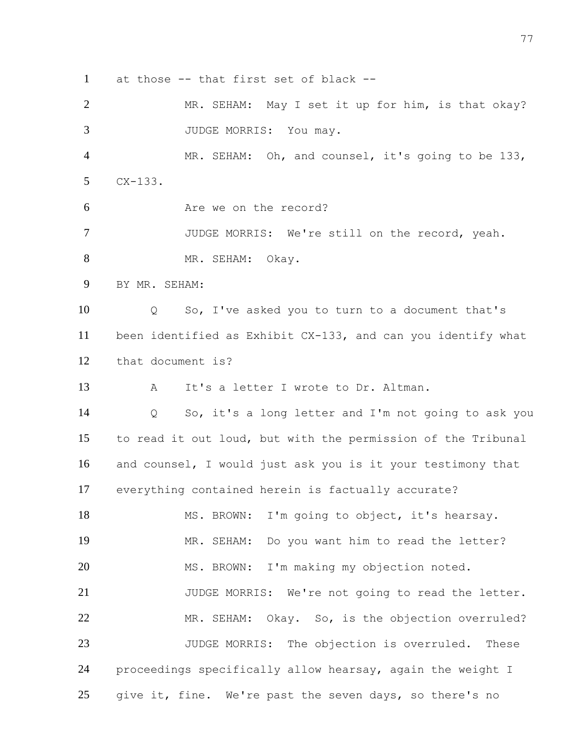at those -- that first set of black --

MR. SEHAM: May I set it up for him, is that okay?

JUDGE MORRIS: You may.

MR. SEHAM: Oh, and counsel, it's going to be 133, CX-133.

Are we on the record?

JUDGE MORRIS: We're still on the record, yeah.

MR. SEHAM: Okay.

BY MR. SEHAM:

Q So, I've asked you to turn to a document that's been identified as Exhibit CX-133, and can you identify what that document is?

A It's a letter I wrote to Dr. Altman.

Q So, it's a long letter and I'm not going to ask you to read it out loud, but with the permission of the Tribunal and counsel, I would just ask you is it your testimony that everything contained herein is factually accurate?

MS. BROWN: I'm going to object, it's hearsay.

MR. SEHAM: Do you want him to read the letter?

MS. BROWN: I'm making my objection noted.

JUDGE MORRIS: We're not going to read the letter.

MR. SEHAM: Okay. So, is the objection overruled?

JUDGE MORRIS: The objection is overruled. These proceedings specifically allow hearsay, again the weight I give it, fine. We're past the seven days, so there's no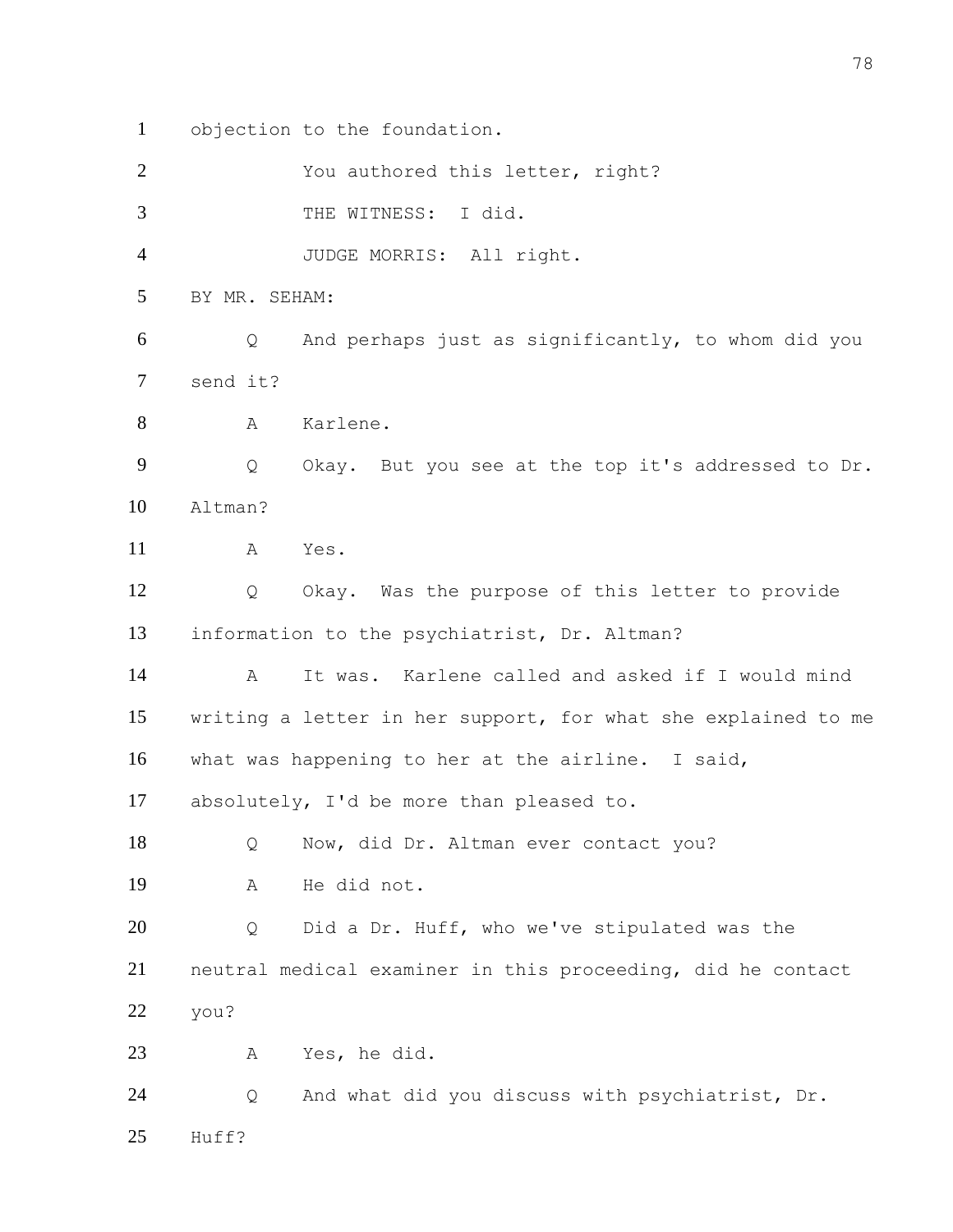1 objection to the foundation.

2 You authored this letter, right?

3 THE WITNESS: I did.

4 JUDGE MORRIS: All right.

5 BY MR. SEHAM:

6 Q And perhaps just as significantly, to whom did you

7 send it?

8 A Karlene.

9 Q Okay. But you see at the top it's addressed to Dr.

10 Altman?

11 A Yes.

12 Q Okay. Was the purpose of this letter to provide

13 information to the psychiatrist, Dr. Altman?

14 A It was. Karlene called and asked if I would mind

15 writing a letter in her support, for what she explained to me

16 what was happening to her at the airline. I said,

17 absolutely, I'd be more than pleased to.

18 Q Now, did Dr. Altman ever contact you?

19 A He did not.

20 Q Did a Dr. Huff, who we've stipulated was the

21 neutral medical examiner in this proceeding, did he contact

22 you?

23 A Yes, he did.

24 Q And what did you discuss with psychiatrist, Dr.

25 Huff?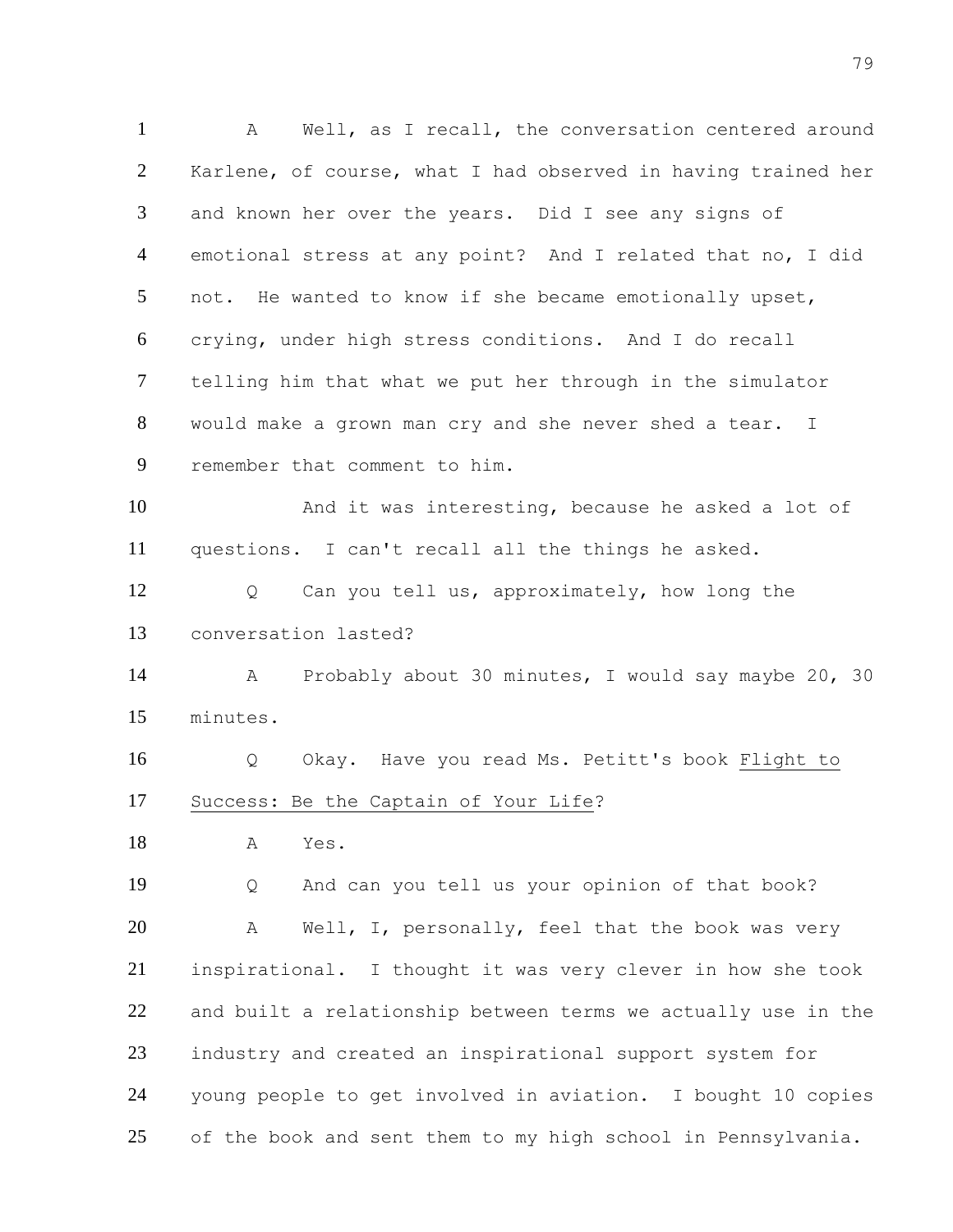1 A Well, as I recall, the conversation centered around
2 Karlene, of course, what I had observed in having trained her
3 and known her over the years. Did I see any signs of
4 emotional stress at any point? And I related that no, I did
5 not. He wanted to know if she became emotionally upset,
6 crying, under high stress conditions. And I do recall
7 telling him that what we put her through in the simulator
8 would make a grown man cry and she never shed a tear. I
9 remember that comment to him.

10 And it was interesting, because he asked a lot of
11 questions. I can't recall all the things he asked.

12 Q Can you tell us, approximately, how long the
13 conversation lasted?

14 A Probably about 30 minutes, I would say maybe 20, 30
15 minutes.

16 Q Okay. Have you read Ms. Petitt's book Flight to
17 Success: Be the Captain of Your Life?

18 A Yes.

19 Q And can you tell us your opinion of that book?

20 A Well, I, personally, feel that the book was very
21 inspirational. I thought it was very clever in how she took
22 and built a relationship between terms we actually use in the
23 industry and created an inspirational support system for
24 young people to get involved in aviation. I bought 10 copies
25 of the book and sent them to my high school in Pennsylvania.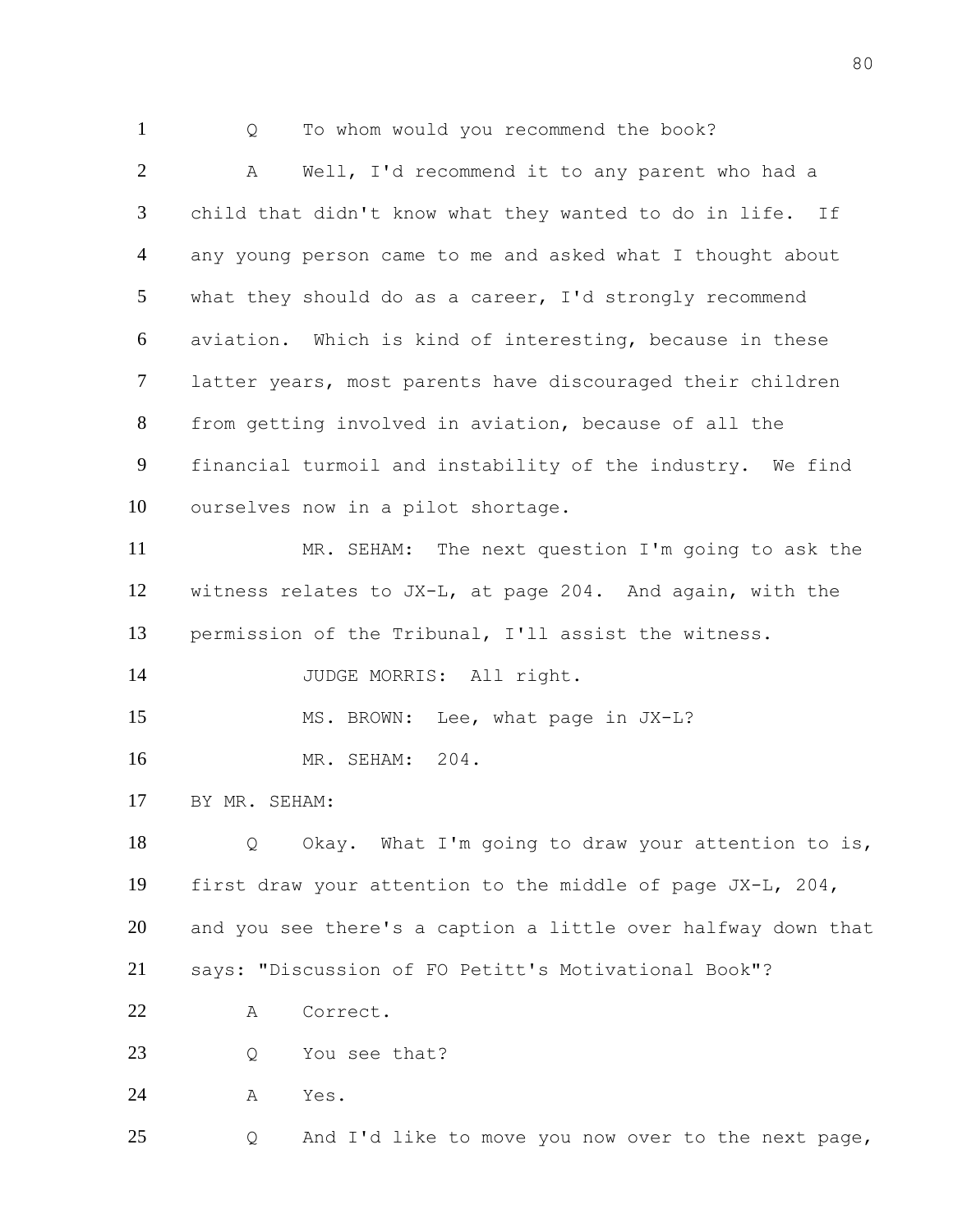1 Q To whom would you recommend the book?

2 A Well, I'd recommend it to any parent who had a

3 child that didn't know what they wanted to do in life. If

4 any young person came to me and asked what I thought about

5 what they should do as a career, I'd strongly recommend

6 aviation. Which is kind of interesting, because in these

7 latter years, most parents have discouraged their children

8 from getting involved in aviation, because of all the

9 financial turmoil and instability of the industry. We find

10 ourselves now in a pilot shortage.

11 MR. SEHAM: The next question I'm going to ask the

12 witness relates to JX-L, at page 204. And again, with the

13 permission of the Tribunal, I'll assist the witness.

14 JUDGE MORRIS: All right.

15 MS. BROWN: Lee, what page in JX-L?

16 MR. SEHAM: 204.

17 BY MR. SEHAM:

18 Q Okay. What I'm going to draw your attention to is,

19 first draw your attention to the middle of page JX-L, 204,

20 and you see there's a caption a little over halfway down that

21 says: "Discussion of FO Petitt's Motivational Book"?

22 A Correct.

23 Q You see that?

24 A Yes.

25 Q And I'd like to move you now over to the next page,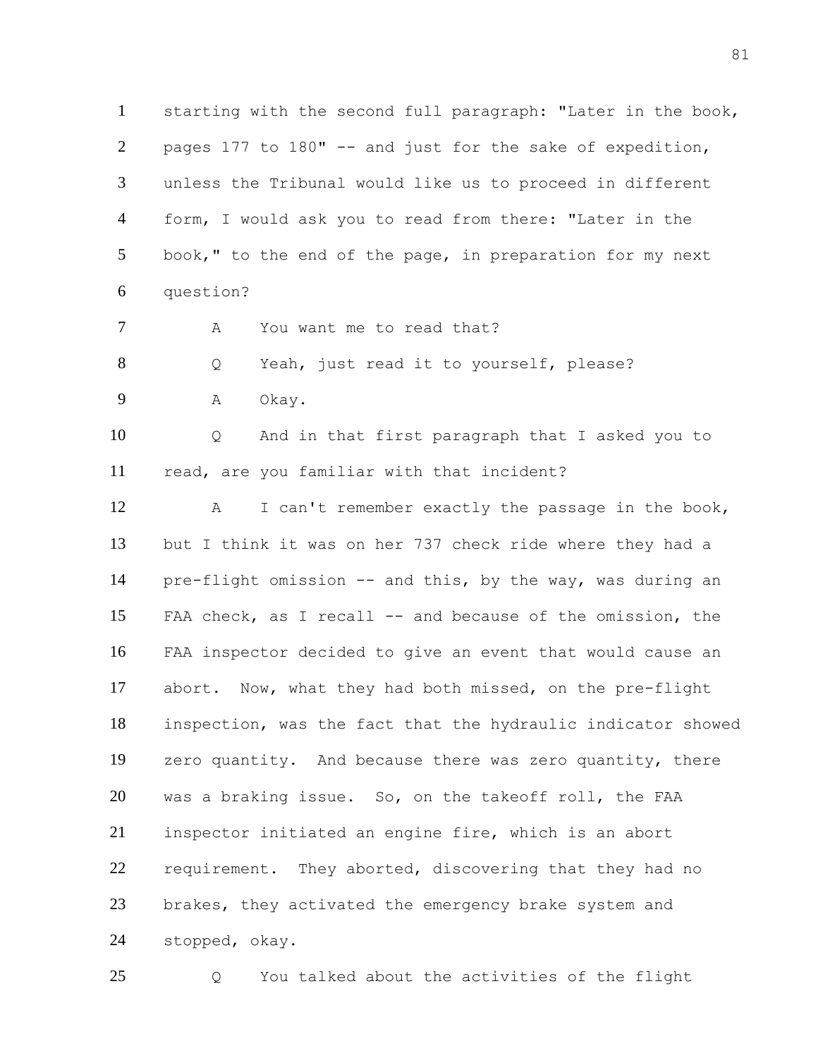starting with the second full paragraph: "Later in the book, pages 177 to 180" -- and just for the sake of expedition, unless the Tribunal would like us to proceed in different form, I would ask you to read from there: "Later in the book," to the end of the page, in preparation for my next question?

A You want me to read that?

Q Yeah, just read it to yourself, please?

A Okay.

Q And in that first paragraph that I asked you to read, are you familiar with that incident?

A I can't remember exactly the passage in the book, but I think it was on her 737 check ride where they had a pre-flight omission -- and this, by the way, was during an FAA check, as I recall -- and because of the omission, the FAA inspector decided to give an event that would cause an abort. Now, what they had both missed, on the pre-flight inspection, was the fact that the hydraulic indicator showed zero quantity. And because there was zero quantity, there was a braking issue. So, on the takeoff roll, the FAA inspector initiated an engine fire, which is an abort requirement. They aborted, discovering that they had no brakes, they activated the emergency brake system and stopped, okay.

Q You talked about the activities of the flight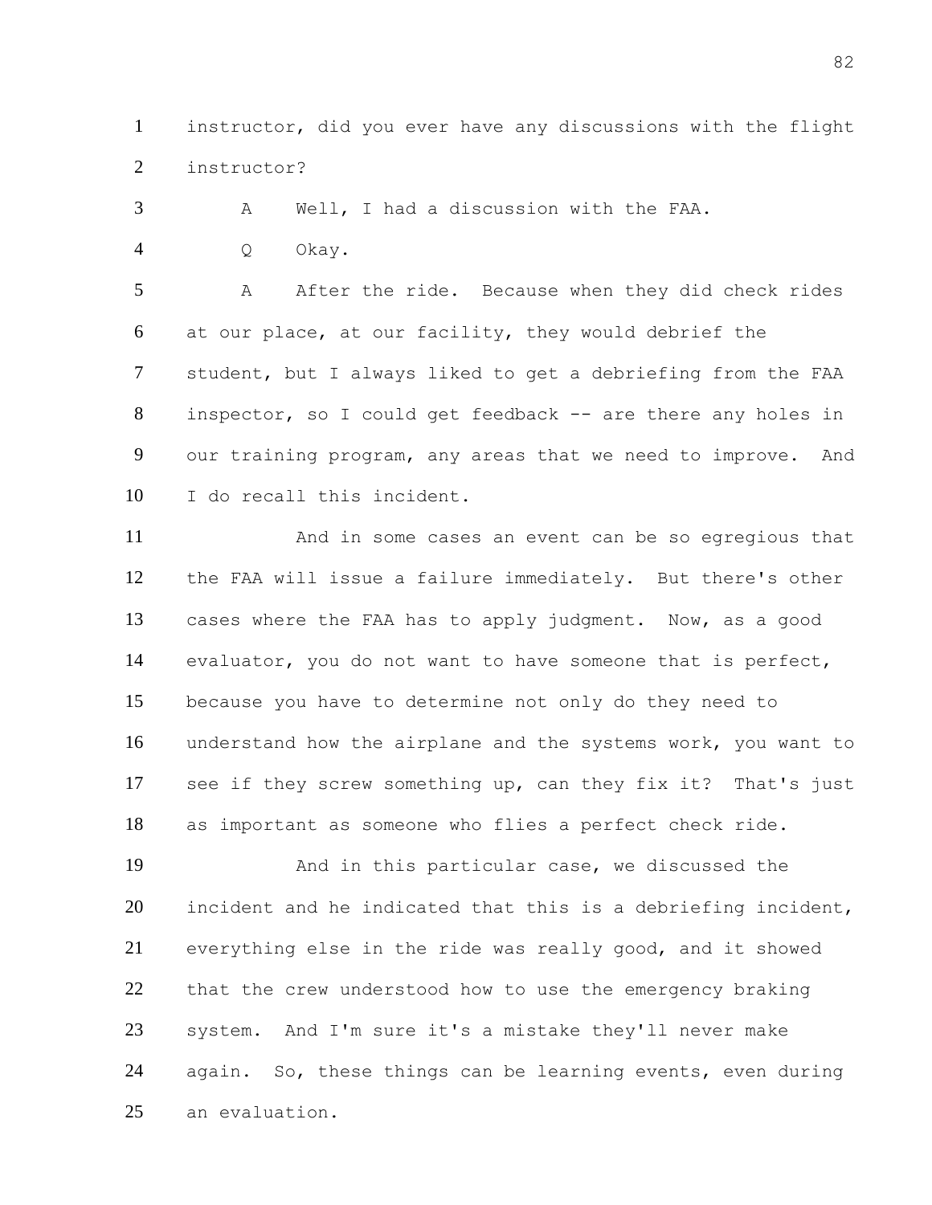instructor, did you ever have any discussions with the flight instructor?

A Well, I had a discussion with the FAA.

Q Okay.

A After the ride. Because when they did check rides at our place, at our facility, they would debrief the student, but I always liked to get a debriefing from the FAA inspector, so I could get feedback -- are there any holes in our training program, any areas that we need to improve. And I do recall this incident.

And in some cases an event can be so egregious that the FAA will issue a failure immediately. But there's other cases where the FAA has to apply judgment. Now, as a good evaluator, you do not want to have someone that is perfect, because you have to determine not only do they need to understand how the airplane and the systems work, you want to see if they screw something up, can they fix it? That's just as important as someone who flies a perfect check ride.

And in this particular case, we discussed the incident and he indicated that this is a debriefing incident, everything else in the ride was really good, and it showed that the crew understood how to use the emergency braking system. And I'm sure it's a mistake they'll never make again. So, these things can be learning events, even during an evaluation.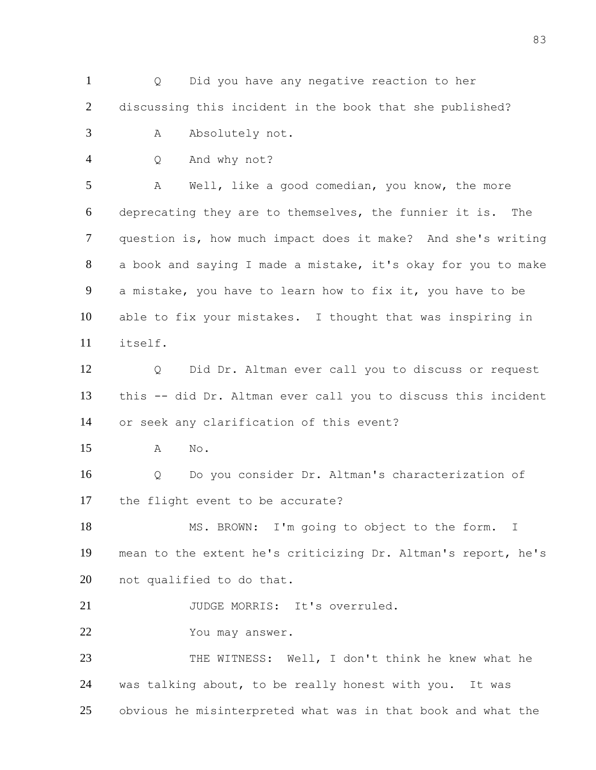1 Q Did you have any negative reaction to her
2 discussing this incident in the book that she published?
3 A Absolutely not.
4 Q And why not?
5 A Well, like a good comedian, you know, the more
6 deprecating they are to themselves, the funnier it is. The
7 question is, how much impact does it make? And she's writing
8 a book and saying I made a mistake, it's okay for you to make
9 a mistake, you have to learn how to fix it, you have to be
10 able to fix your mistakes. I thought that was inspiring in
11 itself.
12 Q Did Dr. Altman ever call you to discuss or request
13 this -- did Dr. Altman ever call you to discuss this incident
14 or seek any clarification of this event?
15 A No.
16 Q Do you consider Dr. Altman's characterization of
17 the flight event to be accurate?
18 MS. BROWN: I'm going to object to the form. I
19 mean to the extent he's criticizing Dr. Altman's report, he's
20 not qualified to do that.
21 JUDGE MORRIS: It's overruled.
22 You may answer.
23 THE WITNESS: Well, I don't think he knew what he
24 was talking about, to be really honest with you. It was
25 obvious he misinterpreted what was in that book and what the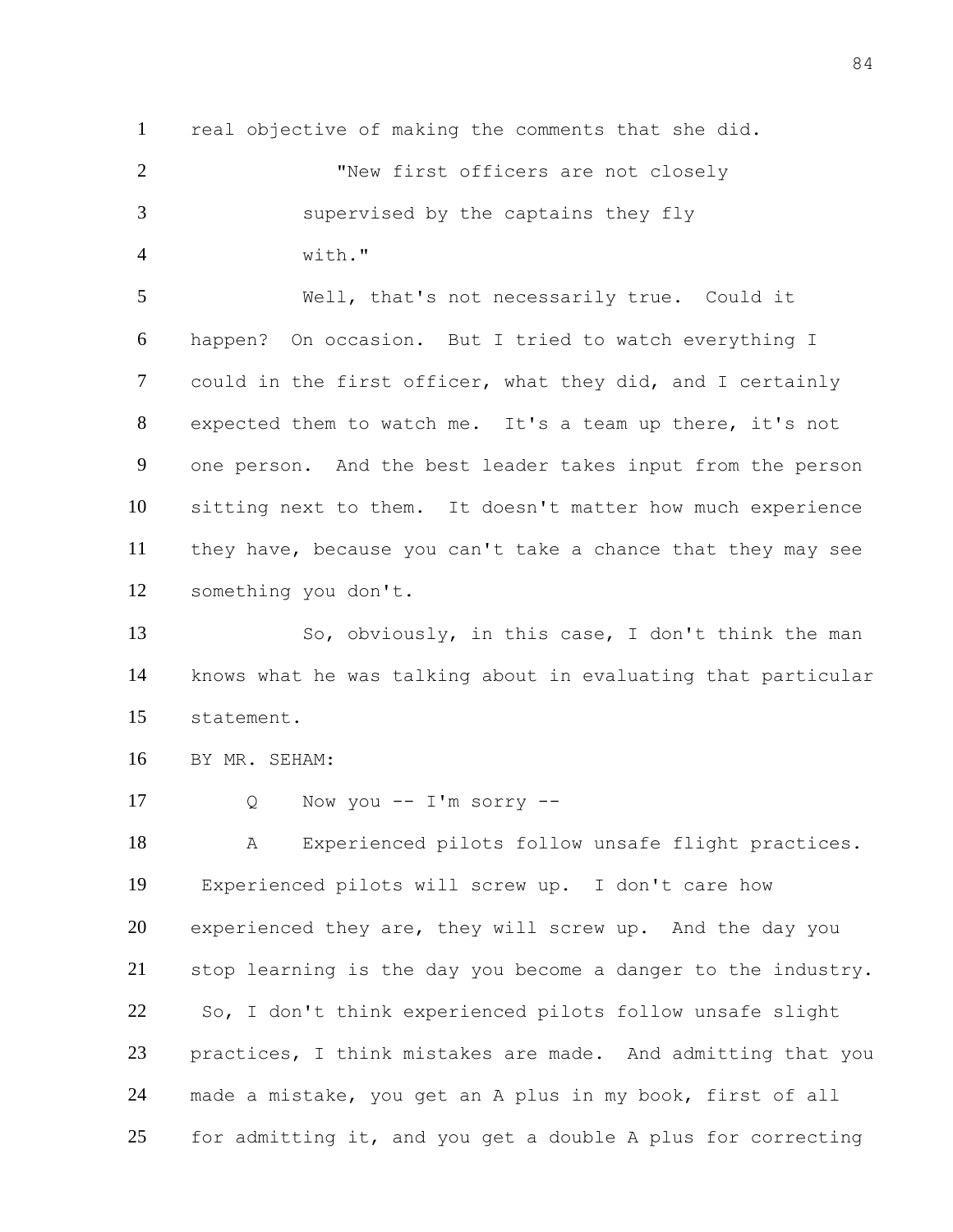real objective of making the comments that she did.

"New first officers are not closely supervised by the captains they fly with."

Well, that's not necessarily true. Could it happen? On occasion. But I tried to watch everything I could in the first officer, what they did, and I certainly expected them to watch me. It's a team up there, it's not one person. And the best leader takes input from the person sitting next to them. It doesn't matter how much experience they have, because you can't take a chance that they may see something you don't.

So, obviously, in this case, I don't think the man knows what he was talking about in evaluating that particular statement.

BY MR. SEHAM:

Q Now you -- I'm sorry --

A Experienced pilots follow unsafe flight practices. Experienced pilots will screw up. I don't care how experienced they are, they will screw up. And the day you stop learning is the day you become a danger to the industry. So, I don't think experienced pilots follow unsafe slight practices, I think mistakes are made. And admitting that you made a mistake, you get an A plus in my book, first of all for admitting it, and you get a double A plus for correcting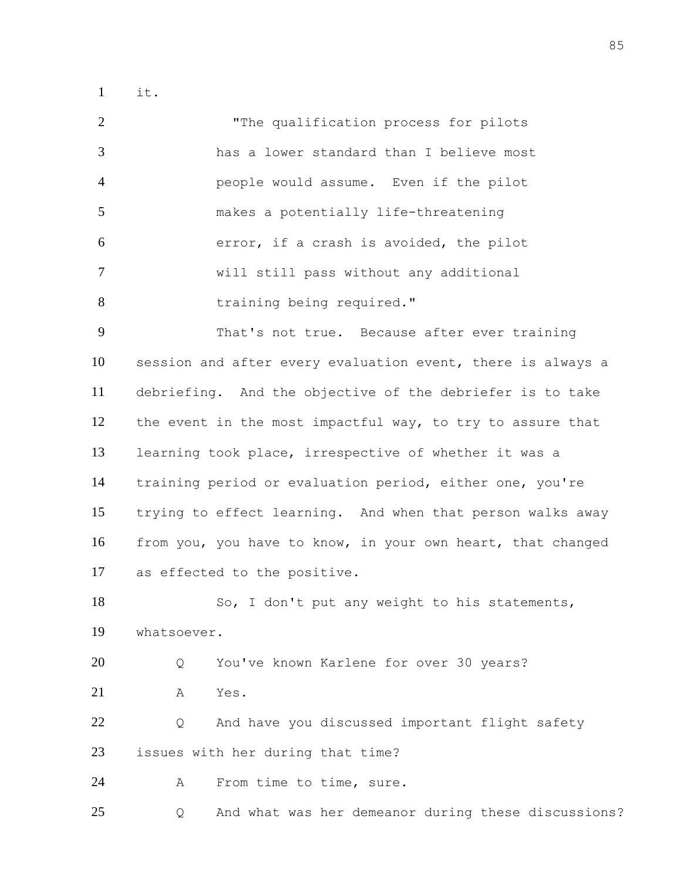it.

"The qualification process for pilots has a lower standard than I believe most people would assume. Even if the pilot makes a potentially life-threatening error, if a crash is avoided, the pilot will still pass without any additional training being required."

That's not true. Because after ever training session and after every evaluation event, there is always a debriefing. And the objective of the debriefer is to take the event in the most impactful way, to try to assure that learning took place, irrespective of whether it was a training period or evaluation period, either one, you're trying to effect learning. And when that person walks away from you, you have to know, in your own heart, that changed as effected to the positive.

So, I don't put any weight to his statements, whatsoever.

Q You've known Karlene for over 30 years?

A Yes.

Q And have you discussed important flight safety issues with her during that time?

A From time to time, sure.

Q And what was her demeanor during these discussions?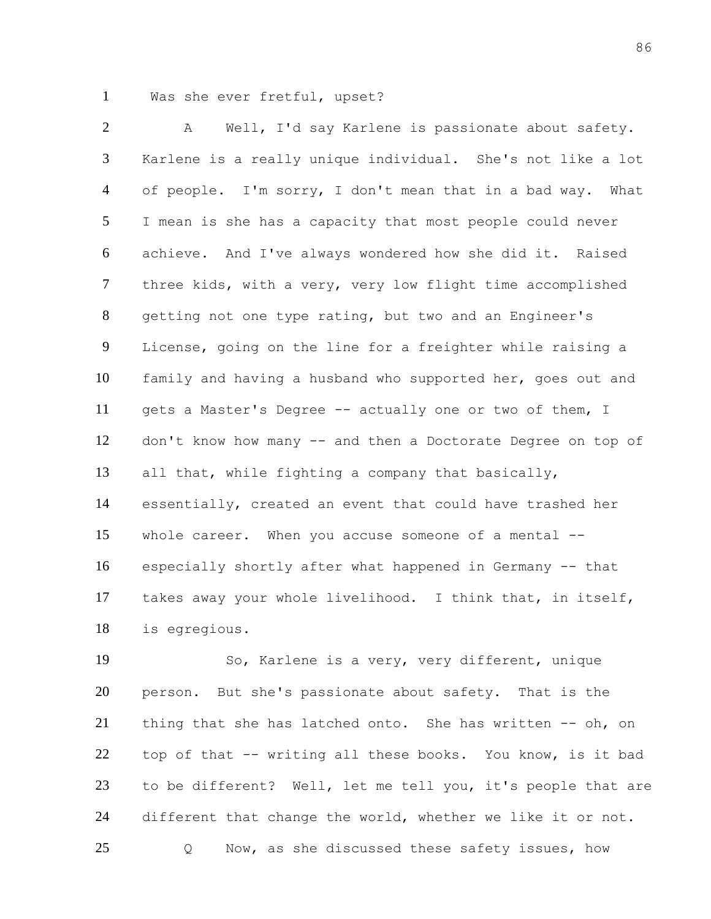Was she ever fretful, upset?

A Well, I'd say Karlene is passionate about safety. Karlene is a really unique individual. She's not like a lot of people. I'm sorry, I don't mean that in a bad way. What I mean is she has a capacity that most people could never achieve. And I've always wondered how she did it. Raised three kids, with a very, very low flight time accomplished getting not one type rating, but two and an Engineer's License, going on the line for a freighter while raising a family and having a husband who supported her, goes out and gets a Master's Degree -- actually one or two of them, I don't know how many -- and then a Doctorate Degree on top of all that, while fighting a company that basically, essentially, created an event that could have trashed her whole career. When you accuse someone of a mental -- especially shortly after what happened in Germany -- that takes away your whole livelihood. I think that, in itself, is egregious.

So, Karlene is a very, very different, unique person. But she's passionate about safety. That is the thing that she has latched onto. She has written -- oh, on top of that -- writing all these books. You know, is it bad to be different? Well, let me tell you, it's people that are different that change the world, whether we like it or not.

Q Now, as she discussed these safety issues, how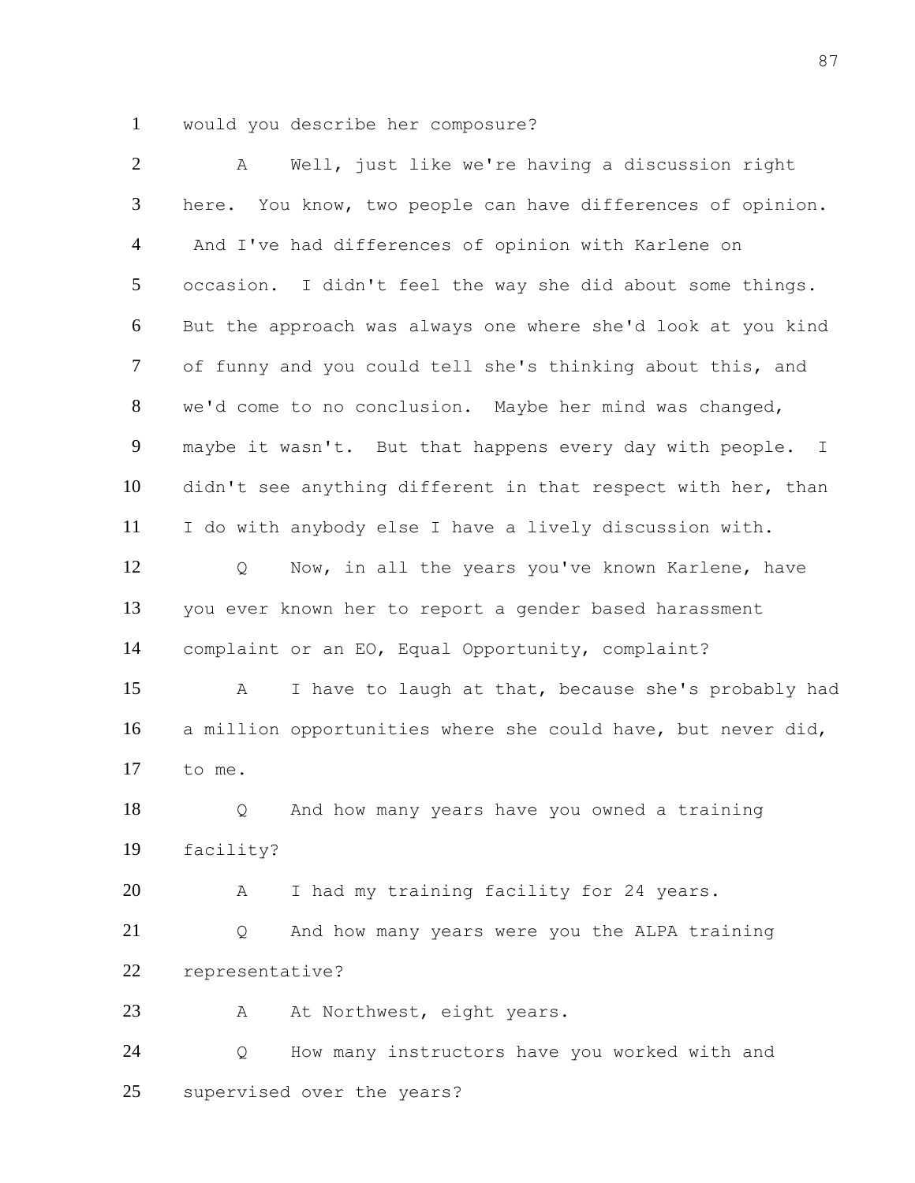1 would you describe her composure?

2 A Well, just like we're having a discussion right
3 here. You know, two people can have differences of opinion.
4 And I've had differences of opinion with Karlene on
5 occasion. I didn't feel the way she did about some things.
6 But the approach was always one where she'd look at you kind
7 of funny and you could tell she's thinking about this, and
8 we'd come to no conclusion. Maybe her mind was changed,
9 maybe it wasn't. But that happens every day with people. I
10 didn't see anything different in that respect with her, than
11 I do with anybody else I have a lively discussion with.

12 Q Now, in all the years you've known Karlene, have
13 you ever known her to report a gender based harassment
14 complaint or an EO, Equal Opportunity, complaint?

15 A I have to laugh at that, because she's probably had
16 a million opportunities where she could have, but never did,
17 to me.

18 Q And how many years have you owned a training
19 facility?

20 A I had my training facility for 24 years.

21 Q And how many years were you the ALPA training
22 representative?

23 A At Northwest, eight years.

24 Q How many instructors have you worked with and
25 supervised over the years?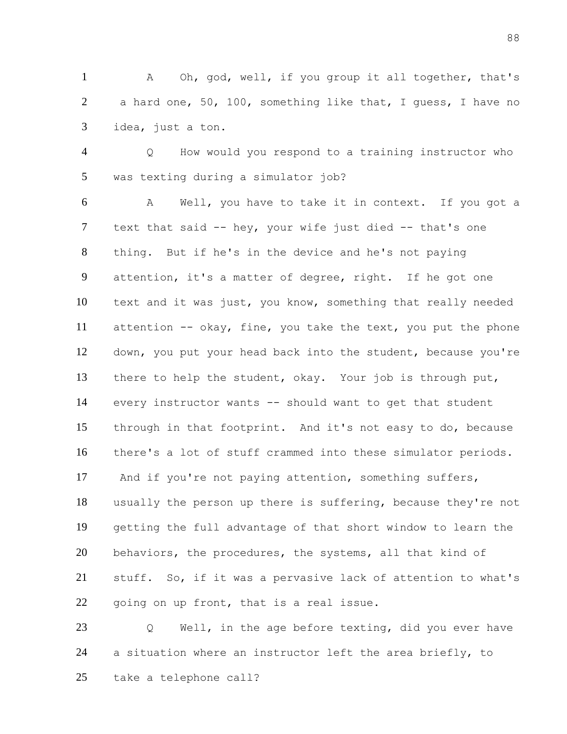A Oh, god, well, if you group it all together, that's a hard one, 50, 100, something like that, I guess, I have no idea, just a ton.

Q How would you respond to a training instructor who was texting during a simulator job?

A Well, you have to take it in context. If you got a text that said -- hey, your wife just died -- that's one thing. But if he's in the device and he's not paying attention, it's a matter of degree, right. If he got one text and it was just, you know, something that really needed attention -- okay, fine, you take the text, you put the phone down, you put your head back into the student, because you're there to help the student, okay. Your job is through put, every instructor wants -- should want to get that student through in that footprint. And it's not easy to do, because there's a lot of stuff crammed into these simulator periods. And if you're not paying attention, something suffers, usually the person up there is suffering, because they're not getting the full advantage of that short window to learn the behaviors, the procedures, the systems, all that kind of stuff. So, if it was a pervasive lack of attention to what's going on up front, that is a real issue.

Q Well, in the age before texting, did you ever have a situation where an instructor left the area briefly, to take a telephone call?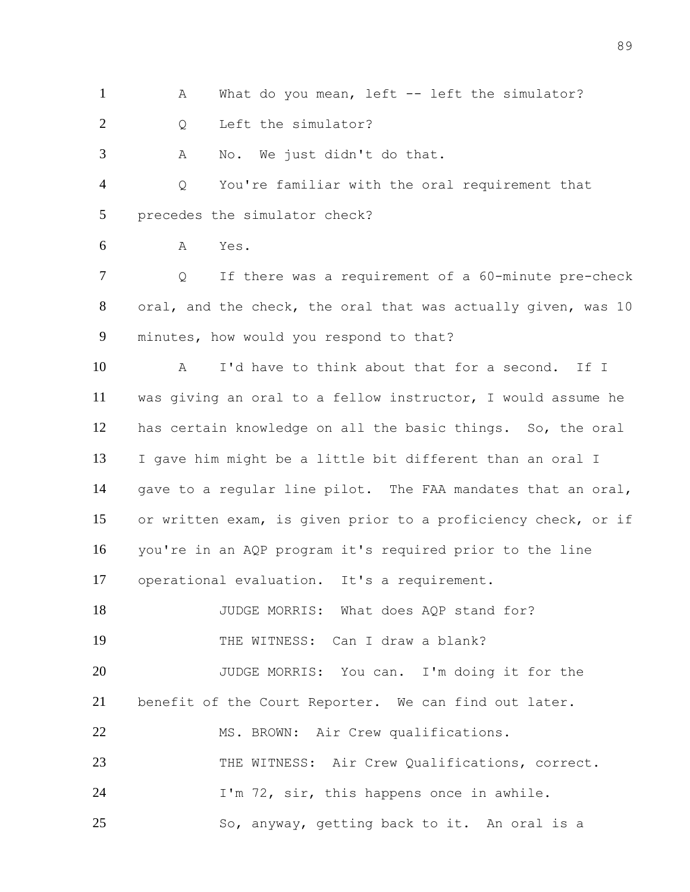A What do you mean, left -- left the simulator?

Q Left the simulator?

A No. We just didn't do that.

Q You're familiar with the oral requirement that precedes the simulator check?

A Yes.

Q If there was a requirement of a 60-minute pre-check oral, and the check, the oral that was actually given, was 10 minutes, how would you respond to that?

A I'd have to think about that for a second. If I was giving an oral to a fellow instructor, I would assume he has certain knowledge on all the basic things. So, the oral I gave him might be a little bit different than an oral I gave to a regular line pilot. The FAA mandates that an oral, or written exam, is given prior to a proficiency check, or if you're in an AQP program it's required prior to the line operational evaluation. It's a requirement.

JUDGE MORRIS: What does AQP stand for?

THE WITNESS: Can I draw a blank?

JUDGE MORRIS: You can. I'm doing it for the benefit of the Court Reporter. We can find out later.

MS. BROWN: Air Crew qualifications.

THE WITNESS: Air Crew Qualifications, correct.

I'm 72, sir, this happens once in awhile.

So, anyway, getting back to it. An oral is a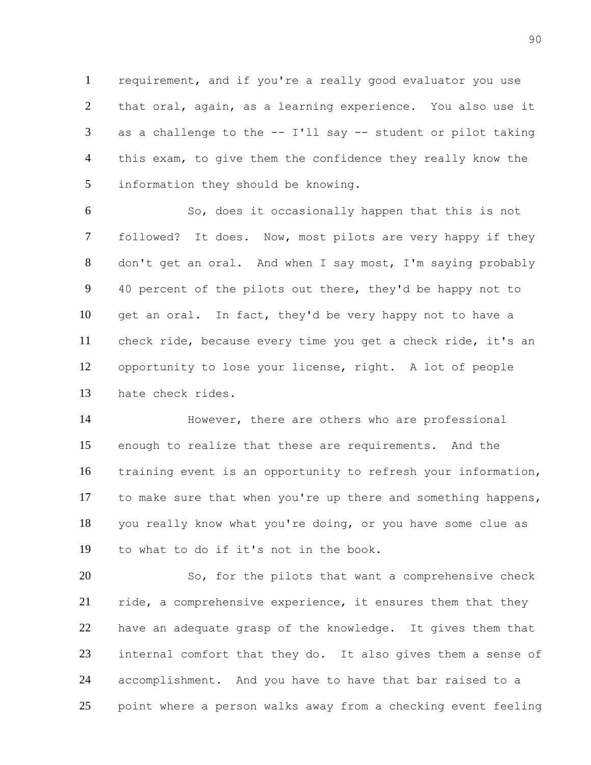requirement, and if you're a really good evaluator you use that oral, again, as a learning experience. You also use it as a challenge to the -- I'll say -- student or pilot taking this exam, to give them the confidence they really know the information they should be knowing.

So, does it occasionally happen that this is not followed? It does. Now, most pilots are very happy if they don't get an oral. And when I say most, I'm saying probably 40 percent of the pilots out there, they'd be happy not to get an oral. In fact, they'd be very happy not to have a check ride, because every time you get a check ride, it's an opportunity to lose your license, right. A lot of people hate check rides.

However, there are others who are professional enough to realize that these are requirements. And the training event is an opportunity to refresh your information, to make sure that when you're up there and something happens, you really know what you're doing, or you have some clue as to what to do if it's not in the book.

So, for the pilots that want a comprehensive check ride, a comprehensive experience, it ensures them that they have an adequate grasp of the knowledge. It gives them that internal comfort that they do. It also gives them a sense of accomplishment. And you have to have that bar raised to a point where a person walks away from a checking event feeling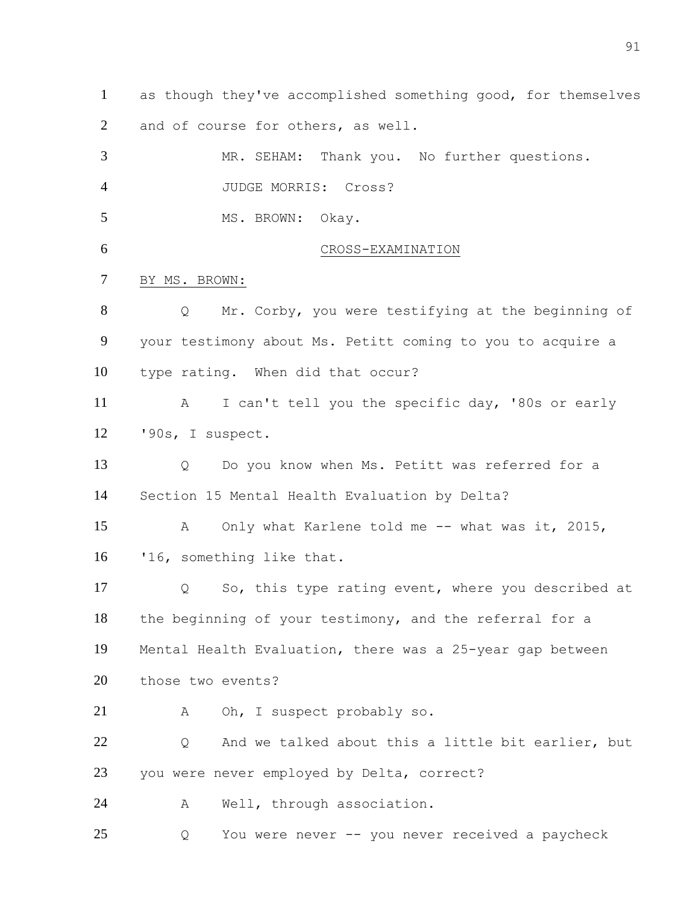as though they've accomplished something good, for themselves and of course for others, as well.

MR. SEHAM: Thank you. No further questions.

JUDGE MORRIS: Cross?

MS. BROWN: Okay.

CROSS-EXAMINATION

BY MS. BROWN:

Q Mr. Corby, you were testifying at the beginning of your testimony about Ms. Petitt coming to you to acquire a type rating. When did that occur?

A I can't tell you the specific day, '80s or early '90s, I suspect.

Q Do you know when Ms. Petitt was referred for a Section 15 Mental Health Evaluation by Delta?

A Only what Karlene told me -- what was it, 2015, '16, something like that.

Q So, this type rating event, where you described at the beginning of your testimony, and the referral for a Mental Health Evaluation, there was a 25-year gap between those two events?

A Oh, I suspect probably so.

Q And we talked about this a little bit earlier, but you were never employed by Delta, correct?

A Well, through association.

Q You were never -- you never received a paycheck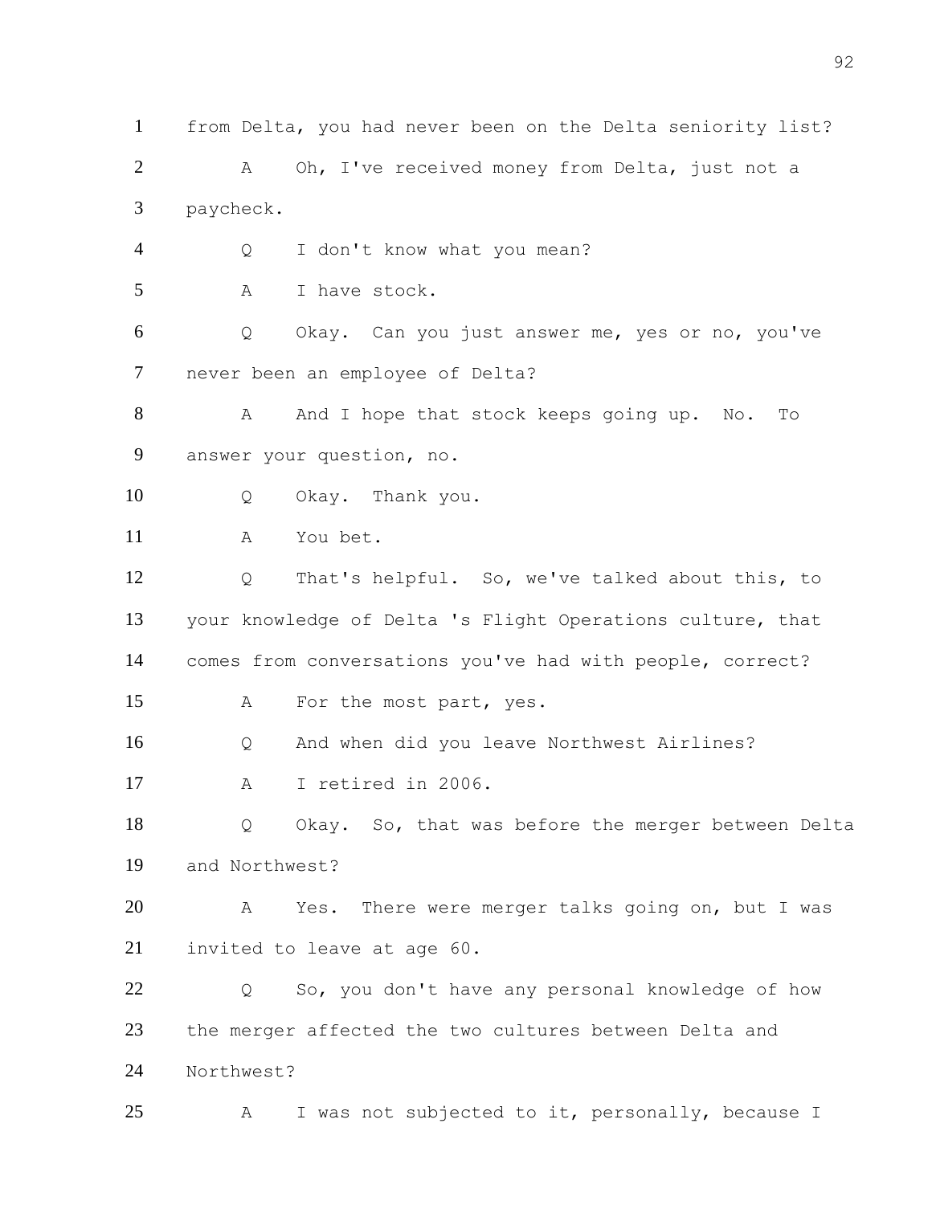1 from Delta, you had never been on the Delta seniority list?

2 A Oh, I've received money from Delta, just not a

3 paycheck.

4 Q I don't know what you mean?

5 A I have stock.

6 Q Okay. Can you just answer me, yes or no, you've

7 never been an employee of Delta?

8 A And I hope that stock keeps going up. No. To

9 answer your question, no.

10 Q Okay. Thank you.

11 A You bet.

12 Q That's helpful. So, we've talked about this, to

13 your knowledge of Delta 's Flight Operations culture, that

14 comes from conversations you've had with people, correct?

15 A For the most part, yes.

16 Q And when did you leave Northwest Airlines?

17 A I retired in 2006.

18 Q Okay. So, that was before the merger between Delta

19 and Northwest?

20 A Yes. There were merger talks going on, but I was

21 invited to leave at age 60.

22 Q So, you don't have any personal knowledge of how

23 the merger affected the two cultures between Delta and

24 Northwest?

25 A I was not subjected to it, personally, because I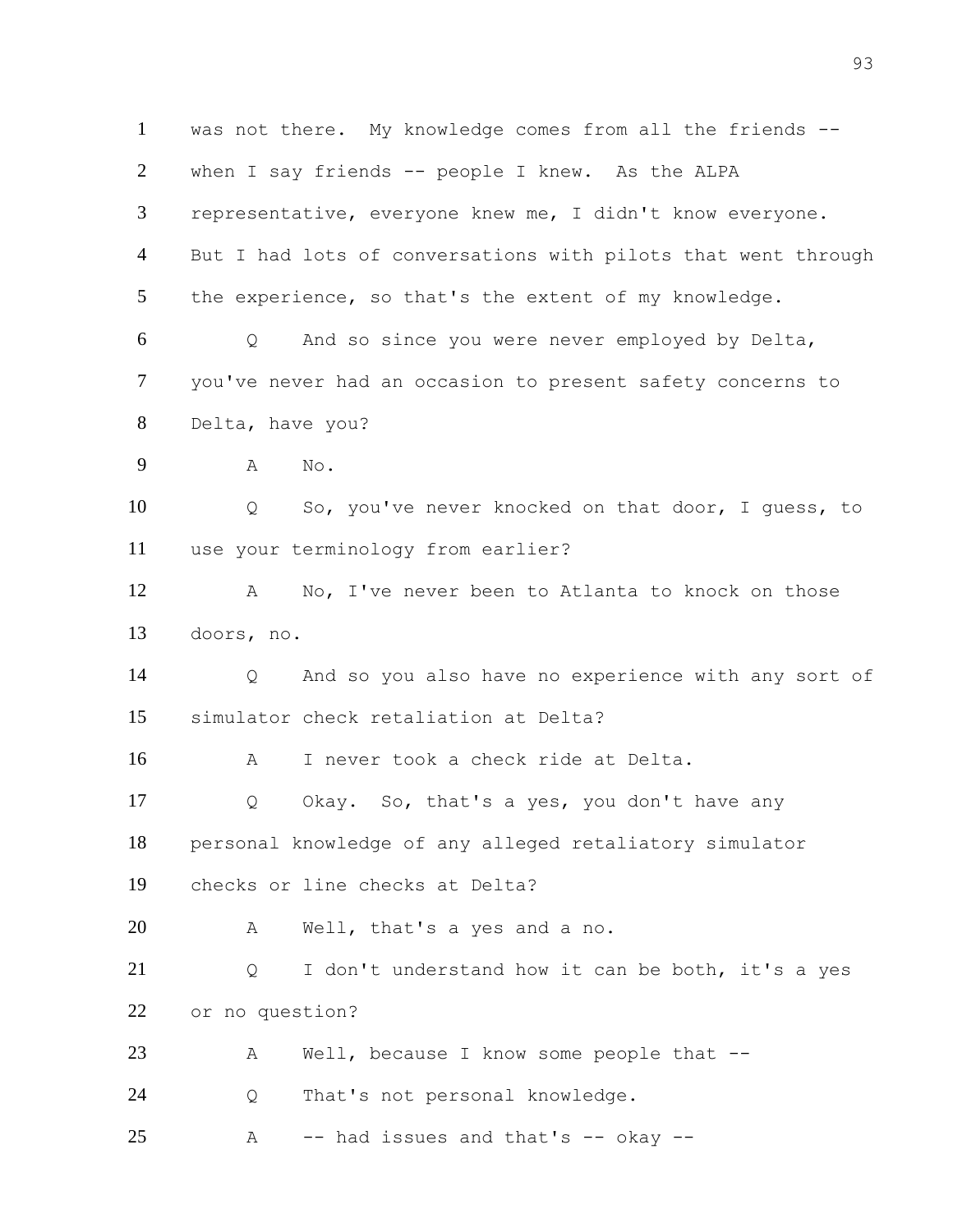1 was not there. My knowledge comes from all the friends --
2 when I say friends -- people I knew. As the ALPA
3 representative, everyone knew me, I didn't know everyone.
4 But I had lots of conversations with pilots that went through
5 the experience, so that's the extent of my knowledge.
6 Q And so since you were never employed by Delta,
7 you've never had an occasion to present safety concerns to
8 Delta, have you?
9 A No.
10 Q So, you've never knocked on that door, I guess, to
11 use your terminology from earlier?
12 A No, I've never been to Atlanta to knock on those
13 doors, no.
14 Q And so you also have no experience with any sort of
15 simulator check retaliation at Delta?
16 A I never took a check ride at Delta.
17 Q Okay. So, that's a yes, you don't have any
18 personal knowledge of any alleged retaliatory simulator
19 checks or line checks at Delta?
20 A Well, that's a yes and a no.
21 Q I don't understand how it can be both, it's a yes
22 or no question?
23 A Well, because I know some people that --
24 Q That's not personal knowledge.
25 A -- had issues and that's -- okay --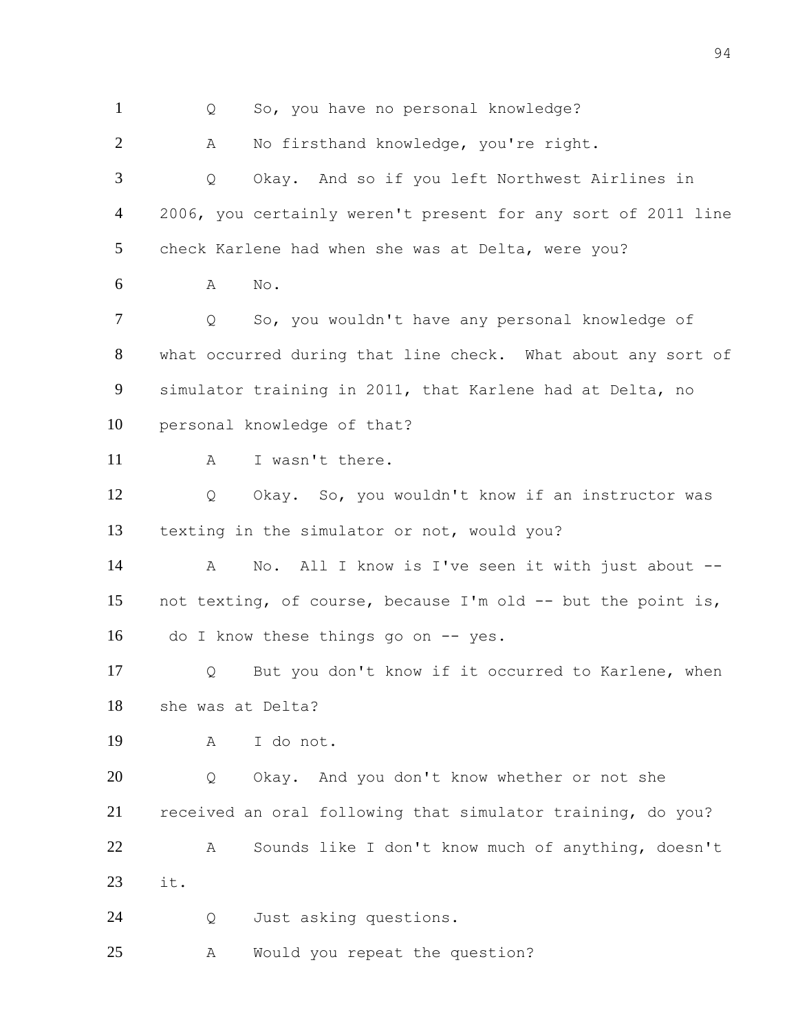1 Q So, you have no personal knowledge?

2 A No firsthand knowledge, you're right.

3 Q Okay. And so if you left Northwest Airlines in

4 2006, you certainly weren't present for any sort of 2011 line

5 check Karlene had when she was at Delta, were you?

6 A No.

7 Q So, you wouldn't have any personal knowledge of

8 what occurred during that line check. What about any sort of

9 simulator training in 2011, that Karlene had at Delta, no

10 personal knowledge of that?

11 A I wasn't there.

12 Q Okay. So, you wouldn't know if an instructor was

13 texting in the simulator or not, would you?

14 A No. All I know is I've seen it with just about --

15 not texting, of course, because I'm old -- but the point is,

16 do I know these things go on -- yes.

17 Q But you don't know if it occurred to Karlene, when

18 she was at Delta?

19 A I do not.

20 Q Okay. And you don't know whether or not she

21 received an oral following that simulator training, do you?

22 A Sounds like I don't know much of anything, doesn't

23 it.

24 Q Just asking questions.

25 A Would you repeat the question?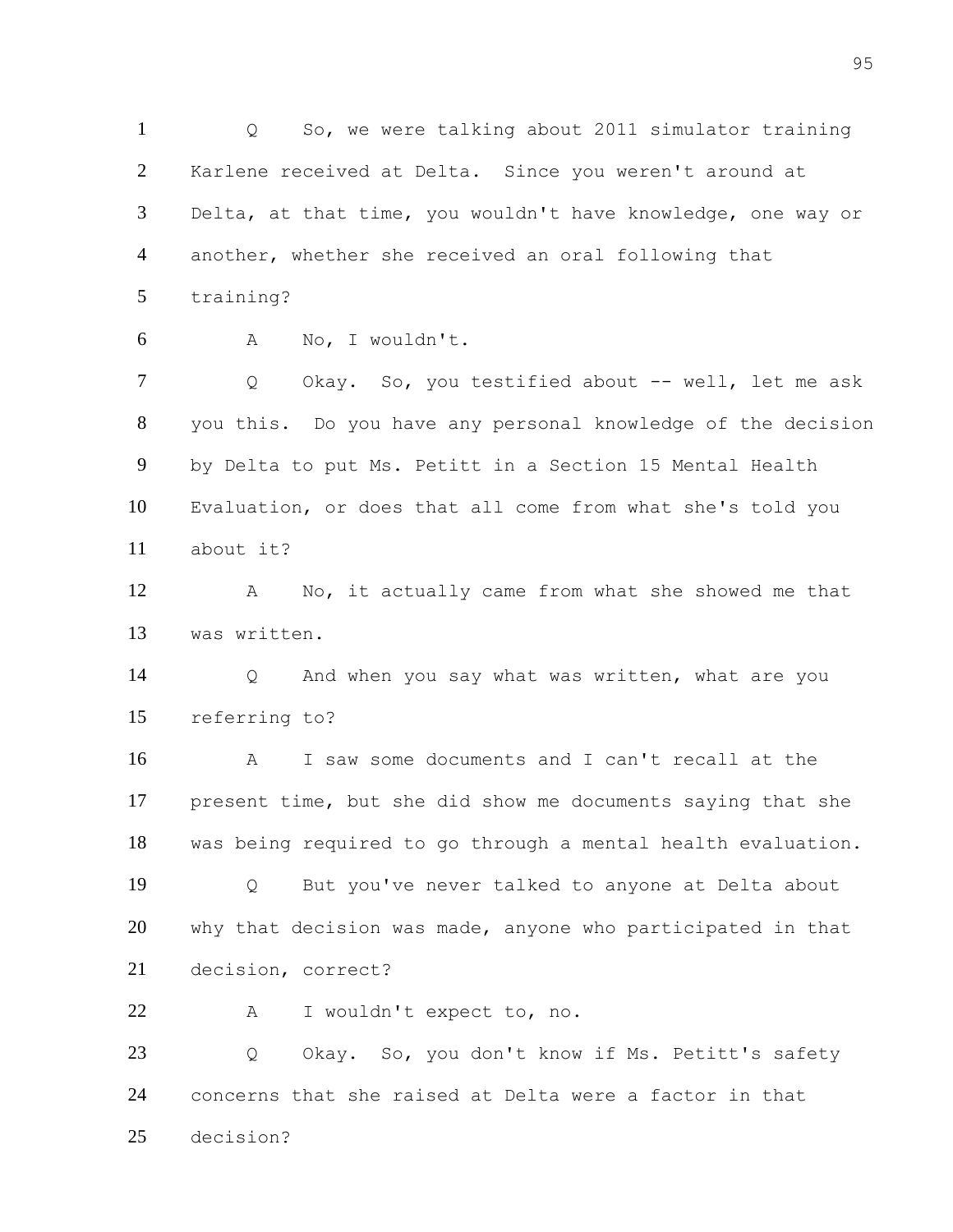1 Q So, we were talking about 2011 simulator training
2 Karlene received at Delta. Since you weren't around at
3 Delta, at that time, you wouldn't have knowledge, one way or
4 another, whether she received an oral following that
5 training?
6 A No, I wouldn't.
7 Q Okay. So, you testified about -- well, let me ask
8 you this. Do you have any personal knowledge of the decision
9 by Delta to put Ms. Petitt in a Section 15 Mental Health
10 Evaluation, or does that all come from what she's told you
11 about it?
12 A No, it actually came from what she showed me that
13 was written.
14 Q And when you say what was written, what are you
15 referring to?
16 A I saw some documents and I can't recall at the
17 present time, but she did show me documents saying that she
18 was being required to go through a mental health evaluation.
19 Q But you've never talked to anyone at Delta about
20 why that decision was made, anyone who participated in that
21 decision, correct?
22 A I wouldn't expect to, no.
23 Q Okay. So, you don't know if Ms. Petitt's safety
24 concerns that she raised at Delta were a factor in that
25 decision?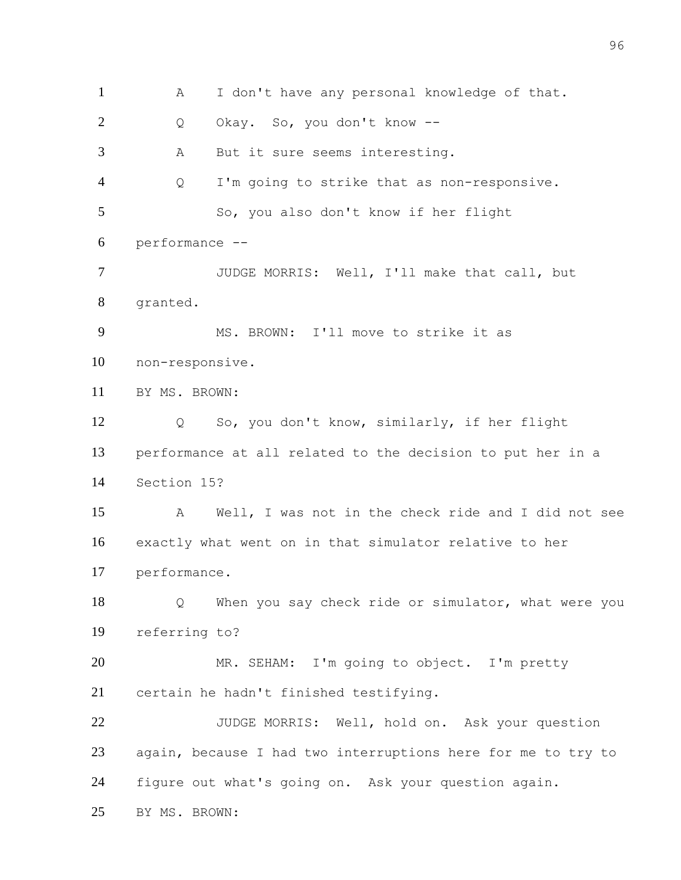A I don't have any personal knowledge of that.

Q Okay. So, you don't know --

A But it sure seems interesting.

Q I'm going to strike that as non-responsive.

So, you also don't know if her flight performance --

JUDGE MORRIS: Well, I'll make that call, but granted.

MS. BROWN: I'll move to strike it as non-responsive.

BY MS. BROWN:

Q So, you don't know, similarly, if her flight performance at all related to the decision to put her in a Section 15?

A Well, I was not in the check ride and I did not see exactly what went on in that simulator relative to her performance.

Q When you say check ride or simulator, what were you referring to?

MR. SEHAM: I'm going to object. I'm pretty certain he hadn't finished testifying.

JUDGE MORRIS: Well, hold on. Ask your question again, because I had two interruptions here for me to try to figure out what's going on. Ask your question again.

BY MS. BROWN: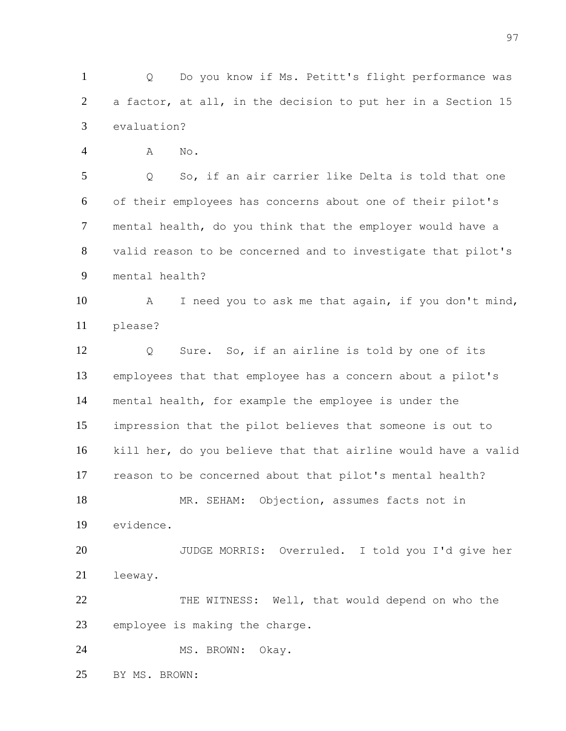1 Q Do you know if Ms. Petitt's flight performance was
2 a factor, at all, in the decision to put her in a Section 15
3 evaluation?
4 A No.
5 Q So, if an air carrier like Delta is told that one
6 of their employees has concerns about one of their pilot's
7 mental health, do you think that the employer would have a
8 valid reason to be concerned and to investigate that pilot's
9 mental health?
10 A I need you to ask me that again, if you don't mind,
11 please?
12 Q Sure. So, if an airline is told by one of its
13 employees that that employee has a concern about a pilot's
14 mental health, for example the employee is under the
15 impression that the pilot believes that someone is out to
16 kill her, do you believe that that airline would have a valid
17 reason to be concerned about that pilot's mental health?
18 MR. SEHAM: Objection, assumes facts not in
19 evidence.
20 JUDGE MORRIS: Overruled. I told you I'd give her
21 leeway.
22 THE WITNESS: Well, that would depend on who the
23 employee is making the charge.
24 MS. BROWN: Okay.
25 BY MS. BROWN: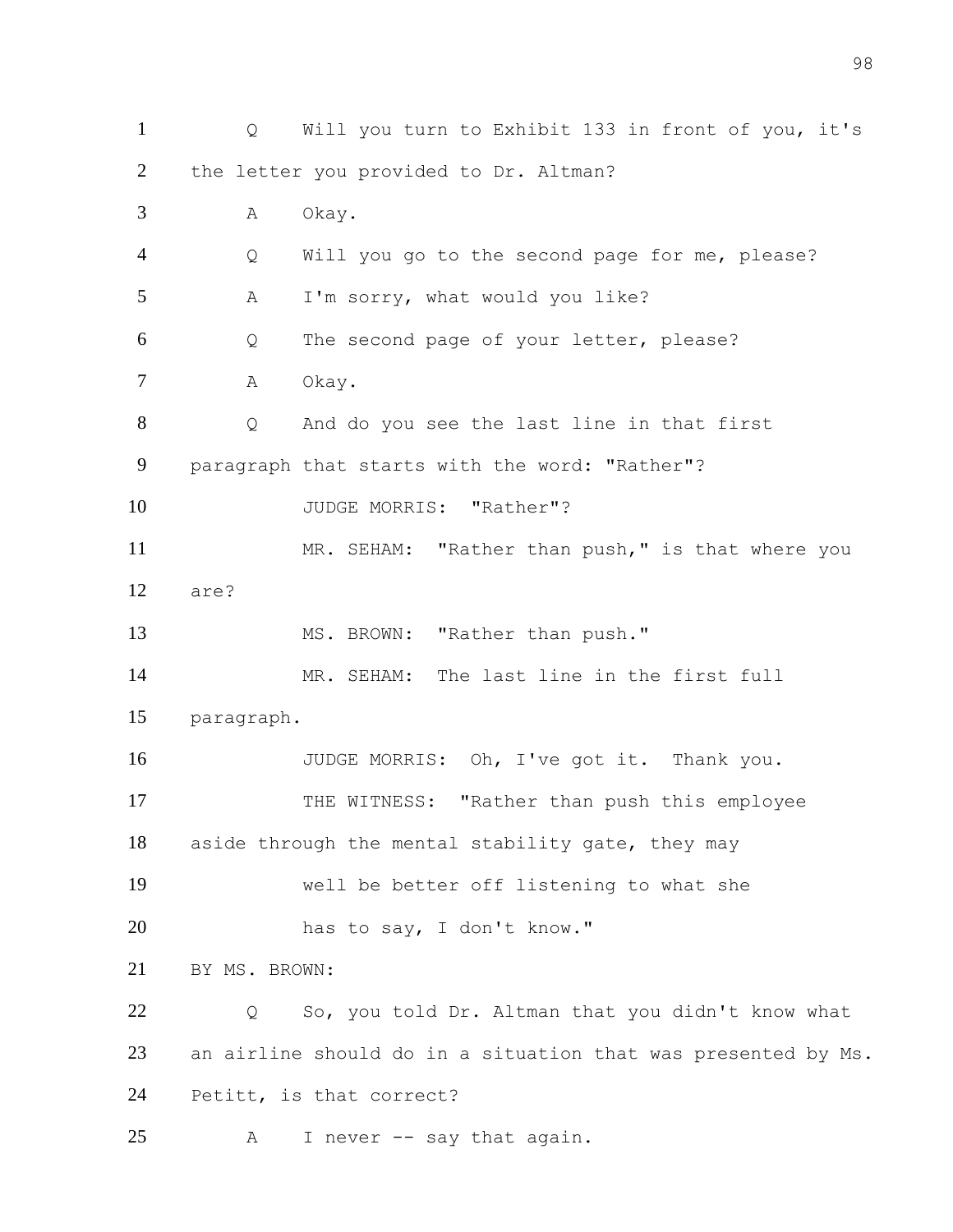1 Q Will you turn to Exhibit 133 in front of you, it's

2 the letter you provided to Dr. Altman?

3 A Okay.

4 Q Will you go to the second page for me, please?

5 A I'm sorry, what would you like?

6 Q The second page of your letter, please?

7 A Okay.

8 Q And do you see the last line in that first

9 paragraph that starts with the word: "Rather"?

10 JUDGE MORRIS: "Rather"?

11 MR. SEHAM: "Rather than push," is that where you

12 are?

13 MS. BROWN: "Rather than push."

14 MR. SEHAM: The last line in the first full

15 paragraph.

16 JUDGE MORRIS: Oh, I've got it. Thank you.

17 THE WITNESS: "Rather than push this employee

18 aside through the mental stability gate, they may

19 well be better off listening to what she

20 has to say, I don't know."

21 BY MS. BROWN:

22 Q So, you told Dr. Altman that you didn't know what

23 an airline should do in a situation that was presented by Ms.

24 Petitt, is that correct?

25 A I never -- say that again.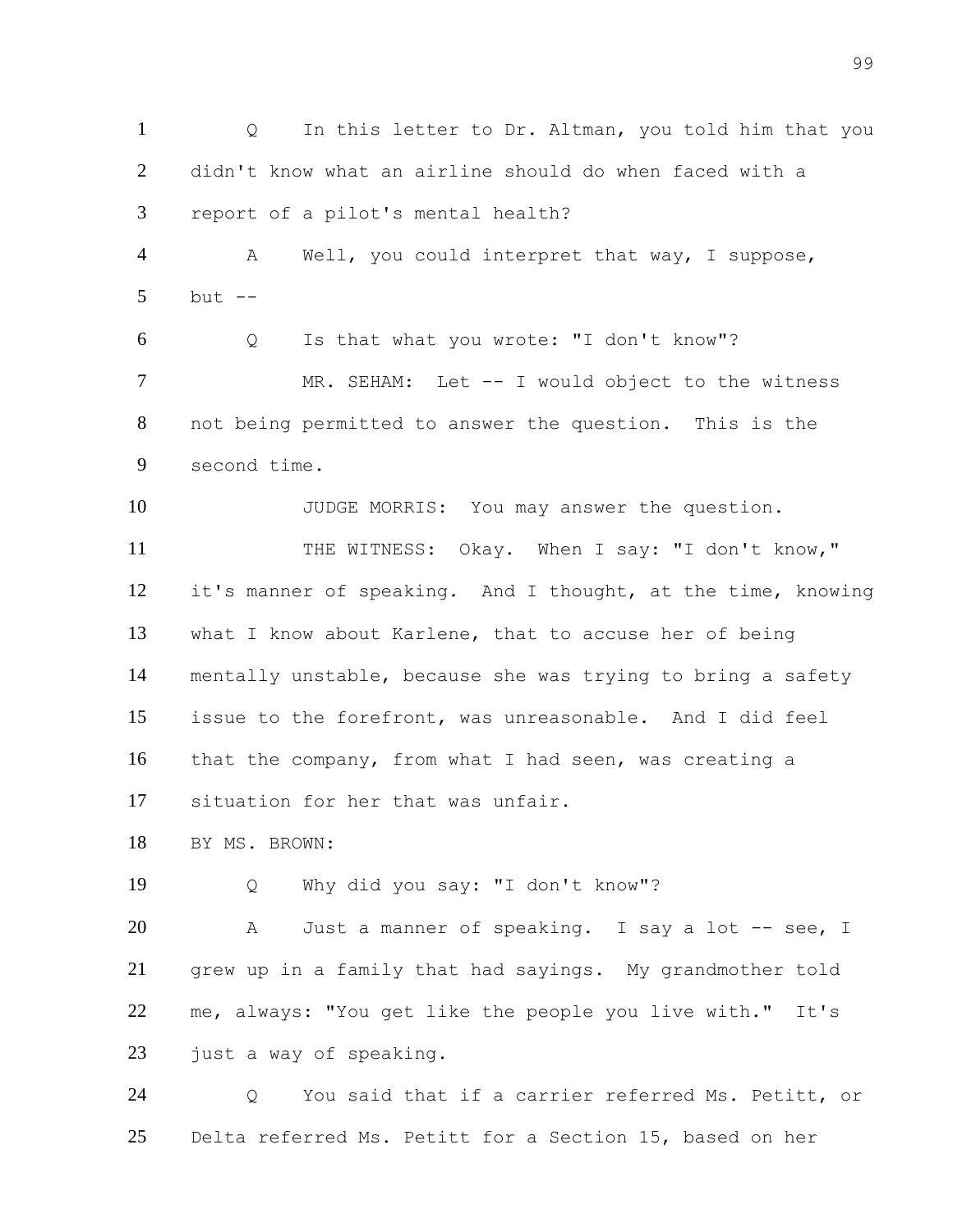1 Q In this letter to Dr. Altman, you told him that you
2 didn't know what an airline should do when faced with a
3 report of a pilot's mental health?

4 A Well, you could interpret that way, I suppose,
5 but --

6 Q Is that what you wrote: "I don't know"?

7 MR. SEHAM: Let -- I would object to the witness
8 not being permitted to answer the question. This is the
9 second time.

10 JUDGE MORRIS: You may answer the question.

11 THE WITNESS: Okay. When I say: "I don't know,"
12 it's manner of speaking. And I thought, at the time, knowing
13 what I know about Karlene, that to accuse her of being
14 mentally unstable, because she was trying to bring a safety
15 issue to the forefront, was unreasonable. And I did feel
16 that the company, from what I had seen, was creating a
17 situation for her that was unfair.

18 BY MS. BROWN:

19 Q Why did you say: "I don't know"?

20 A Just a manner of speaking. I say a lot -- see, I
21 grew up in a family that had sayings. My grandmother told
22 me, always: "You get like the people you live with." It's
23 just a way of speaking.

24 Q You said that if a carrier referred Ms. Petitt, or
25 Delta referred Ms. Petitt for a Section 15, based on her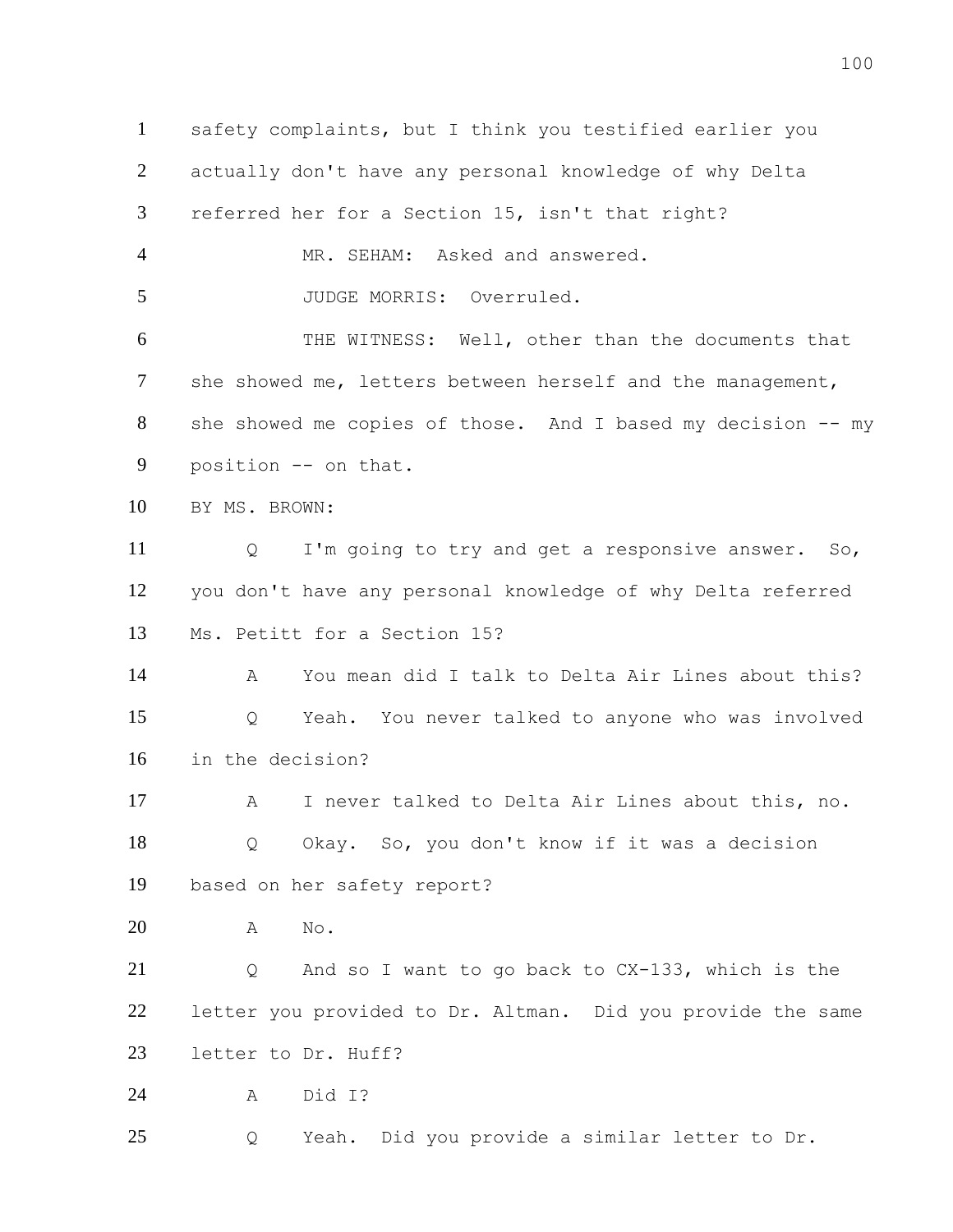safety complaints, but I think you testified earlier you actually don't have any personal knowledge of why Delta referred her for a Section 15, isn't that right?

MR. SEHAM: Asked and answered.

JUDGE MORRIS: Overruled.

THE WITNESS: Well, other than the documents that she showed me, letters between herself and the management, she showed me copies of those. And I based my decision -- my position -- on that.

BY MS. BROWN:

Q I'm going to try and get a responsive answer. So, you don't have any personal knowledge of why Delta referred Ms. Petitt for a Section 15?

A You mean did I talk to Delta Air Lines about this?

Q Yeah. You never talked to anyone who was involved in the decision?

A I never talked to Delta Air Lines about this, no.

Q Okay. So, you don't know if it was a decision based on her safety report?

A No.

Q And so I want to go back to CX-133, which is the letter you provided to Dr. Altman. Did you provide the same letter to Dr. Huff?

A Did I?

Q Yeah. Did you provide a similar letter to Dr.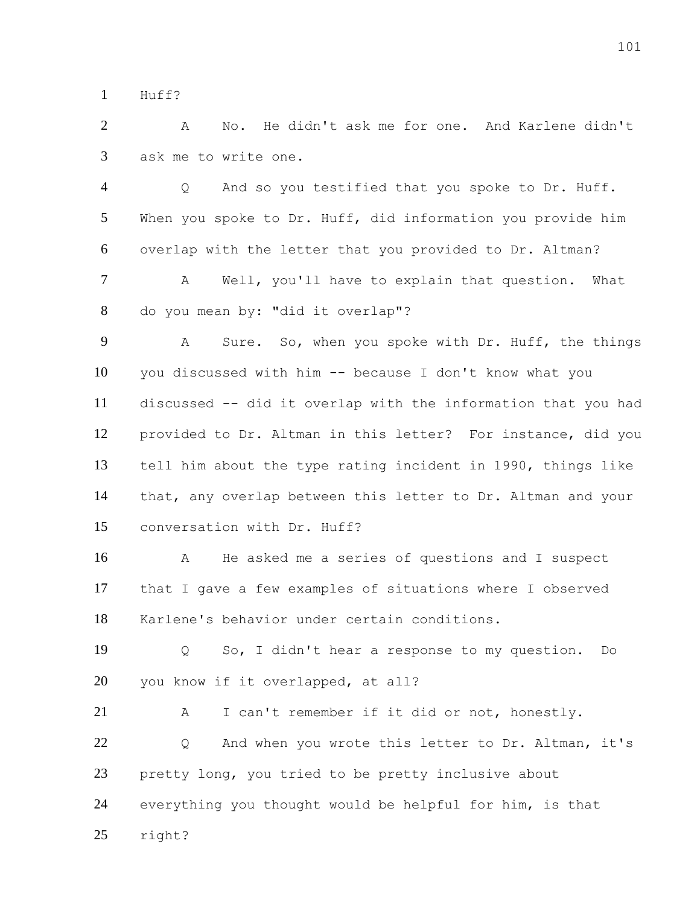1 Huff?

2 A No. He didn't ask me for one. And Karlene didn't

3 ask me to write one.

4 Q And so you testified that you spoke to Dr. Huff.

5 When you spoke to Dr. Huff, did information you provide him

6 overlap with the letter that you provided to Dr. Altman?

7 A Well, you'll have to explain that question. What

8 do you mean by: "did it overlap"?

9 A Sure. So, when you spoke with Dr. Huff, the things

10 you discussed with him -- because I don't know what you

11 discussed -- did it overlap with the information that you had

12 provided to Dr. Altman in this letter? For instance, did you

13 tell him about the type rating incident in 1990, things like

14 that, any overlap between this letter to Dr. Altman and your

15 conversation with Dr. Huff?

16 A He asked me a series of questions and I suspect

17 that I gave a few examples of situations where I observed

18 Karlene's behavior under certain conditions.

19 Q So, I didn't hear a response to my question. Do

20 you know if it overlapped, at all?

21 A I can't remember if it did or not, honestly.

22 Q And when you wrote this letter to Dr. Altman, it's

23 pretty long, you tried to be pretty inclusive about

24 everything you thought would be helpful for him, is that

25 right?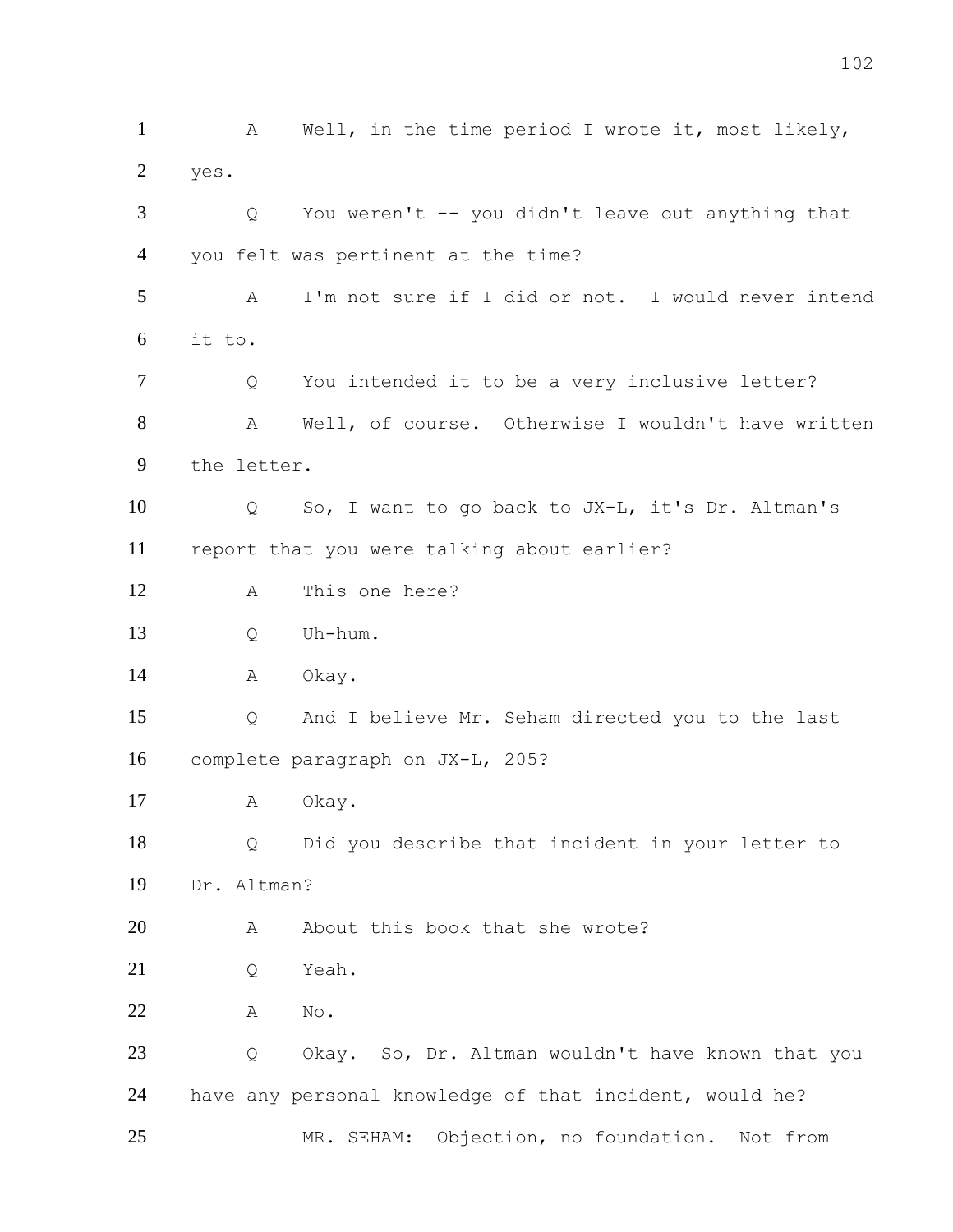1 A Well, in the time period I wrote it, most likely,
2 yes.
3 Q You weren't -- you didn't leave out anything that
4 you felt was pertinent at the time?
5 A I'm not sure if I did or not. I would never intend
6 it to.
7 Q You intended it to be a very inclusive letter?
8 A Well, of course. Otherwise I wouldn't have written
9 the letter.
10 Q So, I want to go back to JX-L, it's Dr. Altman's
11 report that you were talking about earlier?
12 A This one here?
13 Q Uh-hum.
14 A Okay.
15 Q And I believe Mr. Seham directed you to the last
16 complete paragraph on JX-L, 205?
17 A Okay.
18 Q Did you describe that incident in your letter to
19 Dr. Altman?
20 A About this book that she wrote?
21 Q Yeah.
22 A No.
23 Q Okay. So, Dr. Altman wouldn't have known that you
24 have any personal knowledge of that incident, would he?
25 MR. SEHAM: Objection, no foundation. Not from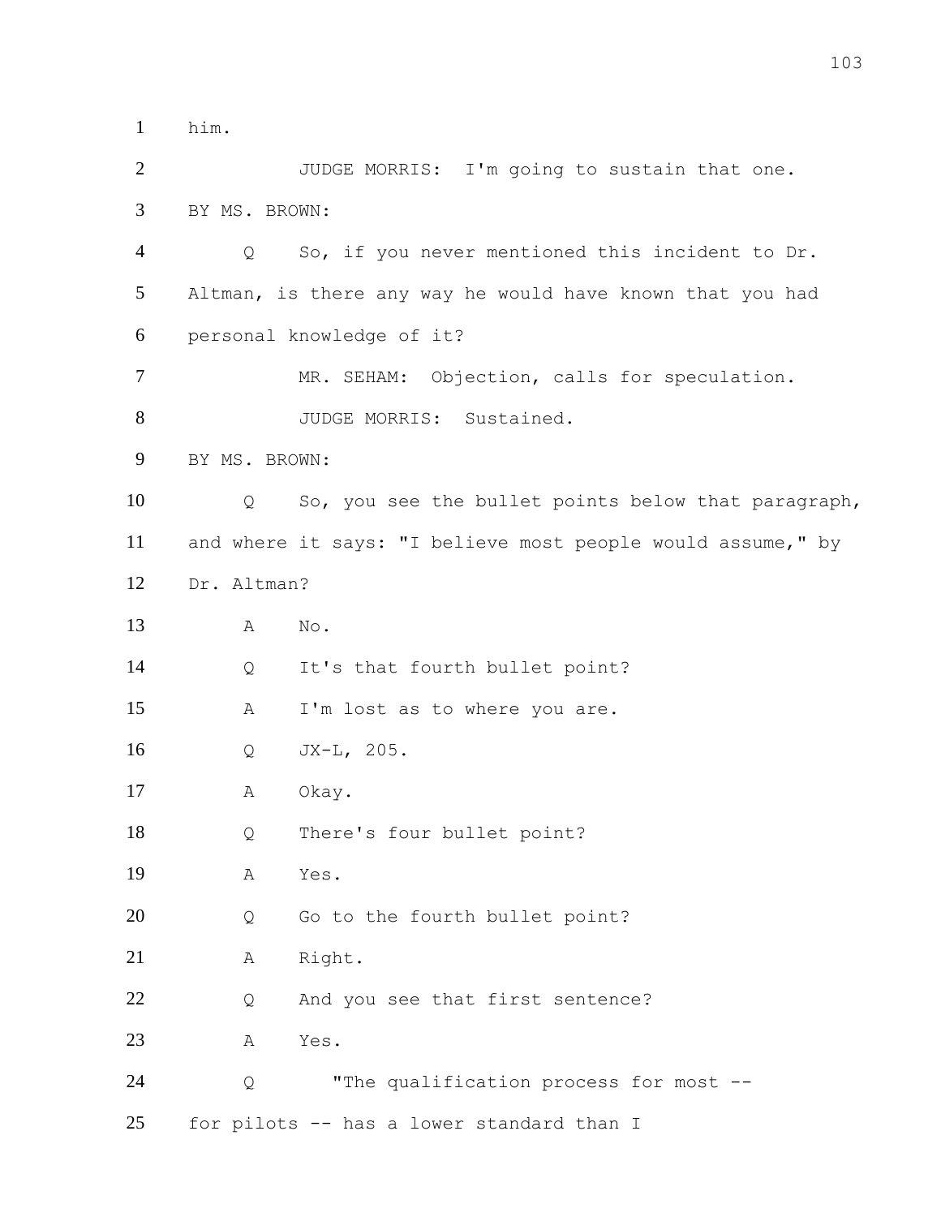1 him.

2 JUDGE MORRIS: I'm going to sustain that one.

3 BY MS. BROWN:

4 Q So, if you never mentioned this incident to Dr.

5 Altman, is there any way he would have known that you had

6 personal knowledge of it?

7 MR. SEHAM: Objection, calls for speculation.

8 JUDGE MORRIS: Sustained.

9 BY MS. BROWN:

10 Q So, you see the bullet points below that paragraph,

11 and where it says: "I believe most people would assume," by

12 Dr. Altman?

13 A No.

14 Q It's that fourth bullet point?

15 A I'm lost as to where you are.

16 Q JX-L, 205.

17 A Okay.

18 Q There's four bullet point?

19 A Yes.

20 Q Go to the fourth bullet point?

21 A Right.

22 Q And you see that first sentence?

23 A Yes.

24 Q "The qualification process for most --

25 for pilots -- has a lower standard than I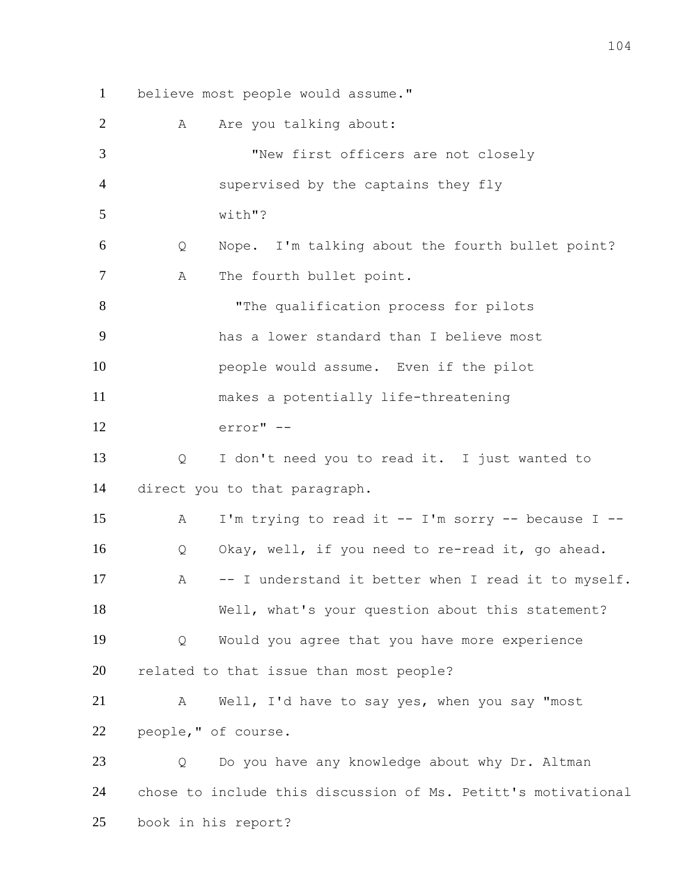1 believe most people would assume."

2 A Are you talking about:

3 "New first officers are not closely

4 supervised by the captains they fly

5 with"?

6 Q Nope. I'm talking about the fourth bullet point?

7 A The fourth bullet point.

8 "The qualification process for pilots

9 has a lower standard than I believe most

10 people would assume. Even if the pilot

11 makes a potentially life-threatening

12 error" --

13 Q I don't need you to read it. I just wanted to

14 direct you to that paragraph.

15 A I'm trying to read it -- I'm sorry -- because I --

16 Q Okay, well, if you need to re-read it, go ahead.

17 A -- I understand it better when I read it to myself.

18 Well, what's your question about this statement?

19 Q Would you agree that you have more experience

20 related to that issue than most people?

21 A Well, I'd have to say yes, when you say "most

22 people," of course.

23 Q Do you have any knowledge about why Dr. Altman

24 chose to include this discussion of Ms. Petitt's motivational

25 book in his report?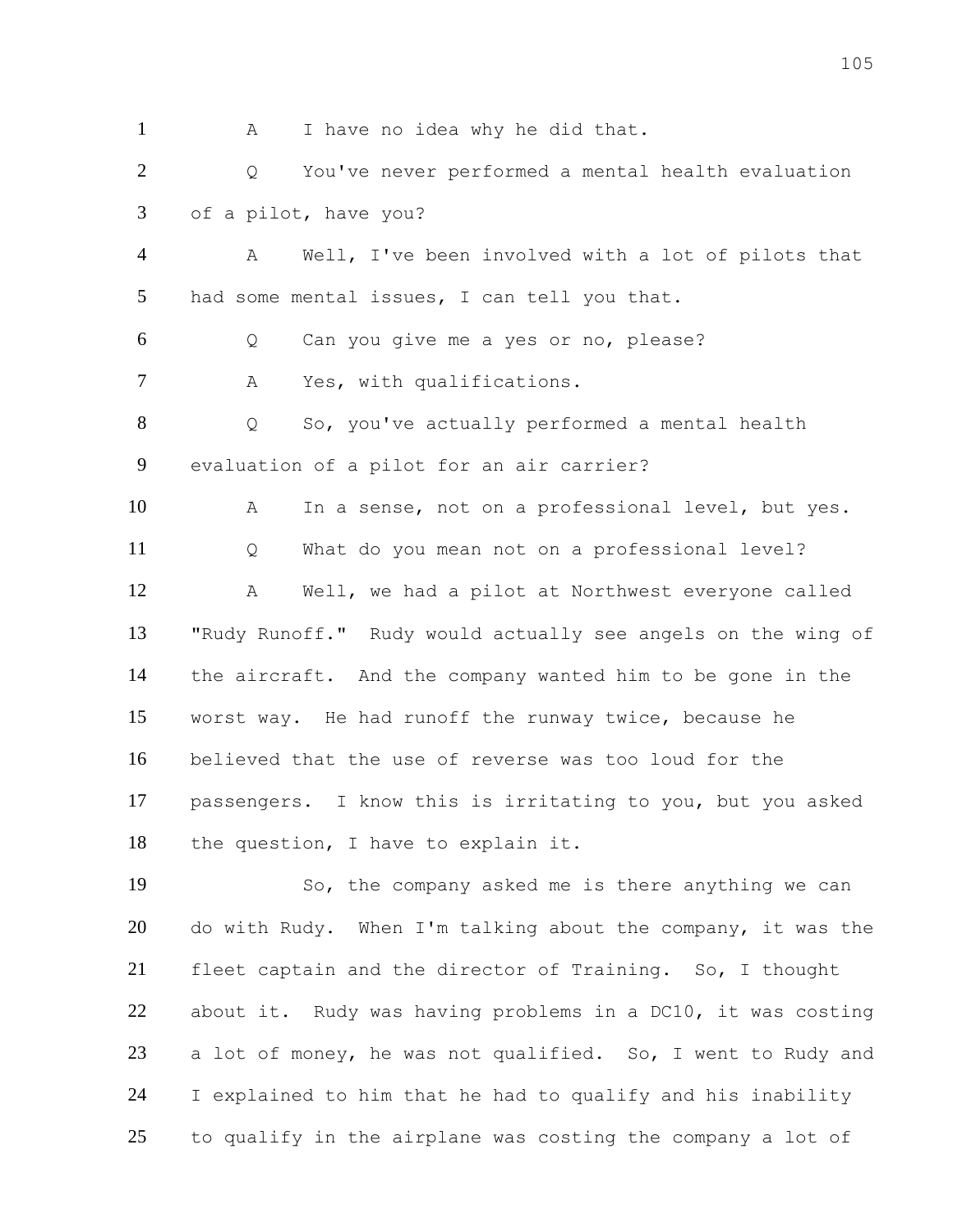A I have no idea why he did that.

Q You've never performed a mental health evaluation of a pilot, have you?

A Well, I've been involved with a lot of pilots that had some mental issues, I can tell you that.

Q Can you give me a yes or no, please?

A Yes, with qualifications.

Q So, you've actually performed a mental health evaluation of a pilot for an air carrier?

A In a sense, not on a professional level, but yes.

Q What do you mean not on a professional level?

A Well, we had a pilot at Northwest everyone called "Rudy Runoff." Rudy would actually see angels on the wing of the aircraft. And the company wanted him to be gone in the worst way. He had runoff the runway twice, because he believed that the use of reverse was too loud for the passengers. I know this is irritating to you, but you asked the question, I have to explain it.

So, the company asked me is there anything we can do with Rudy. When I'm talking about the company, it was the fleet captain and the director of Training. So, I thought about it. Rudy was having problems in a DC10, it was costing a lot of money, he was not qualified. So, I went to Rudy and I explained to him that he had to qualify and his inability to qualify in the airplane was costing the company a lot of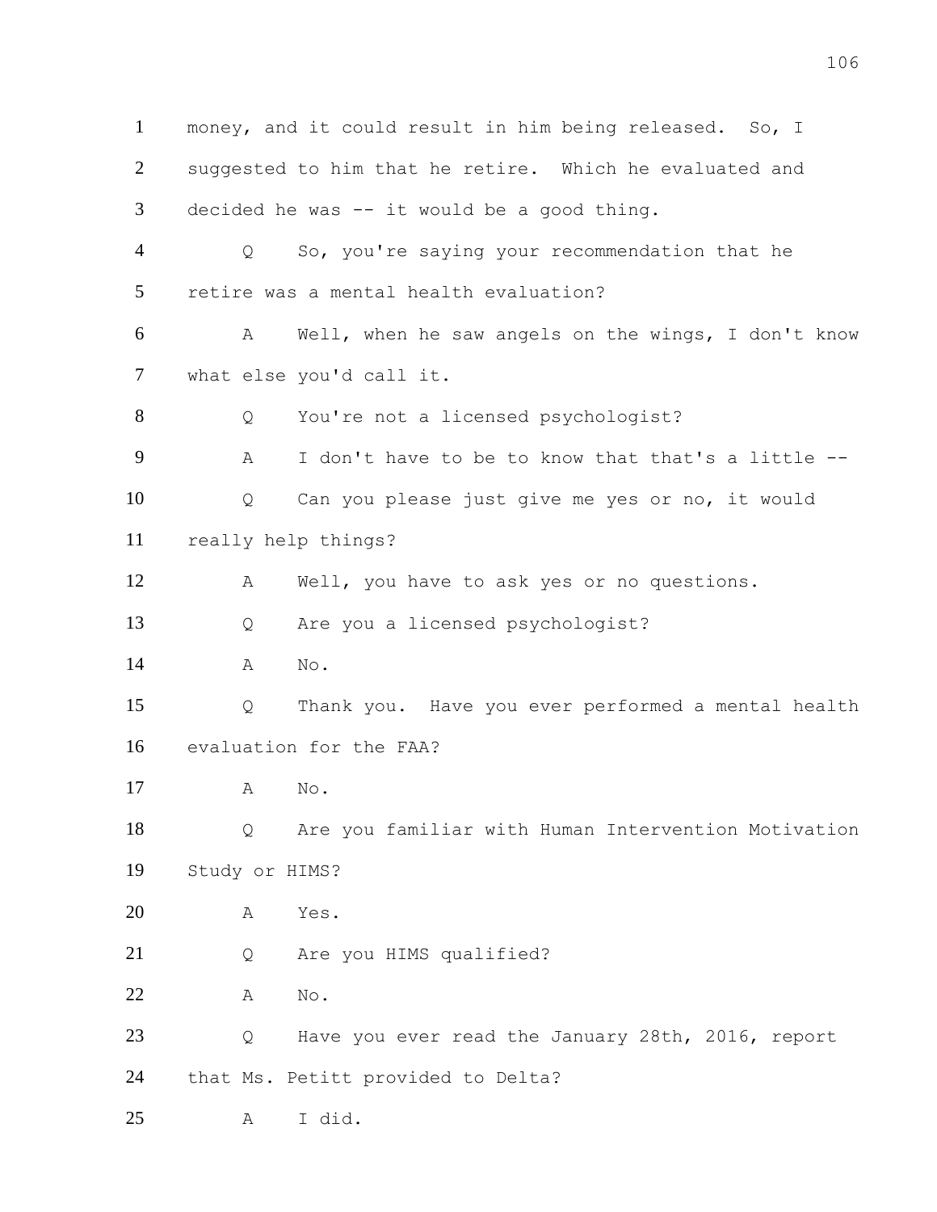1 money, and it could result in him being released. So, I
2 suggested to him that he retire. Which he evaluated and
3 decided he was -- it would be a good thing.

4 Q So, you're saying your recommendation that he
5 retire was a mental health evaluation?

6 A Well, when he saw angels on the wings, I don't know
7 what else you'd call it.

8 Q You're not a licensed psychologist?

9 A I don't have to be to know that that's a little --

10 Q Can you please just give me yes or no, it would
11 really help things?

12 A Well, you have to ask yes or no questions.

13 Q Are you a licensed psychologist?

14 A No.

15 Q Thank you. Have you ever performed a mental health
16 evaluation for the FAA?

17 A No.

18 Q Are you familiar with Human Intervention Motivation
19 Study or HIMS?

20 A Yes.

21 Q Are you HIMS qualified?

22 A No.

23 Q Have you ever read the January 28th, 2016, report
24 that Ms. Petitt provided to Delta?

25 A I did.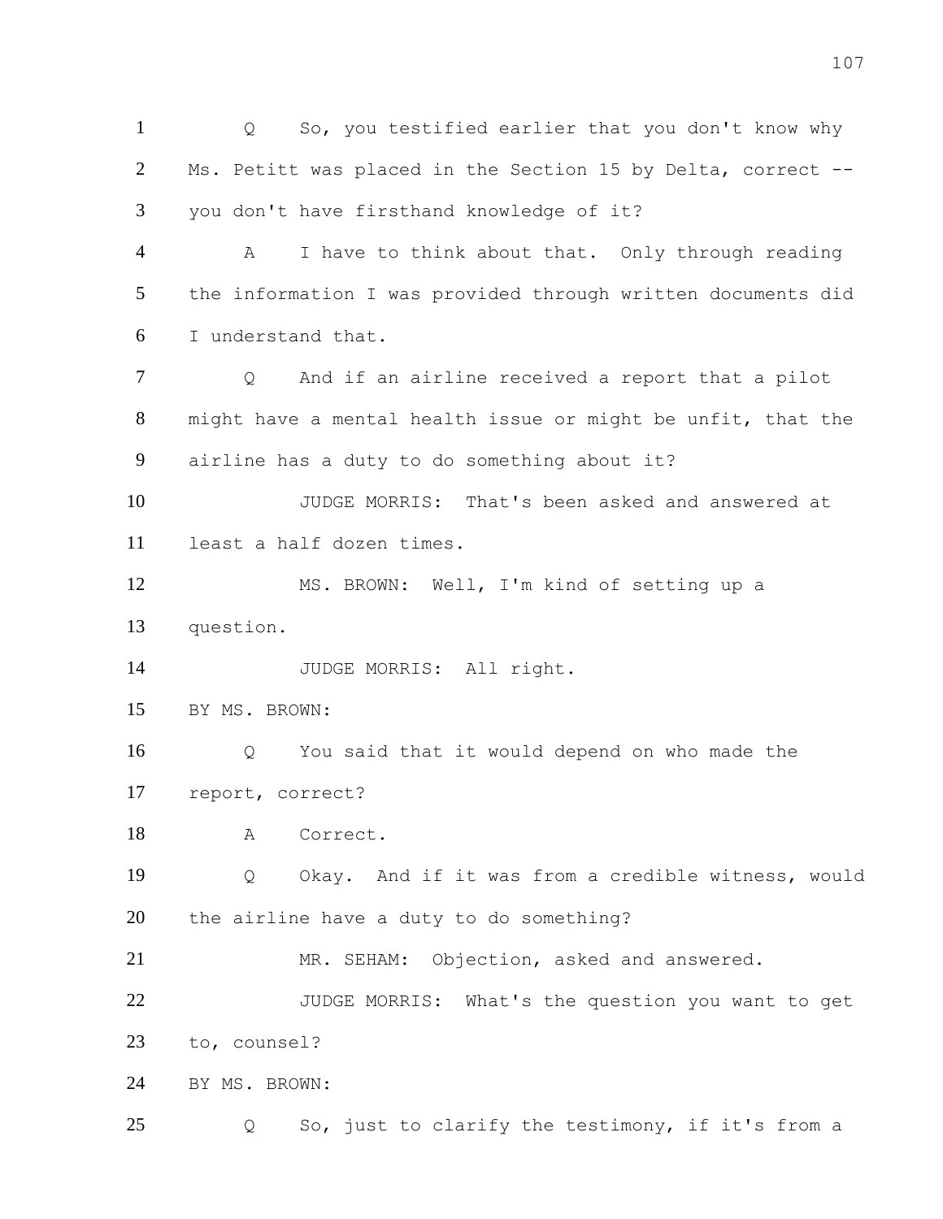1 Q So, you testified earlier that you don't know why
2 Ms. Petitt was placed in the Section 15 by Delta, correct --
3 you don't have firsthand knowledge of it?
4 A I have to think about that. Only through reading
5 the information I was provided through written documents did
6 I understand that.
7 Q And if an airline received a report that a pilot
8 might have a mental health issue or might be unfit, that the
9 airline has a duty to do something about it?
10 JUDGE MORRIS: That's been asked and answered at
11 least a half dozen times.
12 MS. BROWN: Well, I'm kind of setting up a
13 question.
14 JUDGE MORRIS: All right.
15 BY MS. BROWN:
16 Q You said that it would depend on who made the
17 report, correct?
18 A Correct.
19 Q Okay. And if it was from a credible witness, would
20 the airline have a duty to do something?
21 MR. SEHAM: Objection, asked and answered.
22 JUDGE MORRIS: What's the question you want to get
23 to, counsel?
24 BY MS. BROWN:
25 Q So, just to clarify the testimony, if it's from a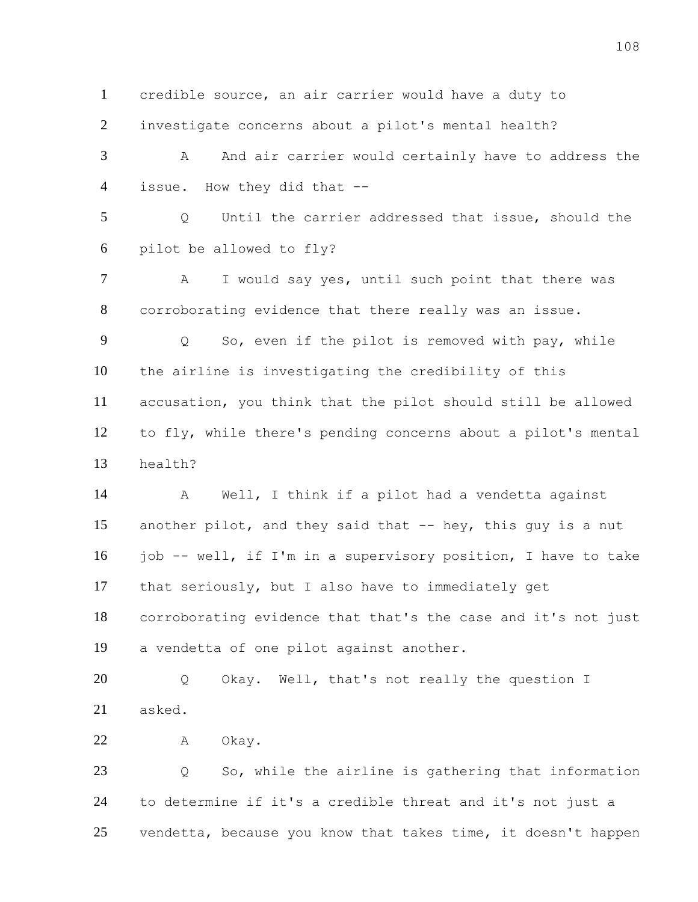1 credible source, an air carrier would have a duty to
2 investigate concerns about a pilot's mental health?

3 A And air carrier would certainly have to address the
4 issue. How they did that --

5 Q Until the carrier addressed that issue, should the
6 pilot be allowed to fly?

7 A I would say yes, until such point that there was
8 corroborating evidence that there really was an issue.

9 Q So, even if the pilot is removed with pay, while
10 the airline is investigating the credibility of this
11 accusation, you think that the pilot should still be allowed
12 to fly, while there's pending concerns about a pilot's mental
13 health?

14 A Well, I think if a pilot had a vendetta against
15 another pilot, and they said that -- hey, this guy is a nut
16 job -- well, if I'm in a supervisory position, I have to take
17 that seriously, but I also have to immediately get
18 corroborating evidence that that's the case and it's not just
19 a vendetta of one pilot against another.

20 Q Okay. Well, that's not really the question I
21 asked.

22 A Okay.

23 Q So, while the airline is gathering that information
24 to determine if it's a credible threat and it's not just a
25 vendetta, because you know that takes time, it doesn't happen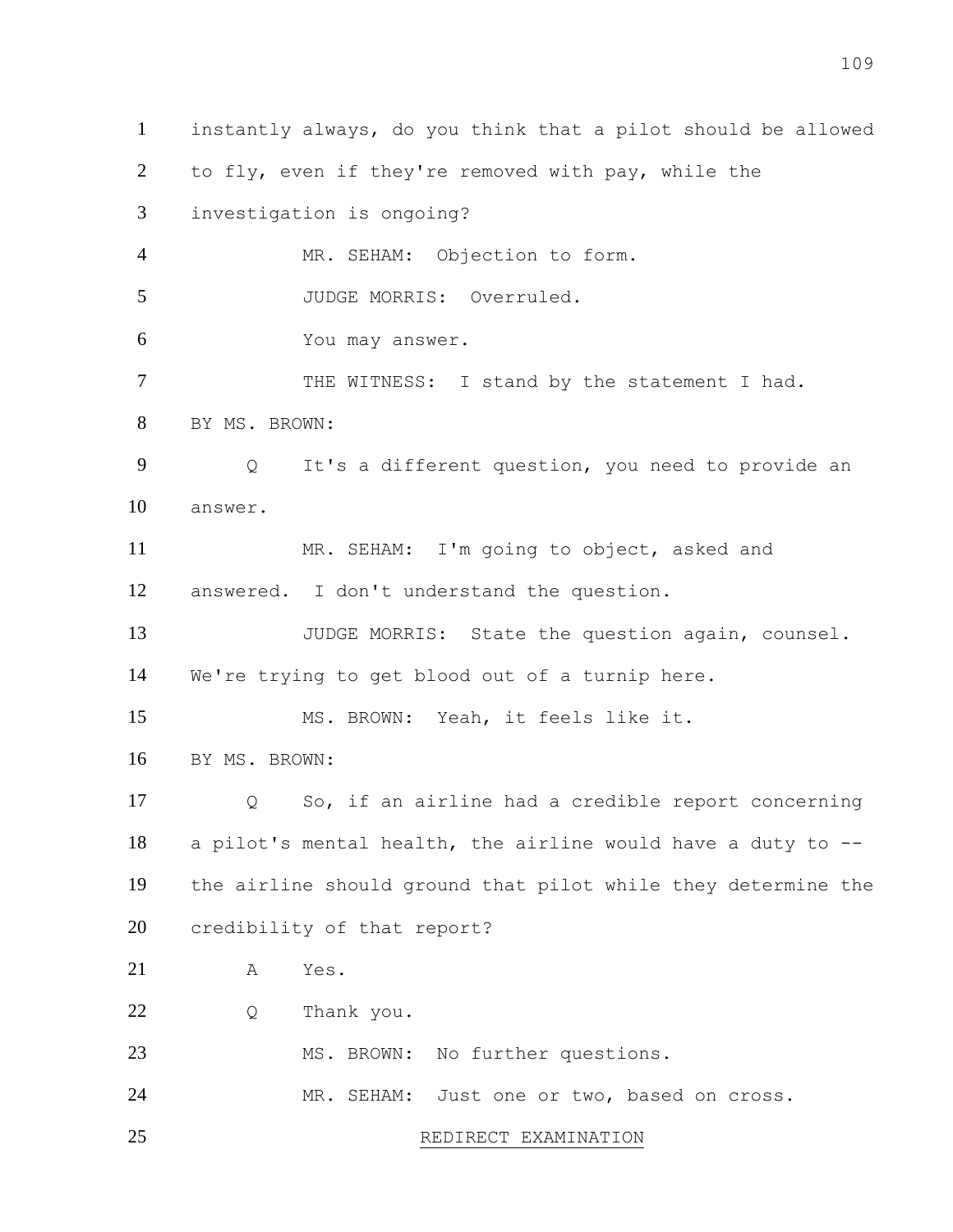1 instantly always, do you think that a pilot should be allowed
2 to fly, even if they're removed with pay, while the
3 investigation is ongoing?
4 MR. SEHAM: Objection to form.
5 JUDGE MORRIS: Overruled.
6 You may answer.
7 THE WITNESS: I stand by the statement I had.
8 BY MS. BROWN:
9 Q It's a different question, you need to provide an
10 answer.
11 MR. SEHAM: I'm going to object, asked and
12 answered. I don't understand the question.
13 JUDGE MORRIS: State the question again, counsel.
14 We're trying to get blood out of a turnip here.
15 MS. BROWN: Yeah, it feels like it.
16 BY MS. BROWN:
17 Q So, if an airline had a credible report concerning
18 a pilot's mental health, the airline would have a duty to --
19 the airline should ground that pilot while they determine the
20 credibility of that report?
21 A Yes.
22 Q Thank you.
23 MS. BROWN: No further questions.
24 MR. SEHAM: Just one or two, based on cross.
25 REDIRECT EXAMINATION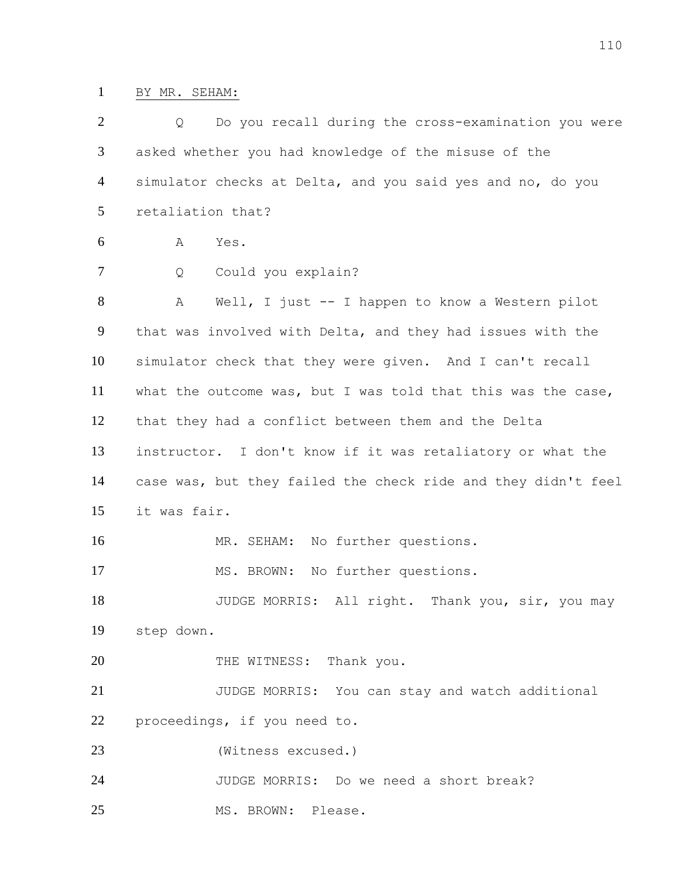BY MR. SEHAM:

Q Do you recall during the cross-examination you were asked whether you had knowledge of the misuse of the simulator checks at Delta, and you said yes and no, do you retaliation that?

A Yes.

Q Could you explain?

A Well, I just -- I happen to know a Western pilot that was involved with Delta, and they had issues with the simulator check that they were given. And I can't recall what the outcome was, but I was told that this was the case, that they had a conflict between them and the Delta instructor. I don't know if it was retaliatory or what the case was, but they failed the check ride and they didn't feel it was fair.

MR. SEHAM: No further questions.

MS. BROWN: No further questions.

JUDGE MORRIS: All right. Thank you, sir, you may step down.

THE WITNESS: Thank you.

JUDGE MORRIS: You can stay and watch additional proceedings, if you need to.

(Witness excused.)

JUDGE MORRIS: Do we need a short break?

MS. BROWN: Please.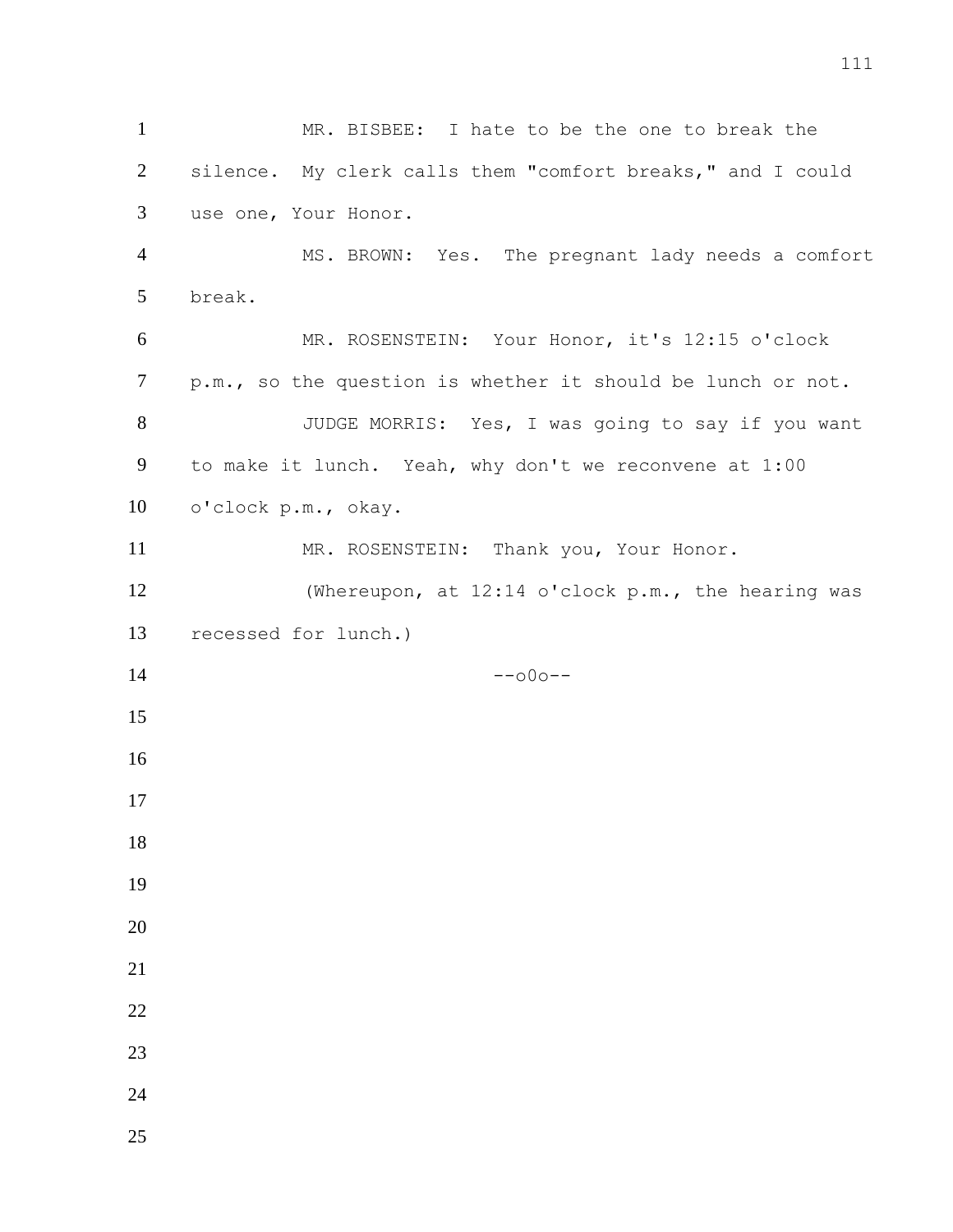MR. BISBEE: I hate to be the one to break the silence. My clerk calls them "comfort breaks," and I could use one, Your Honor.

MS. BROWN: Yes. The pregnant lady needs a comfort break.

MR. ROSENSTEIN: Your Honor, it's 12:15 o'clock p.m., so the question is whether it should be lunch or not.

JUDGE MORRIS: Yes, I was going to say if you want to make it lunch. Yeah, why don't we reconvene at 1:00 o'clock p.m., okay.

MR. ROSENSTEIN: Thank you, Your Honor.

(Whereupon, at 12:14 o'clock p.m., the hearing was recessed for lunch.)

--o0o--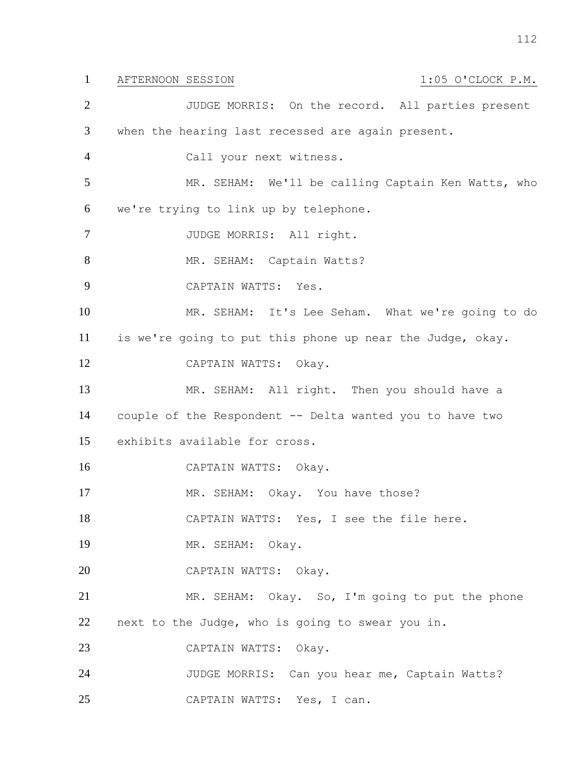AFTERNOON SESSION                                        1:05 O'CLOCK P.M.

JUDGE MORRIS: On the record. All parties present when the hearing last recessed are again present.

Call your next witness.

MR. SEHAM: We'll be calling Captain Ken Watts, who we're trying to link up by telephone.

JUDGE MORRIS: All right.

MR. SEHAM: Captain Watts?

CAPTAIN WATTS: Yes.

MR. SEHAM: It's Lee Seham. What we're going to do is we're going to put this phone up near the Judge, okay.

CAPTAIN WATTS: Okay.

MR. SEHAM: All right. Then you should have a couple of the Respondent -- Delta wanted you to have two exhibits available for cross.

CAPTAIN WATTS: Okay.

MR. SEHAM: Okay. You have those?

CAPTAIN WATTS: Yes, I see the file here.

MR. SEHAM: Okay.

CAPTAIN WATTS: Okay.

MR. SEHAM: Okay. So, I'm going to put the phone next to the Judge, who is going to swear you in.

CAPTAIN WATTS: Okay.

JUDGE MORRIS: Can you hear me, Captain Watts?

CAPTAIN WATTS: Yes, I can.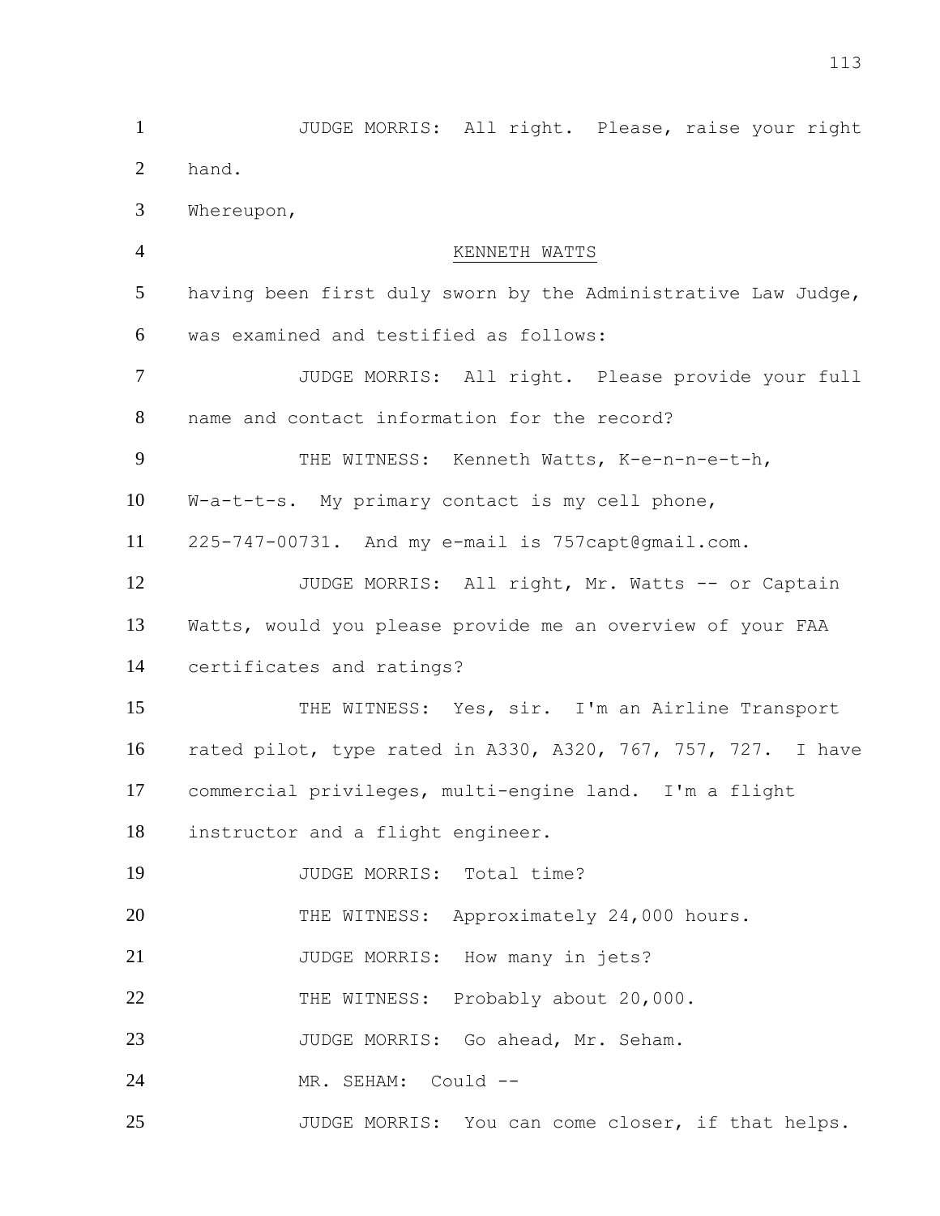JUDGE MORRIS: All right. Please, raise your right hand.

Whereupon,

KENNETH WATTS

having been first duly sworn by the Administrative Law Judge, was examined and testified as follows:

JUDGE MORRIS: All right. Please provide your full name and contact information for the record?

THE WITNESS: Kenneth Watts, K-e-n-n-e-t-h, W-a-t-t-s. My primary contact is my cell phone, 225-747-00731. And my e-mail is 757capt@gmail.com.

JUDGE MORRIS: All right, Mr. Watts -- or Captain Watts, would you please provide me an overview of your FAA certificates and ratings?

THE WITNESS: Yes, sir. I'm an Airline Transport rated pilot, type rated in A330, A320, 767, 757, 727. I have commercial privileges, multi-engine land. I'm a flight instructor and a flight engineer.

JUDGE MORRIS: Total time?

THE WITNESS: Approximately 24,000 hours.

JUDGE MORRIS: How many in jets?

THE WITNESS: Probably about 20,000.

JUDGE MORRIS: Go ahead, Mr. Seham.

MR. SEHAM: Could --

JUDGE MORRIS: You can come closer, if that helps.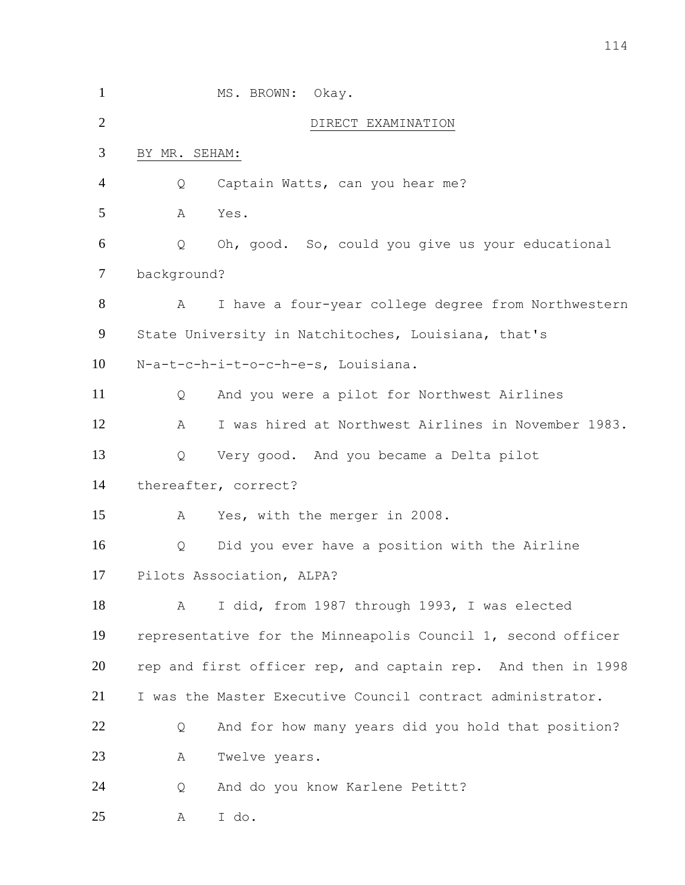MS. BROWN: Okay.

DIRECT EXAMINATION

BY MR. SEHAM:

Q Captain Watts, can you hear me?

A Yes.

Q Oh, good. So, could you give us your educational background?

A I have a four-year college degree from Northwestern State University in Natchitoches, Louisiana, that's N-a-t-c-h-i-t-o-c-h-e-s, Louisiana.

Q And you were a pilot for Northwest Airlines

A I was hired at Northwest Airlines in November 1983.

Q Very good. And you became a Delta pilot thereafter, correct?

A Yes, with the merger in 2008.

Q Did you ever have a position with the Airline Pilots Association, ALPA?

A I did, from 1987 through 1993, I was elected representative for the Minneapolis Council 1, second officer rep and first officer rep, and captain rep. And then in 1998 I was the Master Executive Council contract administrator.

Q And for how many years did you hold that position?

A Twelve years.

Q And do you know Karlene Petitt?

A I do.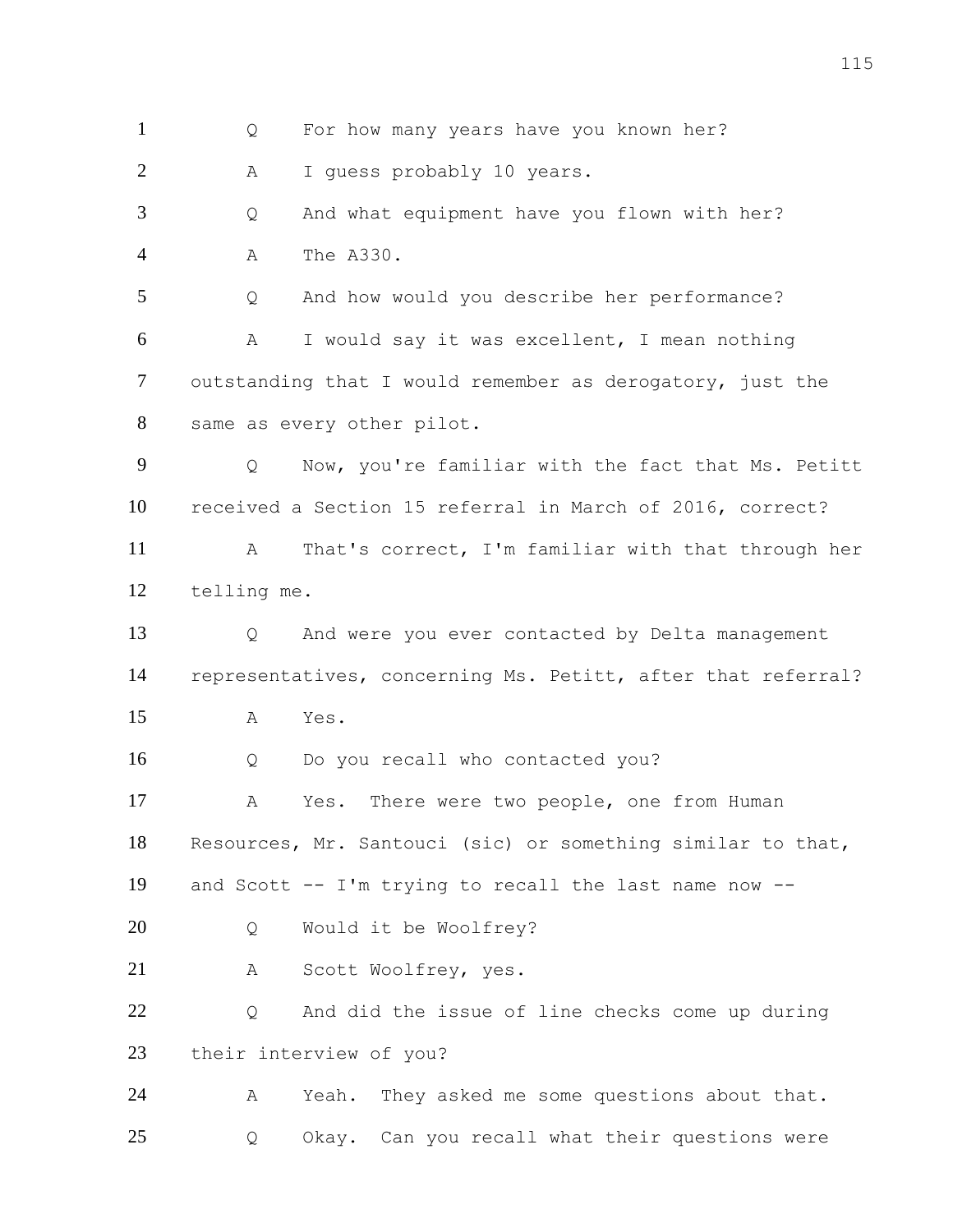1 Q For how many years have you known her?

2 A I guess probably 10 years.

3 Q And what equipment have you flown with her?

4 A The A330.

5 Q And how would you describe her performance?

6 A I would say it was excellent, I mean nothing

7 outstanding that I would remember as derogatory, just the

8 same as every other pilot.

9 Q Now, you're familiar with the fact that Ms. Petitt

10 received a Section 15 referral in March of 2016, correct?

11 A That's correct, I'm familiar with that through her

12 telling me.

13 Q And were you ever contacted by Delta management

14 representatives, concerning Ms. Petitt, after that referral?

15 A Yes.

16 Q Do you recall who contacted you?

17 A Yes. There were two people, one from Human

18 Resources, Mr. Santouci (sic) or something similar to that,

19 and Scott -- I'm trying to recall the last name now --

20 Q Would it be Woolfrey?

21 A Scott Woolfrey, yes.

22 Q And did the issue of line checks come up during

23 their interview of you?

24 A Yeah. They asked me some questions about that.

25 Q Okay. Can you recall what their questions were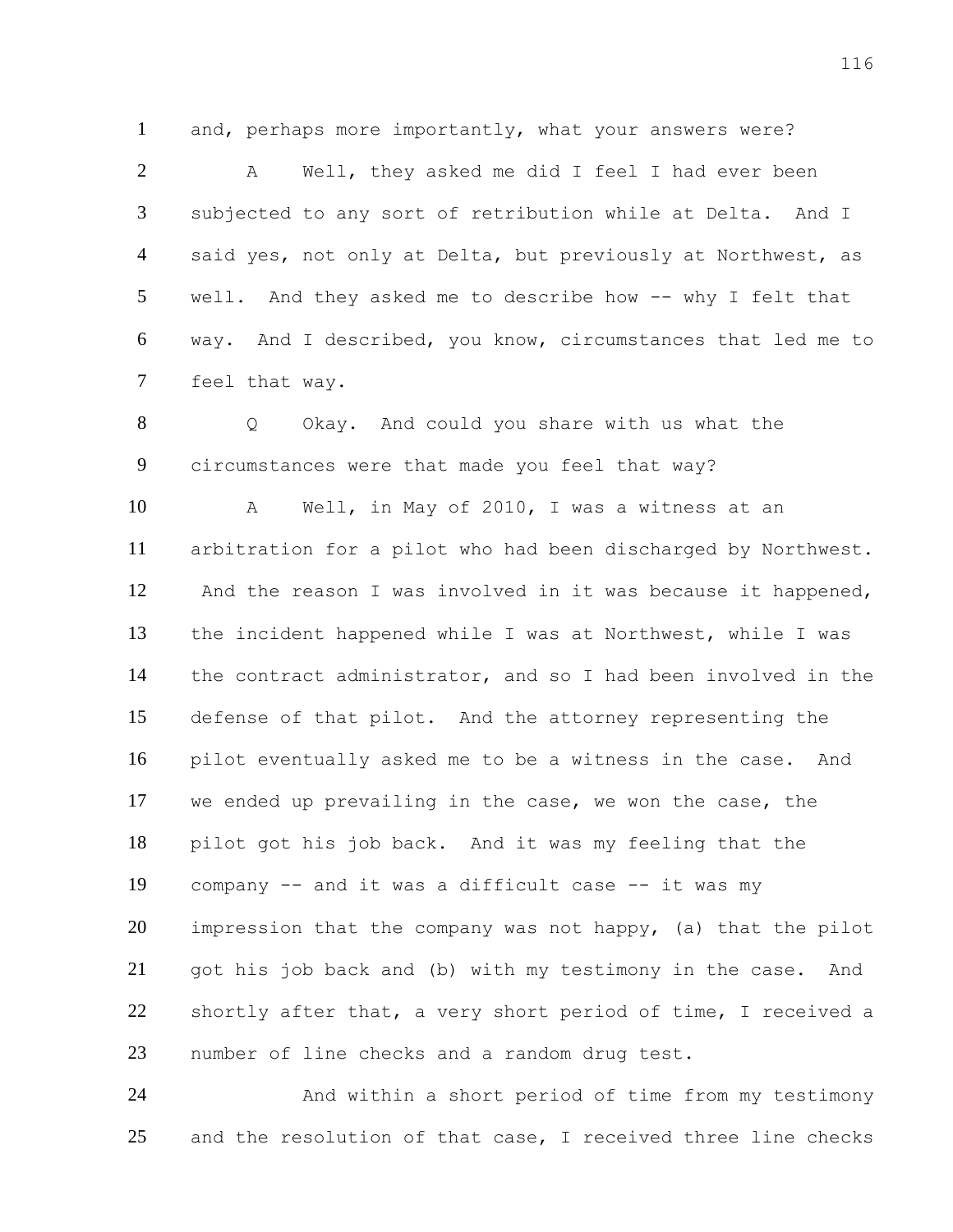and, perhaps more importantly, what your answers were?

A Well, they asked me did I feel I had ever been subjected to any sort of retribution while at Delta. And I said yes, not only at Delta, but previously at Northwest, as well. And they asked me to describe how -- why I felt that way. And I described, you know, circumstances that led me to feel that way.

Q Okay. And could you share with us what the circumstances were that made you feel that way?

A Well, in May of 2010, I was a witness at an arbitration for a pilot who had been discharged by Northwest. And the reason I was involved in it was because it happened, the incident happened while I was at Northwest, while I was the contract administrator, and so I had been involved in the defense of that pilot. And the attorney representing the pilot eventually asked me to be a witness in the case. And we ended up prevailing in the case, we won the case, the pilot got his job back. And it was my feeling that the company -- and it was a difficult case -- it was my impression that the company was not happy, (a) that the pilot got his job back and (b) with my testimony in the case. And shortly after that, a very short period of time, I received a number of line checks and a random drug test.

And within a short period of time from my testimony and the resolution of that case, I received three line checks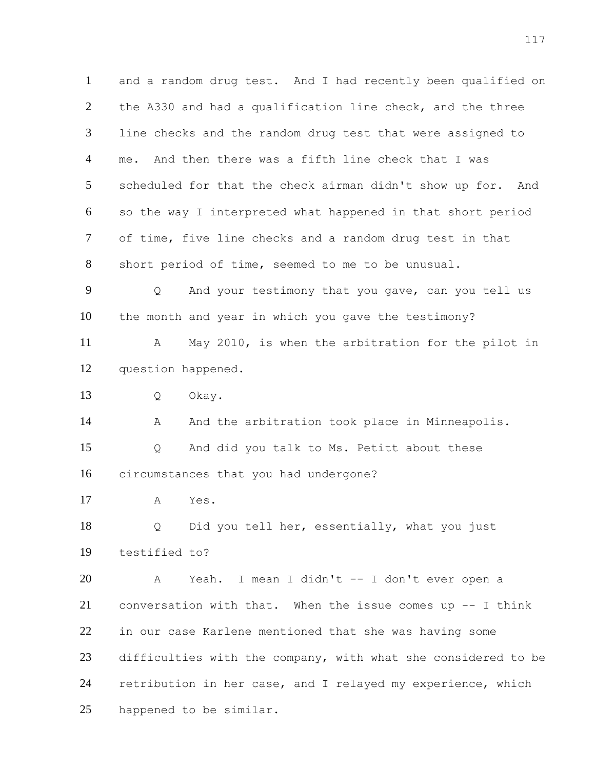and a random drug test. And I had recently been qualified on the A330 and had a qualification line check, and the three line checks and the random drug test that were assigned to me. And then there was a fifth line check that I was scheduled for that the check airman didn't show up for. And so the way I interpreted what happened in that short period of time, five line checks and a random drug test in that short period of time, seemed to me to be unusual.

Q And your testimony that you gave, can you tell us the month and year in which you gave the testimony?

A May 2010, is when the arbitration for the pilot in question happened.

Q Okay.

A And the arbitration took place in Minneapolis.

Q And did you talk to Ms. Petitt about these circumstances that you had undergone?

A Yes.

Q Did you tell her, essentially, what you just testified to?

A Yeah. I mean I didn't -- I don't ever open a conversation with that. When the issue comes up -- I think in our case Karlene mentioned that she was having some difficulties with the company, with what she considered to be retribution in her case, and I relayed my experience, which happened to be similar.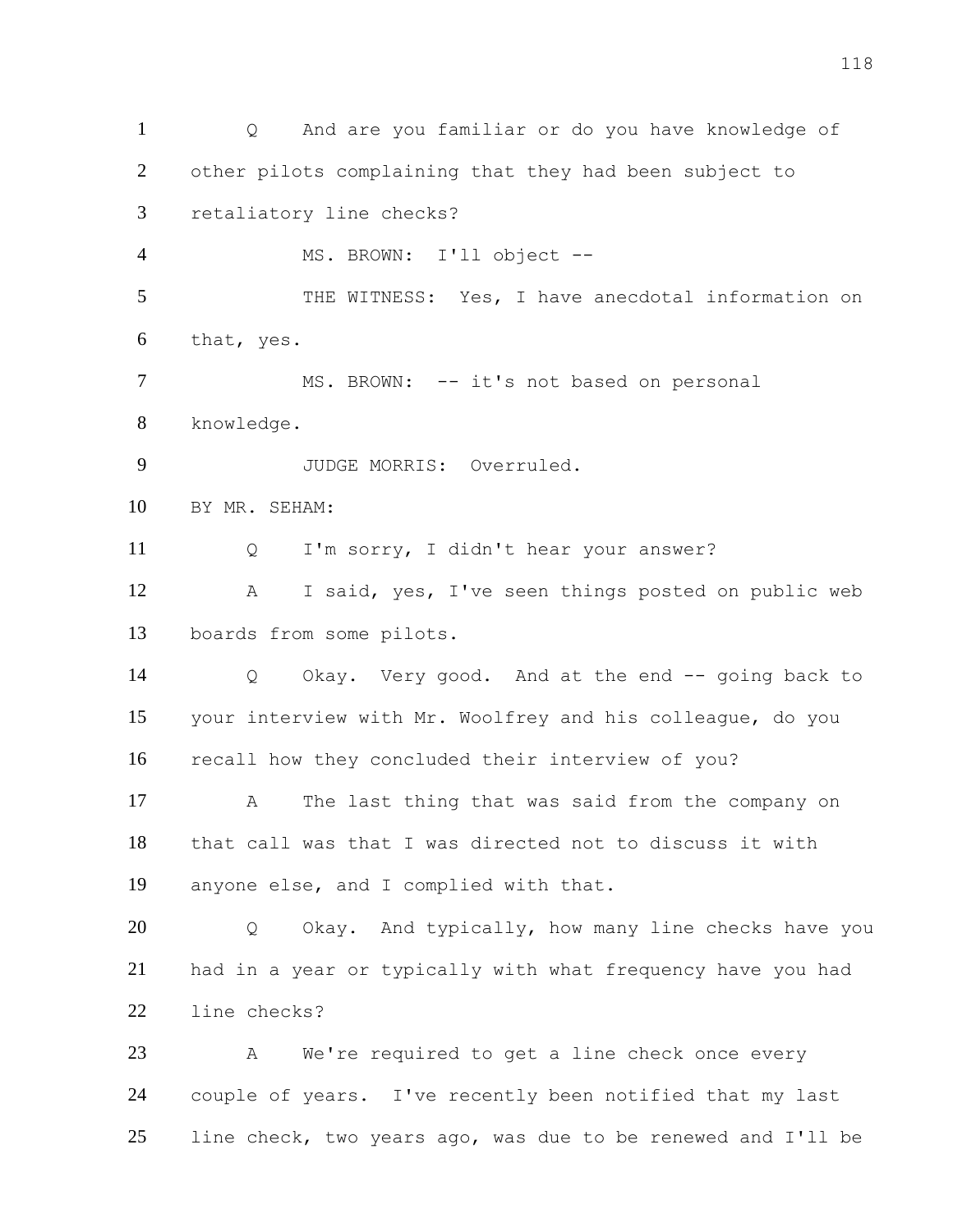Q And are you familiar or do you have knowledge of other pilots complaining that they had been subject to retaliatory line checks?

MS. BROWN: I'll object --

THE WITNESS: Yes, I have anecdotal information on that, yes.

MS. BROWN: -- it's not based on personal knowledge.

JUDGE MORRIS: Overruled.

BY MR. SEHAM:

Q I'm sorry, I didn't hear your answer?

A I said, yes, I've seen things posted on public web boards from some pilots.

Q Okay. Very good. And at the end -- going back to your interview with Mr. Woolfrey and his colleague, do you recall how they concluded their interview of you?

A The last thing that was said from the company on that call was that I was directed not to discuss it with anyone else, and I complied with that.

Q Okay. And typically, how many line checks have you had in a year or typically with what frequency have you had line checks?

A We're required to get a line check once every couple of years. I've recently been notified that my last line check, two years ago, was due to be renewed and I'll be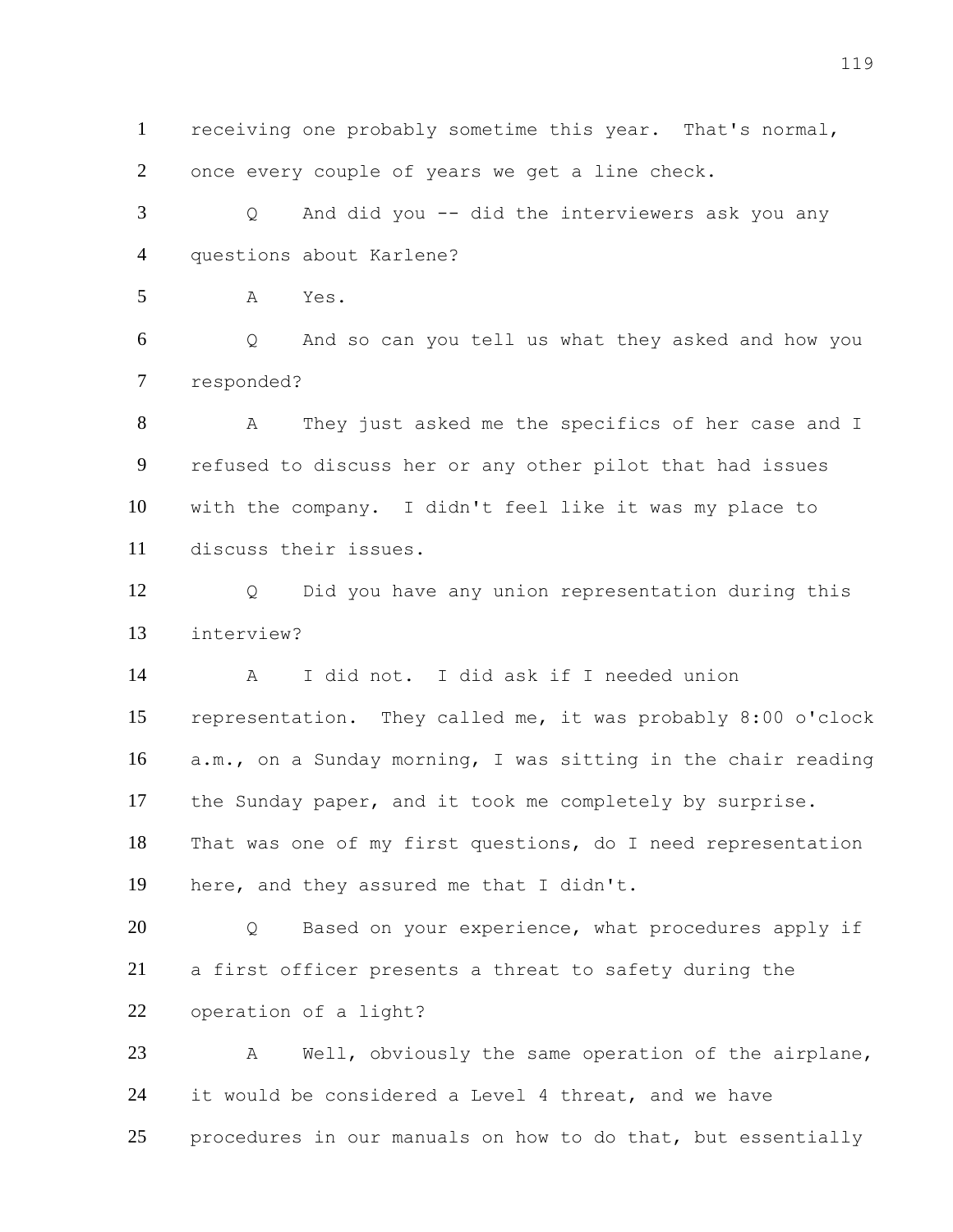1 receiving one probably sometime this year. That's normal,
2 once every couple of years we get a line check.
3 Q And did you -- did the interviewers ask you any
4 questions about Karlene?
5 A Yes.
6 Q And so can you tell us what they asked and how you
7 responded?
8 A They just asked me the specifics of her case and I
9 refused to discuss her or any other pilot that had issues
10 with the company. I didn't feel like it was my place to
11 discuss their issues.
12 Q Did you have any union representation during this
13 interview?
14 A I did not. I did ask if I needed union
15 representation. They called me, it was probably 8:00 o'clock
16 a.m., on a Sunday morning, I was sitting in the chair reading
17 the Sunday paper, and it took me completely by surprise.
18 That was one of my first questions, do I need representation
19 here, and they assured me that I didn't.
20 Q Based on your experience, what procedures apply if
21 a first officer presents a threat to safety during the
22 operation of a light?
23 A Well, obviously the same operation of the airplane,
24 it would be considered a Level 4 threat, and we have
25 procedures in our manuals on how to do that, but essentially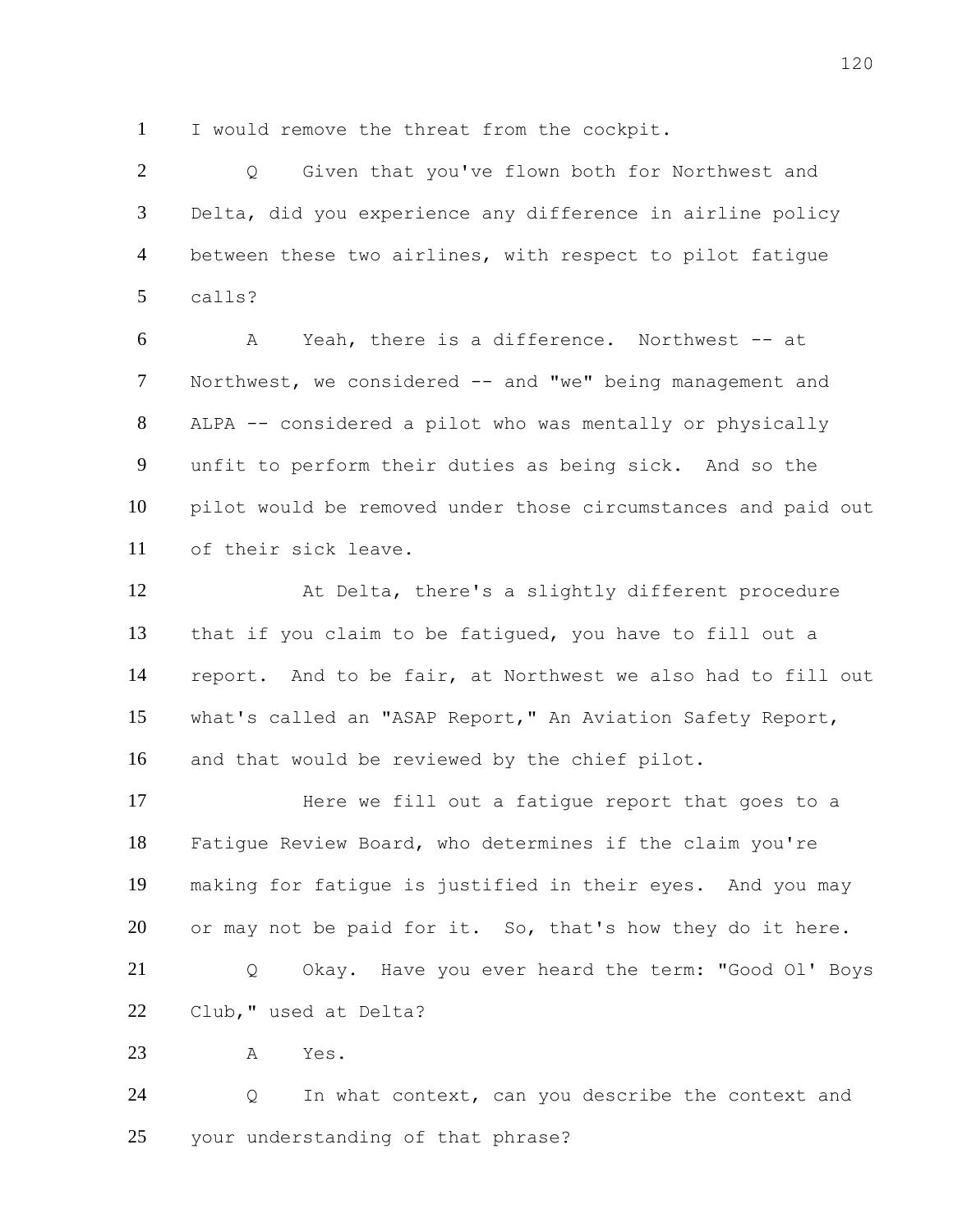1 I would remove the threat from the cockpit.

2 Q Given that you've flown both for Northwest and
3 Delta, did you experience any difference in airline policy
4 between these two airlines, with respect to pilot fatigue
5 calls?

6 A Yeah, there is a difference. Northwest -- at
7 Northwest, we considered -- and "we" being management and
8 ALPA -- considered a pilot who was mentally or physically
9 unfit to perform their duties as being sick. And so the
10 pilot would be removed under those circumstances and paid out
11 of their sick leave.

12 At Delta, there's a slightly different procedure
13 that if you claim to be fatigued, you have to fill out a
14 report. And to be fair, at Northwest we also had to fill out
15 what's called an "ASAP Report," An Aviation Safety Report,
16 and that would be reviewed by the chief pilot.

17 Here we fill out a fatigue report that goes to a
18 Fatigue Review Board, who determines if the claim you're
19 making for fatigue is justified in their eyes. And you may
20 or may not be paid for it. So, that's how they do it here.

21 Q Okay. Have you ever heard the term: "Good Ol' Boys
22 Club," used at Delta?

23 A Yes.

24 Q In what context, can you describe the context and
25 your understanding of that phrase?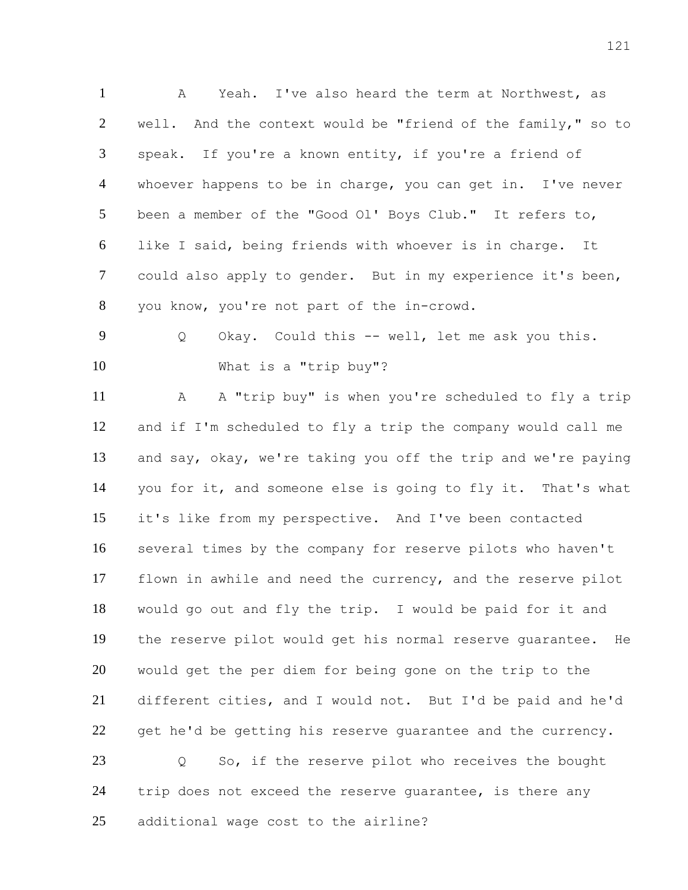A Yeah. I've also heard the term at Northwest, as well. And the context would be "friend of the family," so to speak. If you're a known entity, if you're a friend of whoever happens to be in charge, you can get in. I've never been a member of the "Good Ol' Boys Club." It refers to, like I said, being friends with whoever is in charge. It could also apply to gender. But in my experience it's been, you know, you're not part of the in-crowd.

Q Okay. Could this -- well, let me ask you this. What is a "trip buy"?

A A "trip buy" is when you're scheduled to fly a trip and if I'm scheduled to fly a trip the company would call me and say, okay, we're taking you off the trip and we're paying you for it, and someone else is going to fly it. That's what it's like from my perspective. And I've been contacted several times by the company for reserve pilots who haven't flown in awhile and need the currency, and the reserve pilot would go out and fly the trip. I would be paid for it and the reserve pilot would get his normal reserve guarantee. He would get the per diem for being gone on the trip to the different cities, and I would not. But I'd be paid and he'd get he'd be getting his reserve guarantee and the currency.

Q So, if the reserve pilot who receives the bought trip does not exceed the reserve guarantee, is there any additional wage cost to the airline?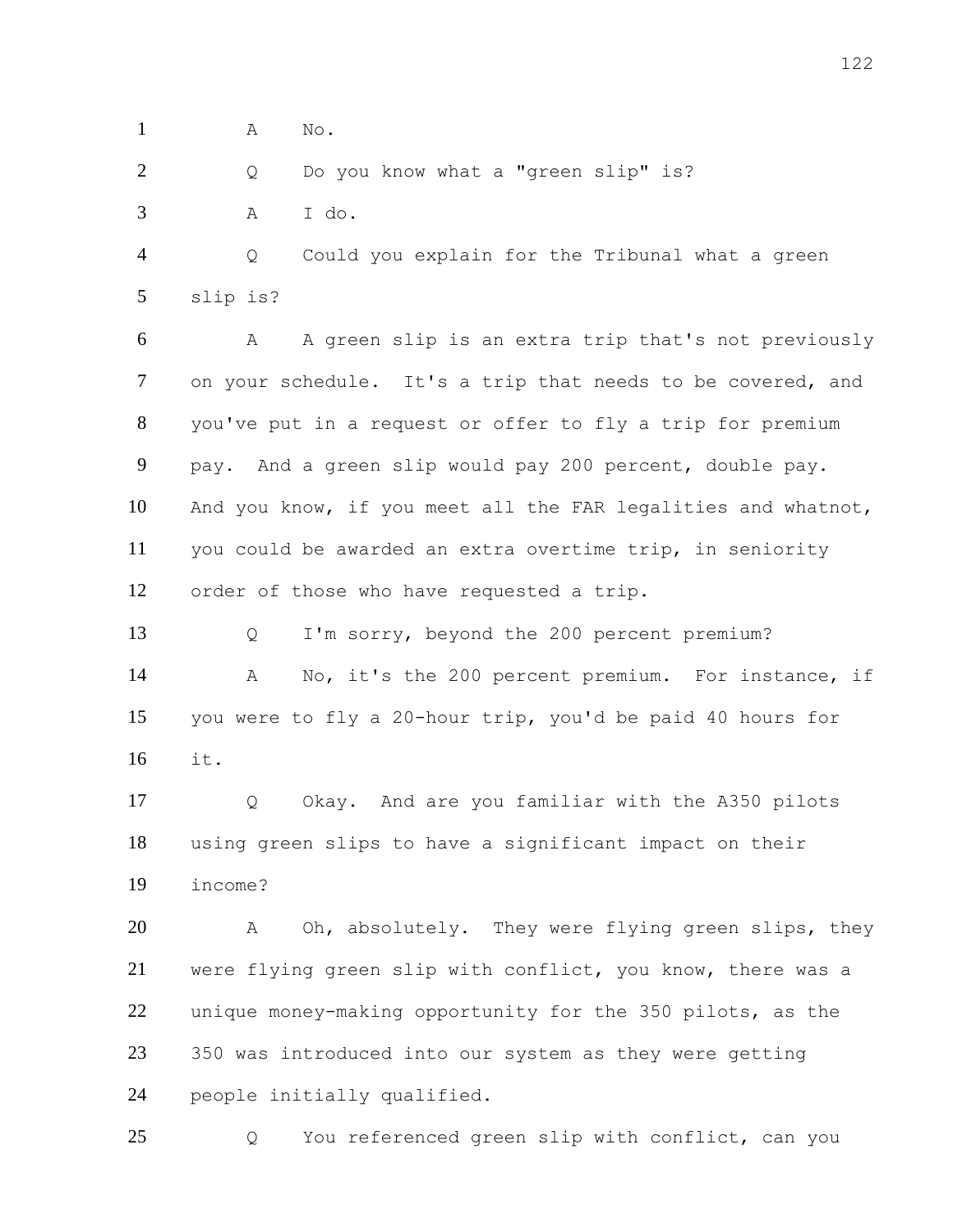1 A No.

2 Q Do you know what a "green slip" is?

3 A I do.

4 Q Could you explain for the Tribunal what a green

5 slip is?

6 A A green slip is an extra trip that's not previously

7 on your schedule. It's a trip that needs to be covered, and

8 you've put in a request or offer to fly a trip for premium

9 pay. And a green slip would pay 200 percent, double pay.

10 And you know, if you meet all the FAR legalities and whatnot,

11 you could be awarded an extra overtime trip, in seniority

12 order of those who have requested a trip.

13 Q I'm sorry, beyond the 200 percent premium?

14 A No, it's the 200 percent premium. For instance, if

15 you were to fly a 20-hour trip, you'd be paid 40 hours for

16 it.

17 Q Okay. And are you familiar with the A350 pilots

18 using green slips to have a significant impact on their

19 income?

20 A Oh, absolutely. They were flying green slips, they

21 were flying green slip with conflict, you know, there was a

22 unique money-making opportunity for the 350 pilots, as the

23 350 was introduced into our system as they were getting

24 people initially qualified.

25 Q You referenced green slip with conflict, can you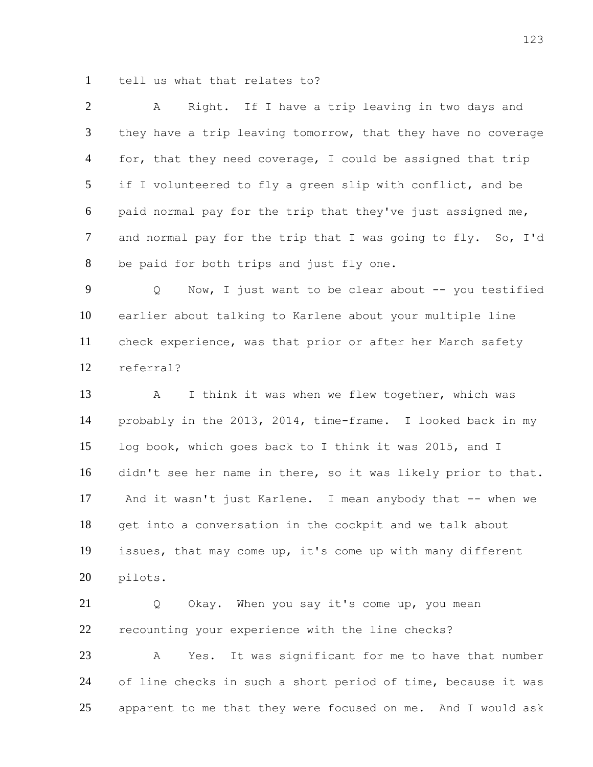1 tell us what that relates to?

2 A Right. If I have a trip leaving in two days and

3 they have a trip leaving tomorrow, that they have no coverage

4 for, that they need coverage, I could be assigned that trip

5 if I volunteered to fly a green slip with conflict, and be

6 paid normal pay for the trip that they've just assigned me,

7 and normal pay for the trip that I was going to fly. So, I'd

8 be paid for both trips and just fly one.

9 Q Now, I just want to be clear about -- you testified

10 earlier about talking to Karlene about your multiple line

11 check experience, was that prior or after her March safety

12 referral?

13 A I think it was when we flew together, which was

14 probably in the 2013, 2014, time-frame. I looked back in my

15 log book, which goes back to I think it was 2015, and I

16 didn't see her name in there, so it was likely prior to that.

17 And it wasn't just Karlene. I mean anybody that -- when we

18 get into a conversation in the cockpit and we talk about

19 issues, that may come up, it's come up with many different

20 pilots.

21 Q Okay. When you say it's come up, you mean

22 recounting your experience with the line checks?

23 A Yes. It was significant for me to have that number

24 of line checks in such a short period of time, because it was

25 apparent to me that they were focused on me. And I would ask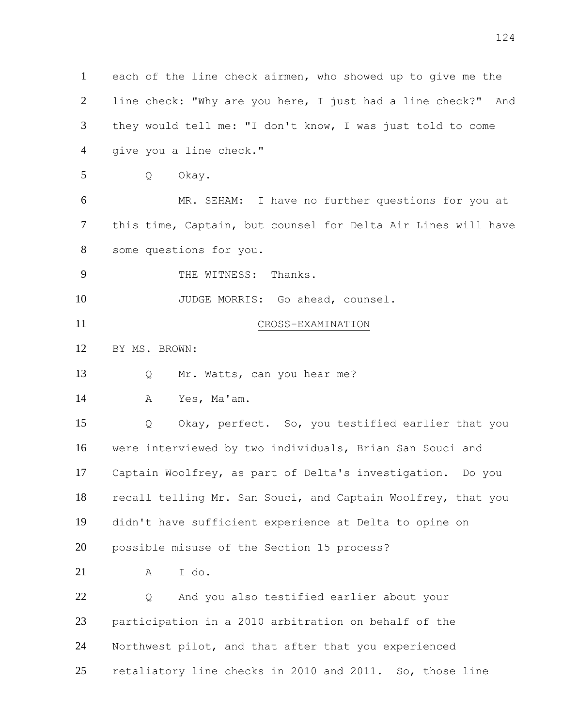each of the line check airmen, who showed up to give me the line check: "Why are you here, I just had a line check?" And they would tell me: "I don't know, I was just told to come give you a line check."

Q Okay.

MR. SEHAM: I have no further questions for you at this time, Captain, but counsel for Delta Air Lines will have some questions for you.

THE WITNESS: Thanks.

JUDGE MORRIS: Go ahead, counsel.

CROSS-EXAMINATION

BY MS. BROWN:

Q Mr. Watts, can you hear me?

A Yes, Ma'am.

Q Okay, perfect. So, you testified earlier that you were interviewed by two individuals, Brian San Souci and Captain Woolfrey, as part of Delta's investigation. Do you recall telling Mr. San Souci, and Captain Woolfrey, that you didn't have sufficient experience at Delta to opine on possible misuse of the Section 15 process?

A I do.

Q And you also testified earlier about your participation in a 2010 arbitration on behalf of the Northwest pilot, and that after that you experienced retaliatory line checks in 2010 and 2011. So, those line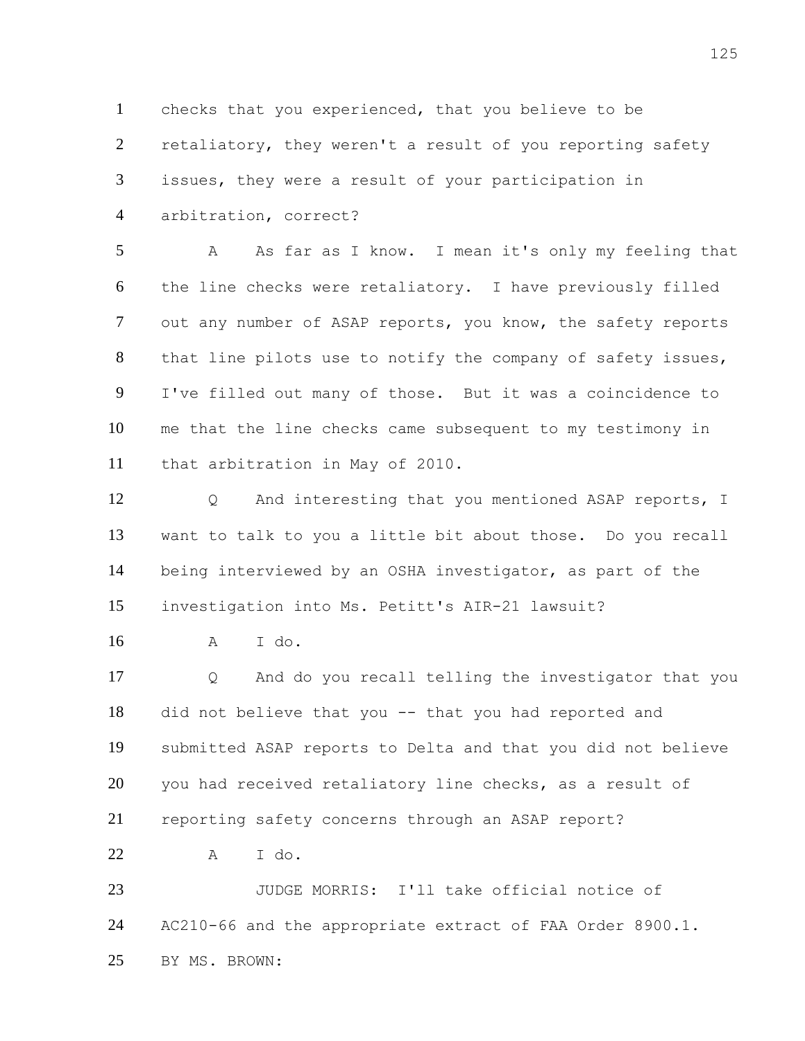checks that you experienced, that you believe to be retaliatory, they weren't a result of you reporting safety issues, they were a result of your participation in arbitration, correct?

A As far as I know. I mean it's only my feeling that the line checks were retaliatory. I have previously filled out any number of ASAP reports, you know, the safety reports that line pilots use to notify the company of safety issues, I've filled out many of those. But it was a coincidence to me that the line checks came subsequent to my testimony in that arbitration in May of 2010.

Q And interesting that you mentioned ASAP reports, I want to talk to you a little bit about those. Do you recall being interviewed by an OSHA investigator, as part of the investigation into Ms. Petitt's AIR-21 lawsuit?

A I do.

Q And do you recall telling the investigator that you did not believe that you -- that you had reported and submitted ASAP reports to Delta and that you did not believe you had received retaliatory line checks, as a result of reporting safety concerns through an ASAP report?

A I do.

JUDGE MORRIS: I'll take official notice of AC210-66 and the appropriate extract of FAA Order 8900.1.

BY MS. BROWN: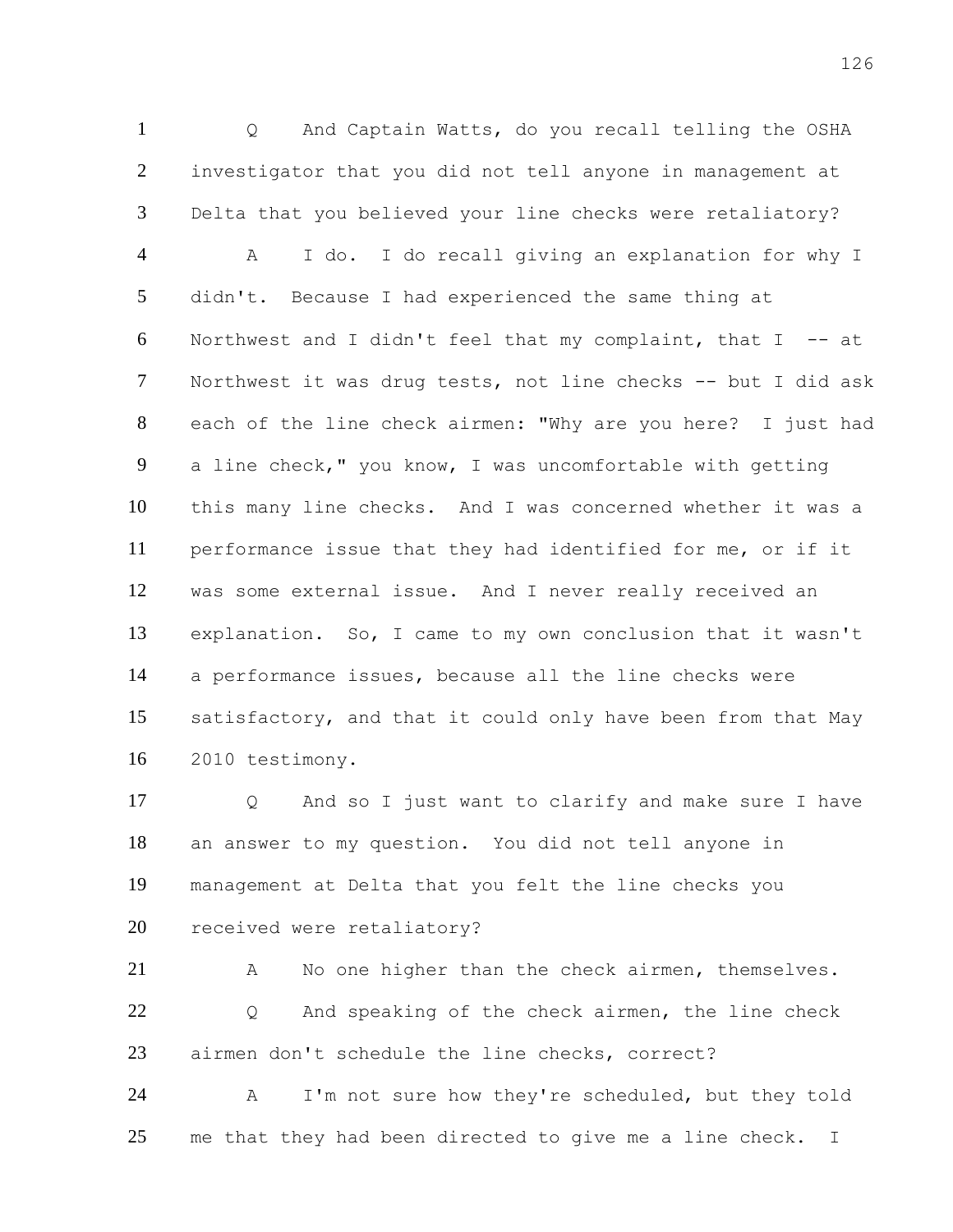Q And Captain Watts, do you recall telling the OSHA investigator that you did not tell anyone in management at Delta that you believed your line checks were retaliatory?

A I do. I do recall giving an explanation for why I didn't. Because I had experienced the same thing at Northwest and I didn't feel that my complaint, that I -- at Northwest it was drug tests, not line checks -- but I did ask each of the line check airmen: "Why are you here? I just had a line check," you know, I was uncomfortable with getting this many line checks. And I was concerned whether it was a performance issue that they had identified for me, or if it was some external issue. And I never really received an explanation. So, I came to my own conclusion that it wasn't a performance issues, because all the line checks were satisfactory, and that it could only have been from that May 2010 testimony.

Q And so I just want to clarify and make sure I have an answer to my question. You did not tell anyone in management at Delta that you felt the line checks you received were retaliatory?

A No one higher than the check airmen, themselves.

Q And speaking of the check airmen, the line check airmen don't schedule the line checks, correct?

A I'm not sure how they're scheduled, but they told me that they had been directed to give me a line check. I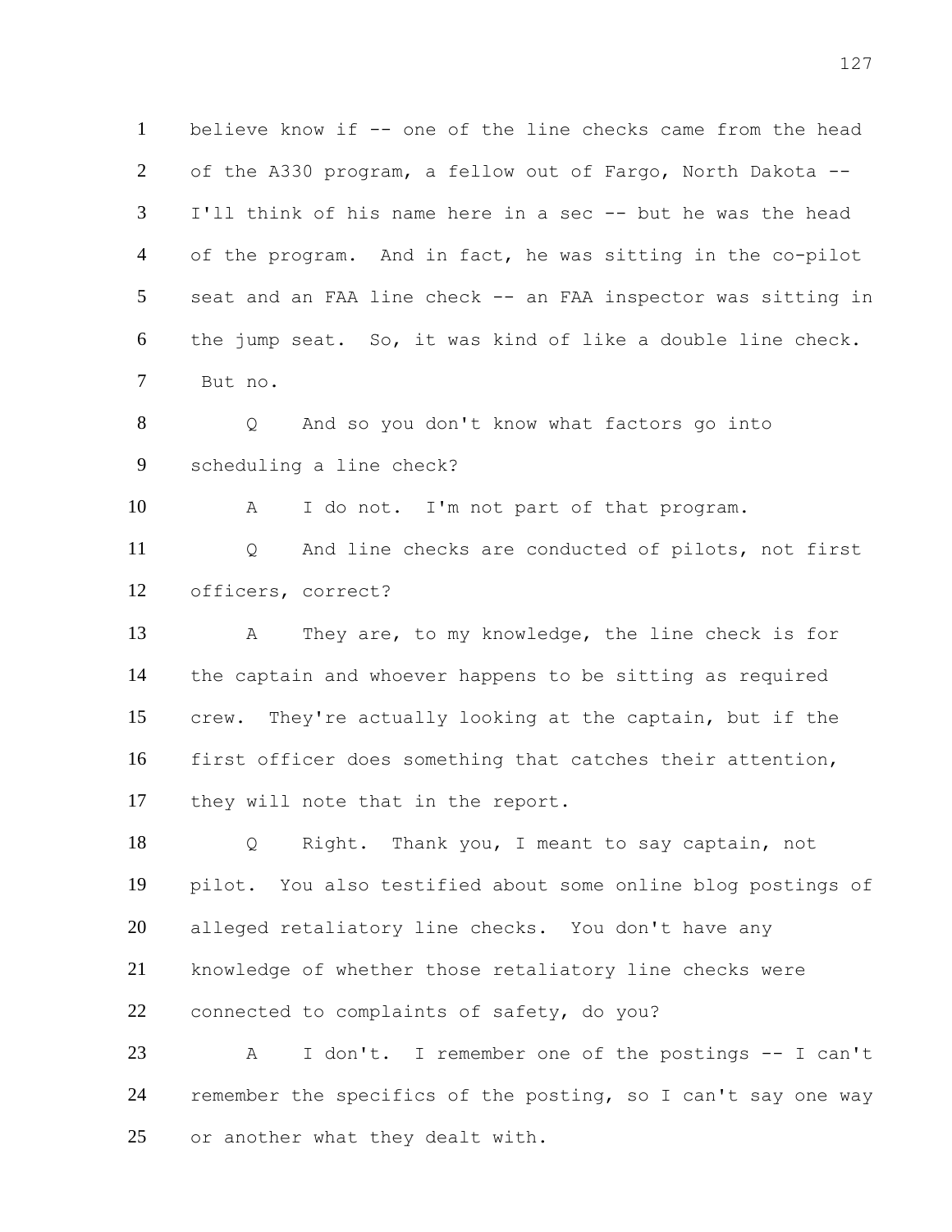believe know if -- one of the line checks came from the head of the A330 program, a fellow out of Fargo, North Dakota -- I'll think of his name here in a sec -- but he was the head of the program. And in fact, he was sitting in the co-pilot seat and an FAA line check -- an FAA inspector was sitting in the jump seat. So, it was kind of like a double line check. But no.

Q And so you don't know what factors go into scheduling a line check?

A I do not. I'm not part of that program.

Q And line checks are conducted of pilots, not first officers, correct?

A They are, to my knowledge, the line check is for the captain and whoever happens to be sitting as required crew. They're actually looking at the captain, but if the first officer does something that catches their attention, they will note that in the report.

Q Right. Thank you, I meant to say captain, not pilot. You also testified about some online blog postings of alleged retaliatory line checks. You don't have any knowledge of whether those retaliatory line checks were connected to complaints of safety, do you?

A I don't. I remember one of the postings -- I can't remember the specifics of the posting, so I can't say one way or another what they dealt with.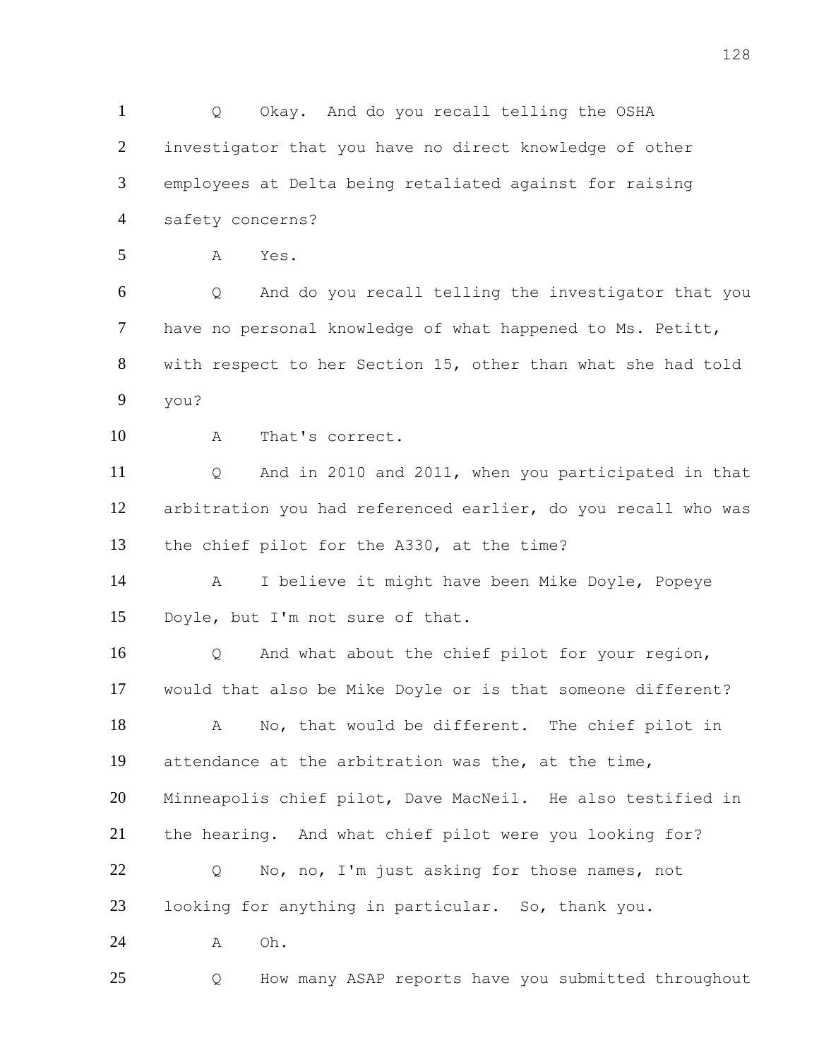1 Q Okay. And do you recall telling the OSHA
2 investigator that you have no direct knowledge of other
3 employees at Delta being retaliated against for raising
4 safety concerns?
5 A Yes.
6 Q And do you recall telling the investigator that you
7 have no personal knowledge of what happened to Ms. Petitt,
8 with respect to her Section 15, other than what she had told
9 you?
10 A That's correct.
11 Q And in 2010 and 2011, when you participated in that
12 arbitration you had referenced earlier, do you recall who was
13 the chief pilot for the A330, at the time?
14 A I believe it might have been Mike Doyle, Popeye
15 Doyle, but I'm not sure of that.
16 Q And what about the chief pilot for your region,
17 would that also be Mike Doyle or is that someone different?
18 A No, that would be different. The chief pilot in
19 attendance at the arbitration was the, at the time,
20 Minneapolis chief pilot, Dave MacNeil. He also testified in
21 the hearing. And what chief pilot were you looking for?
22 Q No, no, I'm just asking for those names, not
23 looking for anything in particular. So, thank you.
24 A Oh.
25 Q How many ASAP reports have you submitted throughout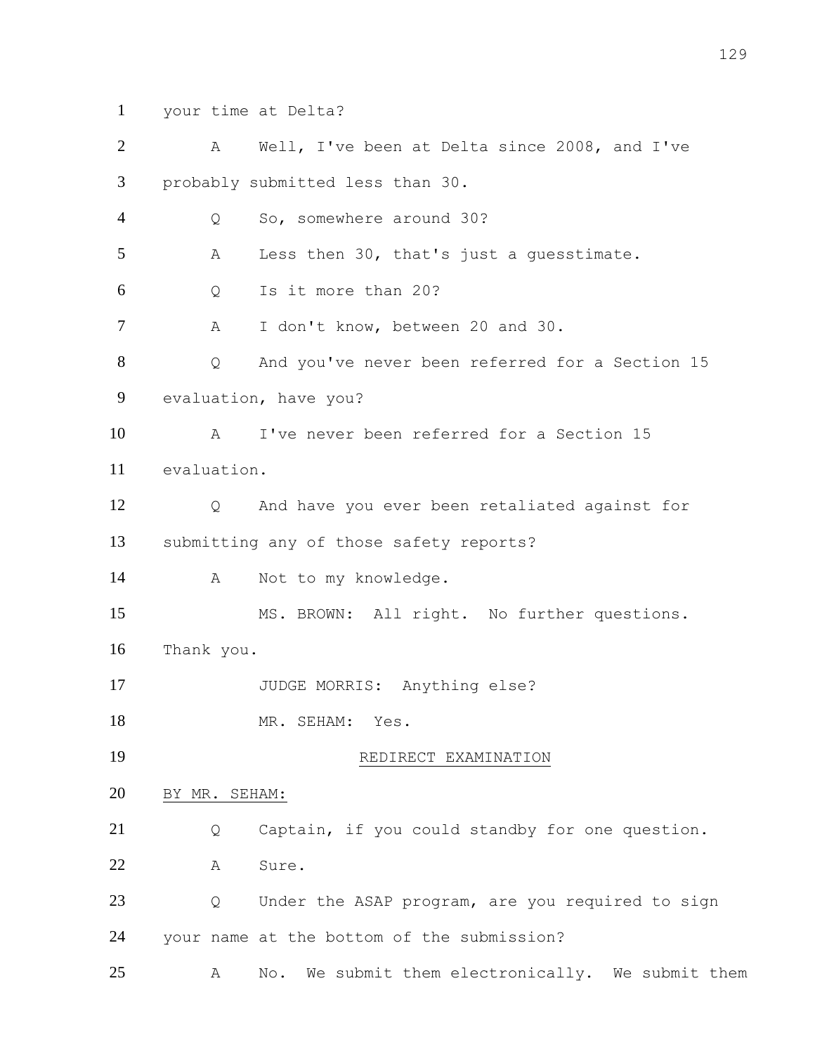your time at Delta?

A Well, I've been at Delta since 2008, and I've probably submitted less than 30.

Q So, somewhere around 30?

A Less then 30, that's just a guesstimate.

Q Is it more than 20?

A I don't know, between 20 and 30.

Q And you've never been referred for a Section 15 evaluation, have you?

A I've never been referred for a Section 15 evaluation.

Q And have you ever been retaliated against for submitting any of those safety reports?

A Not to my knowledge.

MS. BROWN: All right. No further questions. Thank you.

JUDGE MORRIS: Anything else?

MR. SEHAM: Yes.

REDIRECT EXAMINATION

BY MR. SEHAM:

Q Captain, if you could standby for one question.

A Sure.

Q Under the ASAP program, are you required to sign your name at the bottom of the submission?

A No. We submit them electronically. We submit them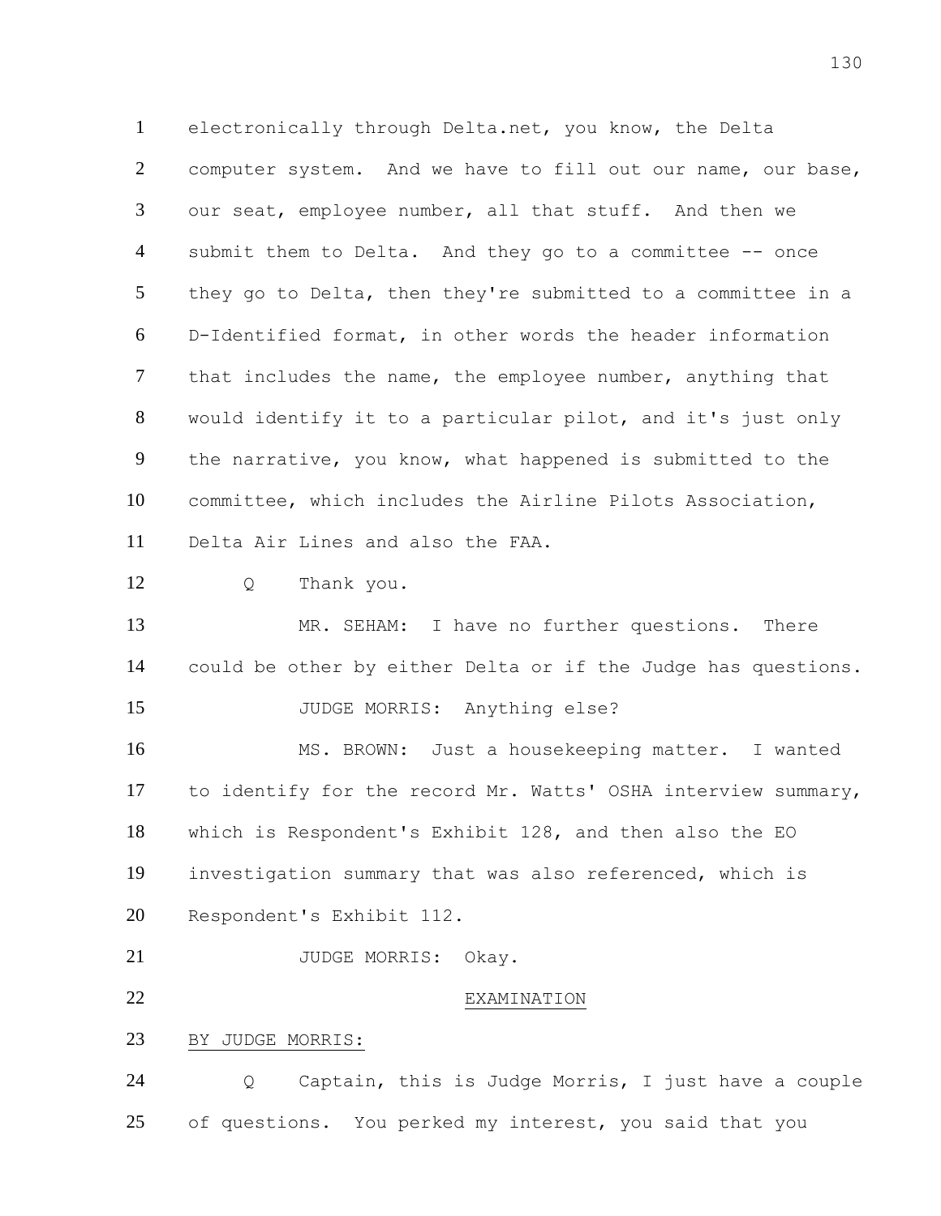electronically through Delta.net, you know, the Delta computer system. And we have to fill out our name, our base, our seat, employee number, all that stuff. And then we submit them to Delta. And they go to a committee -- once they go to Delta, then they're submitted to a committee in a D-Identified format, in other words the header information that includes the name, the employee number, anything that would identify it to a particular pilot, and it's just only the narrative, you know, what happened is submitted to the committee, which includes the Airline Pilots Association, Delta Air Lines and also the FAA.

Q Thank you.

MR. SEHAM: I have no further questions. There could be other by either Delta or if the Judge has questions.

JUDGE MORRIS: Anything else?

MS. BROWN: Just a housekeeping matter. I wanted to identify for the record Mr. Watts' OSHA interview summary, which is Respondent's Exhibit 128, and then also the EO investigation summary that was also referenced, which is Respondent's Exhibit 112.

JUDGE MORRIS: Okay.

EXAMINATION

BY JUDGE MORRIS:

Q Captain, this is Judge Morris, I just have a couple of questions. You perked my interest, you said that you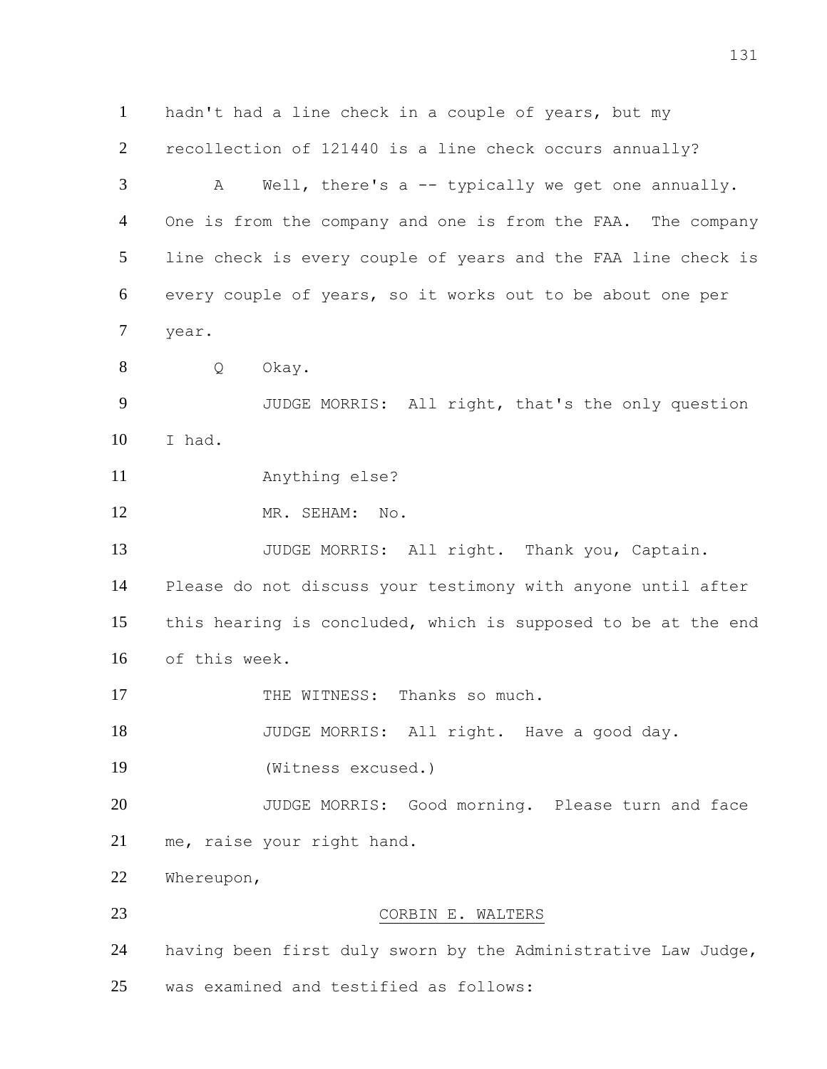1 hadn't had a line check in a couple of years, but my
2 recollection of 121440 is a line check occurs annually?
3 A Well, there's a -- typically we get one annually.
4 One is from the company and one is from the FAA. The company
5 line check is every couple of years and the FAA line check is
6 every couple of years, so it works out to be about one per
7 year.
8 Q Okay.
9 JUDGE MORRIS: All right, that's the only question
10 I had.
11 Anything else?
12 MR. SEHAM: No.
13 JUDGE MORRIS: All right. Thank you, Captain.
14 Please do not discuss your testimony with anyone until after
15 this hearing is concluded, which is supposed to be at the end
16 of this week.
17 THE WITNESS: Thanks so much.
18 JUDGE MORRIS: All right. Have a good day.
19 (Witness excused.)
20 JUDGE MORRIS: Good morning. Please turn and face
21 me, raise your right hand.
22 Whereupon,
23 CORBIN E. WALTERS
24 having been first duly sworn by the Administrative Law Judge,
25 was examined and testified as follows: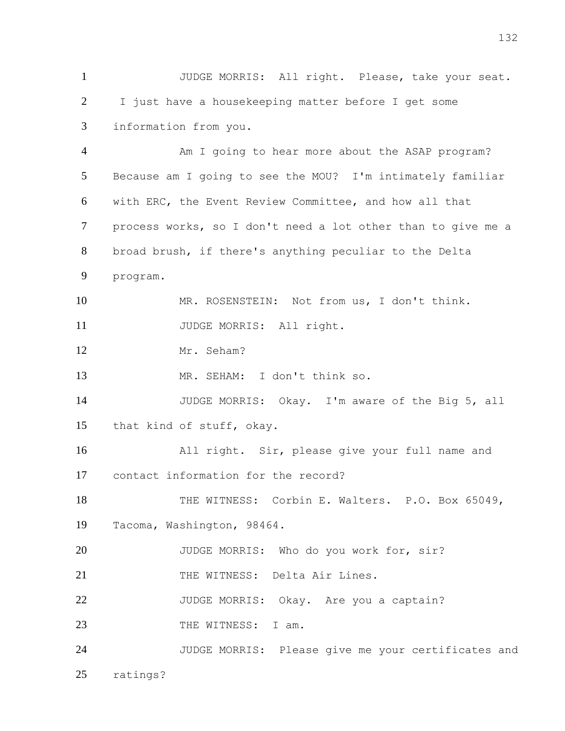JUDGE MORRIS: All right. Please, take your seat. I just have a housekeeping matter before I get some information from you.

Am I going to hear more about the ASAP program? Because am I going to see the MOU? I'm intimately familiar with ERC, the Event Review Committee, and how all that process works, so I don't need a lot other than to give me a broad brush, if there's anything peculiar to the Delta program.

MR. ROSENSTEIN: Not from us, I don't think.

JUDGE MORRIS: All right.

Mr. Seham?

MR. SEHAM: I don't think so.

JUDGE MORRIS: Okay. I'm aware of the Big 5, all that kind of stuff, okay.

All right. Sir, please give your full name and contact information for the record?

THE WITNESS: Corbin E. Walters. P.O. Box 65049, Tacoma, Washington, 98464.

JUDGE MORRIS: Who do you work for, sir?

THE WITNESS: Delta Air Lines.

JUDGE MORRIS: Okay. Are you a captain?

THE WITNESS: I am.

JUDGE MORRIS: Please give me your certificates and ratings?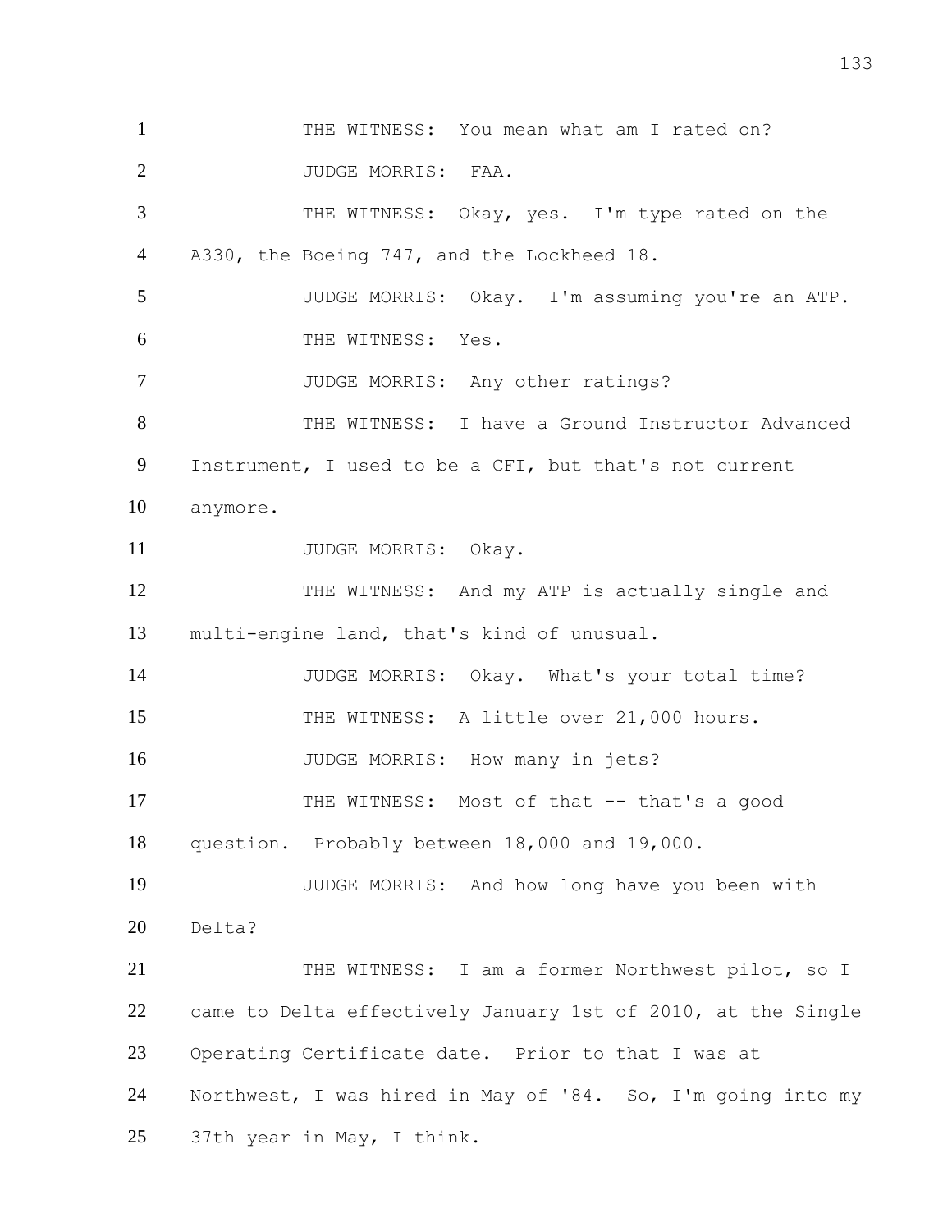THE WITNESS: You mean what am I rated on?

JUDGE MORRIS: FAA.

THE WITNESS: Okay, yes. I'm type rated on the A330, the Boeing 747, and the Lockheed 18.

JUDGE MORRIS: Okay. I'm assuming you're an ATP.

THE WITNESS: Yes.

JUDGE MORRIS: Any other ratings?

THE WITNESS: I have a Ground Instructor Advanced Instrument, I used to be a CFI, but that's not current anymore.

JUDGE MORRIS: Okay.

THE WITNESS: And my ATP is actually single and multi-engine land, that's kind of unusual.

JUDGE MORRIS: Okay. What's your total time?

THE WITNESS: A little over 21,000 hours.

JUDGE MORRIS: How many in jets?

THE WITNESS: Most of that -- that's a good question. Probably between 18,000 and 19,000.

JUDGE MORRIS: And how long have you been with Delta?

THE WITNESS: I am a former Northwest pilot, so I came to Delta effectively January 1st of 2010, at the Single Operating Certificate date. Prior to that I was at Northwest, I was hired in May of '84. So, I'm going into my 37th year in May, I think.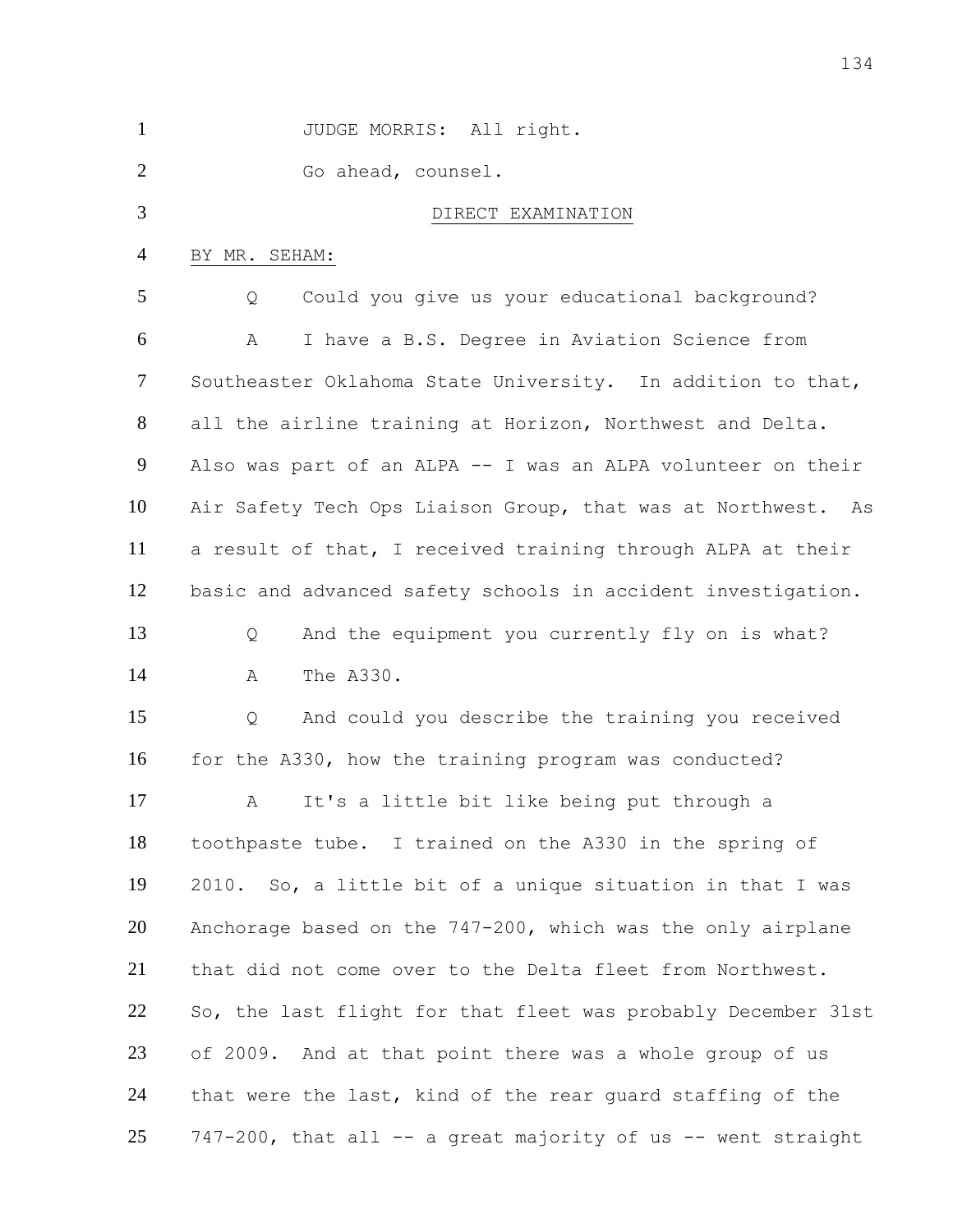JUDGE MORRIS: All right.

Go ahead, counsel.

DIRECT EXAMINATION

BY MR. SEHAM:

Q Could you give us your educational background?

A I have a B.S. Degree in Aviation Science from Southeaster Oklahoma State University. In addition to that, all the airline training at Horizon, Northwest and Delta. Also was part of an ALPA -- I was an ALPA volunteer on their Air Safety Tech Ops Liaison Group, that was at Northwest. As a result of that, I received training through ALPA at their basic and advanced safety schools in accident investigation.

Q And the equipment you currently fly on is what?

A The A330.

Q And could you describe the training you received for the A330, how the training program was conducted?

A It's a little bit like being put through a toothpaste tube. I trained on the A330 in the spring of 2010. So, a little bit of a unique situation in that I was Anchorage based on the 747-200, which was the only airplane that did not come over to the Delta fleet from Northwest. So, the last flight for that fleet was probably December 31st of 2009. And at that point there was a whole group of us that were the last, kind of the rear guard staffing of the 747-200, that all -- a great majority of us -- went straight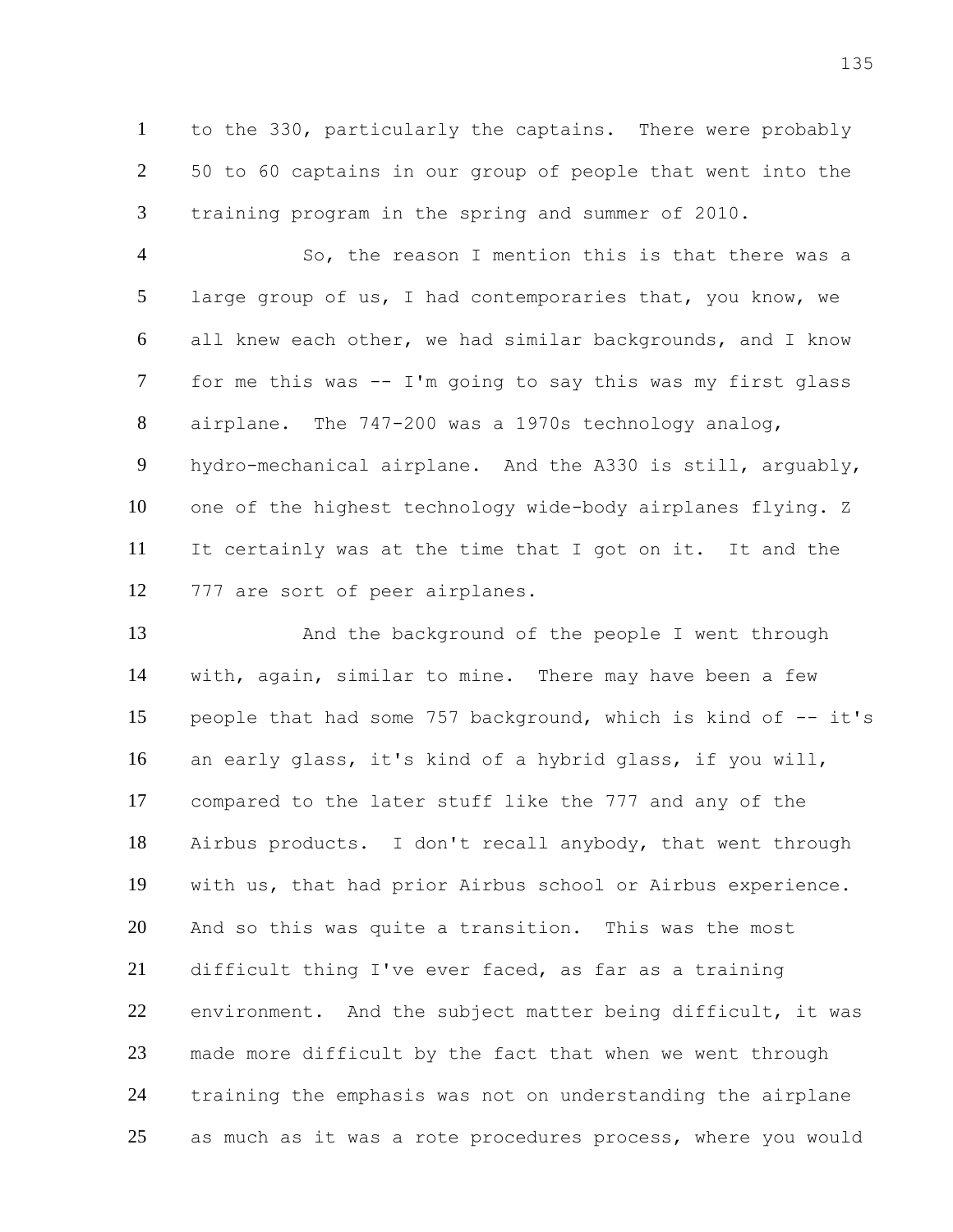to the 330, particularly the captains. There were probably 50 to 60 captains in our group of people that went into the training program in the spring and summer of 2010.

So, the reason I mention this is that there was a large group of us, I had contemporaries that, you know, we all knew each other, we had similar backgrounds, and I know for me this was -- I'm going to say this was my first glass airplane. The 747-200 was a 1970s technology analog, hydro-mechanical airplane. And the A330 is still, arguably, one of the highest technology wide-body airplanes flying. Z It certainly was at the time that I got on it. It and the 777 are sort of peer airplanes.

And the background of the people I went through with, again, similar to mine. There may have been a few people that had some 757 background, which is kind of -- it's an early glass, it's kind of a hybrid glass, if you will, compared to the later stuff like the 777 and any of the Airbus products. I don't recall anybody, that went through with us, that had prior Airbus school or Airbus experience. And so this was quite a transition. This was the most difficult thing I've ever faced, as far as a training environment. And the subject matter being difficult, it was made more difficult by the fact that when we went through training the emphasis was not on understanding the airplane as much as it was a rote procedures process, where you would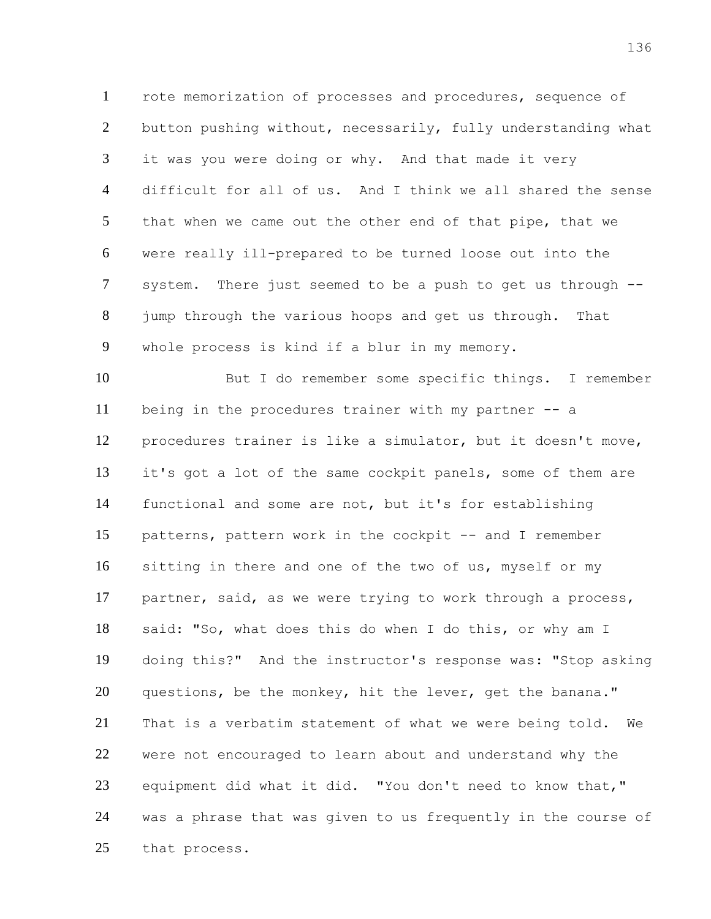rote memorization of processes and procedures, sequence of button pushing without, necessarily, fully understanding what it was you were doing or why. And that made it very difficult for all of us. And I think we all shared the sense that when we came out the other end of that pipe, that we were really ill-prepared to be turned loose out into the system. There just seemed to be a push to get us through -- jump through the various hoops and get us through. That whole process is kind if a blur in my memory.

But I do remember some specific things. I remember being in the procedures trainer with my partner -- a procedures trainer is like a simulator, but it doesn't move, it's got a lot of the same cockpit panels, some of them are functional and some are not, but it's for establishing patterns, pattern work in the cockpit -- and I remember sitting in there and one of the two of us, myself or my partner, said, as we were trying to work through a process, said: "So, what does this do when I do this, or why am I doing this?" And the instructor's response was: "Stop asking questions, be the monkey, hit the lever, get the banana." That is a verbatim statement of what we were being told. We were not encouraged to learn about and understand why the equipment did what it did. "You don't need to know that," was a phrase that was given to us frequently in the course of that process.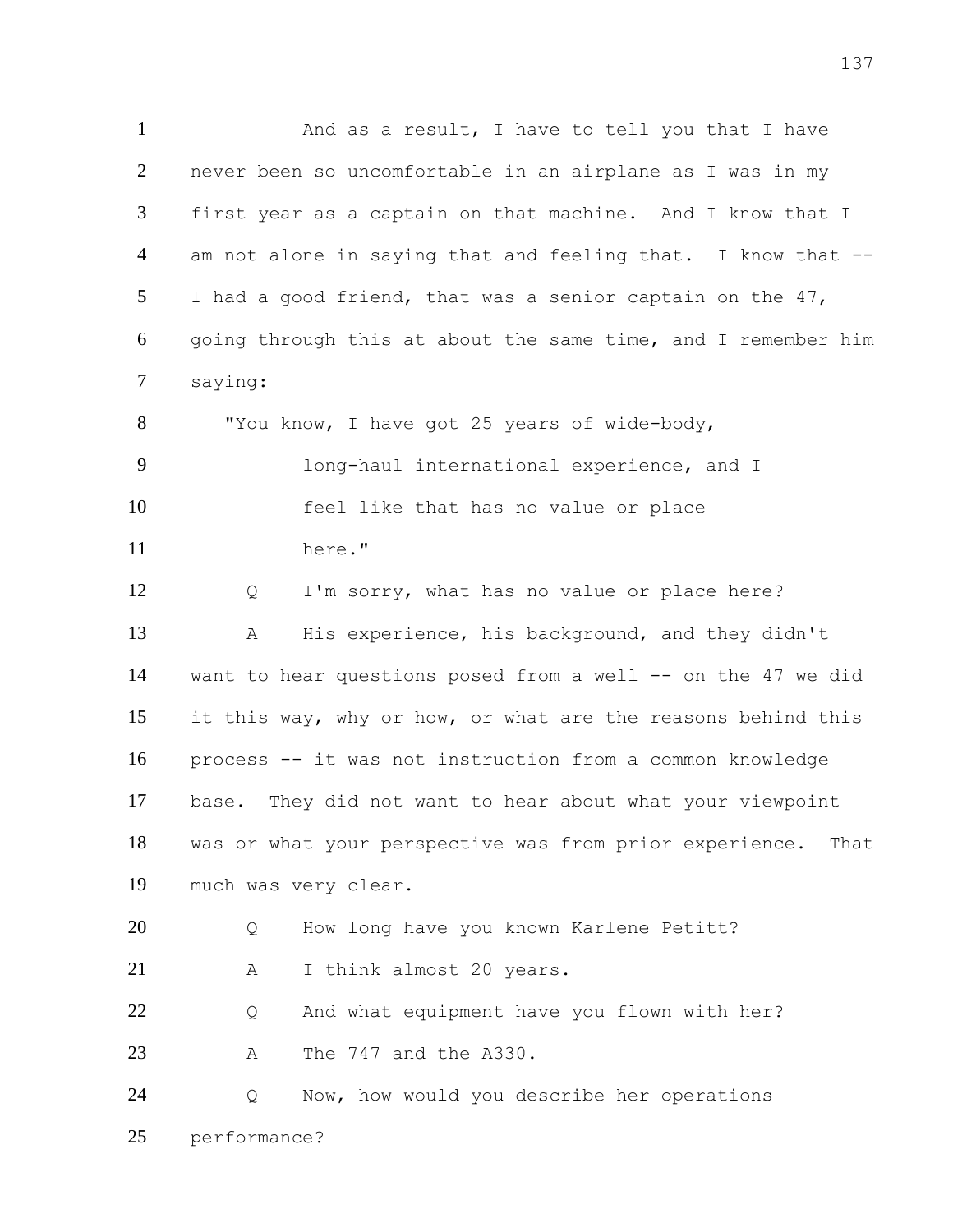And as a result, I have to tell you that I have never been so uncomfortable in an airplane as I was in my first year as a captain on that machine. And I know that I am not alone in saying that and feeling that. I know that -- I had a good friend, that was a senior captain on the 47, going through this at about the same time, and I remember him saying:

"You know, I have got 25 years of wide-body, long-haul international experience, and I feel like that has no value or place here."

Q I'm sorry, what has no value or place here?

A His experience, his background, and they didn't want to hear questions posed from a well -- on the 47 we did it this way, why or how, or what are the reasons behind this process -- it was not instruction from a common knowledge base. They did not want to hear about what your viewpoint was or what your perspective was from prior experience. That much was very clear.

Q How long have you known Karlene Petitt?

A I think almost 20 years.

Q And what equipment have you flown with her?

A The 747 and the A330.

Q Now, how would you describe her operations performance?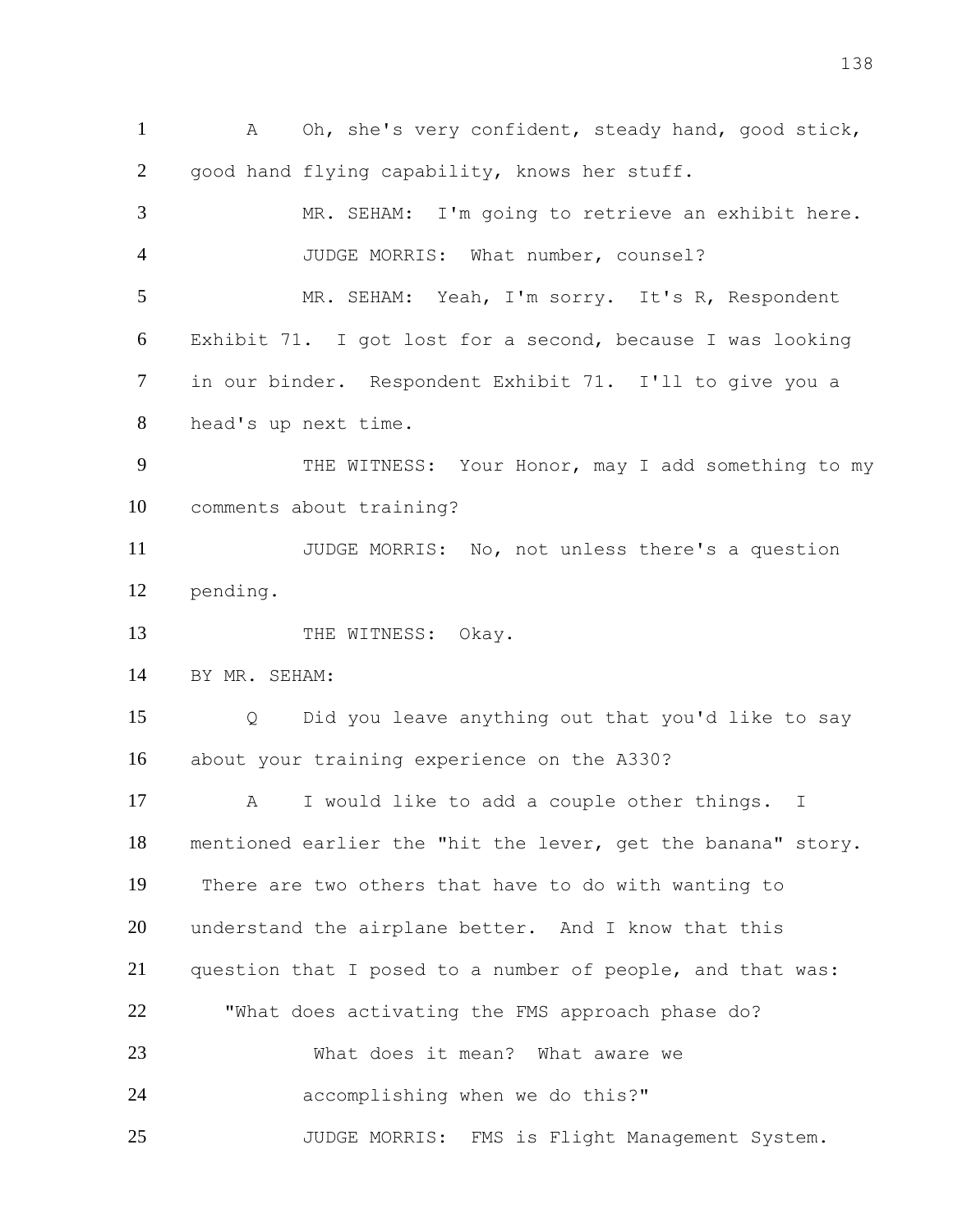A Oh, she's very confident, steady hand, good stick, good hand flying capability, knows her stuff.

MR. SEHAM: I'm going to retrieve an exhibit here.

JUDGE MORRIS: What number, counsel?

MR. SEHAM: Yeah, I'm sorry. It's R, Respondent Exhibit 71. I got lost for a second, because I was looking in our binder. Respondent Exhibit 71. I'll to give you a head's up next time.

THE WITNESS: Your Honor, may I add something to my comments about training?

JUDGE MORRIS: No, not unless there's a question pending.

THE WITNESS: Okay.

BY MR. SEHAM:

Q Did you leave anything out that you'd like to say about your training experience on the A330?

A I would like to add a couple other things. I mentioned earlier the "hit the lever, get the banana" story. There are two others that have to do with wanting to understand the airplane better. And I know that this question that I posed to a number of people, and that was:

"What does activating the FMS approach phase do? What does it mean? What aware we accomplishing when we do this?"

JUDGE MORRIS: FMS is Flight Management System.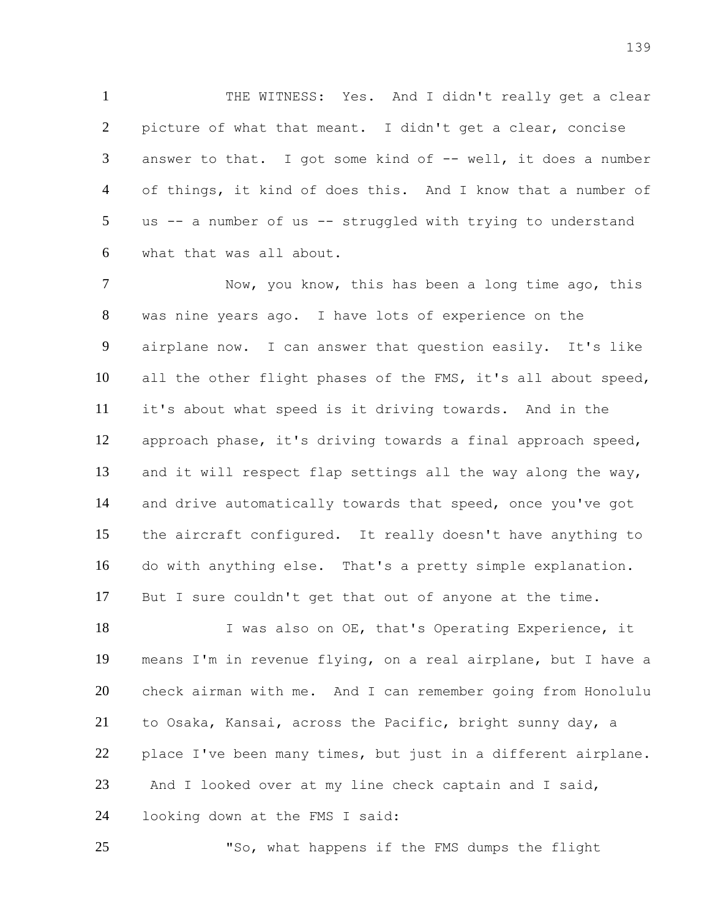THE WITNESS: Yes. And I didn't really get a clear picture of what that meant. I didn't get a clear, concise answer to that. I got some kind of -- well, it does a number of things, it kind of does this. And I know that a number of us -- a number of us -- struggled with trying to understand what that was all about.

Now, you know, this has been a long time ago, this was nine years ago. I have lots of experience on the airplane now. I can answer that question easily. It's like all the other flight phases of the FMS, it's all about speed, it's about what speed is it driving towards. And in the approach phase, it's driving towards a final approach speed, and it will respect flap settings all the way along the way, and drive automatically towards that speed, once you've got the aircraft configured. It really doesn't have anything to do with anything else. That's a pretty simple explanation. But I sure couldn't get that out of anyone at the time.

I was also on OE, that's Operating Experience, it means I'm in revenue flying, on a real airplane, but I have a check airman with me. And I can remember going from Honolulu to Osaka, Kansai, across the Pacific, bright sunny day, a place I've been many times, but just in a different airplane. And I looked over at my line check captain and I said, looking down at the FMS I said:

"So, what happens if the FMS dumps the flight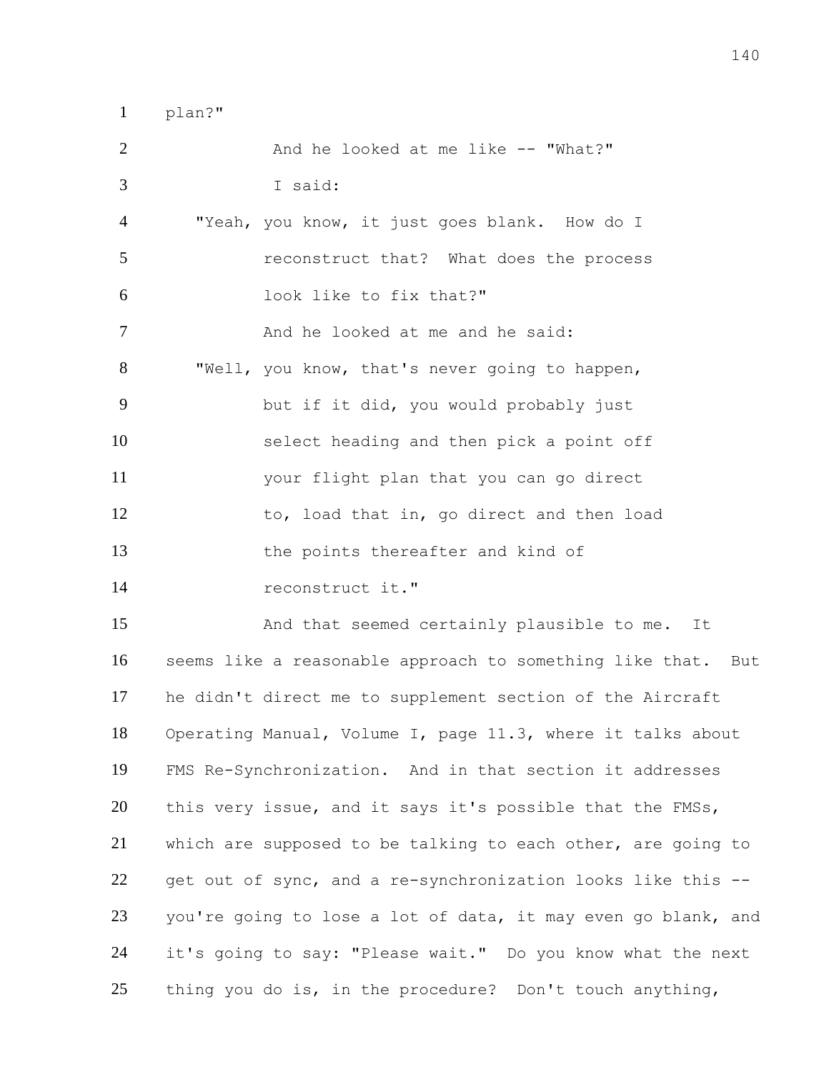plan?"

And he looked at me like -- "What?"

I said:

"Yeah, you know, it just goes blank. How do I reconstruct that? What does the process look like to fix that?"

And he looked at me and he said:

"Well, you know, that's never going to happen, but if it did, you would probably just select heading and then pick a point off your flight plan that you can go direct to, load that in, go direct and then load the points thereafter and kind of reconstruct it."

And that seemed certainly plausible to me. It seems like a reasonable approach to something like that. But he didn't direct me to supplement section of the Aircraft Operating Manual, Volume I, page 11.3, where it talks about FMS Re-Synchronization. And in that section it addresses this very issue, and it says it's possible that the FMSs, which are supposed to be talking to each other, are going to get out of sync, and a re-synchronization looks like this -- you're going to lose a lot of data, it may even go blank, and it's going to say: "Please wait." Do you know what the next thing you do is, in the procedure? Don't touch anything,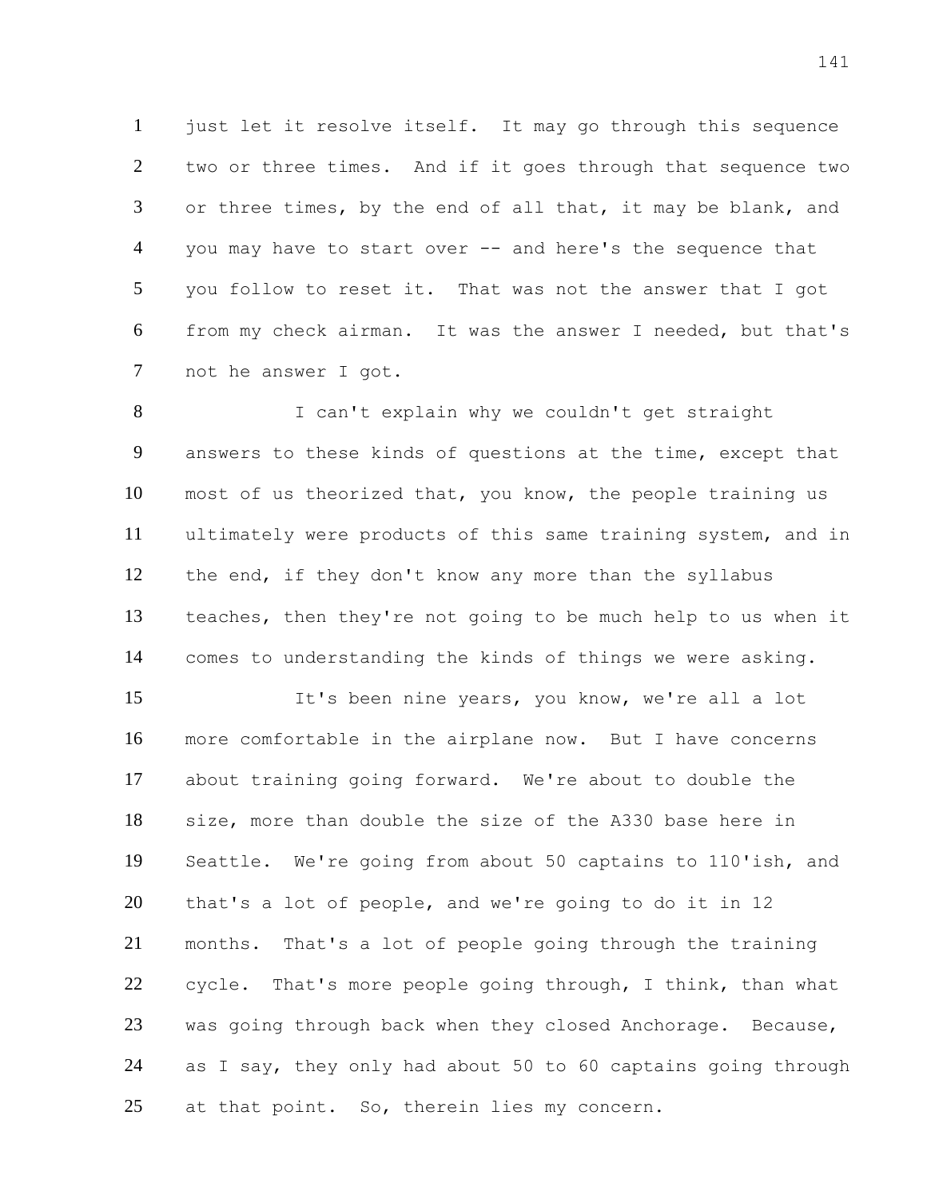just let it resolve itself. It may go through this sequence two or three times. And if it goes through that sequence two or three times, by the end of all that, it may be blank, and you may have to start over -- and here's the sequence that you follow to reset it. That was not the answer that I got from my check airman. It was the answer I needed, but that's not he answer I got.

I can't explain why we couldn't get straight answers to these kinds of questions at the time, except that most of us theorized that, you know, the people training us ultimately were products of this same training system, and in the end, if they don't know any more than the syllabus teaches, then they're not going to be much help to us when it comes to understanding the kinds of things we were asking.

It's been nine years, you know, we're all a lot more comfortable in the airplane now. But I have concerns about training going forward. We're about to double the size, more than double the size of the A330 base here in Seattle. We're going from about 50 captains to 110'ish, and that's a lot of people, and we're going to do it in 12 months. That's a lot of people going through the training cycle. That's more people going through, I think, than what was going through back when they closed Anchorage. Because, as I say, they only had about 50 to 60 captains going through at that point. So, therein lies my concern.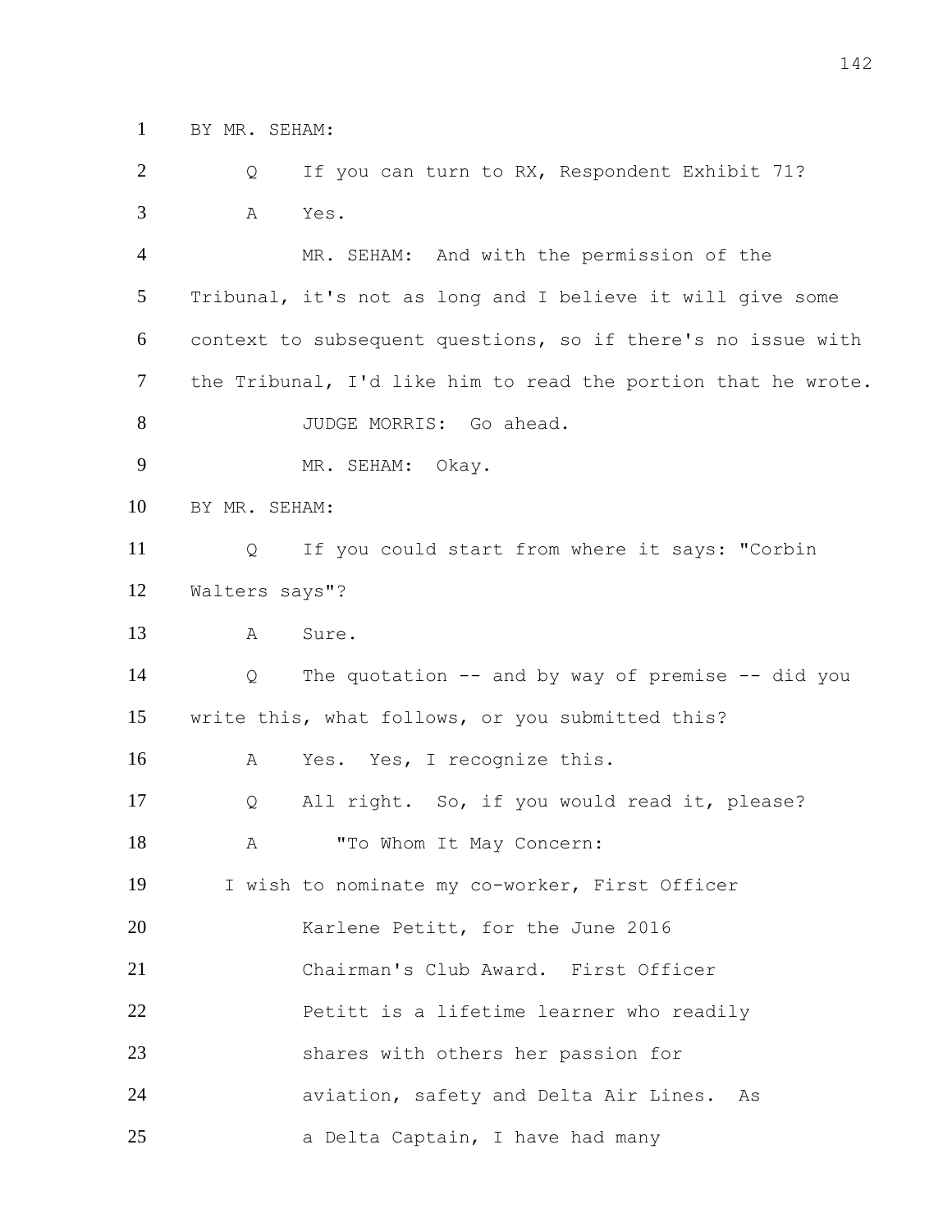BY MR. SEHAM:

Q If you can turn to RX, Respondent Exhibit 71?

A Yes.

MR. SEHAM: And with the permission of the Tribunal, it's not as long and I believe it will give some context to subsequent questions, so if there's no issue with the Tribunal, I'd like him to read the portion that he wrote.

JUDGE MORRIS: Go ahead.

MR. SEHAM: Okay.

BY MR. SEHAM:

Q If you could start from where it says: "Corbin Walters says"?

A Sure.

Q The quotation -- and by way of premise -- did you write this, what follows, or you submitted this?

A Yes. Yes, I recognize this.

Q All right. So, if you would read it, please?

A "To Whom It May Concern:

I wish to nominate my co-worker, First Officer Karlene Petitt, for the June 2016 Chairman's Club Award. First Officer Petitt is a lifetime learner who readily shares with others her passion for aviation, safety and Delta Air Lines. As a Delta Captain, I have had many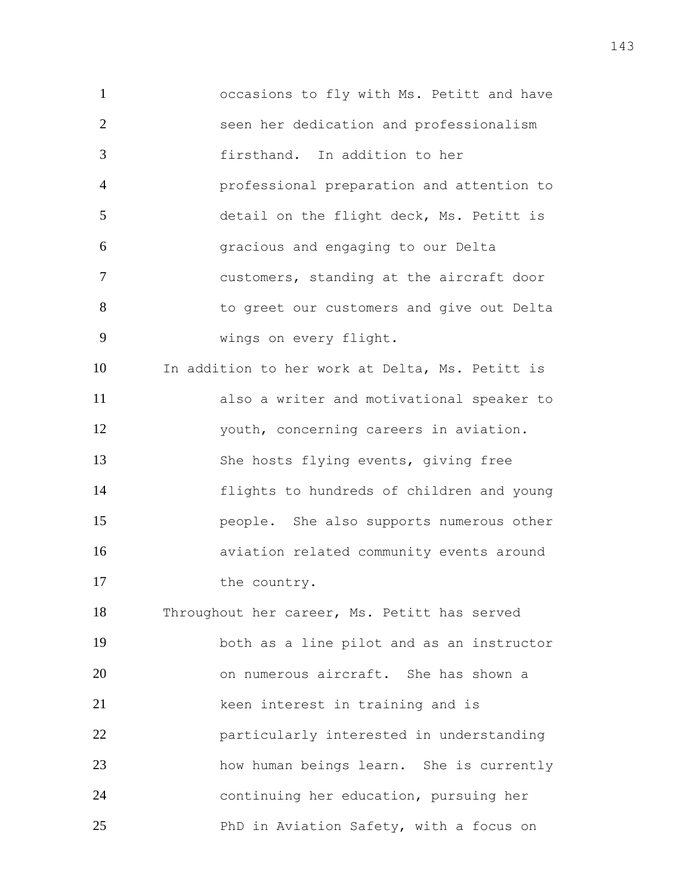occasions to fly with Ms. Petitt and have seen her dedication and professionalism firsthand. In addition to her professional preparation and attention to detail on the flight deck, Ms. Petitt is gracious and engaging to our Delta customers, standing at the aircraft door to greet our customers and give out Delta wings on every flight.

In addition to her work at Delta, Ms. Petitt is also a writer and motivational speaker to youth, concerning careers in aviation. She hosts flying events, giving free flights to hundreds of children and young people. She also supports numerous other aviation related community events around the country.

Throughout her career, Ms. Petitt has served both as a line pilot and as an instructor on numerous aircraft. She has shown a keen interest in training and is particularly interested in understanding how human beings learn. She is currently continuing her education, pursuing her PhD in Aviation Safety, with a focus on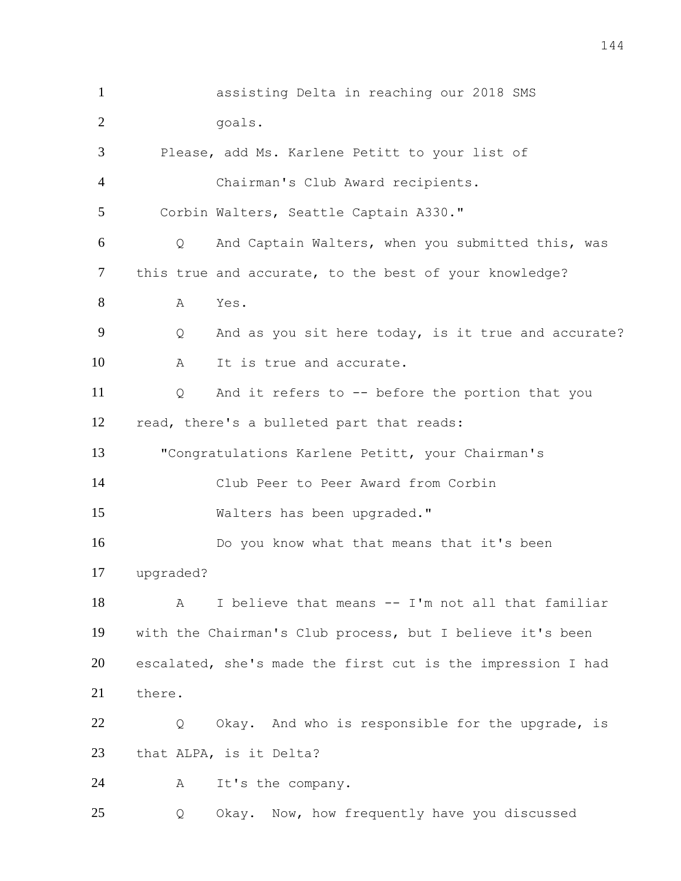1 assisting Delta in reaching our 2018 SMS
2 goals.
3 Please, add Ms. Karlene Petitt to your list of
4 Chairman's Club Award recipients.
5 Corbin Walters, Seattle Captain A330."
6 Q And Captain Walters, when you submitted this, was
7 this true and accurate, to the best of your knowledge?
8 A Yes.
9 Q And as you sit here today, is it true and accurate?
10 A It is true and accurate.
11 Q And it refers to -- before the portion that you
12 read, there's a bulleted part that reads:
13 "Congratulations Karlene Petitt, your Chairman's
14 Club Peer to Peer Award from Corbin
15 Walters has been upgraded."
16 Do you know what that means that it's been
17 upgraded?
18 A I believe that means -- I'm not all that familiar
19 with the Chairman's Club process, but I believe it's been
20 escalated, she's made the first cut is the impression I had
21 there.
22 Q Okay. And who is responsible for the upgrade, is
23 that ALPA, is it Delta?
24 A It's the company.
25 Q Okay. Now, how frequently have you discussed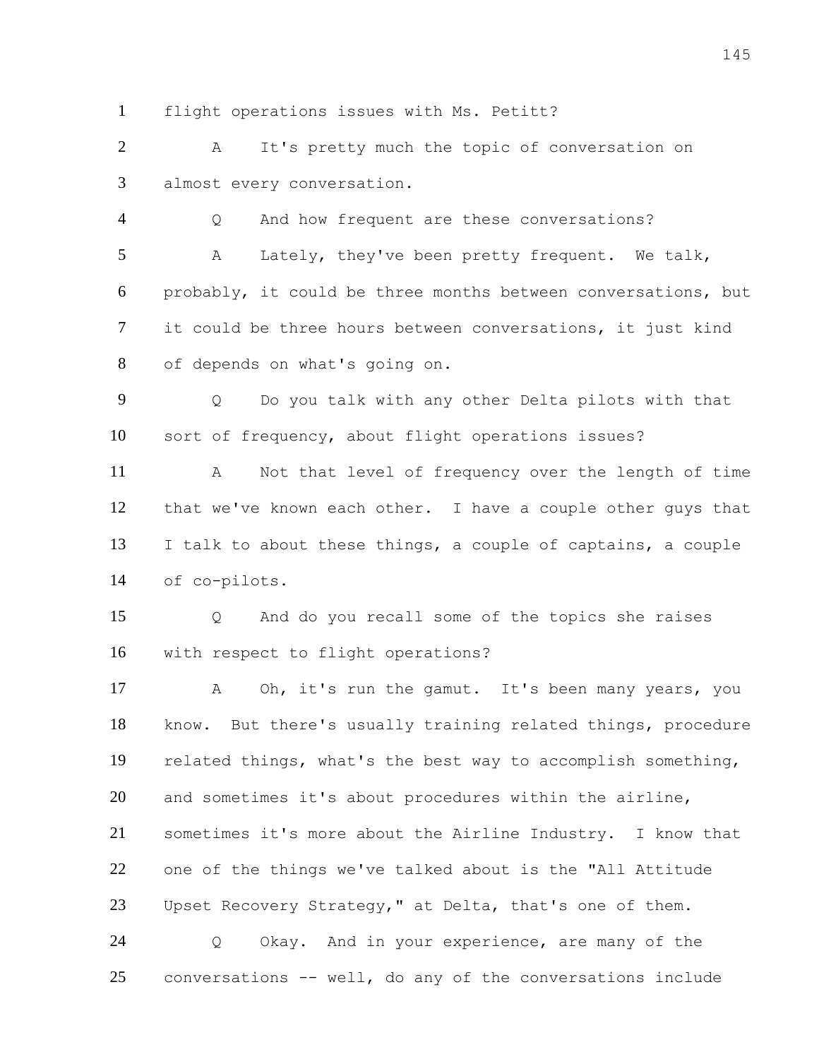flight operations issues with Ms. Petitt?

A It's pretty much the topic of conversation on almost every conversation.

Q And how frequent are these conversations?

A Lately, they've been pretty frequent. We talk, probably, it could be three months between conversations, but it could be three hours between conversations, it just kind of depends on what's going on.

Q Do you talk with any other Delta pilots with that sort of frequency, about flight operations issues?

A Not that level of frequency over the length of time that we've known each other. I have a couple other guys that I talk to about these things, a couple of captains, a couple of co-pilots.

Q And do you recall some of the topics she raises with respect to flight operations?

A Oh, it's run the gamut. It's been many years, you know. But there's usually training related things, procedure related things, what's the best way to accomplish something, and sometimes it's about procedures within the airline, sometimes it's more about the Airline Industry. I know that one of the things we've talked about is the "All Attitude Upset Recovery Strategy," at Delta, that's one of them.

Q Okay. And in your experience, are many of the conversations -- well, do any of the conversations include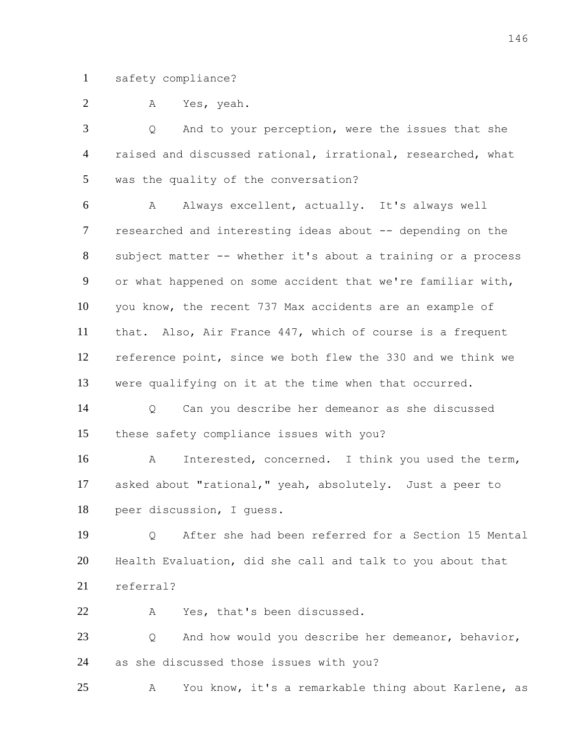1 safety compliance?

2 A Yes, yeah.

3 Q And to your perception, were the issues that she

4 raised and discussed rational, irrational, researched, what

5 was the quality of the conversation?

6 A Always excellent, actually. It's always well

7 researched and interesting ideas about -- depending on the

8 subject matter -- whether it's about a training or a process

9 or what happened on some accident that we're familiar with,

10 you know, the recent 737 Max accidents are an example of

11 that. Also, Air France 447, which of course is a frequent

12 reference point, since we both flew the 330 and we think we

13 were qualifying on it at the time when that occurred.

14 Q Can you describe her demeanor as she discussed

15 these safety compliance issues with you?

16 A Interested, concerned. I think you used the term,

17 asked about "rational," yeah, absolutely. Just a peer to

18 peer discussion, I guess.

19 Q After she had been referred for a Section 15 Mental

20 Health Evaluation, did she call and talk to you about that

21 referral?

22 A Yes, that's been discussed.

23 Q And how would you describe her demeanor, behavior,

24 as she discussed those issues with you?

25 A You know, it's a remarkable thing about Karlene, as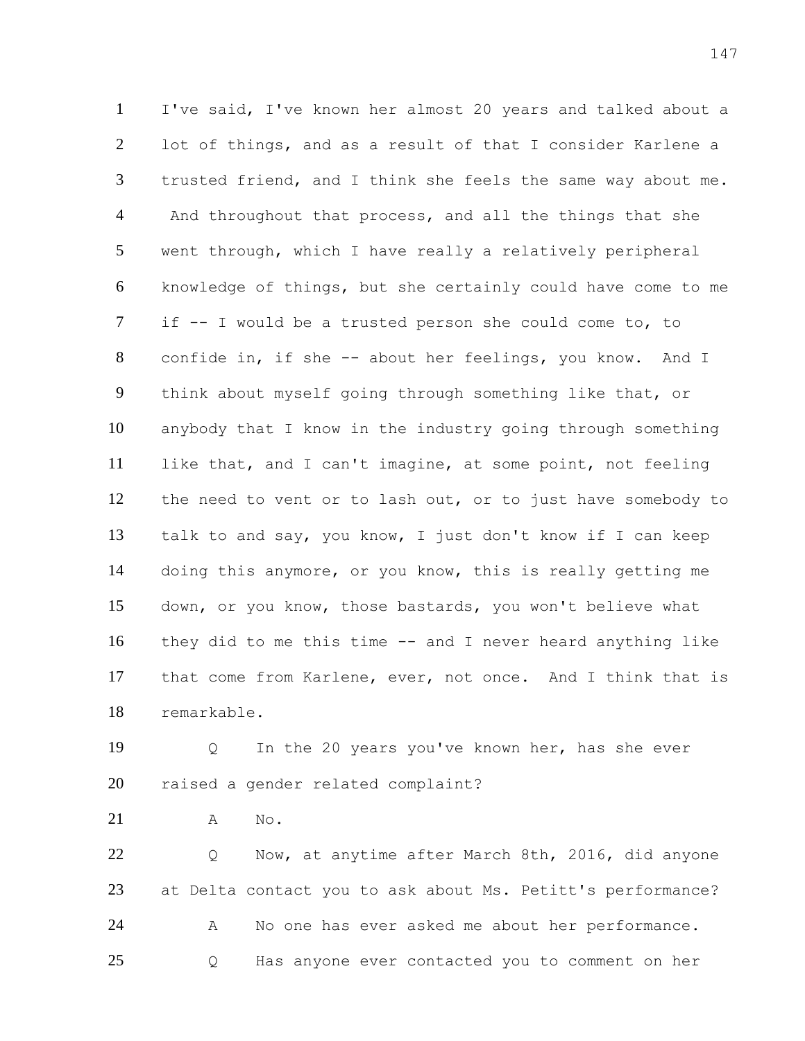1 I've said, I've known her almost 20 years and talked about a
2 lot of things, and as a result of that I consider Karlene a
3 trusted friend, and I think she feels the same way about me.
4 And throughout that process, and all the things that she
5 went through, which I have really a relatively peripheral
6 knowledge of things, but she certainly could have come to me
7 if -- I would be a trusted person she could come to, to
8 confide in, if she -- about her feelings, you know. And I
9 think about myself going through something like that, or
10 anybody that I know in the industry going through something
11 like that, and I can't imagine, at some point, not feeling
12 the need to vent or to lash out, or to just have somebody to
13 talk to and say, you know, I just don't know if I can keep
14 doing this anymore, or you know, this is really getting me
15 down, or you know, those bastards, you won't believe what
16 they did to me this time -- and I never heard anything like
17 that come from Karlene, ever, not once. And I think that is
18 remarkable.

19 Q In the 20 years you've known her, has she ever
20 raised a gender related complaint?

21 A No.

22 Q Now, at anytime after March 8th, 2016, did anyone
23 at Delta contact you to ask about Ms. Petitt's performance?

24 A No one has ever asked me about her performance.

25 Q Has anyone ever contacted you to comment on her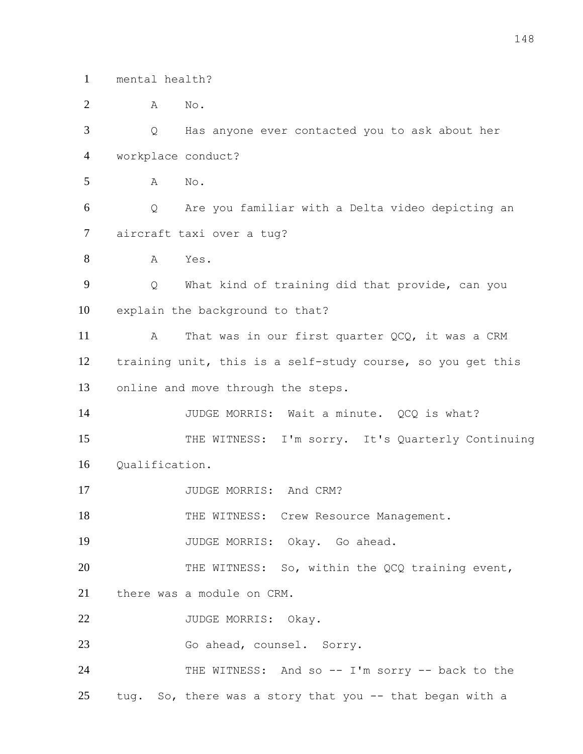1 mental health?

2 A No.

3 Q Has anyone ever contacted you to ask about her

4 workplace conduct?

5 A No.

6 Q Are you familiar with a Delta video depicting an

7 aircraft taxi over a tug?

8 A Yes.

9 Q What kind of training did that provide, can you

10 explain the background to that?

11 A That was in our first quarter QCQ, it was a CRM

12 training unit, this is a self-study course, so you get this

13 online and move through the steps.

14 JUDGE MORRIS: Wait a minute. QCQ is what?

15 THE WITNESS: I'm sorry. It's Quarterly Continuing

16 Qualification.

17 JUDGE MORRIS: And CRM?

18 THE WITNESS: Crew Resource Management.

19 JUDGE MORRIS: Okay. Go ahead.

20 THE WITNESS: So, within the QCQ training event,

21 there was a module on CRM.

22 JUDGE MORRIS: Okay.

23 Go ahead, counsel. Sorry.

24 THE WITNESS: And so -- I'm sorry -- back to the

25 tug. So, there was a story that you -- that began with a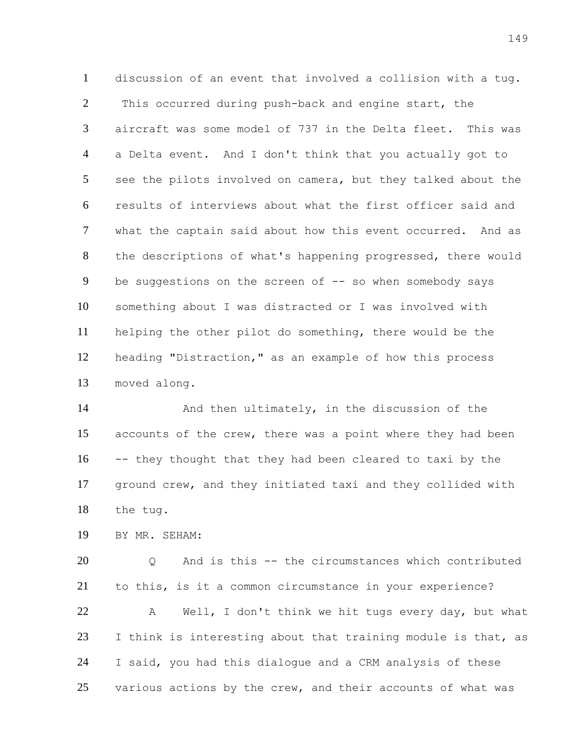discussion of an event that involved a collision with a tug. This occurred during push-back and engine start, the aircraft was some model of 737 in the Delta fleet. This was a Delta event. And I don't think that you actually got to see the pilots involved on camera, but they talked about the results of interviews about what the first officer said and what the captain said about how this event occurred. And as the descriptions of what's happening progressed, there would be suggestions on the screen of -- so when somebody says something about I was distracted or I was involved with helping the other pilot do something, there would be the heading "Distraction," as an example of how this process moved along.

And then ultimately, in the discussion of the accounts of the crew, there was a point where they had been -- they thought that they had been cleared to taxi by the ground crew, and they initiated taxi and they collided with the tug.

BY MR. SEHAM:

Q And is this -- the circumstances which contributed to this, is it a common circumstance in your experience?

A Well, I don't think we hit tugs every day, but what I think is interesting about that training module is that, as I said, you had this dialogue and a CRM analysis of these various actions by the crew, and their accounts of what was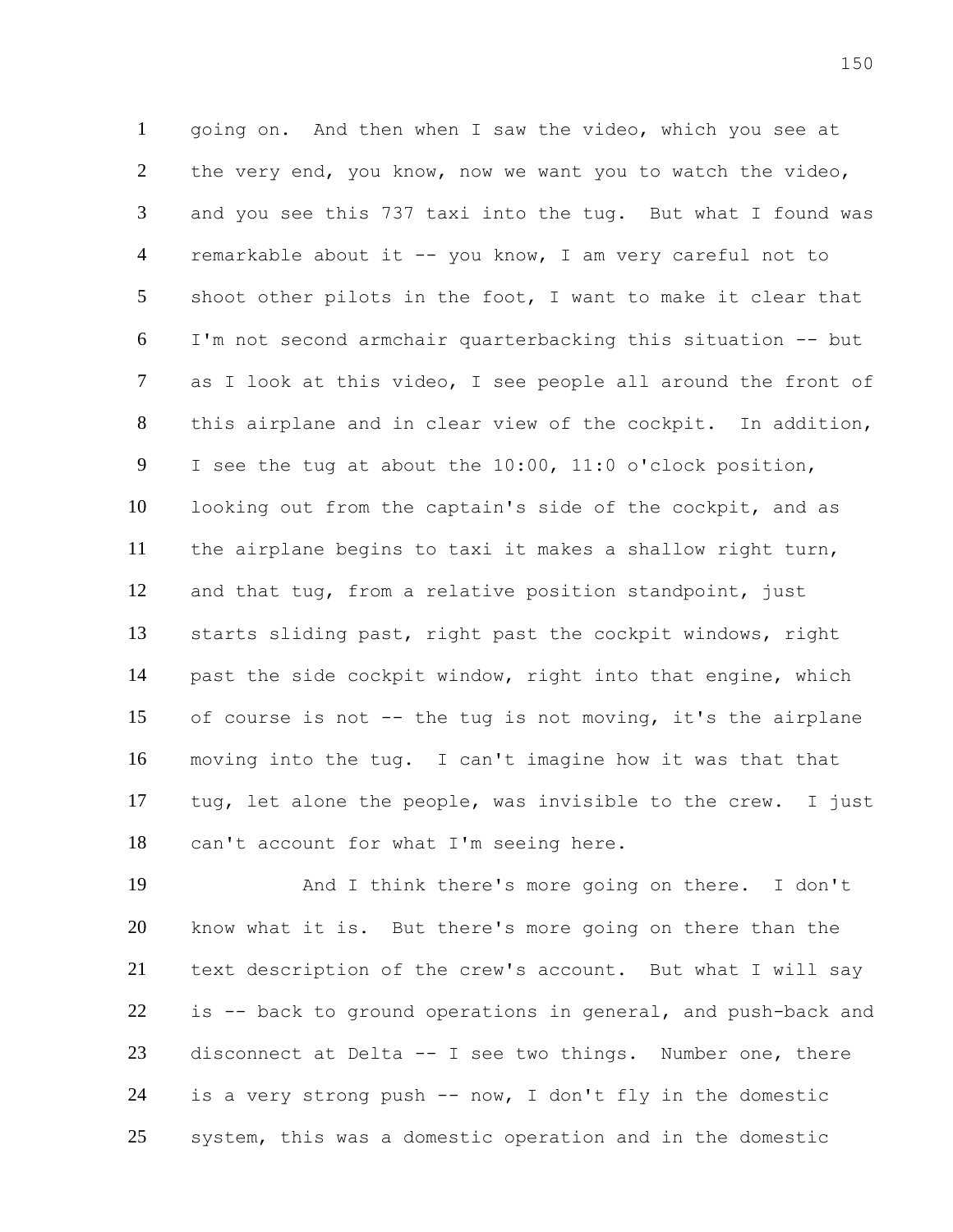going on. And then when I saw the video, which you see at the very end, you know, now we want you to watch the video, and you see this 737 taxi into the tug. But what I found was remarkable about it -- you know, I am very careful not to shoot other pilots in the foot, I want to make it clear that I'm not second armchair quarterbacking this situation -- but as I look at this video, I see people all around the front of this airplane and in clear view of the cockpit. In addition, I see the tug at about the 10:00, 11:0 o'clock position, looking out from the captain's side of the cockpit, and as the airplane begins to taxi it makes a shallow right turn, and that tug, from a relative position standpoint, just starts sliding past, right past the cockpit windows, right past the side cockpit window, right into that engine, which of course is not -- the tug is not moving, it's the airplane moving into the tug. I can't imagine how it was that that tug, let alone the people, was invisible to the crew. I just can't account for what I'm seeing here.

And I think there's more going on there. I don't know what it is. But there's more going on there than the text description of the crew's account. But what I will say is -- back to ground operations in general, and push-back and disconnect at Delta -- I see two things. Number one, there is a very strong push -- now, I don't fly in the domestic system, this was a domestic operation and in the domestic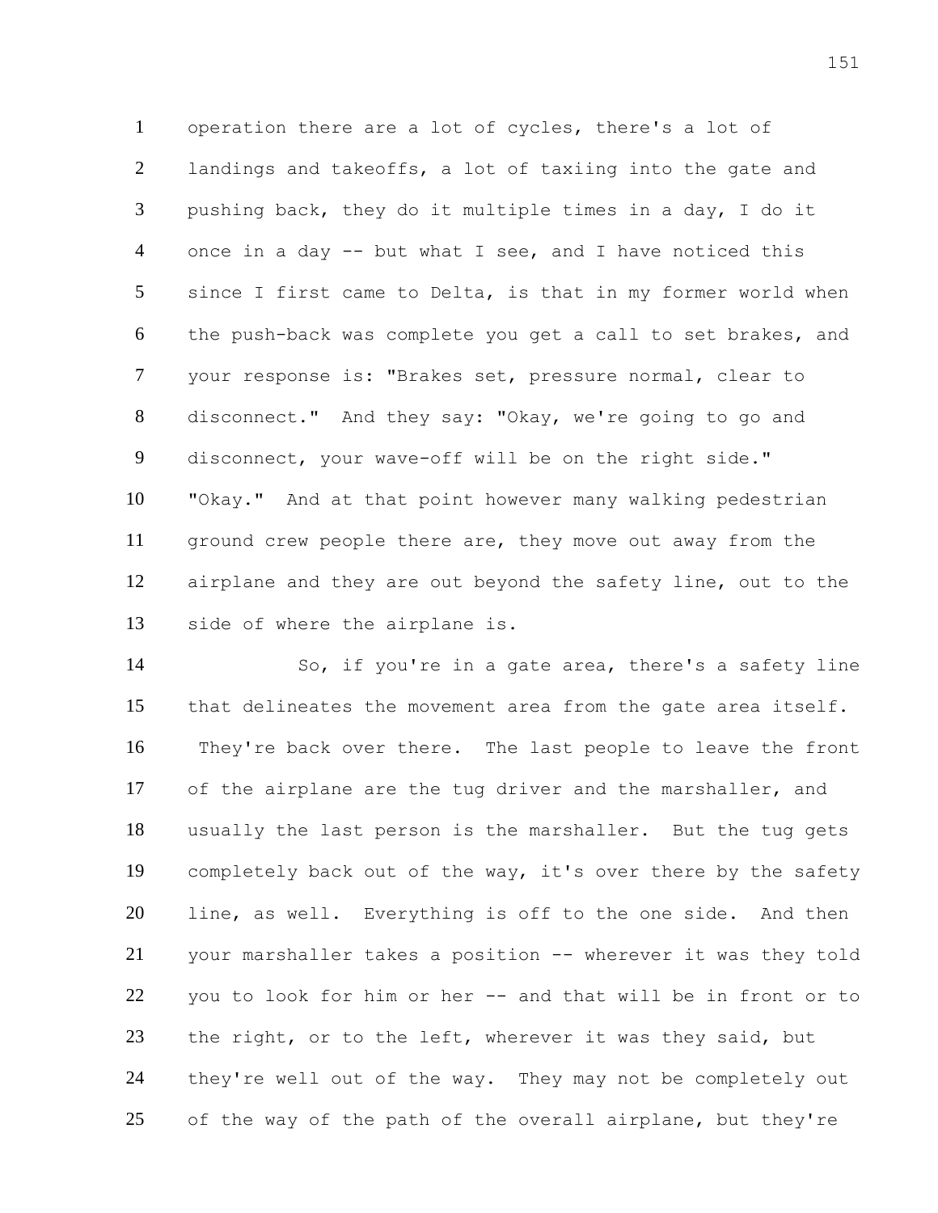operation there are a lot of cycles, there's a lot of landings and takeoffs, a lot of taxiing into the gate and pushing back, they do it multiple times in a day, I do it once in a day -- but what I see, and I have noticed this since I first came to Delta, is that in my former world when the push-back was complete you get a call to set brakes, and your response is: "Brakes set, pressure normal, clear to disconnect." And they say: "Okay, we're going to go and disconnect, your wave-off will be on the right side." "Okay." And at that point however many walking pedestrian ground crew people there are, they move out away from the airplane and they are out beyond the safety line, out to the side of where the airplane is.

So, if you're in a gate area, there's a safety line that delineates the movement area from the gate area itself. They're back over there. The last people to leave the front of the airplane are the tug driver and the marshaller, and usually the last person is the marshaller. But the tug gets completely back out of the way, it's over there by the safety line, as well. Everything is off to the one side. And then your marshaller takes a position -- wherever it was they told you to look for him or her -- and that will be in front or to the right, or to the left, wherever it was they said, but they're well out of the way. They may not be completely out of the way of the path of the overall airplane, but they're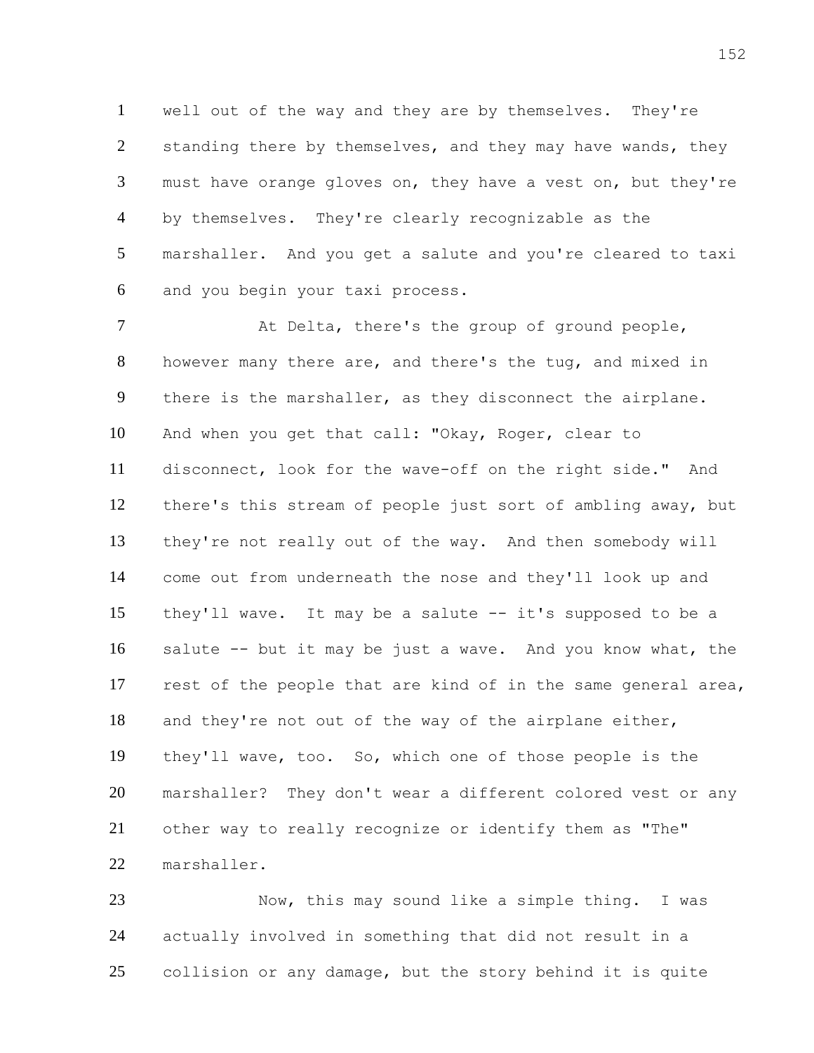well out of the way and they are by themselves. They're standing there by themselves, and they may have wands, they must have orange gloves on, they have a vest on, but they're by themselves. They're clearly recognizable as the marshaller. And you get a salute and you're cleared to taxi and you begin your taxi process.

At Delta, there's the group of ground people, however many there are, and there's the tug, and mixed in there is the marshaller, as they disconnect the airplane. And when you get that call: "Okay, Roger, clear to disconnect, look for the wave-off on the right side." And there's this stream of people just sort of ambling away, but they're not really out of the way. And then somebody will come out from underneath the nose and they'll look up and they'll wave. It may be a salute -- it's supposed to be a salute -- but it may be just a wave. And you know what, the rest of the people that are kind of in the same general area, and they're not out of the way of the airplane either, they'll wave, too. So, which one of those people is the marshaller? They don't wear a different colored vest or any other way to really recognize or identify them as "The" marshaller.

Now, this may sound like a simple thing. I was actually involved in something that did not result in a collision or any damage, but the story behind it is quite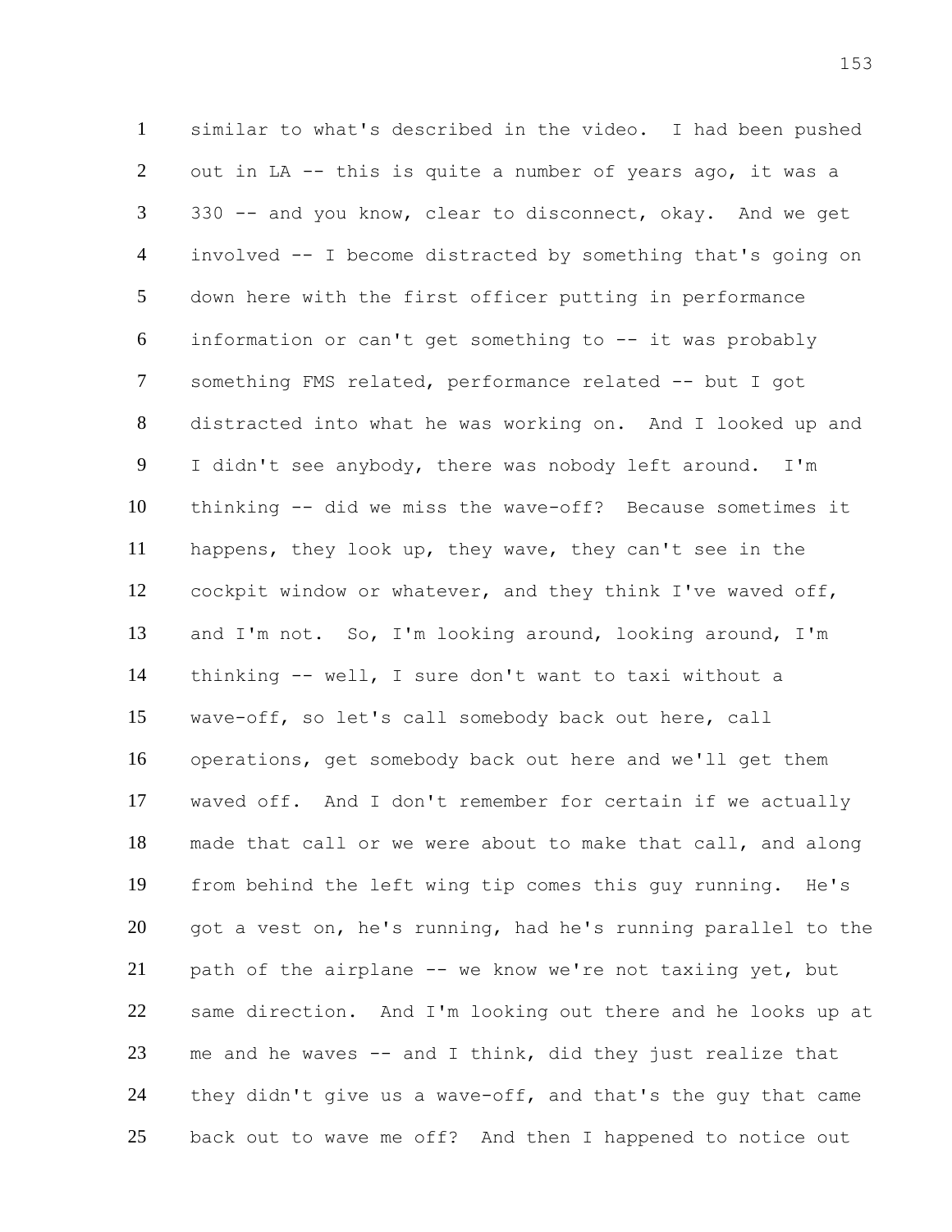similar to what's described in the video. I had been pushed out in LA -- this is quite a number of years ago, it was a 330 -- and you know, clear to disconnect, okay. And we get involved -- I become distracted by something that's going on down here with the first officer putting in performance information or can't get something to -- it was probably something FMS related, performance related -- but I got distracted into what he was working on. And I looked up and I didn't see anybody, there was nobody left around. I'm thinking -- did we miss the wave-off? Because sometimes it happens, they look up, they wave, they can't see in the cockpit window or whatever, and they think I've waved off, and I'm not. So, I'm looking around, looking around, I'm thinking -- well, I sure don't want to taxi without a wave-off, so let's call somebody back out here, call operations, get somebody back out here and we'll get them waved off. And I don't remember for certain if we actually made that call or we were about to make that call, and along from behind the left wing tip comes this guy running. He's got a vest on, he's running, had he's running parallel to the path of the airplane -- we know we're not taxiing yet, but same direction. And I'm looking out there and he looks up at me and he waves -- and I think, did they just realize that they didn't give us a wave-off, and that's the guy that came back out to wave me off? And then I happened to notice out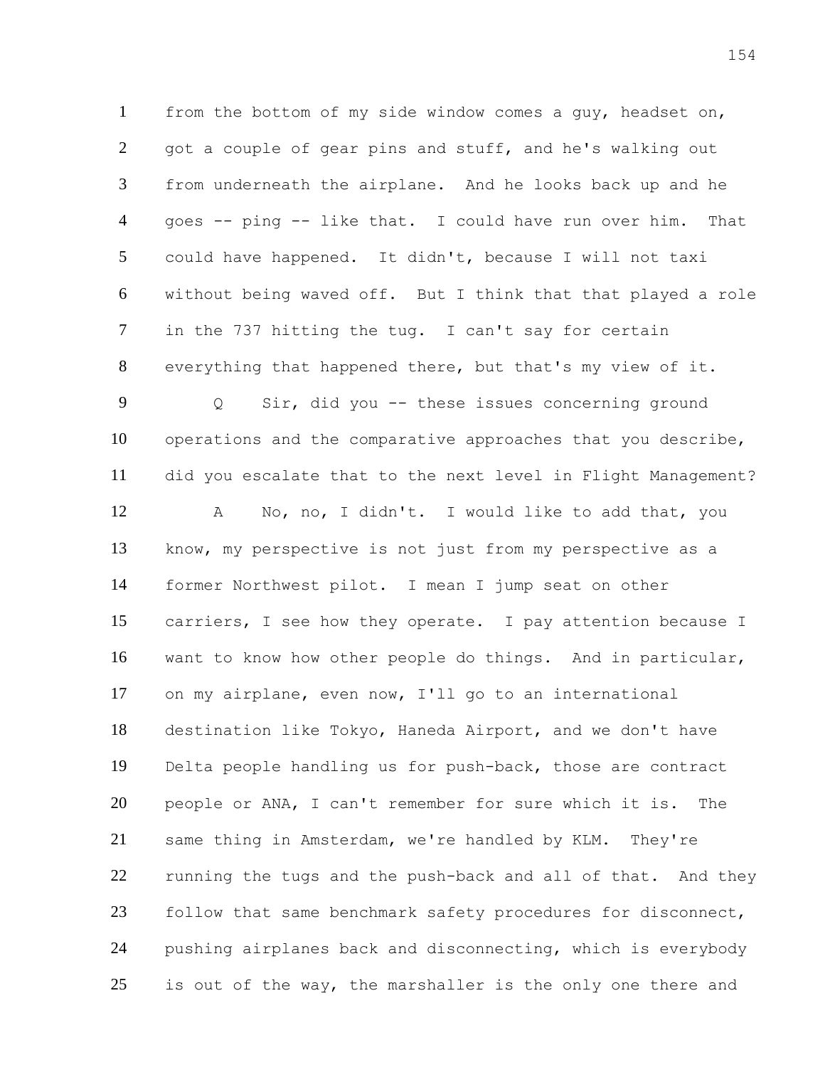1 from the bottom of my side window comes a guy, headset on,
2 got a couple of gear pins and stuff, and he's walking out
3 from underneath the airplane. And he looks back up and he
4 goes -- ping -- like that. I could have run over him. That
5 could have happened. It didn't, because I will not taxi
6 without being waved off. But I think that that played a role
7 in the 737 hitting the tug. I can't say for certain
8 everything that happened there, but that's my view of it.
9 Q Sir, did you -- these issues concerning ground
10 operations and the comparative approaches that you describe,
11 did you escalate that to the next level in Flight Management?
12 A No, no, I didn't. I would like to add that, you
13 know, my perspective is not just from my perspective as a
14 former Northwest pilot. I mean I jump seat on other
15 carriers, I see how they operate. I pay attention because I
16 want to know how other people do things. And in particular,
17 on my airplane, even now, I'll go to an international
18 destination like Tokyo, Haneda Airport, and we don't have
19 Delta people handling us for push-back, those are contract
20 people or ANA, I can't remember for sure which it is. The
21 same thing in Amsterdam, we're handled by KLM. They're
22 running the tugs and the push-back and all of that. And they
23 follow that same benchmark safety procedures for disconnect,
24 pushing airplanes back and disconnecting, which is everybody
25 is out of the way, the marshaller is the only one there and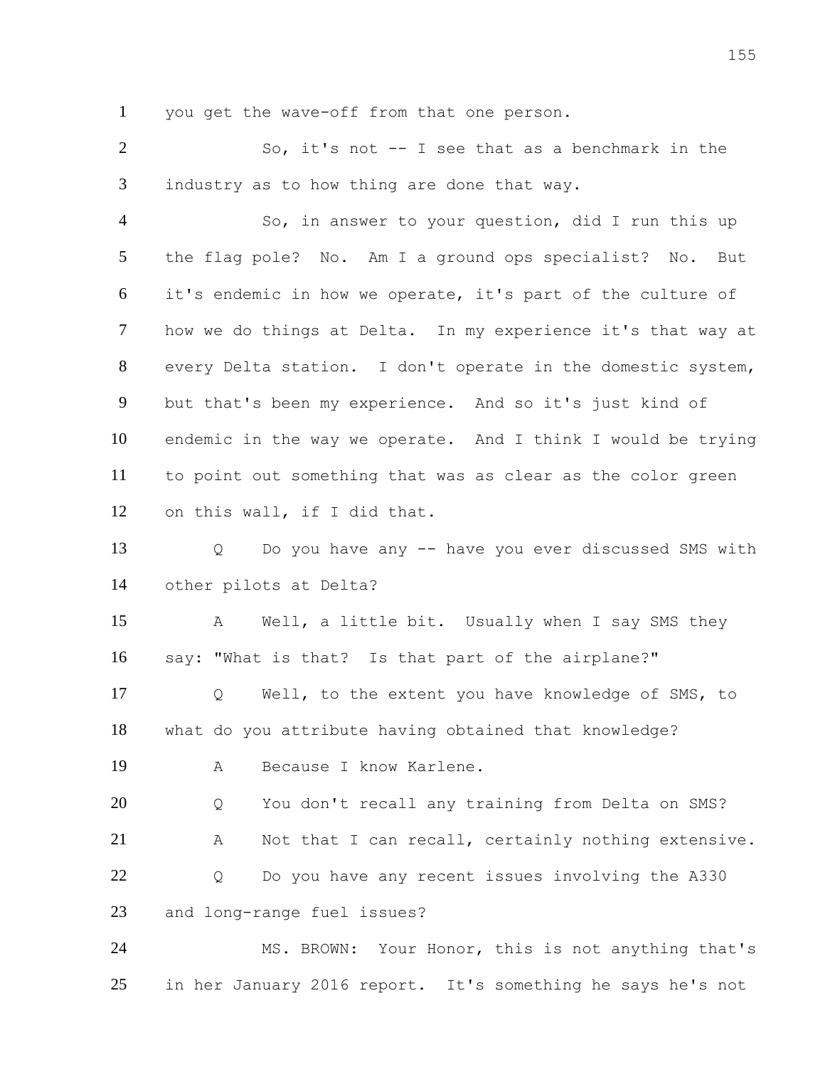you get the wave-off from that one person.

So, it's not -- I see that as a benchmark in the industry as to how thing are done that way.

So, in answer to your question, did I run this up the flag pole? No. Am I a ground ops specialist? No. But it's endemic in how we operate, it's part of the culture of how we do things at Delta. In my experience it's that way at every Delta station. I don't operate in the domestic system, but that's been my experience. And so it's just kind of endemic in the way we operate. And I think I would be trying to point out something that was as clear as the color green on this wall, if I did that.

Q Do you have any -- have you ever discussed SMS with other pilots at Delta?

A Well, a little bit. Usually when I say SMS they say: "What is that? Is that part of the airplane?"

Q Well, to the extent you have knowledge of SMS, to what do you attribute having obtained that knowledge?

A Because I know Karlene.

Q You don't recall any training from Delta on SMS?

A Not that I can recall, certainly nothing extensive.

Q Do you have any recent issues involving the A330 and long-range fuel issues?

MS. BROWN: Your Honor, this is not anything that's in her January 2016 report. It's something he says he's not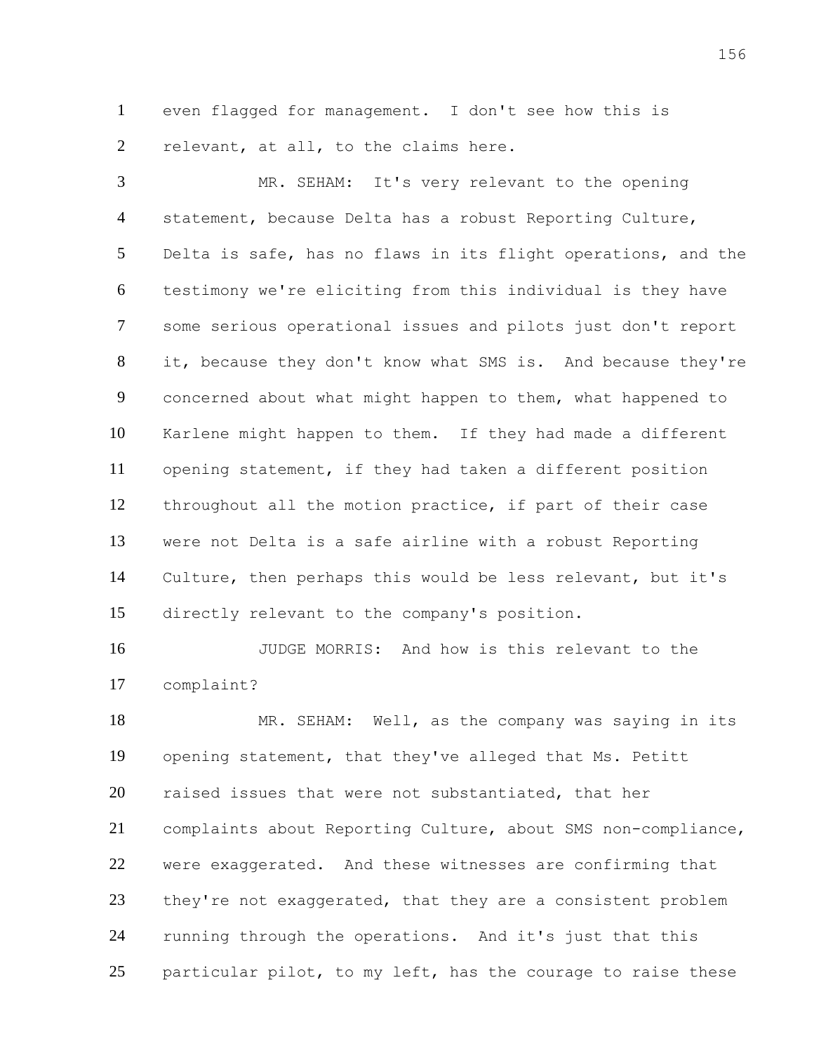1 even flagged for management. I don't see how this is
2 relevant, at all, to the claims here.

3 MR. SEHAM: It's very relevant to the opening
4 statement, because Delta has a robust Reporting Culture,
5 Delta is safe, has no flaws in its flight operations, and the
6 testimony we're eliciting from this individual is they have
7 some serious operational issues and pilots just don't report
8 it, because they don't know what SMS is. And because they're
9 concerned about what might happen to them, what happened to
10 Karlene might happen to them. If they had made a different
11 opening statement, if they had taken a different position
12 throughout all the motion practice, if part of their case
13 were not Delta is a safe airline with a robust Reporting
14 Culture, then perhaps this would be less relevant, but it's
15 directly relevant to the company's position.

16 JUDGE MORRIS: And how is this relevant to the
17 complaint?

18 MR. SEHAM: Well, as the company was saying in its
19 opening statement, that they've alleged that Ms. Petitt
20 raised issues that were not substantiated, that her
21 complaints about Reporting Culture, about SMS non-compliance,
22 were exaggerated. And these witnesses are confirming that
23 they're not exaggerated, that they are a consistent problem
24 running through the operations. And it's just that this
25 particular pilot, to my left, has the courage to raise these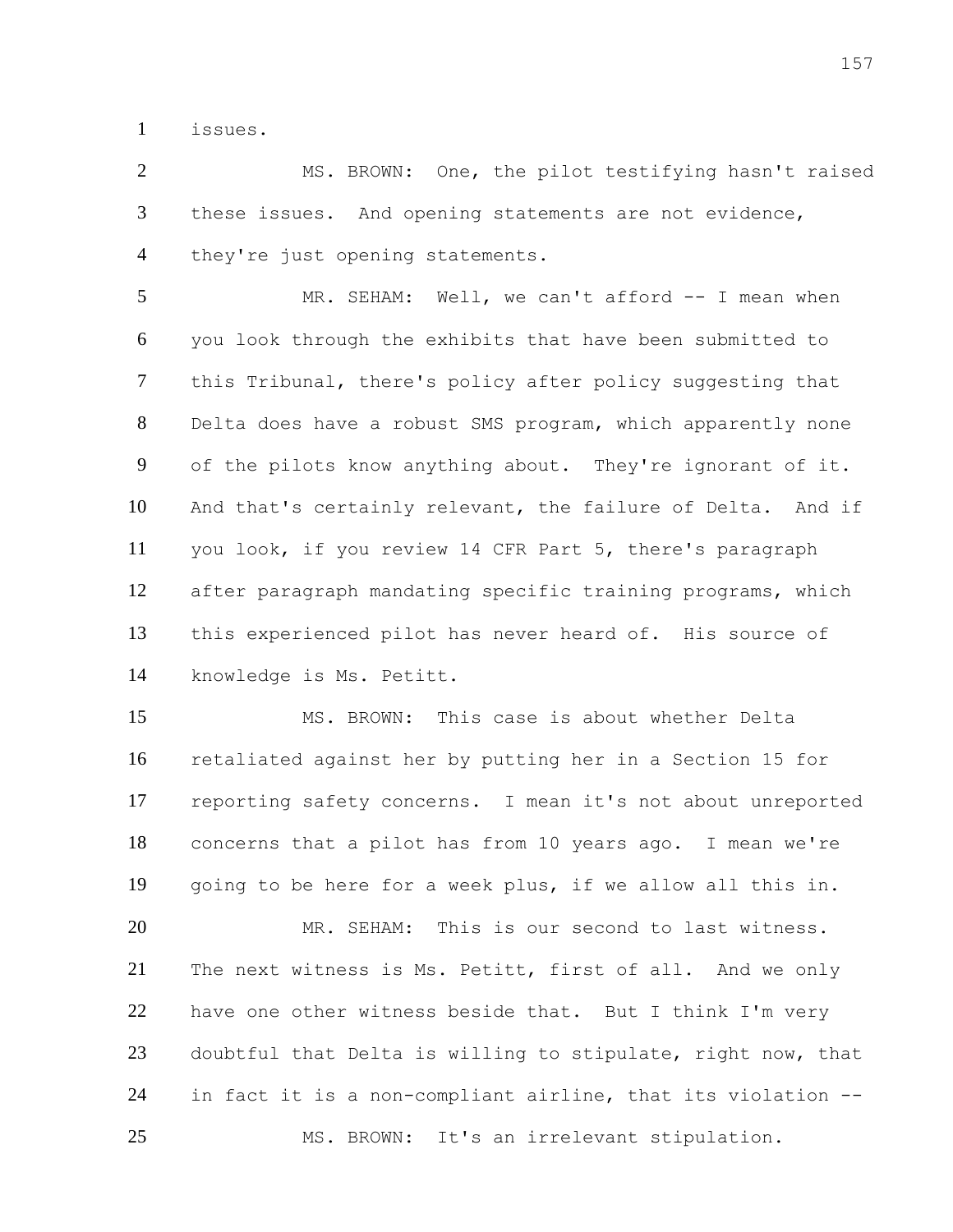issues.

MS. BROWN: One, the pilot testifying hasn't raised these issues. And opening statements are not evidence, they're just opening statements.

MR. SEHAM: Well, we can't afford -- I mean when you look through the exhibits that have been submitted to this Tribunal, there's policy after policy suggesting that Delta does have a robust SMS program, which apparently none of the pilots know anything about. They're ignorant of it. And that's certainly relevant, the failure of Delta. And if you look, if you review 14 CFR Part 5, there's paragraph after paragraph mandating specific training programs, which this experienced pilot has never heard of. His source of knowledge is Ms. Petitt.

MS. BROWN: This case is about whether Delta retaliated against her by putting her in a Section 15 for reporting safety concerns. I mean it's not about unreported concerns that a pilot has from 10 years ago. I mean we're going to be here for a week plus, if we allow all this in.

MR. SEHAM: This is our second to last witness. The next witness is Ms. Petitt, first of all. And we only have one other witness beside that. But I think I'm very doubtful that Delta is willing to stipulate, right now, that in fact it is a non-compliant airline, that its violation --

MS. BROWN: It's an irrelevant stipulation.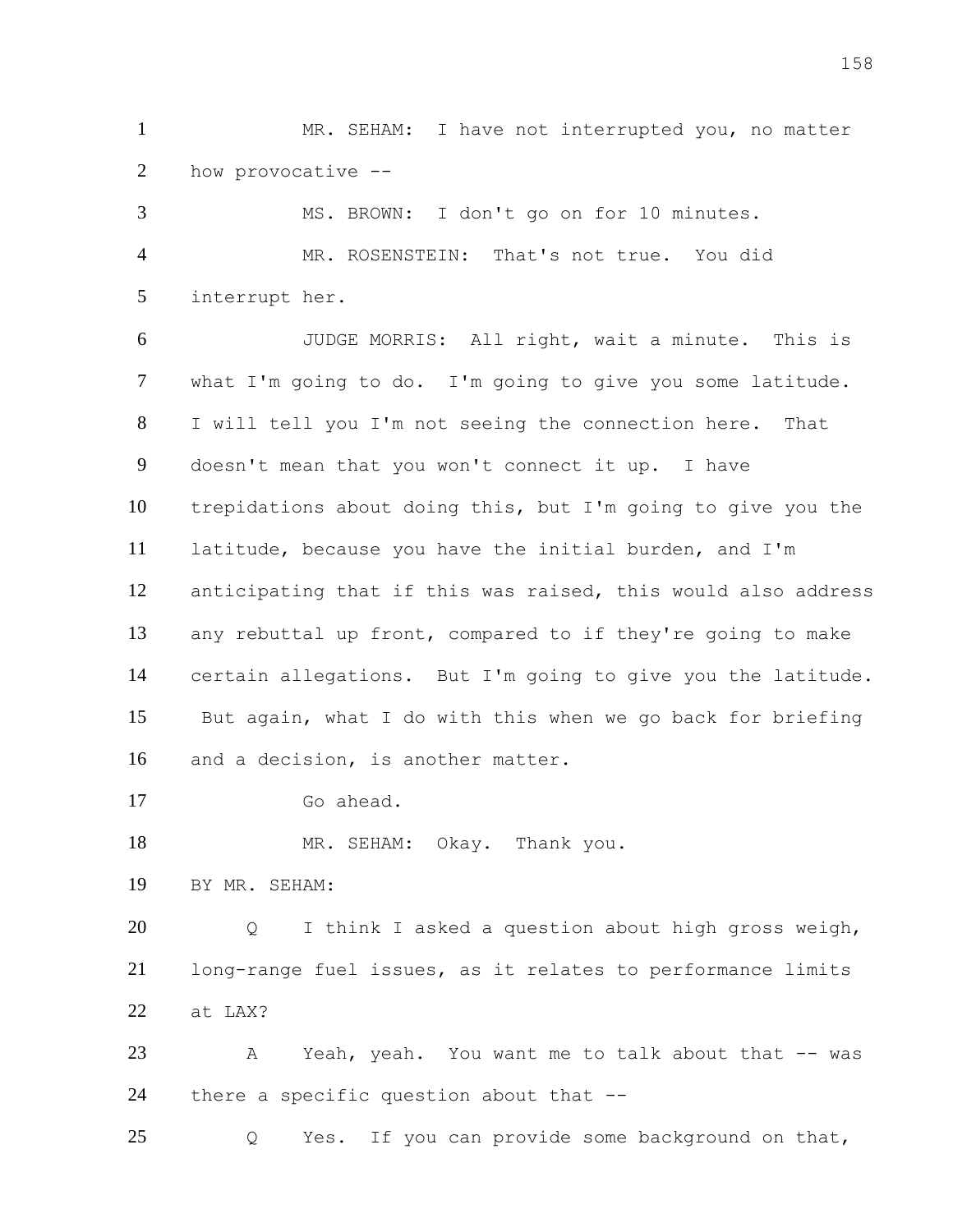MR. SEHAM: I have not interrupted you, no matter how provocative --

MS. BROWN: I don't go on for 10 minutes.

MR. ROSENSTEIN: That's not true. You did interrupt her.

JUDGE MORRIS: All right, wait a minute. This is what I'm going to do. I'm going to give you some latitude. I will tell you I'm not seeing the connection here. That doesn't mean that you won't connect it up. I have trepidations about doing this, but I'm going to give you the latitude, because you have the initial burden, and I'm anticipating that if this was raised, this would also address any rebuttal up front, compared to if they're going to make certain allegations. But I'm going to give you the latitude. But again, what I do with this when we go back for briefing and a decision, is another matter.

Go ahead.

MR. SEHAM: Okay. Thank you.

BY MR. SEHAM:

Q I think I asked a question about high gross weigh, long-range fuel issues, as it relates to performance limits at LAX?

A Yeah, yeah. You want me to talk about that -- was there a specific question about that --

Q Yes. If you can provide some background on that,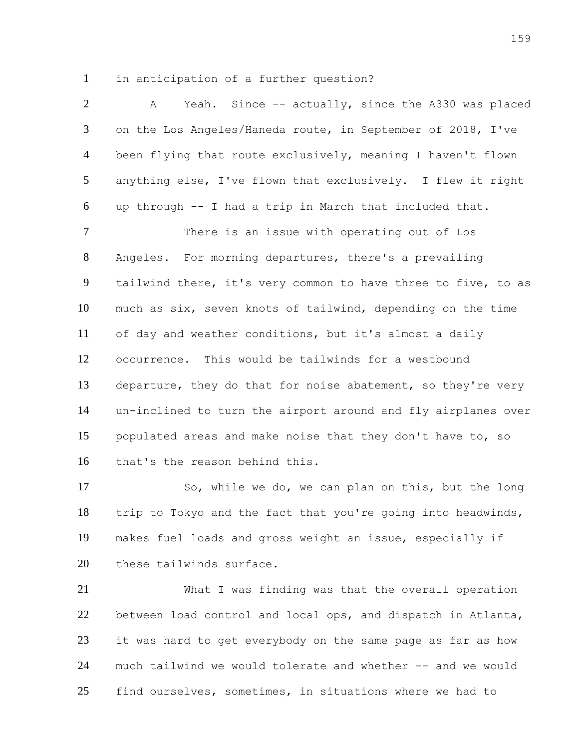in anticipation of a further question?

A Yeah. Since -- actually, since the A330 was placed on the Los Angeles/Haneda route, in September of 2018, I've been flying that route exclusively, meaning I haven't flown anything else, I've flown that exclusively. I flew it right up through -- I had a trip in March that included that.

There is an issue with operating out of Los Angeles. For morning departures, there's a prevailing tailwind there, it's very common to have three to five, to as much as six, seven knots of tailwind, depending on the time of day and weather conditions, but it's almost a daily occurrence. This would be tailwinds for a westbound departure, they do that for noise abatement, so they're very un-inclined to turn the airport around and fly airplanes over populated areas and make noise that they don't have to, so that's the reason behind this.

So, while we do, we can plan on this, but the long trip to Tokyo and the fact that you're going into headwinds, makes fuel loads and gross weight an issue, especially if these tailwinds surface.

What I was finding was that the overall operation between load control and local ops, and dispatch in Atlanta, it was hard to get everybody on the same page as far as how much tailwind we would tolerate and whether -- and we would find ourselves, sometimes, in situations where we had to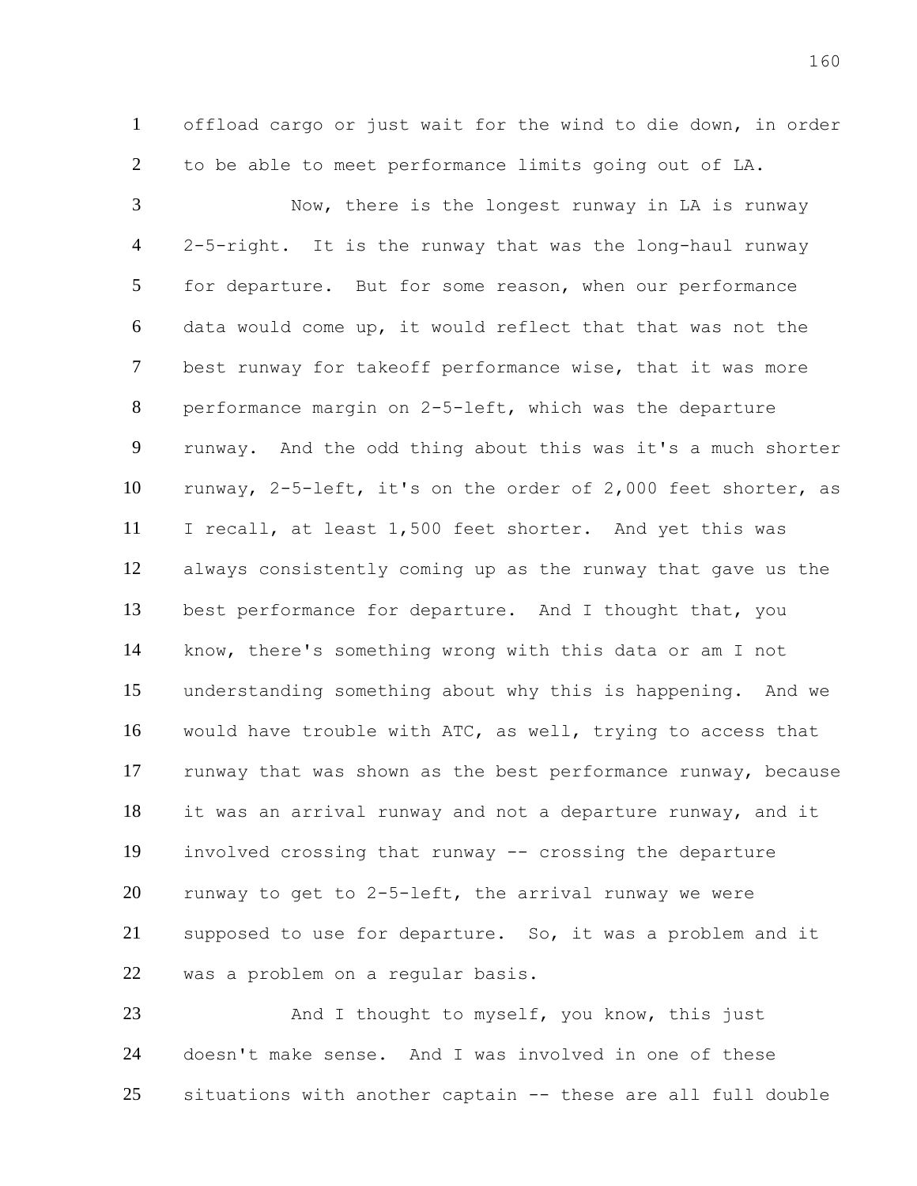offload cargo or just wait for the wind to die down, in order to be able to meet performance limits going out of LA.

Now, there is the longest runway in LA is runway 2-5-right. It is the runway that was the long-haul runway for departure. But for some reason, when our performance data would come up, it would reflect that that was not the best runway for takeoff performance wise, that it was more performance margin on 2-5-left, which was the departure runway. And the odd thing about this was it's a much shorter runway, 2-5-left, it's on the order of 2,000 feet shorter, as I recall, at least 1,500 feet shorter. And yet this was always consistently coming up as the runway that gave us the best performance for departure. And I thought that, you know, there's something wrong with this data or am I not understanding something about why this is happening. And we would have trouble with ATC, as well, trying to access that runway that was shown as the best performance runway, because it was an arrival runway and not a departure runway, and it involved crossing that runway -- crossing the departure runway to get to 2-5-left, the arrival runway we were supposed to use for departure. So, it was a problem and it was a problem on a regular basis.

And I thought to myself, you know, this just doesn't make sense. And I was involved in one of these situations with another captain -- these are all full double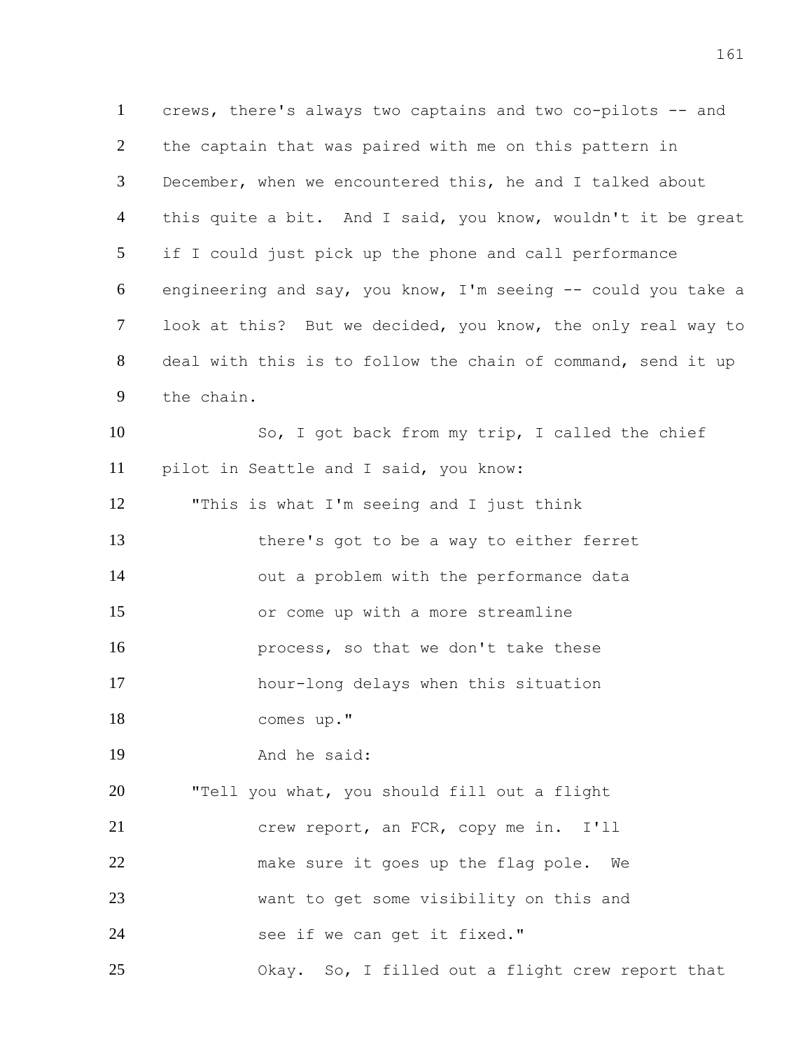crews, there's always two captains and two co-pilots -- and the captain that was paired with me on this pattern in December, when we encountered this, he and I talked about this quite a bit. And I said, you know, wouldn't it be great if I could just pick up the phone and call performance engineering and say, you know, I'm seeing -- could you take a look at this? But we decided, you know, the only real way to deal with this is to follow the chain of command, send it up the chain.

So, I got back from my trip, I called the chief pilot in Seattle and I said, you know:

"This is what I'm seeing and I just think there's got to be a way to either ferret out a problem with the performance data or come up with a more streamline process, so that we don't take these hour-long delays when this situation comes up."

And he said:

"Tell you what, you should fill out a flight crew report, an FCR, copy me in. I'll make sure it goes up the flag pole. We want to get some visibility on this and see if we can get it fixed."

Okay. So, I filled out a flight crew report that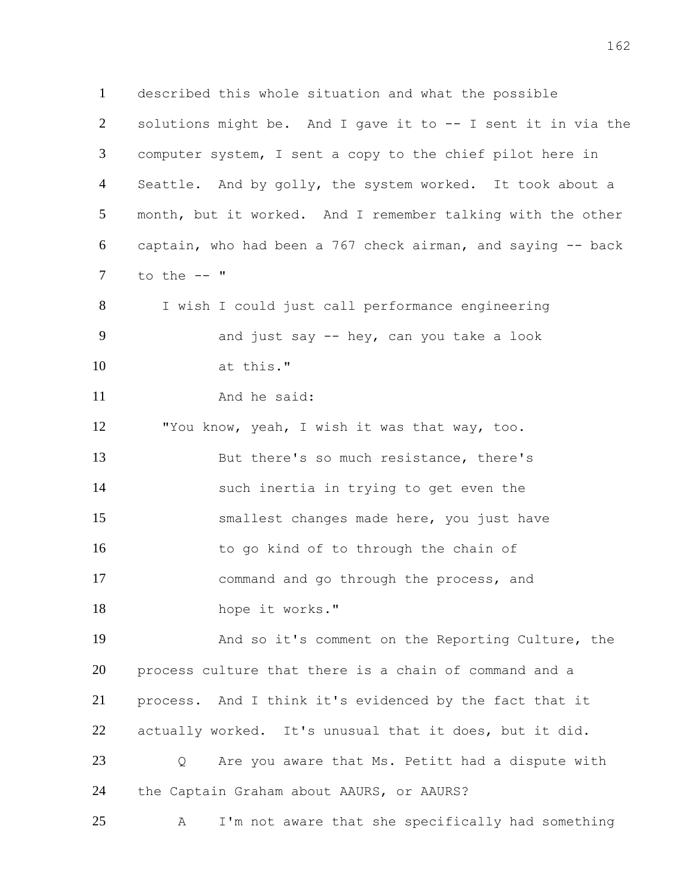described this whole situation and what the possible solutions might be. And I gave it to -- I sent it in via the computer system, I sent a copy to the chief pilot here in Seattle. And by golly, the system worked. It took about a month, but it worked. And I remember talking with the other captain, who had been a 767 check airman, and saying -- back to the -- "

I wish I could just call performance engineering and just say -- hey, can you take a look at this."

And he said:

"You know, yeah, I wish it was that way, too. But there's so much resistance, there's such inertia in trying to get even the smallest changes made here, you just have to go kind of to through the chain of command and go through the process, and hope it works."

And so it's comment on the Reporting Culture, the process culture that there is a chain of command and a process. And I think it's evidenced by the fact that it actually worked. It's unusual that it does, but it did.

Q Are you aware that Ms. Petitt had a dispute with the Captain Graham about AAURS, or AAURS?

A I'm not aware that she specifically had something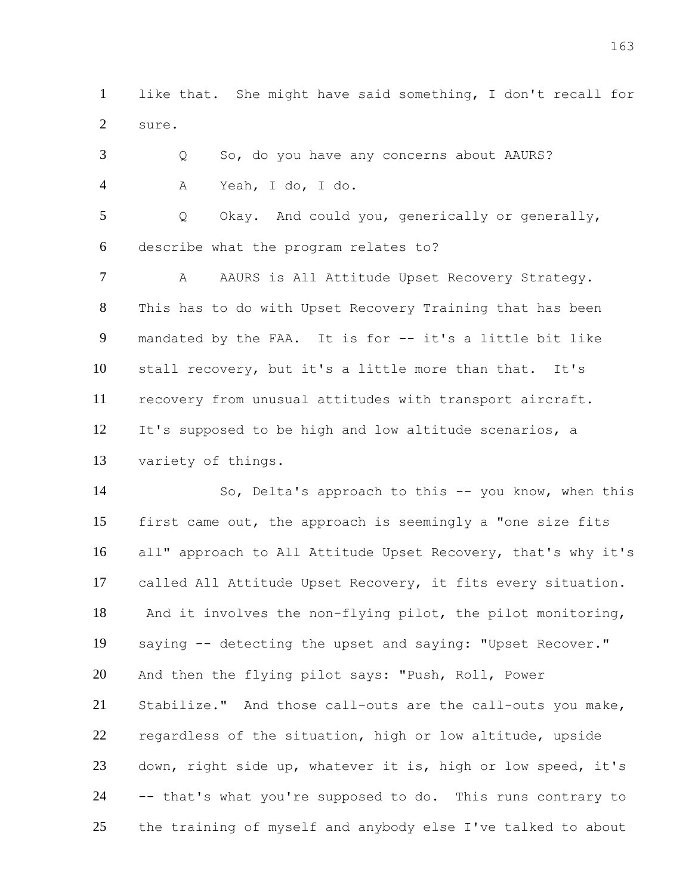like that. She might have said something, I don't recall for sure.

Q So, do you have any concerns about AAURS?

A Yeah, I do, I do.

Q Okay. And could you, generically or generally, describe what the program relates to?

A AAURS is All Attitude Upset Recovery Strategy. This has to do with Upset Recovery Training that has been mandated by the FAA. It is for -- it's a little bit like stall recovery, but it's a little more than that. It's recovery from unusual attitudes with transport aircraft. It's supposed to be high and low altitude scenarios, a variety of things.

So, Delta's approach to this -- you know, when this first came out, the approach is seemingly a "one size fits all" approach to All Attitude Upset Recovery, that's why it's called All Attitude Upset Recovery, it fits every situation. And it involves the non-flying pilot, the pilot monitoring, saying -- detecting the upset and saying: "Upset Recover." And then the flying pilot says: "Push, Roll, Power Stabilize." And those call-outs are the call-outs you make, regardless of the situation, high or low altitude, upside down, right side up, whatever it is, high or low speed, it's -- that's what you're supposed to do. This runs contrary to the training of myself and anybody else I've talked to about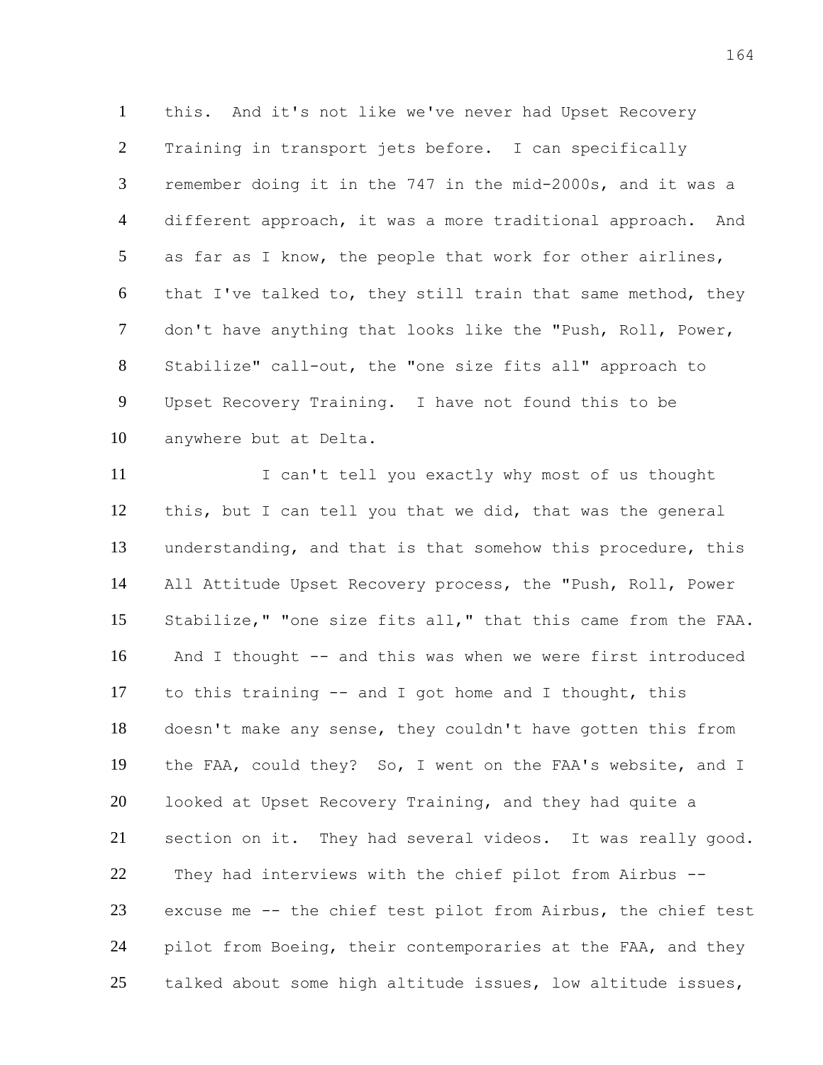this. And it's not like we've never had Upset Recovery Training in transport jets before. I can specifically remember doing it in the 747 in the mid-2000s, and it was a different approach, it was a more traditional approach. And as far as I know, the people that work for other airlines, that I've talked to, they still train that same method, they don't have anything that looks like the "Push, Roll, Power, Stabilize" call-out, the "one size fits all" approach to Upset Recovery Training. I have not found this to be anywhere but at Delta.

I can't tell you exactly why most of us thought this, but I can tell you that we did, that was the general understanding, and that is that somehow this procedure, this All Attitude Upset Recovery process, the "Push, Roll, Power Stabilize," "one size fits all," that this came from the FAA. And I thought -- and this was when we were first introduced to this training -- and I got home and I thought, this doesn't make any sense, they couldn't have gotten this from the FAA, could they? So, I went on the FAA's website, and I looked at Upset Recovery Training, and they had quite a section on it. They had several videos. It was really good. They had interviews with the chief pilot from Airbus -- excuse me -- the chief test pilot from Airbus, the chief test pilot from Boeing, their contemporaries at the FAA, and they talked about some high altitude issues, low altitude issues,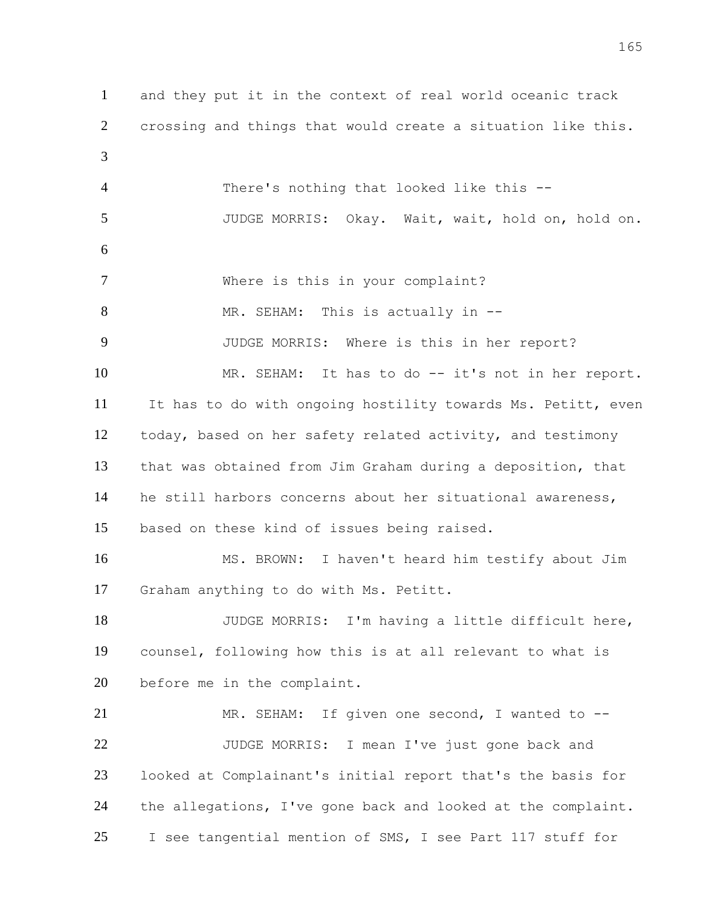and they put it in the context of real world oceanic track crossing and things that would create a situation like this.

There's nothing that looked like this --

JUDGE MORRIS: Okay. Wait, wait, hold on, hold on.

Where is this in your complaint?

MR. SEHAM: This is actually in --

JUDGE MORRIS: Where is this in her report?

MR. SEHAM: It has to do -- it's not in her report. It has to do with ongoing hostility towards Ms. Petitt, even today, based on her safety related activity, and testimony that was obtained from Jim Graham during a deposition, that he still harbors concerns about her situational awareness, based on these kind of issues being raised.

MS. BROWN: I haven't heard him testify about Jim Graham anything to do with Ms. Petitt.

JUDGE MORRIS: I'm having a little difficult here, counsel, following how this is at all relevant to what is before me in the complaint.

MR. SEHAM: If given one second, I wanted to --

JUDGE MORRIS: I mean I've just gone back and looked at Complainant's initial report that's the basis for the allegations, I've gone back and looked at the complaint. I see tangential mention of SMS, I see Part 117 stuff for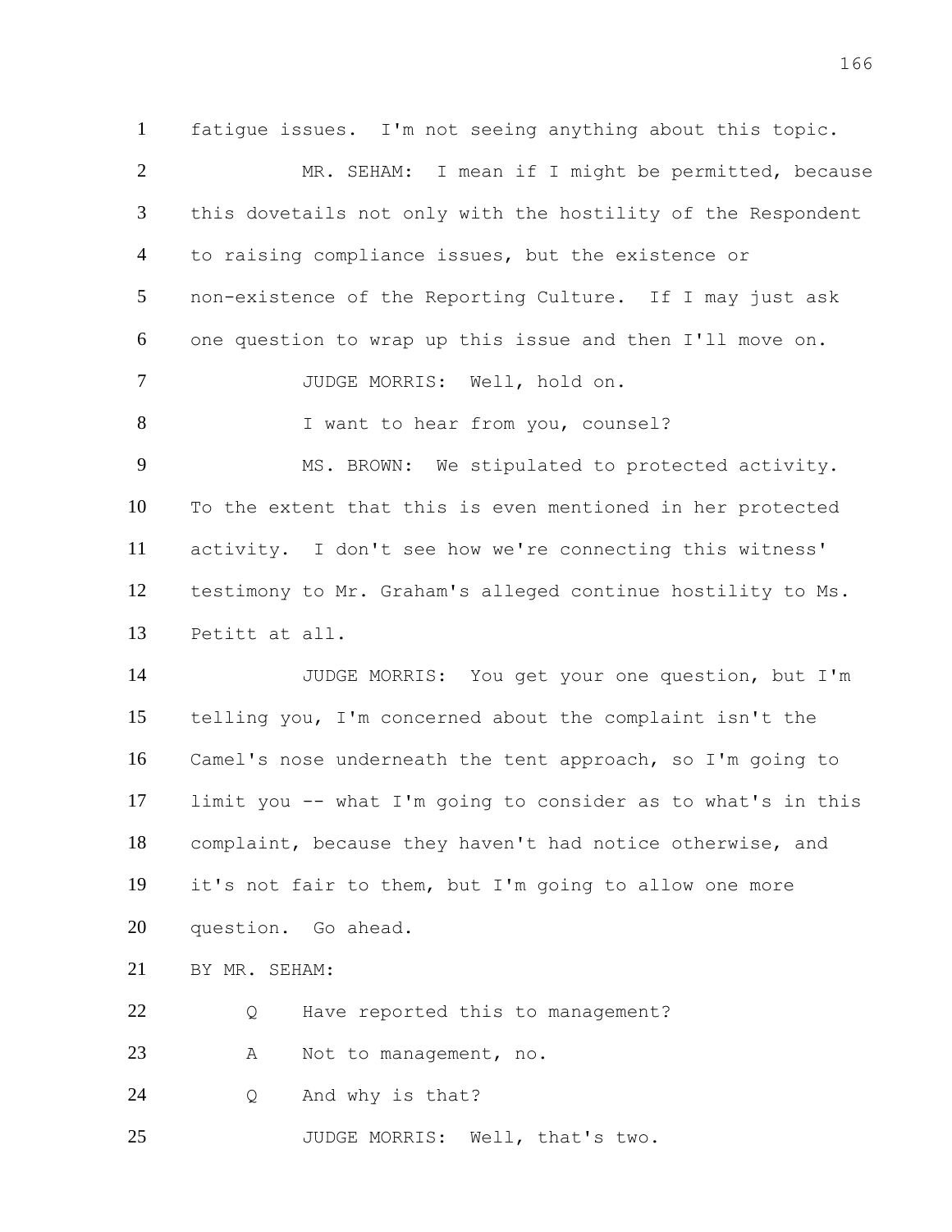1 fatigue issues. I'm not seeing anything about this topic.

2 MR. SEHAM: I mean if I might be permitted, because

3 this dovetails not only with the hostility of the Respondent

4 to raising compliance issues, but the existence or

5 non-existence of the Reporting Culture. If I may just ask

6 one question to wrap up this issue and then I'll move on.

7 JUDGE MORRIS: Well, hold on.

8 I want to hear from you, counsel?

9 MS. BROWN: We stipulated to protected activity.

10 To the extent that this is even mentioned in her protected

11 activity. I don't see how we're connecting this witness'

12 testimony to Mr. Graham's alleged continue hostility to Ms.

13 Petitt at all.

14 JUDGE MORRIS: You get your one question, but I'm

15 telling you, I'm concerned about the complaint isn't the

16 Camel's nose underneath the tent approach, so I'm going to

17 limit you -- what I'm going to consider as to what's in this

18 complaint, because they haven't had notice otherwise, and

19 it's not fair to them, but I'm going to allow one more

20 question. Go ahead.

21 BY MR. SEHAM:

22 Q Have reported this to management?

23 A Not to management, no.

24 Q And why is that?

25 JUDGE MORRIS: Well, that's two.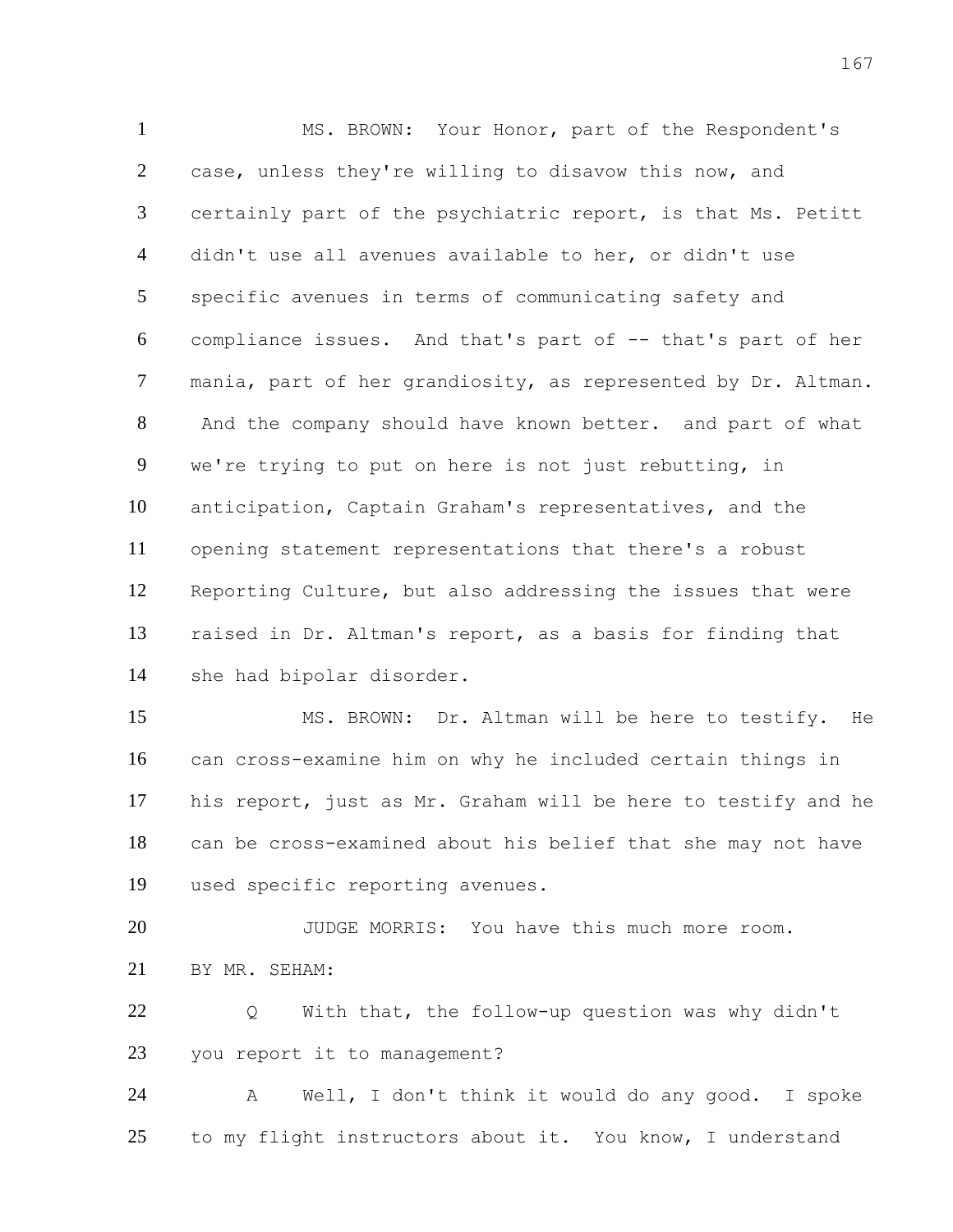MS. BROWN: Your Honor, part of the Respondent's case, unless they're willing to disavow this now, and certainly part of the psychiatric report, is that Ms. Petitt didn't use all avenues available to her, or didn't use specific avenues in terms of communicating safety and compliance issues. And that's part of -- that's part of her mania, part of her grandiosity, as represented by Dr. Altman. And the company should have known better. and part of what we're trying to put on here is not just rebutting, in anticipation, Captain Graham's representatives, and the opening statement representations that there's a robust Reporting Culture, but also addressing the issues that were raised in Dr. Altman's report, as a basis for finding that she had bipolar disorder.

MS. BROWN: Dr. Altman will be here to testify. He can cross-examine him on why he included certain things in his report, just as Mr. Graham will be here to testify and he can be cross-examined about his belief that she may not have used specific reporting avenues.

JUDGE MORRIS: You have this much more room.

BY MR. SEHAM:

Q With that, the follow-up question was why didn't you report it to management?

A Well, I don't think it would do any good. I spoke to my flight instructors about it. You know, I understand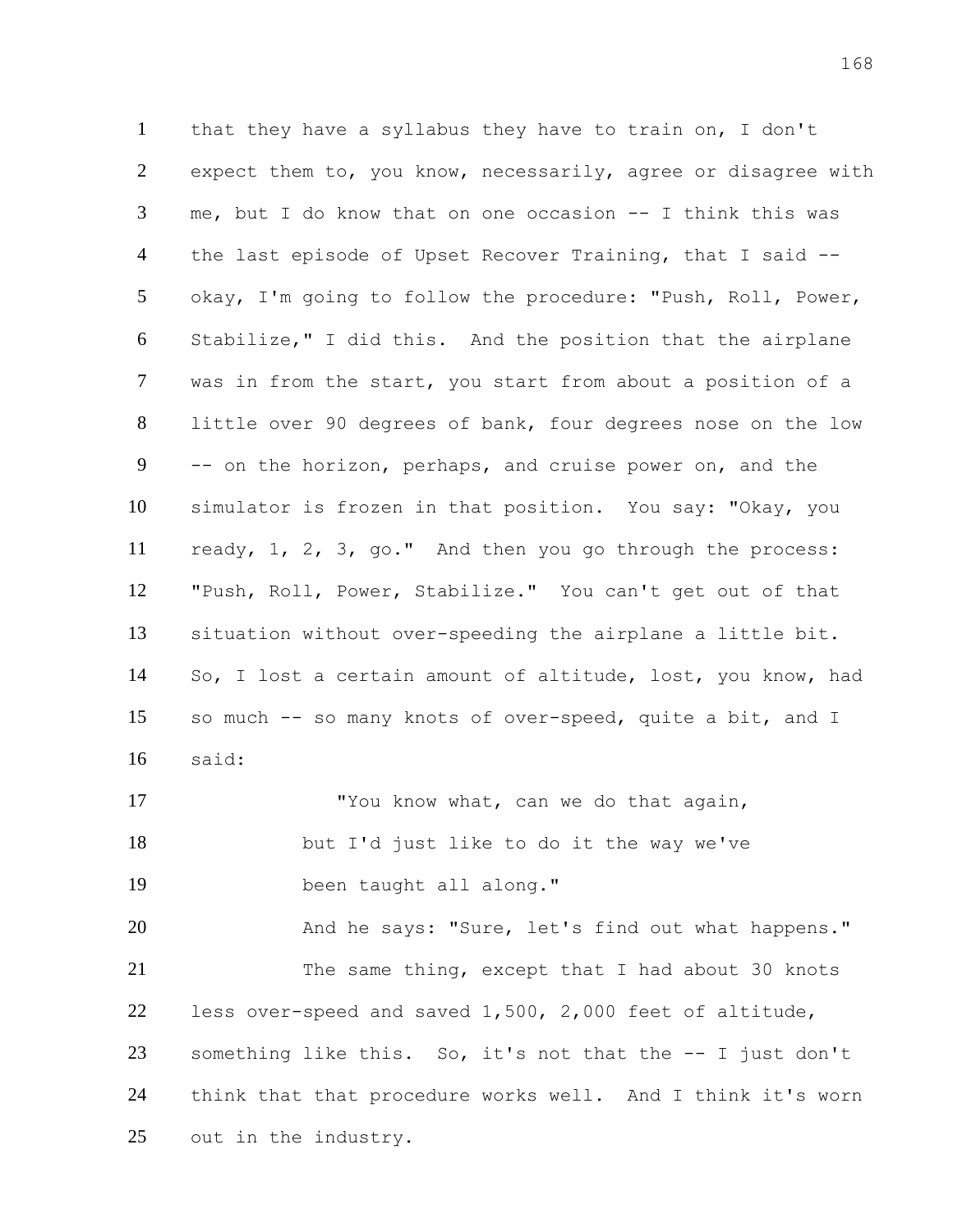that they have a syllabus they have to train on, I don't expect them to, you know, necessarily, agree or disagree with me, but I do know that on one occasion -- I think this was the last episode of Upset Recover Training, that I said -- okay, I'm going to follow the procedure: "Push, Roll, Power, Stabilize," I did this. And the position that the airplane was in from the start, you start from about a position of a little over 90 degrees of bank, four degrees nose on the low -- on the horizon, perhaps, and cruise power on, and the simulator is frozen in that position. You say: "Okay, you ready, 1, 2, 3, go." And then you go through the process: "Push, Roll, Power, Stabilize." You can't get out of that situation without over-speeding the airplane a little bit. So, I lost a certain amount of altitude, lost, you know, had so much -- so many knots of over-speed, quite a bit, and I said:

> "You know what, can we do that again, but I'd just like to do it the way we've been taught all along."

And he says: "Sure, let's find out what happens."

The same thing, except that I had about 30 knots less over-speed and saved 1,500, 2,000 feet of altitude, something like this. So, it's not that the -- I just don't think that that procedure works well. And I think it's worn out in the industry.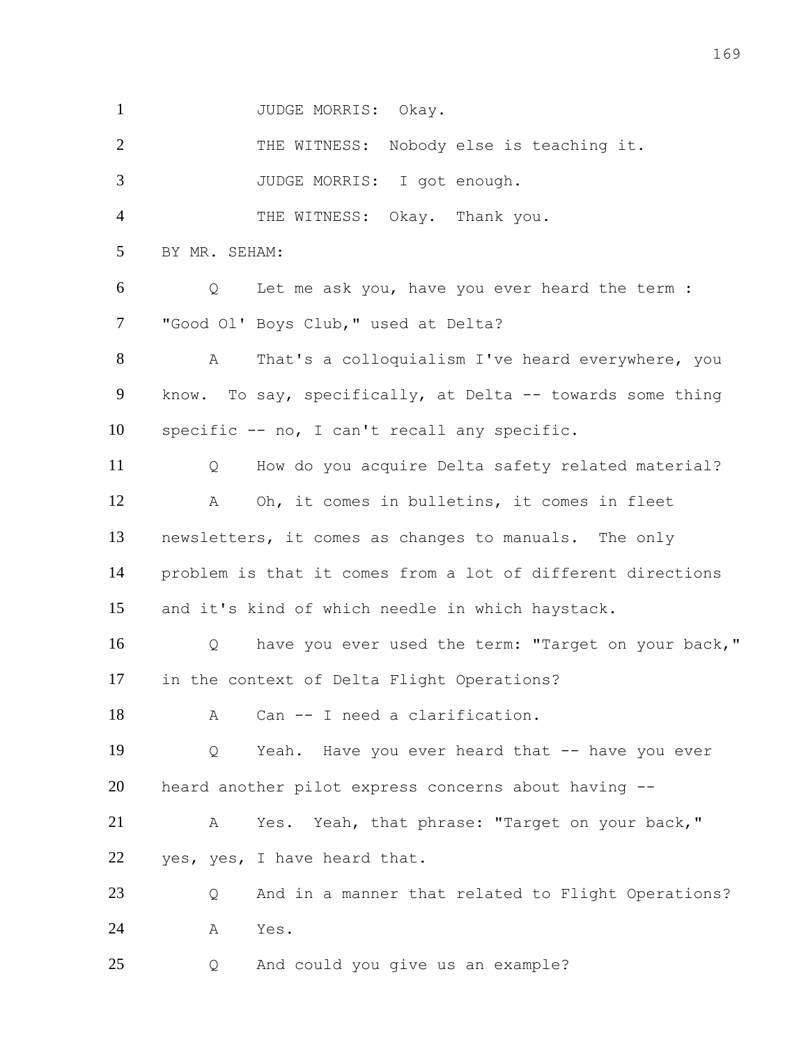JUDGE MORRIS: Okay.

THE WITNESS: Nobody else is teaching it.

JUDGE MORRIS: I got enough.

THE WITNESS: Okay. Thank you.

BY MR. SEHAM:

Q Let me ask you, have you ever heard the term : "Good Ol' Boys Club," used at Delta?

A That's a colloquialism I've heard everywhere, you know. To say, specifically, at Delta -- towards some thing specific -- no, I can't recall any specific.

Q How do you acquire Delta safety related material?

A Oh, it comes in bulletins, it comes in fleet newsletters, it comes as changes to manuals. The only problem is that it comes from a lot of different directions and it's kind of which needle in which haystack.

Q have you ever used the term: "Target on your back," in the context of Delta Flight Operations?

A Can -- I need a clarification.

Q Yeah. Have you ever heard that -- have you ever heard another pilot express concerns about having --

A Yes. Yeah, that phrase: "Target on your back," yes, yes, I have heard that.

Q And in a manner that related to Flight Operations?

A Yes.

Q And could you give us an example?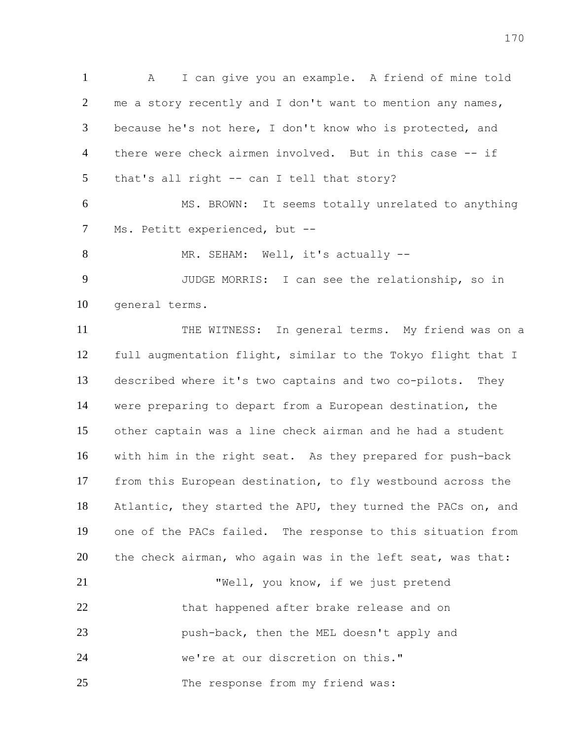A I can give you an example. A friend of mine told me a story recently and I don't want to mention any names, because he's not here, I don't know who is protected, and there were check airmen involved. But in this case -- if that's all right -- can I tell that story?

MS. BROWN: It seems totally unrelated to anything Ms. Petitt experienced, but --

MR. SEHAM: Well, it's actually --

JUDGE MORRIS: I can see the relationship, so in general terms.

THE WITNESS: In general terms. My friend was on a full augmentation flight, similar to the Tokyo flight that I described where it's two captains and two co-pilots. They were preparing to depart from a European destination, the other captain was a line check airman and he had a student with him in the right seat. As they prepared for push-back from this European destination, to fly westbound across the Atlantic, they started the APU, they turned the PACs on, and one of the PACs failed. The response to this situation from the check airman, who again was in the left seat, was that:

> "Well, you know, if we just pretend that happened after brake release and on push-back, then the MEL doesn't apply and we're at our discretion on this."

The response from my friend was: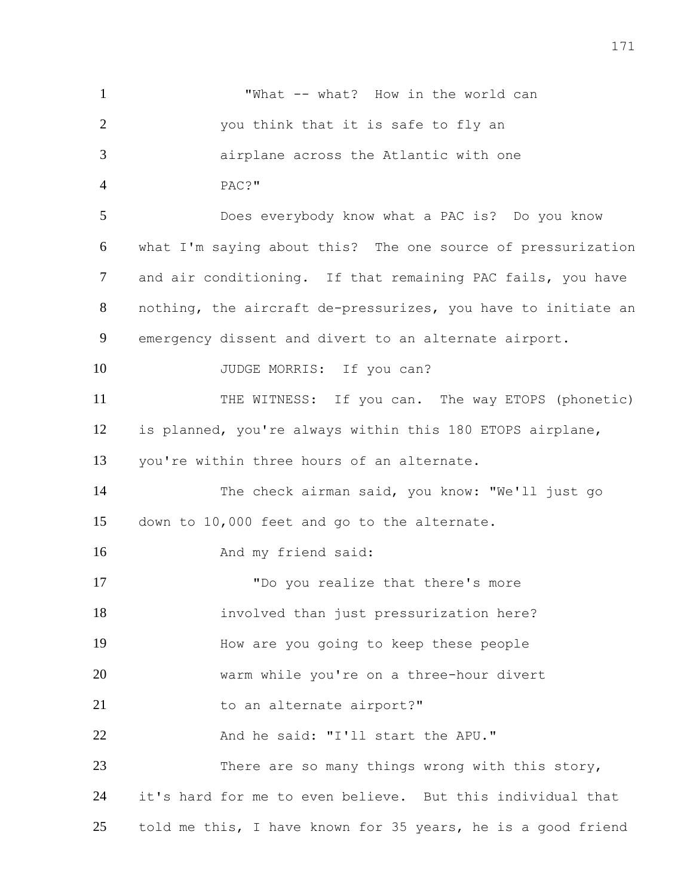"What -- what? How in the world can you think that it is safe to fly an airplane across the Atlantic with one PAC?"

Does everybody know what a PAC is? Do you know what I'm saying about this? The one source of pressurization and air conditioning. If that remaining PAC fails, you have nothing, the aircraft de-pressurizes, you have to initiate an emergency dissent and divert to an alternate airport.

JUDGE MORRIS: If you can?

THE WITNESS: If you can. The way ETOPS (phonetic) is planned, you're always within this 180 ETOPS airplane, you're within three hours of an alternate.

The check airman said, you know: "We'll just go down to 10,000 feet and go to the alternate.

And my friend said:

"Do you realize that there's more involved than just pressurization here? How are you going to keep these people warm while you're on a three-hour divert to an alternate airport?"

And he said: "I'll start the APU."

There are so many things wrong with this story, it's hard for me to even believe. But this individual that told me this, I have known for 35 years, he is a good friend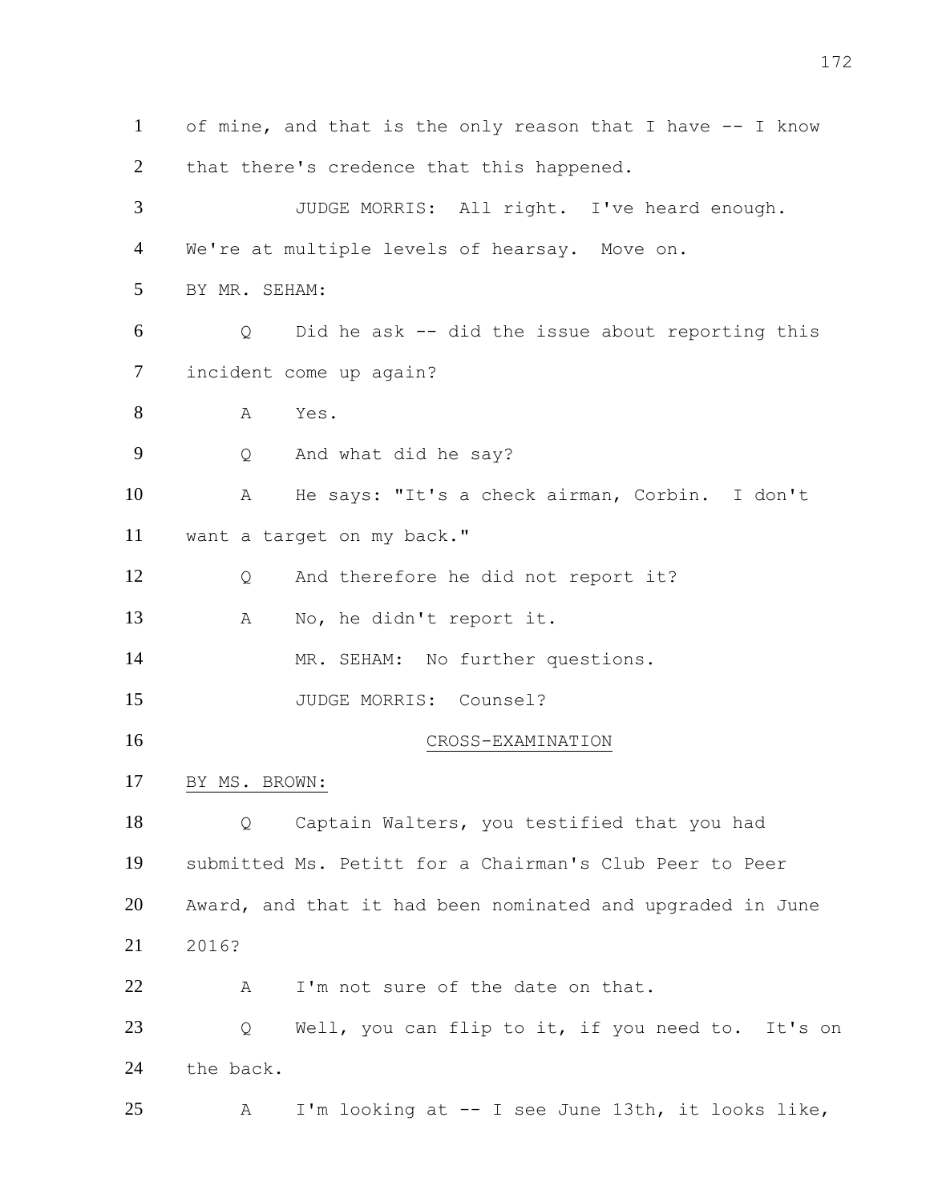of mine, and that is the only reason that I have -- I know that there's credence that this happened.

JUDGE MORRIS: All right. I've heard enough. We're at multiple levels of hearsay. Move on.

BY MR. SEHAM:

Q Did he ask -- did the issue about reporting this incident come up again?

A Yes.

Q And what did he say?

A He says: "It's a check airman, Corbin. I don't want a target on my back."

Q And therefore he did not report it?

A No, he didn't report it.

MR. SEHAM: No further questions.

JUDGE MORRIS: Counsel?

CROSS-EXAMINATION

BY MS. BROWN:

Q Captain Walters, you testified that you had submitted Ms. Petitt for a Chairman's Club Peer to Peer Award, and that it had been nominated and upgraded in June 2016?

A I'm not sure of the date on that.

Q Well, you can flip to it, if you need to. It's on the back.

A I'm looking at -- I see June 13th, it looks like,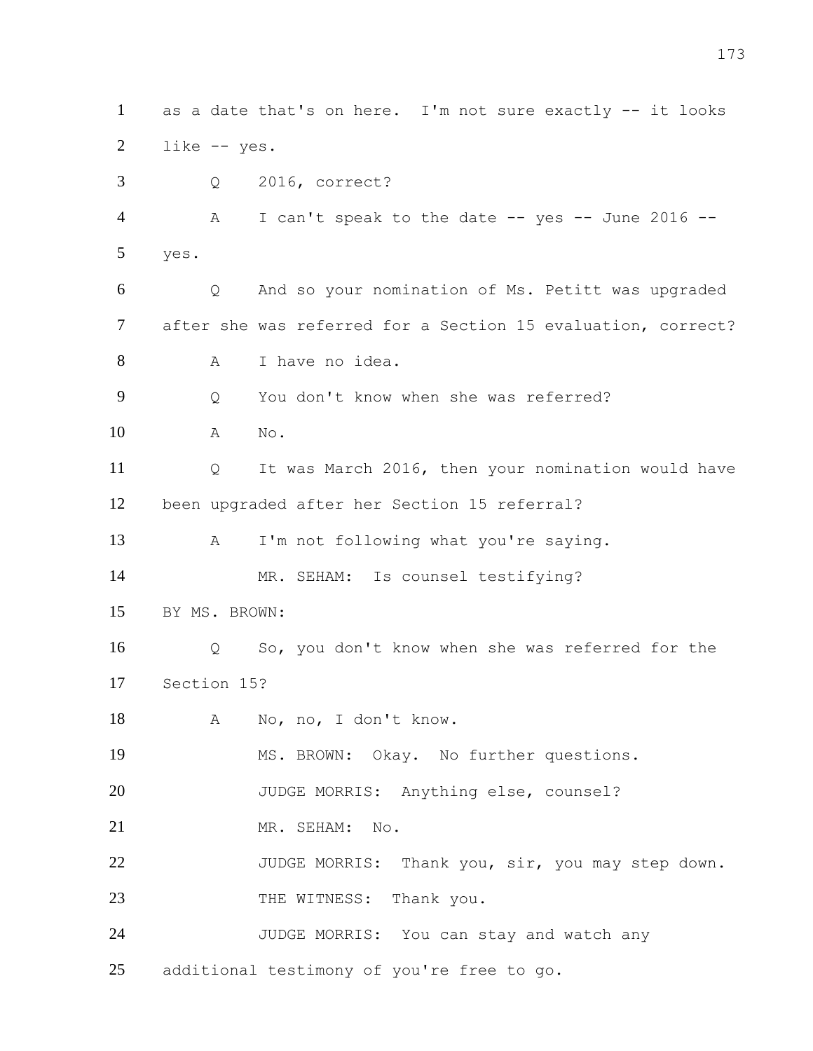1 as a date that's on here. I'm not sure exactly -- it looks
2 like -- yes.
3 Q 2016, correct?
4 A I can't speak to the date -- yes -- June 2016 --
5 yes.
6 Q And so your nomination of Ms. Petitt was upgraded
7 after she was referred for a Section 15 evaluation, correct?
8 A I have no idea.
9 Q You don't know when she was referred?
10 A No.
11 Q It was March 2016, then your nomination would have
12 been upgraded after her Section 15 referral?
13 A I'm not following what you're saying.
14 MR. SEHAM: Is counsel testifying?
15 BY MS. BROWN:
16 Q So, you don't know when she was referred for the
17 Section 15?
18 A No, no, I don't know.
19 MS. BROWN: Okay. No further questions.
20 JUDGE MORRIS: Anything else, counsel?
21 MR. SEHAM: No.
22 JUDGE MORRIS: Thank you, sir, you may step down.
23 THE WITNESS: Thank you.
24 JUDGE MORRIS: You can stay and watch any
25 additional testimony of you're free to go.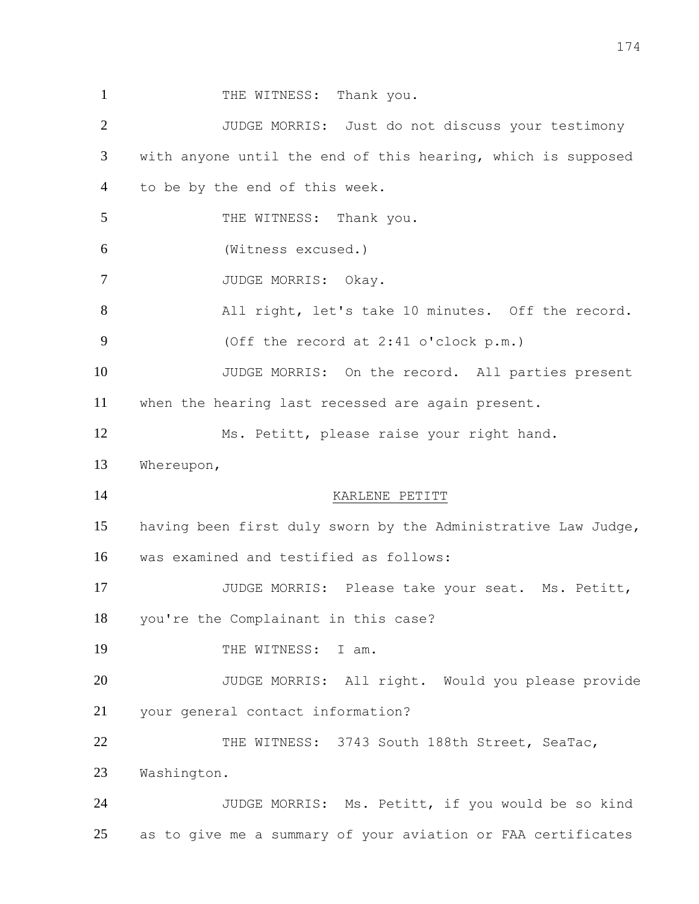THE WITNESS: Thank you.

JUDGE MORRIS: Just do not discuss your testimony with anyone until the end of this hearing, which is supposed to be by the end of this week.

THE WITNESS: Thank you.

(Witness excused.)

JUDGE MORRIS: Okay.

All right, let's take 10 minutes. Off the record.

(Off the record at 2:41 o'clock p.m.)

JUDGE MORRIS: On the record. All parties present when the hearing last recessed are again present.

Ms. Petitt, please raise your right hand.

Whereupon,

KARLENE PETITT

having been first duly sworn by the Administrative Law Judge, was examined and testified as follows:

JUDGE MORRIS: Please take your seat. Ms. Petitt, you're the Complainant in this case?

THE WITNESS: I am.

JUDGE MORRIS: All right. Would you please provide your general contact information?

THE WITNESS: 3743 South 188th Street, SeaTac, Washington.

JUDGE MORRIS: Ms. Petitt, if you would be so kind as to give me a summary of your aviation or FAA certificates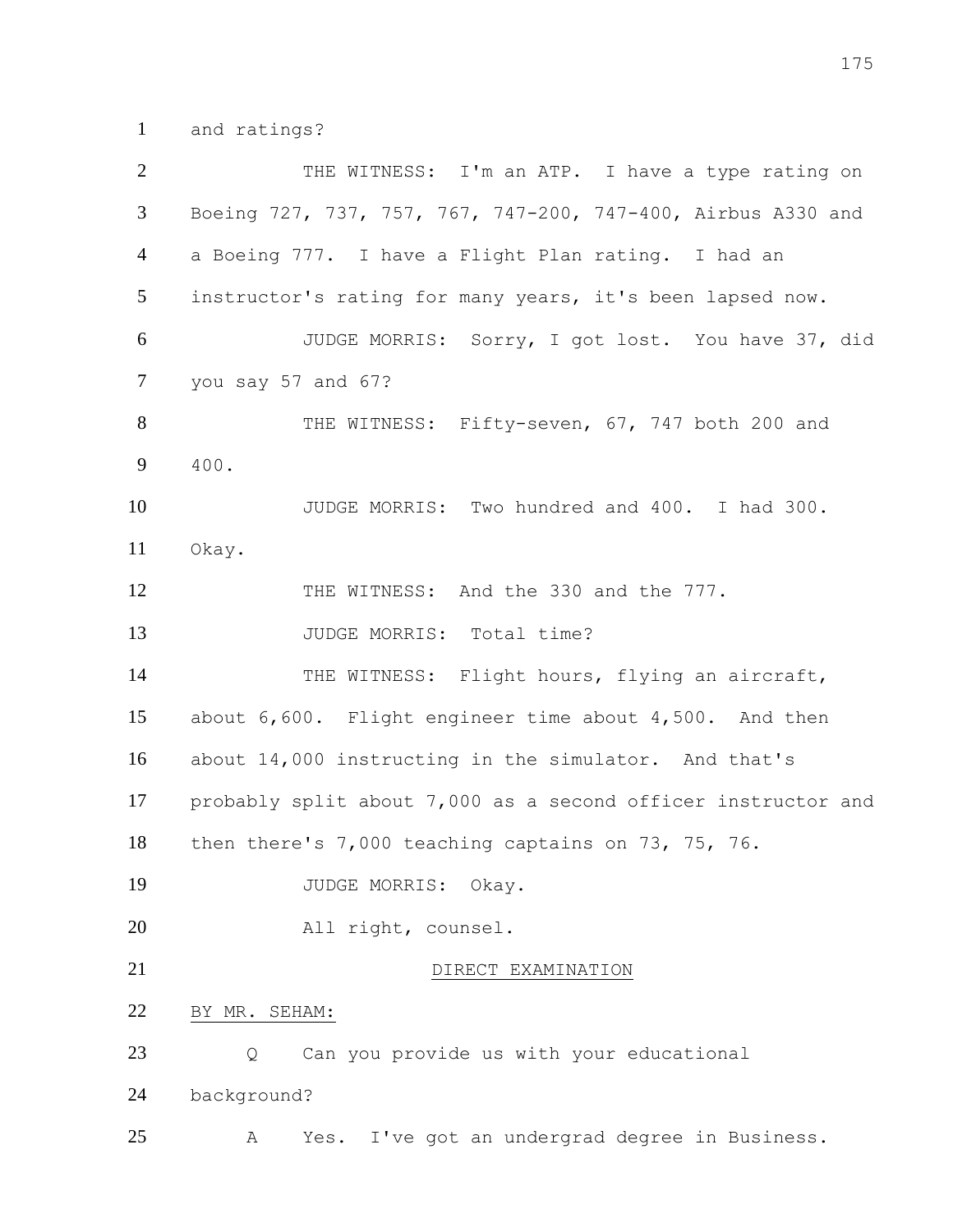and ratings?

THE WITNESS: I'm an ATP. I have a type rating on Boeing 727, 737, 757, 767, 747-200, 747-400, Airbus A330 and a Boeing 777. I have a Flight Plan rating. I had an instructor's rating for many years, it's been lapsed now.

JUDGE MORRIS: Sorry, I got lost. You have 37, did you say 57 and 67?

THE WITNESS: Fifty-seven, 67, 747 both 200 and 400.

JUDGE MORRIS: Two hundred and 400. I had 300. Okay.

THE WITNESS: And the 330 and the 777.

JUDGE MORRIS: Total time?

THE WITNESS: Flight hours, flying an aircraft, about 6,600. Flight engineer time about 4,500. And then about 14,000 instructing in the simulator. And that's probably split about 7,000 as a second officer instructor and then there's 7,000 teaching captains on 73, 75, 76.

JUDGE MORRIS: Okay.

All right, counsel.

DIRECT EXAMINATION

BY MR. SEHAM:

Q Can you provide us with your educational background?

A Yes. I've got an undergrad degree in Business.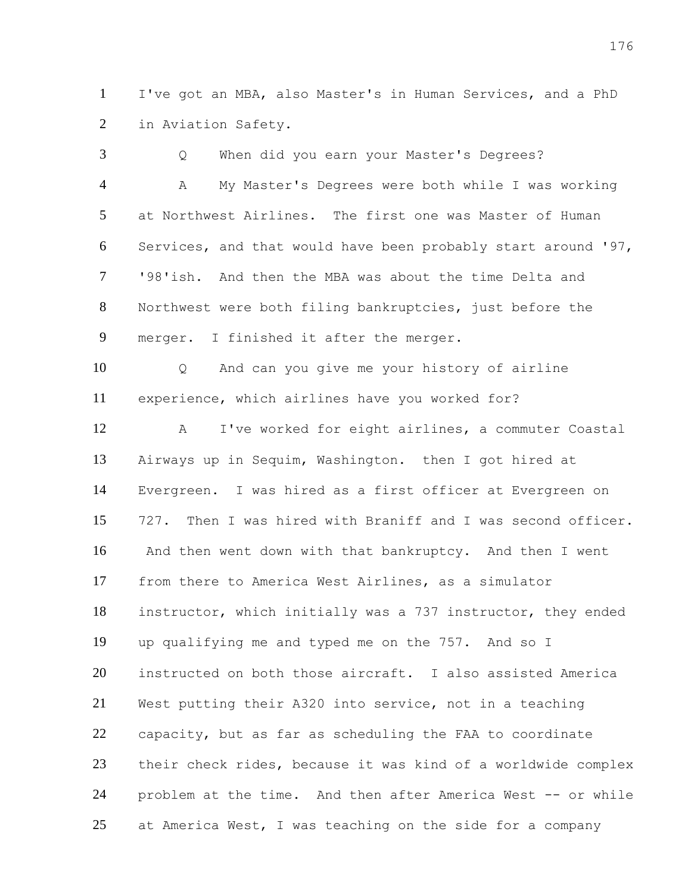I've got an MBA, also Master's in Human Services, and a PhD in Aviation Safety.

Q When did you earn your Master's Degrees?

A My Master's Degrees were both while I was working at Northwest Airlines. The first one was Master of Human Services, and that would have been probably start around '97, '98'ish. And then the MBA was about the time Delta and Northwest were both filing bankruptcies, just before the merger. I finished it after the merger.

Q And can you give me your history of airline experience, which airlines have you worked for?

A I've worked for eight airlines, a commuter Coastal Airways up in Sequim, Washington. then I got hired at Evergreen. I was hired as a first officer at Evergreen on 727. Then I was hired with Braniff and I was second officer. And then went down with that bankruptcy. And then I went from there to America West Airlines, as a simulator instructor, which initially was a 737 instructor, they ended up qualifying me and typed me on the 757. And so I instructed on both those aircraft. I also assisted America West putting their A320 into service, not in a teaching capacity, but as far as scheduling the FAA to coordinate their check rides, because it was kind of a worldwide complex problem at the time. And then after America West -- or while at America West, I was teaching on the side for a company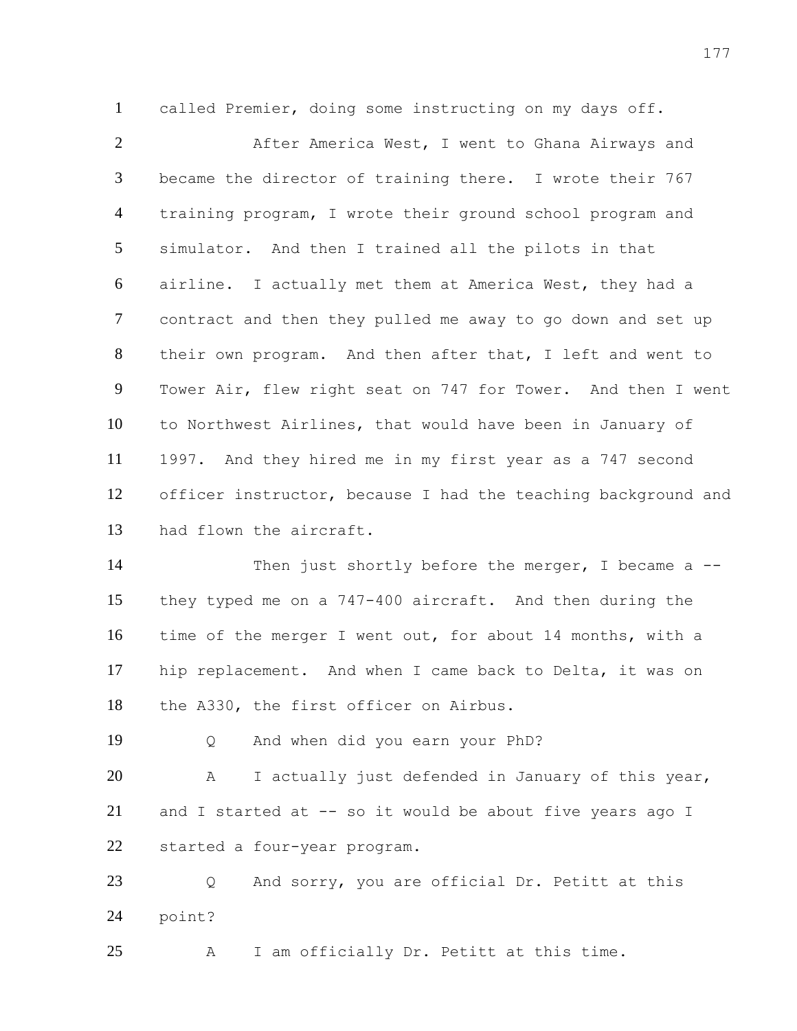called Premier, doing some instructing on my days off.

After America West, I went to Ghana Airways and became the director of training there. I wrote their 767 training program, I wrote their ground school program and simulator. And then I trained all the pilots in that airline. I actually met them at America West, they had a contract and then they pulled me away to go down and set up their own program. And then after that, I left and went to Tower Air, flew right seat on 747 for Tower. And then I went to Northwest Airlines, that would have been in January of 1997. And they hired me in my first year as a 747 second officer instructor, because I had the teaching background and had flown the aircraft.

Then just shortly before the merger, I became a -- they typed me on a 747-400 aircraft. And then during the time of the merger I went out, for about 14 months, with a hip replacement. And when I came back to Delta, it was on the A330, the first officer on Airbus.

Q And when did you earn your PhD?

A I actually just defended in January of this year, and I started at -- so it would be about five years ago I started a four-year program.

Q And sorry, you are official Dr. Petitt at this point?

A I am officially Dr. Petitt at this time.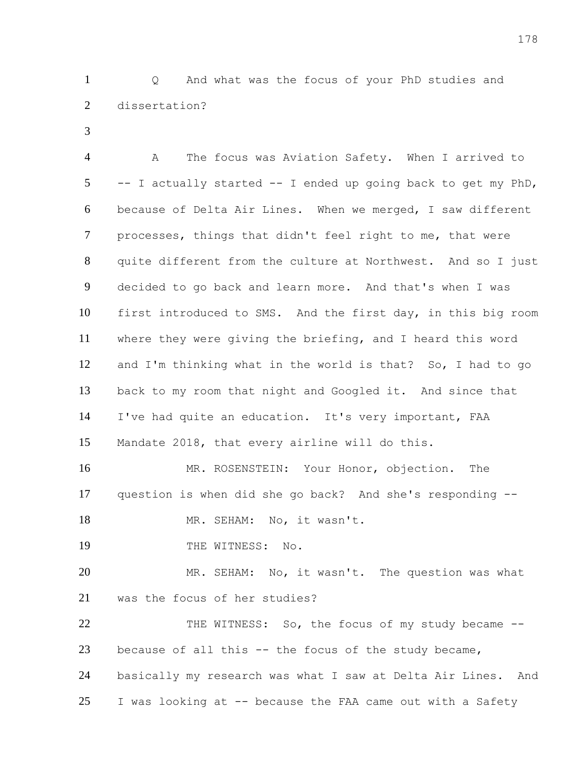Q And what was the focus of your PhD studies and dissertation?

A The focus was Aviation Safety. When I arrived to -- I actually started -- I ended up going back to get my PhD, because of Delta Air Lines. When we merged, I saw different processes, things that didn't feel right to me, that were quite different from the culture at Northwest. And so I just decided to go back and learn more. And that's when I was first introduced to SMS. And the first day, in this big room where they were giving the briefing, and I heard this word and I'm thinking what in the world is that? So, I had to go back to my room that night and Googled it. And since that I've had quite an education. It's very important, FAA Mandate 2018, that every airline will do this.

MR. ROSENSTEIN: Your Honor, objection. The question is when did she go back? And she's responding --

MR. SEHAM: No, it wasn't.

THE WITNESS: No.

MR. SEHAM: No, it wasn't. The question was what was the focus of her studies?

THE WITNESS: So, the focus of my study became -- because of all this -- the focus of the study became, basically my research was what I saw at Delta Air Lines. And I was looking at -- because the FAA came out with a Safety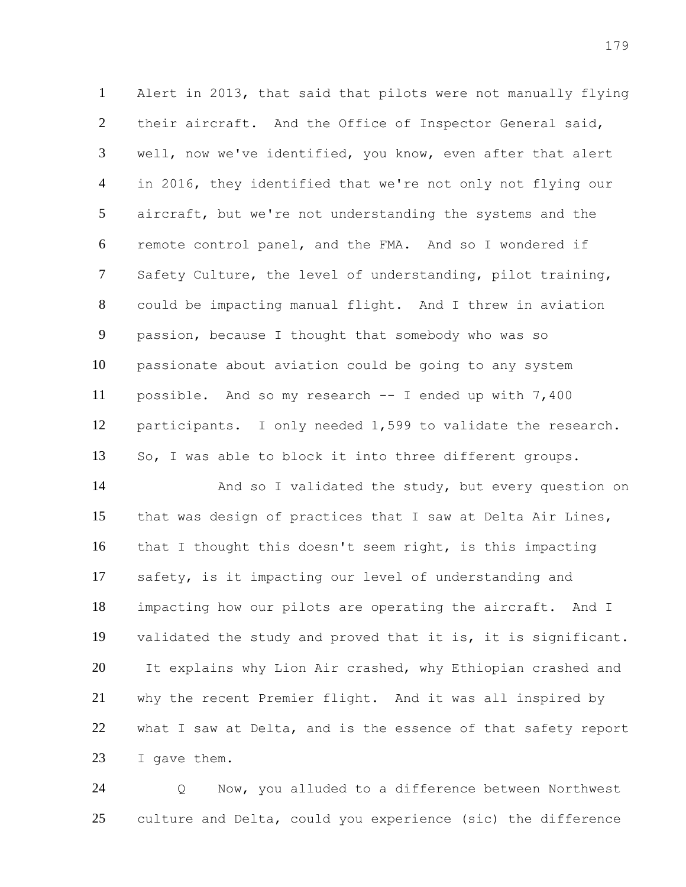Alert in 2013, that said that pilots were not manually flying their aircraft. And the Office of Inspector General said, well, now we've identified, you know, even after that alert in 2016, they identified that we're not only not flying our aircraft, but we're not understanding the systems and the remote control panel, and the FMA. And so I wondered if Safety Culture, the level of understanding, pilot training, could be impacting manual flight. And I threw in aviation passion, because I thought that somebody who was so passionate about aviation could be going to any system possible. And so my research -- I ended up with 7,400 participants. I only needed 1,599 to validate the research. So, I was able to block it into three different groups.

And so I validated the study, but every question on that was design of practices that I saw at Delta Air Lines, that I thought this doesn't seem right, is this impacting safety, is it impacting our level of understanding and impacting how our pilots are operating the aircraft. And I validated the study and proved that it is, it is significant. It explains why Lion Air crashed, why Ethiopian crashed and why the recent Premier flight. And it was all inspired by what I saw at Delta, and is the essence of that safety report I gave them.

Q Now, you alluded to a difference between Northwest culture and Delta, could you experience (sic) the difference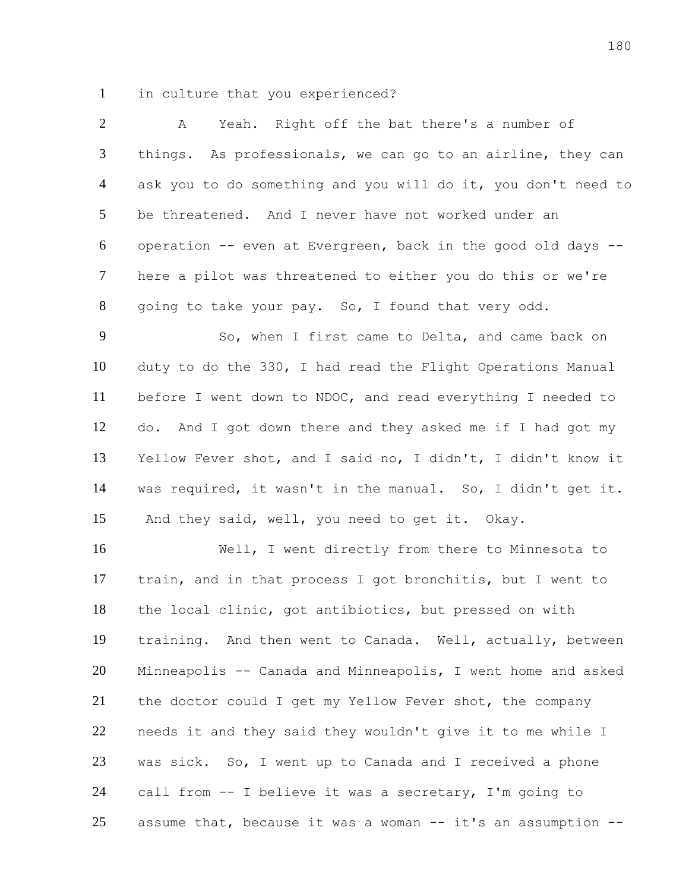in culture that you experienced?

A Yeah. Right off the bat there's a number of things. As professionals, we can go to an airline, they can ask you to do something and you will do it, you don't need to be threatened. And I never have not worked under an operation -- even at Evergreen, back in the good old days -- here a pilot was threatened to either you do this or we're going to take your pay. So, I found that very odd.

So, when I first came to Delta, and came back on duty to do the 330, I had read the Flight Operations Manual before I went down to NDOC, and read everything I needed to do. And I got down there and they asked me if I had got my Yellow Fever shot, and I said no, I didn't, I didn't know it was required, it wasn't in the manual. So, I didn't get it. And they said, well, you need to get it. Okay.

Well, I went directly from there to Minnesota to train, and in that process I got bronchitis, but I went to the local clinic, got antibiotics, but pressed on with training. And then went to Canada. Well, actually, between Minneapolis -- Canada and Minneapolis, I went home and asked the doctor could I get my Yellow Fever shot, the company needs it and they said they wouldn't give it to me while I was sick. So, I went up to Canada and I received a phone call from -- I believe it was a secretary, I'm going to assume that, because it was a woman -- it's an assumption --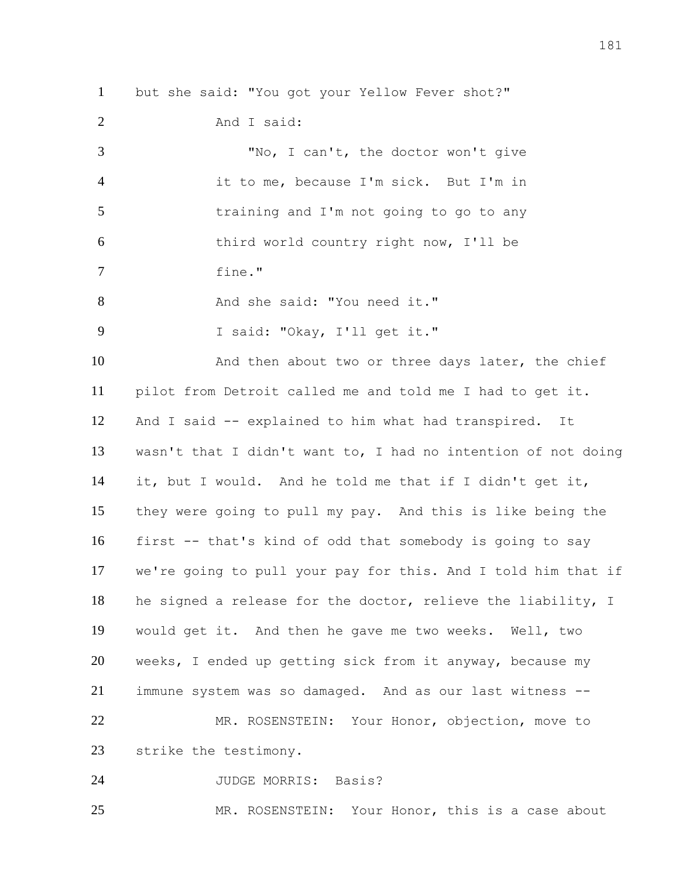but she said: "You got your Yellow Fever shot?"

And I said:

> "No, I can't, the doctor won't give it to me, because I'm sick. But I'm in training and I'm not going to go to any third world country right now, I'll be fine."

And she said: "You need it."

I said: "Okay, I'll get it."

And then about two or three days later, the chief pilot from Detroit called me and told me I had to get it. And I said -- explained to him what had transpired. It wasn't that I didn't want to, I had no intention of not doing it, but I would. And he told me that if I didn't get it, they were going to pull my pay. And this is like being the first -- that's kind of odd that somebody is going to say we're going to pull your pay for this. And I told him that if he signed a release for the doctor, relieve the liability, I would get it. And then he gave me two weeks. Well, two weeks, I ended up getting sick from it anyway, because my immune system was so damaged. And as our last witness --

MR. ROSENSTEIN: Your Honor, objection, move to strike the testimony.

JUDGE MORRIS: Basis?

MR. ROSENSTEIN: Your Honor, this is a case about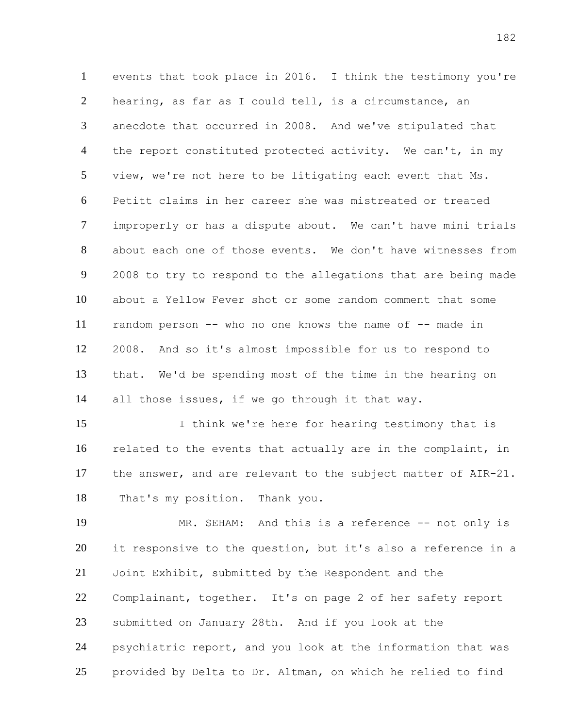events that took place in 2016. I think the testimony you're hearing, as far as I could tell, is a circumstance, an anecdote that occurred in 2008. And we've stipulated that the report constituted protected activity. We can't, in my view, we're not here to be litigating each event that Ms. Petitt claims in her career she was mistreated or treated improperly or has a dispute about. We can't have mini trials about each one of those events. We don't have witnesses from 2008 to try to respond to the allegations that are being made about a Yellow Fever shot or some random comment that some random person -- who no one knows the name of -- made in 2008. And so it's almost impossible for us to respond to that. We'd be spending most of the time in the hearing on all those issues, if we go through it that way.

I think we're here for hearing testimony that is related to the events that actually are in the complaint, in the answer, and are relevant to the subject matter of AIR-21. That's my position. Thank you.

MR. SEHAM: And this is a reference -- not only is it responsive to the question, but it's also a reference in a Joint Exhibit, submitted by the Respondent and the Complainant, together. It's on page 2 of her safety report submitted on January 28th. And if you look at the psychiatric report, and you look at the information that was provided by Delta to Dr. Altman, on which he relied to find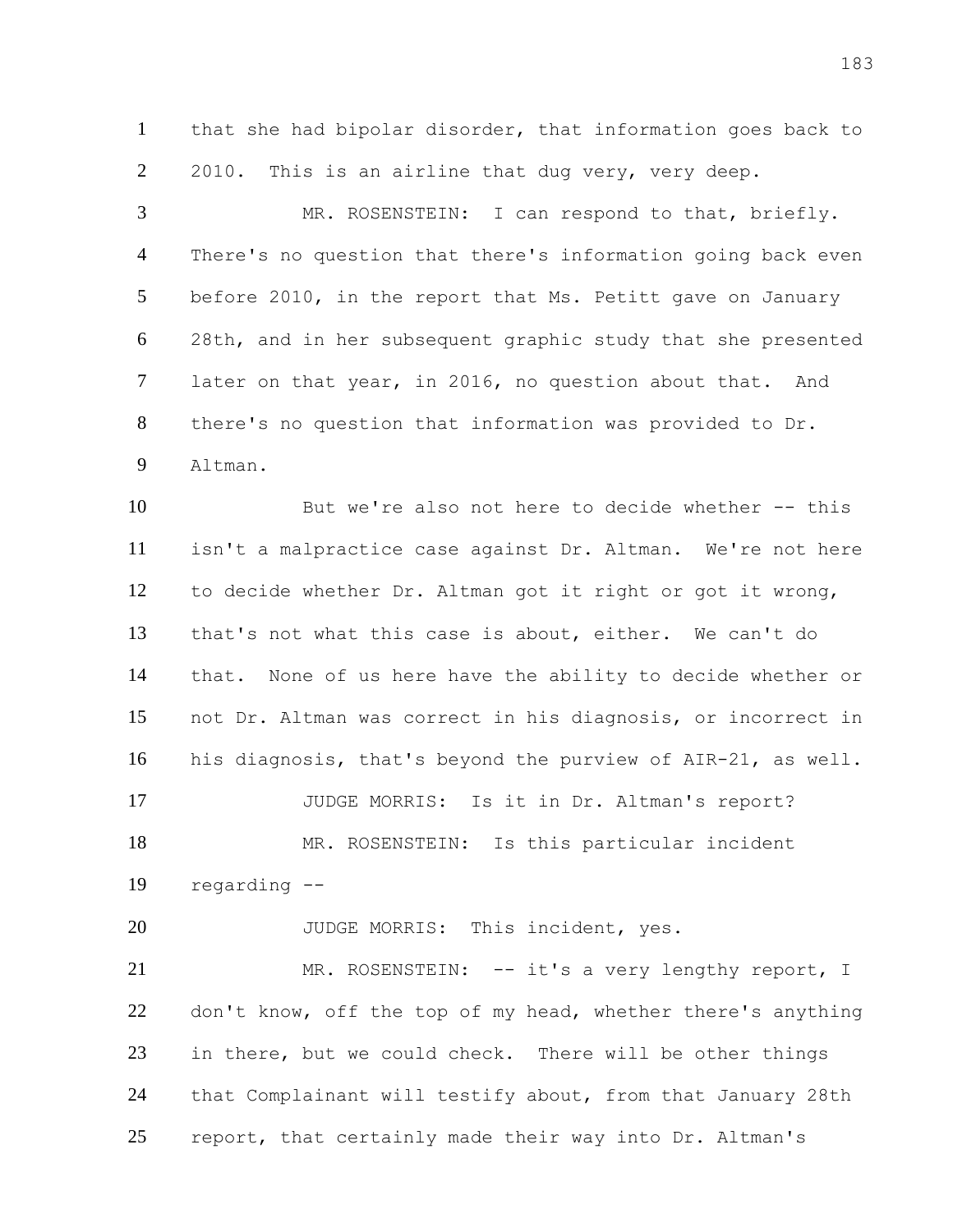that she had bipolar disorder, that information goes back to 2010. This is an airline that dug very, very deep.

MR. ROSENSTEIN: I can respond to that, briefly. There's no question that there's information going back even before 2010, in the report that Ms. Petitt gave on January 28th, and in her subsequent graphic study that she presented later on that year, in 2016, no question about that. And there's no question that information was provided to Dr. Altman.

But we're also not here to decide whether -- this isn't a malpractice case against Dr. Altman. We're not here to decide whether Dr. Altman got it right or got it wrong, that's not what this case is about, either. We can't do that. None of us here have the ability to decide whether or not Dr. Altman was correct in his diagnosis, or incorrect in his diagnosis, that's beyond the purview of AIR-21, as well.

JUDGE MORRIS: Is it in Dr. Altman's report?

MR. ROSENSTEIN: Is this particular incident regarding --

JUDGE MORRIS: This incident, yes.

MR. ROSENSTEIN: -- it's a very lengthy report, I don't know, off the top of my head, whether there's anything in there, but we could check. There will be other things that Complainant will testify about, from that January 28th report, that certainly made their way into Dr. Altman's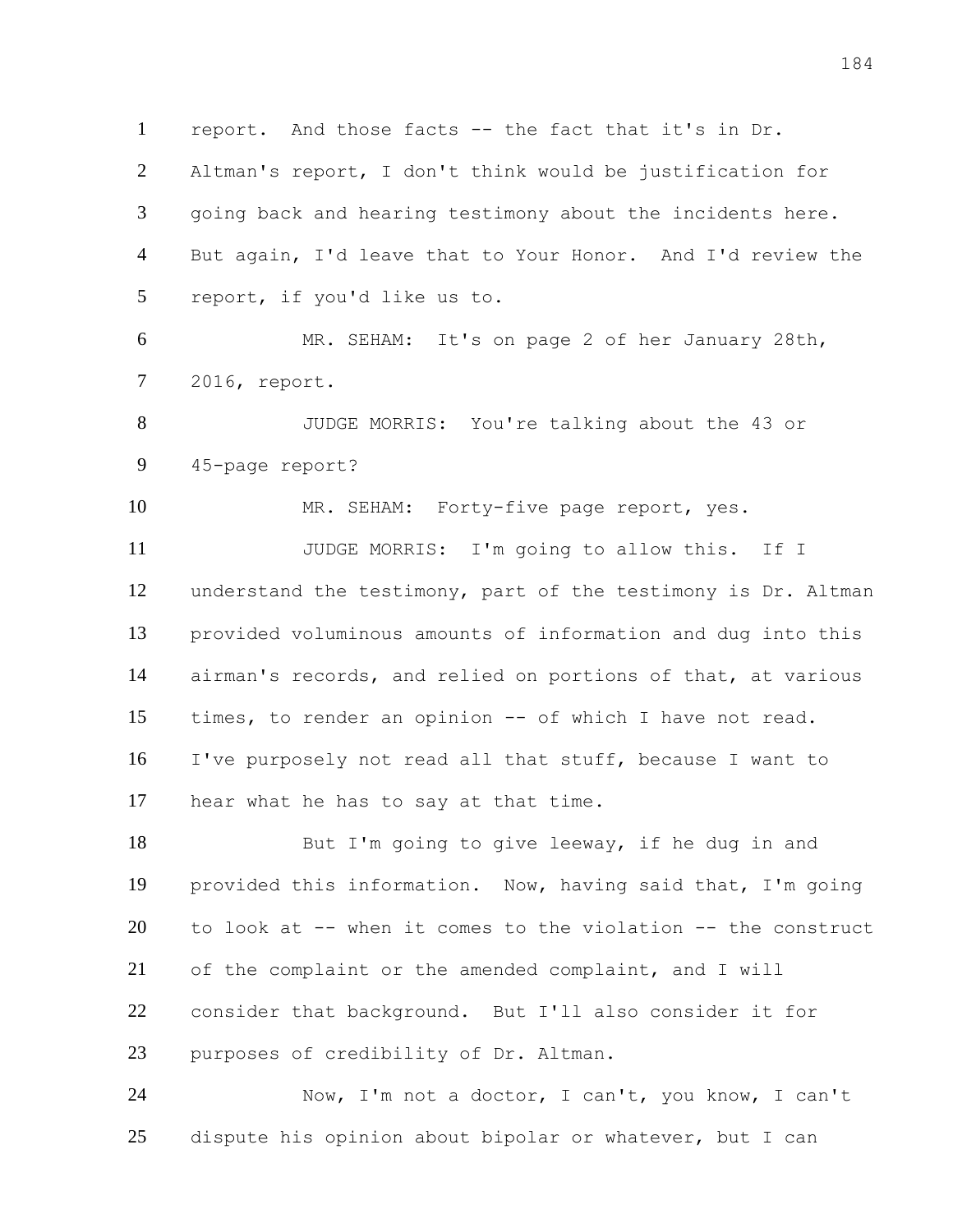report. And those facts -- the fact that it's in Dr. Altman's report, I don't think would be justification for going back and hearing testimony about the incidents here. But again, I'd leave that to Your Honor. And I'd review the report, if you'd like us to.

MR. SEHAM: It's on page 2 of her January 28th, 2016, report.

JUDGE MORRIS: You're talking about the 43 or 45-page report?

MR. SEHAM: Forty-five page report, yes.

JUDGE MORRIS: I'm going to allow this. If I understand the testimony, part of the testimony is Dr. Altman provided voluminous amounts of information and dug into this airman's records, and relied on portions of that, at various times, to render an opinion -- of which I have not read. I've purposely not read all that stuff, because I want to hear what he has to say at that time.

But I'm going to give leeway, if he dug in and provided this information. Now, having said that, I'm going to look at -- when it comes to the violation -- the construct of the complaint or the amended complaint, and I will consider that background. But I'll also consider it for purposes of credibility of Dr. Altman.

Now, I'm not a doctor, I can't, you know, I can't dispute his opinion about bipolar or whatever, but I can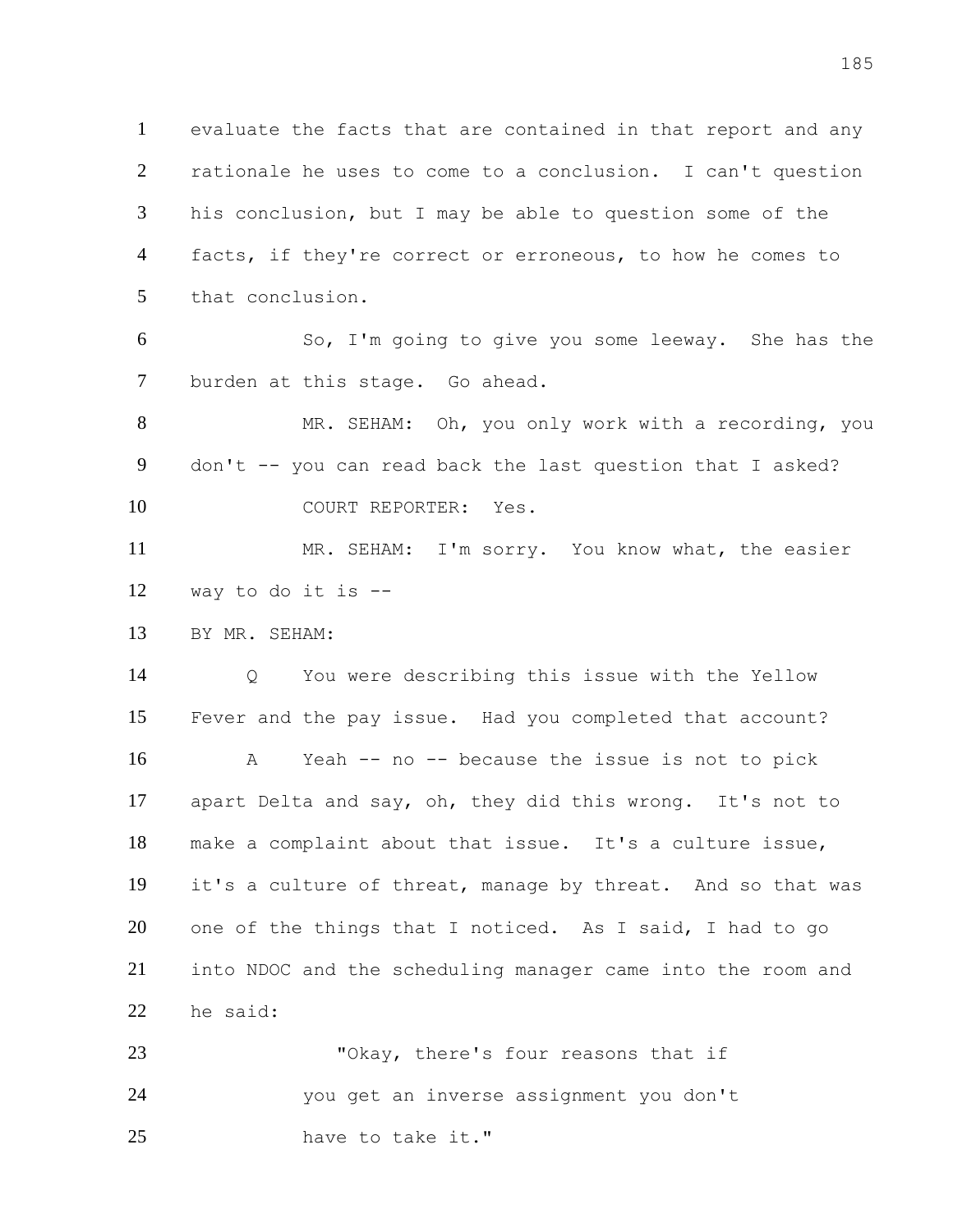1 evaluate the facts that are contained in that report and any
2 rationale he uses to come to a conclusion. I can't question
3 his conclusion, but I may be able to question some of the
4 facts, if they're correct or erroneous, to how he comes to
5 that conclusion.

6 So, I'm going to give you some leeway. She has the
7 burden at this stage. Go ahead.

8 MR. SEHAM: Oh, you only work with a recording, you
9 don't -- you can read back the last question that I asked?

10 COURT REPORTER: Yes.

11 MR. SEHAM: I'm sorry. You know what, the easier
12 way to do it is --

13 BY MR. SEHAM:

14 Q You were describing this issue with the Yellow
15 Fever and the pay issue. Had you completed that account?

16 A Yeah -- no -- because the issue is not to pick
17 apart Delta and say, oh, they did this wrong. It's not to
18 make a complaint about that issue. It's a culture issue,
19 it's a culture of threat, manage by threat. And so that was
20 one of the things that I noticed. As I said, I had to go
21 into NDOC and the scheduling manager came into the room and
22 he said:

23 "Okay, there's four reasons that if
24 you get an inverse assignment you don't
25 have to take it."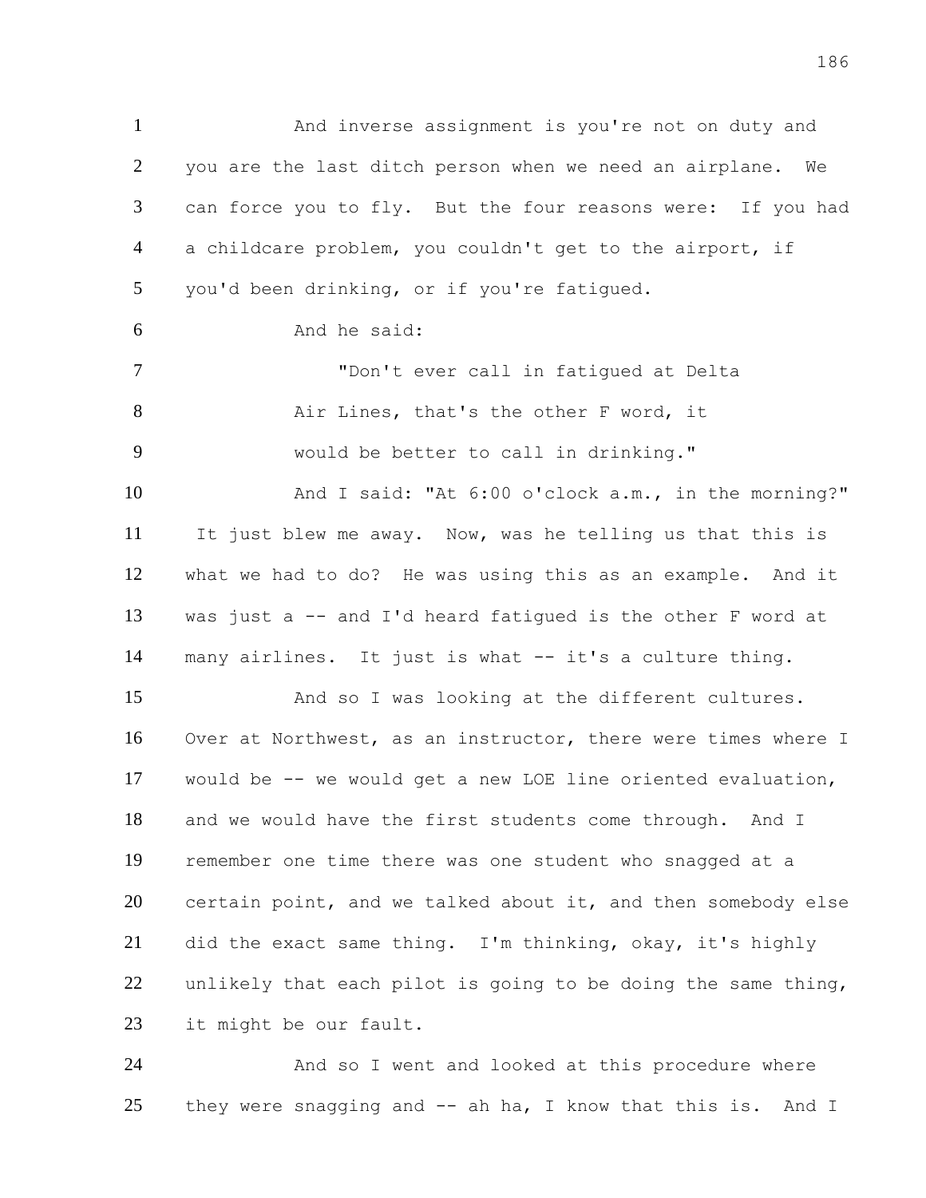And inverse assignment is you're not on duty and you are the last ditch person when we need an airplane. We can force you to fly. But the four reasons were: If you had a childcare problem, you couldn't get to the airport, if you'd been drinking, or if you're fatigued.

And he said:

> "Don't ever call in fatigued at Delta Air Lines, that's the other F word, it would be better to call in drinking."

And I said: "At 6:00 o'clock a.m., in the morning?" It just blew me away. Now, was he telling us that this is what we had to do? He was using this as an example. And it was just a -- and I'd heard fatigued is the other F word at many airlines. It just is what -- it's a culture thing.

And so I was looking at the different cultures. Over at Northwest, as an instructor, there were times where I would be -- we would get a new LOE line oriented evaluation, and we would have the first students come through. And I remember one time there was one student who snagged at a certain point, and we talked about it, and then somebody else did the exact same thing. I'm thinking, okay, it's highly unlikely that each pilot is going to be doing the same thing, it might be our fault.

And so I went and looked at this procedure where they were snagging and -- ah ha, I know that this is. And I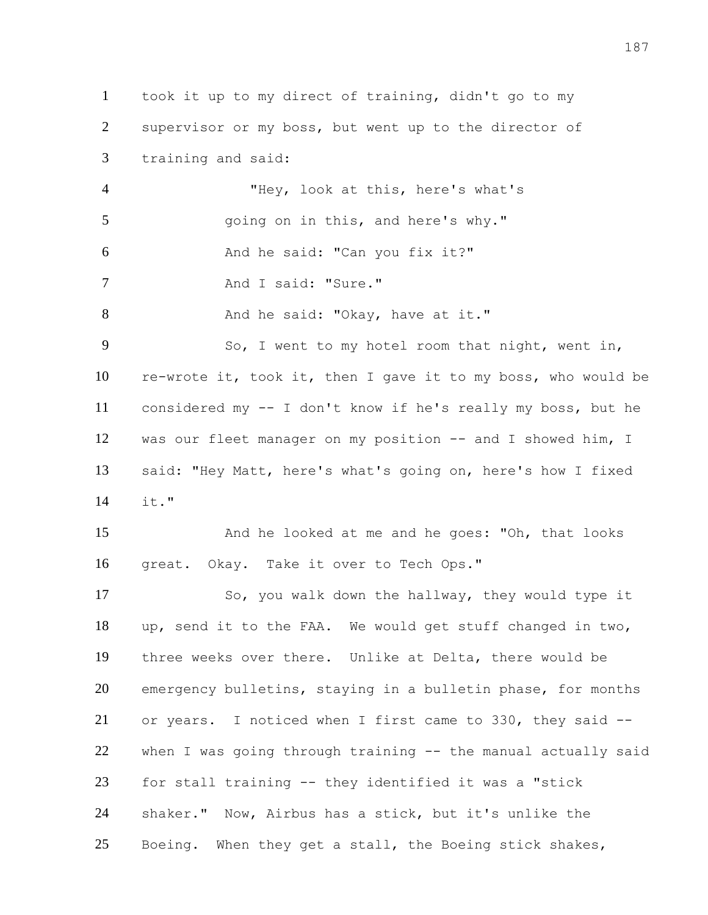took it up to my direct of training, didn't go to my supervisor or my boss, but went up to the director of training and said:

"Hey, look at this, here's what's going on in this, and here's why."

And he said: "Can you fix it?"

And I said: "Sure."

And he said: "Okay, have at it."

So, I went to my hotel room that night, went in, re-wrote it, took it, then I gave it to my boss, who would be considered my -- I don't know if he's really my boss, but he was our fleet manager on my position -- and I showed him, I said: "Hey Matt, here's what's going on, here's how I fixed it."

And he looked at me and he goes: "Oh, that looks great. Okay. Take it over to Tech Ops."

So, you walk down the hallway, they would type it up, send it to the FAA. We would get stuff changed in two, three weeks over there. Unlike at Delta, there would be emergency bulletins, staying in a bulletin phase, for months or years. I noticed when I first came to 330, they said -- when I was going through training -- the manual actually said for stall training -- they identified it was a "stick shaker." Now, Airbus has a stick, but it's unlike the Boeing. When they get a stall, the Boeing stick shakes,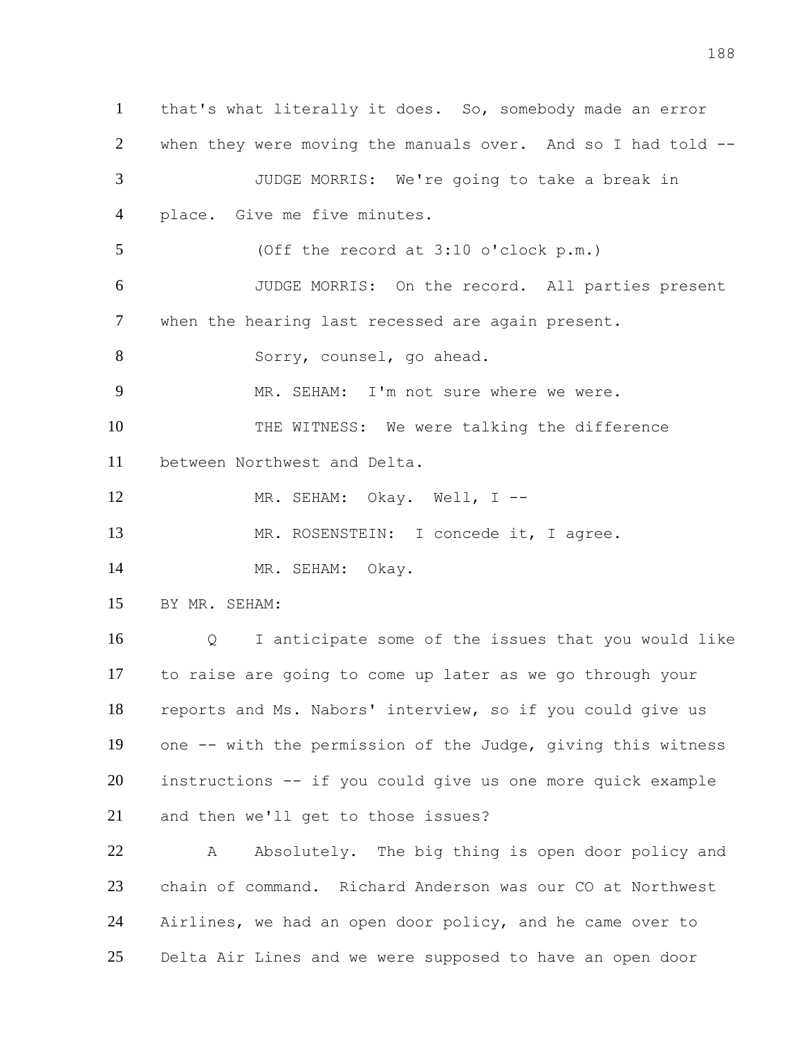1 that's what literally it does. So, somebody made an error
2 when they were moving the manuals over. And so I had told --
3 JUDGE MORRIS: We're going to take a break in
4 place. Give me five minutes.
5 (Off the record at 3:10 o'clock p.m.)
6 JUDGE MORRIS: On the record. All parties present
7 when the hearing last recessed are again present.
8 Sorry, counsel, go ahead.
9 MR. SEHAM: I'm not sure where we were.
10 THE WITNESS: We were talking the difference
11 between Northwest and Delta.
12 MR. SEHAM: Okay. Well, I --
13 MR. ROSENSTEIN: I concede it, I agree.
14 MR. SEHAM: Okay.
15 BY MR. SEHAM:
16 Q I anticipate some of the issues that you would like
17 to raise are going to come up later as we go through your
18 reports and Ms. Nabors' interview, so if you could give us
19 one -- with the permission of the Judge, giving this witness
20 instructions -- if you could give us one more quick example
21 and then we'll get to those issues?
22 A Absolutely. The big thing is open door policy and
23 chain of command. Richard Anderson was our CO at Northwest
24 Airlines, we had an open door policy, and he came over to
25 Delta Air Lines and we were supposed to have an open door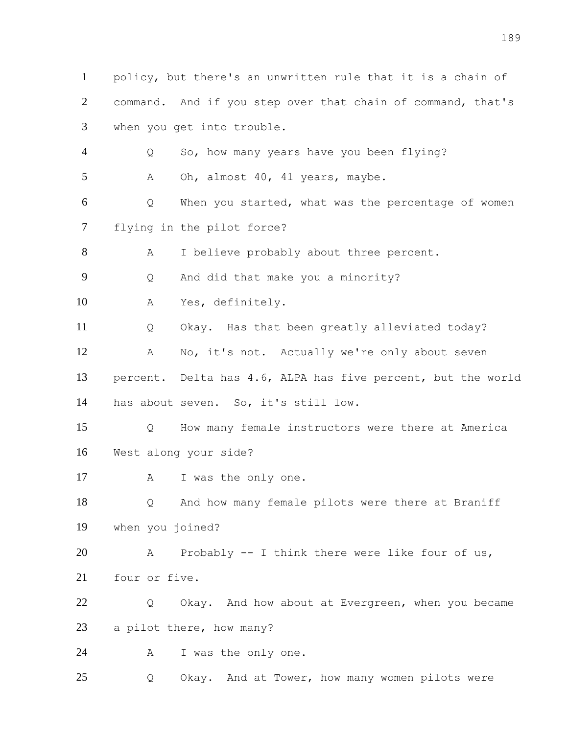policy, but there's an unwritten rule that it is a chain of command. And if you step over that chain of command, that's when you get into trouble.

Q So, how many years have you been flying?

A Oh, almost 40, 41 years, maybe.

Q When you started, what was the percentage of women flying in the pilot force?

A I believe probably about three percent.

Q And did that make you a minority?

A Yes, definitely.

Q Okay. Has that been greatly alleviated today?

A No, it's not. Actually we're only about seven percent. Delta has 4.6, ALPA has five percent, but the world has about seven. So, it's still low.

Q How many female instructors were there at America West along your side?

A I was the only one.

Q And how many female pilots were there at Braniff when you joined?

A Probably -- I think there were like four of us, four or five.

Q Okay. And how about at Evergreen, when you became a pilot there, how many?

A I was the only one.

Q Okay. And at Tower, how many women pilots were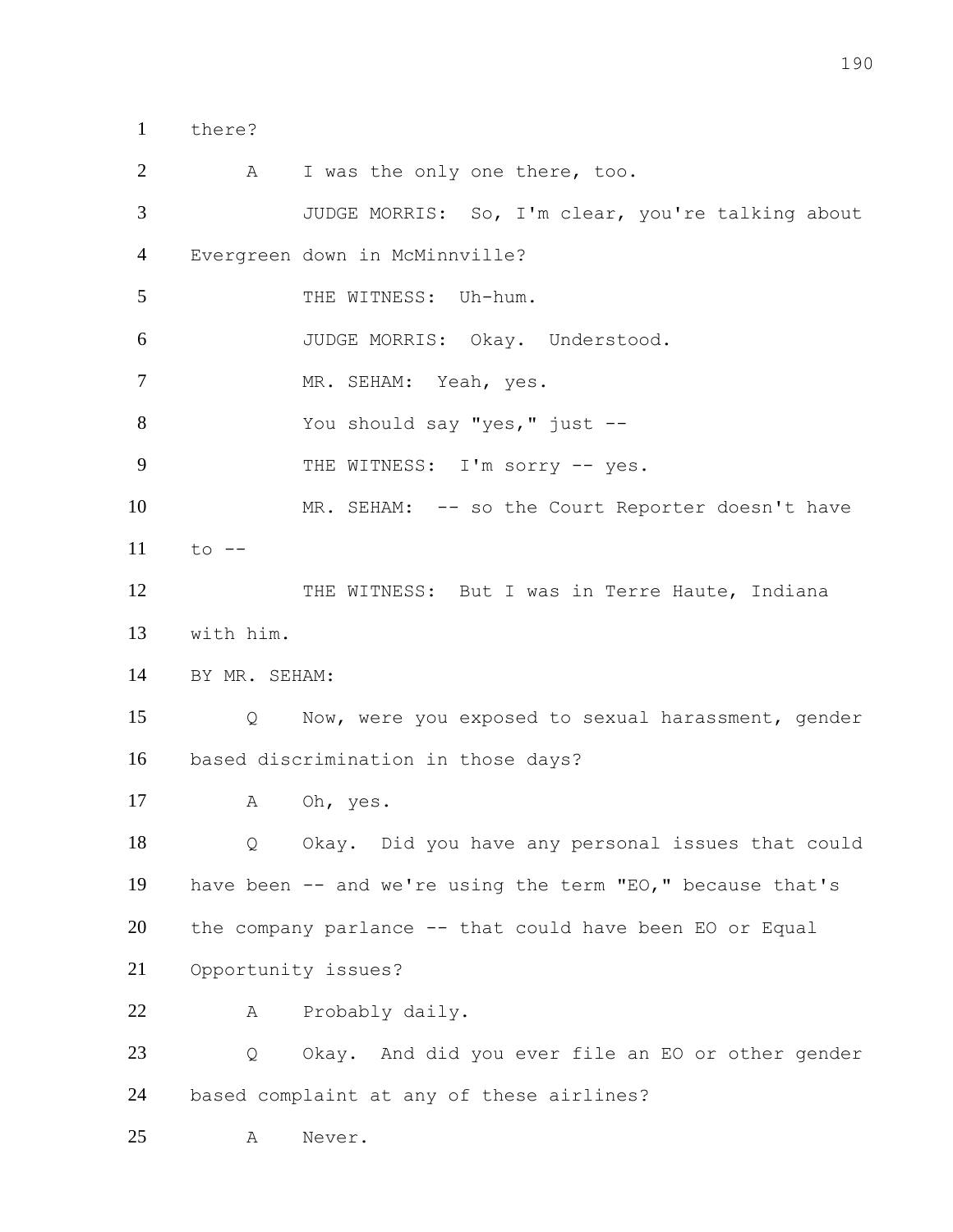1 there?

2 A I was the only one there, too.

3 JUDGE MORRIS: So, I'm clear, you're talking about

4 Evergreen down in McMinnville?

5 THE WITNESS: Uh-hum.

6 JUDGE MORRIS: Okay. Understood.

7 MR. SEHAM: Yeah, yes.

8 You should say "yes," just --

9 THE WITNESS: I'm sorry -- yes.

10 MR. SEHAM: -- so the Court Reporter doesn't have

11 to --

12 THE WITNESS: But I was in Terre Haute, Indiana

13 with him.

14 BY MR. SEHAM:

15 Q Now, were you exposed to sexual harassment, gender

16 based discrimination in those days?

17 A Oh, yes.

18 Q Okay. Did you have any personal issues that could

19 have been -- and we're using the term "EO," because that's

20 the company parlance -- that could have been EO or Equal

21 Opportunity issues?

22 A Probably daily.

23 Q Okay. And did you ever file an EO or other gender

24 based complaint at any of these airlines?

25 A Never.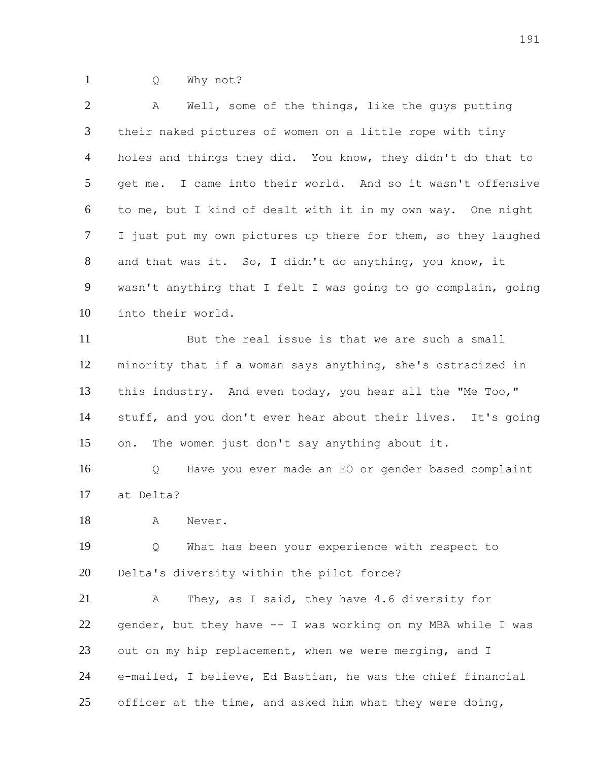Q Why not?

A Well, some of the things, like the guys putting their naked pictures of women on a little rope with tiny holes and things they did. You know, they didn't do that to get me. I came into their world. And so it wasn't offensive to me, but I kind of dealt with it in my own way. One night I just put my own pictures up there for them, so they laughed and that was it. So, I didn't do anything, you know, it wasn't anything that I felt I was going to go complain, going into their world.

But the real issue is that we are such a small minority that if a woman says anything, she's ostracized in this industry. And even today, you hear all the "Me Too," stuff, and you don't ever hear about their lives. It's going on. The women just don't say anything about it.

Q Have you ever made an EO or gender based complaint at Delta?

A Never.

Q What has been your experience with respect to Delta's diversity within the pilot force?

A They, as I said, they have 4.6 diversity for gender, but they have -- I was working on my MBA while I was out on my hip replacement, when we were merging, and I e-mailed, I believe, Ed Bastian, he was the chief financial officer at the time, and asked him what they were doing,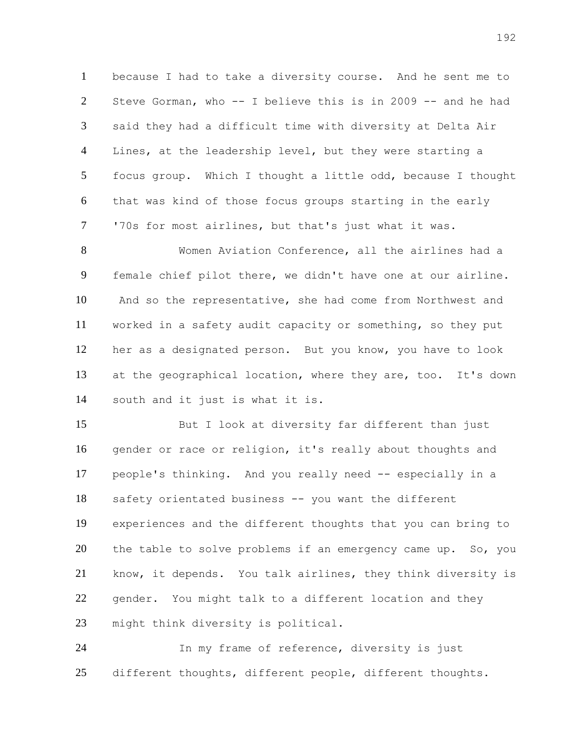because I had to take a diversity course. And he sent me to Steve Gorman, who -- I believe this is in 2009 -- and he had said they had a difficult time with diversity at Delta Air Lines, at the leadership level, but they were starting a focus group. Which I thought a little odd, because I thought that was kind of those focus groups starting in the early '70s for most airlines, but that's just what it was.

Women Aviation Conference, all the airlines had a female chief pilot there, we didn't have one at our airline. And so the representative, she had come from Northwest and worked in a safety audit capacity or something, so they put her as a designated person. But you know, you have to look at the geographical location, where they are, too. It's down south and it just is what it is.

But I look at diversity far different than just gender or race or religion, it's really about thoughts and people's thinking. And you really need -- especially in a safety orientated business -- you want the different experiences and the different thoughts that you can bring to the table to solve problems if an emergency came up. So, you know, it depends. You talk airlines, they think diversity is gender. You might talk to a different location and they might think diversity is political.

In my frame of reference, diversity is just different thoughts, different people, different thoughts.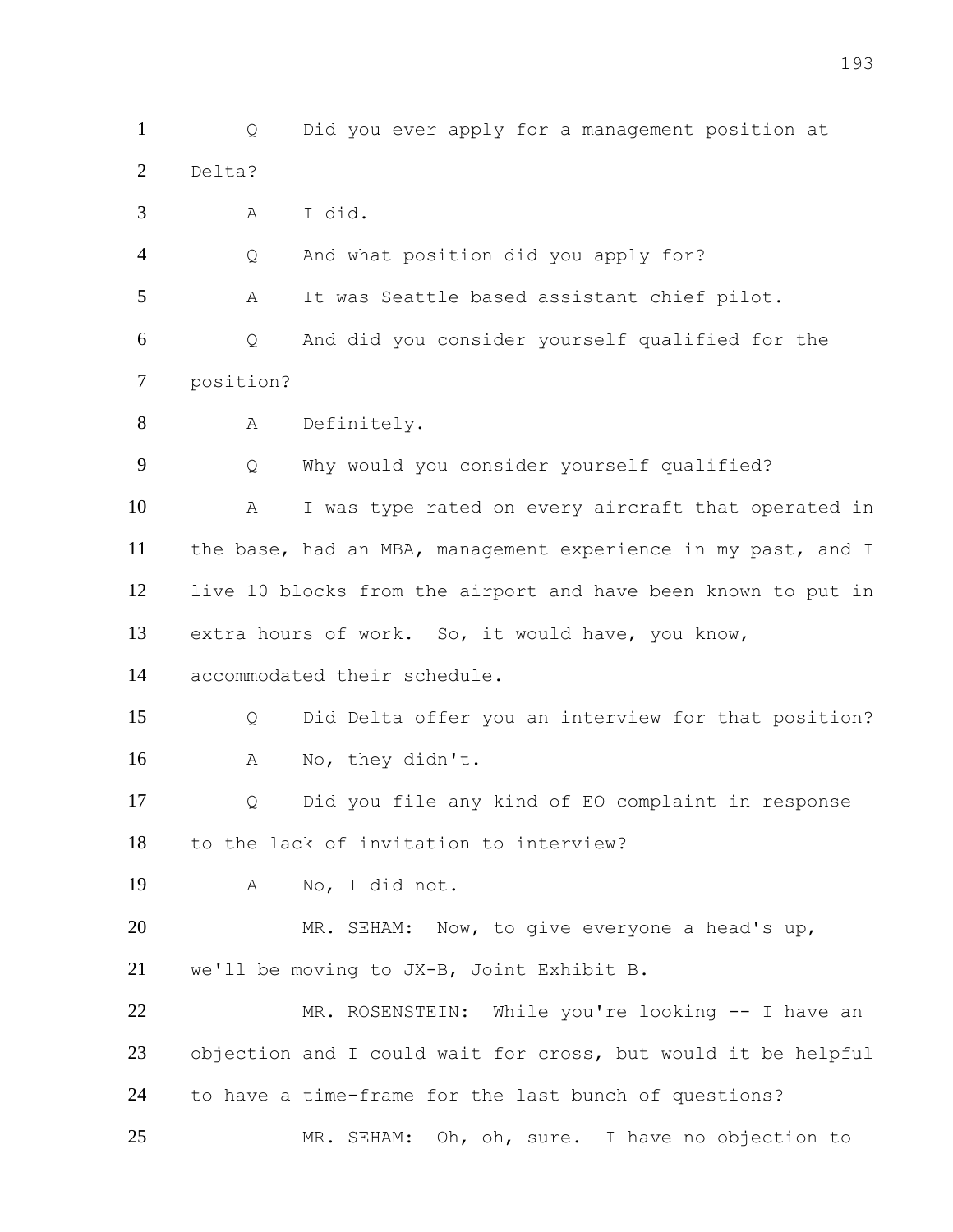1 Q Did you ever apply for a management position at

2 Delta?

3 A I did.

4 Q And what position did you apply for?

5 A It was Seattle based assistant chief pilot.

6 Q And did you consider yourself qualified for the

7 position?

8 A Definitely.

9 Q Why would you consider yourself qualified?

10 A I was type rated on every aircraft that operated in

11 the base, had an MBA, management experience in my past, and I

12 live 10 blocks from the airport and have been known to put in

13 extra hours of work. So, it would have, you know,

14 accommodated their schedule.

15 Q Did Delta offer you an interview for that position?

16 A No, they didn't.

17 Q Did you file any kind of EO complaint in response

18 to the lack of invitation to interview?

19 A No, I did not.

20 MR. SEHAM: Now, to give everyone a head's up,

21 we'll be moving to JX-B, Joint Exhibit B.

22 MR. ROSENSTEIN: While you're looking -- I have an

23 objection and I could wait for cross, but would it be helpful

24 to have a time-frame for the last bunch of questions?

25 MR. SEHAM: Oh, oh, sure. I have no objection to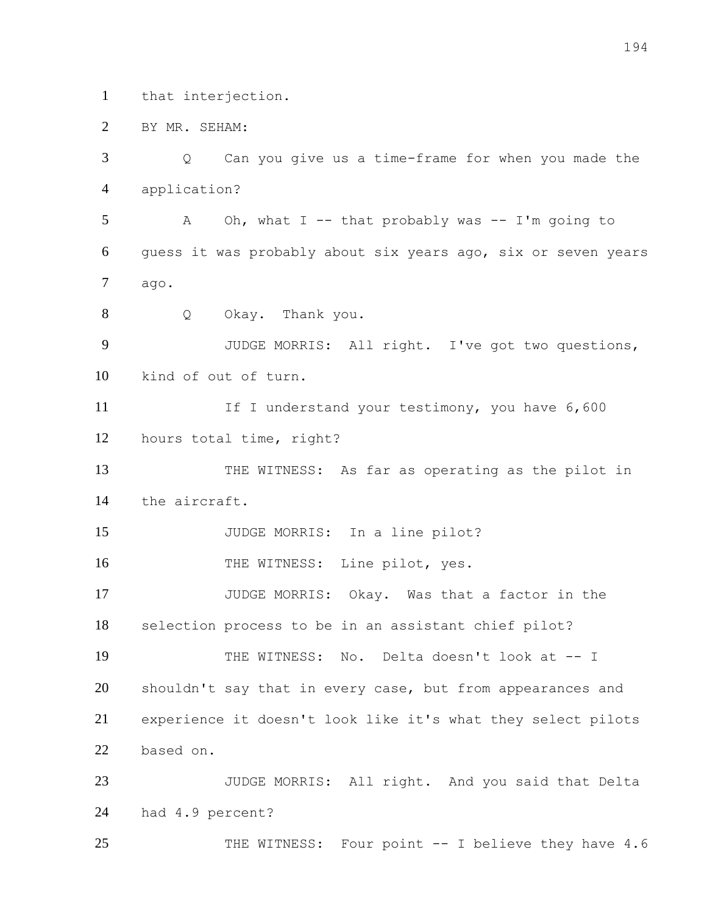that interjection.

BY MR. SEHAM:

Q Can you give us a time-frame for when you made the application?

A Oh, what I -- that probably was -- I'm going to guess it was probably about six years ago, six or seven years ago.

Q Okay. Thank you.

JUDGE MORRIS: All right. I've got two questions, kind of out of turn.

If I understand your testimony, you have 6,600 hours total time, right?

THE WITNESS: As far as operating as the pilot in the aircraft.

JUDGE MORRIS: In a line pilot?

THE WITNESS: Line pilot, yes.

JUDGE MORRIS: Okay. Was that a factor in the selection process to be in an assistant chief pilot?

THE WITNESS: No. Delta doesn't look at -- I shouldn't say that in every case, but from appearances and experience it doesn't look like it's what they select pilots based on.

JUDGE MORRIS: All right. And you said that Delta had 4.9 percent?

THE WITNESS: Four point -- I believe they have 4.6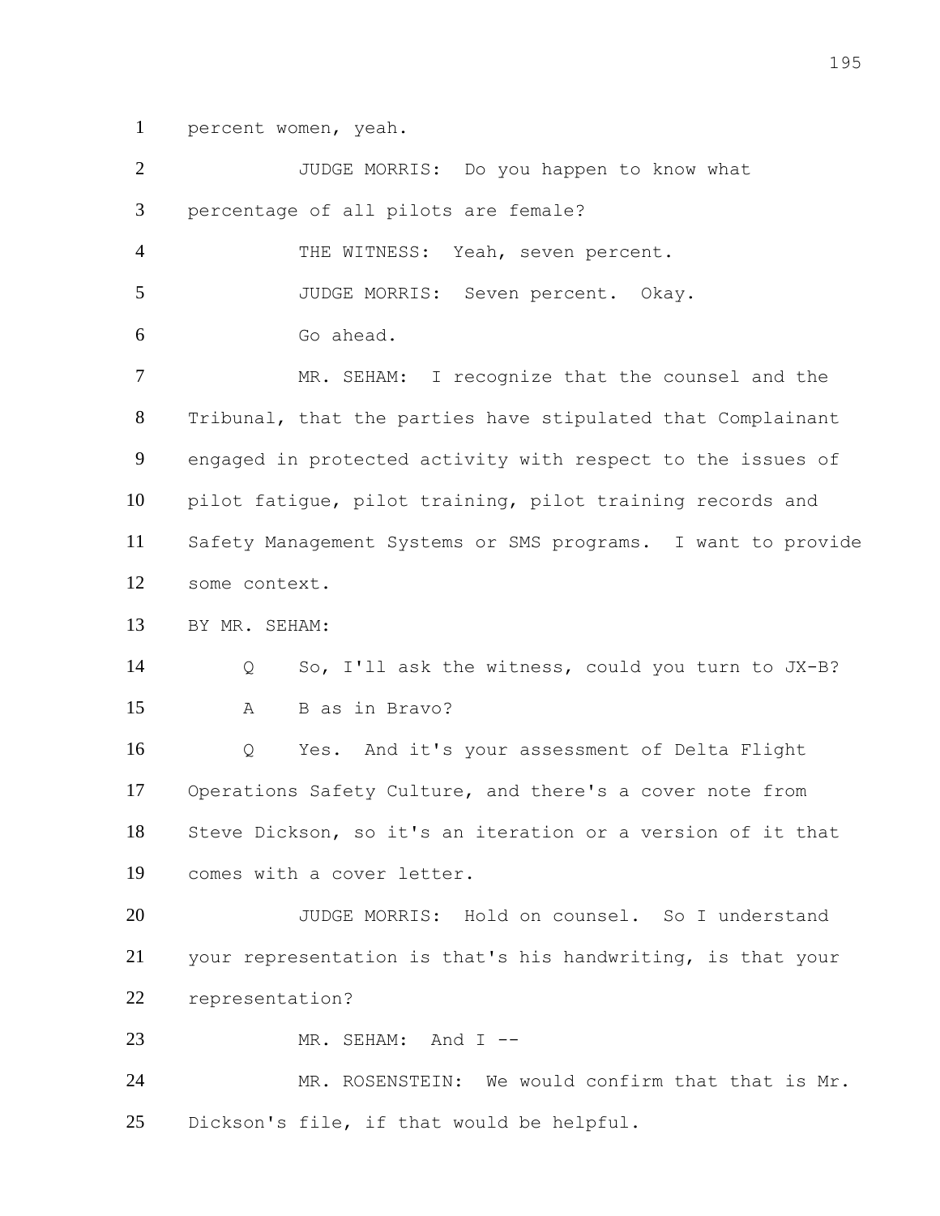percent women, yeah.

JUDGE MORRIS: Do you happen to know what percentage of all pilots are female?

THE WITNESS: Yeah, seven percent.

JUDGE MORRIS: Seven percent. Okay.

Go ahead.

MR. SEHAM: I recognize that the counsel and the Tribunal, that the parties have stipulated that Complainant engaged in protected activity with respect to the issues of pilot fatigue, pilot training, pilot training records and Safety Management Systems or SMS programs. I want to provide some context.

BY MR. SEHAM:

Q So, I'll ask the witness, could you turn to JX-B?

A B as in Bravo?

Q Yes. And it's your assessment of Delta Flight Operations Safety Culture, and there's a cover note from Steve Dickson, so it's an iteration or a version of it that comes with a cover letter.

JUDGE MORRIS: Hold on counsel. So I understand your representation is that's his handwriting, is that your representation?

MR. SEHAM: And I --

MR. ROSENSTEIN: We would confirm that that is Mr. Dickson's file, if that would be helpful.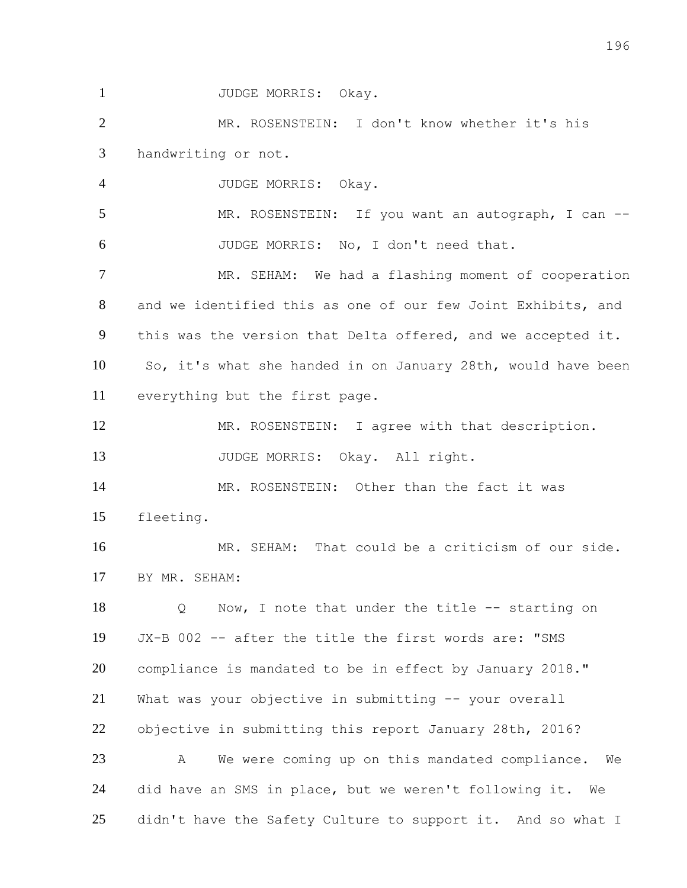JUDGE MORRIS: Okay.

MR. ROSENSTEIN: I don't know whether it's his handwriting or not.

JUDGE MORRIS: Okay.

MR. ROSENSTEIN: If you want an autograph, I can --

JUDGE MORRIS: No, I don't need that.

MR. SEHAM: We had a flashing moment of cooperation and we identified this as one of our few Joint Exhibits, and this was the version that Delta offered, and we accepted it. So, it's what she handed in on January 28th, would have been everything but the first page.

MR. ROSENSTEIN: I agree with that description.

JUDGE MORRIS: Okay. All right.

MR. ROSENSTEIN: Other than the fact it was fleeting.

MR. SEHAM: That could be a criticism of our side.

BY MR. SEHAM:

Q Now, I note that under the title -- starting on JX-B 002 -- after the title the first words are: "SMS compliance is mandated to be in effect by January 2018." What was your objective in submitting -- your overall objective in submitting this report January 28th, 2016?

A We were coming up on this mandated compliance. We did have an SMS in place, but we weren't following it. We didn't have the Safety Culture to support it. And so what I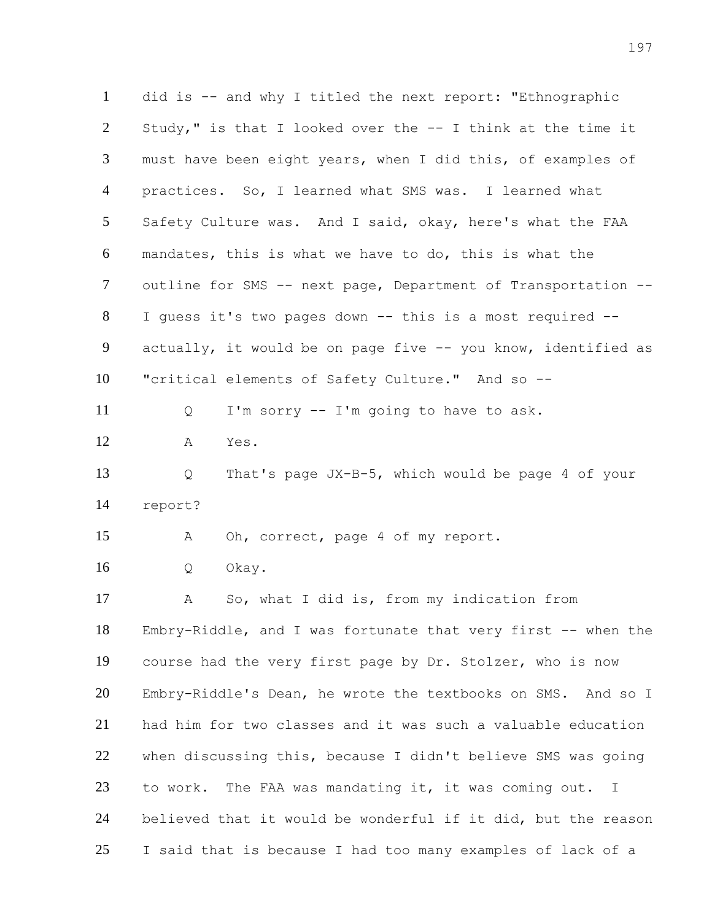did is -- and why I titled the next report: "Ethnographic Study," is that I looked over the -- I think at the time it must have been eight years, when I did this, of examples of practices. So, I learned what SMS was. I learned what Safety Culture was. And I said, okay, here's what the FAA mandates, this is what we have to do, this is what the outline for SMS -- next page, Department of Transportation -- I guess it's two pages down -- this is a most required -- actually, it would be on page five -- you know, identified as "critical elements of Safety Culture." And so --

Q I'm sorry -- I'm going to have to ask.

A Yes.

Q That's page JX-B-5, which would be page 4 of your report?

A Oh, correct, page 4 of my report.

Q Okay.

A So, what I did is, from my indication from Embry-Riddle, and I was fortunate that very first -- when the course had the very first page by Dr. Stolzer, who is now Embry-Riddle's Dean, he wrote the textbooks on SMS. And so I had him for two classes and it was such a valuable education when discussing this, because I didn't believe SMS was going to work. The FAA was mandating it, it was coming out. I believed that it would be wonderful if it did, but the reason I said that is because I had too many examples of lack of a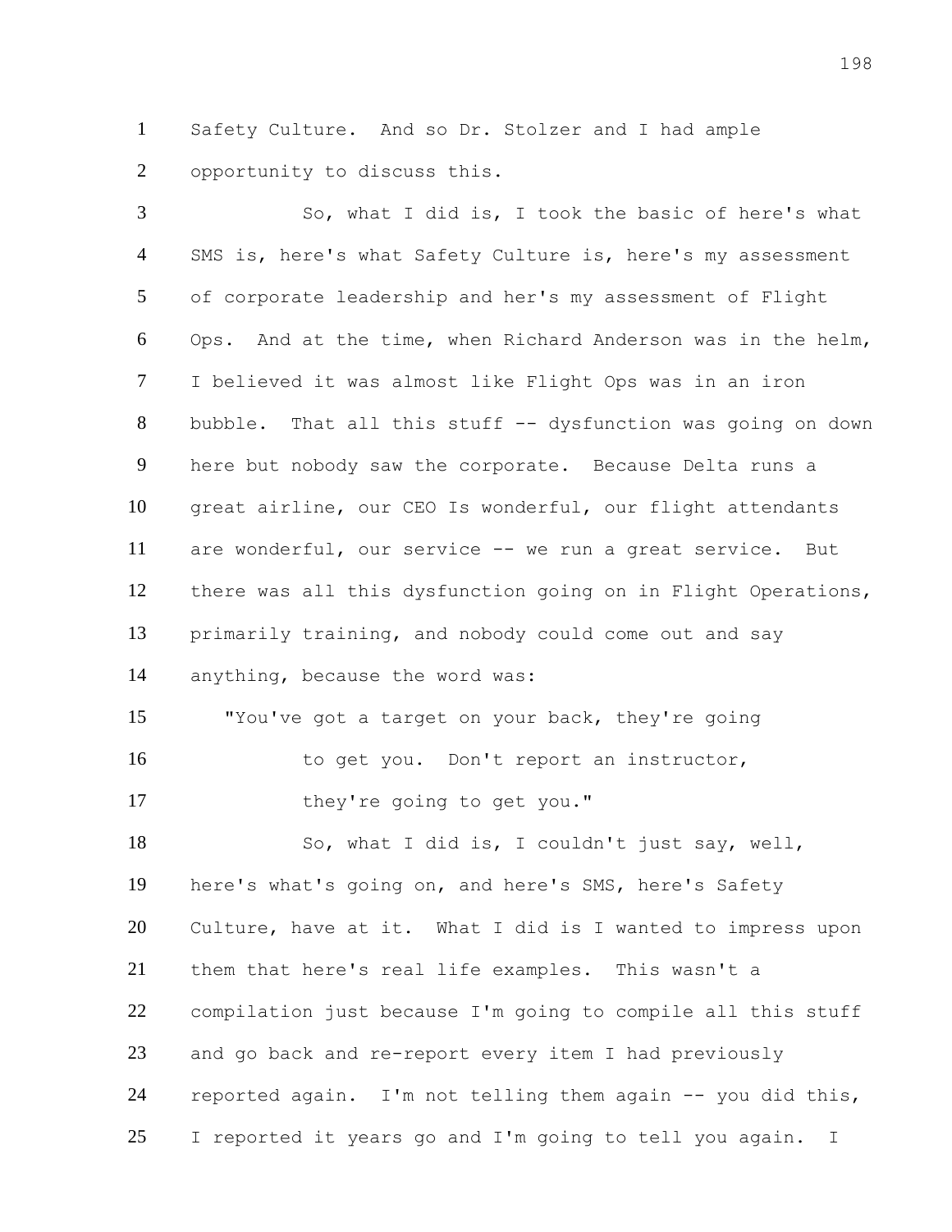Safety Culture. And so Dr. Stolzer and I had ample opportunity to discuss this.

So, what I did is, I took the basic of here's what SMS is, here's what Safety Culture is, here's my assessment of corporate leadership and her's my assessment of Flight Ops. And at the time, when Richard Anderson was in the helm, I believed it was almost like Flight Ops was in an iron bubble. That all this stuff -- dysfunction was going on down here but nobody saw the corporate. Because Delta runs a great airline, our CEO Is wonderful, our flight attendants are wonderful, our service -- we run a great service. But there was all this dysfunction going on in Flight Operations, primarily training, and nobody could come out and say anything, because the word was:

> "You've got a target on your back, they're going to get you. Don't report an instructor, they're going to get you."

So, what I did is, I couldn't just say, well, here's what's going on, and here's SMS, here's Safety Culture, have at it. What I did is I wanted to impress upon them that here's real life examples. This wasn't a compilation just because I'm going to compile all this stuff and go back and re-report every item I had previously reported again. I'm not telling them again -- you did this, I reported it years go and I'm going to tell you again. I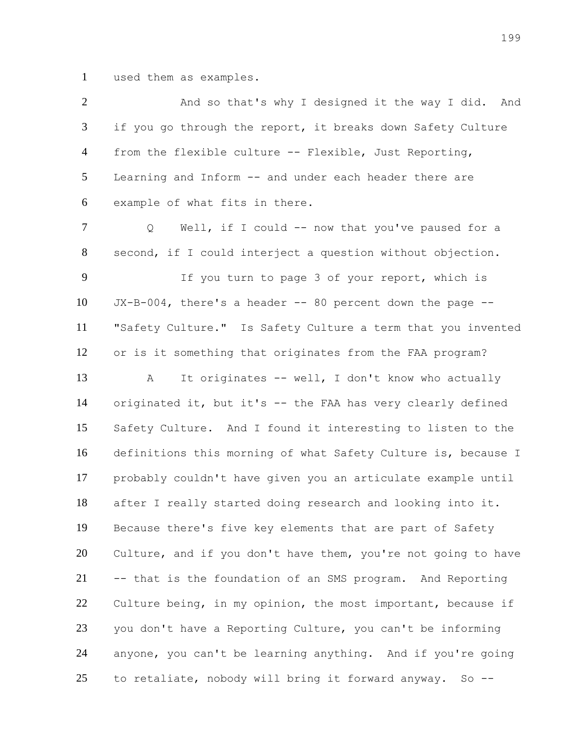1 used them as examples.

2 And so that's why I designed it the way I did. And
3 if you go through the report, it breaks down Safety Culture
4 from the flexible culture -- Flexible, Just Reporting,
5 Learning and Inform -- and under each header there are
6 example of what fits in there.

7 Q Well, if I could -- now that you've paused for a
8 second, if I could interject a question without objection.

9 If you turn to page 3 of your report, which is
10 JX-B-004, there's a header -- 80 percent down the page --
11 "Safety Culture." Is Safety Culture a term that you invented
12 or is it something that originates from the FAA program?

13 A It originates -- well, I don't know who actually
14 originated it, but it's -- the FAA has very clearly defined
15 Safety Culture. And I found it interesting to listen to the
16 definitions this morning of what Safety Culture is, because I
17 probably couldn't have given you an articulate example until
18 after I really started doing research and looking into it.
19 Because there's five key elements that are part of Safety
20 Culture, and if you don't have them, you're not going to have
21 -- that is the foundation of an SMS program. And Reporting
22 Culture being, in my opinion, the most important, because if
23 you don't have a Reporting Culture, you can't be informing
24 anyone, you can't be learning anything. And if you're going
25 to retaliate, nobody will bring it forward anyway. So --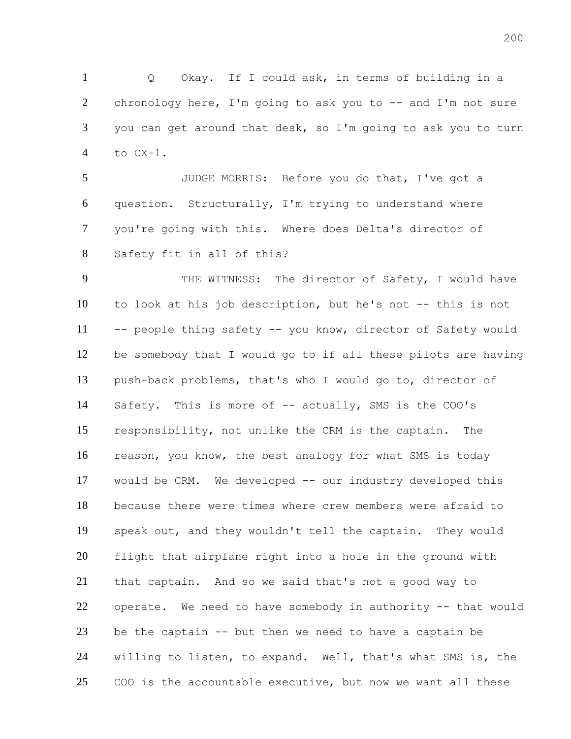Q Okay. If I could ask, in terms of building in a chronology here, I'm going to ask you to -- and I'm not sure you can get around that desk, so I'm going to ask you to turn to CX-1.

JUDGE MORRIS: Before you do that, I've got a question. Structurally, I'm trying to understand where you're going with this. Where does Delta's director of Safety fit in all of this?

THE WITNESS: The director of Safety, I would have to look at his job description, but he's not -- this is not -- people thing safety -- you know, director of Safety would be somebody that I would go to if all these pilots are having push-back problems, that's who I would go to, director of Safety. This is more of -- actually, SMS is the COO's responsibility, not unlike the CRM is the captain. The reason, you know, the best analogy for what SMS is today would be CRM. We developed -- our industry developed this because there were times where crew members were afraid to speak out, and they wouldn't tell the captain. They would flight that airplane right into a hole in the ground with that captain. And so we said that's not a good way to operate. We need to have somebody in authority -- that would be the captain -- but then we need to have a captain be willing to listen, to expand. Well, that's what SMS is, the COO is the accountable executive, but now we want all these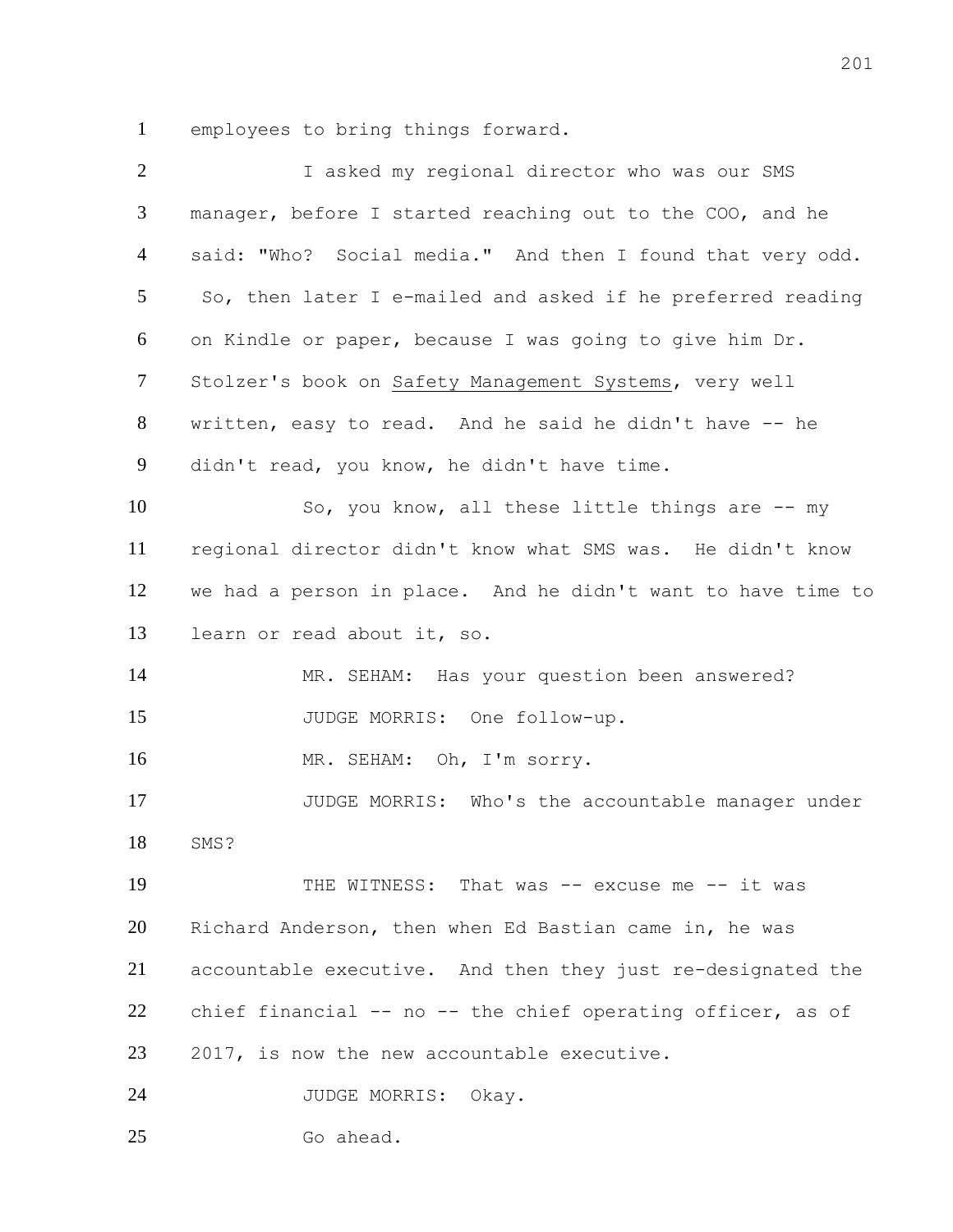employees to bring things forward.

I asked my regional director who was our SMS manager, before I started reaching out to the COO, and he said: "Who? Social media." And then I found that very odd. So, then later I e-mailed and asked if he preferred reading on Kindle or paper, because I was going to give him Dr. Stolzer's book on Safety Management Systems, very well written, easy to read. And he said he didn't have -- he didn't read, you know, he didn't have time.

So, you know, all these little things are -- my regional director didn't know what SMS was. He didn't know we had a person in place. And he didn't want to have time to learn or read about it, so.

MR. SEHAM: Has your question been answered?

JUDGE MORRIS: One follow-up.

MR. SEHAM: Oh, I'm sorry.

JUDGE MORRIS: Who's the accountable manager under SMS?

THE WITNESS: That was -- excuse me -- it was Richard Anderson, then when Ed Bastian came in, he was accountable executive. And then they just re-designated the chief financial -- no -- the chief operating officer, as of 2017, is now the new accountable executive.

JUDGE MORRIS: Okay.

Go ahead.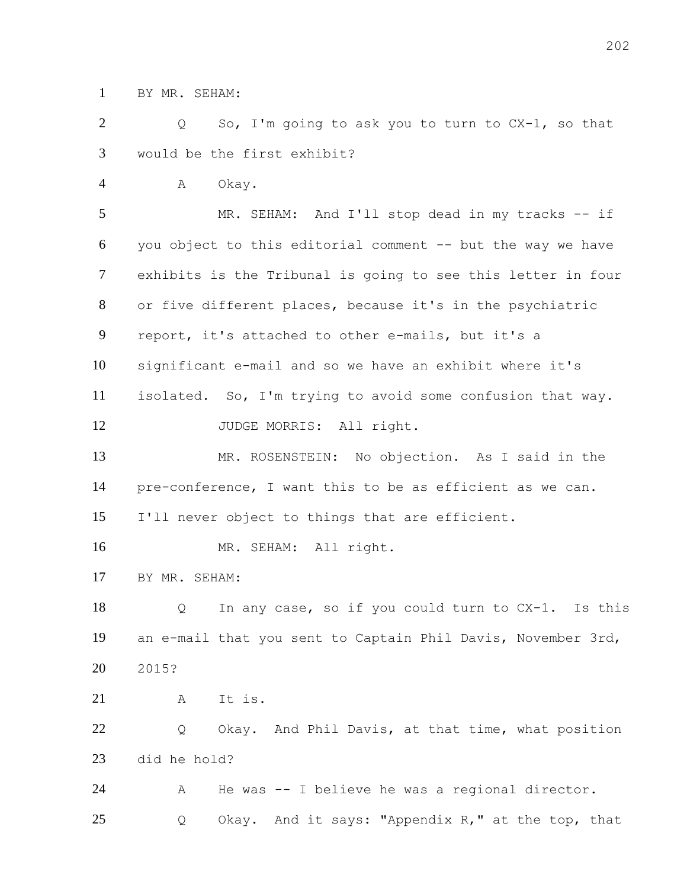BY MR. SEHAM:

Q So, I'm going to ask you to turn to CX-1, so that would be the first exhibit?

A Okay.

MR. SEHAM: And I'll stop dead in my tracks -- if you object to this editorial comment -- but the way we have exhibits is the Tribunal is going to see this letter in four or five different places, because it's in the psychiatric report, it's attached to other e-mails, but it's a significant e-mail and so we have an exhibit where it's isolated. So, I'm trying to avoid some confusion that way.

JUDGE MORRIS: All right.

MR. ROSENSTEIN: No objection. As I said in the pre-conference, I want this to be as efficient as we can. I'll never object to things that are efficient.

MR. SEHAM: All right.

BY MR. SEHAM:

Q In any case, so if you could turn to CX-1. Is this an e-mail that you sent to Captain Phil Davis, November 3rd, 2015?

A It is.

Q Okay. And Phil Davis, at that time, what position did he hold?

A He was -- I believe he was a regional director.

Q Okay. And it says: "Appendix R," at the top, that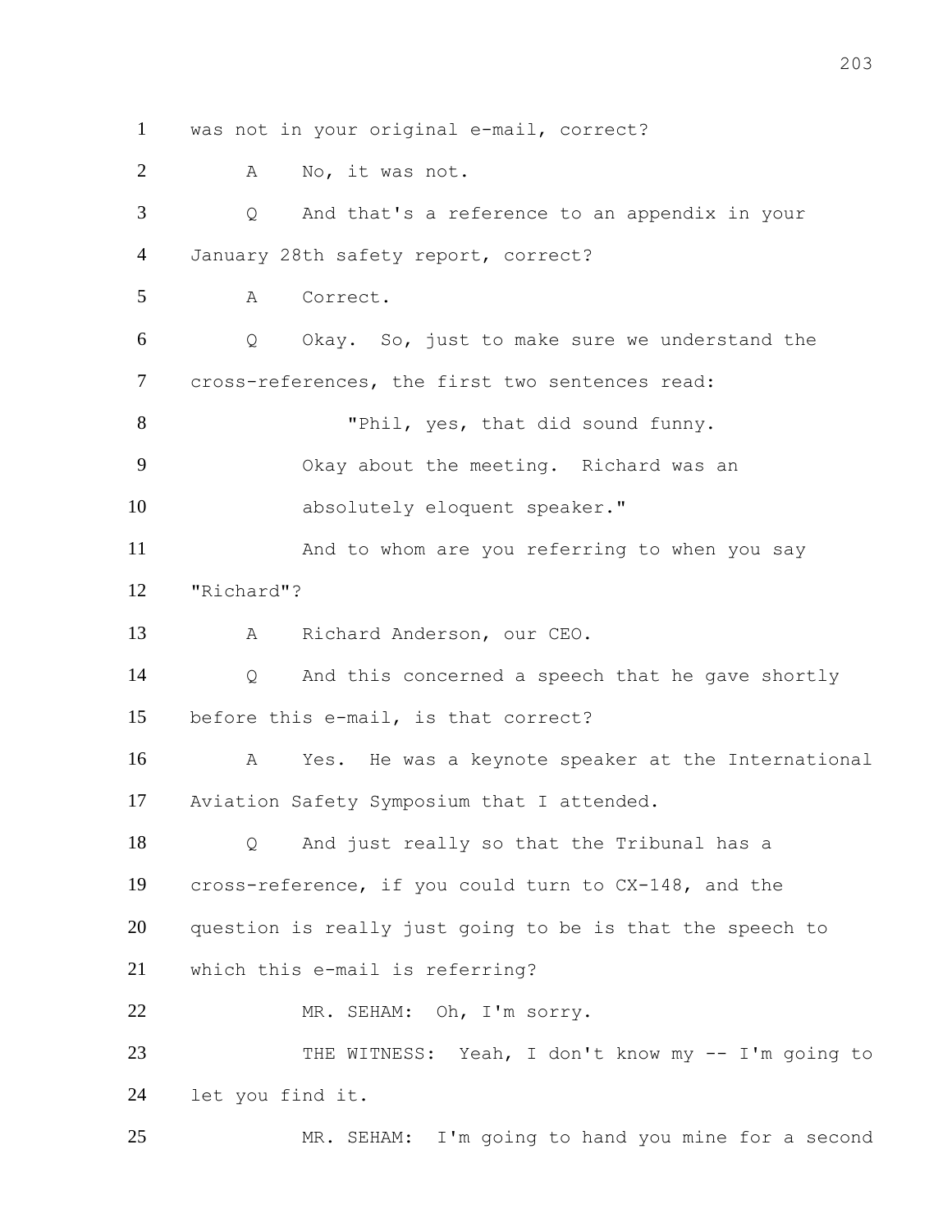was not in your original e-mail, correct?

A    No, it was not.

Q    And that's a reference to an appendix in your January 28th safety report, correct?

A    Correct.

Q    Okay. So, just to make sure we understand the cross-references, the first two sentences read:

> "Phil, yes, that did sound funny. Okay about the meeting. Richard was an absolutely eloquent speaker."

And to whom are you referring to when you say "Richard"?

A    Richard Anderson, our CEO.

Q    And this concerned a speech that he gave shortly before this e-mail, is that correct?

A    Yes. He was a keynote speaker at the International Aviation Safety Symposium that I attended.

Q    And just really so that the Tribunal has a cross-reference, if you could turn to CX-148, and the question is really just going to be is that the speech to which this e-mail is referring?

MR. SEHAM: Oh, I'm sorry.

THE WITNESS: Yeah, I don't know my -- I'm going to let you find it.

MR. SEHAM: I'm going to hand you mine for a second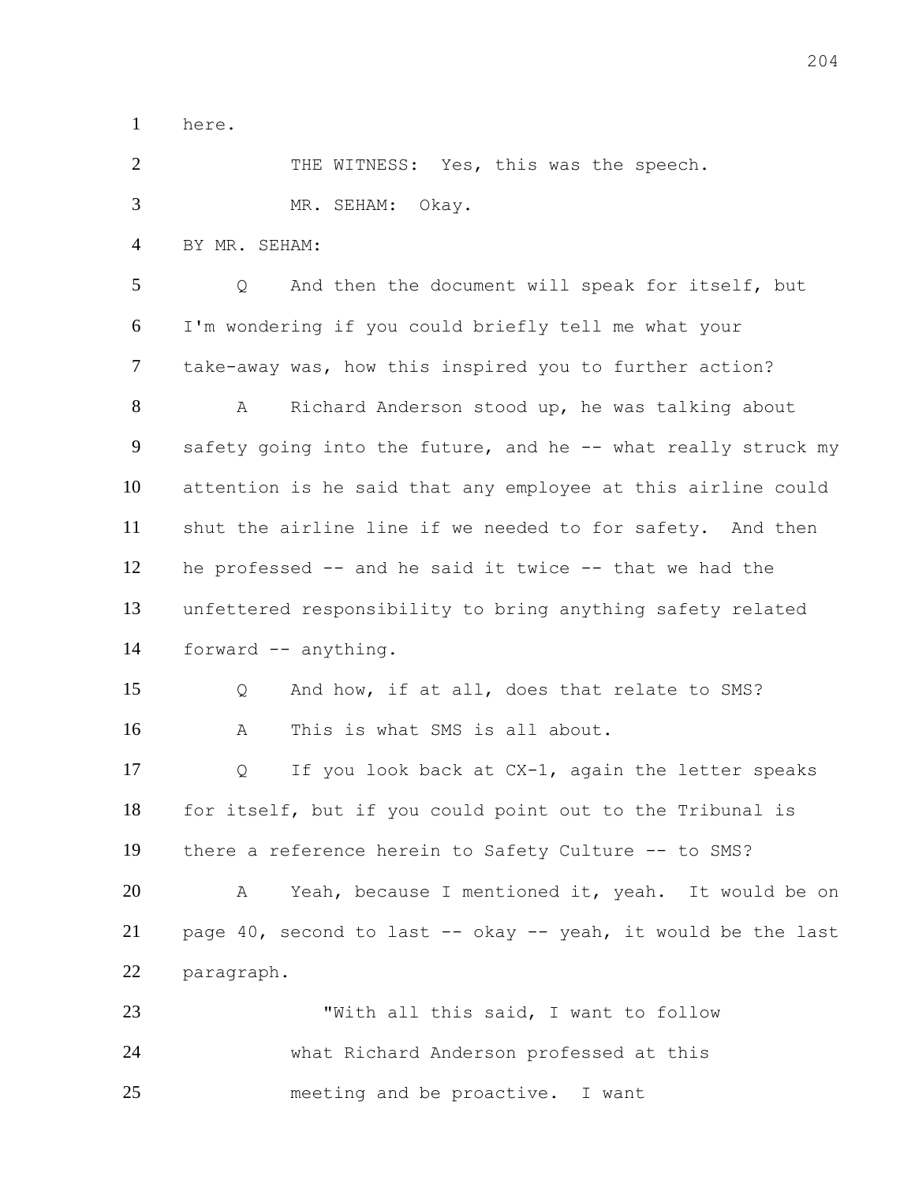here.

THE WITNESS: Yes, this was the speech.

MR. SEHAM: Okay.

BY MR. SEHAM:

Q And then the document will speak for itself, but I'm wondering if you could briefly tell me what your take-away was, how this inspired you to further action?

A Richard Anderson stood up, he was talking about safety going into the future, and he -- what really struck my attention is he said that any employee at this airline could shut the airline line if we needed to for safety. And then he professed -- and he said it twice -- that we had the unfettered responsibility to bring anything safety related forward -- anything.

Q And how, if at all, does that relate to SMS?

A This is what SMS is all about.

Q If you look back at CX-1, again the letter speaks for itself, but if you could point out to the Tribunal is there a reference herein to Safety Culture -- to SMS?

A Yeah, because I mentioned it, yeah. It would be on page 40, second to last -- okay -- yeah, it would be the last paragraph.

"With all this said, I want to follow what Richard Anderson professed at this meeting and be proactive. I want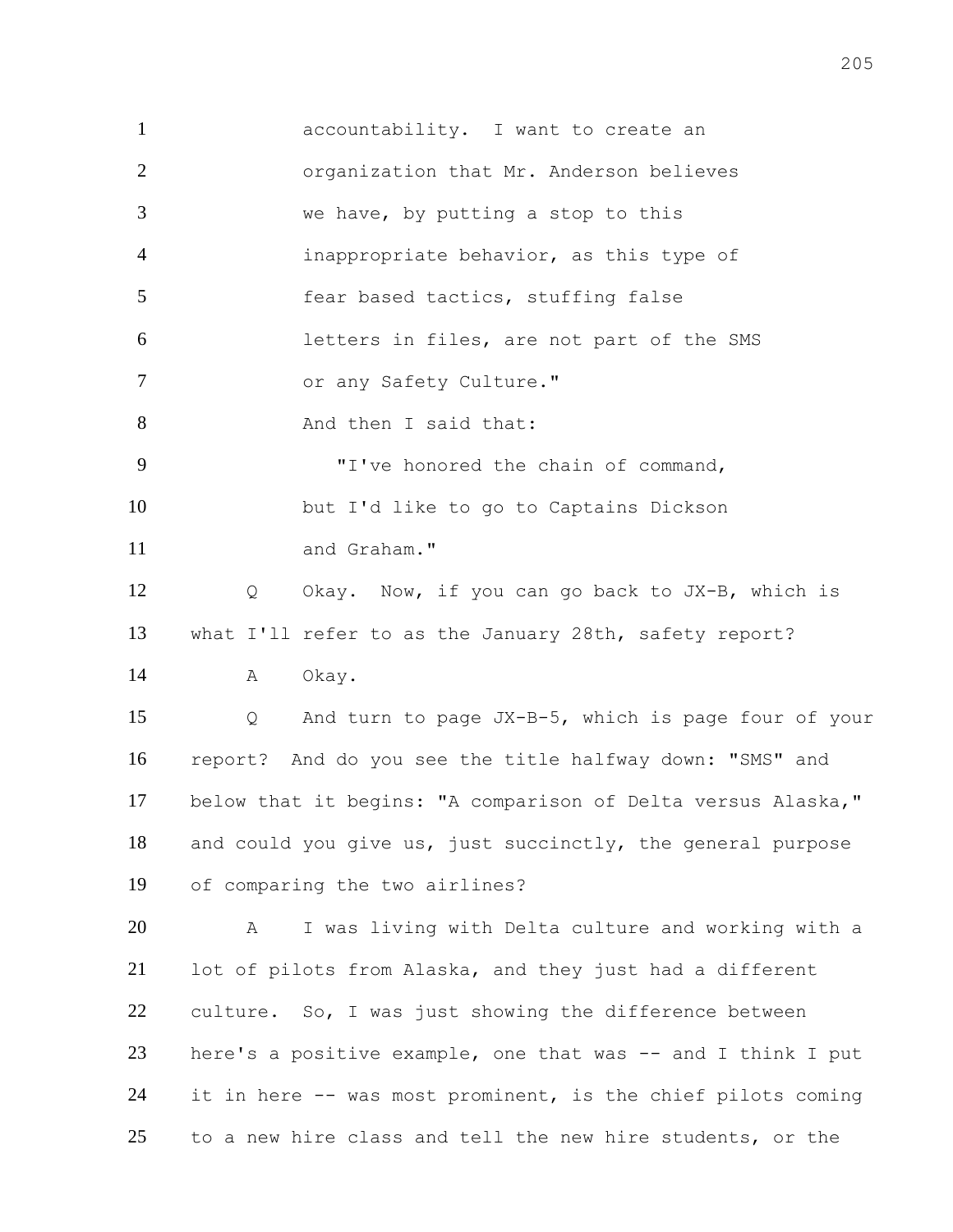accountability. I want to create an organization that Mr. Anderson believes we have, by putting a stop to this inappropriate behavior, as this type of fear based tactics, stuffing false letters in files, are not part of the SMS or any Safety Culture."

And then I said that:

"I've honored the chain of command, but I'd like to go to Captains Dickson and Graham."

Q Okay. Now, if you can go back to JX-B, which is what I'll refer to as the January 28th, safety report?

A Okay.

Q And turn to page JX-B-5, which is page four of your report? And do you see the title halfway down: "SMS" and below that it begins: "A comparison of Delta versus Alaska," and could you give us, just succinctly, the general purpose of comparing the two airlines?

A I was living with Delta culture and working with a lot of pilots from Alaska, and they just had a different culture. So, I was just showing the difference between here's a positive example, one that was -- and I think I put it in here -- was most prominent, is the chief pilots coming to a new hire class and tell the new hire students, or the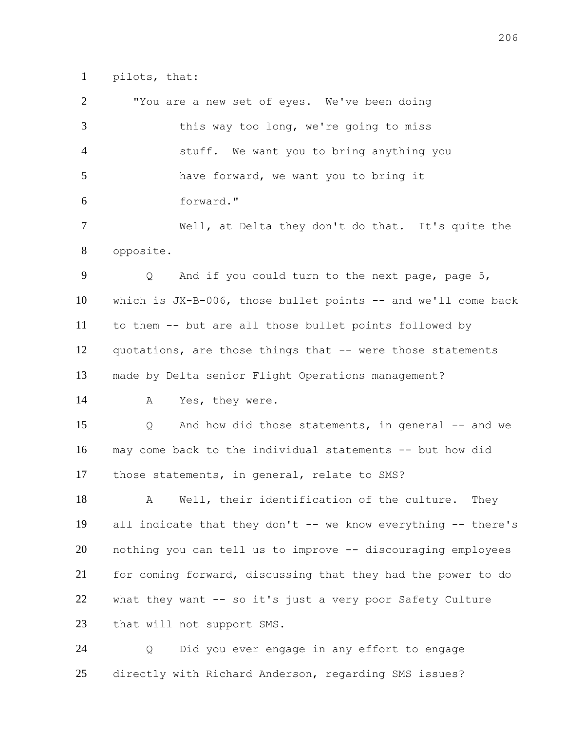pilots, that:

"You are a new set of eyes. We've been doing this way too long, we're going to miss stuff. We want you to bring anything you have forward, we want you to bring it forward."

Well, at Delta they don't do that. It's quite the opposite.

Q And if you could turn to the next page, page 5, which is JX-B-006, those bullet points -- and we'll come back to them -- but are all those bullet points followed by quotations, are those things that -- were those statements made by Delta senior Flight Operations management?

A Yes, they were.

Q And how did those statements, in general -- and we may come back to the individual statements -- but how did those statements, in general, relate to SMS?

A Well, their identification of the culture. They all indicate that they don't -- we know everything -- there's nothing you can tell us to improve -- discouraging employees for coming forward, discussing that they had the power to do what they want -- so it's just a very poor Safety Culture that will not support SMS.

Q Did you ever engage in any effort to engage directly with Richard Anderson, regarding SMS issues?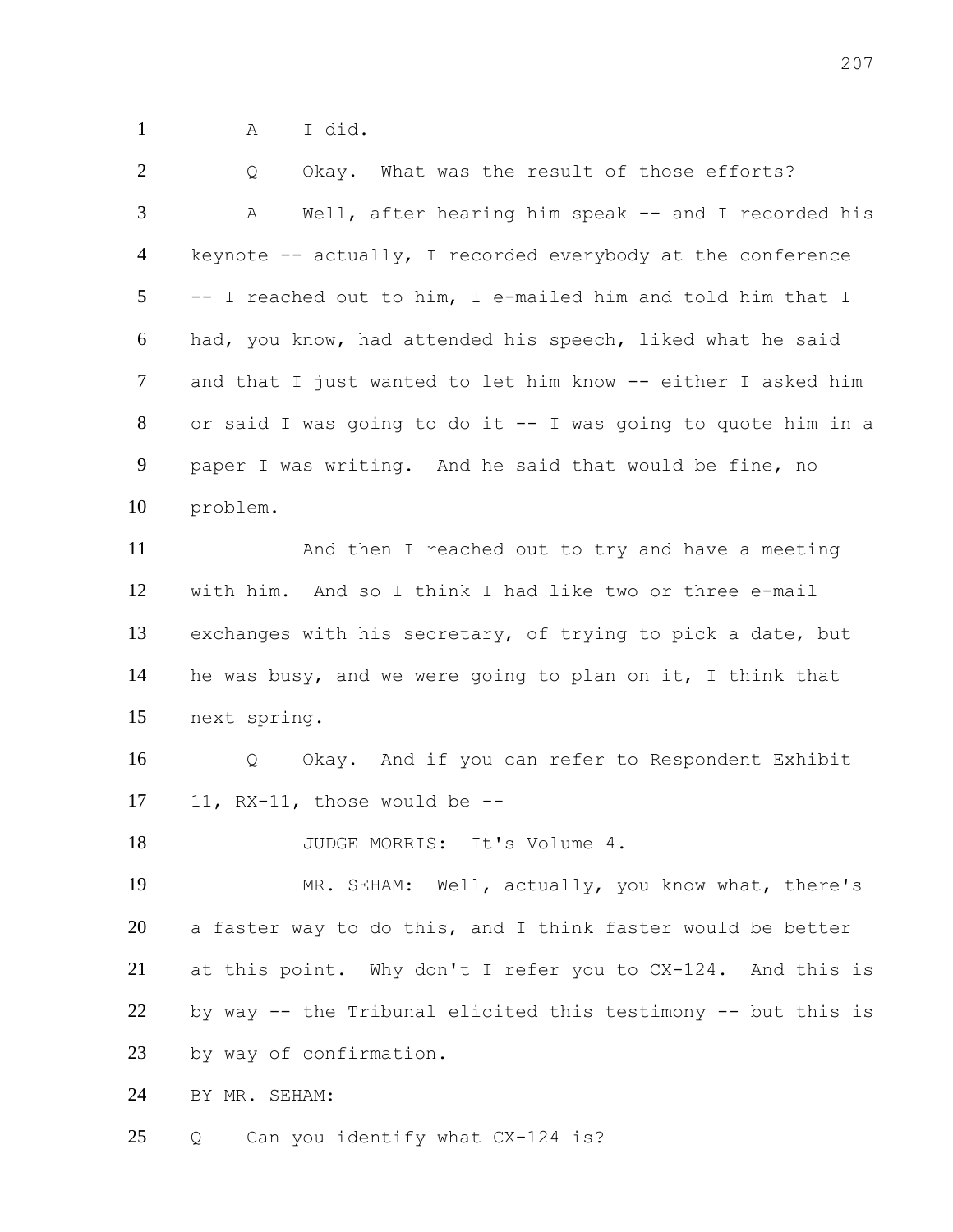A I did.

Q Okay. What was the result of those efforts?

A Well, after hearing him speak -- and I recorded his keynote -- actually, I recorded everybody at the conference -- I reached out to him, I e-mailed him and told him that I had, you know, had attended his speech, liked what he said and that I just wanted to let him know -- either I asked him or said I was going to do it -- I was going to quote him in a paper I was writing. And he said that would be fine, no problem.

And then I reached out to try and have a meeting with him. And so I think I had like two or three e-mail exchanges with his secretary, of trying to pick a date, but he was busy, and we were going to plan on it, I think that next spring.

Q Okay. And if you can refer to Respondent Exhibit 11, RX-11, those would be --

JUDGE MORRIS: It's Volume 4.

MR. SEHAM: Well, actually, you know what, there's a faster way to do this, and I think faster would be better at this point. Why don't I refer you to CX-124. And this is by way -- the Tribunal elicited this testimony -- but this is by way of confirmation.

BY MR. SEHAM:

Q Can you identify what CX-124 is?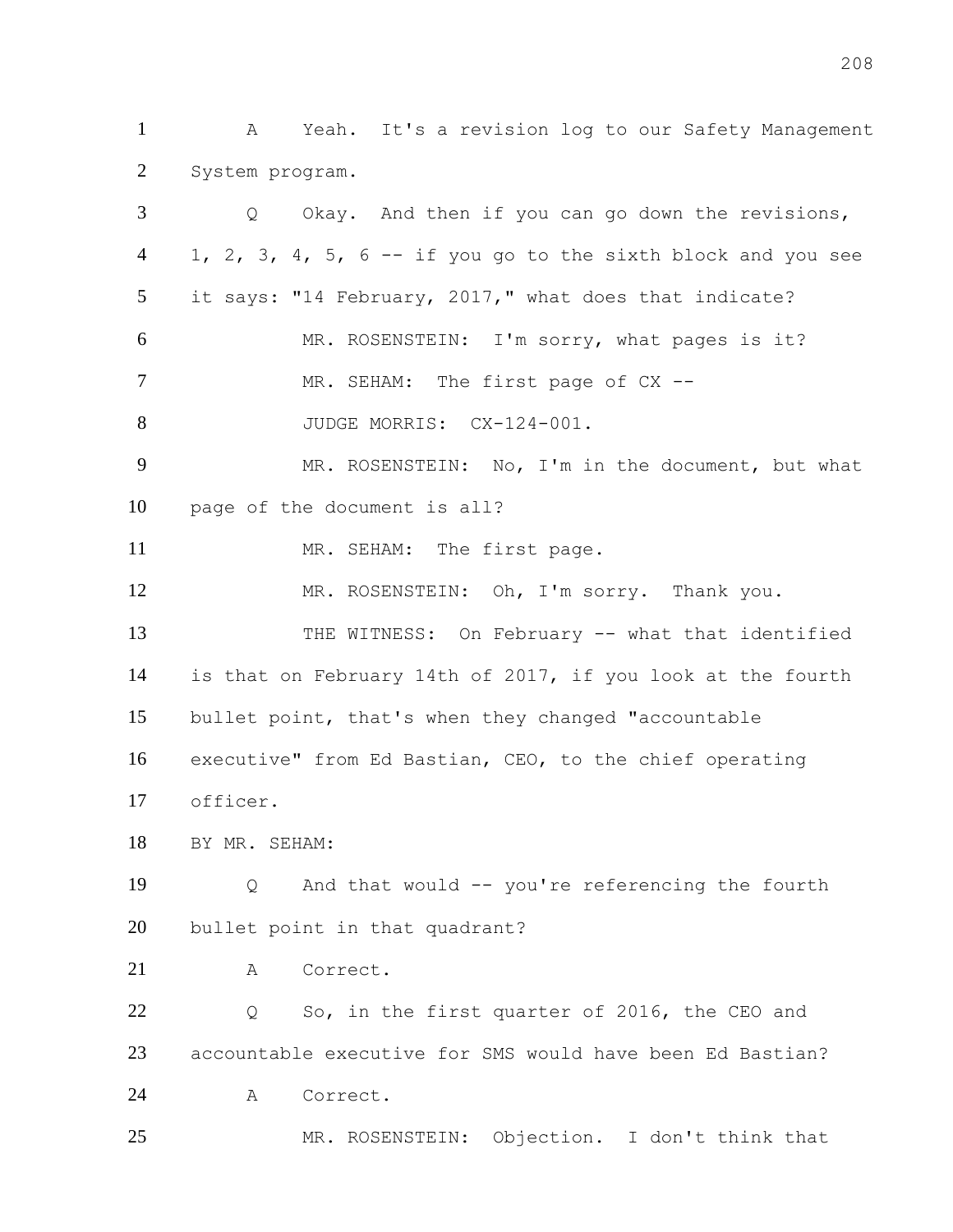1 A Yeah. It's a revision log to our Safety Management
2 System program.
3 Q Okay. And then if you can go down the revisions,
4 1, 2, 3, 4, 5, 6 -- if you go to the sixth block and you see
5 it says: "14 February, 2017," what does that indicate?
6 MR. ROSENSTEIN: I'm sorry, what pages is it?
7 MR. SEHAM: The first page of CX --
8 JUDGE MORRIS: CX-124-001.
9 MR. ROSENSTEIN: No, I'm in the document, but what
10 page of the document is all?
11 MR. SEHAM: The first page.
12 MR. ROSENSTEIN: Oh, I'm sorry. Thank you.
13 THE WITNESS: On February -- what that identified
14 is that on February 14th of 2017, if you look at the fourth
15 bullet point, that's when they changed "accountable
16 executive" from Ed Bastian, CEO, to the chief operating
17 officer.
18 BY MR. SEHAM:
19 Q And that would -- you're referencing the fourth
20 bullet point in that quadrant?
21 A Correct.
22 Q So, in the first quarter of 2016, the CEO and
23 accountable executive for SMS would have been Ed Bastian?
24 A Correct.
25 MR. ROSENSTEIN: Objection. I don't think that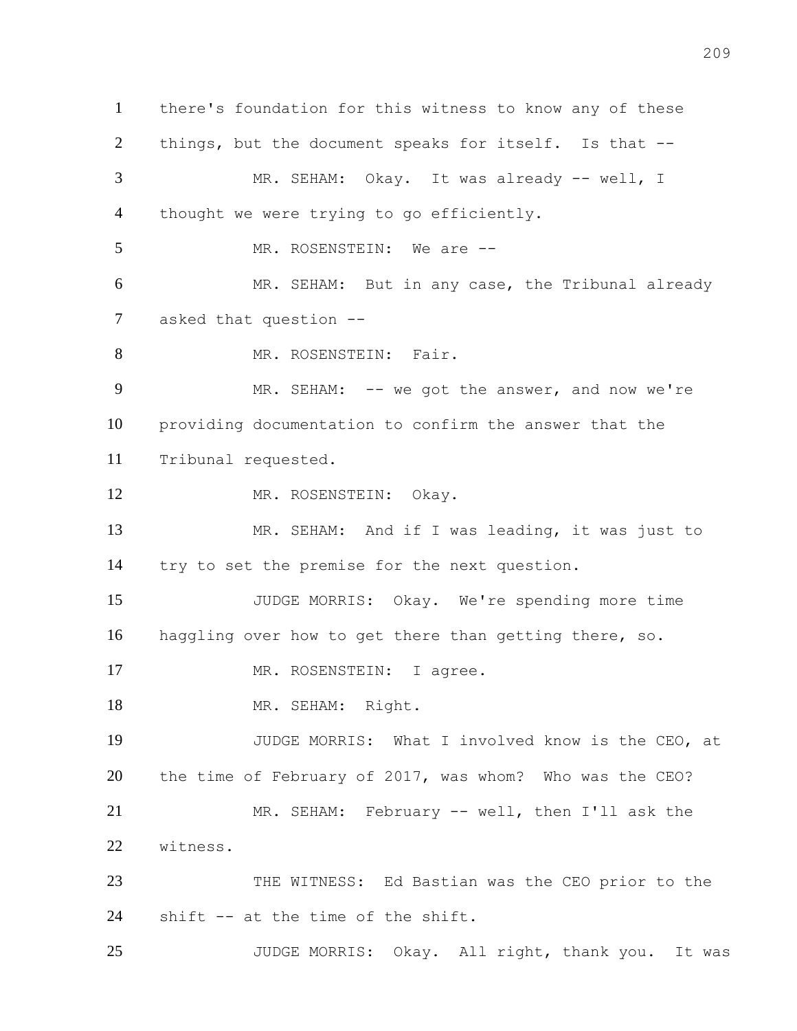1 there's foundation for this witness to know any of these
2 things, but the document speaks for itself. Is that --
3 MR. SEHAM: Okay. It was already -- well, I
4 thought we were trying to go efficiently.
5 MR. ROSENSTEIN: We are --
6 MR. SEHAM: But in any case, the Tribunal already
7 asked that question --
8 MR. ROSENSTEIN: Fair.
9 MR. SEHAM: -- we got the answer, and now we're
10 providing documentation to confirm the answer that the
11 Tribunal requested.
12 MR. ROSENSTEIN: Okay.
13 MR. SEHAM: And if I was leading, it was just to
14 try to set the premise for the next question.
15 JUDGE MORRIS: Okay. We're spending more time
16 haggling over how to get there than getting there, so.
17 MR. ROSENSTEIN: I agree.
18 MR. SEHAM: Right.
19 JUDGE MORRIS: What I involved know is the CEO, at
20 the time of February of 2017, was whom? Who was the CEO?
21 MR. SEHAM: February -- well, then I'll ask the
22 witness.
23 THE WITNESS: Ed Bastian was the CEO prior to the
24 shift -- at the time of the shift.
25 JUDGE MORRIS: Okay. All right, thank you. It was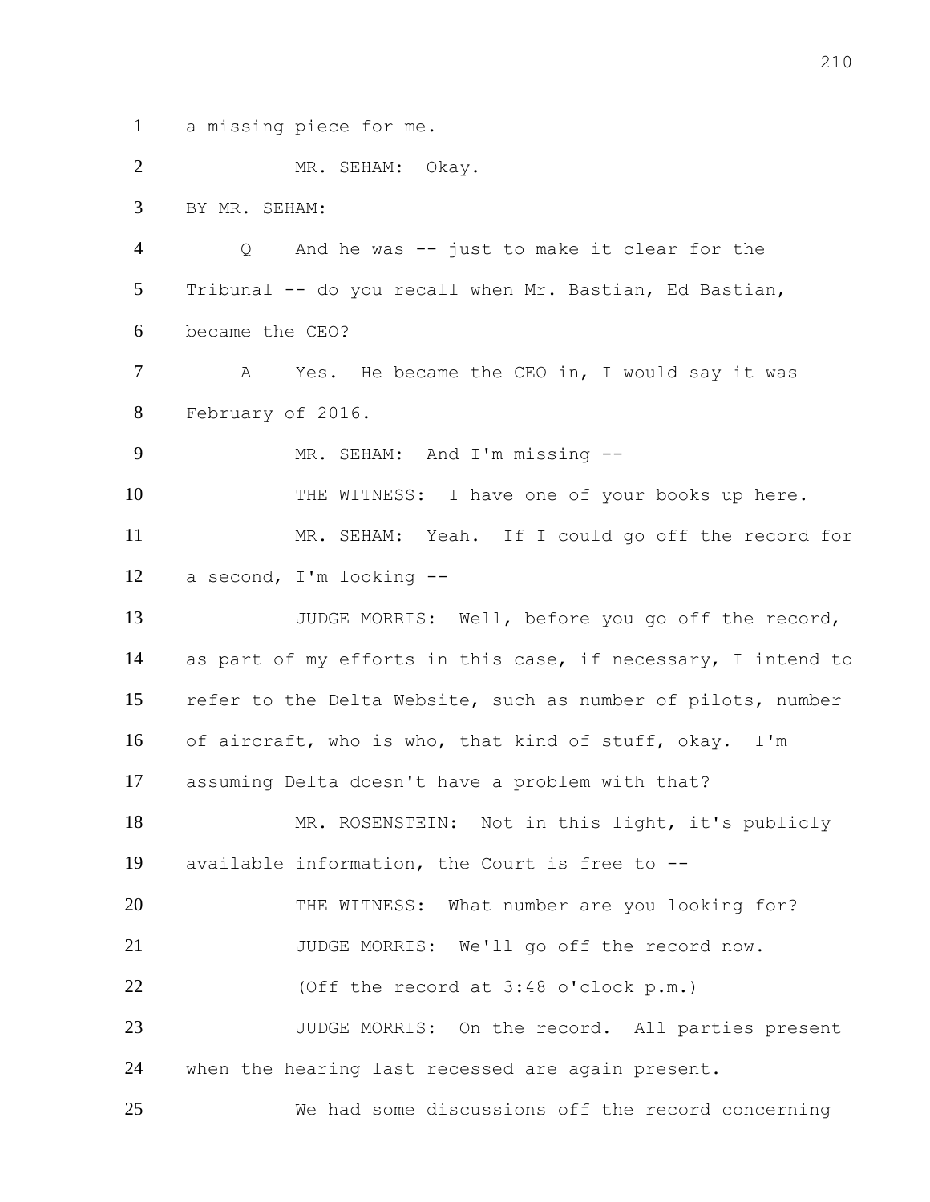1 a missing piece for me.

2 MR. SEHAM: Okay.

3 BY MR. SEHAM:

4 Q And he was -- just to make it clear for the

5 Tribunal -- do you recall when Mr. Bastian, Ed Bastian,

6 became the CEO?

7 A Yes. He became the CEO in, I would say it was

8 February of 2016.

9 MR. SEHAM: And I'm missing --

10 THE WITNESS: I have one of your books up here.

11 MR. SEHAM: Yeah. If I could go off the record for

12 a second, I'm looking --

13 JUDGE MORRIS: Well, before you go off the record,

14 as part of my efforts in this case, if necessary, I intend to

15 refer to the Delta Website, such as number of pilots, number

16 of aircraft, who is who, that kind of stuff, okay. I'm

17 assuming Delta doesn't have a problem with that?

18 MR. ROSENSTEIN: Not in this light, it's publicly

19 available information, the Court is free to --

20 THE WITNESS: What number are you looking for?

21 JUDGE MORRIS: We'll go off the record now.

22 (Off the record at 3:48 o'clock p.m.)

23 JUDGE MORRIS: On the record. All parties present

24 when the hearing last recessed are again present.

25 We had some discussions off the record concerning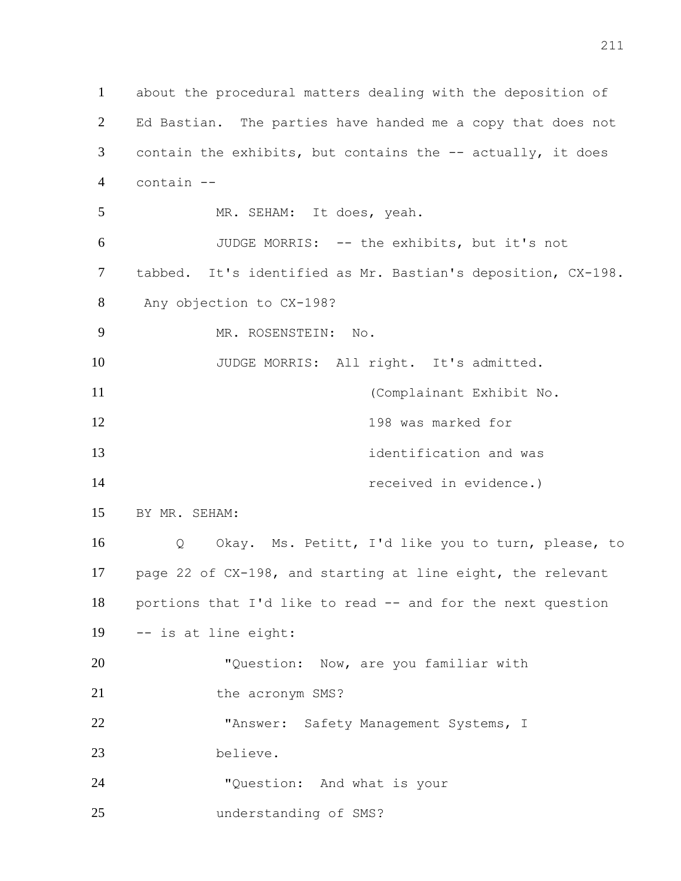about the procedural matters dealing with the deposition of Ed Bastian. The parties have handed me a copy that does not contain the exhibits, but contains the -- actually, it does contain --

MR. SEHAM: It does, yeah.

JUDGE MORRIS: -- the exhibits, but it's not tabbed. It's identified as Mr. Bastian's deposition, CX-198. Any objection to CX-198?

MR. ROSENSTEIN: No.

JUDGE MORRIS: All right. It's admitted.

(Complainant Exhibit No. 198 was marked for identification and was received in evidence.)

BY MR. SEHAM:

Q Okay. Ms. Petitt, I'd like you to turn, please, to page 22 of CX-198, and starting at line eight, the relevant portions that I'd like to read -- and for the next question -- is at line eight:

"Question: Now, are you familiar with the acronym SMS?

"Answer: Safety Management Systems, I believe.

"Question: And what is your understanding of SMS?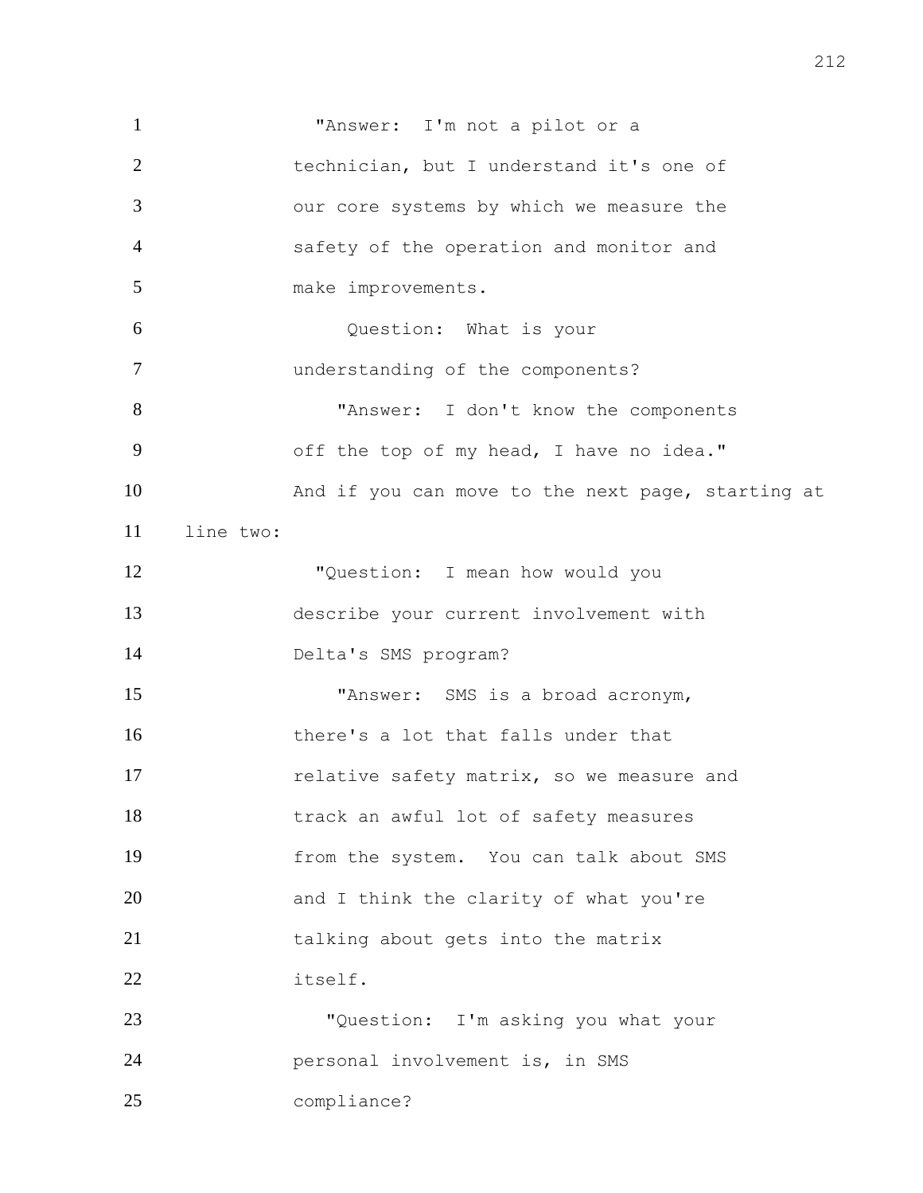"Answer: I'm not a pilot or a technician, but I understand it's one of our core systems by which we measure the safety of the operation and monitor and make improvements.

Question: What is your understanding of the components?

"Answer: I don't know the components off the top of my head, I have no idea."

And if you can move to the next page, starting at line two:

"Question: I mean how would you describe your current involvement with Delta's SMS program?

"Answer: SMS is a broad acronym, there's a lot that falls under that relative safety matrix, so we measure and track an awful lot of safety measures from the system. You can talk about SMS and I think the clarity of what you're talking about gets into the matrix itself.

"Question: I'm asking you what your personal involvement is, in SMS compliance?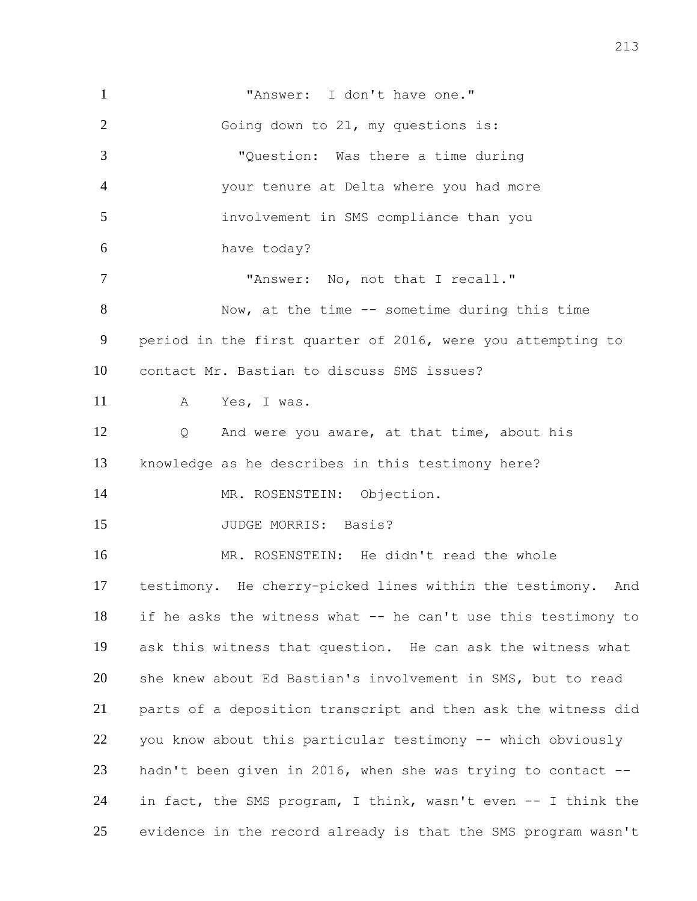"Answer: I don't have one."

Going down to 21, my questions is:

"Question: Was there a time during your tenure at Delta where you had more involvement in SMS compliance than you have today?

"Answer: No, not that I recall."

Now, at the time -- sometime during this time period in the first quarter of 2016, were you attempting to contact Mr. Bastian to discuss SMS issues?

A Yes, I was.

Q And were you aware, at that time, about his knowledge as he describes in this testimony here?

MR. ROSENSTEIN: Objection.

JUDGE MORRIS: Basis?

MR. ROSENSTEIN: He didn't read the whole testimony. He cherry-picked lines within the testimony. And if he asks the witness what -- he can't use this testimony to ask this witness that question. He can ask the witness what she knew about Ed Bastian's involvement in SMS, but to read parts of a deposition transcript and then ask the witness did you know about this particular testimony -- which obviously hadn't been given in 2016, when she was trying to contact -- in fact, the SMS program, I think, wasn't even -- I think the evidence in the record already is that the SMS program wasn't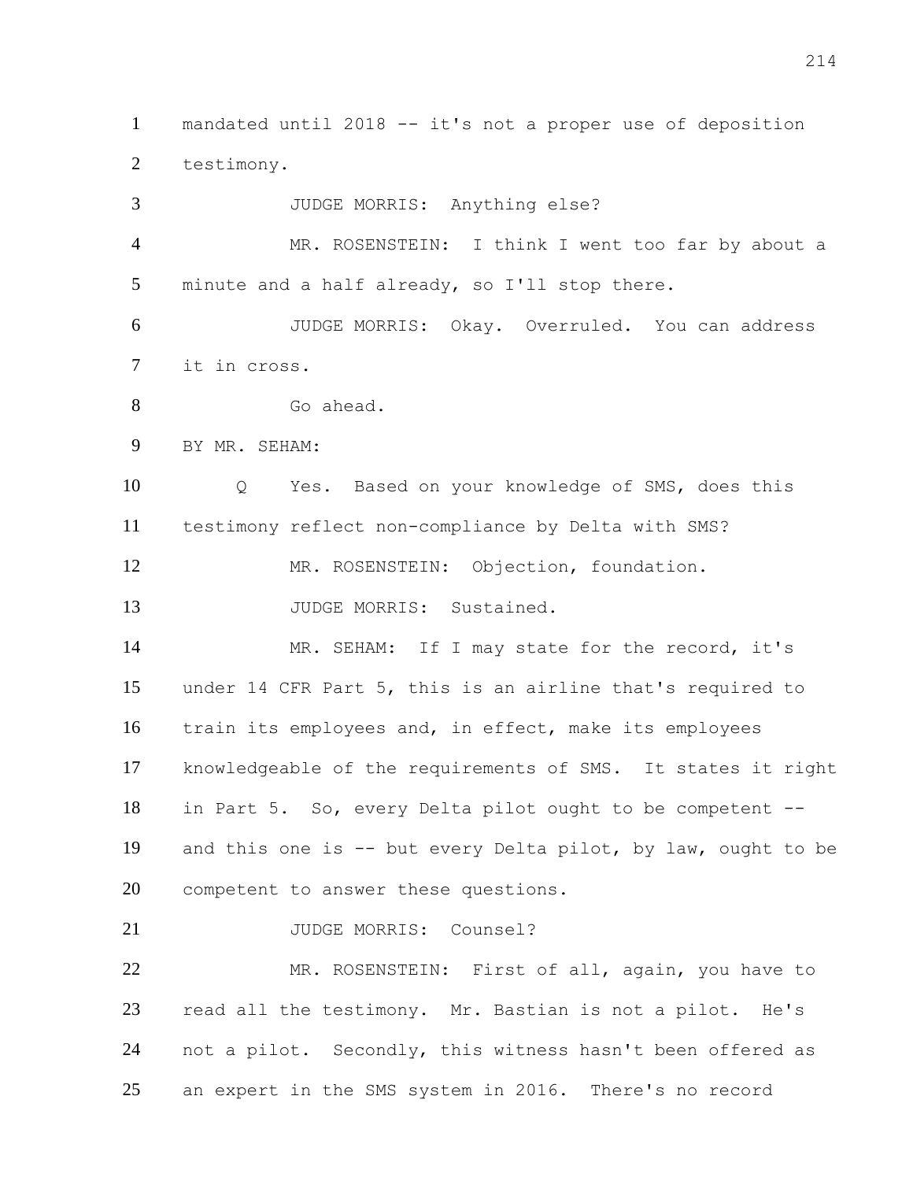mandated until 2018 -- it's not a proper use of deposition testimony.

JUDGE MORRIS: Anything else?

MR. ROSENSTEIN: I think I went too far by about a minute and a half already, so I'll stop there.

JUDGE MORRIS: Okay. Overruled. You can address it in cross.

Go ahead.

BY MR. SEHAM:

Q Yes. Based on your knowledge of SMS, does this testimony reflect non-compliance by Delta with SMS?

MR. ROSENSTEIN: Objection, foundation.

JUDGE MORRIS: Sustained.

MR. SEHAM: If I may state for the record, it's under 14 CFR Part 5, this is an airline that's required to train its employees and, in effect, make its employees knowledgeable of the requirements of SMS. It states it right in Part 5. So, every Delta pilot ought to be competent -- and this one is -- but every Delta pilot, by law, ought to be competent to answer these questions.

JUDGE MORRIS: Counsel?

MR. ROSENSTEIN: First of all, again, you have to read all the testimony. Mr. Bastian is not a pilot. He's not a pilot. Secondly, this witness hasn't been offered as an expert in the SMS system in 2016. There's no record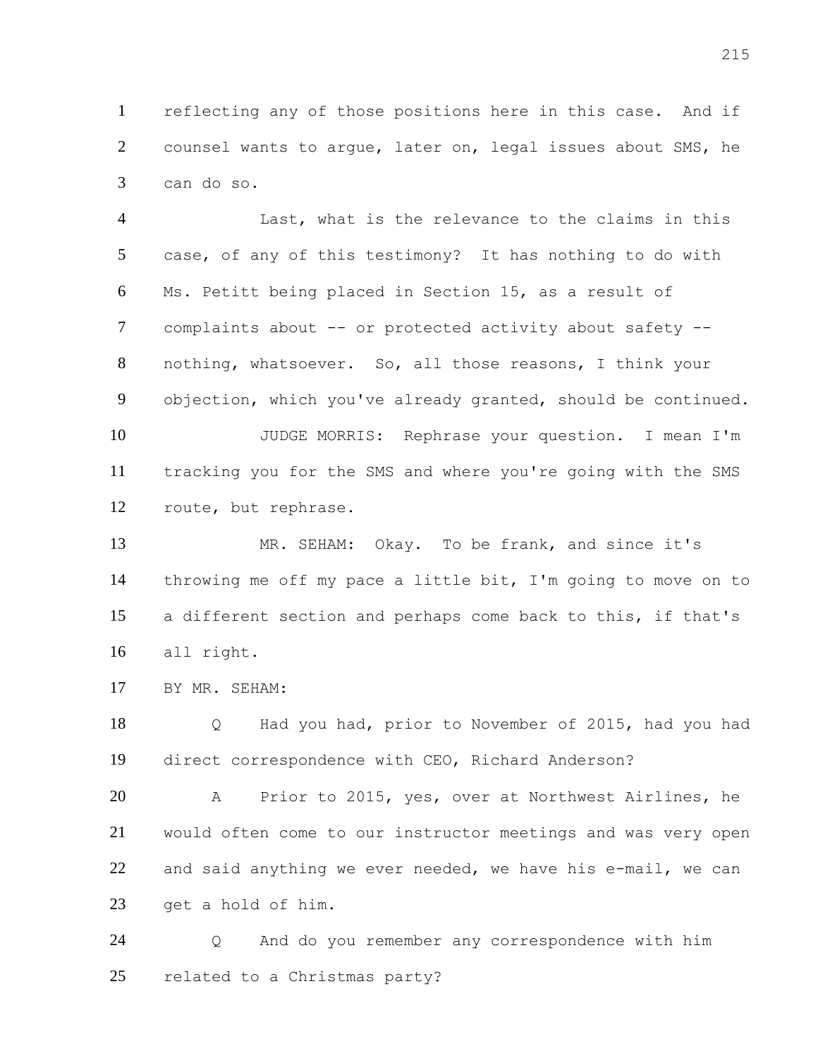reflecting any of those positions here in this case. And if counsel wants to argue, later on, legal issues about SMS, he can do so.

Last, what is the relevance to the claims in this case, of any of this testimony? It has nothing to do with Ms. Petitt being placed in Section 15, as a result of complaints about -- or protected activity about safety -- nothing, whatsoever. So, all those reasons, I think your objection, which you've already granted, should be continued.

JUDGE MORRIS: Rephrase your question. I mean I'm tracking you for the SMS and where you're going with the SMS route, but rephrase.

MR. SEHAM: Okay. To be frank, and since it's throwing me off my pace a little bit, I'm going to move on to a different section and perhaps come back to this, if that's all right.

BY MR. SEHAM:

Q Had you had, prior to November of 2015, had you had direct correspondence with CEO, Richard Anderson?

A Prior to 2015, yes, over at Northwest Airlines, he would often come to our instructor meetings and was very open and said anything we ever needed, we have his e-mail, we can get a hold of him.

Q And do you remember any correspondence with him related to a Christmas party?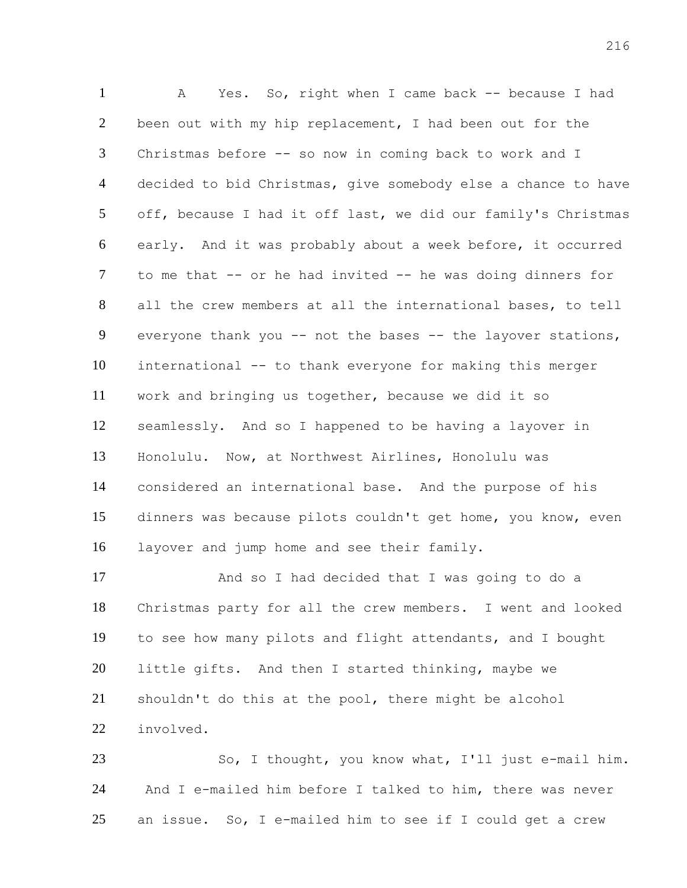A Yes. So, right when I came back -- because I had been out with my hip replacement, I had been out for the Christmas before -- so now in coming back to work and I decided to bid Christmas, give somebody else a chance to have off, because I had it off last, we did our family's Christmas early. And it was probably about a week before, it occurred to me that -- or he had invited -- he was doing dinners for all the crew members at all the international bases, to tell everyone thank you -- not the bases -- the layover stations, international -- to thank everyone for making this merger work and bringing us together, because we did it so seamlessly. And so I happened to be having a layover in Honolulu. Now, at Northwest Airlines, Honolulu was considered an international base. And the purpose of his dinners was because pilots couldn't get home, you know, even layover and jump home and see their family.

And so I had decided that I was going to do a Christmas party for all the crew members. I went and looked to see how many pilots and flight attendants, and I bought little gifts. And then I started thinking, maybe we shouldn't do this at the pool, there might be alcohol involved.

So, I thought, you know what, I'll just e-mail him. And I e-mailed him before I talked to him, there was never an issue. So, I e-mailed him to see if I could get a crew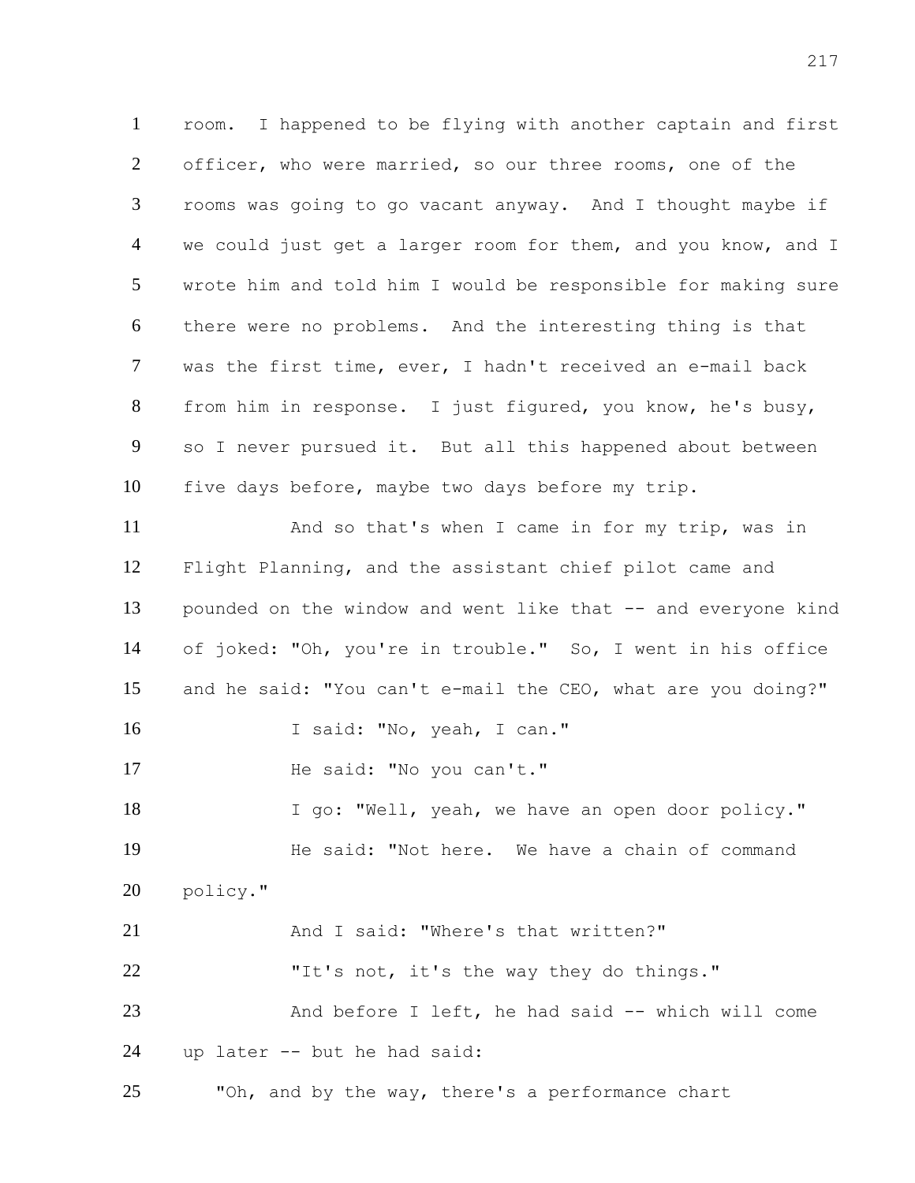room. I happened to be flying with another captain and first officer, who were married, so our three rooms, one of the rooms was going to go vacant anyway. And I thought maybe if we could just get a larger room for them, and you know, and I wrote him and told him I would be responsible for making sure there were no problems. And the interesting thing is that was the first time, ever, I hadn't received an e-mail back from him in response. I just figured, you know, he's busy, so I never pursued it. But all this happened about between five days before, maybe two days before my trip.

And so that's when I came in for my trip, was in Flight Planning, and the assistant chief pilot came and pounded on the window and went like that -- and everyone kind of joked: "Oh, you're in trouble." So, I went in his office and he said: "You can't e-mail the CEO, what are you doing?"

I said: "No, yeah, I can."

He said: "No you can't."

I go: "Well, yeah, we have an open door policy."

He said: "Not here. We have a chain of command policy."

And I said: "Where's that written?"

"It's not, it's the way they do things."

And before I left, he had said -- which will come up later -- but he had said:

"Oh, and by the way, there's a performance chart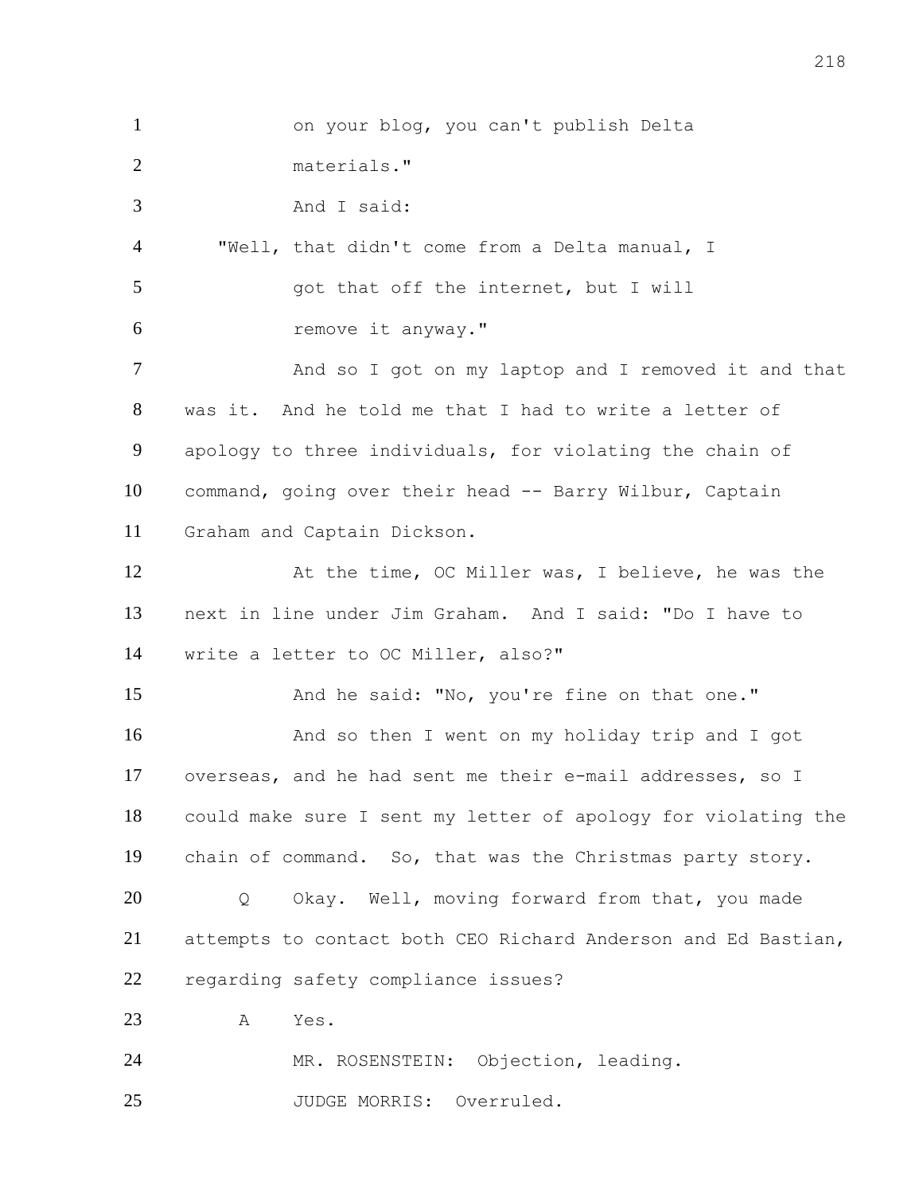on your blog, you can't publish Delta materials."

And I said:

"Well, that didn't come from a Delta manual, I got that off the internet, but I will remove it anyway."

And so I got on my laptop and I removed it and that was it. And he told me that I had to write a letter of apology to three individuals, for violating the chain of command, going over their head -- Barry Wilbur, Captain Graham and Captain Dickson.

At the time, OC Miller was, I believe, he was the next in line under Jim Graham. And I said: "Do I have to write a letter to OC Miller, also?"

And he said: "No, you're fine on that one."

And so then I went on my holiday trip and I got overseas, and he had sent me their e-mail addresses, so I could make sure I sent my letter of apology for violating the chain of command. So, that was the Christmas party story.

Q Okay. Well, moving forward from that, you made attempts to contact both CEO Richard Anderson and Ed Bastian, regarding safety compliance issues?

A Yes.

MR. ROSENSTEIN: Objection, leading.

JUDGE MORRIS: Overruled.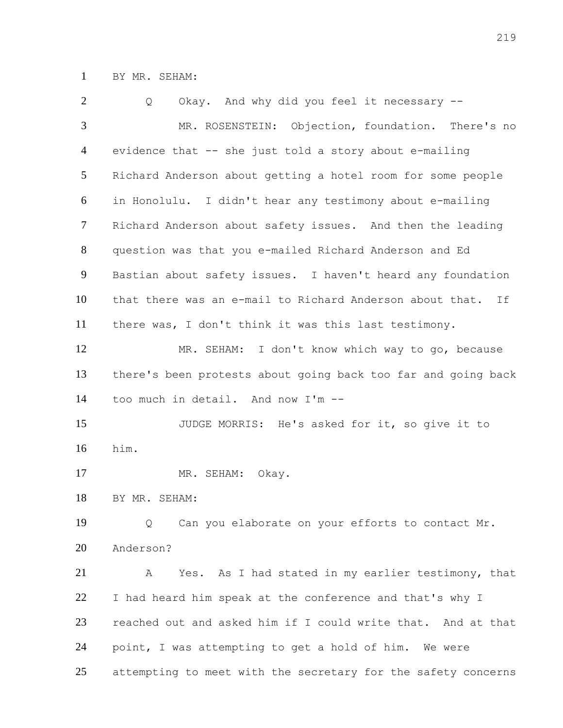BY MR. SEHAM:

Q Okay. And why did you feel it necessary --

MR. ROSENSTEIN: Objection, foundation. There's no evidence that -- she just told a story about e-mailing Richard Anderson about getting a hotel room for some people in Honolulu. I didn't hear any testimony about e-mailing Richard Anderson about safety issues. And then the leading question was that you e-mailed Richard Anderson and Ed Bastian about safety issues. I haven't heard any foundation that there was an e-mail to Richard Anderson about that. If there was, I don't think it was this last testimony.

MR. SEHAM: I don't know which way to go, because there's been protests about going back too far and going back too much in detail. And now I'm --

JUDGE MORRIS: He's asked for it, so give it to him.

MR. SEHAM: Okay.

BY MR. SEHAM:

Q Can you elaborate on your efforts to contact Mr. Anderson?

A Yes. As I had stated in my earlier testimony, that I had heard him speak at the conference and that's why I reached out and asked him if I could write that. And at that point, I was attempting to get a hold of him. We were attempting to meet with the secretary for the safety concerns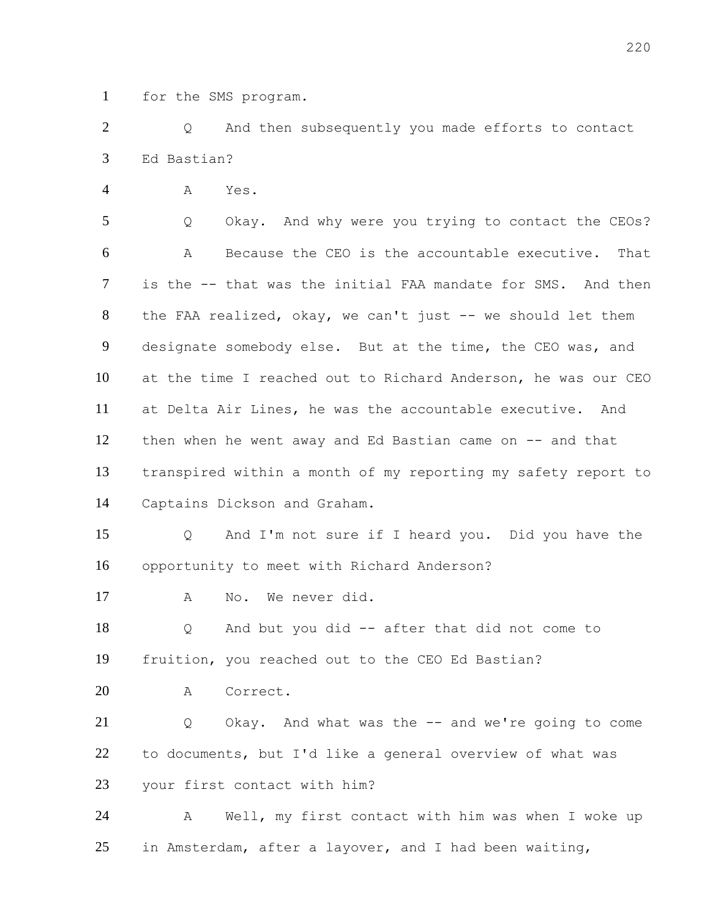for the SMS program.

Q And then subsequently you made efforts to contact Ed Bastian?

A Yes.

Q Okay. And why were you trying to contact the CEOs?

A Because the CEO is the accountable executive. That is the -- that was the initial FAA mandate for SMS. And then the FAA realized, okay, we can't just -- we should let them designate somebody else. But at the time, the CEO was, and at the time I reached out to Richard Anderson, he was our CEO at Delta Air Lines, he was the accountable executive. And then when he went away and Ed Bastian came on -- and that transpired within a month of my reporting my safety report to Captains Dickson and Graham.

Q And I'm not sure if I heard you. Did you have the opportunity to meet with Richard Anderson?

A No. We never did.

Q And but you did -- after that did not come to fruition, you reached out to the CEO Ed Bastian?

A Correct.

Q Okay. And what was the -- and we're going to come to documents, but I'd like a general overview of what was your first contact with him?

A Well, my first contact with him was when I woke up in Amsterdam, after a layover, and I had been waiting,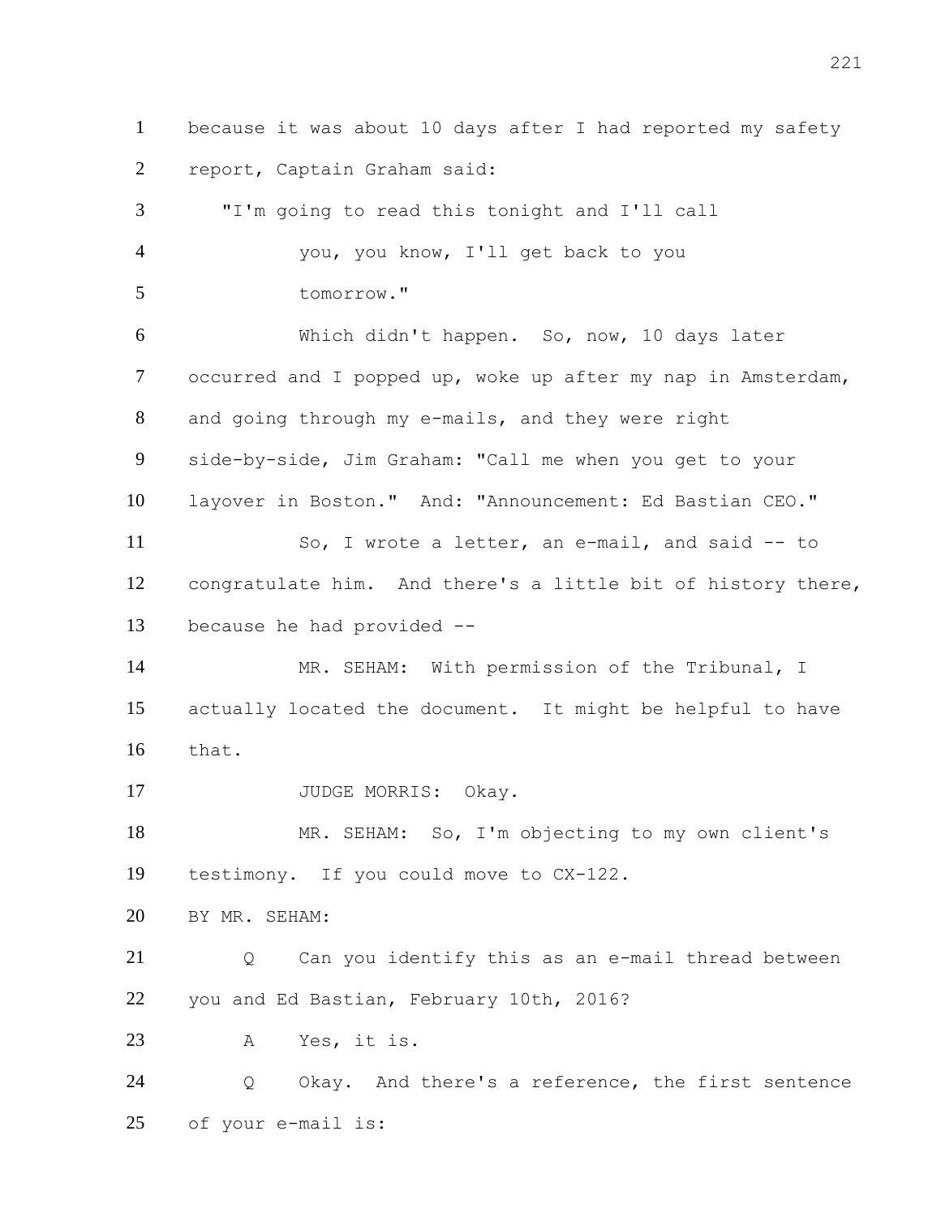1 because it was about 10 days after I had reported my safety
2 report, Captain Graham said:
3 "I'm going to read this tonight and I'll call
4 you, you know, I'll get back to you
5 tomorrow."
6 Which didn't happen. So, now, 10 days later
7 occurred and I popped up, woke up after my nap in Amsterdam,
8 and going through my e-mails, and they were right
9 side-by-side, Jim Graham: "Call me when you get to your
10 layover in Boston." And: "Announcement: Ed Bastian CEO."
11 So, I wrote a letter, an e-mail, and said -- to
12 congratulate him. And there's a little bit of history there,
13 because he had provided --
14 MR. SEHAM: With permission of the Tribunal, I
15 actually located the document. It might be helpful to have
16 that.
17 JUDGE MORRIS: Okay.
18 MR. SEHAM: So, I'm objecting to my own client's
19 testimony. If you could move to CX-122.
20 BY MR. SEHAM:
21 Q Can you identify this as an e-mail thread between
22 you and Ed Bastian, February 10th, 2016?
23 A Yes, it is.
24 Q Okay. And there's a reference, the first sentence
25 of your e-mail is: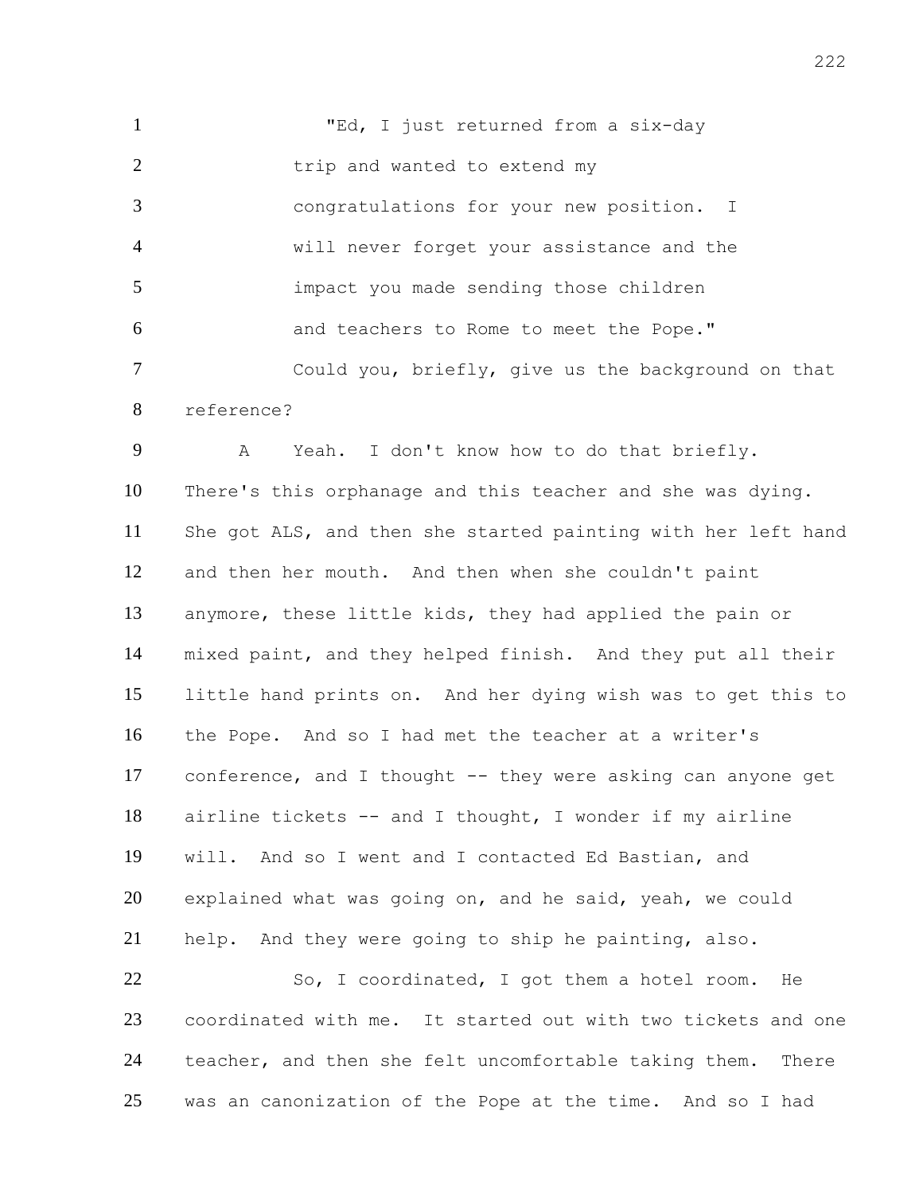"Ed, I just returned from a six-day trip and wanted to extend my congratulations for your new position. I will never forget your assistance and the impact you made sending those children and teachers to Rome to meet the Pope."

Could you, briefly, give us the background on that reference?

A Yeah. I don't know how to do that briefly. There's this orphanage and this teacher and she was dying. She got ALS, and then she started painting with her left hand and then her mouth. And then when she couldn't paint anymore, these little kids, they had applied the pain or mixed paint, and they helped finish. And they put all their little hand prints on. And her dying wish was to get this to the Pope. And so I had met the teacher at a writer's conference, and I thought -- they were asking can anyone get airline tickets -- and I thought, I wonder if my airline will. And so I went and I contacted Ed Bastian, and explained what was going on, and he said, yeah, we could help. And they were going to ship he painting, also.

So, I coordinated, I got them a hotel room. He coordinated with me. It started out with two tickets and one teacher, and then she felt uncomfortable taking them. There was an canonization of the Pope at the time. And so I had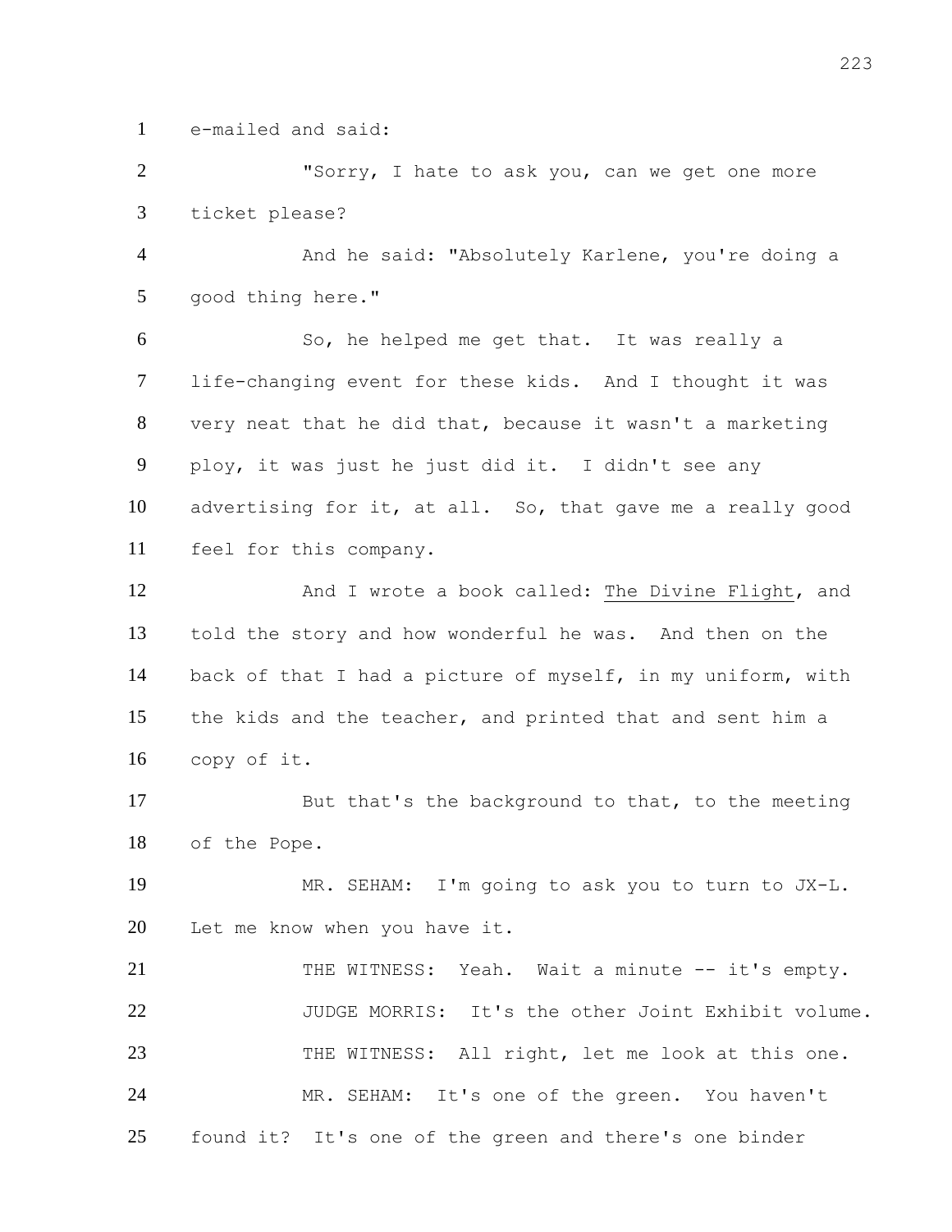e-mailed and said:

"Sorry, I hate to ask you, can we get one more ticket please?

And he said: "Absolutely Karlene, you're doing a good thing here."

So, he helped me get that. It was really a life-changing event for these kids. And I thought it was very neat that he did that, because it wasn't a marketing ploy, it was just he just did it. I didn't see any advertising for it, at all. So, that gave me a really good feel for this company.

And I wrote a book called: The Divine Flight, and told the story and how wonderful he was. And then on the back of that I had a picture of myself, in my uniform, with the kids and the teacher, and printed that and sent him a copy of it.

But that's the background to that, to the meeting of the Pope.

MR. SEHAM: I'm going to ask you to turn to JX-L. Let me know when you have it.

THE WITNESS: Yeah. Wait a minute -- it's empty.

JUDGE MORRIS: It's the other Joint Exhibit volume.

THE WITNESS: All right, let me look at this one.

MR. SEHAM: It's one of the green. You haven't found it? It's one of the green and there's one binder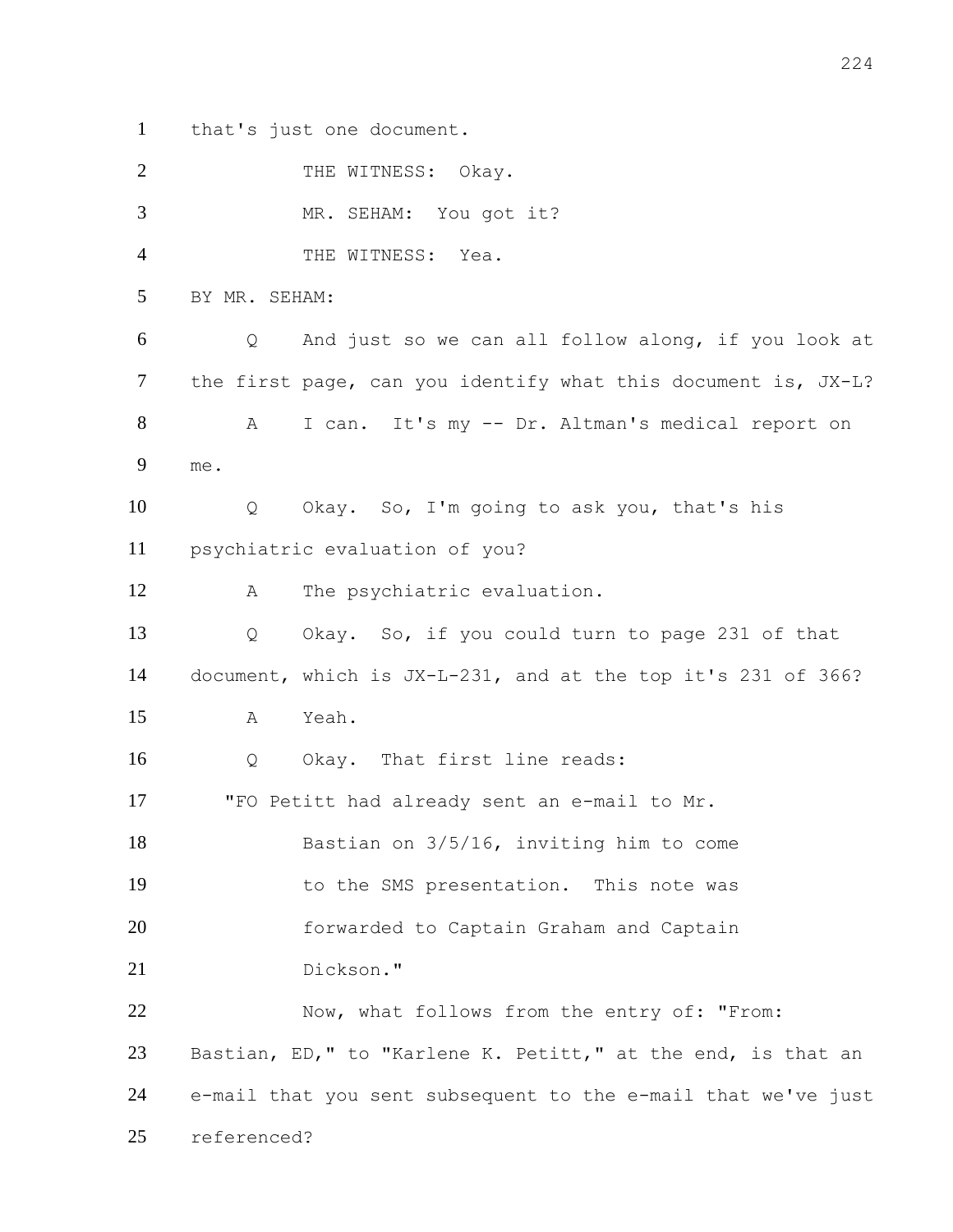1 that's just one document.

2 THE WITNESS: Okay.

3 MR. SEHAM: You got it?

4 THE WITNESS: Yea.

5 BY MR. SEHAM:

6 Q And just so we can all follow along, if you look at

7 the first page, can you identify what this document is, JX-L?

8 A I can. It's my -- Dr. Altman's medical report on

9 me.

10 Q Okay. So, I'm going to ask you, that's his

11 psychiatric evaluation of you?

12 A The psychiatric evaluation.

13 Q Okay. So, if you could turn to page 231 of that

14 document, which is JX-L-231, and at the top it's 231 of 366?

15 A Yeah.

16 Q Okay. That first line reads:

17 "FO Petitt had already sent an e-mail to Mr.

18 Bastian on 3/5/16, inviting him to come

19 to the SMS presentation. This note was

20 forwarded to Captain Graham and Captain

21 Dickson."

22 Now, what follows from the entry of: "From:

23 Bastian, ED," to "Karlene K. Petitt," at the end, is that an

24 e-mail that you sent subsequent to the e-mail that we've just

25 referenced?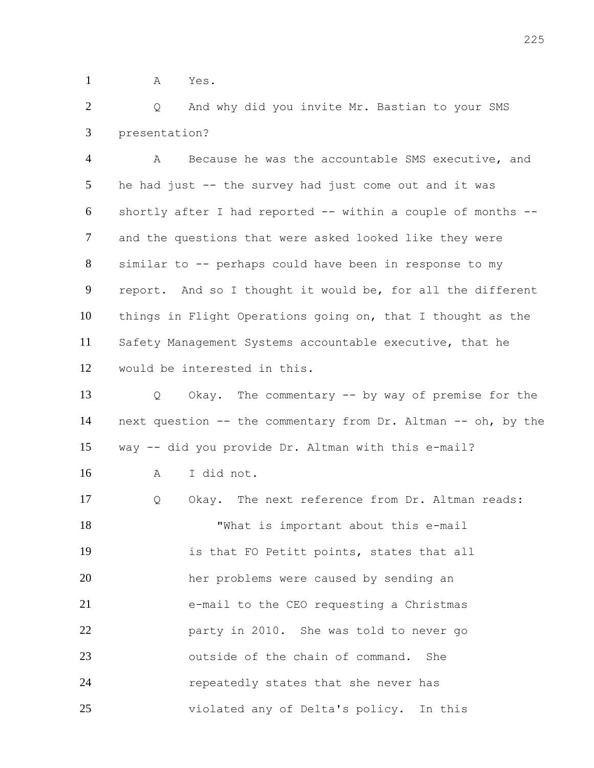A Yes.

Q And why did you invite Mr. Bastian to your SMS presentation?

A Because he was the accountable SMS executive, and he had just -- the survey had just come out and it was shortly after I had reported -- within a couple of months -- and the questions that were asked looked like they were similar to -- perhaps could have been in response to my report. And so I thought it would be, for all the different things in Flight Operations going on, that I thought as the Safety Management Systems accountable executive, that he would be interested in this.

Q Okay. The commentary -- by way of premise for the next question -- the commentary from Dr. Altman -- oh, by the way -- did you provide Dr. Altman with this e-mail?

A I did not.

Q Okay. The next reference from Dr. Altman reads:

> "What is important about this e-mail is that FO Petitt points, states that all her problems were caused by sending an e-mail to the CEO requesting a Christmas party in 2010. She was told to never go outside of the chain of command. She repeatedly states that she never has violated any of Delta's policy. In this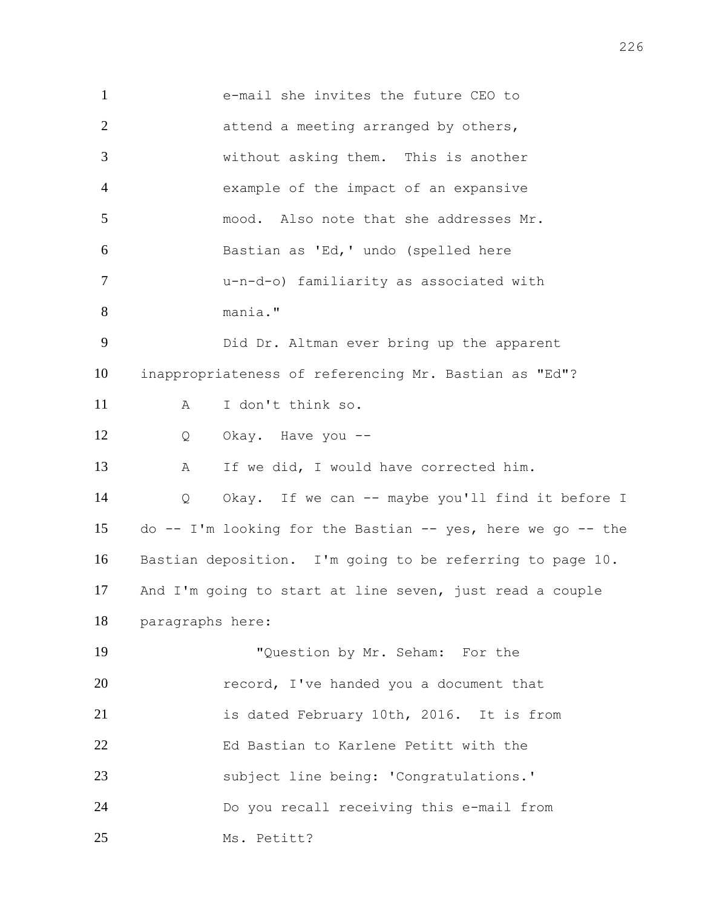e-mail she invites the future CEO to attend a meeting arranged by others, without asking them. This is another example of the impact of an expansive mood. Also note that she addresses Mr. Bastian as 'Ed,' undo (spelled here u-n-d-o) familiarity as associated with mania."

Did Dr. Altman ever bring up the apparent inappropriateness of referencing Mr. Bastian as "Ed"?

A I don't think so.

Q Okay. Have you --

A If we did, I would have corrected him.

Q Okay. If we can -- maybe you'll find it before I do -- I'm looking for the Bastian -- yes, here we go -- the Bastian deposition. I'm going to be referring to page 10. And I'm going to start at line seven, just read a couple paragraphs here:

"Question by Mr. Seham: For the record, I've handed you a document that is dated February 10th, 2016. It is from Ed Bastian to Karlene Petitt with the subject line being: 'Congratulations.' Do you recall receiving this e-mail from Ms. Petitt?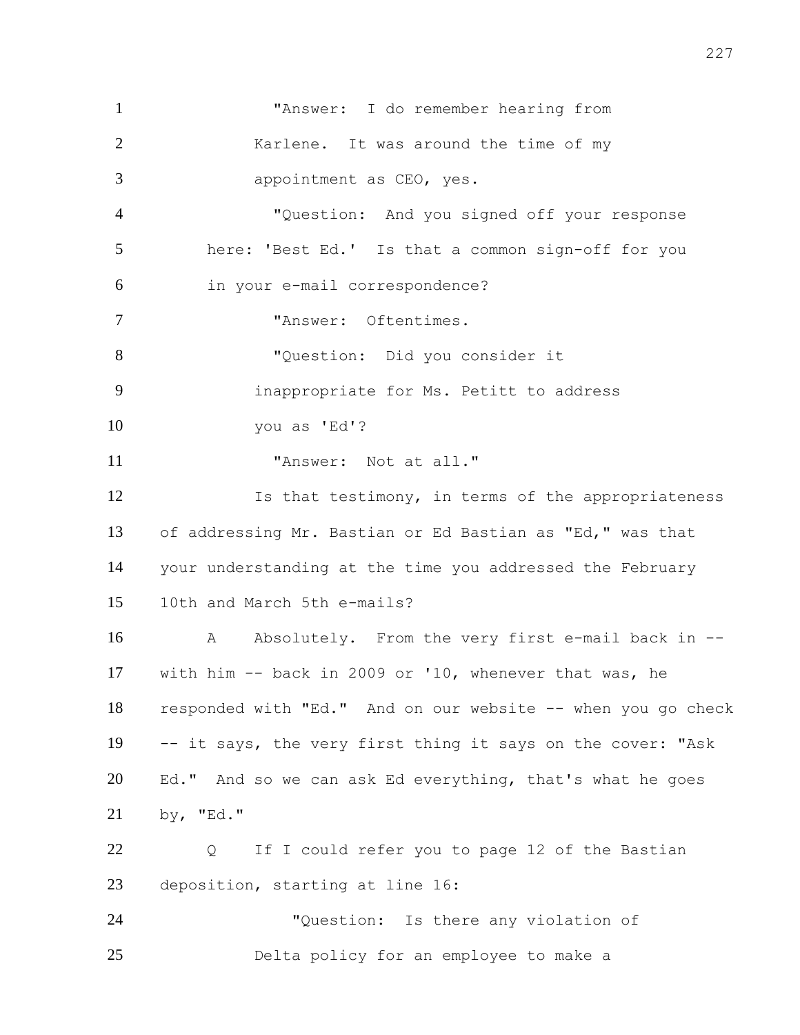"Answer: I do remember hearing from Karlene. It was around the time of my appointment as CEO, yes.

"Question: And you signed off your response here: 'Best Ed.' Is that a common sign-off for you in your e-mail correspondence?

"Answer: Oftentimes.

"Question: Did you consider it inappropriate for Ms. Petitt to address you as 'Ed'?

"Answer: Not at all."

Is that testimony, in terms of the appropriateness of addressing Mr. Bastian or Ed Bastian as "Ed," was that your understanding at the time you addressed the February 10th and March 5th e-mails?

A Absolutely. From the very first e-mail back in -- with him -- back in 2009 or '10, whenever that was, he responded with "Ed." And on our website -- when you go check -- it says, the very first thing it says on the cover: "Ask Ed." And so we can ask Ed everything, that's what he goes by, "Ed."

Q If I could refer you to page 12 of the Bastian deposition, starting at line 16:

"Question: Is there any violation of Delta policy for an employee to make a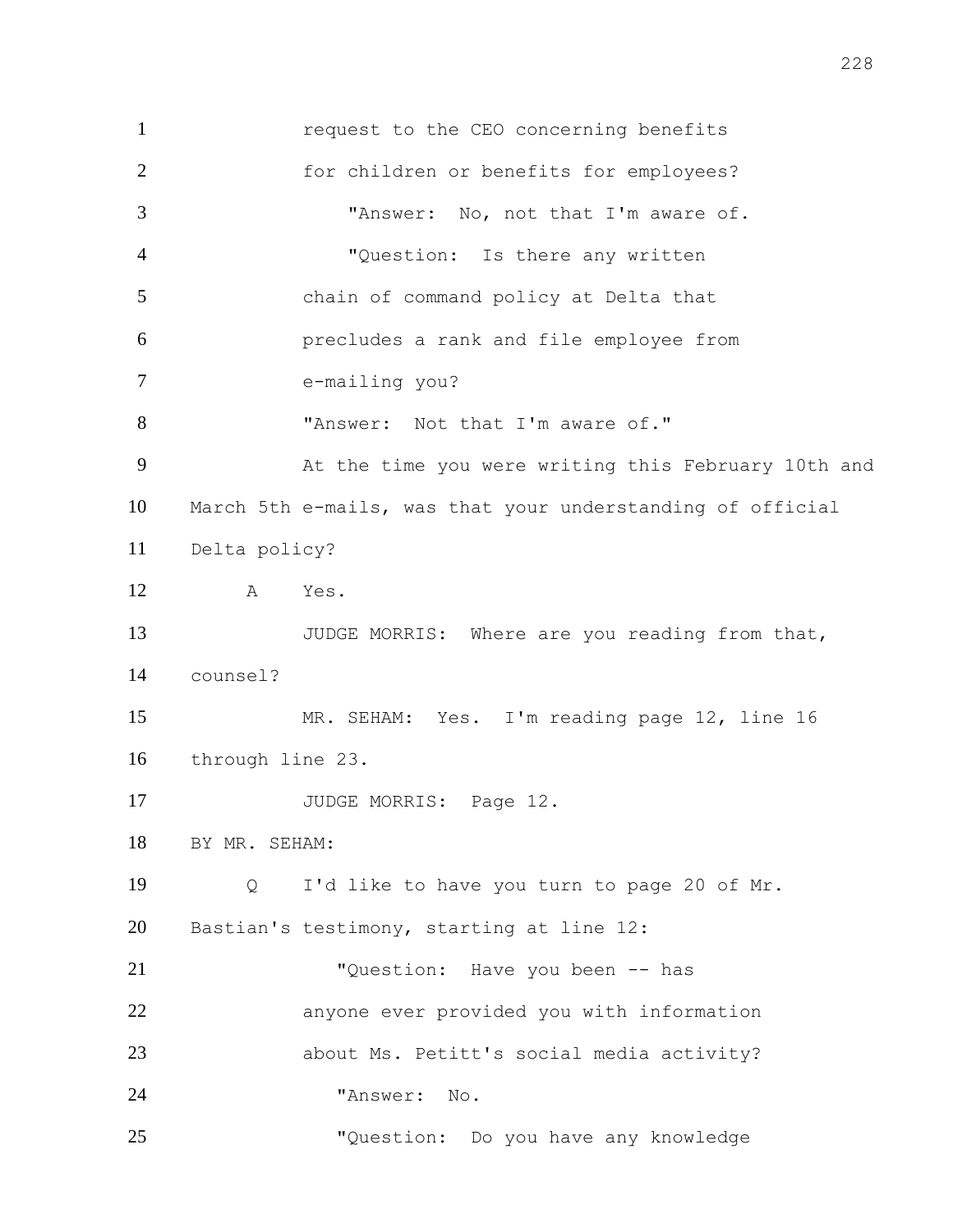1 request to the CEO concerning benefits
2 for children or benefits for employees?
3 "Answer: No, not that I'm aware of.
4 "Question: Is there any written
5 chain of command policy at Delta that
6 precludes a rank and file employee from
7 e-mailing you?
8 "Answer: Not that I'm aware of."
9 At the time you were writing this February 10th and
10 March 5th e-mails, was that your understanding of official
11 Delta policy?
12 A Yes.
13 JUDGE MORRIS: Where are you reading from that,
14 counsel?
15 MR. SEHAM: Yes. I'm reading page 12, line 16
16 through line 23.
17 JUDGE MORRIS: Page 12.
18 BY MR. SEHAM:
19 Q I'd like to have you turn to page 20 of Mr.
20 Bastian's testimony, starting at line 12:
21 "Question: Have you been -- has
22 anyone ever provided you with information
23 about Ms. Petitt's social media activity?
24 "Answer: No.
25 "Question: Do you have any knowledge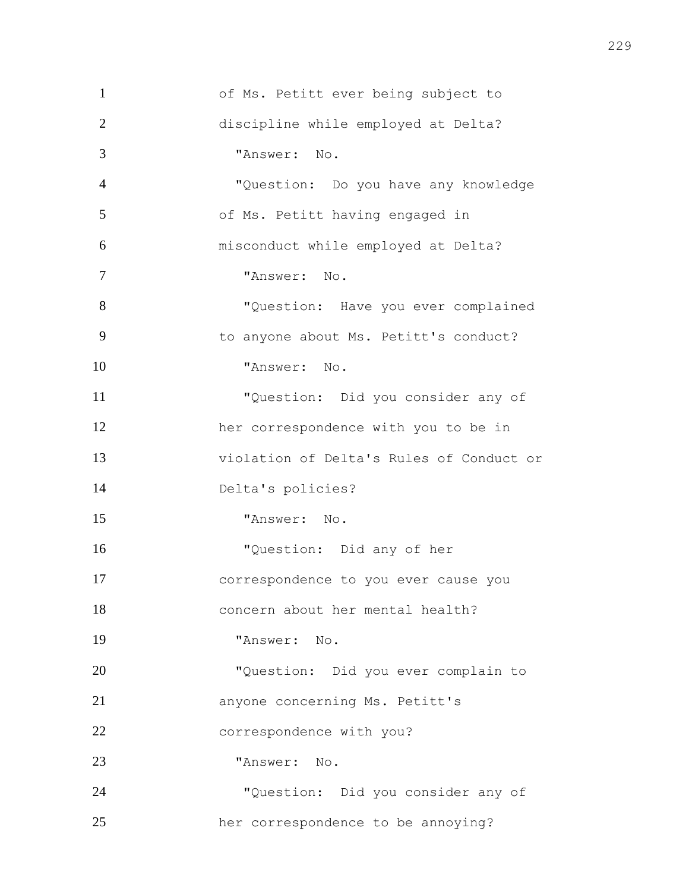1 of Ms. Petitt ever being subject to
2 discipline while employed at Delta?
3 "Answer: No.
4 "Question: Do you have any knowledge
5 of Ms. Petitt having engaged in
6 misconduct while employed at Delta?
7 "Answer: No.
8 "Question: Have you ever complained
9 to anyone about Ms. Petitt's conduct?
10 "Answer: No.
11 "Question: Did you consider any of
12 her correspondence with you to be in
13 violation of Delta's Rules of Conduct or
14 Delta's policies?
15 "Answer: No.
16 "Question: Did any of her
17 correspondence to you ever cause you
18 concern about her mental health?
19 "Answer: No.
20 "Question: Did you ever complain to
21 anyone concerning Ms. Petitt's
22 correspondence with you?
23 "Answer: No.
24 "Question: Did you consider any of
25 her correspondence to be annoying?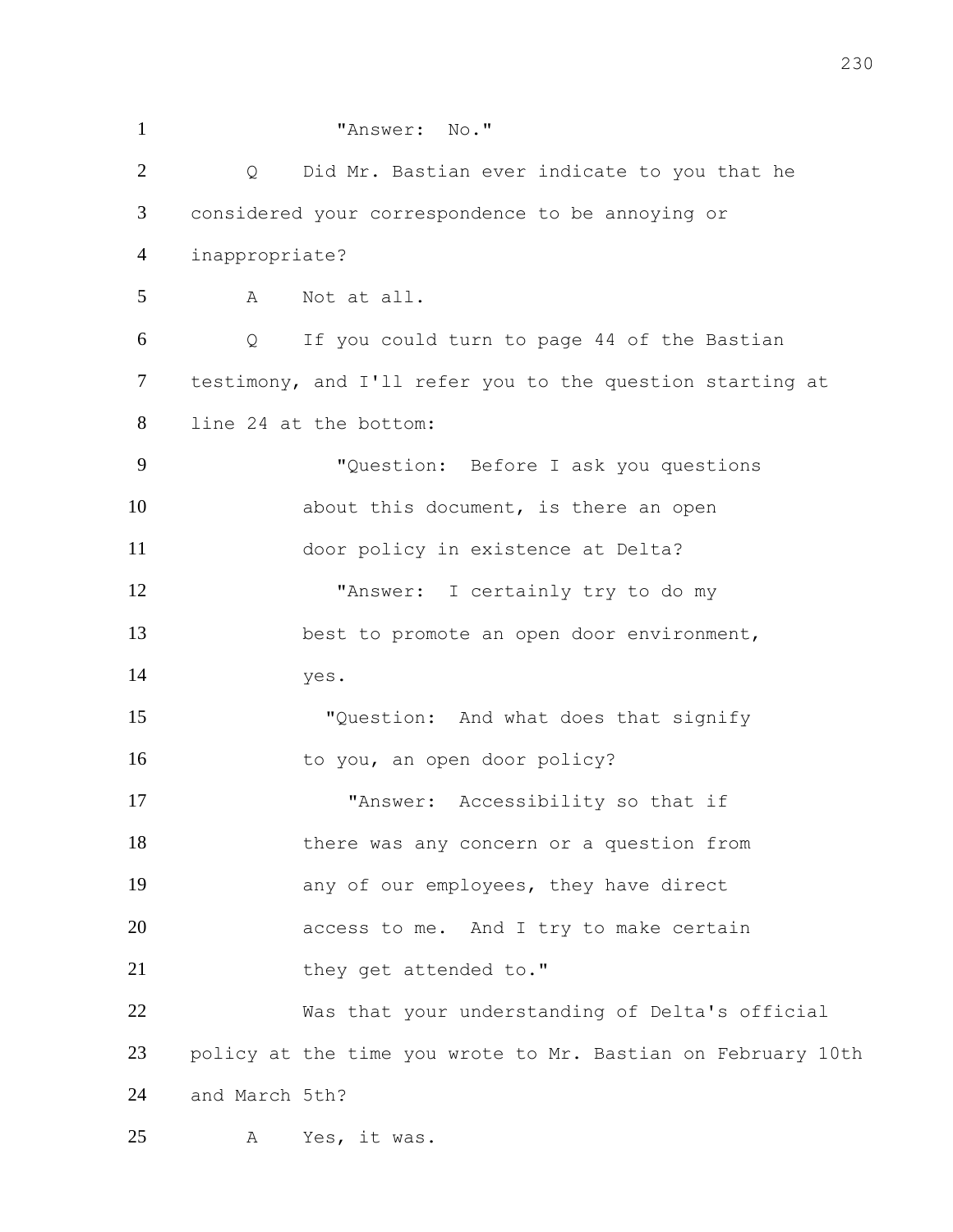"Answer: No."

Q Did Mr. Bastian ever indicate to you that he considered your correspondence to be annoying or inappropriate?

A Not at all.

Q If you could turn to page 44 of the Bastian testimony, and I'll refer you to the question starting at line 24 at the bottom:

"Question: Before I ask you questions about this document, is there an open door policy in existence at Delta?

"Answer: I certainly try to do my best to promote an open door environment, yes.

"Question: And what does that signify to you, an open door policy?

"Answer: Accessibility so that if there was any concern or a question from any of our employees, they have direct access to me. And I try to make certain they get attended to."

Was that your understanding of Delta's official policy at the time you wrote to Mr. Bastian on February 10th and March 5th?

A Yes, it was.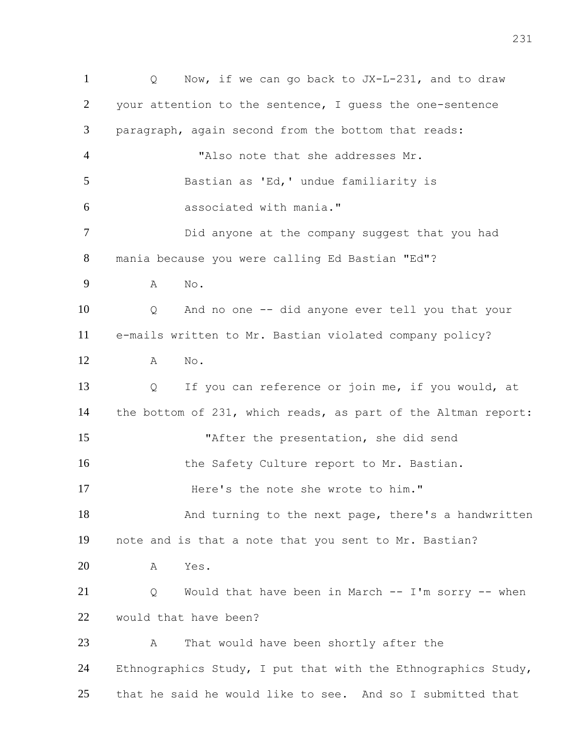1 Q Now, if we can go back to JX-L-231, and to draw
2 your attention to the sentence, I guess the one-sentence
3 paragraph, again second from the bottom that reads:
4 "Also note that she addresses Mr.
5 Bastian as 'Ed,' undue familiarity is
6 associated with mania."
7 Did anyone at the company suggest that you had
8 mania because you were calling Ed Bastian "Ed"?
9 A No.
10 Q And no one -- did anyone ever tell you that your
11 e-mails written to Mr. Bastian violated company policy?
12 A No.
13 Q If you can reference or join me, if you would, at
14 the bottom of 231, which reads, as part of the Altman report:
15 "After the presentation, she did send
16 the Safety Culture report to Mr. Bastian.
17 Here's the note she wrote to him."
18 And turning to the next page, there's a handwritten
19 note and is that a note that you sent to Mr. Bastian?
20 A Yes.
21 Q Would that have been in March -- I'm sorry -- when
22 would that have been?
23 A That would have been shortly after the
24 Ethnographics Study, I put that with the Ethnographics Study,
25 that he said he would like to see. And so I submitted that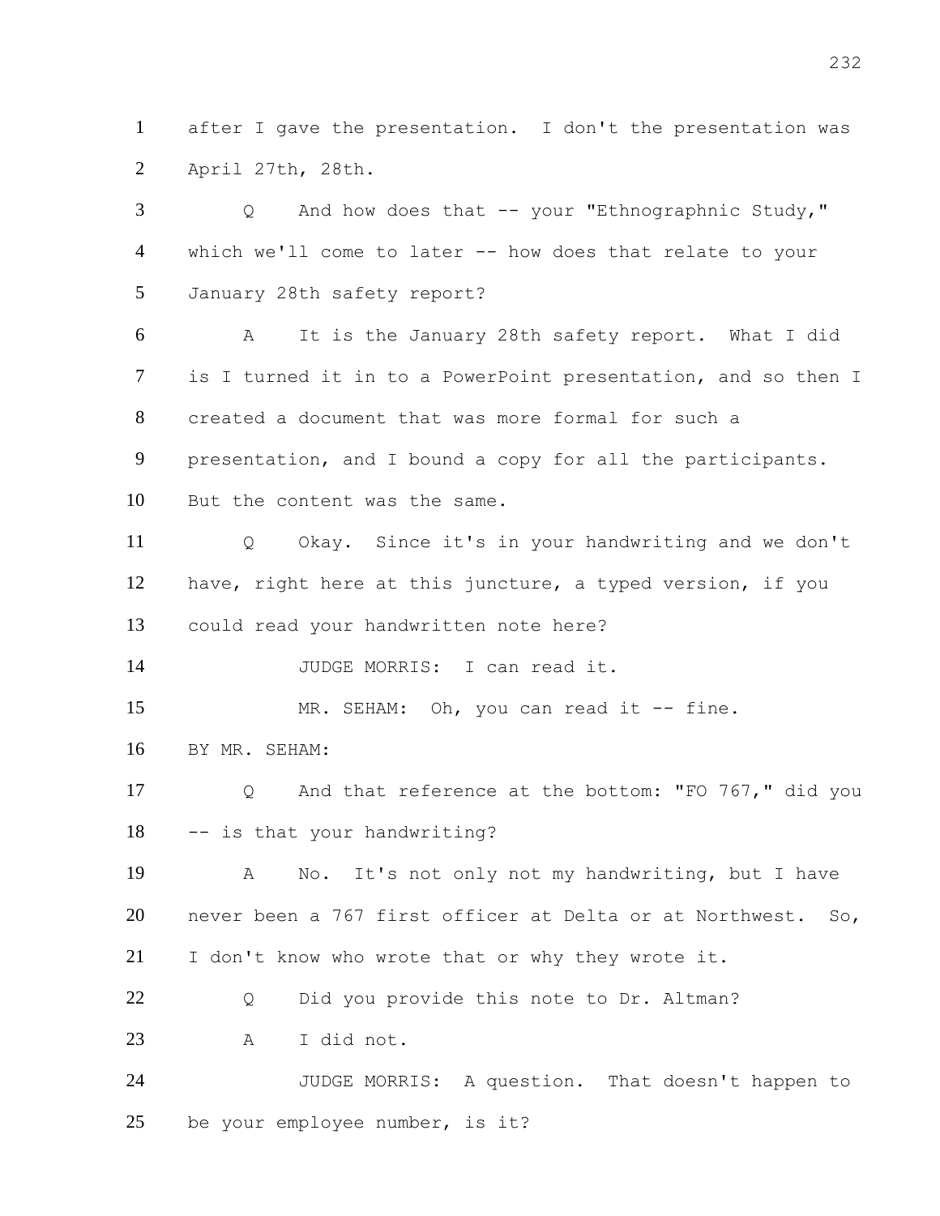1 after I gave the presentation. I don't the presentation was
2 April 27th, 28th.

3 Q And how does that -- your "Ethnographnic Study,"
4 which we'll come to later -- how does that relate to your
5 January 28th safety report?

6 A It is the January 28th safety report. What I did
7 is I turned it in to a PowerPoint presentation, and so then I
8 created a document that was more formal for such a
9 presentation, and I bound a copy for all the participants.
10 But the content was the same.

11 Q Okay. Since it's in your handwriting and we don't
12 have, right here at this juncture, a typed version, if you
13 could read your handwritten note here?

14 JUDGE MORRIS: I can read it.

15 MR. SEHAM: Oh, you can read it -- fine.

16 BY MR. SEHAM:

17 Q And that reference at the bottom: "FO 767," did you
18 -- is that your handwriting?

19 A No. It's not only not my handwriting, but I have
20 never been a 767 first officer at Delta or at Northwest. So,
21 I don't know who wrote that or why they wrote it.

22 Q Did you provide this note to Dr. Altman?

23 A I did not.

24 JUDGE MORRIS: A question. That doesn't happen to
25 be your employee number, is it?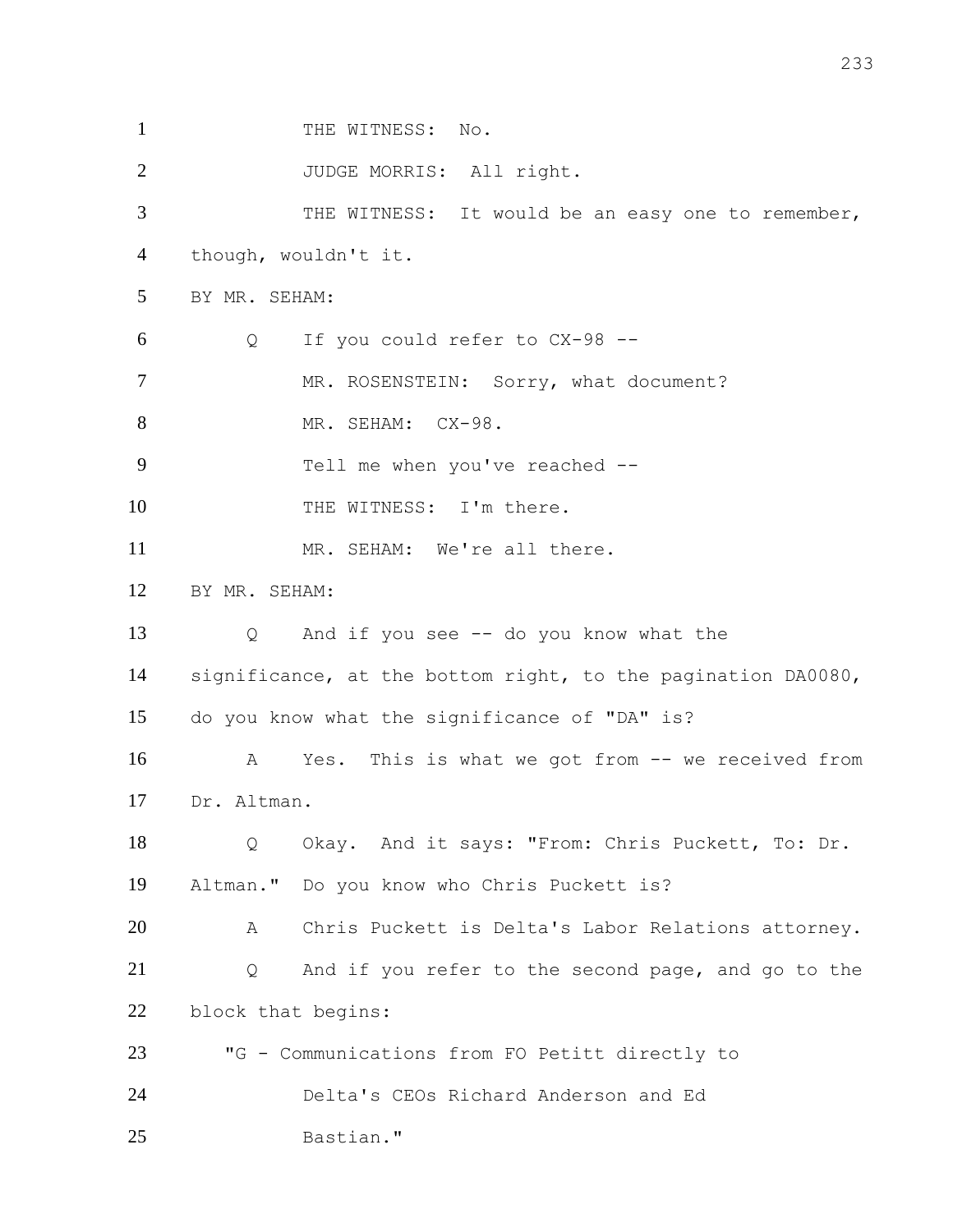1 THE WITNESS: No.

2 JUDGE MORRIS: All right.

3 THE WITNESS: It would be an easy one to remember,

4 though, wouldn't it.

5 BY MR. SEHAM:

6 Q If you could refer to CX-98 --

7 MR. ROSENSTEIN: Sorry, what document?

8 MR. SEHAM: CX-98.

9 Tell me when you've reached --

10 THE WITNESS: I'm there.

11 MR. SEHAM: We're all there.

12 BY MR. SEHAM:

13 Q And if you see -- do you know what the

14 significance, at the bottom right, to the pagination DA0080,

15 do you know what the significance of "DA" is?

16 A Yes. This is what we got from -- we received from

17 Dr. Altman.

18 Q Okay. And it says: "From: Chris Puckett, To: Dr.

19 Altman." Do you know who Chris Puckett is?

20 A Chris Puckett is Delta's Labor Relations attorney.

21 Q And if you refer to the second page, and go to the

22 block that begins:

23 "G - Communications from FO Petitt directly to

24 Delta's CEOs Richard Anderson and Ed

25 Bastian."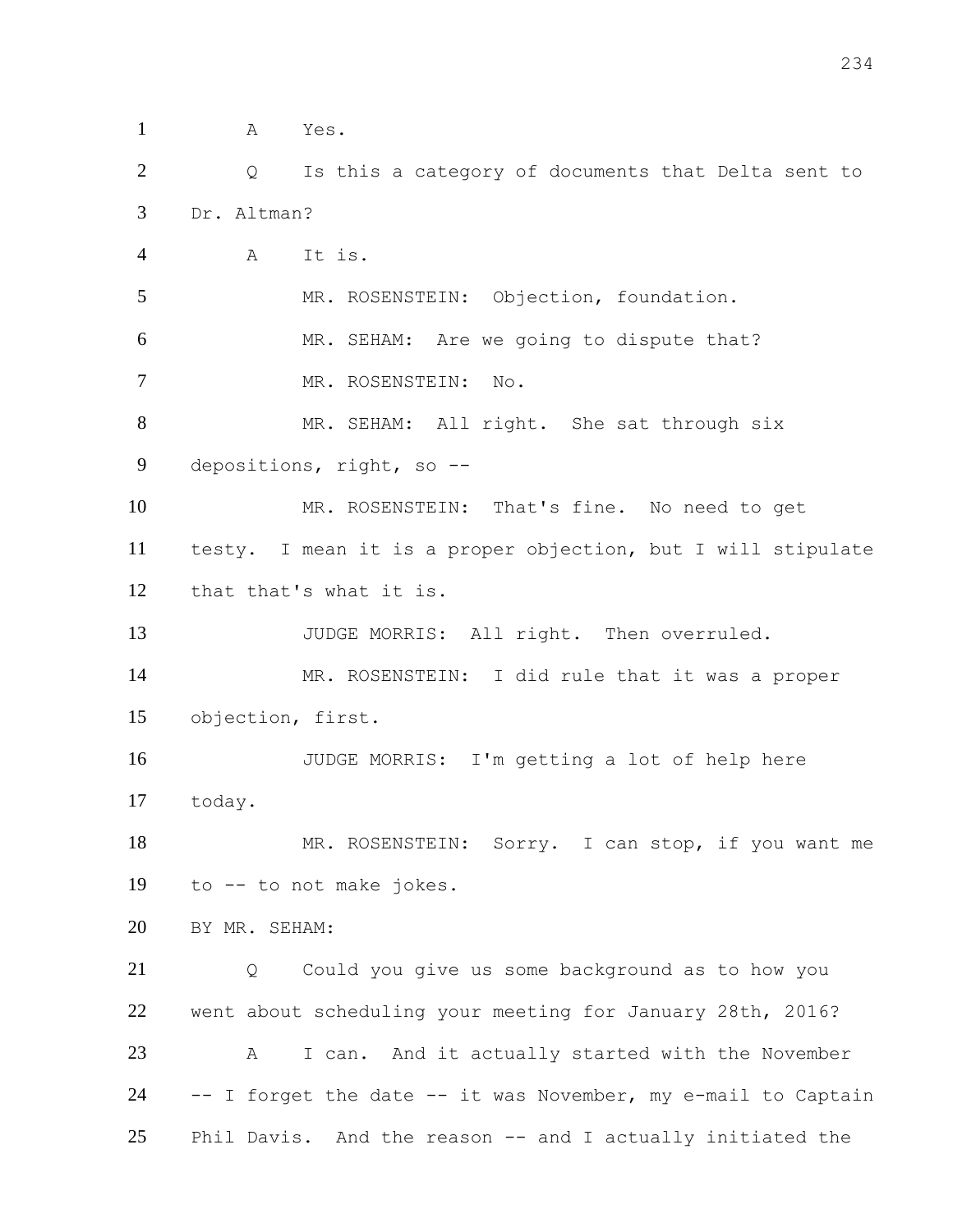1 A Yes.

2 Q Is this a category of documents that Delta sent to

3 Dr. Altman?

4 A It is.

5 MR. ROSENSTEIN: Objection, foundation.

6 MR. SEHAM: Are we going to dispute that?

7 MR. ROSENSTEIN: No.

8 MR. SEHAM: All right. She sat through six

9 depositions, right, so --

10 MR. ROSENSTEIN: That's fine. No need to get

11 testy. I mean it is a proper objection, but I will stipulate

12 that that's what it is.

13 JUDGE MORRIS: All right. Then overruled.

14 MR. ROSENSTEIN: I did rule that it was a proper

15 objection, first.

16 JUDGE MORRIS: I'm getting a lot of help here

17 today.

18 MR. ROSENSTEIN: Sorry. I can stop, if you want me

19 to -- to not make jokes.

20 BY MR. SEHAM:

21 Q Could you give us some background as to how you

22 went about scheduling your meeting for January 28th, 2016?

23 A I can. And it actually started with the November

24 -- I forget the date -- it was November, my e-mail to Captain

25 Phil Davis. And the reason -- and I actually initiated the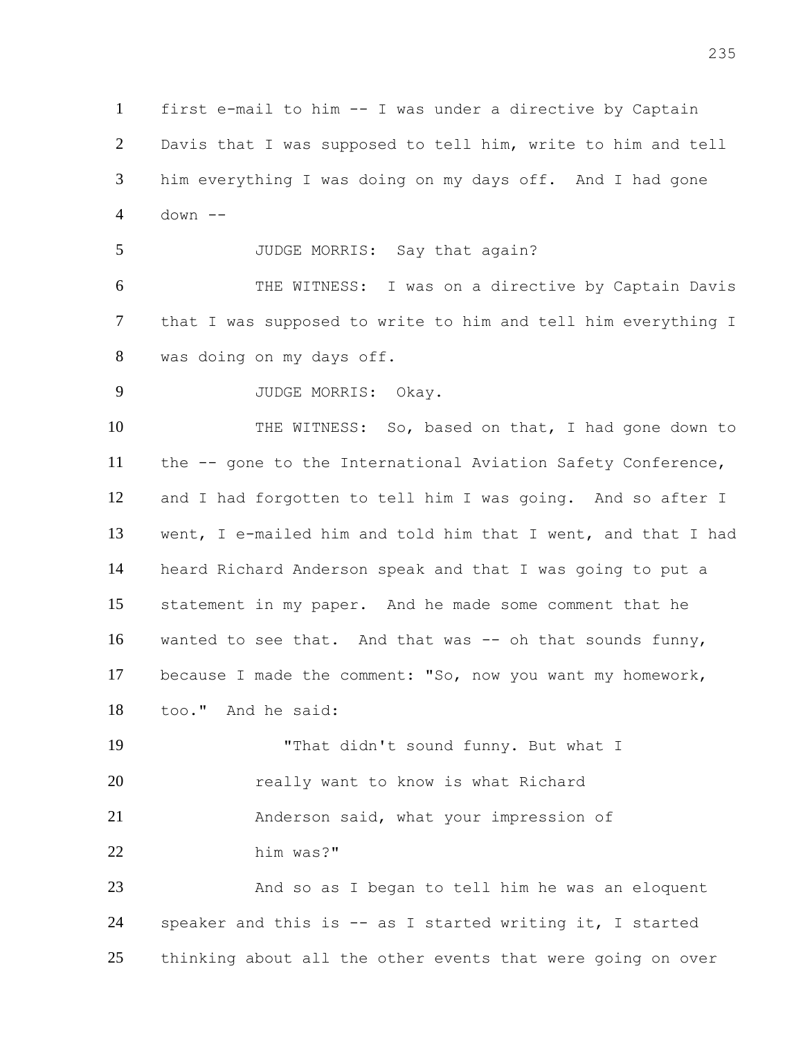first e-mail to him -- I was under a directive by Captain Davis that I was supposed to tell him, write to him and tell him everything I was doing on my days off. And I had gone down --

JUDGE MORRIS: Say that again?

THE WITNESS: I was on a directive by Captain Davis that I was supposed to write to him and tell him everything I was doing on my days off.

JUDGE MORRIS: Okay.

THE WITNESS: So, based on that, I had gone down to the -- gone to the International Aviation Safety Conference, and I had forgotten to tell him I was going. And so after I went, I e-mailed him and told him that I went, and that I had heard Richard Anderson speak and that I was going to put a statement in my paper. And he made some comment that he wanted to see that. And that was -- oh that sounds funny, because I made the comment: "So, now you want my homework, too." And he said:

> "That didn't sound funny. But what I really want to know is what Richard Anderson said, what your impression of him was?"

And so as I began to tell him he was an eloquent speaker and this is -- as I started writing it, I started thinking about all the other events that were going on over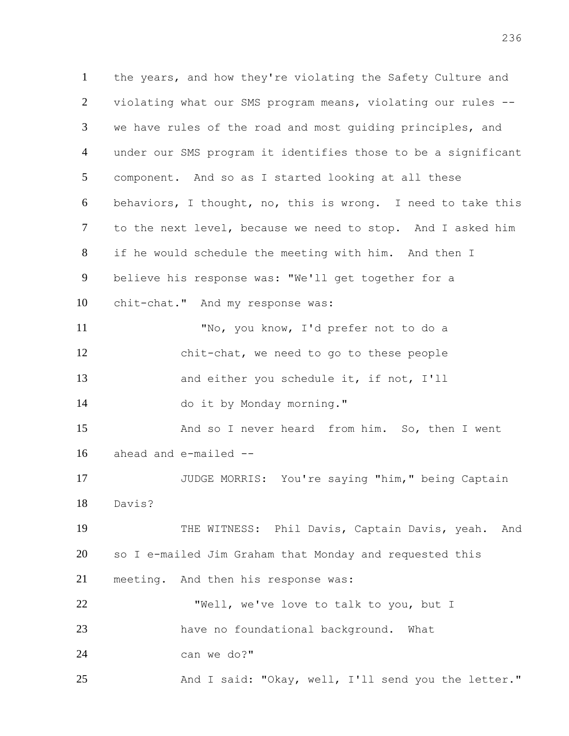the years, and how they're violating the Safety Culture and violating what our SMS program means, violating our rules -- we have rules of the road and most guiding principles, and under our SMS program it identifies those to be a significant component. And so as I started looking at all these behaviors, I thought, no, this is wrong. I need to take this to the next level, because we need to stop. And I asked him if he would schedule the meeting with him. And then I believe his response was: "We'll get together for a chit-chat." And my response was:

> "No, you know, I'd prefer not to do a chit-chat, we need to go to these people and either you schedule it, if not, I'll do it by Monday morning."

And so I never heard from him. So, then I went ahead and e-mailed --

JUDGE MORRIS: You're saying "him," being Captain Davis?

THE WITNESS: Phil Davis, Captain Davis, yeah. And so I e-mailed Jim Graham that Monday and requested this meeting. And then his response was:

> "Well, we've love to talk to you, but I have no foundational background. What can we do?"

And I said: "Okay, well, I'll send you the letter."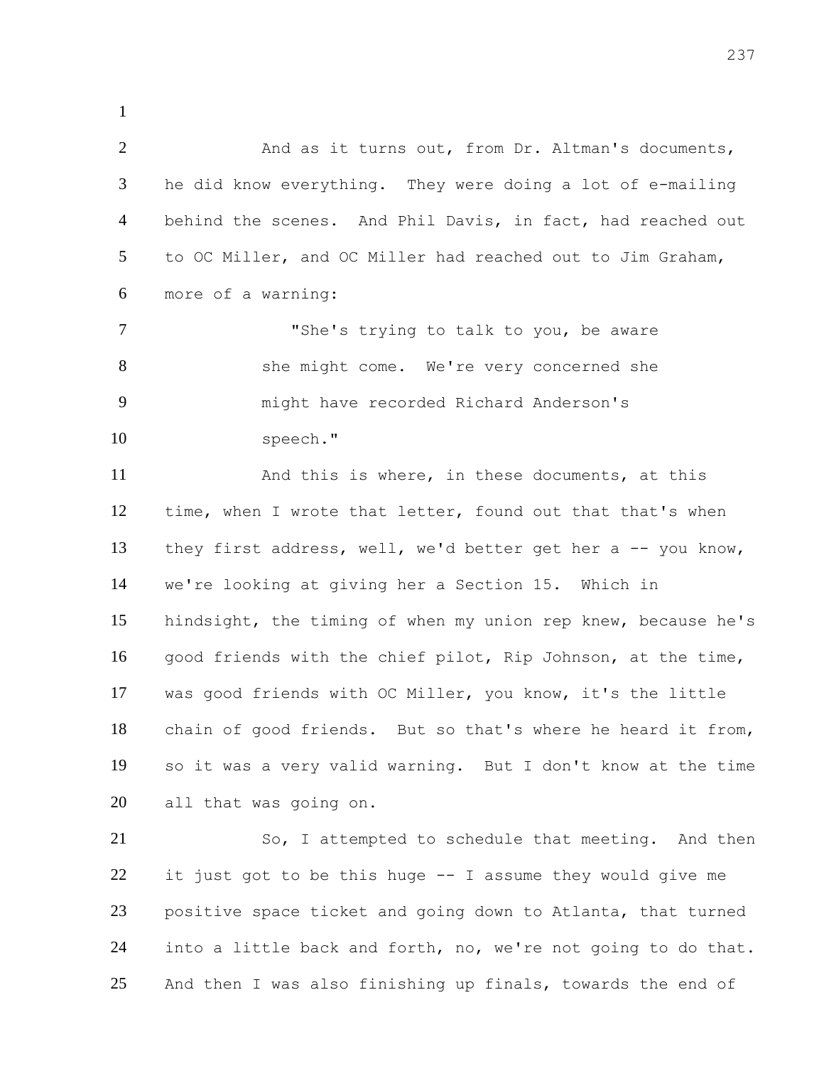And as it turns out, from Dr. Altman's documents, he did know everything. They were doing a lot of e-mailing behind the scenes. And Phil Davis, in fact, had reached out to OC Miller, and OC Miller had reached out to Jim Graham, more of a warning:

> "She's trying to talk to you, be aware she might come. We're very concerned she might have recorded Richard Anderson's speech."

And this is where, in these documents, at this time, when I wrote that letter, found out that that's when they first address, well, we'd better get her a -- you know, we're looking at giving her a Section 15. Which in hindsight, the timing of when my union rep knew, because he's good friends with the chief pilot, Rip Johnson, at the time, was good friends with OC Miller, you know, it's the little chain of good friends. But so that's where he heard it from, so it was a very valid warning. But I don't know at the time all that was going on.

So, I attempted to schedule that meeting. And then it just got to be this huge -- I assume they would give me positive space ticket and going down to Atlanta, that turned into a little back and forth, no, we're not going to do that. And then I was also finishing up finals, towards the end of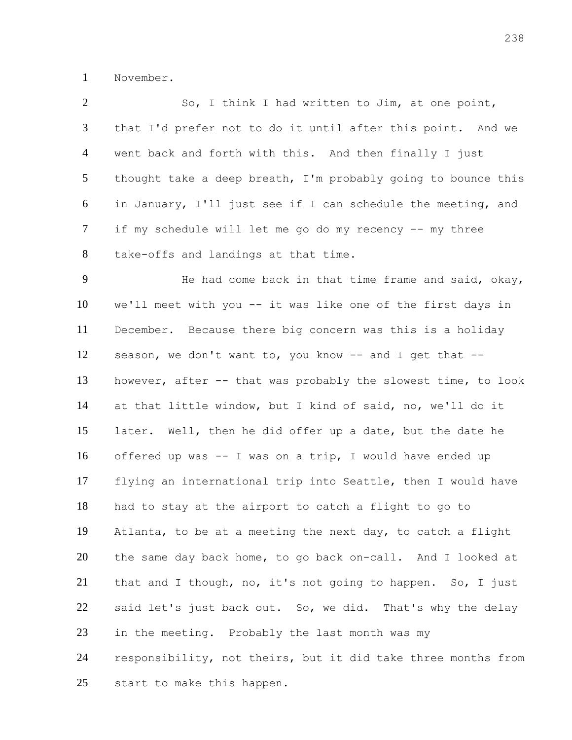November.

So, I think I had written to Jim, at one point, that I'd prefer not to do it until after this point. And we went back and forth with this. And then finally I just thought take a deep breath, I'm probably going to bounce this in January, I'll just see if I can schedule the meeting, and if my schedule will let me go do my recency -- my three take-offs and landings at that time.

He had come back in that time frame and said, okay, we'll meet with you -- it was like one of the first days in December. Because there big concern was this is a holiday season, we don't want to, you know -- and I get that -- however, after -- that was probably the slowest time, to look at that little window, but I kind of said, no, we'll do it later. Well, then he did offer up a date, but the date he offered up was -- I was on a trip, I would have ended up flying an international trip into Seattle, then I would have had to stay at the airport to catch a flight to go to Atlanta, to be at a meeting the next day, to catch a flight the same day back home, to go back on-call. And I looked at that and I though, no, it's not going to happen. So, I just said let's just back out. So, we did. That's why the delay in the meeting. Probably the last month was my responsibility, not theirs, but it did take three months from start to make this happen.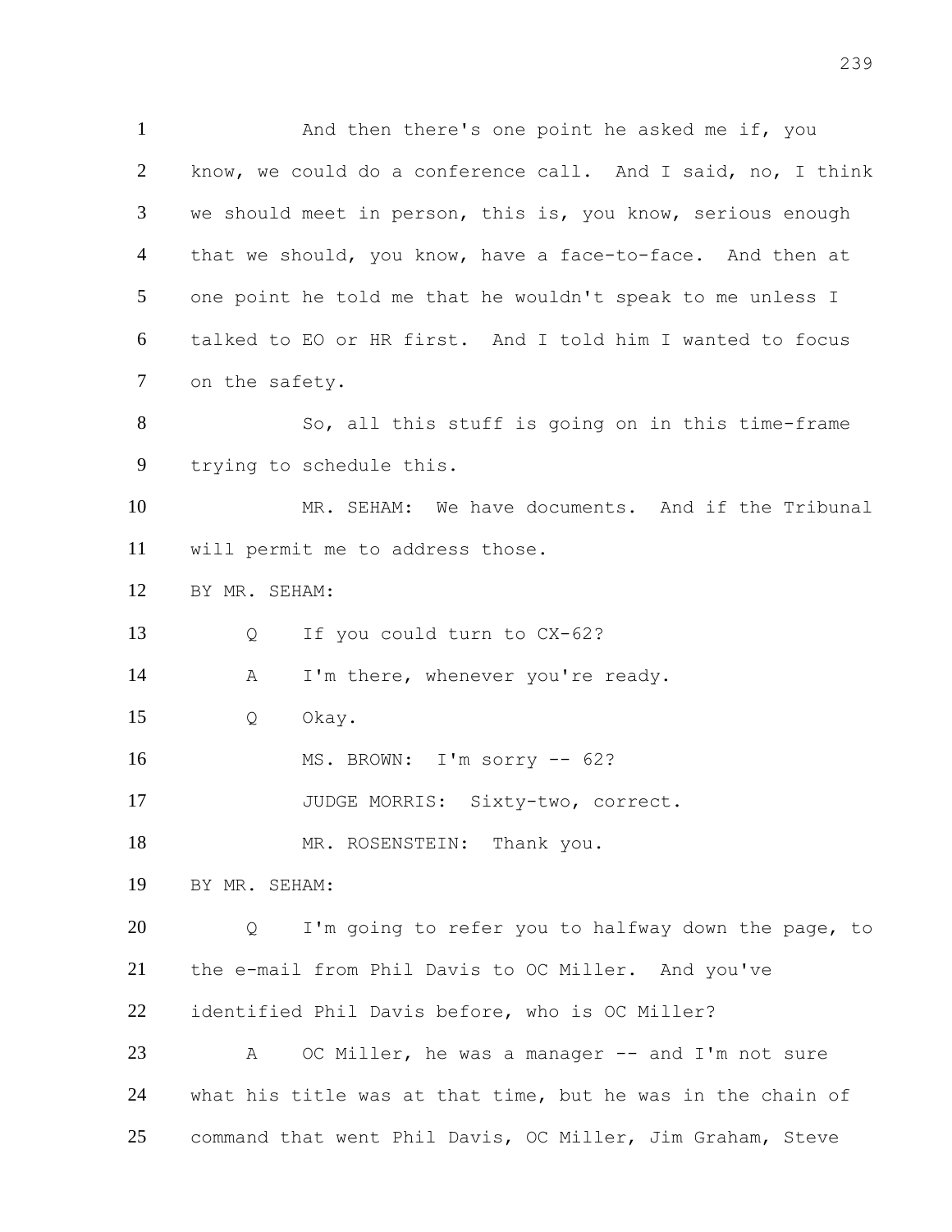1 And then there's one point he asked me if, you
2 know, we could do a conference call. And I said, no, I think
3 we should meet in person, this is, you know, serious enough
4 that we should, you know, have a face-to-face. And then at
5 one point he told me that he wouldn't speak to me unless I
6 talked to EO or HR first. And I told him I wanted to focus
7 on the safety.

8 So, all this stuff is going on in this time-frame
9 trying to schedule this.

10 MR. SEHAM: We have documents. And if the Tribunal
11 will permit me to address those.

12 BY MR. SEHAM:

13 Q If you could turn to CX-62?

14 A I'm there, whenever you're ready.

15 Q Okay.

16 MS. BROWN: I'm sorry -- 62?

17 JUDGE MORRIS: Sixty-two, correct.

18 MR. ROSENSTEIN: Thank you.

19 BY MR. SEHAM:

20 Q I'm going to refer you to halfway down the page, to
21 the e-mail from Phil Davis to OC Miller. And you've
22 identified Phil Davis before, who is OC Miller?

23 A OC Miller, he was a manager -- and I'm not sure
24 what his title was at that time, but he was in the chain of
25 command that went Phil Davis, OC Miller, Jim Graham, Steve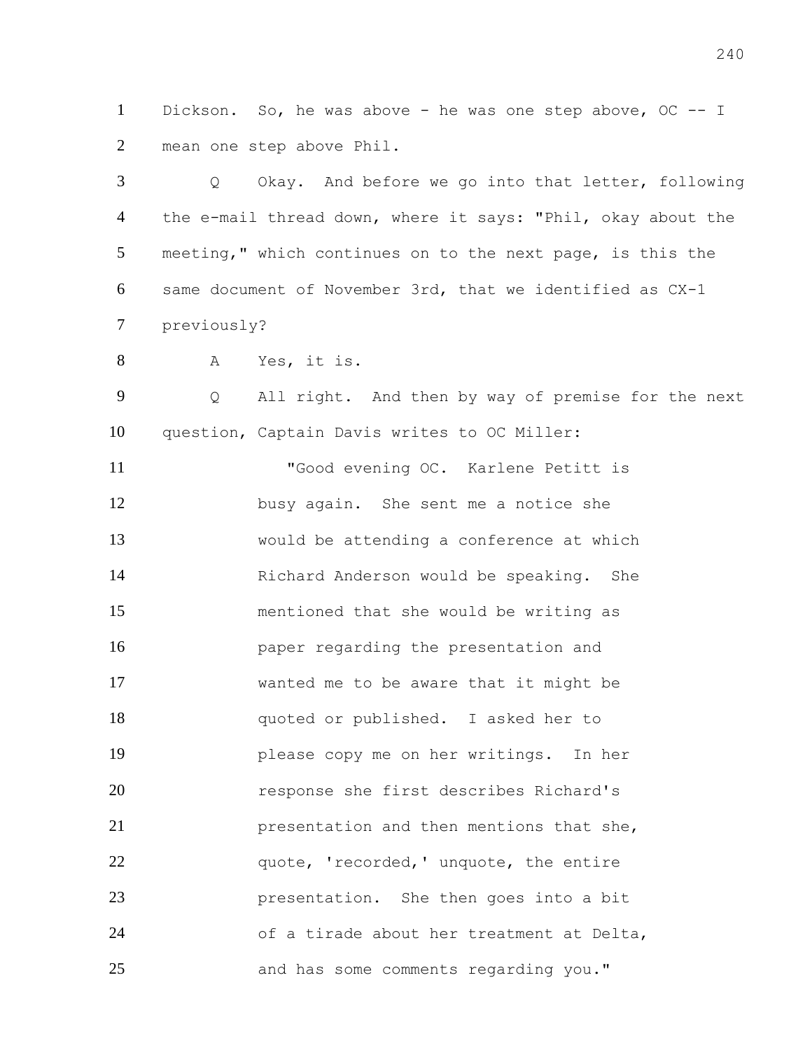1 Dickson. So, he was above - he was one step above, OC -- I
2 mean one step above Phil.

3 Q Okay. And before we go into that letter, following
4 the e-mail thread down, where it says: "Phil, okay about the
5 meeting," which continues on to the next page, is this the
6 same document of November 3rd, that we identified as CX-1
7 previously?

8 A Yes, it is.

9 Q All right. And then by way of premise for the next
10 question, Captain Davis writes to OC Miller:

11 "Good evening OC. Karlene Petitt is
12 busy again. She sent me a notice she
13 would be attending a conference at which
14 Richard Anderson would be speaking. She
15 mentioned that she would be writing as
16 paper regarding the presentation and
17 wanted me to be aware that it might be
18 quoted or published. I asked her to
19 please copy me on her writings. In her
20 response she first describes Richard's
21 presentation and then mentions that she,
22 quote, 'recorded,' unquote, the entire
23 presentation. She then goes into a bit
24 of a tirade about her treatment at Delta,
25 and has some comments regarding you."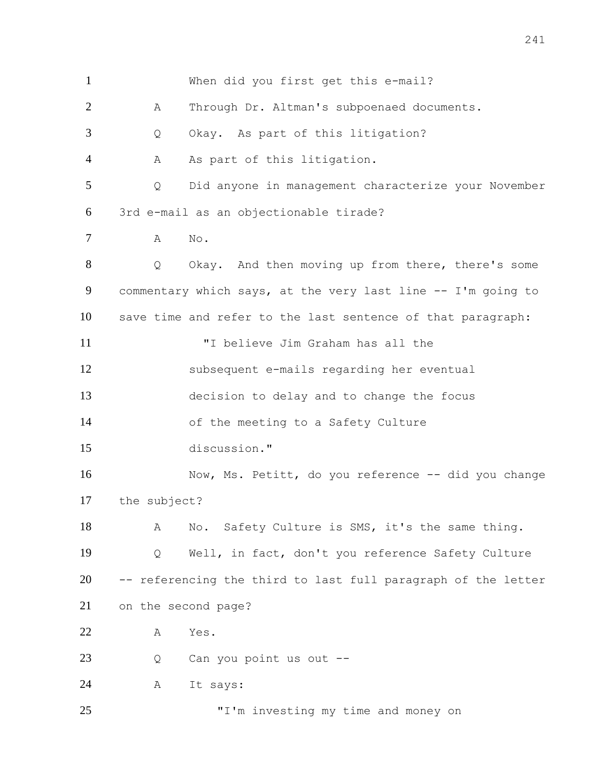1 When did you first get this e-mail?

2 A Through Dr. Altman's subpoenaed documents.

3 Q Okay. As part of this litigation?

4 A As part of this litigation.

5 Q Did anyone in management characterize your November

6 3rd e-mail as an objectionable tirade?

7 A No.

8 Q Okay. And then moving up from there, there's some

9 commentary which says, at the very last line -- I'm going to

10 save time and refer to the last sentence of that paragraph:

11 "I believe Jim Graham has all the

12 subsequent e-mails regarding her eventual

13 decision to delay and to change the focus

14 of the meeting to a Safety Culture

15 discussion."

16 Now, Ms. Petitt, do you reference -- did you change

17 the subject?

18 A No. Safety Culture is SMS, it's the same thing.

19 Q Well, in fact, don't you reference Safety Culture

20 -- referencing the third to last full paragraph of the letter

21 on the second page?

22 A Yes.

23 Q Can you point us out --

24 A It says:

25 "I'm investing my time and money on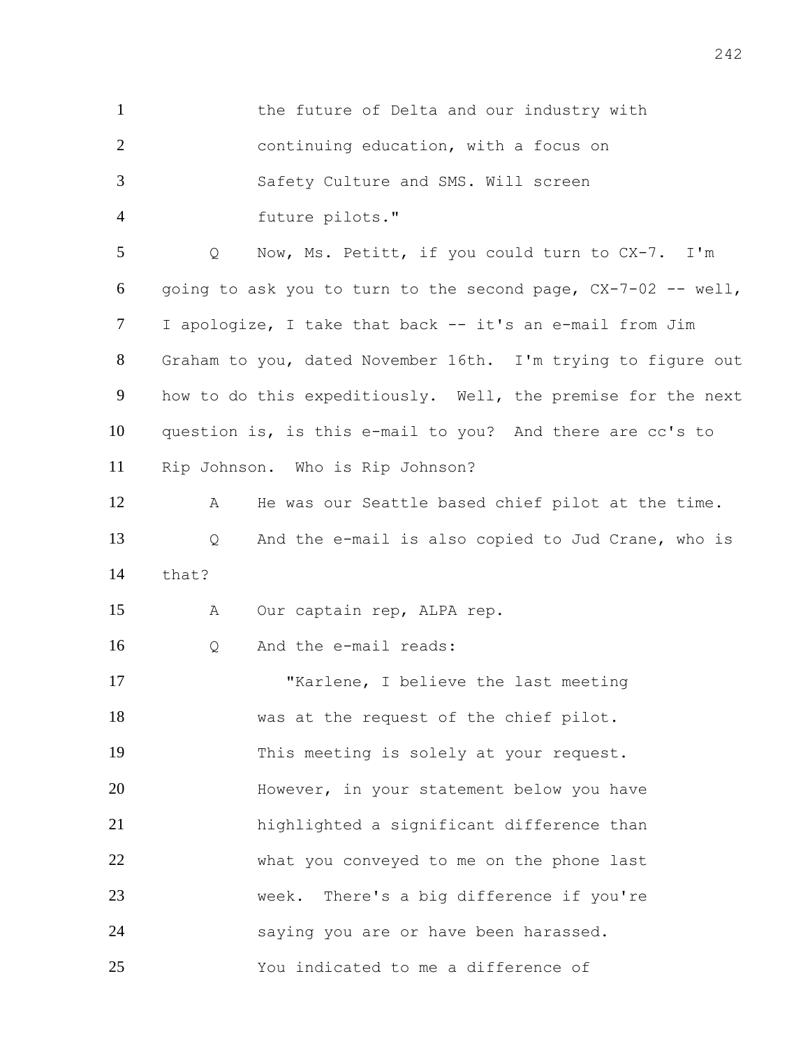1 the future of Delta and our industry with
2 continuing education, with a focus on
3 Safety Culture and SMS. Will screen
4 future pilots."

5 Q Now, Ms. Petitt, if you could turn to CX-7. I'm
6 going to ask you to turn to the second page, CX-7-02 -- well,
7 I apologize, I take that back -- it's an e-mail from Jim
8 Graham to you, dated November 16th. I'm trying to figure out
9 how to do this expeditiously. Well, the premise for the next
10 question is, is this e-mail to you? And there are cc's to
11 Rip Johnson. Who is Rip Johnson?

12 A He was our Seattle based chief pilot at the time.

13 Q And the e-mail is also copied to Jud Crane, who is
14 that?

15 A Our captain rep, ALPA rep.

16 Q And the e-mail reads:

17 "Karlene, I believe the last meeting
18 was at the request of the chief pilot.
19 This meeting is solely at your request.
20 However, in your statement below you have
21 highlighted a significant difference than
22 what you conveyed to me on the phone last
23 week. There's a big difference if you're
24 saying you are or have been harassed.
25 You indicated to me a difference of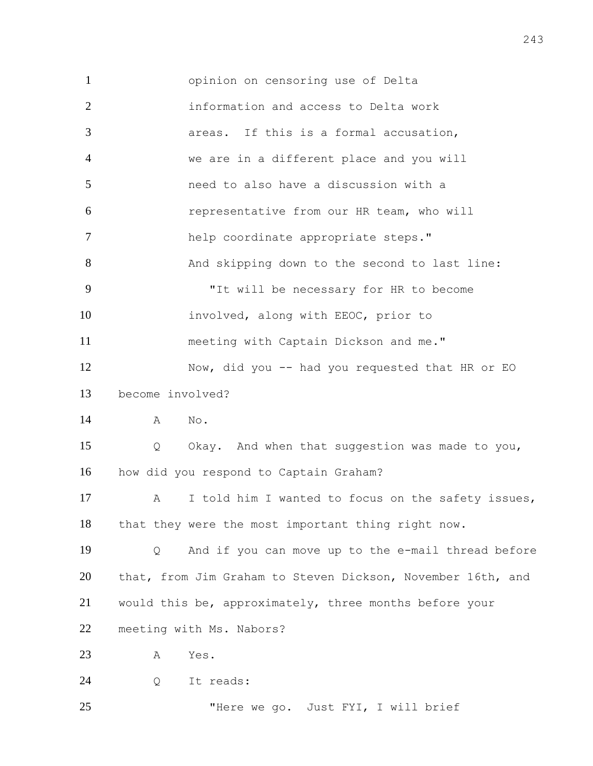opinion on censoring use of Delta information and access to Delta work areas. If this is a formal accusation, we are in a different place and you will need to also have a discussion with a representative from our HR team, who will help coordinate appropriate steps."

And skipping down to the second to last line:

"It will be necessary for HR to become involved, along with EEOC, prior to meeting with Captain Dickson and me."

Now, did you -- had you requested that HR or EO become involved?

A No.

Q Okay. And when that suggestion was made to you, how did you respond to Captain Graham?

A I told him I wanted to focus on the safety issues, that they were the most important thing right now.

Q And if you can move up to the e-mail thread before that, from Jim Graham to Steven Dickson, November 16th, and would this be, approximately, three months before your meeting with Ms. Nabors?

A Yes.

Q It reads:

"Here we go. Just FYI, I will brief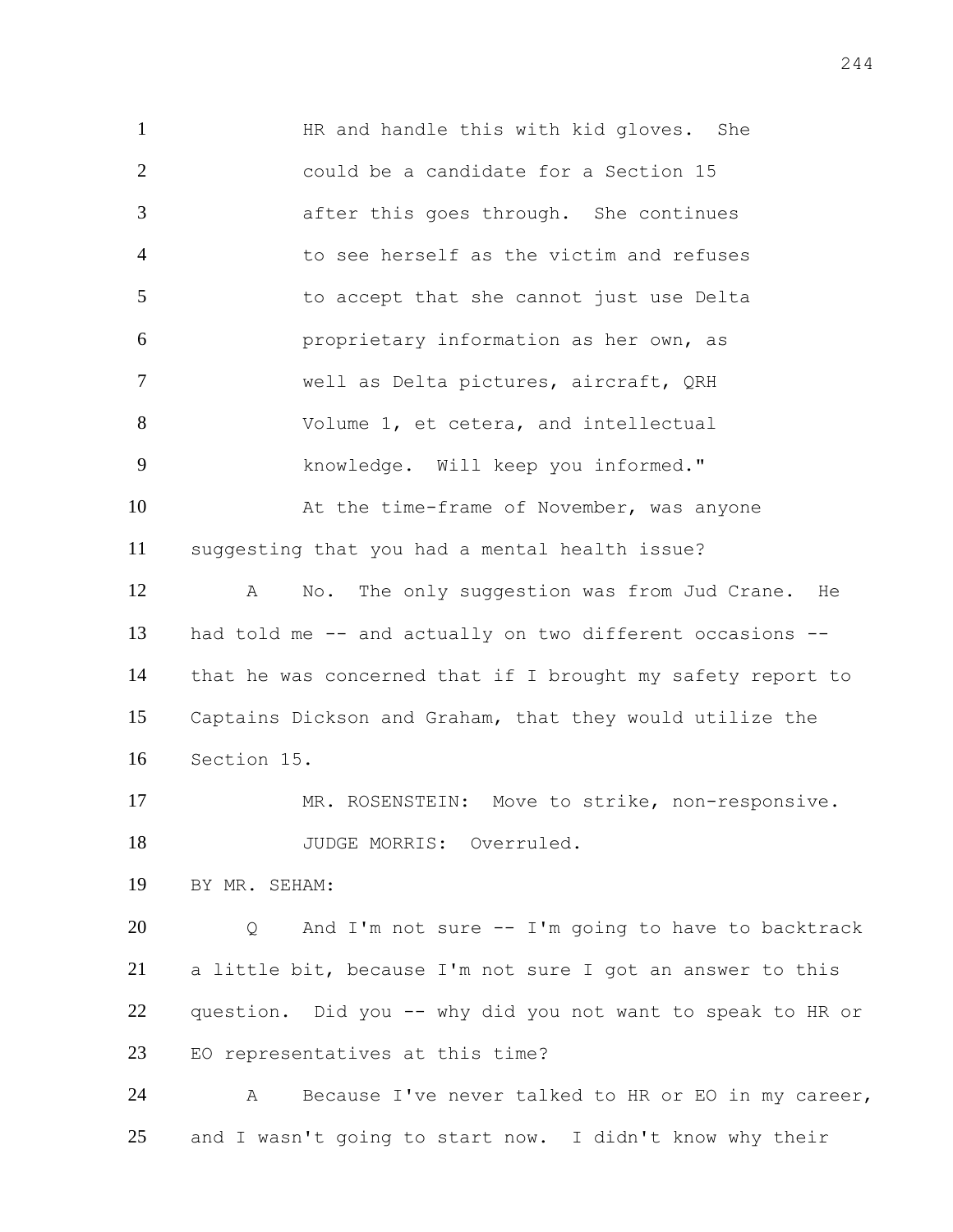HR and handle this with kid gloves. She could be a candidate for a Section 15 after this goes through. She continues to see herself as the victim and refuses to accept that she cannot just use Delta proprietary information as her own, as well as Delta pictures, aircraft, QRH Volume 1, et cetera, and intellectual knowledge. Will keep you informed."

At the time-frame of November, was anyone suggesting that you had a mental health issue?

A No. The only suggestion was from Jud Crane. He had told me -- and actually on two different occasions -- that he was concerned that if I brought my safety report to Captains Dickson and Graham, that they would utilize the Section 15.

MR. ROSENSTEIN: Move to strike, non-responsive.

JUDGE MORRIS: Overruled.

BY MR. SEHAM:

Q And I'm not sure -- I'm going to have to backtrack a little bit, because I'm not sure I got an answer to this question. Did you -- why did you not want to speak to HR or EO representatives at this time?

A Because I've never talked to HR or EO in my career, and I wasn't going to start now. I didn't know why their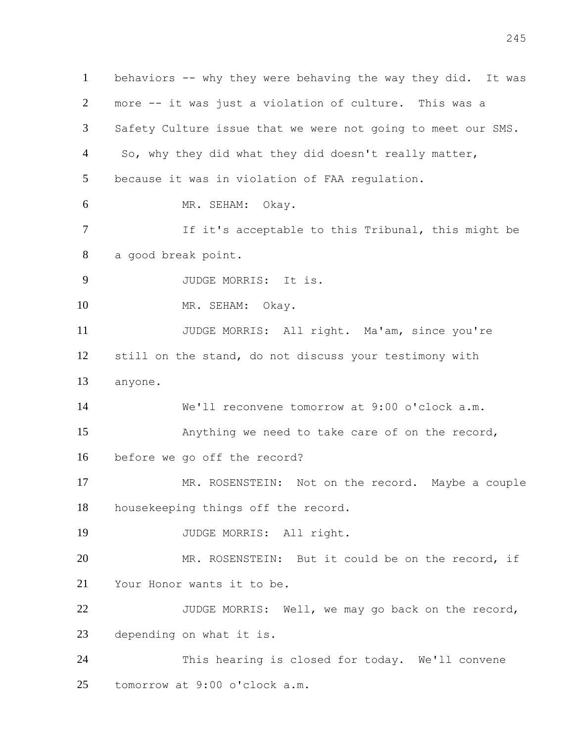behaviors -- why they were behaving the way they did. It was more -- it was just a violation of culture. This was a Safety Culture issue that we were not going to meet our SMS. So, why they did what they did doesn't really matter, because it was in violation of FAA regulation.

MR. SEHAM: Okay.

If it's acceptable to this Tribunal, this might be a good break point.

JUDGE MORRIS: It is.

MR. SEHAM: Okay.

JUDGE MORRIS: All right. Ma'am, since you're still on the stand, do not discuss your testimony with anyone.

We'll reconvene tomorrow at 9:00 o'clock a.m.

Anything we need to take care of on the record, before we go off the record?

MR. ROSENSTEIN: Not on the record. Maybe a couple housekeeping things off the record.

JUDGE MORRIS: All right.

MR. ROSENSTEIN: But it could be on the record, if Your Honor wants it to be.

JUDGE MORRIS: Well, we may go back on the record, depending on what it is.

This hearing is closed for today. We'll convene tomorrow at 9:00 o'clock a.m.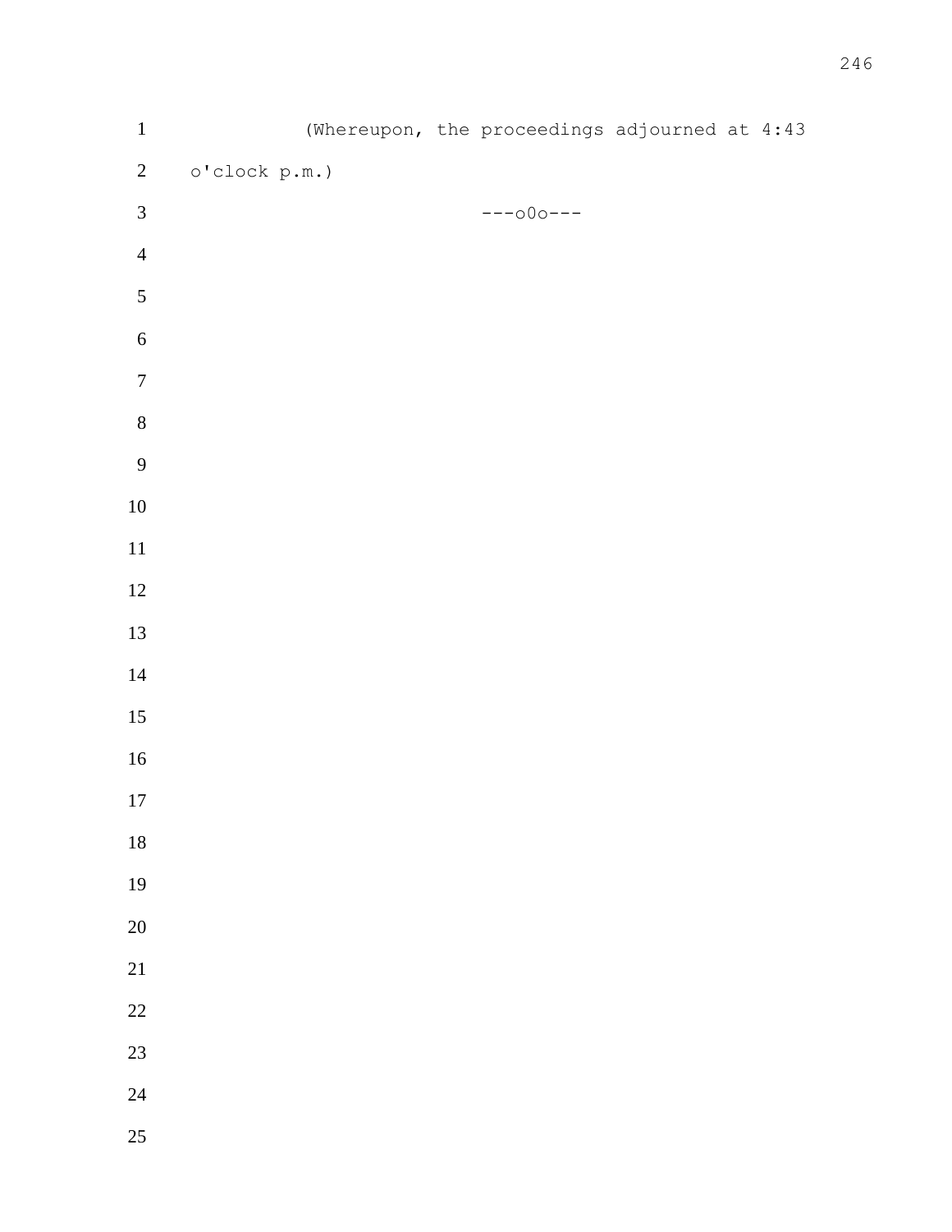(Whereupon, the proceedings adjourned at 4:43 o'clock p.m.)

---o0o---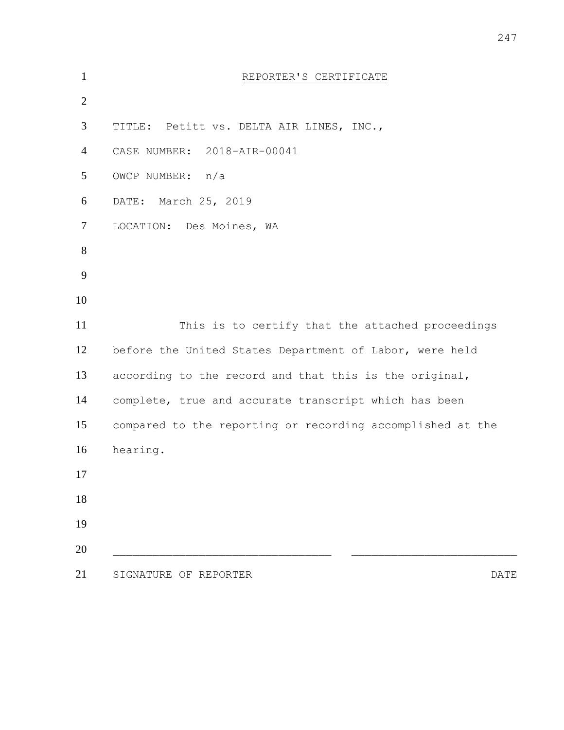# REPORTER'S CERTIFICATE

TITLE: Petitt vs. DELTA AIR LINES, INC.,

CASE NUMBER: 2018-AIR-00041

OWCP NUMBER: n/a

DATE: March 25, 2019

LOCATION: Des Moines, WA

This is to certify that the attached proceedings before the United States Department of Labor, were held according to the record and that this is the original, complete, true and accurate transcript which has been compared to the reporting or recording accomplished at the hearing.

_______________________________ ________________________

SIGNATURE OF REPORTER DATE